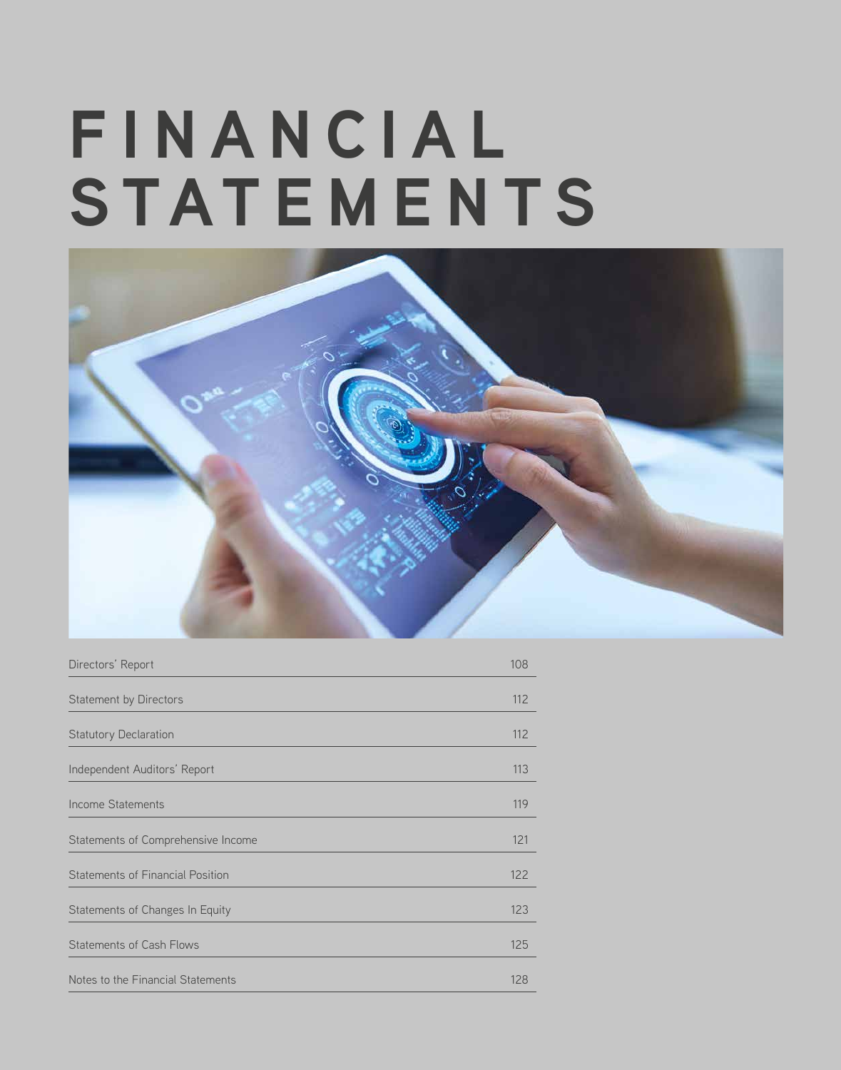# FINANCIAL STATEMENTS

| | |
|---|---|
| Directors' Report | 108 |
| Statement by Directors | 112 |
| Statutory Declaration | 112 |
| Independent Auditors' Report | 113 |
| Income Statements | 119 |
| Statements of Comprehensive Income | 121 |
| Statements of Financial Position | 122 |
| Statements of Changes In Equity | 123 |
| Statements of Cash Flows | 125 |
| Notes to the Financial Statements | 128 |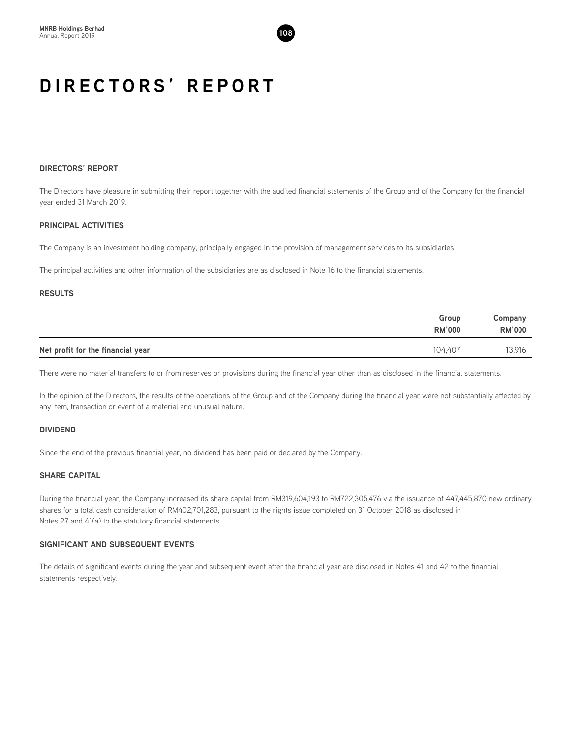# DIRECTORS' REPORT

## DIRECTORS' REPORT

The Directors have pleasure in submitting their report together with the audited financial statements of the Group and of the Company for the financial year ended 31 March 2019.

## PRINCIPAL ACTIVITIES

The Company is an investment holding company, principally engaged in the provision of management services to its subsidiaries.

The principal activities and other information of the subsidiaries are as disclosed in Note 16 to the financial statements.

## RESULTS

| | Group RM'000 | Company RM'000 |
|---|---|---|
| **Net profit for the financial year** | 104,407 | 13,916 |

There were no material transfers to or from reserves or provisions during the financial year other than as disclosed in the financial statements.

In the opinion of the Directors, the results of the operations of the Group and of the Company during the financial year were not substantially affected by any item, transaction or event of a material and unusual nature.

## DIVIDEND

Since the end of the previous financial year, no dividend has been paid or declared by the Company.

## SHARE CAPITAL

During the financial year, the Company increased its share capital from RM319,604,193 to RM722,305,476 via the issuance of 447,445,870 new ordinary shares for a total cash consideration of RM402,701,283, pursuant to the rights issue completed on 31 October 2018 as disclosed in Notes 27 and 41(a) to the statutory financial statements.

## SIGNIFICANT AND SUBSEQUENT EVENTS

The details of significant events during the year and subsequent event after the financial year are disclosed in Notes 41 and 42 to the financial statements respectively.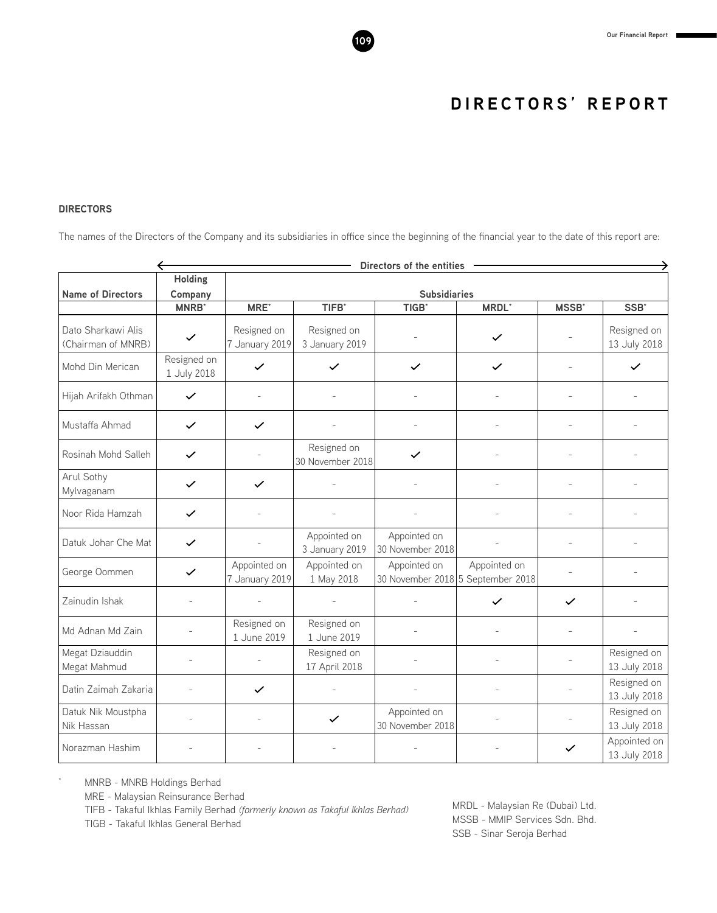# DIRECTORS' REPORT

**DIRECTORS**

The names of the Directors of the Company and its subsidiaries in office since the beginning of the financial year to the date of this report are:

| | Directors of the entities | | | | | | |
|---|---|---|---|---|---|---|---|
| **Name of Directors** | **Holding Company** | **Subsidiaries** | | | | | |
| | **MNRB*** | **MRE*** | **TIFB*** | **TIGB*** | **MRDL*** | **MSSB*** | **SSB*** |
| Dato Sharkawi Alis (Chairman of MNRB) | ✓ | Resigned on 7 January 2019 | Resigned on 3 January 2019 | - | ✓ | - | Resigned on 13 July 2018 |
| Mohd Din Merican | Resigned on 1 July 2018 | ✓ | ✓ | ✓ | ✓ | - | ✓ |
| Hijah Arifakh Othman | ✓ | - | - | - | - | - | - |
| Mustaffa Ahmad | ✓ | ✓ | - | - | - | - | - |
| Rosinah Mohd Salleh | ✓ | - | Resigned on 30 November 2018 | ✓ | - | - | - |
| Arul Sothy Mylvaganam | ✓ | ✓ | - | - | - | - | - |
| Noor Rida Hamzah | ✓ | - | - | - | - | - | - |
| Datuk Johar Che Mat | ✓ | - | Appointed on 3 January 2019 | Appointed on 30 November 2018 | - | - | - |
| George Oommen | ✓ | Appointed on 7 January 2019 | Appointed on 1 May 2018 | Appointed on 30 November 2018 | Appointed on 5 September 2018 | - | - |
| Zainudin Ishak | - | - | - | - | ✓ | ✓ | - |
| Md Adnan Md Zain | - | Resigned on 1 June 2019 | Resigned on 1 June 2019 | - | - | - | - |
| Megat Dziauddin Megat Mahmud | - | - | Resigned on 17 April 2018 | - | - | - | Resigned on 13 July 2018 |
| Datin Zaimah Zakaria | - | ✓ | - | - | - | - | Resigned on 13 July 2018 |
| Datuk Nik Moustpha Nik Hassan | - | - | ✓ | Appointed on 30 November 2018 | - | - | Resigned on 13 July 2018 |
| Norazman Hashim | - | - | - | - | - | ✓ | Appointed on 13 July 2018 |

\* MNRB - MNRB Holdings Berhad
MRE - Malaysian Reinsurance Berhad
TIFB - Takaful Ikhlas Family Berhad *(formerly known as Takaful Ikhlas Berhad)*
TIGB - Takaful Ikhlas General Berhad
MRDL - Malaysian Re (Dubai) Ltd.
MSSB - MMIP Services Sdn. Bhd.
SSB - Sinar Seroja Berhad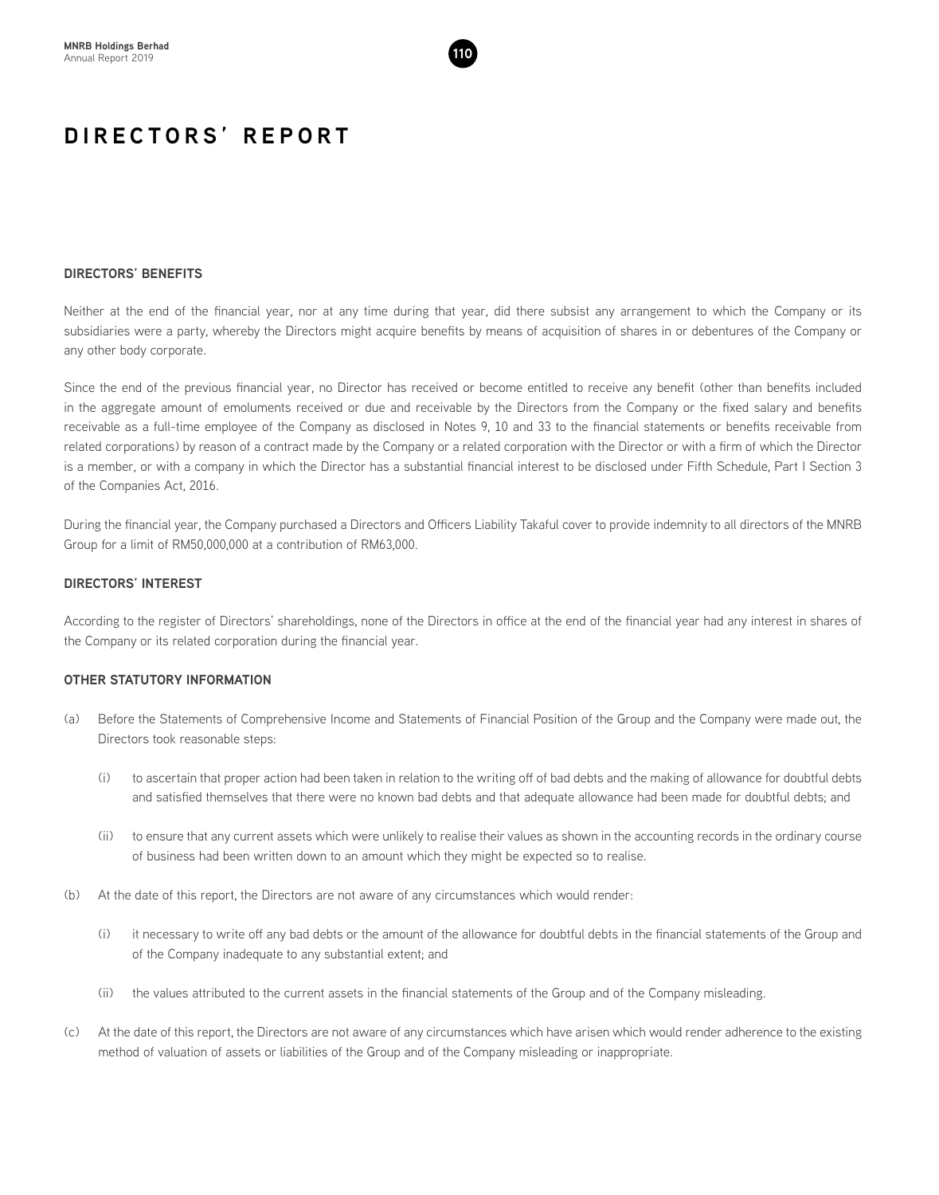# DIRECTORS' REPORT

### DIRECTORS' BENEFITS

Neither at the end of the financial year, nor at any time during that year, did there subsist any arrangement to which the Company or its subsidiaries were a party, whereby the Directors might acquire benefits by means of acquisition of shares in or debentures of the Company or any other body corporate.

Since the end of the previous financial year, no Director has received or become entitled to receive any benefit (other than benefits included in the aggregate amount of emoluments received or due and receivable by the Directors from the Company or the fixed salary and benefits receivable as a full-time employee of the Company as disclosed in Notes 9, 10 and 33 to the financial statements or benefits receivable from related corporations) by reason of a contract made by the Company or a related corporation with the Director or with a firm of which the Director is a member, or with a company in which the Director has a substantial financial interest to be disclosed under Fifth Schedule, Part I Section 3 of the Companies Act, 2016.

During the financial year, the Company purchased a Directors and Officers Liability Takaful cover to provide indemnity to all directors of the MNRB Group for a limit of RM50,000,000 at a contribution of RM63,000.

### DIRECTORS' INTEREST

According to the register of Directors' shareholdings, none of the Directors in office at the end of the financial year had any interest in shares of the Company or its related corporation during the financial year.

### OTHER STATUTORY INFORMATION

(a) Before the Statements of Comprehensive Income and Statements of Financial Position of the Group and the Company were made out, the Directors took reasonable steps:

   (i) to ascertain that proper action had been taken in relation to the writing off of bad debts and the making of allowance for doubtful debts and satisfied themselves that there were no known bad debts and that adequate allowance had been made for doubtful debts; and

   (ii) to ensure that any current assets which were unlikely to realise their values as shown in the accounting records in the ordinary course of business had been written down to an amount which they might be expected so to realise.

(b) At the date of this report, the Directors are not aware of any circumstances which would render:

   (i) it necessary to write off any bad debts or the amount of the allowance for doubtful debts in the financial statements of the Group and of the Company inadequate to any substantial extent; and

   (ii) the values attributed to the current assets in the financial statements of the Group and of the Company misleading.

(c) At the date of this report, the Directors are not aware of any circumstances which have arisen which would render adherence to the existing method of valuation of assets or liabilities of the Group and of the Company misleading or inappropriate.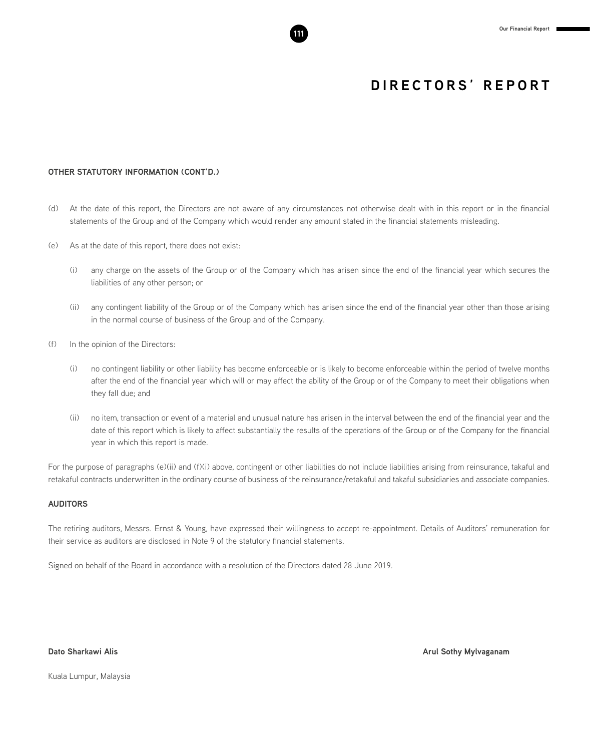# DIRECTORS' REPORT

**OTHER STATUTORY INFORMATION (CONT'D.)**

(d) At the date of this report, the Directors are not aware of any circumstances not otherwise dealt with in this report or in the financial statements of the Group and of the Company which would render any amount stated in the financial statements misleading.

(e) As at the date of this report, there does not exist:

 (i) any charge on the assets of the Group or of the Company which has arisen since the end of the financial year which secures the liabilities of any other person; or

 (ii) any contingent liability of the Group or of the Company which has arisen since the end of the financial year other than those arising in the normal course of business of the Group and of the Company.

(f) In the opinion of the Directors:

 (i) no contingent liability or other liability has become enforceable or is likely to become enforceable within the period of twelve months after the end of the financial year which will or may affect the ability of the Group or of the Company to meet their obligations when they fall due; and

 (ii) no item, transaction or event of a material and unusual nature has arisen in the interval between the end of the financial year and the date of this report which is likely to affect substantially the results of the operations of the Group or of the Company for the financial year in which this report is made.

For the purpose of paragraphs (e)(ii) and (f)(i) above, contingent or other liabilities do not include liabilities arising from reinsurance, takaful and retakaful contracts underwritten in the ordinary course of business of the reinsurance/retakaful and takaful subsidiaries and associate companies.

**AUDITORS**

The retiring auditors, Messrs. Ernst & Young, have expressed their willingness to accept re-appointment. Details of Auditors' remuneration for their service as auditors are disclosed in Note 9 of the statutory financial statements.

Signed on behalf of the Board in accordance with a resolution of the Directors dated 28 June 2019.

**Dato Sharkawi Alis**

**Arul Sothy Mylvaganam**

Kuala Lumpur, Malaysia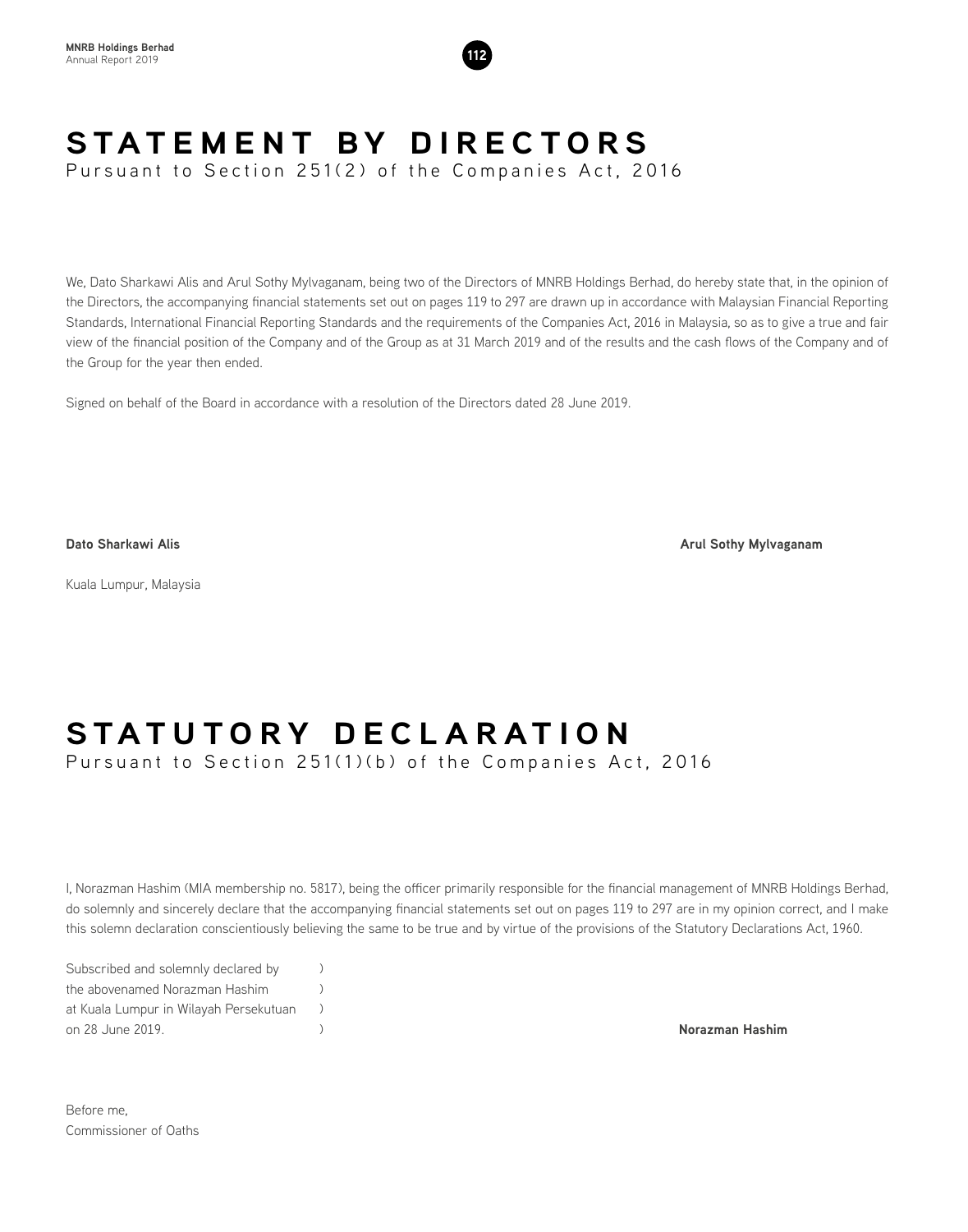# STATEMENT BY DIRECTORS

Pursuant to Section 251(2) of the Companies Act, 2016

We, Dato Sharkawi Alis and Arul Sothy Mylvaganam, being two of the Directors of MNRB Holdings Berhad, do hereby state that, in the opinion of the Directors, the accompanying financial statements set out on pages 119 to 297 are drawn up in accordance with Malaysian Financial Reporting Standards, International Financial Reporting Standards and the requirements of the Companies Act, 2016 in Malaysia, so as to give a true and fair view of the financial position of the Company and of the Group as at 31 March 2019 and of the results and the cash flows of the Company and of the Group for the year then ended.

Signed on behalf of the Board in accordance with a resolution of the Directors dated 28 June 2019.

**Dato Sharkawi Alis**

**Arul Sothy Mylvaganam**

Kuala Lumpur, Malaysia

# STATUTORY DECLARATION

Pursuant to Section 251(1)(b) of the Companies Act, 2016

I, Norazman Hashim (MIA membership no. 5817), being the officer primarily responsible for the financial management of MNRB Holdings Berhad, do solemnly and sincerely declare that the accompanying financial statements set out on pages 119 to 297 are in my opinion correct, and I make this solemn declaration conscientiously believing the same to be true and by virtue of the provisions of the Statutory Declarations Act, 1960.

Subscribed and solemnly declared by )
the abovenamed Norazman Hashim )
at Kuala Lumpur in Wilayah Persekutuan )
on 28 June 2019. )

**Norazman Hashim**

Before me,
Commissioner of Oaths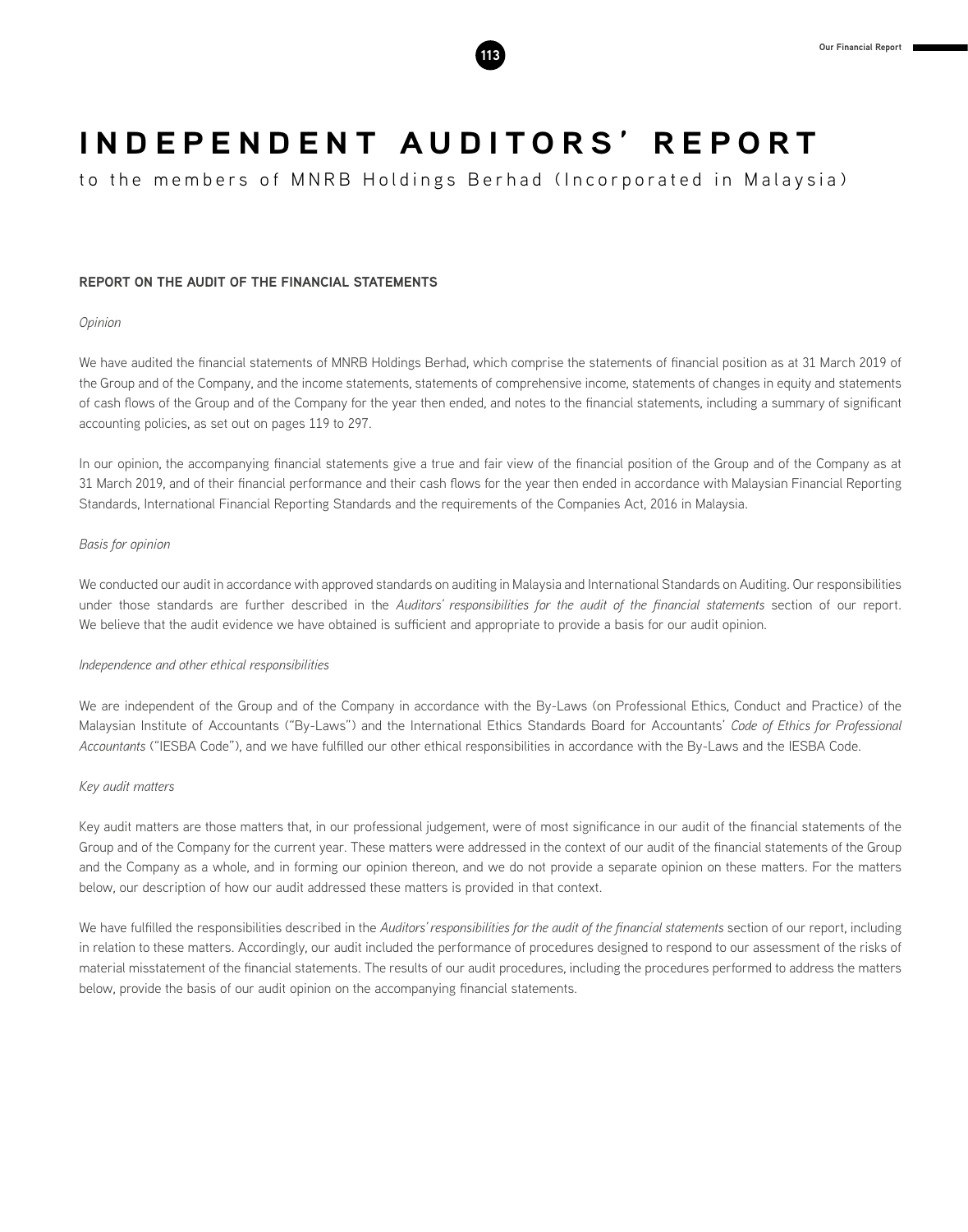# INDEPENDENT AUDITORS' REPORT

to the members of MNRB Holdings Berhad (Incorporated in Malaysia)

## REPORT ON THE AUDIT OF THE FINANCIAL STATEMENTS

*Opinion*

We have audited the financial statements of MNRB Holdings Berhad, which comprise the statements of financial position as at 31 March 2019 of the Group and of the Company, and the income statements, statements of comprehensive income, statements of changes in equity and statements of cash flows of the Group and of the Company for the year then ended, and notes to the financial statements, including a summary of significant accounting policies, as set out on pages 119 to 297.

In our opinion, the accompanying financial statements give a true and fair view of the financial position of the Group and of the Company as at 31 March 2019, and of their financial performance and their cash flows for the year then ended in accordance with Malaysian Financial Reporting Standards, International Financial Reporting Standards and the requirements of the Companies Act, 2016 in Malaysia.

*Basis for opinion*

We conducted our audit in accordance with approved standards on auditing in Malaysia and International Standards on Auditing. Our responsibilities under those standards are further described in the *Auditors' responsibilities for the audit of the financial statements* section of our report. We believe that the audit evidence we have obtained is sufficient and appropriate to provide a basis for our audit opinion.

*Independence and other ethical responsibilities*

We are independent of the Group and of the Company in accordance with the By-Laws (on Professional Ethics, Conduct and Practice) of the Malaysian Institute of Accountants ("By-Laws") and the International Ethics Standards Board for Accountants' *Code of Ethics for Professional Accountants* ("IESBA Code"), and we have fulfilled our other ethical responsibilities in accordance with the By-Laws and the IESBA Code.

*Key audit matters*

Key audit matters are those matters that, in our professional judgement, were of most significance in our audit of the financial statements of the Group and of the Company for the current year. These matters were addressed in the context of our audit of the financial statements of the Group and the Company as a whole, and in forming our opinion thereon, and we do not provide a separate opinion on these matters. For the matters below, our description of how our audit addressed these matters is provided in that context.

We have fulfilled the responsibilities described in the *Auditors' responsibilities for the audit of the financial statements* section of our report, including in relation to these matters. Accordingly, our audit included the performance of procedures designed to respond to our assessment of the risks of material misstatement of the financial statements. The results of our audit procedures, including the procedures performed to address the matters below, provide the basis of our audit opinion on the accompanying financial statements.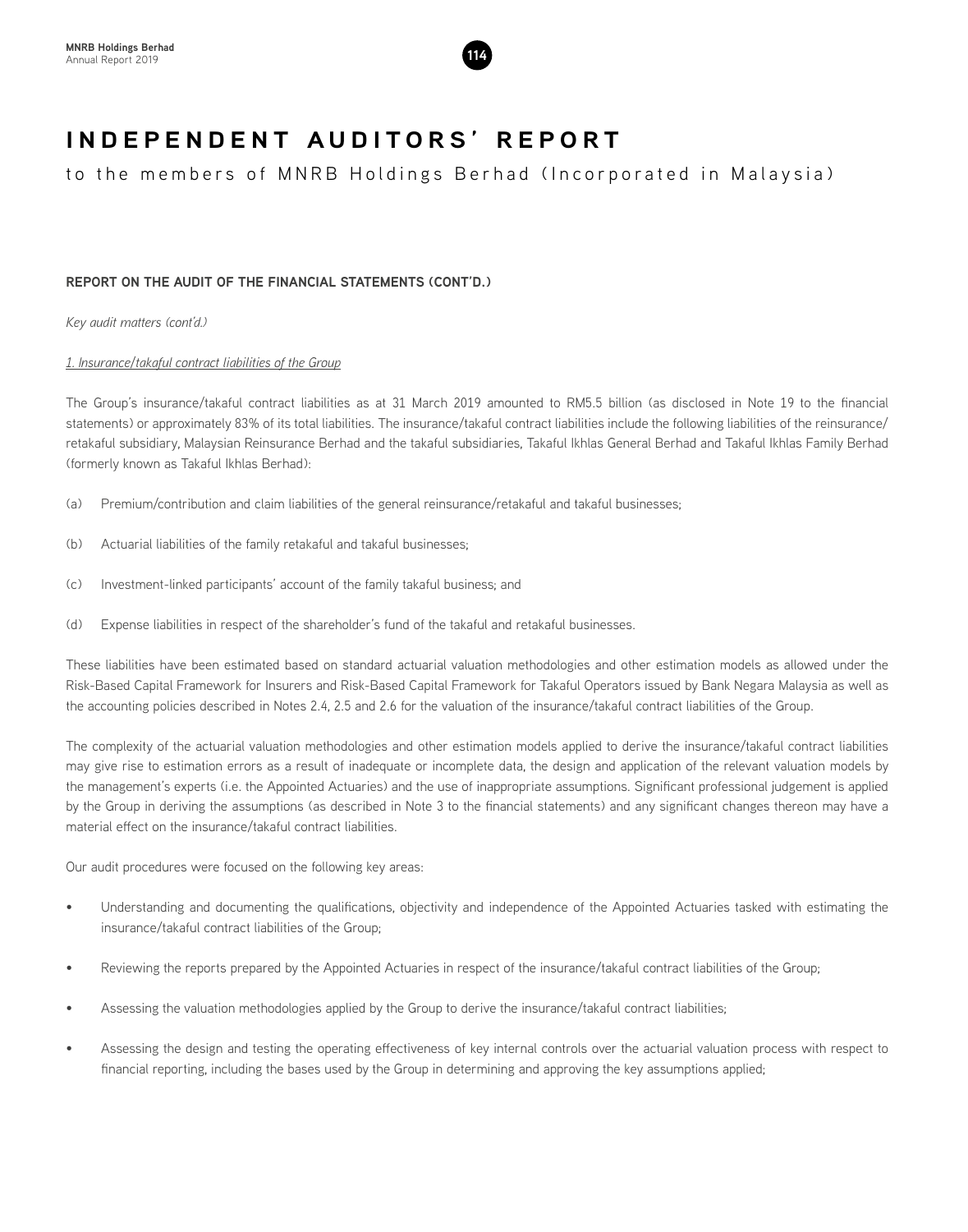# INDEPENDENT AUDITORS' REPORT

to the members of MNRB Holdings Berhad (Incorporated in Malaysia)

**REPORT ON THE AUDIT OF THE FINANCIAL STATEMENTS (CONT'D.)**

*Key audit matters (cont'd.)*

1. Insurance/takaful contract liabilities of the Group

The Group's insurance/takaful contract liabilities as at 31 March 2019 amounted to RM5.5 billion (as disclosed in Note 19 to the financial statements) or approximately 83% of its total liabilities. The insurance/takaful contract liabilities include the following liabilities of the reinsurance/retakaful subsidiary, Malaysian Reinsurance Berhad and the takaful subsidiaries, Takaful Ikhlas General Berhad and Takaful Ikhlas Family Berhad (formerly known as Takaful Ikhlas Berhad):

(a) Premium/contribution and claim liabilities of the general reinsurance/retakaful and takaful businesses;

(b) Actuarial liabilities of the family retakaful and takaful businesses;

(c) Investment-linked participants' account of the family takaful business; and

(d) Expense liabilities in respect of the shareholder's fund of the takaful and retakaful businesses.

These liabilities have been estimated based on standard actuarial valuation methodologies and other estimation models as allowed under the Risk-Based Capital Framework for Insurers and Risk-Based Capital Framework for Takaful Operators issued by Bank Negara Malaysia as well as the accounting policies described in Notes 2.4, 2.5 and 2.6 for the valuation of the insurance/takaful contract liabilities of the Group.

The complexity of the actuarial valuation methodologies and other estimation models applied to derive the insurance/takaful contract liabilities may give rise to estimation errors as a result of inadequate or incomplete data, the design and application of the relevant valuation models by the management's experts (i.e. the Appointed Actuaries) and the use of inappropriate assumptions. Significant professional judgement is applied by the Group in deriving the assumptions (as described in Note 3 to the financial statements) and any significant changes thereon may have a material effect on the insurance/takaful contract liabilities.

Our audit procedures were focused on the following key areas:

- Understanding and documenting the qualifications, objectivity and independence of the Appointed Actuaries tasked with estimating the insurance/takaful contract liabilities of the Group;
- Reviewing the reports prepared by the Appointed Actuaries in respect of the insurance/takaful contract liabilities of the Group;
- Assessing the valuation methodologies applied by the Group to derive the insurance/takaful contract liabilities;
- Assessing the design and testing the operating effectiveness of key internal controls over the actuarial valuation process with respect to financial reporting, including the bases used by the Group in determining and approving the key assumptions applied;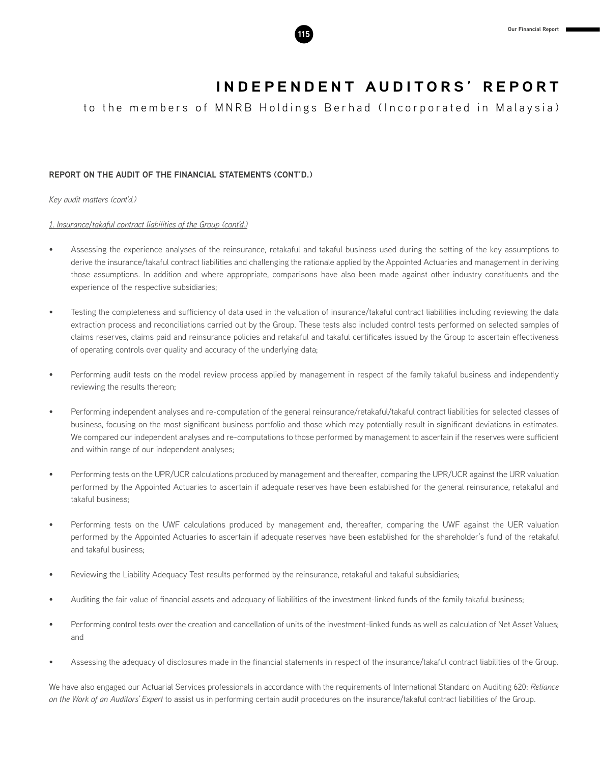# INDEPENDENT AUDITORS' REPORT

to the members of MNRB Holdings Berhad (Incorporated in Malaysia)

**REPORT ON THE AUDIT OF THE FINANCIAL STATEMENTS (CONT'D.)**

*Key audit matters (cont'd.)*

1. Insurance/takaful contract liabilities of the Group (cont'd.)

- Assessing the experience analyses of the reinsurance, retakaful and takaful business used during the setting of the key assumptions to derive the insurance/takaful contract liabilities and challenging the rationale applied by the Appointed Actuaries and management in deriving those assumptions. In addition and where appropriate, comparisons have also been made against other industry constituents and the experience of the respective subsidiaries;

- Testing the completeness and sufficiency of data used in the valuation of insurance/takaful contract liabilities including reviewing the data extraction process and reconciliations carried out by the Group. These tests also included control tests performed on selected samples of claims reserves, claims paid and reinsurance policies and retakaful and takaful certificates issued by the Group to ascertain effectiveness of operating controls over quality and accuracy of the underlying data;

- Performing audit tests on the model review process applied by management in respect of the family takaful business and independently reviewing the results thereon;

- Performing independent analyses and re-computation of the general reinsurance/retakaful/takaful contract liabilities for selected classes of business, focusing on the most significant business portfolio and those which may potentially result in significant deviations in estimates. We compared our independent analyses and re-computations to those performed by management to ascertain if the reserves were sufficient and within range of our independent analyses;

- Performing tests on the UPR/UCR calculations produced by management and thereafter, comparing the UPR/UCR against the URR valuation performed by the Appointed Actuaries to ascertain if adequate reserves have been established for the general reinsurance, retakaful and takaful business;

- Performing tests on the UWF calculations produced by management and, thereafter, comparing the UWF against the UER valuation performed by the Appointed Actuaries to ascertain if adequate reserves have been established for the shareholder's fund of the retakaful and takaful business;

- Reviewing the Liability Adequacy Test results performed by the reinsurance, retakaful and takaful subsidiaries;

- Auditing the fair value of financial assets and adequacy of liabilities of the investment-linked funds of the family takaful business;

- Performing control tests over the creation and cancellation of units of the investment-linked funds as well as calculation of Net Asset Values; and

- Assessing the adequacy of disclosures made in the financial statements in respect of the insurance/takaful contract liabilities of the Group.

We have also engaged our Actuarial Services professionals in accordance with the requirements of International Standard on Auditing 620: *Reliance on the Work of an Auditors' Expert* to assist us in performing certain audit procedures on the insurance/takaful contract liabilities of the Group.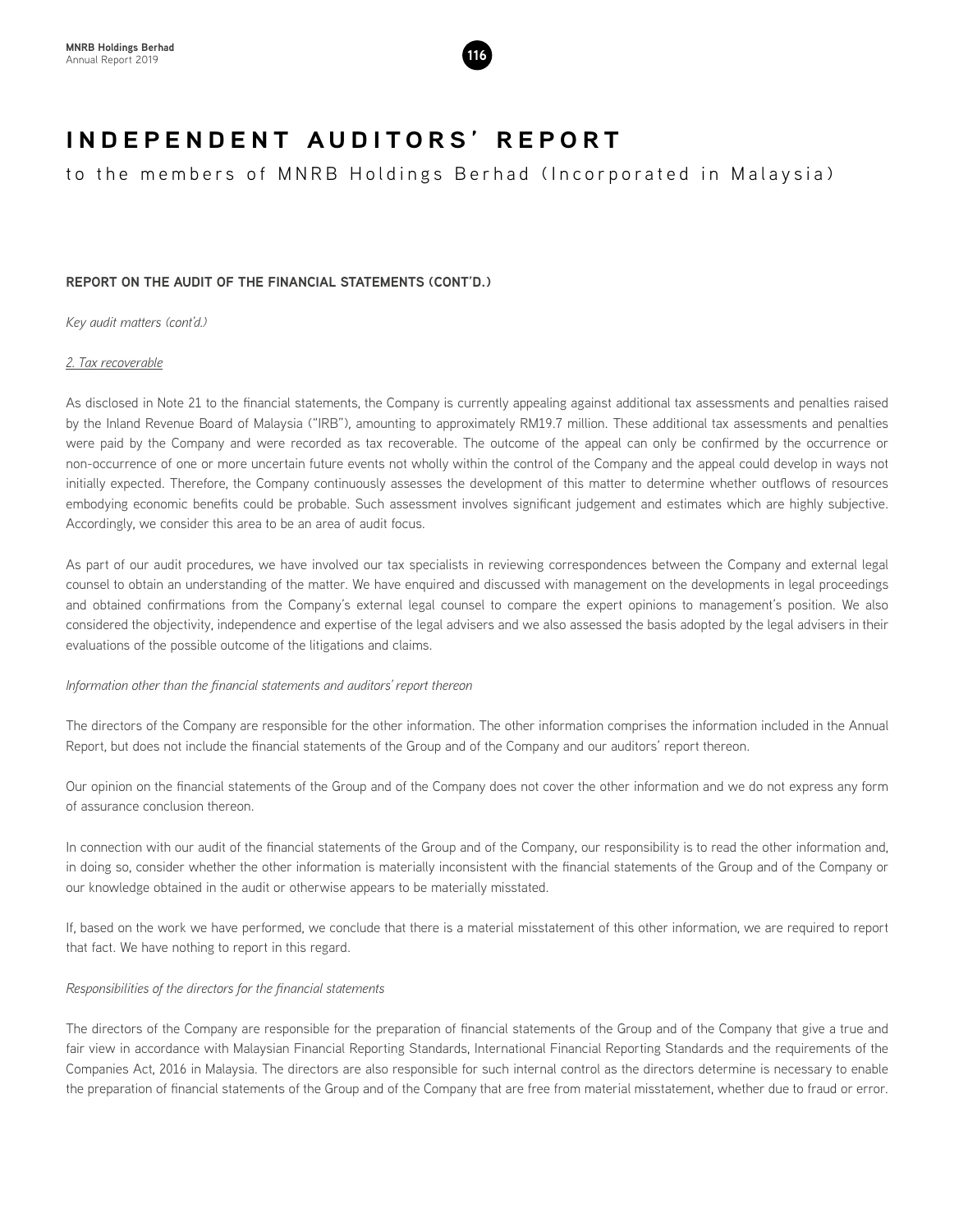# INDEPENDENT AUDITORS' REPORT

to the members of MNRB Holdings Berhad (Incorporated in Malaysia)

**REPORT ON THE AUDIT OF THE FINANCIAL STATEMENTS (CONT'D.)**

*Key audit matters (cont'd.)*

2. Tax recoverable

As disclosed in Note 21 to the financial statements, the Company is currently appealing against additional tax assessments and penalties raised by the Inland Revenue Board of Malaysia ("IRB"), amounting to approximately RM19.7 million. These additional tax assessments and penalties were paid by the Company and were recorded as tax recoverable. The outcome of the appeal can only be confirmed by the occurrence or non-occurrence of one or more uncertain future events not wholly within the control of the Company and the appeal could develop in ways not initially expected. Therefore, the Company continuously assesses the development of this matter to determine whether outflows of resources embodying economic benefits could be probable. Such assessment involves significant judgement and estimates which are highly subjective. Accordingly, we consider this area to be an area of audit focus.

As part of our audit procedures, we have involved our tax specialists in reviewing correspondences between the Company and external legal counsel to obtain an understanding of the matter. We have enquired and discussed with management on the developments in legal proceedings and obtained confirmations from the Company's external legal counsel to compare the expert opinions to management's position. We also considered the objectivity, independence and expertise of the legal advisers and we also assessed the basis adopted by the legal advisers in their evaluations of the possible outcome of the litigations and claims.

*Information other than the financial statements and auditors' report thereon*

The directors of the Company are responsible for the other information. The other information comprises the information included in the Annual Report, but does not include the financial statements of the Group and of the Company and our auditors' report thereon.

Our opinion on the financial statements of the Group and of the Company does not cover the other information and we do not express any form of assurance conclusion thereon.

In connection with our audit of the financial statements of the Group and of the Company, our responsibility is to read the other information and, in doing so, consider whether the other information is materially inconsistent with the financial statements of the Group and of the Company or our knowledge obtained in the audit or otherwise appears to be materially misstated.

If, based on the work we have performed, we conclude that there is a material misstatement of this other information, we are required to report that fact. We have nothing to report in this regard.

*Responsibilities of the directors for the financial statements*

The directors of the Company are responsible for the preparation of financial statements of the Group and of the Company that give a true and fair view in accordance with Malaysian Financial Reporting Standards, International Financial Reporting Standards and the requirements of the Companies Act, 2016 in Malaysia. The directors are also responsible for such internal control as the directors determine is necessary to enable the preparation of financial statements of the Group and of the Company that are free from material misstatement, whether due to fraud or error.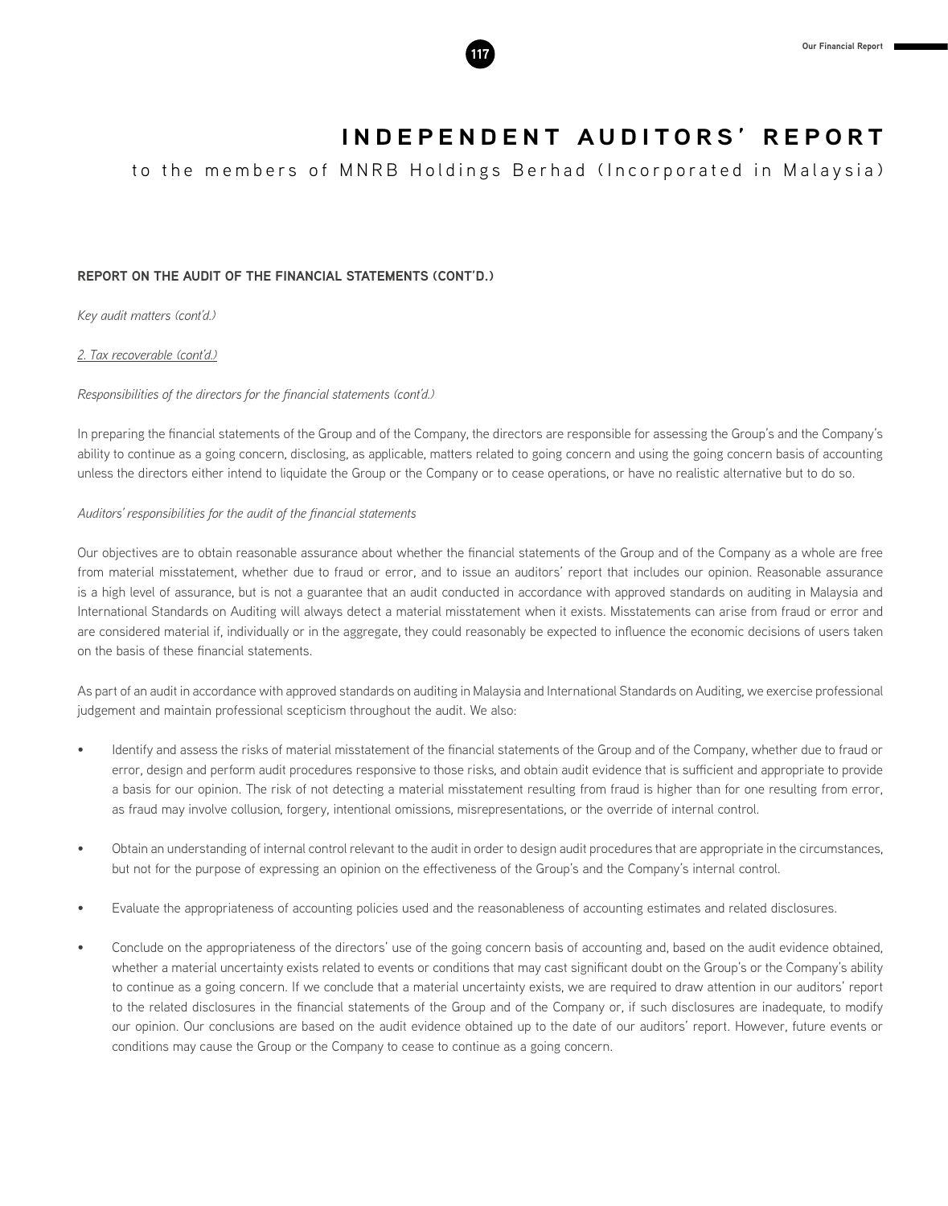# INDEPENDENT AUDITORS' REPORT

to the members of MNRB Holdings Berhad (Incorporated in Malaysia)

**REPORT ON THE AUDIT OF THE FINANCIAL STATEMENTS (CONT'D.)**

*Key audit matters (cont'd.)*

*2. Tax recoverable (cont'd.)*

*Responsibilities of the directors for the financial statements (cont'd.)*

In preparing the financial statements of the Group and of the Company, the directors are responsible for assessing the Group's and the Company's ability to continue as a going concern, disclosing, as applicable, matters related to going concern and using the going concern basis of accounting unless the directors either intend to liquidate the Group or the Company or to cease operations, or have no realistic alternative but to do so.

*Auditors' responsibilities for the audit of the financial statements*

Our objectives are to obtain reasonable assurance about whether the financial statements of the Group and of the Company as a whole are free from material misstatement, whether due to fraud or error, and to issue an auditors' report that includes our opinion. Reasonable assurance is a high level of assurance, but is not a guarantee that an audit conducted in accordance with approved standards on auditing in Malaysia and International Standards on Auditing will always detect a material misstatement when it exists. Misstatements can arise from fraud or error and are considered material if, individually or in the aggregate, they could reasonably be expected to influence the economic decisions of users taken on the basis of these financial statements.

As part of an audit in accordance with approved standards on auditing in Malaysia and International Standards on Auditing, we exercise professional judgement and maintain professional scepticism throughout the audit. We also:

- Identify and assess the risks of material misstatement of the financial statements of the Group and of the Company, whether due to fraud or error, design and perform audit procedures responsive to those risks, and obtain audit evidence that is sufficient and appropriate to provide a basis for our opinion. The risk of not detecting a material misstatement resulting from fraud is higher than for one resulting from error, as fraud may involve collusion, forgery, intentional omissions, misrepresentations, or the override of internal control.

- Obtain an understanding of internal control relevant to the audit in order to design audit procedures that are appropriate in the circumstances, but not for the purpose of expressing an opinion on the effectiveness of the Group's and the Company's internal control.

- Evaluate the appropriateness of accounting policies used and the reasonableness of accounting estimates and related disclosures.

- Conclude on the appropriateness of the directors' use of the going concern basis of accounting and, based on the audit evidence obtained, whether a material uncertainty exists related to events or conditions that may cast significant doubt on the Group's or the Company's ability to continue as a going concern. If we conclude that a material uncertainty exists, we are required to draw attention in our auditors' report to the related disclosures in the financial statements of the Group and of the Company or, if such disclosures are inadequate, to modify our opinion. Our conclusions are based on the audit evidence obtained up to the date of our auditors' report. However, future events or conditions may cause the Group or the Company to cease to continue as a going concern.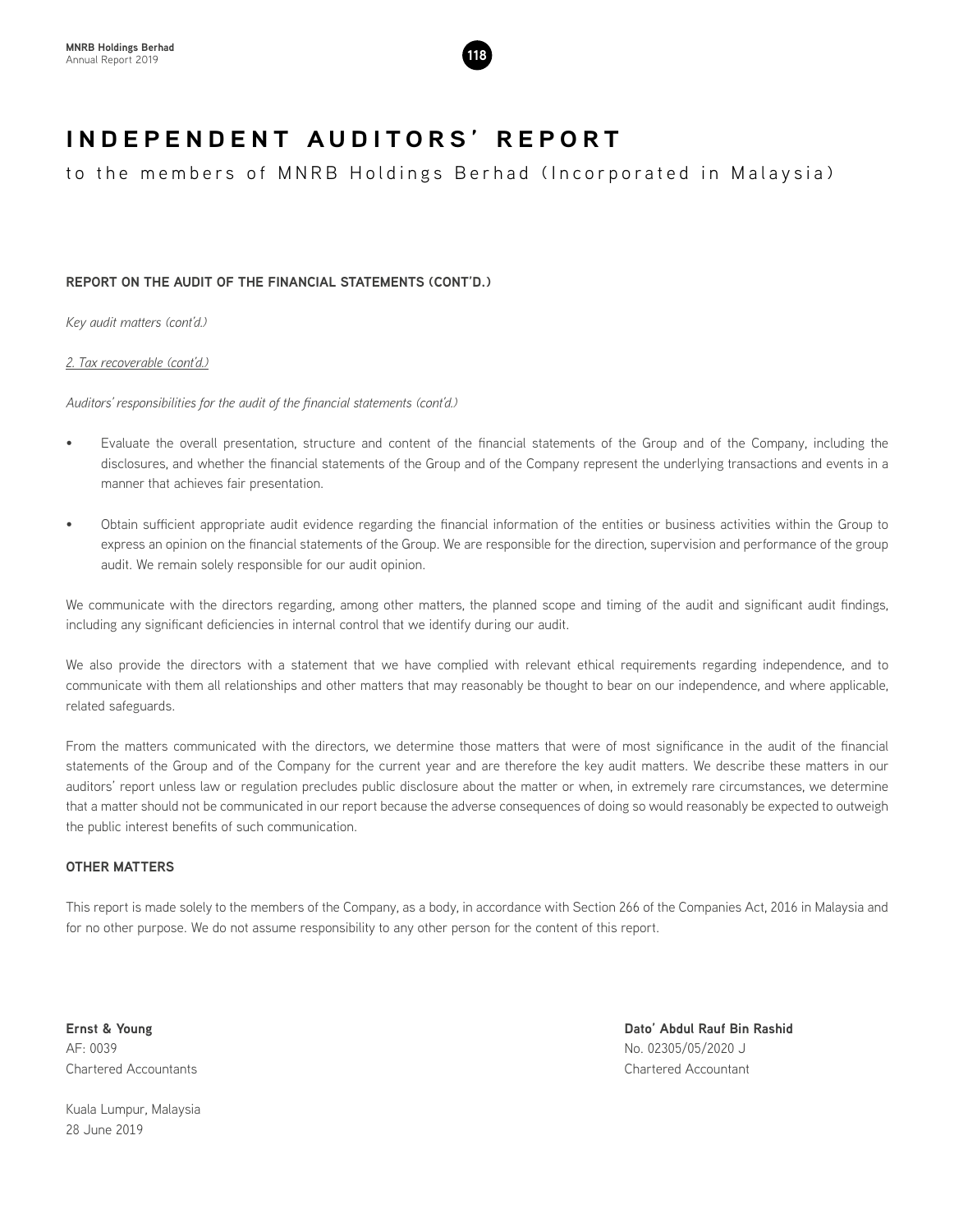# INDEPENDENT AUDITORS' REPORT

to the members of MNRB Holdings Berhad (Incorporated in Malaysia)

**REPORT ON THE AUDIT OF THE FINANCIAL STATEMENTS (CONT'D.)**

*Key audit matters (cont'd.)*

2. Tax recoverable (cont'd.)

*Auditors' responsibilities for the audit of the financial statements (cont'd.)*

- Evaluate the overall presentation, structure and content of the financial statements of the Group and of the Company, including the disclosures, and whether the financial statements of the Group and of the Company represent the underlying transactions and events in a manner that achieves fair presentation.

- Obtain sufficient appropriate audit evidence regarding the financial information of the entities or business activities within the Group to express an opinion on the financial statements of the Group. We are responsible for the direction, supervision and performance of the group audit. We remain solely responsible for our audit opinion.

We communicate with the directors regarding, among other matters, the planned scope and timing of the audit and significant audit findings, including any significant deficiencies in internal control that we identify during our audit.

We also provide the directors with a statement that we have complied with relevant ethical requirements regarding independence, and to communicate with them all relationships and other matters that may reasonably be thought to bear on our independence, and where applicable, related safeguards.

From the matters communicated with the directors, we determine those matters that were of most significance in the audit of the financial statements of the Group and of the Company for the current year and are therefore the key audit matters. We describe these matters in our auditors' report unless law or regulation precludes public disclosure about the matter or when, in extremely rare circumstances, we determine that a matter should not be communicated in our report because the adverse consequences of doing so would reasonably be expected to outweigh the public interest benefits of such communication.

**OTHER MATTERS**

This report is made solely to the members of the Company, as a body, in accordance with Section 266 of the Companies Act, 2016 in Malaysia and for no other purpose. We do not assume responsibility to any other person for the content of this report.

**Ernst & Young**
AF: 0039
Chartered Accountants

**Dato' Abdul Rauf Bin Rashid**
No. 02305/05/2020 J
Chartered Accountant

Kuala Lumpur, Malaysia
28 June 2019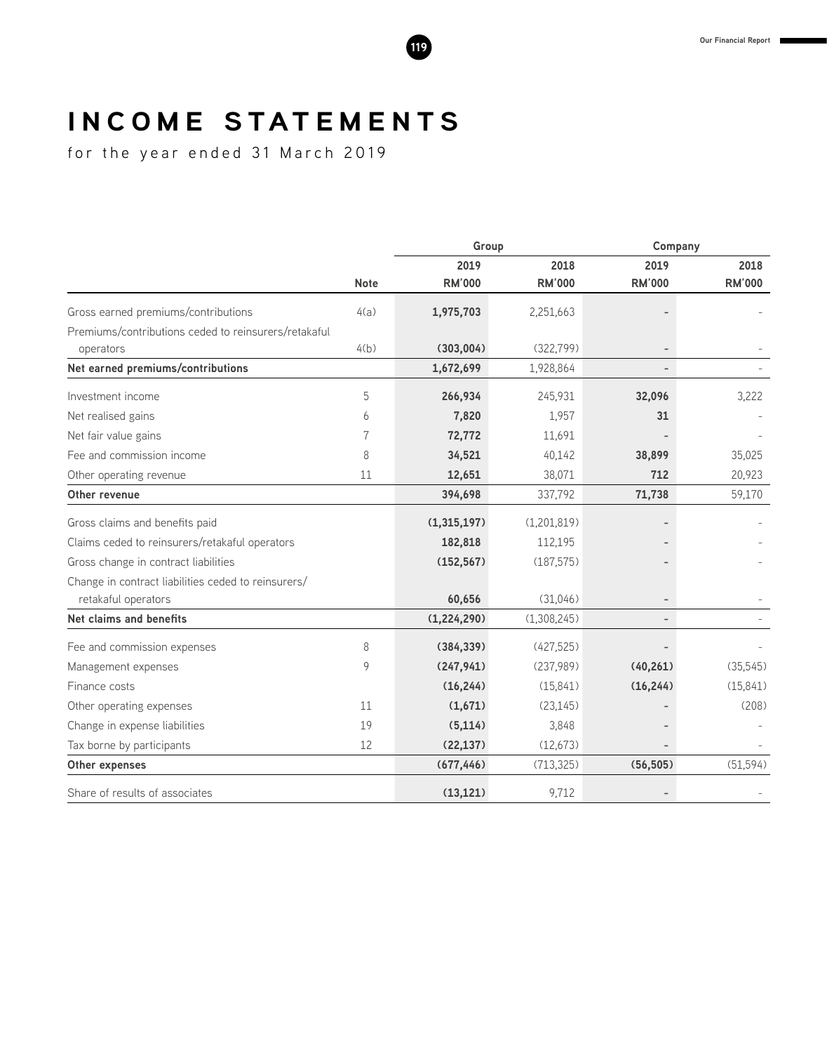# INCOME STATEMENTS

for the year ended 31 March 2019

| | | Group | | Company | |
|---|---|---|---|---|---|
| | | 2019 | 2018 | 2019 | 2018 |
| | Note | RM'000 | RM'000 | RM'000 | RM'000 |
| Gross earned premiums/contributions | 4(a) | **1,975,703** | 2,251,663 | **-** | - |
| Premiums/contributions ceded to reinsurers/retakaful operators | 4(b) | **(303,004)** | (322,799) | **-** | - |
| **Net earned premiums/contributions** | | **1,672,699** | 1,928,864 | **-** | - |
| Investment income | 5 | **266,934** | 245,931 | **32,096** | 3,222 |
| Net realised gains | 6 | **7,820** | 1,957 | **31** | - |
| Net fair value gains | 7 | **72,772** | 11,691 | **-** | - |
| Fee and commission income | 8 | **34,521** | 40,142 | **38,899** | 35,025 |
| Other operating revenue | 11 | **12,651** | 38,071 | **712** | 20,923 |
| **Other revenue** | | **394,698** | 337,792 | **71,738** | 59,170 |
| Gross claims and benefits paid | | **(1,315,197)** | (1,201,819) | **-** | - |
| Claims ceded to reinsurers/retakaful operators | | **182,818** | 112,195 | **-** | - |
| Gross change in contract liabilities | | **(152,567)** | (187,575) | **-** | - |
| Change in contract liabilities ceded to reinsurers/ retakaful operators | | **60,656** | (31,046) | **-** | - |
| **Net claims and benefits** | | **(1,224,290)** | (1,308,245) | **-** | - |
| Fee and commission expenses | 8 | **(384,339)** | (427,525) | **-** | - |
| Management expenses | 9 | **(247,941)** | (237,989) | **(40,261)** | (35,545) |
| Finance costs | | **(16,244)** | (15,841) | **(16,244)** | (15,841) |
| Other operating expenses | 11 | **(1,671)** | (23,145) | **-** | (208) |
| Change in expense liabilities | 19 | **(5,114)** | 3,848 | **-** | - |
| Tax borne by participants | 12 | **(22,137)** | (12,673) | **-** | - |
| **Other expenses** | | **(677,446)** | (713,325) | **(56,505)** | (51,594) |
| Share of results of associates | | **(13,121)** | 9,712 | **-** | - |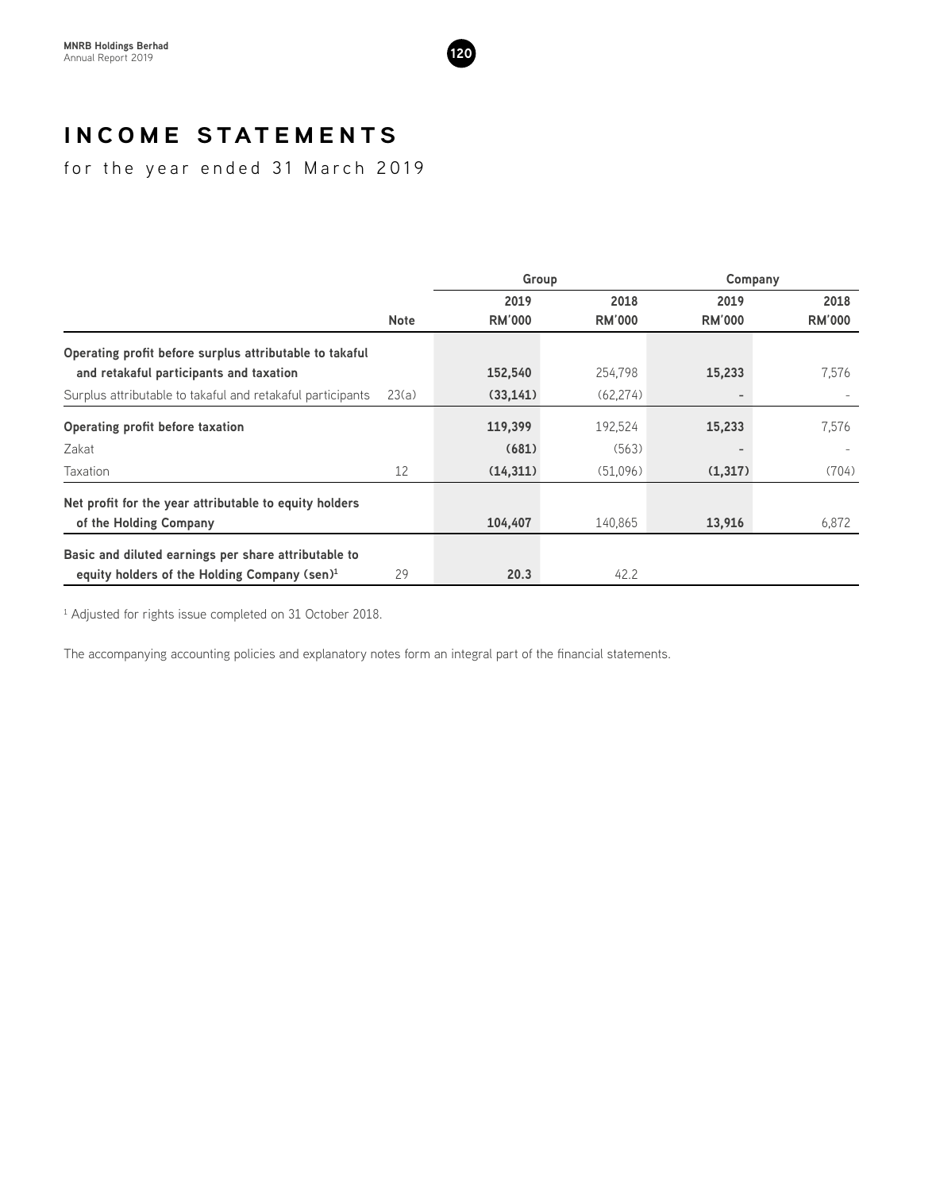# INCOME STATEMENTS

for the year ended 31 March 2019

| | | Group | | Company | |
|---|---|---|---|---|---|
| | Note | 2019 RM'000 | 2018 RM'000 | 2019 RM'000 | 2018 RM'000 |
| **Operating profit before surplus attributable to takaful and retakaful participants and taxation** | | **152,540** | 254,798 | **15,233** | 7,576 |
| Surplus attributable to takaful and retakaful participants | 23(a) | **(33,141)** | (62,274) | **-** | - |
| **Operating profit before taxation** | | **119,399** | 192,524 | **15,233** | 7,576 |
| Zakat | | **(681)** | (563) | **-** | - |
| Taxation | 12 | **(14,311)** | (51,096) | **(1,317)** | (704) |
| **Net profit for the year attributable to equity holders of the Holding Company** | | **104,407** | 140,865 | **13,916** | 6,872 |
| **Basic and diluted earnings per share attributable to equity holders of the Holding Company (sen)[1]** | 29 | **20.3** | 42.2 | | |

[1] Adjusted for rights issue completed on 31 October 2018.

The accompanying accounting policies and explanatory notes form an integral part of the financial statements.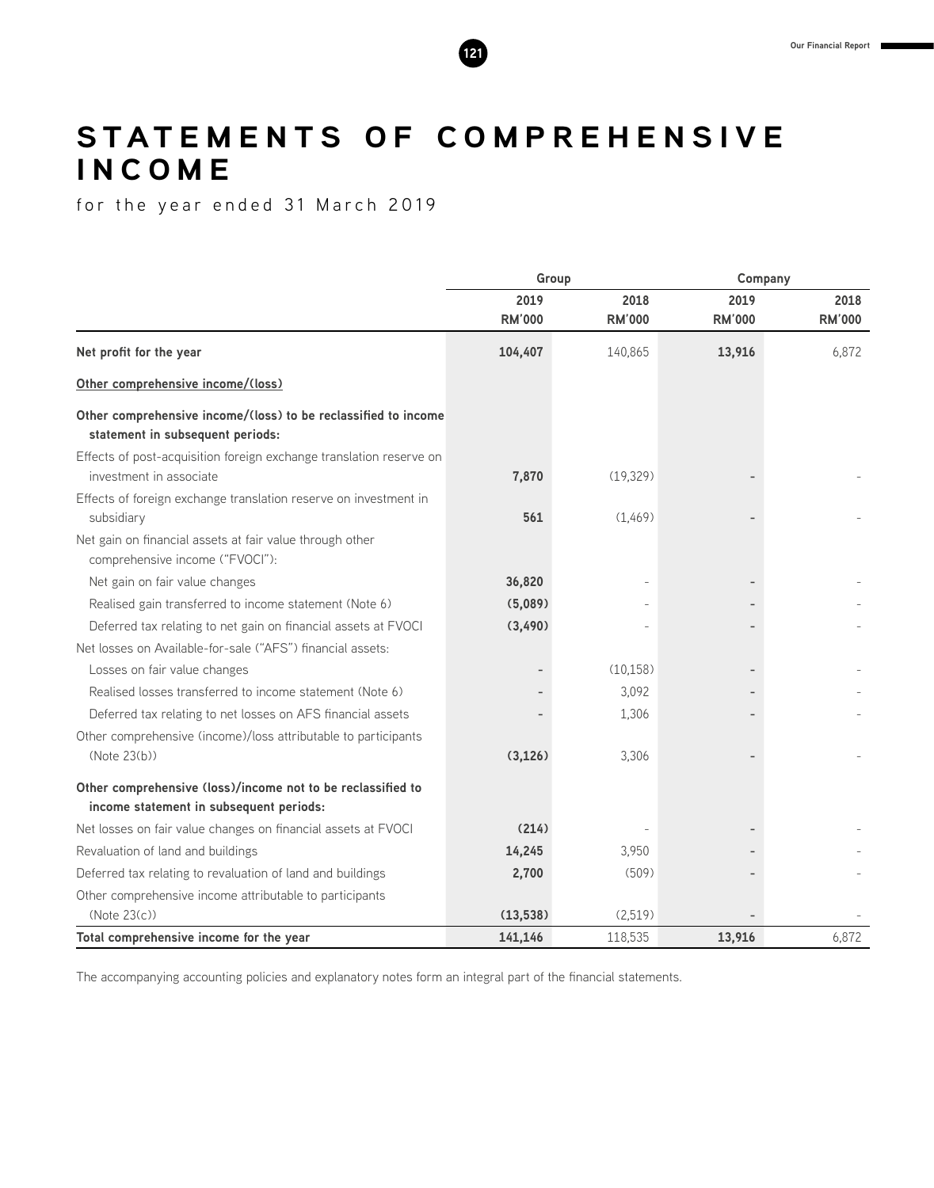# STATEMENTS OF COMPREHENSIVE INCOME

for the year ended 31 March 2019

| | Group | | Company | |
|---|---|---|---|---|
| | 2019 RM'000 | 2018 RM'000 | 2019 RM'000 | 2018 RM'000 |
| **Net profit for the year** | **104,407** | 140,865 | **13,916** | 6,872 |
| **Other comprehensive income/(loss)** | | | | |
| **Other comprehensive income/(loss) to be reclassified to income statement in subsequent periods:** | | | | |
| Effects of post-acquisition foreign exchange translation reserve on investment in associate | **7,870** | (19,329) | **-** | - |
| Effects of foreign exchange translation reserve on investment in subsidiary | **561** | (1,469) | **-** | - |
| Net gain on financial assets at fair value through other comprehensive income ("FVOCI"): | | | | |
| Net gain on fair value changes | **36,820** | - | **-** | - |
| Realised gain transferred to income statement (Note 6) | **(5,089)** | - | **-** | - |
| Deferred tax relating to net gain on financial assets at FVOCI | **(3,490)** | - | **-** | - |
| Net losses on Available-for-sale ("AFS") financial assets: | | | | |
| Losses on fair value changes | **-** | (10,158) | **-** | - |
| Realised losses transferred to income statement (Note 6) | **-** | 3,092 | **-** | - |
| Deferred tax relating to net losses on AFS financial assets | **-** | 1,306 | **-** | - |
| Other comprehensive (income)/loss attributable to participants (Note 23(b)) | **(3,126)** | 3,306 | **-** | - |
| **Other comprehensive (loss)/income not to be reclassified to income statement in subsequent periods:** | | | | |
| Net losses on fair value changes on financial assets at FVOCI | **(214)** | - | **-** | - |
| Revaluation of land and buildings | **14,245** | 3,950 | **-** | - |
| Deferred tax relating to revaluation of land and buildings | **2,700** | (509) | **-** | - |
| Other comprehensive income attributable to participants (Note 23(c)) | **(13,538)** | (2,519) | **-** | - |
| **Total comprehensive income for the year** | **141,146** | 118,535 | **13,916** | 6,872 |

The accompanying accounting policies and explanatory notes form an integral part of the financial statements.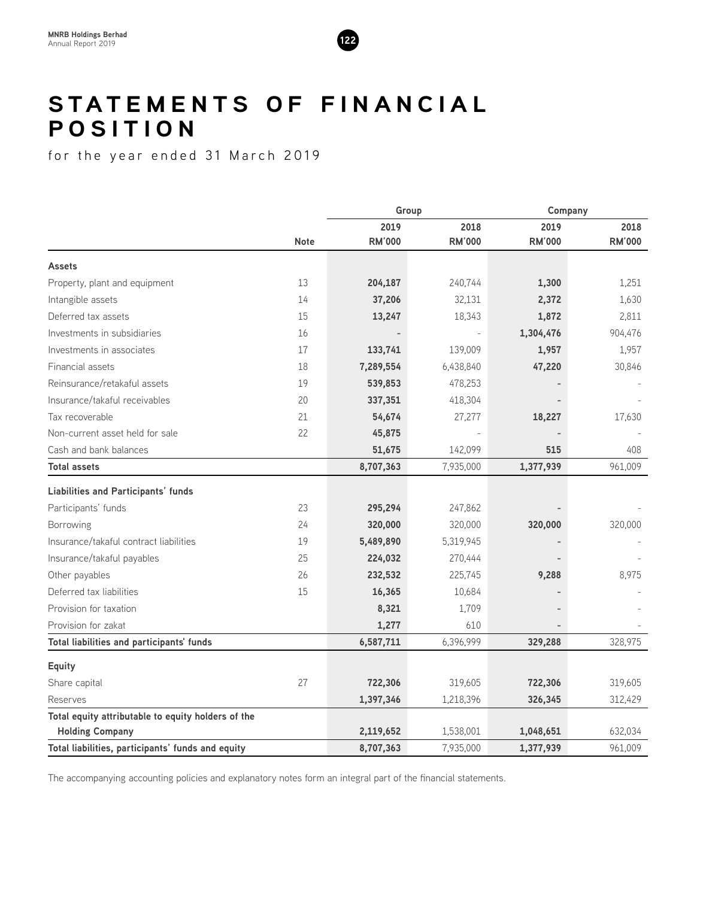# STATEMENTS OF FINANCIAL POSITION

for the year ended 31 March 2019

| | | Group | | Company | |
|---|---|---|---|---|---|
| | | 2019 | 2018 | 2019 | 2018 |
| | Note | RM'000 | RM'000 | RM'000 | RM'000 |
| **Assets** | | | | | |
| Property, plant and equipment | 13 | **204,187** | 240,744 | **1,300** | 1,251 |
| Intangible assets | 14 | **37,206** | 32,131 | **2,372** | 1,630 |
| Deferred tax assets | 15 | **13,247** | 18,343 | **1,872** | 2,811 |
| Investments in subsidiaries | 16 | **-** | - | **1,304,476** | 904,476 |
| Investments in associates | 17 | **133,741** | 139,009 | **1,957** | 1,957 |
| Financial assets | 18 | **7,289,554** | 6,438,840 | **47,220** | 30,846 |
| Reinsurance/retakaful assets | 19 | **539,853** | 478,253 | **-** | - |
| Insurance/takaful receivables | 20 | **337,351** | 418,304 | **-** | - |
| Tax recoverable | 21 | **54,674** | 27,277 | **18,227** | 17,630 |
| Non-current asset held for sale | 22 | **45,875** | - | **-** | - |
| Cash and bank balances | | **51,675** | 142,099 | **515** | 408 |
| **Total assets** | | **8,707,363** | 7,935,000 | **1,377,939** | 961,009 |
| **Liabilities and Participants' funds** | | | | | |
| Participants' funds | 23 | **295,294** | 247,862 | **-** | - |
| Borrowing | 24 | **320,000** | 320,000 | **320,000** | 320,000 |
| Insurance/takaful contract liabilities | 19 | **5,489,890** | 5,319,945 | **-** | - |
| Insurance/takaful payables | 25 | **224,032** | 270,444 | **-** | - |
| Other payables | 26 | **232,532** | 225,745 | **9,288** | 8,975 |
| Deferred tax liabilities | 15 | **16,365** | 10,684 | **-** | - |
| Provision for taxation | | **8,321** | 1,709 | **-** | - |
| Provision for zakat | | **1,277** | 610 | **-** | - |
| **Total liabilities and participants' funds** | | **6,587,711** | 6,396,999 | **329,288** | 328,975 |
| **Equity** | | | | | |
| Share capital | 27 | **722,306** | 319,605 | **722,306** | 319,605 |
| Reserves | | **1,397,346** | 1,218,396 | **326,345** | 312,429 |
| **Total equity attributable to equity holders of the Holding Company** | | **2,119,652** | 1,538,001 | **1,048,651** | 632,034 |
| **Total liabilities, participants' funds and equity** | | **8,707,363** | 7,935,000 | **1,377,939** | 961,009 |

The accompanying accounting policies and explanatory notes form an integral part of the financial statements.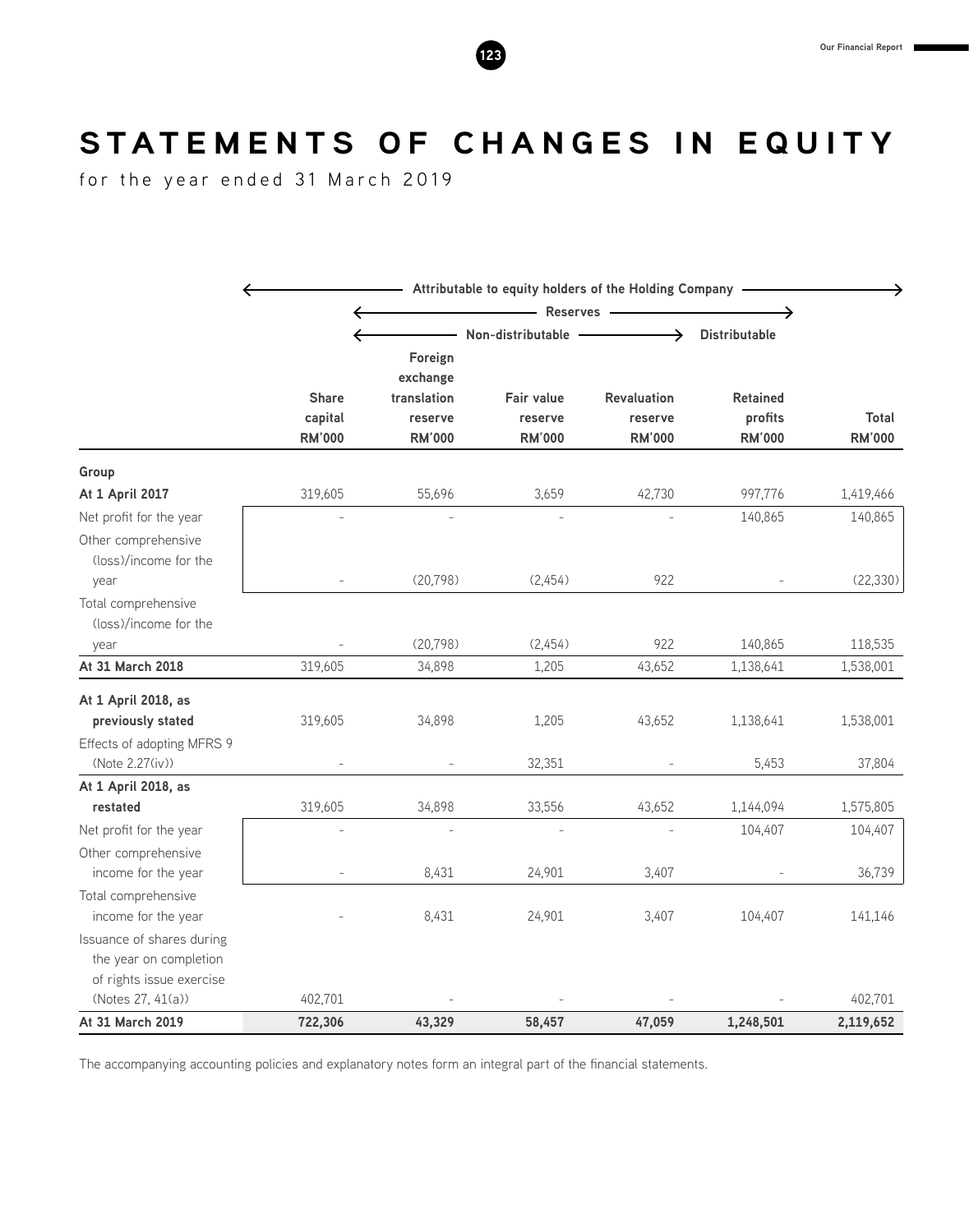# STATEMENTS OF CHANGES IN EQUITY

for the year ended 31 March 2019

| | Attributable to equity holders of the Holding Company | | | | | |
|---|---|---|---|---|---|---|
| | | Reserves | | | | |
| | | Non-distributable | | | Distributable | |
| | Share capital RM'000 | Foreign exchange translation reserve RM'000 | Fair value reserve RM'000 | Revaluation reserve RM'000 | Retained profits RM'000 | Total RM'000 |
| **Group** | | | | | | |
| **At 1 April 2017** | 319,605 | 55,696 | 3,659 | 42,730 | 997,776 | 1,419,466 |
| Net profit for the year | - | - | - | - | 140,865 | 140,865 |
| Other comprehensive (loss)/income for the year | - | (20,798) | (2,454) | 922 | - | (22,330) |
| Total comprehensive (loss)/income for the year | - | (20,798) | (2,454) | 922 | 140,865 | 118,535 |
| **At 31 March 2018** | 319,605 | 34,898 | 1,205 | 43,652 | 1,138,641 | 1,538,001 |
| **At 1 April 2018, as previously stated** | 319,605 | 34,898 | 1,205 | 43,652 | 1,138,641 | 1,538,001 |
| Effects of adopting MFRS 9 (Note 2.27(iv)) | - | - | 32,351 | - | 5,453 | 37,804 |
| **At 1 April 2018, as restated** | 319,605 | 34,898 | 33,556 | 43,652 | 1,144,094 | 1,575,805 |
| Net profit for the year | - | - | - | - | 104,407 | 104,407 |
| Other comprehensive income for the year | - | 8,431 | 24,901 | 3,407 | - | 36,739 |
| Total comprehensive income for the year | - | 8,431 | 24,901 | 3,407 | 104,407 | 141,146 |
| Issuance of shares during the year on completion of rights issue exercise (Notes 27, 41(a)) | 402,701 | - | - | - | - | 402,701 |
| **At 31 March 2019** | **722,306** | **43,329** | **58,457** | **47,059** | **1,248,501** | **2,119,652** |

The accompanying accounting policies and explanatory notes form an integral part of the financial statements.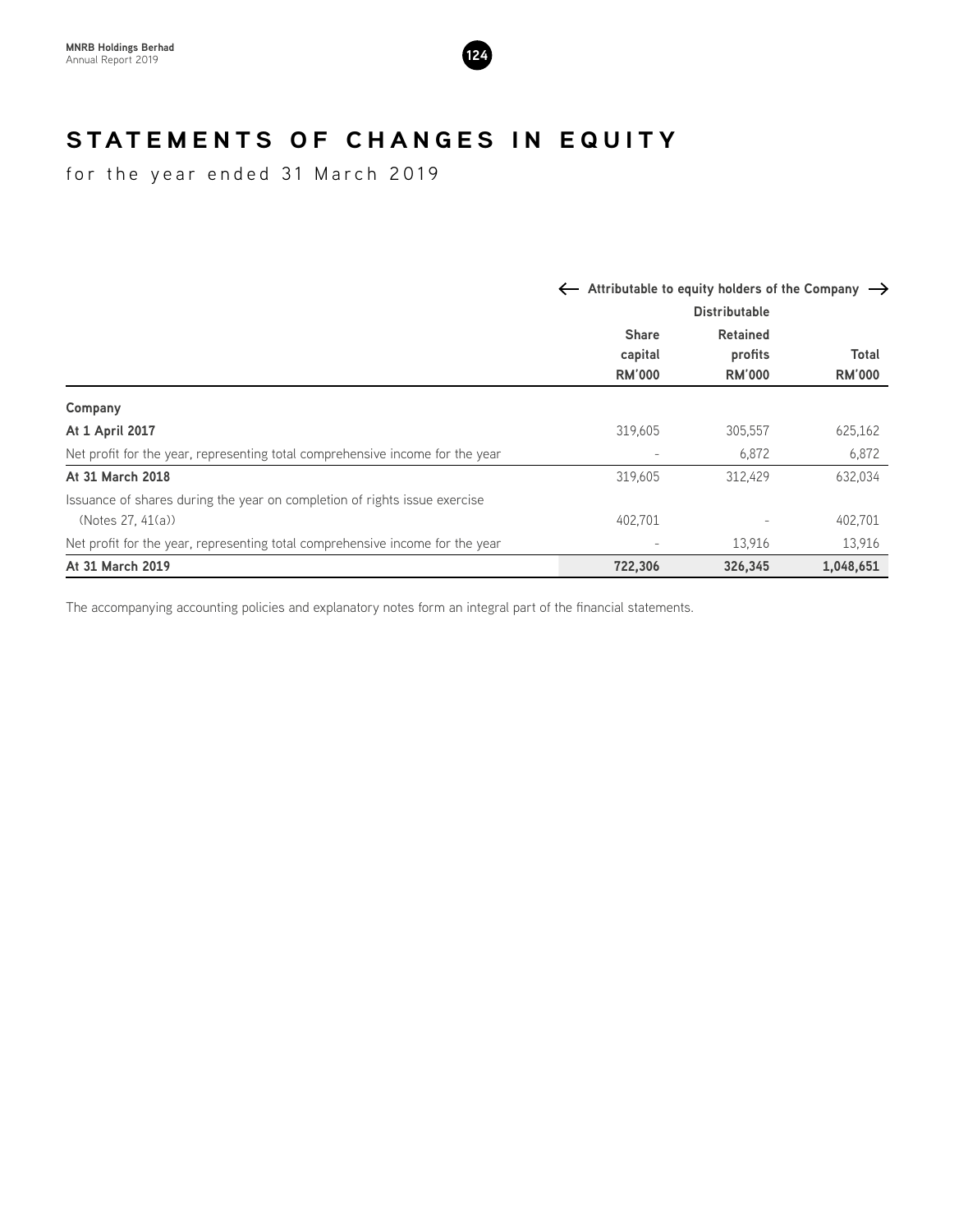# STATEMENTS OF CHANGES IN EQUITY

for the year ended 31 March 2019

| | ← Attributable to equity holders of the Company → | | |
|---|---|---|---|
| | | Distributable | |
| | Share capital RM'000 | Retained profits RM'000 | Total RM'000 |
| **Company** | | | |
| **At 1 April 2017** | 319,605 | 305,557 | 625,162 |
| Net profit for the year, representing total comprehensive income for the year | - | 6,872 | 6,872 |
| **At 31 March 2018** | 319,605 | 312,429 | 632,034 |
| Issuance of shares during the year on completion of rights issue exercise (Notes 27, 41(a)) | 402,701 | - | 402,701 |
| Net profit for the year, representing total comprehensive income for the year | - | 13,916 | 13,916 |
| **At 31 March 2019** | **722,306** | **326,345** | **1,048,651** |

The accompanying accounting policies and explanatory notes form an integral part of the financial statements.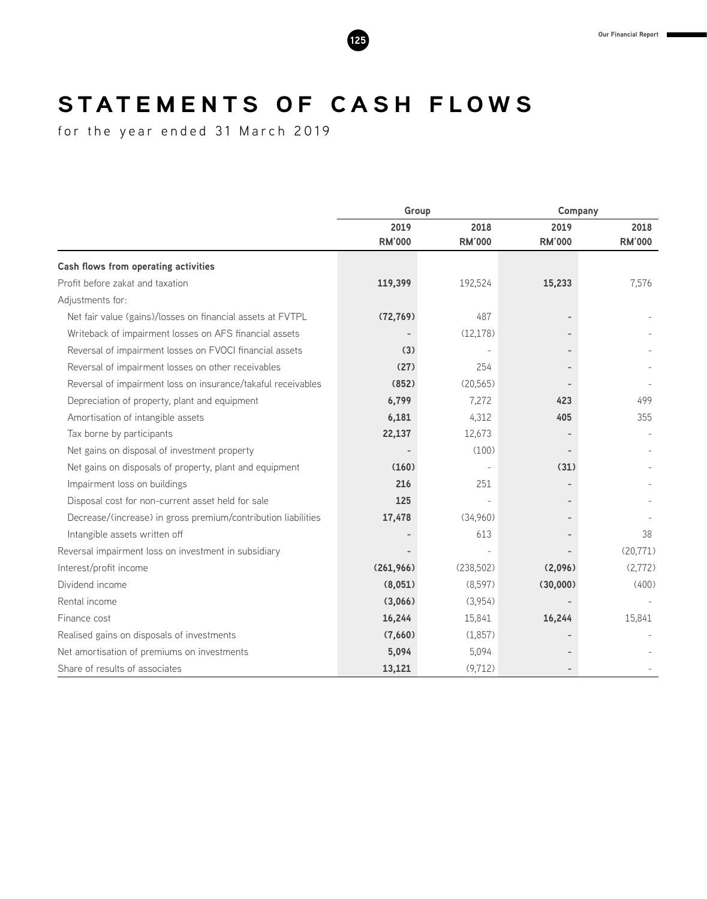# STATEMENTS OF CASH FLOWS

for the year ended 31 March 2019

| | Group | | Company | |
|---|---|---|---|---|
| | 2019 RM'000 | 2018 RM'000 | 2019 RM'000 | 2018 RM'000 |
| **Cash flows from operating activities** | | | | |
| Profit before zakat and taxation | **119,399** | 192,524 | **15,233** | 7,576 |
| Adjustments for: | | | | |
| Net fair value (gains)/losses on financial assets at FVTPL | **(72,769)** | 487 | **-** | - |
| Writeback of impairment losses on AFS financial assets | **-** | (12,178) | **-** | - |
| Reversal of impairment losses on FVOCI financial assets | **(3)** | - | **-** | - |
| Reversal of impairment losses on other receivables | **(27)** | 254 | **-** | - |
| Reversal of impairment loss on insurance/takaful receivables | **(852)** | (20,565) | **-** | - |
| Depreciation of property, plant and equipment | **6,799** | 7,272 | **423** | 499 |
| Amortisation of intangible assets | **6,181** | 4,312 | **405** | 355 |
| Tax borne by participants | **22,137** | 12,673 | **-** | - |
| Net gains on disposal of investment property | **-** | (100) | **-** | - |
| Net gains on disposals of property, plant and equipment | **(160)** | - | **(31)** | - |
| Impairment loss on buildings | **216** | 251 | **-** | - |
| Disposal cost for non-current asset held for sale | **125** | - | **-** | - |
| Decrease/(increase) in gross premium/contribution liabilities | **17,478** | (34,960) | **-** | - |
| Intangible assets written off | **-** | 613 | **-** | 38 |
| Reversal impairment loss on investment in subsidiary | **-** | - | **-** | (20,771) |
| Interest/profit income | **(261,966)** | (238,502) | **(2,096)** | (2,772) |
| Dividend income | **(8,051)** | (8,597) | **(30,000)** | (400) |
| Rental income | **(3,066)** | (3,954) | **-** | - |
| Finance cost | **16,244** | 15,841 | **16,244** | 15,841 |
| Realised gains on disposals of investments | **(7,660)** | (1,857) | **-** | - |
| Net amortisation of premiums on investments | **5,094** | 5,094 | **-** | - |
| Share of results of associates | **13,121** | (9,712) | **-** | - |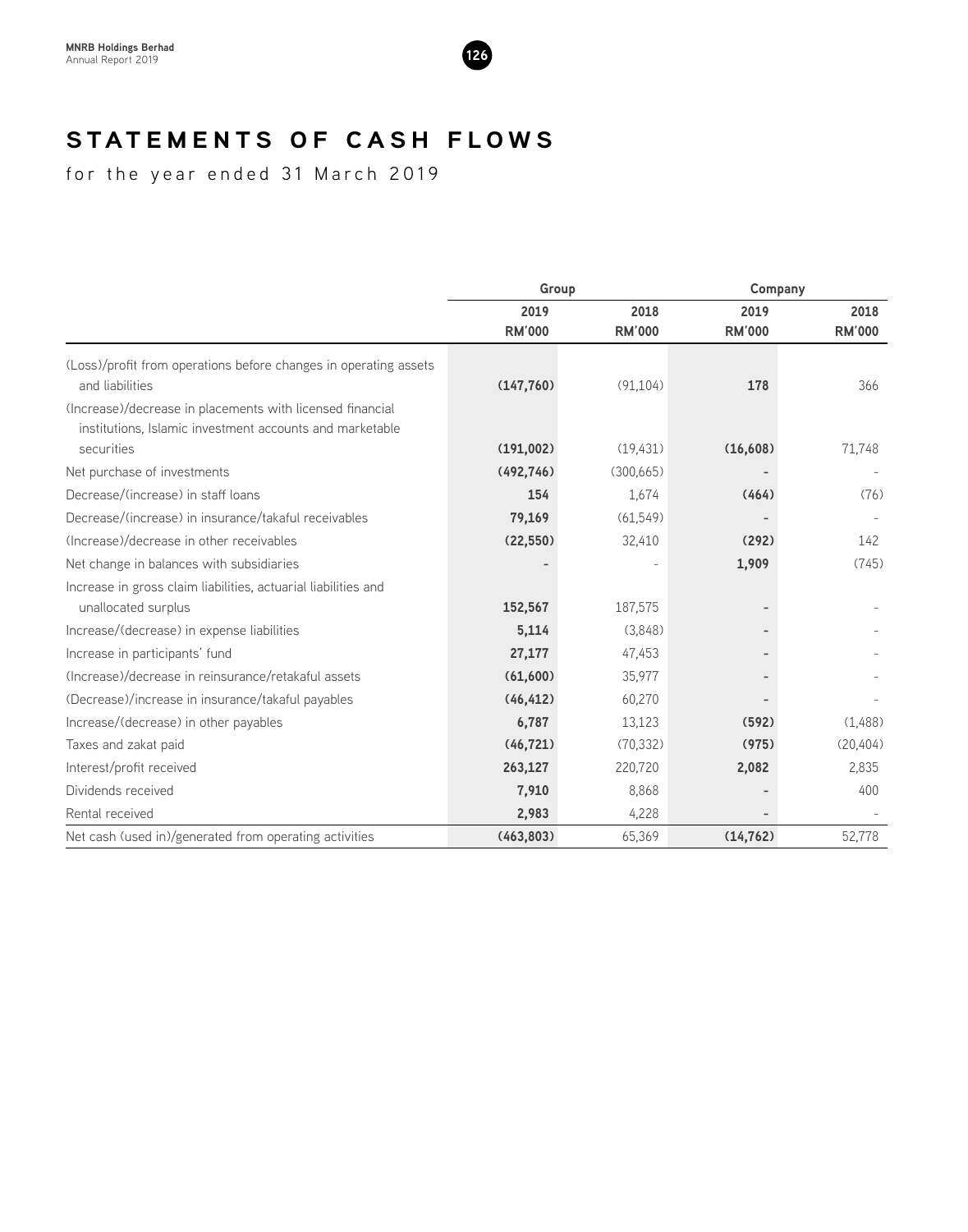# STATEMENTS OF CASH FLOWS

for the year ended 31 March 2019

| | Group | | Company | |
|---|---|---|---|---|
| | 2019<br>RM'000 | 2018<br>RM'000 | 2019<br>RM'000 | 2018<br>RM'000 |
| (Loss)/profit from operations before changes in operating assets and liabilities | **(147,760)** | (91,104) | **178** | 366 |
| (Increase)/decrease in placements with licensed financial institutions, Islamic investment accounts and marketable securities | **(191,002)** | (19,431) | **(16,608)** | 71,748 |
| Net purchase of investments | **(492,746)** | (300,665) | **-** | - |
| Decrease/(increase) in staff loans | **154** | 1,674 | **(464)** | (76) |
| Decrease/(increase) in insurance/takaful receivables | **79,169** | (61,549) | **-** | - |
| (Increase)/decrease in other receivables | **(22,550)** | 32,410 | **(292)** | 142 |
| Net change in balances with subsidiaries | **-** | - | **1,909** | (745) |
| Increase in gross claim liabilities, actuarial liabilities and unallocated surplus | **152,567** | 187,575 | **-** | - |
| Increase/(decrease) in expense liabilities | **5,114** | (3,848) | **-** | - |
| Increase in participants' fund | **27,177** | 47,453 | **-** | - |
| (Increase)/decrease in reinsurance/retakaful assets | **(61,600)** | 35,977 | **-** | - |
| (Decrease)/increase in insurance/takaful payables | **(46,412)** | 60,270 | **-** | - |
| Increase/(decrease) in other payables | **6,787** | 13,123 | **(592)** | (1,488) |
| Taxes and zakat paid | **(46,721)** | (70,332) | **(975)** | (20,404) |
| Interest/profit received | **263,127** | 220,720 | **2,082** | 2,835 |
| Dividends received | **7,910** | 8,868 | **-** | 400 |
| Rental received | **2,983** | 4,228 | **-** | - |
| Net cash (used in)/generated from operating activities | **(463,803)** | 65,369 | **(14,762)** | 52,778 |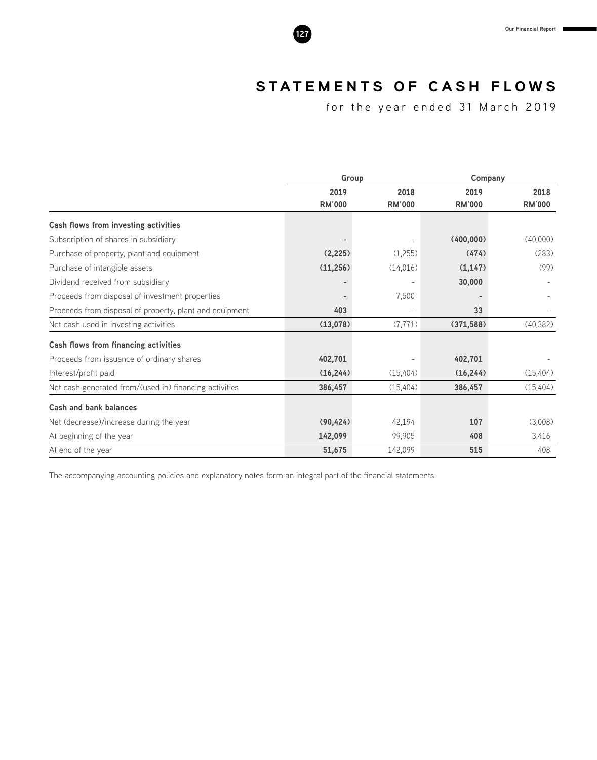# STATEMENTS OF CASH FLOWS

for the year ended 31 March 2019

| | Group | | Company | |
|---|---|---|---|---|
| | 2019<br>RM'000 | 2018<br>RM'000 | 2019<br>RM'000 | 2018<br>RM'000 |
| **Cash flows from investing activities** | | | | |
| Subscription of shares in subsidiary | - | - | **(400,000)** | (40,000) |
| Purchase of property, plant and equipment | **(2,225)** | (1,255) | **(474)** | (283) |
| Purchase of intangible assets | **(11,256)** | (14,016) | **(1,147)** | (99) |
| Dividend received from subsidiary | - | - | **30,000** | - |
| Proceeds from disposal of investment properties | - | 7,500 | - | - |
| Proceeds from disposal of property, plant and equipment | **403** | - | **33** | - |
| Net cash used in investing activities | **(13,078)** | (7,771) | **(371,588)** | (40,382) |
| **Cash flows from financing activities** | | | | |
| Proceeds from issuance of ordinary shares | **402,701** | - | **402,701** | - |
| Interest/profit paid | **(16,244)** | (15,404) | **(16,244)** | (15,404) |
| Net cash generated from/(used in) financing activities | **386,457** | (15,404) | **386,457** | (15,404) |
| **Cash and bank balances** | | | | |
| Net (decrease)/increase during the year | **(90,424)** | 42,194 | **107** | (3,008) |
| At beginning of the year | **142,099** | 99,905 | **408** | 3,416 |
| At end of the year | **51,675** | 142,099 | **515** | 408 |

The accompanying accounting policies and explanatory notes form an integral part of the financial statements.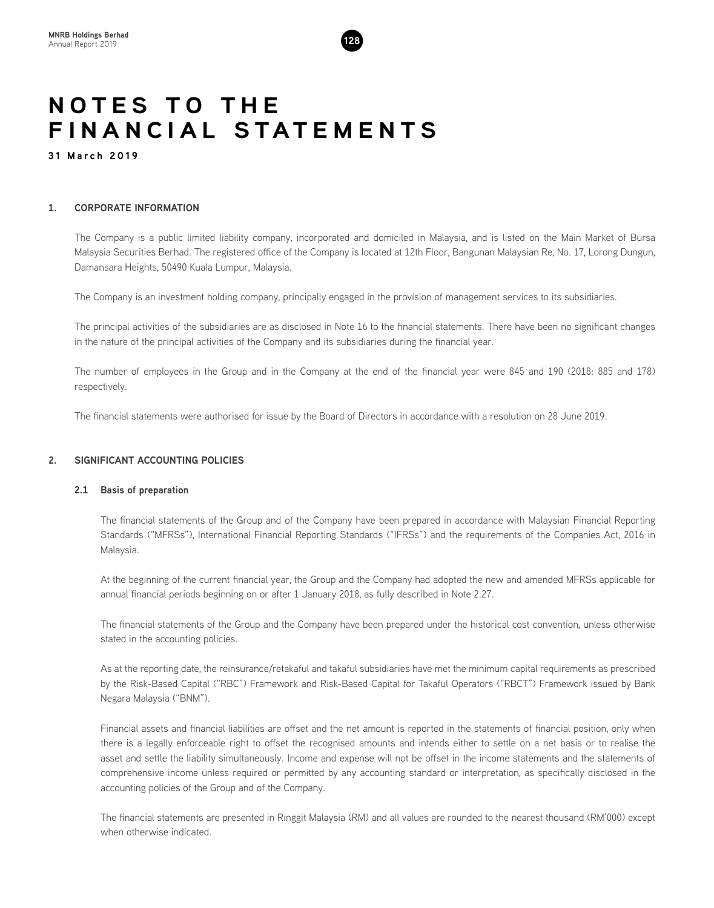# NOTES TO THE FINANCIAL STATEMENTS

31 March 2019

## 1. CORPORATE INFORMATION

The Company is a public limited liability company, incorporated and domiciled in Malaysia, and is listed on the Main Market of Bursa Malaysia Securities Berhad. The registered office of the Company is located at 12th Floor, Bangunan Malaysian Re, No. 17, Lorong Dungun, Damansara Heights, 50490 Kuala Lumpur, Malaysia.

The Company is an investment holding company, principally engaged in the provision of management services to its subsidiaries.

The principal activities of the subsidiaries are as disclosed in Note 16 to the financial statements. There have been no significant changes in the nature of the principal activities of the Company and its subsidiaries during the financial year.

The number of employees in the Group and in the Company at the end of the financial year were 845 and 190 (2018: 885 and 178) respectively.

The financial statements were authorised for issue by the Board of Directors in accordance with a resolution on 28 June 2019.

## 2. SIGNIFICANT ACCOUNTING POLICIES

### 2.1 Basis of preparation

The financial statements of the Group and of the Company have been prepared in accordance with Malaysian Financial Reporting Standards ("MFRSs"), International Financial Reporting Standards ("IFRSs") and the requirements of the Companies Act, 2016 in Malaysia.

At the beginning of the current financial year, the Group and the Company had adopted the new and amended MFRSs applicable for annual financial periods beginning on or after 1 January 2018, as fully described in Note 2.27.

The financial statements of the Group and the Company have been prepared under the historical cost convention, unless otherwise stated in the accounting policies.

As at the reporting date, the reinsurance/retakaful and takaful subsidiaries have met the minimum capital requirements as prescribed by the Risk-Based Capital ("RBC") Framework and Risk-Based Capital for Takaful Operators ("RBCT") Framework issued by Bank Negara Malaysia ("BNM").

Financial assets and financial liabilities are offset and the net amount is reported in the statements of financial position, only when there is a legally enforceable right to offset the recognised amounts and intends either to settle on a net basis or to realise the asset and settle the liability simultaneously. Income and expense will not be offset in the income statements and the statements of comprehensive income unless required or permitted by any accounting standard or interpretation, as specifically disclosed in the accounting policies of the Group and of the Company.

The financial statements are presented in Ringgit Malaysia (RM) and all values are rounded to the nearest thousand (RM'000) except when otherwise indicated.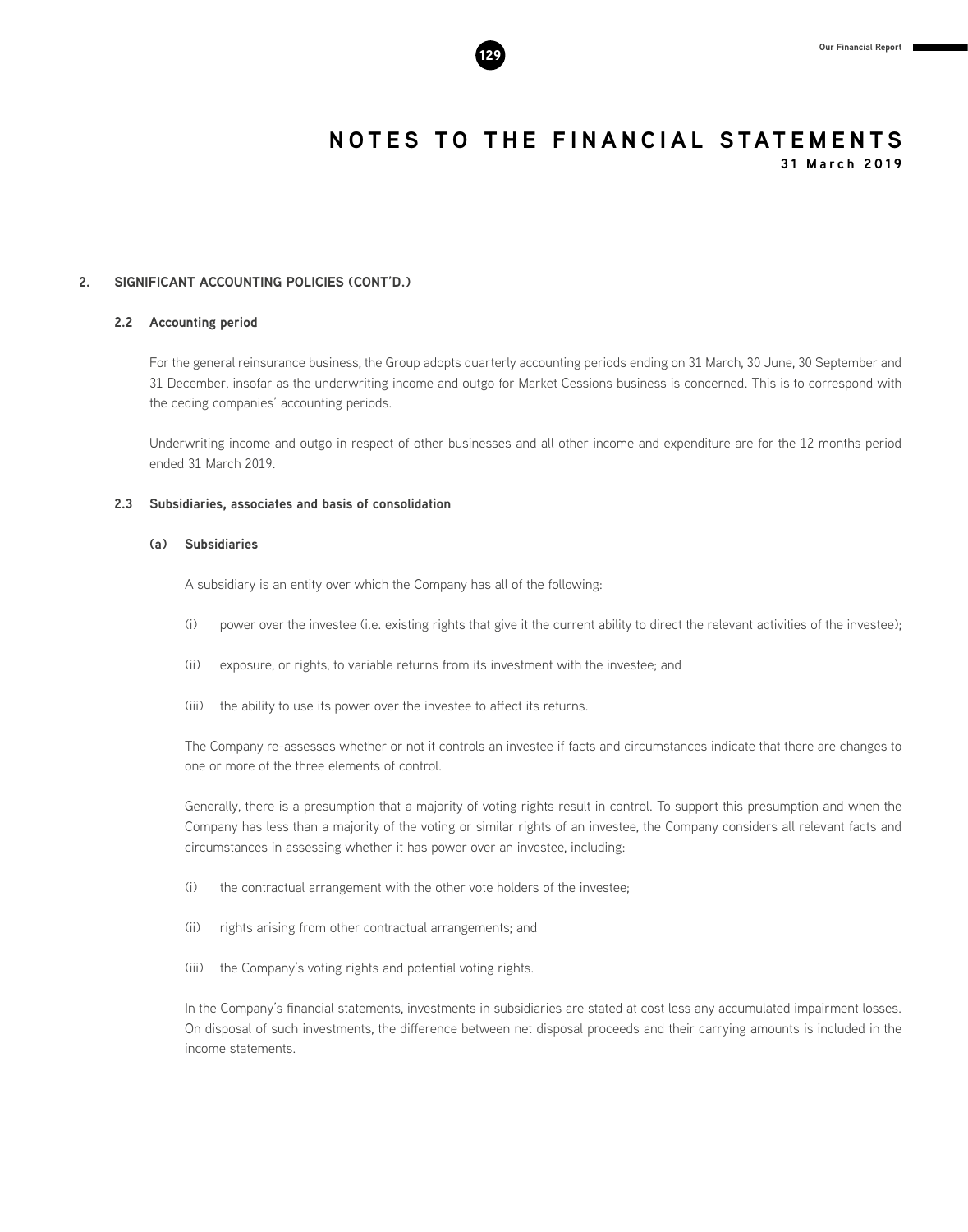## 2. SIGNIFICANT ACCOUNTING POLICIES (CONT'D.)

### 2.2 Accounting period

For the general reinsurance business, the Group adopts quarterly accounting periods ending on 31 March, 30 June, 30 September and 31 December, insofar as the underwriting income and outgo for Market Cessions business is concerned. This is to correspond with the ceding companies' accounting periods.

Underwriting income and outgo in respect of other businesses and all other income and expenditure are for the 12 months period ended 31 March 2019.

### 2.3 Subsidiaries, associates and basis of consolidation

#### (a) Subsidiaries

A subsidiary is an entity over which the Company has all of the following:

(i) power over the investee (i.e. existing rights that give it the current ability to direct the relevant activities of the investee);

(ii) exposure, or rights, to variable returns from its investment with the investee; and

(iii) the ability to use its power over the investee to affect its returns.

The Company re-assesses whether or not it controls an investee if facts and circumstances indicate that there are changes to one or more of the three elements of control.

Generally, there is a presumption that a majority of voting rights result in control. To support this presumption and when the Company has less than a majority of the voting or similar rights of an investee, the Company considers all relevant facts and circumstances in assessing whether it has power over an investee, including:

(i) the contractual arrangement with the other vote holders of the investee;

(ii) rights arising from other contractual arrangements; and

(iii) the Company's voting rights and potential voting rights.

In the Company's financial statements, investments in subsidiaries are stated at cost less any accumulated impairment losses. On disposal of such investments, the difference between net disposal proceeds and their carrying amounts is included in the income statements.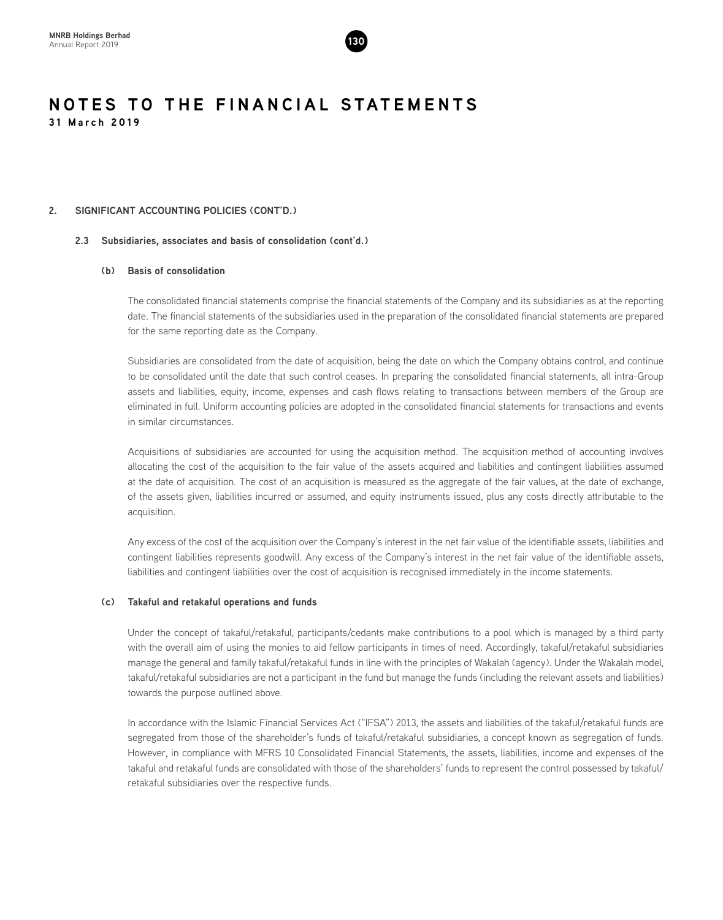# NOTES TO THE FINANCIAL STATEMENTS

**31 March 2019**

## 2. SIGNIFICANT ACCOUNTING POLICIES (CONT'D.)

### 2.3 Subsidiaries, associates and basis of consolidation (cont'd.)

#### (b) Basis of consolidation

The consolidated financial statements comprise the financial statements of the Company and its subsidiaries as at the reporting date. The financial statements of the subsidiaries used in the preparation of the consolidated financial statements are prepared for the same reporting date as the Company.

Subsidiaries are consolidated from the date of acquisition, being the date on which the Company obtains control, and continue to be consolidated until the date that such control ceases. In preparing the consolidated financial statements, all intra-Group assets and liabilities, equity, income, expenses and cash flows relating to transactions between members of the Group are eliminated in full. Uniform accounting policies are adopted in the consolidated financial statements for transactions and events in similar circumstances.

Acquisitions of subsidiaries are accounted for using the acquisition method. The acquisition method of accounting involves allocating the cost of the acquisition to the fair value of the assets acquired and liabilities and contingent liabilities assumed at the date of acquisition. The cost of an acquisition is measured as the aggregate of the fair values, at the date of exchange, of the assets given, liabilities incurred or assumed, and equity instruments issued, plus any costs directly attributable to the acquisition.

Any excess of the cost of the acquisition over the Company's interest in the net fair value of the identifiable assets, liabilities and contingent liabilities represents goodwill. Any excess of the Company's interest in the net fair value of the identifiable assets, liabilities and contingent liabilities over the cost of acquisition is recognised immediately in the income statements.

#### (c) Takaful and retakaful operations and funds

Under the concept of takaful/retakaful, participants/cedants make contributions to a pool which is managed by a third party with the overall aim of using the monies to aid fellow participants in times of need. Accordingly, takaful/retakaful subsidiaries manage the general and family takaful/retakaful funds in line with the principles of Wakalah (agency). Under the Wakalah model, takaful/retakaful subsidiaries are not a participant in the fund but manage the funds (including the relevant assets and liabilities) towards the purpose outlined above.

In accordance with the Islamic Financial Services Act ("IFSA") 2013, the assets and liabilities of the takaful/retakaful funds are segregated from those of the shareholder's funds of takaful/retakaful subsidiaries, a concept known as segregation of funds. However, in compliance with MFRS 10 Consolidated Financial Statements, the assets, liabilities, income and expenses of the takaful and retakaful funds are consolidated with those of the shareholders' funds to represent the control possessed by takaful/retakaful subsidiaries over the respective funds.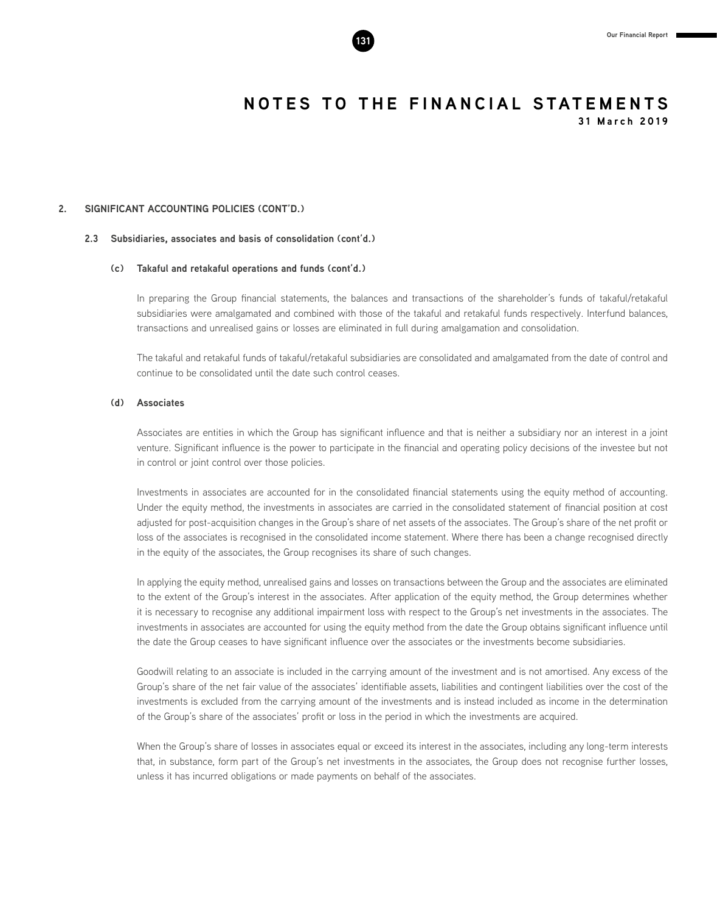# NOTES TO THE FINANCIAL STATEMENTS

**31 March 2019**

## 2. SIGNIFICANT ACCOUNTING POLICIES (CONT'D.)

### 2.3 Subsidiaries, associates and basis of consolidation (cont'd.)

#### (c) Takaful and retakaful operations and funds (cont'd.)

In preparing the Group financial statements, the balances and transactions of the shareholder's funds of takaful/retakaful subsidiaries were amalgamated and combined with those of the takaful and retakaful funds respectively. Interfund balances, transactions and unrealised gains or losses are eliminated in full during amalgamation and consolidation.

The takaful and retakaful funds of takaful/retakaful subsidiaries are consolidated and amalgamated from the date of control and continue to be consolidated until the date such control ceases.

#### (d) Associates

Associates are entities in which the Group has significant influence and that is neither a subsidiary nor an interest in a joint venture. Significant influence is the power to participate in the financial and operating policy decisions of the investee but not in control or joint control over those policies.

Investments in associates are accounted for in the consolidated financial statements using the equity method of accounting. Under the equity method, the investments in associates are carried in the consolidated statement of financial position at cost adjusted for post-acquisition changes in the Group's share of net assets of the associates. The Group's share of the net profit or loss of the associates is recognised in the consolidated income statement. Where there has been a change recognised directly in the equity of the associates, the Group recognises its share of such changes.

In applying the equity method, unrealised gains and losses on transactions between the Group and the associates are eliminated to the extent of the Group's interest in the associates. After application of the equity method, the Group determines whether it is necessary to recognise any additional impairment loss with respect to the Group's net investments in the associates. The investments in associates are accounted for using the equity method from the date the Group obtains significant influence until the date the Group ceases to have significant influence over the associates or the investments become subsidiaries.

Goodwill relating to an associate is included in the carrying amount of the investment and is not amortised. Any excess of the Group's share of the net fair value of the associates' identifiable assets, liabilities and contingent liabilities over the cost of the investments is excluded from the carrying amount of the investments and is instead included as income in the determination of the Group's share of the associates' profit or loss in the period in which the investments are acquired.

When the Group's share of losses in associates equal or exceed its interest in the associates, including any long-term interests that, in substance, form part of the Group's net investments in the associates, the Group does not recognise further losses, unless it has incurred obligations or made payments on behalf of the associates.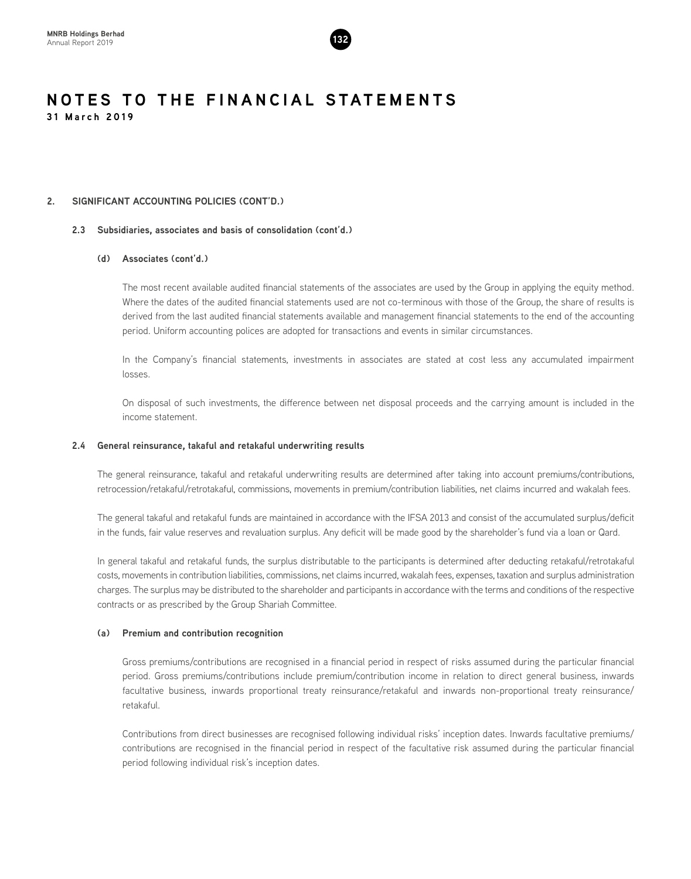# NOTES TO THE FINANCIAL STATEMENTS

**31 March 2019**

## 2. SIGNIFICANT ACCOUNTING POLICIES (CONT'D.)

### 2.3 Subsidiaries, associates and basis of consolidation (cont'd.)

#### (d) Associates (cont'd.)

The most recent available audited financial statements of the associates are used by the Group in applying the equity method. Where the dates of the audited financial statements used are not co-terminous with those of the Group, the share of results is derived from the last audited financial statements available and management financial statements to the end of the accounting period. Uniform accounting polices are adopted for transactions and events in similar circumstances.

In the Company's financial statements, investments in associates are stated at cost less any accumulated impairment losses.

On disposal of such investments, the difference between net disposal proceeds and the carrying amount is included in the income statement.

### 2.4 General reinsurance, takaful and retakaful underwriting results

The general reinsurance, takaful and retakaful underwriting results are determined after taking into account premiums/contributions, retrocession/retakaful/retrotakaful, commissions, movements in premium/contribution liabilities, net claims incurred and wakalah fees.

The general takaful and retakaful funds are maintained in accordance with the IFSA 2013 and consist of the accumulated surplus/deficit in the funds, fair value reserves and revaluation surplus. Any deficit will be made good by the shareholder's fund via a loan or Qard.

In general takaful and retakaful funds, the surplus distributable to the participants is determined after deducting retakaful/retrotakaful costs, movements in contribution liabilities, commissions, net claims incurred, wakalah fees, expenses, taxation and surplus administration charges. The surplus may be distributed to the shareholder and participants in accordance with the terms and conditions of the respective contracts or as prescribed by the Group Shariah Committee.

#### (a) Premium and contribution recognition

Gross premiums/contributions are recognised in a financial period in respect of risks assumed during the particular financial period. Gross premiums/contributions include premium/contribution income in relation to direct general business, inwards facultative business, inwards proportional treaty reinsurance/retakaful and inwards non-proportional treaty reinsurance/retakaful.

Contributions from direct businesses are recognised following individual risks' inception dates. Inwards facultative premiums/contributions are recognised in the financial period in respect of the facultative risk assumed during the particular financial period following individual risk's inception dates.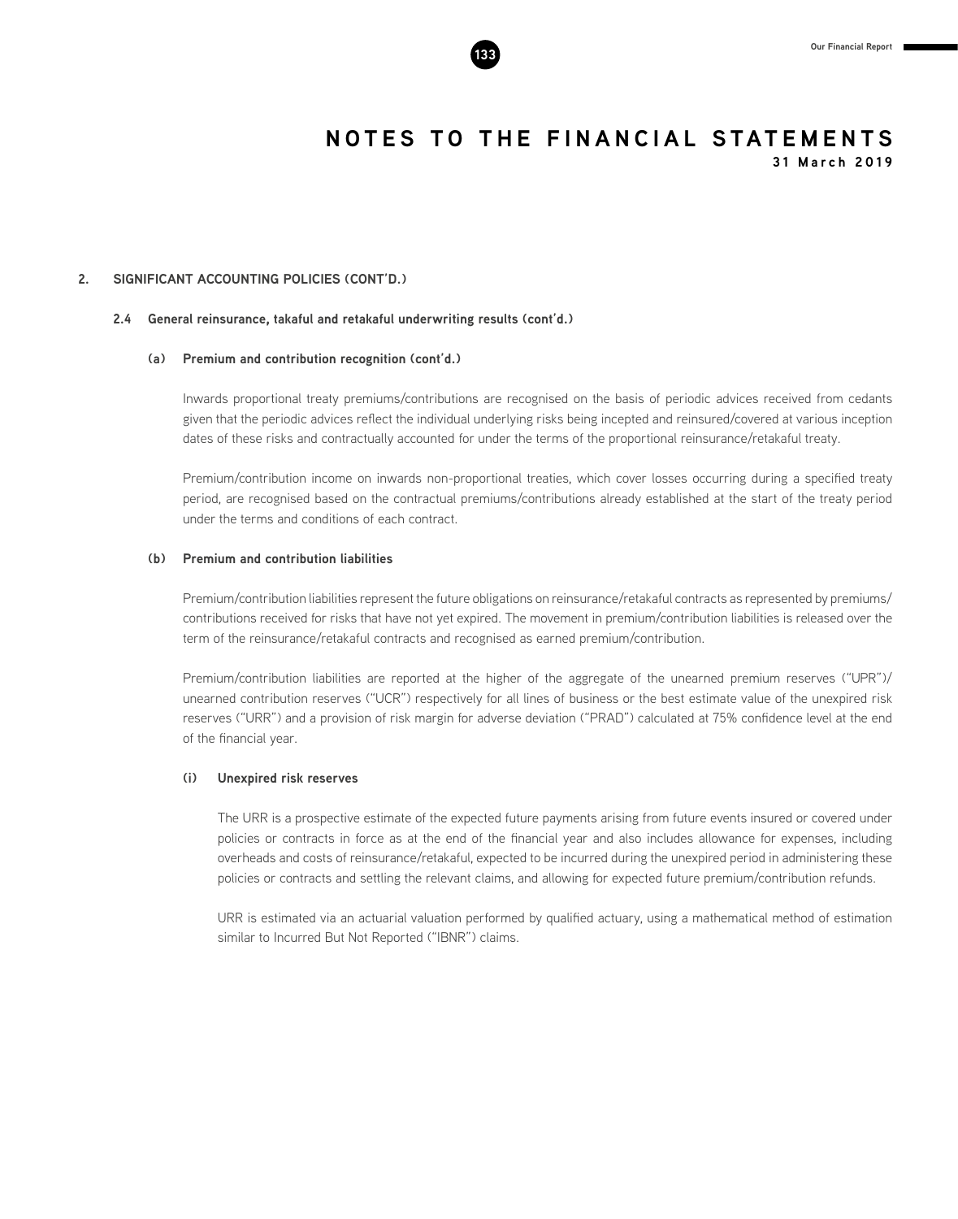# NOTES TO THE FINANCIAL STATEMENTS

**31 March 2019**

## 2. SIGNIFICANT ACCOUNTING POLICIES (CONT'D.)

### 2.4 General reinsurance, takaful and retakaful underwriting results (cont'd.)

#### (a) Premium and contribution recognition (cont'd.)

Inwards proportional treaty premiums/contributions are recognised on the basis of periodic advices received from cedants given that the periodic advices reflect the individual underlying risks being incepted and reinsured/covered at various inception dates of these risks and contractually accounted for under the terms of the proportional reinsurance/retakaful treaty.

Premium/contribution income on inwards non-proportional treaties, which cover losses occurring during a specified treaty period, are recognised based on the contractual premiums/contributions already established at the start of the treaty period under the terms and conditions of each contract.

#### (b) Premium and contribution liabilities

Premium/contribution liabilities represent the future obligations on reinsurance/retakaful contracts as represented by premiums/contributions received for risks that have not yet expired. The movement in premium/contribution liabilities is released over the term of the reinsurance/retakaful contracts and recognised as earned premium/contribution.

Premium/contribution liabilities are reported at the higher of the aggregate of the unearned premium reserves ("UPR")/unearned contribution reserves ("UCR") respectively for all lines of business or the best estimate value of the unexpired risk reserves ("URR") and a provision of risk margin for adverse deviation ("PRAD") calculated at 75% confidence level at the end of the financial year.

##### (i) Unexpired risk reserves

The URR is a prospective estimate of the expected future payments arising from future events insured or covered under policies or contracts in force as at the end of the financial year and also includes allowance for expenses, including overheads and costs of reinsurance/retakaful, expected to be incurred during the unexpired period in administering these policies or contracts and settling the relevant claims, and allowing for expected future premium/contribution refunds.

URR is estimated via an actuarial valuation performed by qualified actuary, using a mathematical method of estimation similar to Incurred But Not Reported ("IBNR") claims.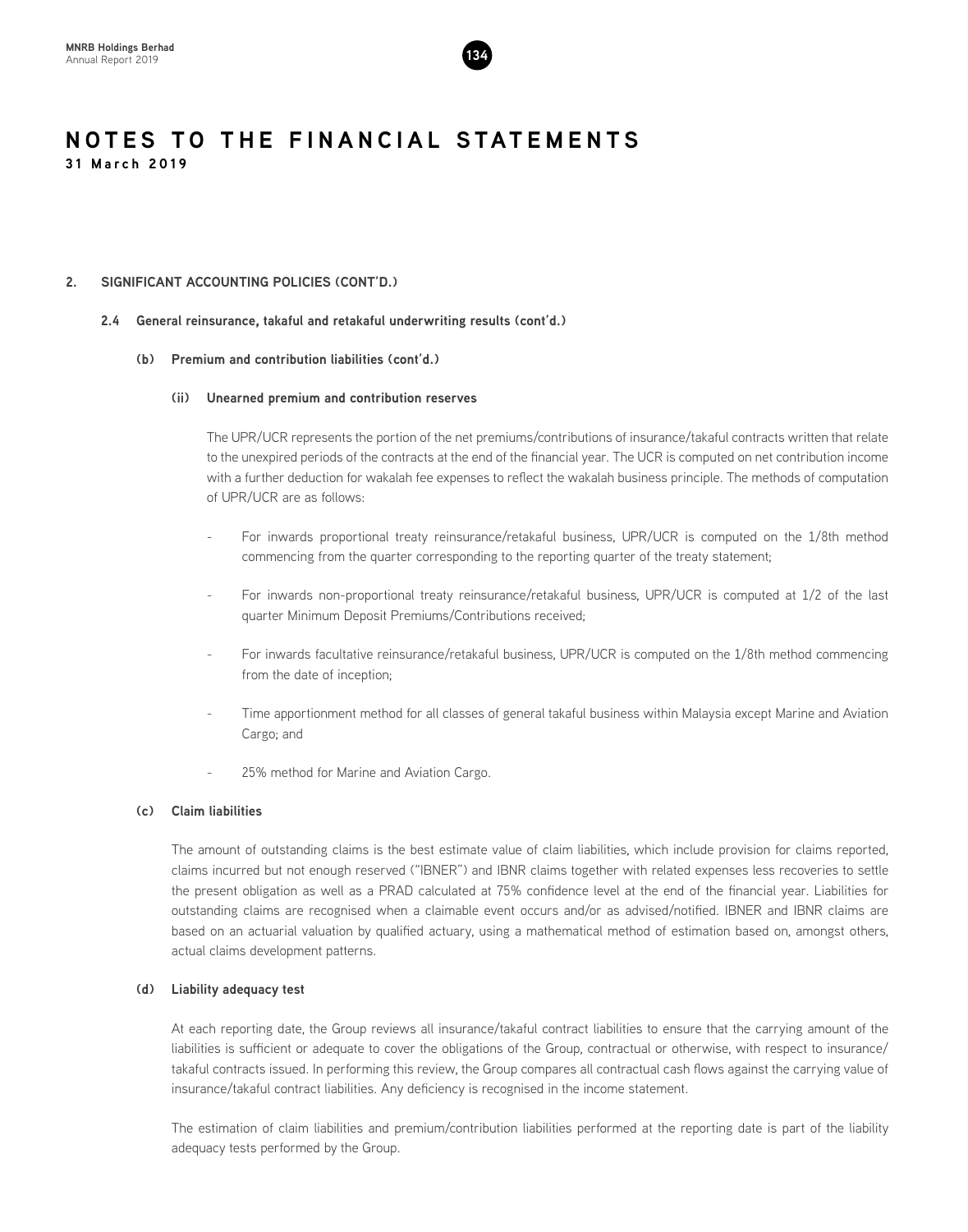# NOTES TO THE FINANCIAL STATEMENTS

**31 March 2019**

## 2. SIGNIFICANT ACCOUNTING POLICIES (CONT'D.)

### 2.4 General reinsurance, takaful and retakaful underwriting results (cont'd.)

#### (b) Premium and contribution liabilities (cont'd.)

##### (ii) Unearned premium and contribution reserves

The UPR/UCR represents the portion of the net premiums/contributions of insurance/takaful contracts written that relate to the unexpired periods of the contracts at the end of the financial year. The UCR is computed on net contribution income with a further deduction for wakalah fee expenses to reflect the wakalah business principle. The methods of computation of UPR/UCR are as follows:

- For inwards proportional treaty reinsurance/retakaful business, UPR/UCR is computed on the 1/8th method commencing from the quarter corresponding to the reporting quarter of the treaty statement;
- For inwards non-proportional treaty reinsurance/retakaful business, UPR/UCR is computed at 1/2 of the last quarter Minimum Deposit Premiums/Contributions received;
- For inwards facultative reinsurance/retakaful business, UPR/UCR is computed on the 1/8th method commencing from the date of inception;
- Time apportionment method for all classes of general takaful business within Malaysia except Marine and Aviation Cargo; and
- 25% method for Marine and Aviation Cargo.

#### (c) Claim liabilities

The amount of outstanding claims is the best estimate value of claim liabilities, which include provision for claims reported, claims incurred but not enough reserved ("IBNER") and IBNR claims together with related expenses less recoveries to settle the present obligation as well as a PRAD calculated at 75% confidence level at the end of the financial year. Liabilities for outstanding claims are recognised when a claimable event occurs and/or as advised/notified. IBNER and IBNR claims are based on an actuarial valuation by qualified actuary, using a mathematical method of estimation based on, amongst others, actual claims development patterns.

#### (d) Liability adequacy test

At each reporting date, the Group reviews all insurance/takaful contract liabilities to ensure that the carrying amount of the liabilities is sufficient or adequate to cover the obligations of the Group, contractual or otherwise, with respect to insurance/takaful contracts issued. In performing this review, the Group compares all contractual cash flows against the carrying value of insurance/takaful contract liabilities. Any deficiency is recognised in the income statement.

The estimation of claim liabilities and premium/contribution liabilities performed at the reporting date is part of the liability adequacy tests performed by the Group.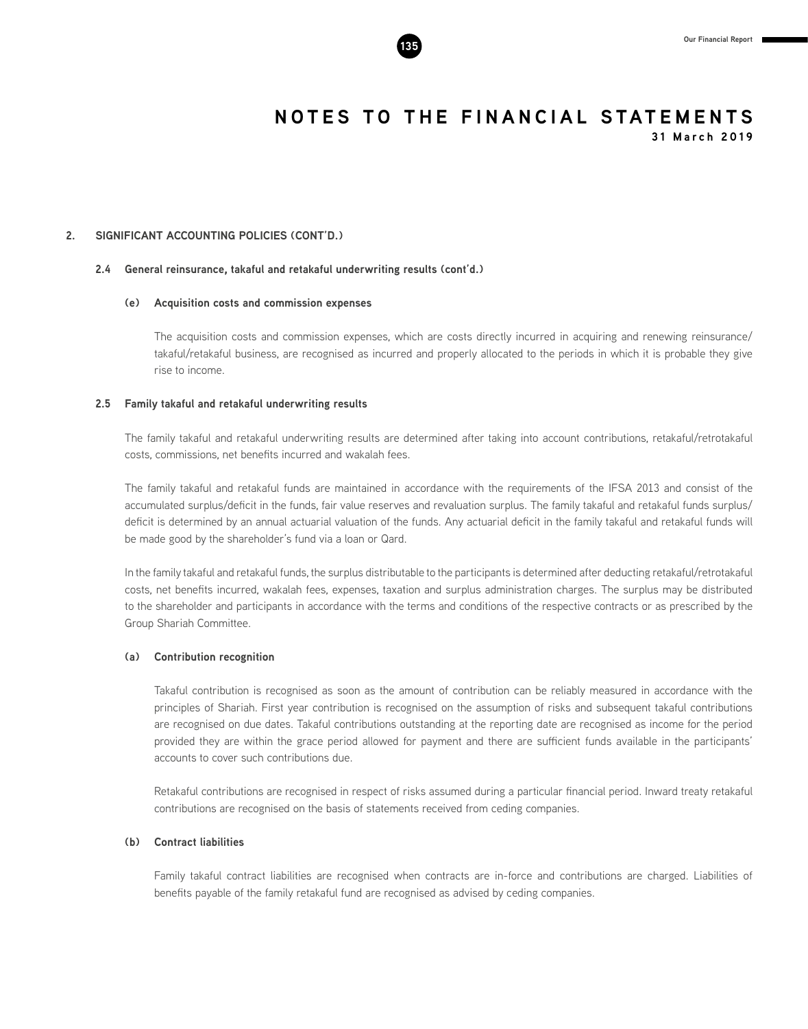## 2. SIGNIFICANT ACCOUNTING POLICIES (CONT'D.)

### 2.4 General reinsurance, takaful and retakaful underwriting results (cont'd.)

#### (e) Acquisition costs and commission expenses

The acquisition costs and commission expenses, which are costs directly incurred in acquiring and renewing reinsurance/takaful/retakaful business, are recognised as incurred and properly allocated to the periods in which it is probable they give rise to income.

### 2.5 Family takaful and retakaful underwriting results

The family takaful and retakaful underwriting results are determined after taking into account contributions, retakaful/retrotakaful costs, commissions, net benefits incurred and wakalah fees.

The family takaful and retakaful funds are maintained in accordance with the requirements of the IFSA 2013 and consist of the accumulated surplus/deficit in the funds, fair value reserves and revaluation surplus. The family takaful and retakaful funds surplus/deficit is determined by an annual actuarial valuation of the funds. Any actuarial deficit in the family takaful and retakaful funds will be made good by the shareholder's fund via a loan or Qard.

In the family takaful and retakaful funds, the surplus distributable to the participants is determined after deducting retakaful/retrotakaful costs, net benefits incurred, wakalah fees, expenses, taxation and surplus administration charges. The surplus may be distributed to the shareholder and participants in accordance with the terms and conditions of the respective contracts or as prescribed by the Group Shariah Committee.

#### (a) Contribution recognition

Takaful contribution is recognised as soon as the amount of contribution can be reliably measured in accordance with the principles of Shariah. First year contribution is recognised on the assumption of risks and subsequent takaful contributions are recognised on due dates. Takaful contributions outstanding at the reporting date are recognised as income for the period provided they are within the grace period allowed for payment and there are sufficient funds available in the participants' accounts to cover such contributions due.

Retakaful contributions are recognised in respect of risks assumed during a particular financial period. Inward treaty retakaful contributions are recognised on the basis of statements received from ceding companies.

#### (b) Contract liabilities

Family takaful contract liabilities are recognised when contracts are in-force and contributions are charged. Liabilities of benefits payable of the family retakaful fund are recognised as advised by ceding companies.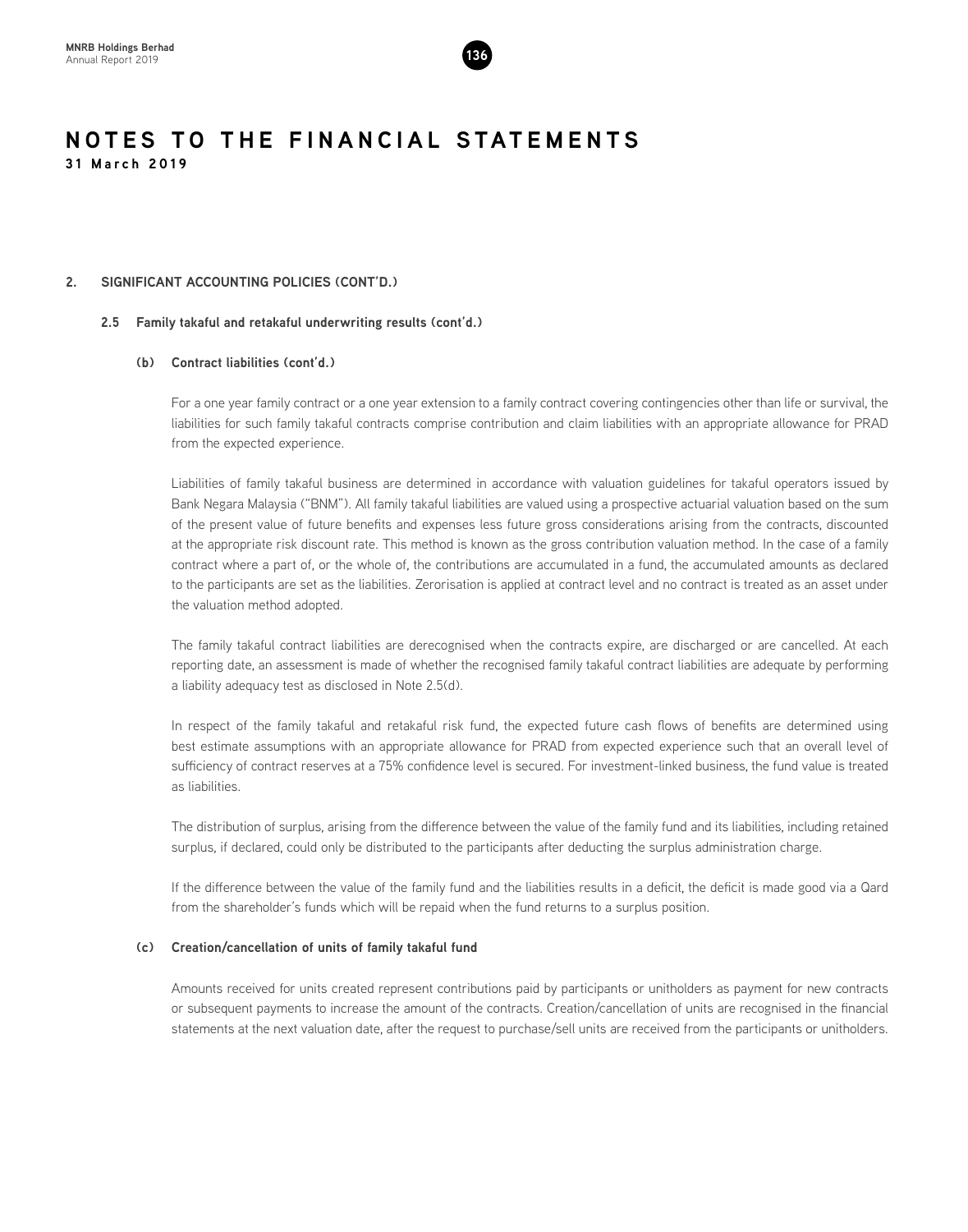# NOTES TO THE FINANCIAL STATEMENTS

**31 March 2019**

## 2. SIGNIFICANT ACCOUNTING POLICIES (CONT'D.)

### 2.5 Family takaful and retakaful underwriting results (cont'd.)

#### (b) Contract liabilities (cont'd.)

For a one year family contract or a one year extension to a family contract covering contingencies other than life or survival, the liabilities for such family takaful contracts comprise contribution and claim liabilities with an appropriate allowance for PRAD from the expected experience.

Liabilities of family takaful business are determined in accordance with valuation guidelines for takaful operators issued by Bank Negara Malaysia ("BNM"). All family takaful liabilities are valued using a prospective actuarial valuation based on the sum of the present value of future benefits and expenses less future gross considerations arising from the contracts, discounted at the appropriate risk discount rate. This method is known as the gross contribution valuation method. In the case of a family contract where a part of, or the whole of, the contributions are accumulated in a fund, the accumulated amounts as declared to the participants are set as the liabilities. Zerorisation is applied at contract level and no contract is treated as an asset under the valuation method adopted.

The family takaful contract liabilities are derecognised when the contracts expire, are discharged or are cancelled. At each reporting date, an assessment is made of whether the recognised family takaful contract liabilities are adequate by performing a liability adequacy test as disclosed in Note 2.5(d).

In respect of the family takaful and retakaful risk fund, the expected future cash flows of benefits are determined using best estimate assumptions with an appropriate allowance for PRAD from expected experience such that an overall level of sufficiency of contract reserves at a 75% confidence level is secured. For investment-linked business, the fund value is treated as liabilities.

The distribution of surplus, arising from the difference between the value of the family fund and its liabilities, including retained surplus, if declared, could only be distributed to the participants after deducting the surplus administration charge.

If the difference between the value of the family fund and the liabilities results in a deficit, the deficit is made good via a Qard from the shareholder's funds which will be repaid when the fund returns to a surplus position.

#### (c) Creation/cancellation of units of family takaful fund

Amounts received for units created represent contributions paid by participants or unitholders as payment for new contracts or subsequent payments to increase the amount of the contracts. Creation/cancellation of units are recognised in the financial statements at the next valuation date, after the request to purchase/sell units are received from the participants or unitholders.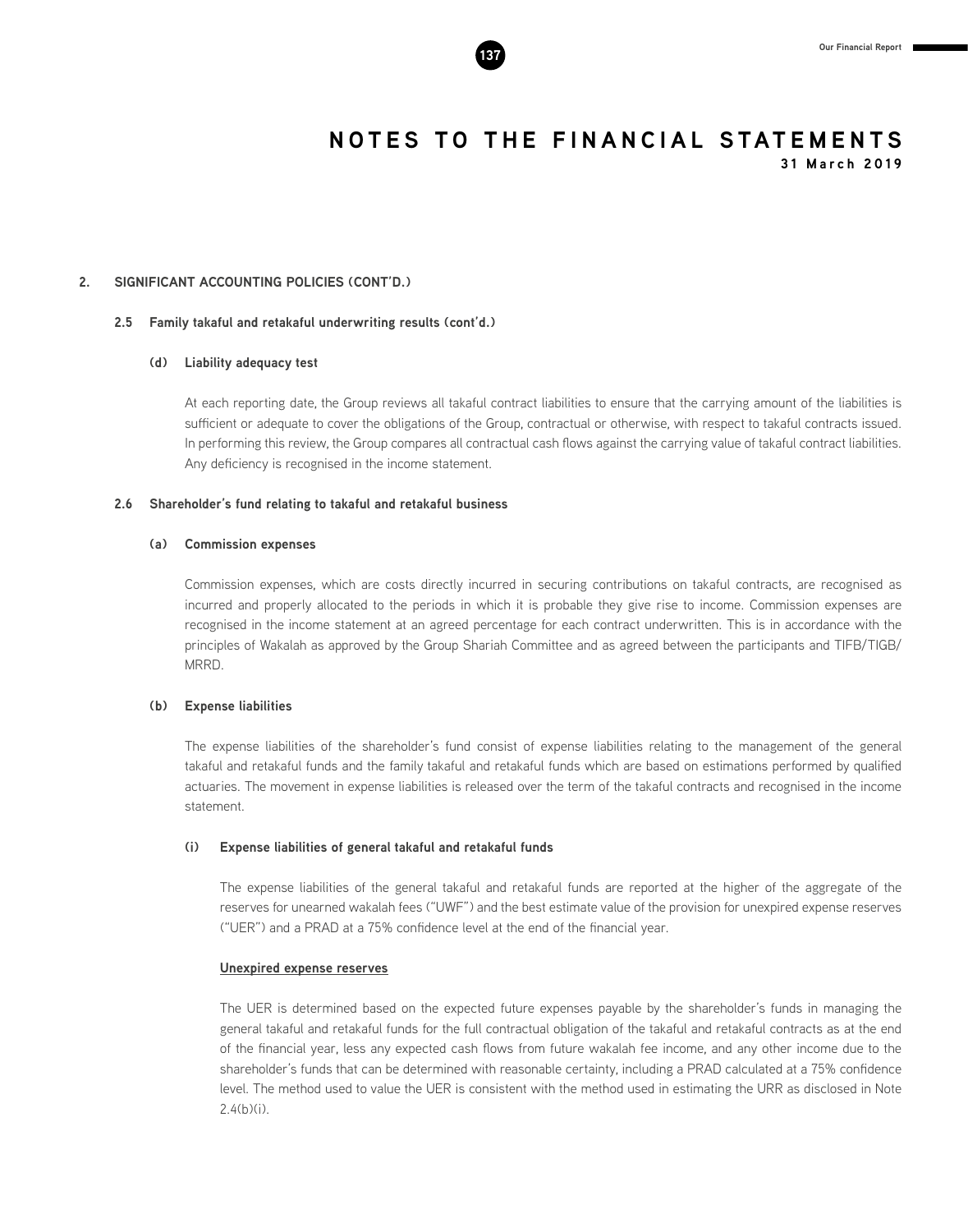# NOTES TO THE FINANCIAL STATEMENTS

**31 March 2019**

## 2. SIGNIFICANT ACCOUNTING POLICIES (CONT'D.)

### 2.5 Family takaful and retakaful underwriting results (cont'd.)

#### (d) Liability adequacy test

At each reporting date, the Group reviews all takaful contract liabilities to ensure that the carrying amount of the liabilities is sufficient or adequate to cover the obligations of the Group, contractual or otherwise, with respect to takaful contracts issued. In performing this review, the Group compares all contractual cash flows against the carrying value of takaful contract liabilities. Any deficiency is recognised in the income statement.

### 2.6 Shareholder's fund relating to takaful and retakaful business

#### (a) Commission expenses

Commission expenses, which are costs directly incurred in securing contributions on takaful contracts, are recognised as incurred and properly allocated to the periods in which it is probable they give rise to income. Commission expenses are recognised in the income statement at an agreed percentage for each contract underwritten. This is in accordance with the principles of Wakalah as approved by the Group Shariah Committee and as agreed between the participants and TIFB/TIGB/MRRD.

#### (b) Expense liabilities

The expense liabilities of the shareholder's fund consist of expense liabilities relating to the management of the general takaful and retakaful funds and the family takaful and retakaful funds which are based on estimations performed by qualified actuaries. The movement in expense liabilities is released over the term of the takaful contracts and recognised in the income statement.

##### (i) Expense liabilities of general takaful and retakaful funds

The expense liabilities of the general takaful and retakaful funds are reported at the higher of the aggregate of the reserves for unearned wakalah fees ("UWF") and the best estimate value of the provision for unexpired expense reserves ("UER") and a PRAD at a 75% confidence level at the end of the financial year.

<u>**Unexpired expense reserves**</u>

The UER is determined based on the expected future expenses payable by the shareholder's funds in managing the general takaful and retakaful funds for the full contractual obligation of the takaful and retakaful contracts as at the end of the financial year, less any expected cash flows from future wakalah fee income, and any other income due to the shareholder's funds that can be determined with reasonable certainty, including a PRAD calculated at a 75% confidence level. The method used to value the UER is consistent with the method used in estimating the URR as disclosed in Note 2.4(b)(i).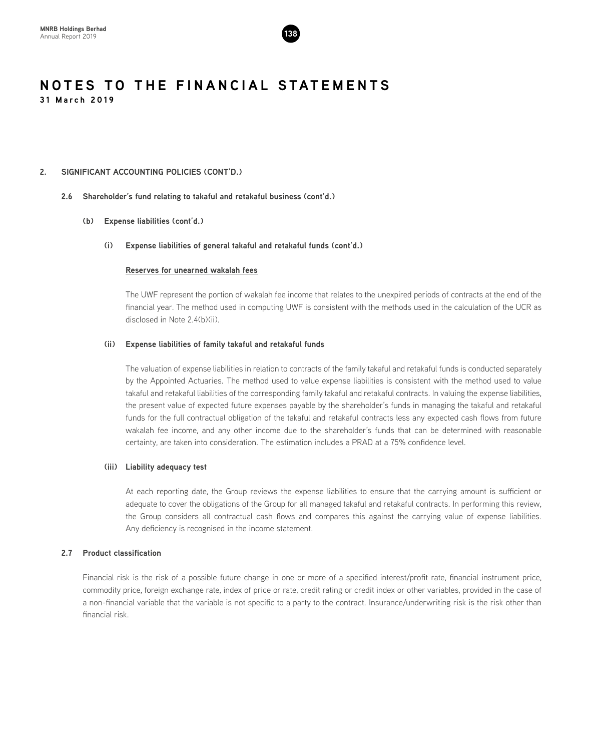# NOTES TO THE FINANCIAL STATEMENTS
31 March 2019

## 2. SIGNIFICANT ACCOUNTING POLICIES (CONT'D.)

### 2.6 Shareholder's fund relating to takaful and retakaful business (cont'd.)

#### (b) Expense liabilities (cont'd.)

##### (i) Expense liabilities of general takaful and retakaful funds (cont'd.)

**Reserves for unearned wakalah fees**

The UWF represent the portion of wakalah fee income that relates to the unexpired periods of contracts at the end of the financial year. The method used in computing UWF is consistent with the methods used in the calculation of the UCR as disclosed in Note 2.4(b)(ii).

##### (ii) Expense liabilities of family takaful and retakaful funds

The valuation of expense liabilities in relation to contracts of the family takaful and retakaful funds is conducted separately by the Appointed Actuaries. The method used to value expense liabilities is consistent with the method used to value takaful and retakaful liabilities of the corresponding family takaful and retakaful contracts. In valuing the expense liabilities, the present value of expected future expenses payable by the shareholder's funds in managing the takaful and retakaful funds for the full contractual obligation of the takaful and retakaful contracts less any expected cash flows from future wakalah fee income, and any other income due to the shareholder's funds that can be determined with reasonable certainty, are taken into consideration. The estimation includes a PRAD at a 75% confidence level.

##### (iii) Liability adequacy test

At each reporting date, the Group reviews the expense liabilities to ensure that the carrying amount is sufficient or adequate to cover the obligations of the Group for all managed takaful and retakaful contracts. In performing this review, the Group considers all contractual cash flows and compares this against the carrying value of expense liabilities. Any deficiency is recognised in the income statement.

### 2.7 Product classification

Financial risk is the risk of a possible future change in one or more of a specified interest/profit rate, financial instrument price, commodity price, foreign exchange rate, index of price or rate, credit rating or credit index or other variables, provided in the case of a non-financial variable that the variable is not specific to a party to the contract. Insurance/underwriting risk is the risk other than financial risk.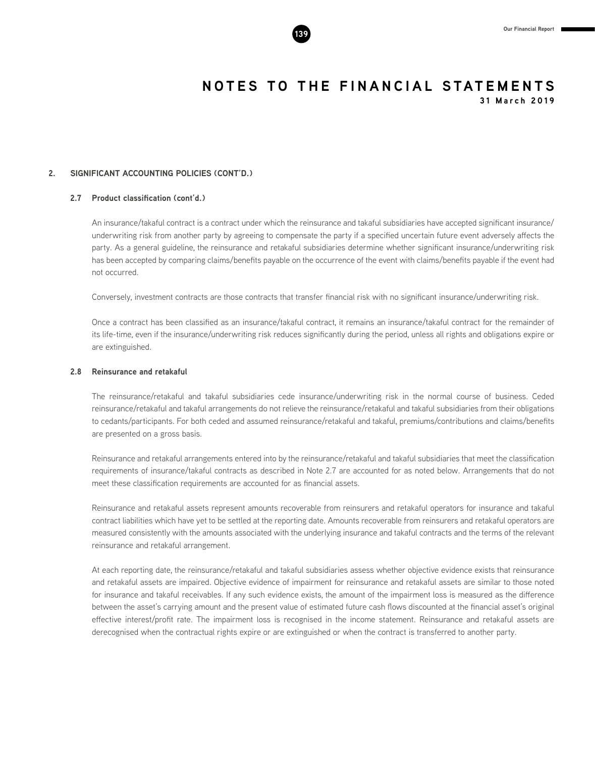## 2. SIGNIFICANT ACCOUNTING POLICIES (CONT'D.)

### 2.7 Product classification (cont'd.)

An insurance/takaful contract is a contract under which the reinsurance and takaful subsidiaries have accepted significant insurance/underwriting risk from another party by agreeing to compensate the party if a specified uncertain future event adversely affects the party. As a general guideline, the reinsurance and retakaful subsidiaries determine whether significant insurance/underwriting risk has been accepted by comparing claims/benefits payable on the occurrence of the event with claims/benefits payable if the event had not occurred.

Conversely, investment contracts are those contracts that transfer financial risk with no significant insurance/underwriting risk.

Once a contract has been classified as an insurance/takaful contract, it remains an insurance/takaful contract for the remainder of its life-time, even if the insurance/underwriting risk reduces significantly during the period, unless all rights and obligations expire or are extinguished.

### 2.8 Reinsurance and retakaful

The reinsurance/retakaful and takaful subsidiaries cede insurance/underwriting risk in the normal course of business. Ceded reinsurance/retakaful and takaful arrangements do not relieve the reinsurance/retakaful and takaful subsidiaries from their obligations to cedants/participants. For both ceded and assumed reinsurance/retakaful and takaful, premiums/contributions and claims/benefits are presented on a gross basis.

Reinsurance and retakaful arrangements entered into by the reinsurance/retakaful and takaful subsidiaries that meet the classification requirements of insurance/takaful contracts as described in Note 2.7 are accounted for as noted below. Arrangements that do not meet these classification requirements are accounted for as financial assets.

Reinsurance and retakaful assets represent amounts recoverable from reinsurers and retakaful operators for insurance and takaful contract liabilities which have yet to be settled at the reporting date. Amounts recoverable from reinsurers and retakaful operators are measured consistently with the amounts associated with the underlying insurance and takaful contracts and the terms of the relevant reinsurance and retakaful arrangement.

At each reporting date, the reinsurance/retakaful and takaful subsidiaries assess whether objective evidence exists that reinsurance and retakaful assets are impaired. Objective evidence of impairment for reinsurance and retakaful assets are similar to those noted for insurance and takaful receivables. If any such evidence exists, the amount of the impairment loss is measured as the difference between the asset's carrying amount and the present value of estimated future cash flows discounted at the financial asset's original effective interest/profit rate. The impairment loss is recognised in the income statement. Reinsurance and retakaful assets are derecognised when the contractual rights expire or are extinguished or when the contract is transferred to another party.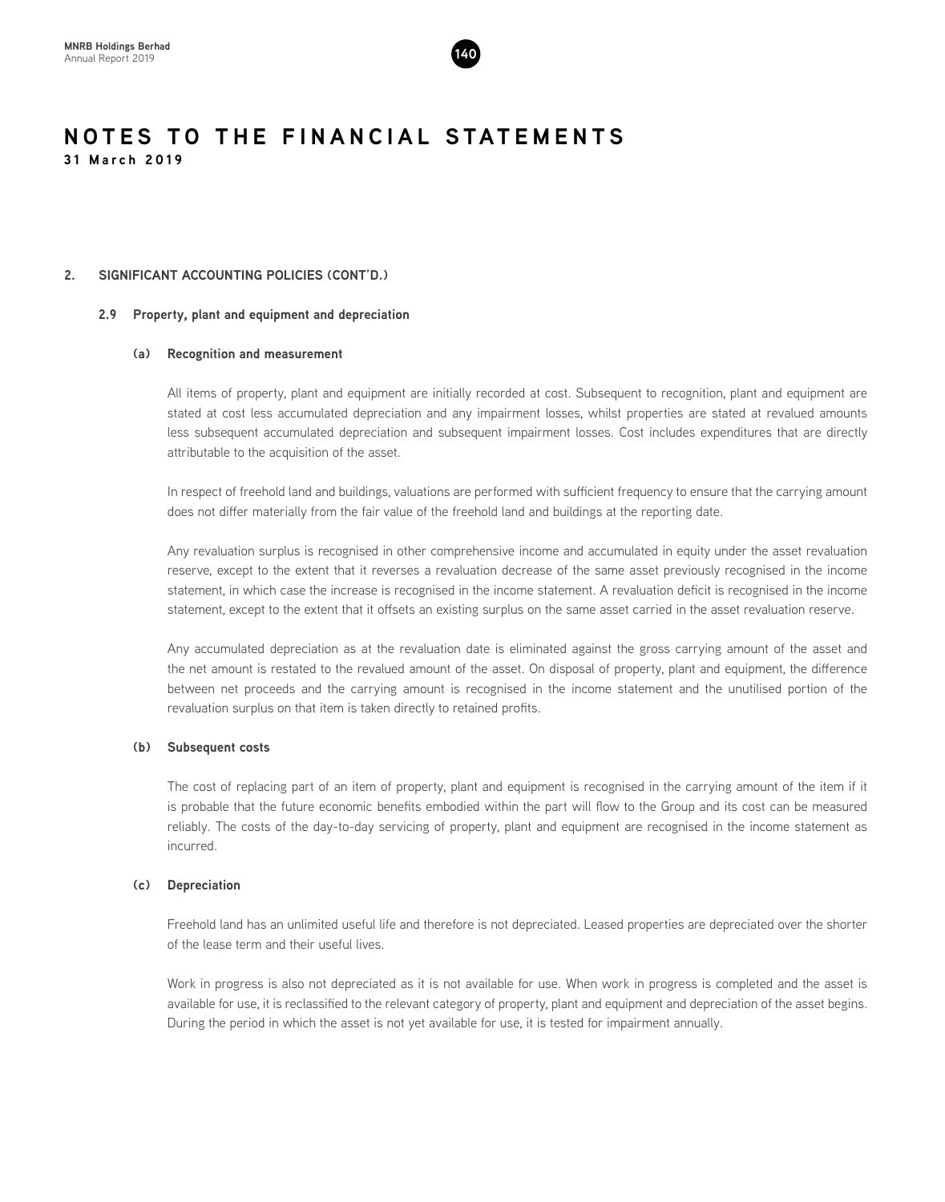# NOTES TO THE FINANCIAL STATEMENTS

**31 March 2019**

## 2. SIGNIFICANT ACCOUNTING POLICIES (CONT'D.)

### 2.9 Property, plant and equipment and depreciation

#### (a) Recognition and measurement

All items of property, plant and equipment are initially recorded at cost. Subsequent to recognition, plant and equipment are stated at cost less accumulated depreciation and any impairment losses, whilst properties are stated at revalued amounts less subsequent accumulated depreciation and subsequent impairment losses. Cost includes expenditures that are directly attributable to the acquisition of the asset.

In respect of freehold land and buildings, valuations are performed with sufficient frequency to ensure that the carrying amount does not differ materially from the fair value of the freehold land and buildings at the reporting date.

Any revaluation surplus is recognised in other comprehensive income and accumulated in equity under the asset revaluation reserve, except to the extent that it reverses a revaluation decrease of the same asset previously recognised in the income statement, in which case the increase is recognised in the income statement. A revaluation deficit is recognised in the income statement, except to the extent that it offsets an existing surplus on the same asset carried in the asset revaluation reserve.

Any accumulated depreciation as at the revaluation date is eliminated against the gross carrying amount of the asset and the net amount is restated to the revalued amount of the asset. On disposal of property, plant and equipment, the difference between net proceeds and the carrying amount is recognised in the income statement and the unutilised portion of the revaluation surplus on that item is taken directly to retained profits.

#### (b) Subsequent costs

The cost of replacing part of an item of property, plant and equipment is recognised in the carrying amount of the item if it is probable that the future economic benefits embodied within the part will flow to the Group and its cost can be measured reliably. The costs of the day-to-day servicing of property, plant and equipment are recognised in the income statement as incurred.

#### (c) Depreciation

Freehold land has an unlimited useful life and therefore is not depreciated. Leased properties are depreciated over the shorter of the lease term and their useful lives.

Work in progress is also not depreciated as it is not available for use. When work in progress is completed and the asset is available for use, it is reclassified to the relevant category of property, plant and equipment and depreciation of the asset begins. During the period in which the asset is not yet available for use, it is tested for impairment annually.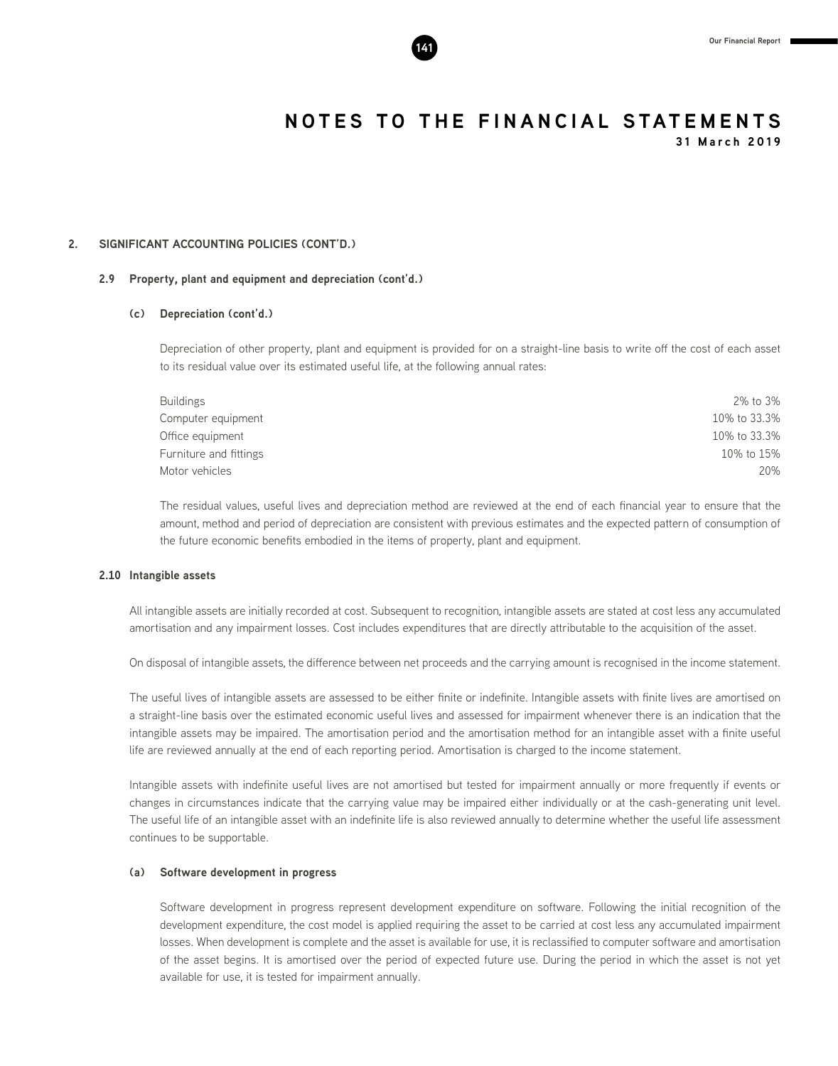# NOTES TO THE FINANCIAL STATEMENTS

**31 March 2019**

## 2. SIGNIFICANT ACCOUNTING POLICIES (CONT'D.)

### 2.9 Property, plant and equipment and depreciation (cont'd.)

#### (c) Depreciation (cont'd.)

Depreciation of other property, plant and equipment is provided for on a straight-line basis to write off the cost of each asset to its residual value over its estimated useful life, at the following annual rates:

| | |
|---|---|
| Buildings | 2% to 3% |
| Computer equipment | 10% to 33.3% |
| Office equipment | 10% to 33.3% |
| Furniture and fittings | 10% to 15% |
| Motor vehicles | 20% |

The residual values, useful lives and depreciation method are reviewed at the end of each financial year to ensure that the amount, method and period of depreciation are consistent with previous estimates and the expected pattern of consumption of the future economic benefits embodied in the items of property, plant and equipment.

### 2.10 Intangible assets

All intangible assets are initially recorded at cost. Subsequent to recognition, intangible assets are stated at cost less any accumulated amortisation and any impairment losses. Cost includes expenditures that are directly attributable to the acquisition of the asset.

On disposal of intangible assets, the difference between net proceeds and the carrying amount is recognised in the income statement.

The useful lives of intangible assets are assessed to be either finite or indefinite. Intangible assets with finite lives are amortised on a straight-line basis over the estimated economic useful lives and assessed for impairment whenever there is an indication that the intangible assets may be impaired. The amortisation period and the amortisation method for an intangible asset with a finite useful life are reviewed annually at the end of each reporting period. Amortisation is charged to the income statement.

Intangible assets with indefinite useful lives are not amortised but tested for impairment annually or more frequently if events or changes in circumstances indicate that the carrying value may be impaired either individually or at the cash-generating unit level. The useful life of an intangible asset with an indefinite life is also reviewed annually to determine whether the useful life assessment continues to be supportable.

#### (a) Software development in progress

Software development in progress represent development expenditure on software. Following the initial recognition of the development expenditure, the cost model is applied requiring the asset to be carried at cost less any accumulated impairment losses. When development is complete and the asset is available for use, it is reclassified to computer software and amortisation of the asset begins. It is amortised over the period of expected future use. During the period in which the asset is not yet available for use, it is tested for impairment annually.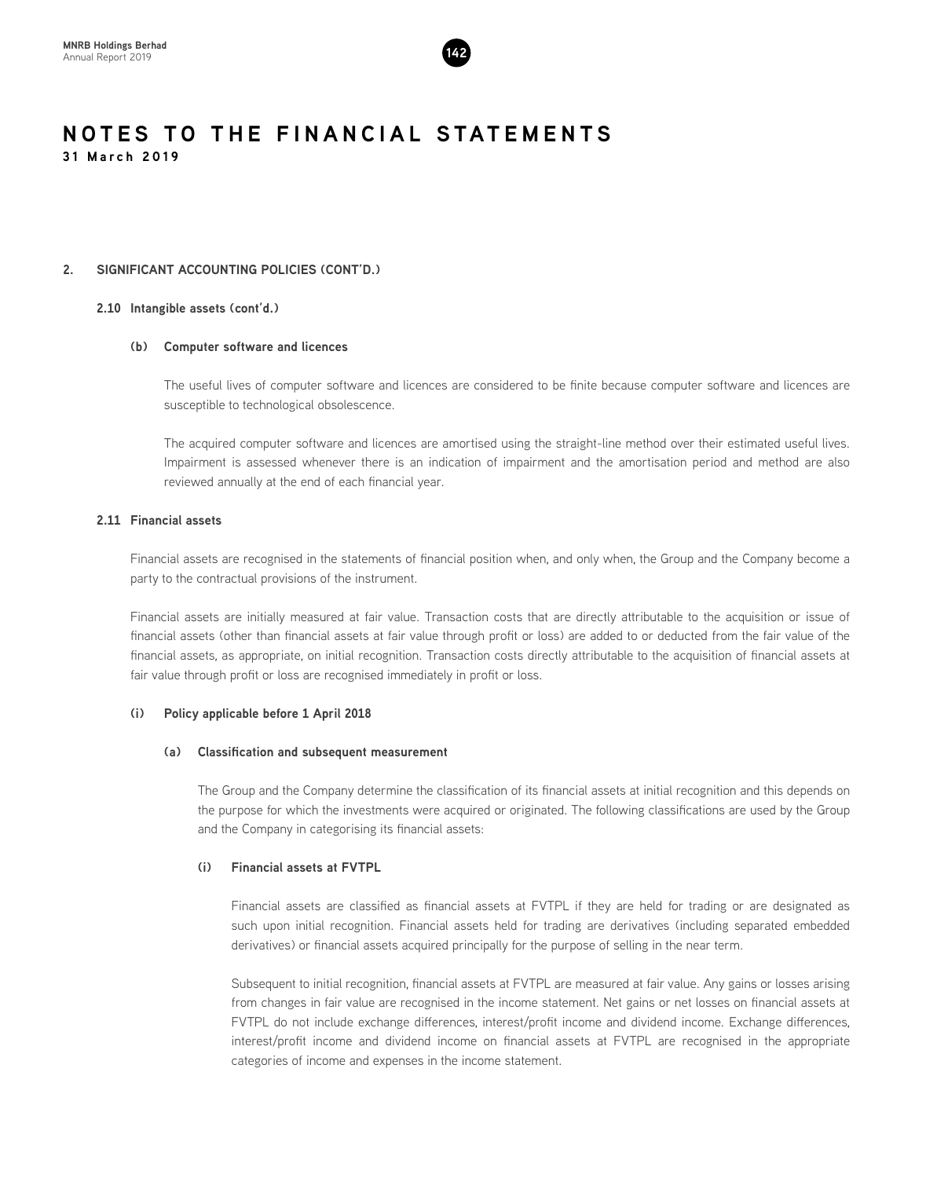# NOTES TO THE FINANCIAL STATEMENTS

**31 March 2019**

## 2. SIGNIFICANT ACCOUNTING POLICIES (CONT'D.)

### 2.10 Intangible assets (cont'd.)

#### (b) Computer software and licences

The useful lives of computer software and licences are considered to be finite because computer software and licences are susceptible to technological obsolescence.

The acquired computer software and licences are amortised using the straight-line method over their estimated useful lives. Impairment is assessed whenever there is an indication of impairment and the amortisation period and method are also reviewed annually at the end of each financial year.

### 2.11 Financial assets

Financial assets are recognised in the statements of financial position when, and only when, the Group and the Company become a party to the contractual provisions of the instrument.

Financial assets are initially measured at fair value. Transaction costs that are directly attributable to the acquisition or issue of financial assets (other than financial assets at fair value through profit or loss) are added to or deducted from the fair value of the financial assets, as appropriate, on initial recognition. Transaction costs directly attributable to the acquisition of financial assets at fair value through profit or loss are recognised immediately in profit or loss.

#### (i) Policy applicable before 1 April 2018

##### (a) Classification and subsequent measurement

The Group and the Company determine the classification of its financial assets at initial recognition and this depends on the purpose for which the investments were acquired or originated. The following classifications are used by the Group and the Company in categorising its financial assets:

##### (i) Financial assets at FVTPL

Financial assets are classified as financial assets at FVTPL if they are held for trading or are designated as such upon initial recognition. Financial assets held for trading are derivatives (including separated embedded derivatives) or financial assets acquired principally for the purpose of selling in the near term.

Subsequent to initial recognition, financial assets at FVTPL are measured at fair value. Any gains or losses arising from changes in fair value are recognised in the income statement. Net gains or net losses on financial assets at FVTPL do not include exchange differences, interest/profit income and dividend income. Exchange differences, interest/profit income and dividend income on financial assets at FVTPL are recognised in the appropriate categories of income and expenses in the income statement.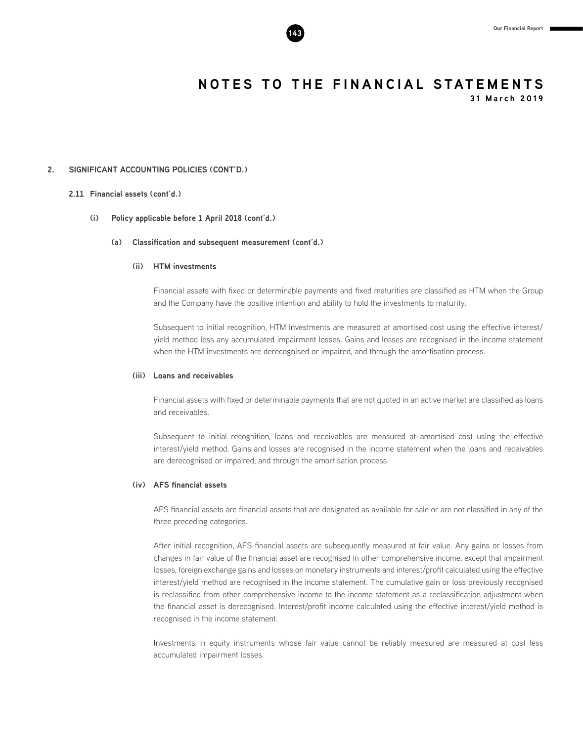# NOTES TO THE FINANCIAL STATEMENTS

**31 March 2019**

## 2. SIGNIFICANT ACCOUNTING POLICIES (CONT'D.)

### 2.11 Financial assets (cont'd.)

#### (i) Policy applicable before 1 April 2018 (cont'd.)

##### (a) Classification and subsequent measurement (cont'd.)

**(ii) HTM investments**

Financial assets with fixed or determinable payments and fixed maturities are classified as HTM when the Group and the Company have the positive intention and ability to hold the investments to maturity.

Subsequent to initial recognition, HTM investments are measured at amortised cost using the effective interest/yield method less any accumulated impairment losses. Gains and losses are recognised in the income statement when the HTM investments are derecognised or impaired, and through the amortisation process.

**(iii) Loans and receivables**

Financial assets with fixed or determinable payments that are not quoted in an active market are classified as loans and receivables.

Subsequent to initial recognition, loans and receivables are measured at amortised cost using the effective interest/yield method. Gains and losses are recognised in the income statement when the loans and receivables are derecognised or impaired, and through the amortisation process.

**(iv) AFS financial assets**

AFS financial assets are financial assets that are designated as available for sale or are not classified in any of the three preceding categories.

After initial recognition, AFS financial assets are subsequently measured at fair value. Any gains or losses from changes in fair value of the financial asset are recognised in other comprehensive income, except that impairment losses, foreign exchange gains and losses on monetary instruments and interest/profit calculated using the effective interest/yield method are recognised in the income statement. The cumulative gain or loss previously recognised is reclassified from other comprehensive income to the income statement as a reclassification adjustment when the financial asset is derecognised. Interest/profit income calculated using the effective interest/yield method is recognised in the income statement.

Investments in equity instruments whose fair value cannot be reliably measured are measured at cost less accumulated impairment losses.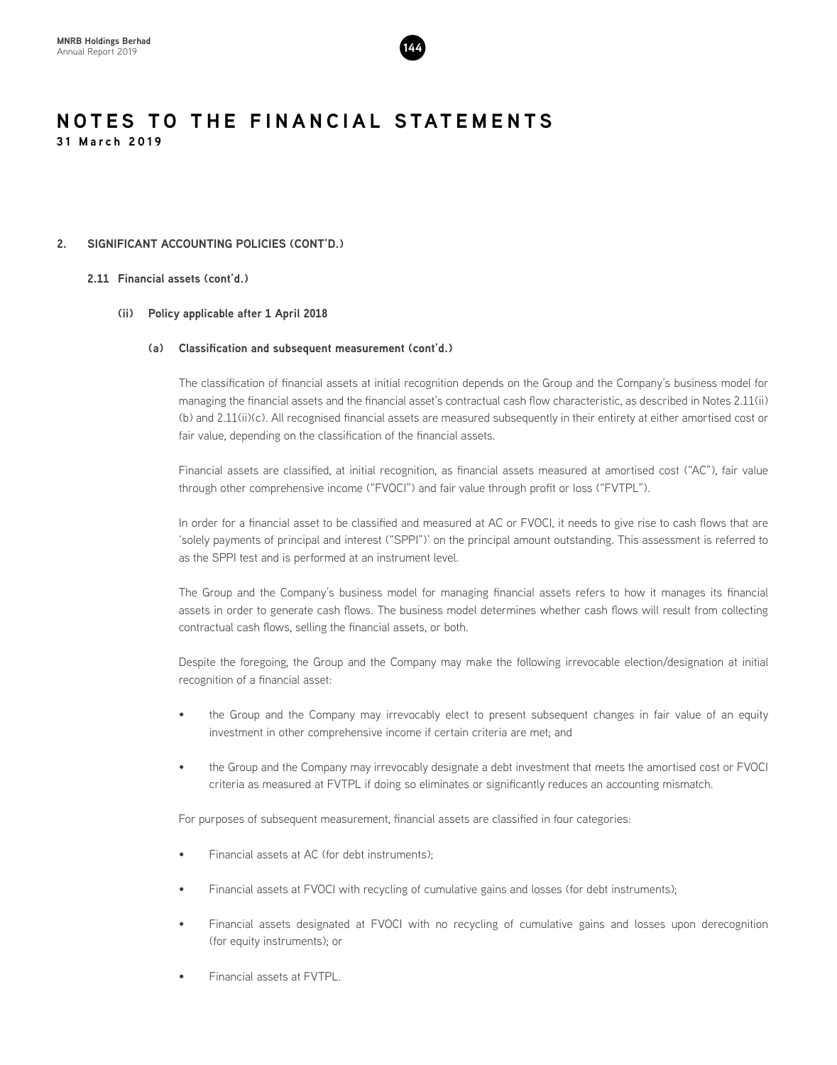## 2. SIGNIFICANT ACCOUNTING POLICIES (CONT'D.)

### 2.11 Financial assets (cont'd.)

#### (ii) Policy applicable after 1 April 2018

##### (a) Classification and subsequent measurement (cont'd.)

The classification of financial assets at initial recognition depends on the Group and the Company's business model for managing the financial assets and the financial asset's contractual cash flow characteristic, as described in Notes 2.11(ii)(b) and 2.11(ii)(c). All recognised financial assets are measured subsequently in their entirety at either amortised cost or fair value, depending on the classification of the financial assets.

Financial assets are classified, at initial recognition, as financial assets measured at amortised cost ("AC"), fair value through other comprehensive income ("FVOCI") and fair value through profit or loss ("FVTPL").

In order for a financial asset to be classified and measured at AC or FVOCI, it needs to give rise to cash flows that are 'solely payments of principal and interest ("SPPI")' on the principal amount outstanding. This assessment is referred to as the SPPI test and is performed at an instrument level.

The Group and the Company's business model for managing financial assets refers to how it manages its financial assets in order to generate cash flows. The business model determines whether cash flows will result from collecting contractual cash flows, selling the financial assets, or both.

Despite the foregoing, the Group and the Company may make the following irrevocable election/designation at initial recognition of a financial asset:

- the Group and the Company may irrevocably elect to present subsequent changes in fair value of an equity investment in other comprehensive income if certain criteria are met; and
- the Group and the Company may irrevocably designate a debt investment that meets the amortised cost or FVOCI criteria as measured at FVTPL if doing so eliminates or significantly reduces an accounting mismatch.

For purposes of subsequent measurement, financial assets are classified in four categories:

- Financial assets at AC (for debt instruments);
- Financial assets at FVOCI with recycling of cumulative gains and losses (for debt instruments);
- Financial assets designated at FVOCI with no recycling of cumulative gains and losses upon derecognition (for equity instruments); or
- Financial assets at FVTPL.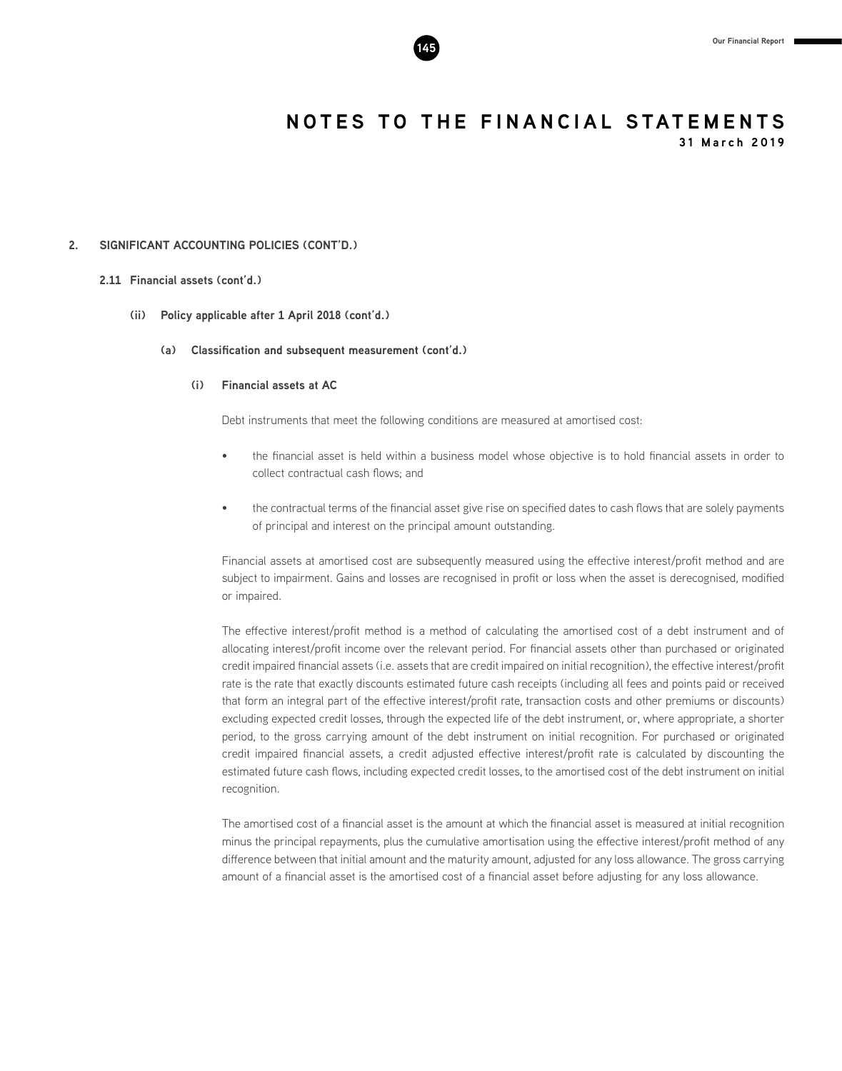# NOTES TO THE FINANCIAL STATEMENTS

**31 March 2019**

## 2. SIGNIFICANT ACCOUNTING POLICIES (CONT'D.)

### 2.11 Financial assets (cont'd.)

#### (ii) Policy applicable after 1 April 2018 (cont'd.)

##### (a) Classification and subsequent measurement (cont'd.)

###### (i) Financial assets at AC

Debt instruments that meet the following conditions are measured at amortised cost:

- the financial asset is held within a business model whose objective is to hold financial assets in order to collect contractual cash flows; and
- the contractual terms of the financial asset give rise on specified dates to cash flows that are solely payments of principal and interest on the principal amount outstanding.

Financial assets at amortised cost are subsequently measured using the effective interest/profit method and are subject to impairment. Gains and losses are recognised in profit or loss when the asset is derecognised, modified or impaired.

The effective interest/profit method is a method of calculating the amortised cost of a debt instrument and of allocating interest/profit income over the relevant period. For financial assets other than purchased or originated credit impaired financial assets (i.e. assets that are credit impaired on initial recognition), the effective interest/profit rate is the rate that exactly discounts estimated future cash receipts (including all fees and points paid or received that form an integral part of the effective interest/profit rate, transaction costs and other premiums or discounts) excluding expected credit losses, through the expected life of the debt instrument, or, where appropriate, a shorter period, to the gross carrying amount of the debt instrument on initial recognition. For purchased or originated credit impaired financial assets, a credit adjusted effective interest/profit rate is calculated by discounting the estimated future cash flows, including expected credit losses, to the amortised cost of the debt instrument on initial recognition.

The amortised cost of a financial asset is the amount at which the financial asset is measured at initial recognition minus the principal repayments, plus the cumulative amortisation using the effective interest/profit method of any difference between that initial amount and the maturity amount, adjusted for any loss allowance. The gross carrying amount of a financial asset is the amortised cost of a financial asset before adjusting for any loss allowance.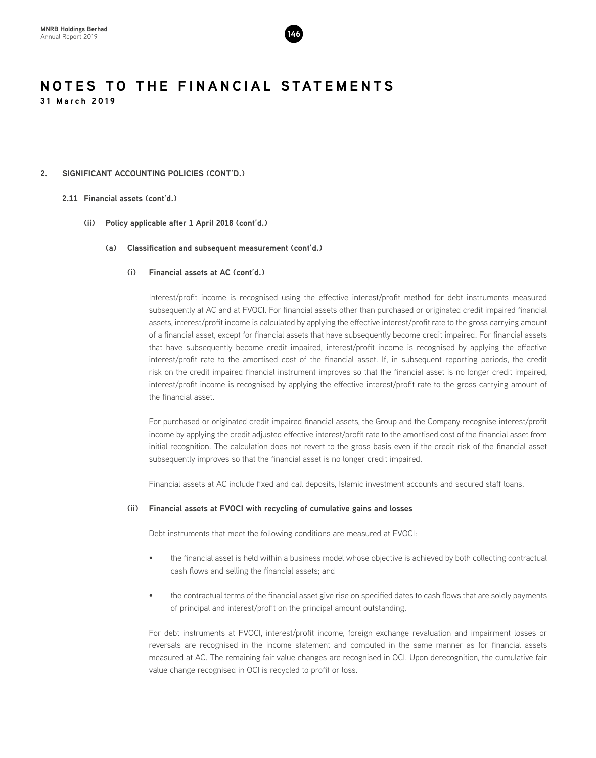# NOTES TO THE FINANCIAL STATEMENTS

**31 March 2019**

## 2. SIGNIFICANT ACCOUNTING POLICIES (CONT'D.)

### 2.11 Financial assets (cont'd.)

#### (ii) Policy applicable after 1 April 2018 (cont'd.)

##### (a) Classification and subsequent measurement (cont'd.)

**(i) Financial assets at AC (cont'd.)**

Interest/profit income is recognised using the effective interest/profit method for debt instruments measured subsequently at AC and at FVOCI. For financial assets other than purchased or originated credit impaired financial assets, interest/profit income is calculated by applying the effective interest/profit rate to the gross carrying amount of a financial asset, except for financial assets that have subsequently become credit impaired. For financial assets that have subsequently become credit impaired, interest/profit income is recognised by applying the effective interest/profit rate to the amortised cost of the financial asset. If, in subsequent reporting periods, the credit risk on the credit impaired financial instrument improves so that the financial asset is no longer credit impaired, interest/profit income is recognised by applying the effective interest/profit rate to the gross carrying amount of the financial asset.

For purchased or originated credit impaired financial assets, the Group and the Company recognise interest/profit income by applying the credit adjusted effective interest/profit rate to the amortised cost of the financial asset from initial recognition. The calculation does not revert to the gross basis even if the credit risk of the financial asset subsequently improves so that the financial asset is no longer credit impaired.

Financial assets at AC include fixed and call deposits, Islamic investment accounts and secured staff loans.

**(ii) Financial assets at FVOCI with recycling of cumulative gains and losses**

Debt instruments that meet the following conditions are measured at FVOCI:

- the financial asset is held within a business model whose objective is achieved by both collecting contractual cash flows and selling the financial assets; and
- the contractual terms of the financial asset give rise on specified dates to cash flows that are solely payments of principal and interest/profit on the principal amount outstanding.

For debt instruments at FVOCI, interest/profit income, foreign exchange revaluation and impairment losses or reversals are recognised in the income statement and computed in the same manner as for financial assets measured at AC. The remaining fair value changes are recognised in OCI. Upon derecognition, the cumulative fair value change recognised in OCI is recycled to profit or loss.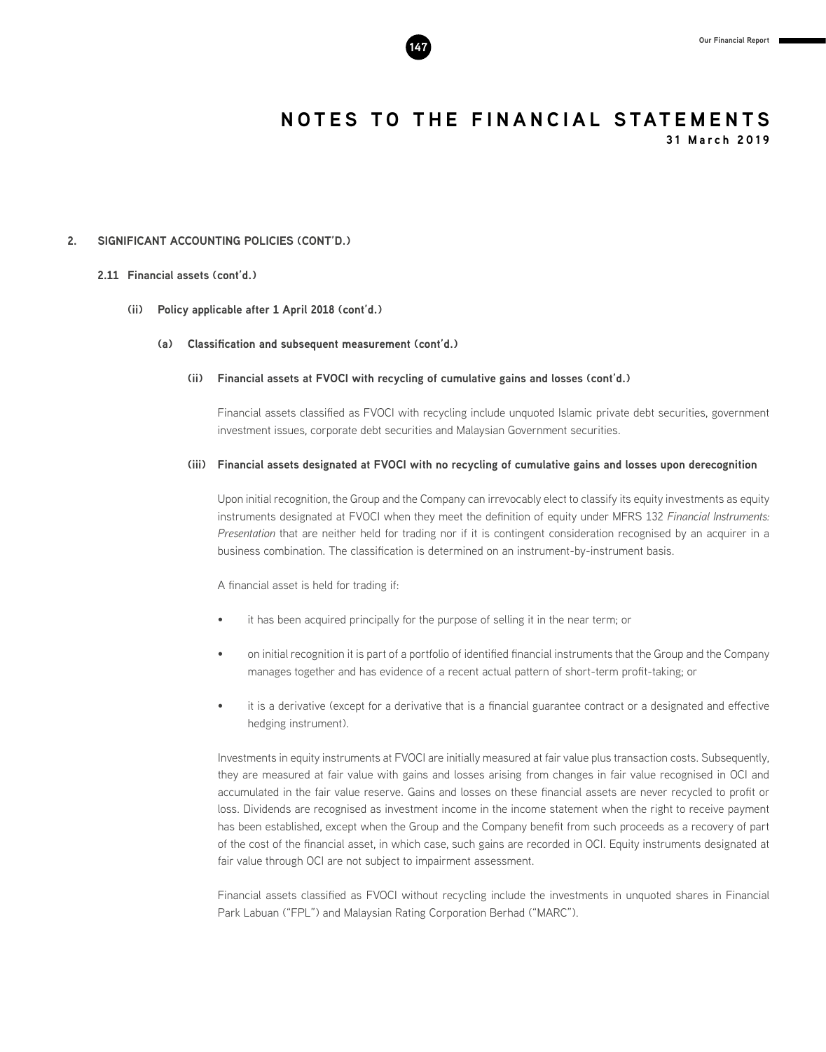## 2. SIGNIFICANT ACCOUNTING POLICIES (CONT'D.)

### 2.11 Financial assets (cont'd.)

#### (ii) Policy applicable after 1 April 2018 (cont'd.)

##### (a) Classification and subsequent measurement (cont'd.)

**(ii) Financial assets at FVOCI with recycling of cumulative gains and losses (cont'd.)**

Financial assets classified as FVOCI with recycling include unquoted Islamic private debt securities, government investment issues, corporate debt securities and Malaysian Government securities.

**(iii) Financial assets designated at FVOCI with no recycling of cumulative gains and losses upon derecognition**

Upon initial recognition, the Group and the Company can irrevocably elect to classify its equity investments as equity instruments designated at FVOCI when they meet the definition of equity under MFRS 132 *Financial Instruments: Presentation* that are neither held for trading nor if it is contingent consideration recognised by an acquirer in a business combination. The classification is determined on an instrument-by-instrument basis.

A financial asset is held for trading if:

- it has been acquired principally for the purpose of selling it in the near term; or
- on initial recognition it is part of a portfolio of identified financial instruments that the Group and the Company manages together and has evidence of a recent actual pattern of short-term profit-taking; or
- it is a derivative (except for a derivative that is a financial guarantee contract or a designated and effective hedging instrument).

Investments in equity instruments at FVOCI are initially measured at fair value plus transaction costs. Subsequently, they are measured at fair value with gains and losses arising from changes in fair value recognised in OCI and accumulated in the fair value reserve. Gains and losses on these financial assets are never recycled to profit or loss. Dividends are recognised as investment income in the income statement when the right to receive payment has been established, except when the Group and the Company benefit from such proceeds as a recovery of part of the cost of the financial asset, in which case, such gains are recorded in OCI. Equity instruments designated at fair value through OCI are not subject to impairment assessment.

Financial assets classified as FVOCI without recycling include the investments in unquoted shares in Financial Park Labuan ("FPL") and Malaysian Rating Corporation Berhad ("MARC").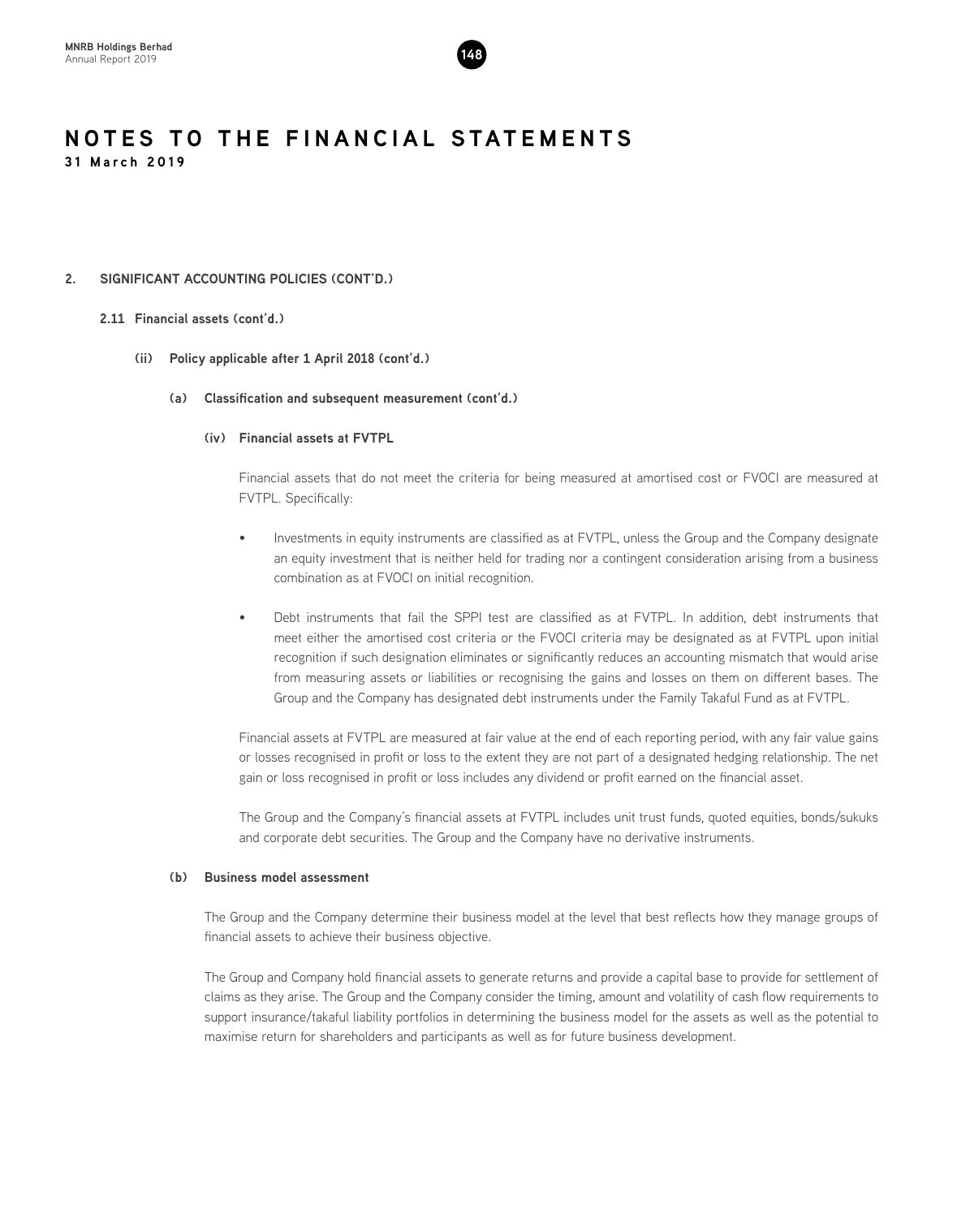## 2. SIGNIFICANT ACCOUNTING POLICIES (CONT'D.)

### 2.11 Financial assets (cont'd.)

#### (ii) Policy applicable after 1 April 2018 (cont'd.)

##### (a) Classification and subsequent measurement (cont'd.)

**(iv) Financial assets at FVTPL**

Financial assets that do not meet the criteria for being measured at amortised cost or FVOCI are measured at FVTPL. Specifically:

- Investments in equity instruments are classified as at FVTPL, unless the Group and the Company designate an equity investment that is neither held for trading nor a contingent consideration arising from a business combination as at FVOCI on initial recognition.

- Debt instruments that fail the SPPI test are classified as at FVTPL. In addition, debt instruments that meet either the amortised cost criteria or the FVOCI criteria may be designated as at FVTPL upon initial recognition if such designation eliminates or significantly reduces an accounting mismatch that would arise from measuring assets or liabilities or recognising the gains and losses on them on different bases. The Group and the Company has designated debt instruments under the Family Takaful Fund as at FVTPL.

Financial assets at FVTPL are measured at fair value at the end of each reporting period, with any fair value gains or losses recognised in profit or loss to the extent they are not part of a designated hedging relationship. The net gain or loss recognised in profit or loss includes any dividend or profit earned on the financial asset.

The Group and the Company's financial assets at FVTPL includes unit trust funds, quoted equities, bonds/sukuks and corporate debt securities. The Group and the Company have no derivative instruments.

##### (b) Business model assessment

The Group and the Company determine their business model at the level that best reflects how they manage groups of financial assets to achieve their business objective.

The Group and Company hold financial assets to generate returns and provide a capital base to provide for settlement of claims as they arise. The Group and the Company consider the timing, amount and volatility of cash flow requirements to support insurance/takaful liability portfolios in determining the business model for the assets as well as the potential to maximise return for shareholders and participants as well as for future business development.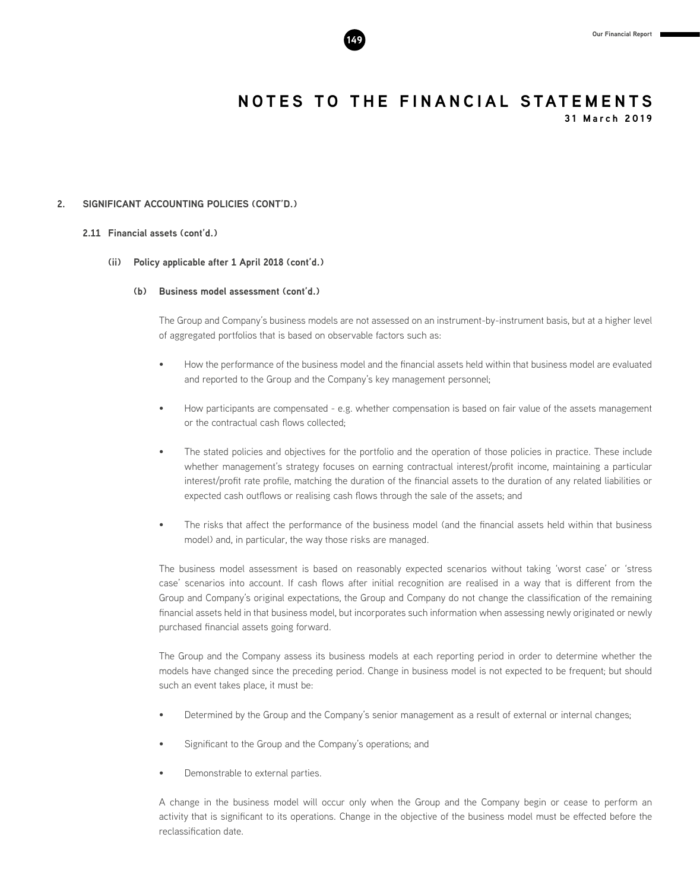## 2. SIGNIFICANT ACCOUNTING POLICIES (CONT'D.)

### 2.11 Financial assets (cont'd.)

#### (ii) Policy applicable after 1 April 2018 (cont'd.)

##### (b) Business model assessment (cont'd.)

The Group and Company's business models are not assessed on an instrument-by-instrument basis, but at a higher level of aggregated portfolios that is based on observable factors such as:

- How the performance of the business model and the financial assets held within that business model are evaluated and reported to the Group and the Company's key management personnel;
- How participants are compensated - e.g. whether compensation is based on fair value of the assets management or the contractual cash flows collected;
- The stated policies and objectives for the portfolio and the operation of those policies in practice. These include whether management's strategy focuses on earning contractual interest/profit income, maintaining a particular interest/profit rate profile, matching the duration of the financial assets to the duration of any related liabilities or expected cash outflows or realising cash flows through the sale of the assets; and
- The risks that affect the performance of the business model (and the financial assets held within that business model) and, in particular, the way those risks are managed.

The business model assessment is based on reasonably expected scenarios without taking 'worst case' or 'stress case' scenarios into account. If cash flows after initial recognition are realised in a way that is different from the Group and Company's original expectations, the Group and Company do not change the classification of the remaining financial assets held in that business model, but incorporates such information when assessing newly originated or newly purchased financial assets going forward.

The Group and the Company assess its business models at each reporting period in order to determine whether the models have changed since the preceding period. Change in business model is not expected to be frequent; but should such an event takes place, it must be:

- Determined by the Group and the Company's senior management as a result of external or internal changes;
- Significant to the Group and the Company's operations; and
- Demonstrable to external parties.

A change in the business model will occur only when the Group and the Company begin or cease to perform an activity that is significant to its operations. Change in the objective of the business model must be effected before the reclassification date.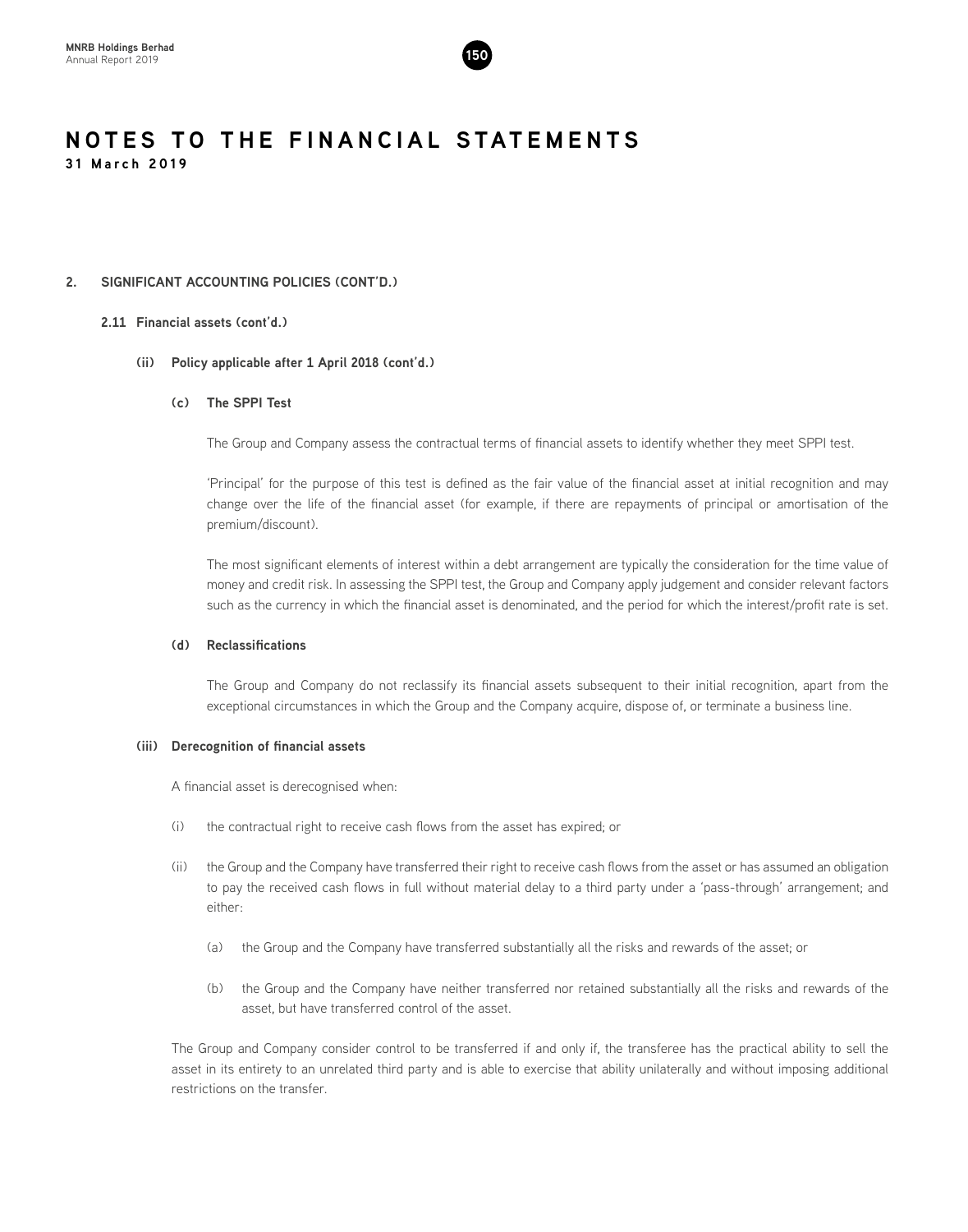# NOTES TO THE FINANCIAL STATEMENTS

**31 March 2019**

## 2. SIGNIFICANT ACCOUNTING POLICIES (CONT'D.)

### 2.11 Financial assets (cont'd.)

#### (ii) Policy applicable after 1 April 2018 (cont'd.)

##### (c) The SPPI Test

The Group and Company assess the contractual terms of financial assets to identify whether they meet SPPI test.

'Principal' for the purpose of this test is defined as the fair value of the financial asset at initial recognition and may change over the life of the financial asset (for example, if there are repayments of principal or amortisation of the premium/discount).

The most significant elements of interest within a debt arrangement are typically the consideration for the time value of money and credit risk. In assessing the SPPI test, the Group and Company apply judgement and consider relevant factors such as the currency in which the financial asset is denominated, and the period for which the interest/profit rate is set.

##### (d) Reclassifications

The Group and Company do not reclassify its financial assets subsequent to their initial recognition, apart from the exceptional circumstances in which the Group and the Company acquire, dispose of, or terminate a business line.

#### (iii) Derecognition of financial assets

A financial asset is derecognised when:

(i) the contractual right to receive cash flows from the asset has expired; or

(ii) the Group and the Company have transferred their right to receive cash flows from the asset or has assumed an obligation to pay the received cash flows in full without material delay to a third party under a 'pass-through' arrangement; and either:

   (a) the Group and the Company have transferred substantially all the risks and rewards of the asset; or

   (b) the Group and the Company have neither transferred nor retained substantially all the risks and rewards of the asset, but have transferred control of the asset.

The Group and Company consider control to be transferred if and only if, the transferee has the practical ability to sell the asset in its entirety to an unrelated third party and is able to exercise that ability unilaterally and without imposing additional restrictions on the transfer.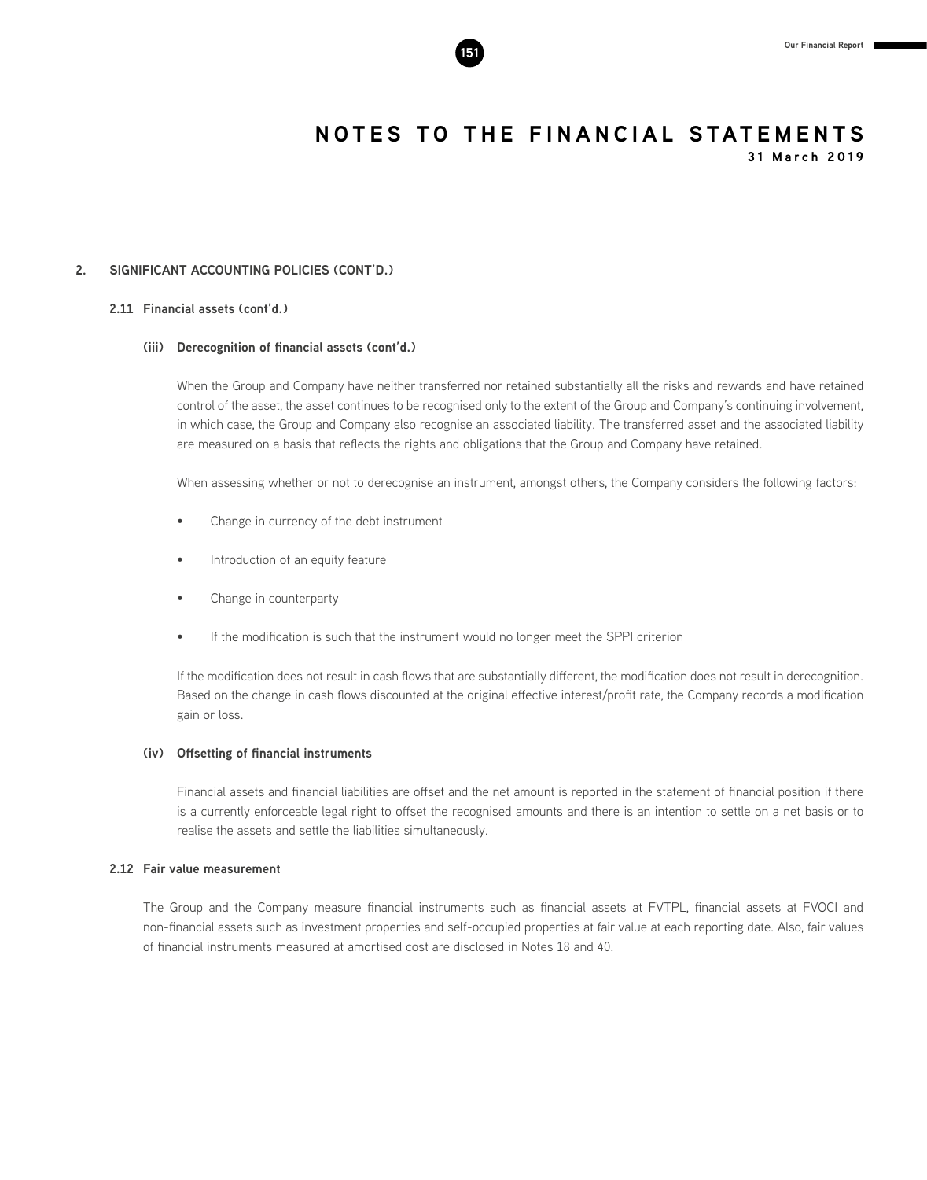## 2. SIGNIFICANT ACCOUNTING POLICIES (CONT'D.)

### 2.11 Financial assets (cont'd.)

#### (iii) Derecognition of financial assets (cont'd.)

When the Group and Company have neither transferred nor retained substantially all the risks and rewards and have retained control of the asset, the asset continues to be recognised only to the extent of the Group and Company's continuing involvement, in which case, the Group and Company also recognise an associated liability. The transferred asset and the associated liability are measured on a basis that reflects the rights and obligations that the Group and Company have retained.

When assessing whether or not to derecognise an instrument, amongst others, the Company considers the following factors:

- Change in currency of the debt instrument
- Introduction of an equity feature
- Change in counterparty
- If the modification is such that the instrument would no longer meet the SPPI criterion

If the modification does not result in cash flows that are substantially different, the modification does not result in derecognition. Based on the change in cash flows discounted at the original effective interest/profit rate, the Company records a modification gain or loss.

#### (iv) Offsetting of financial instruments

Financial assets and financial liabilities are offset and the net amount is reported in the statement of financial position if there is a currently enforceable legal right to offset the recognised amounts and there is an intention to settle on a net basis or to realise the assets and settle the liabilities simultaneously.

### 2.12 Fair value measurement

The Group and the Company measure financial instruments such as financial assets at FVTPL, financial assets at FVOCI and non-financial assets such as investment properties and self-occupied properties at fair value at each reporting date. Also, fair values of financial instruments measured at amortised cost are disclosed in Notes 18 and 40.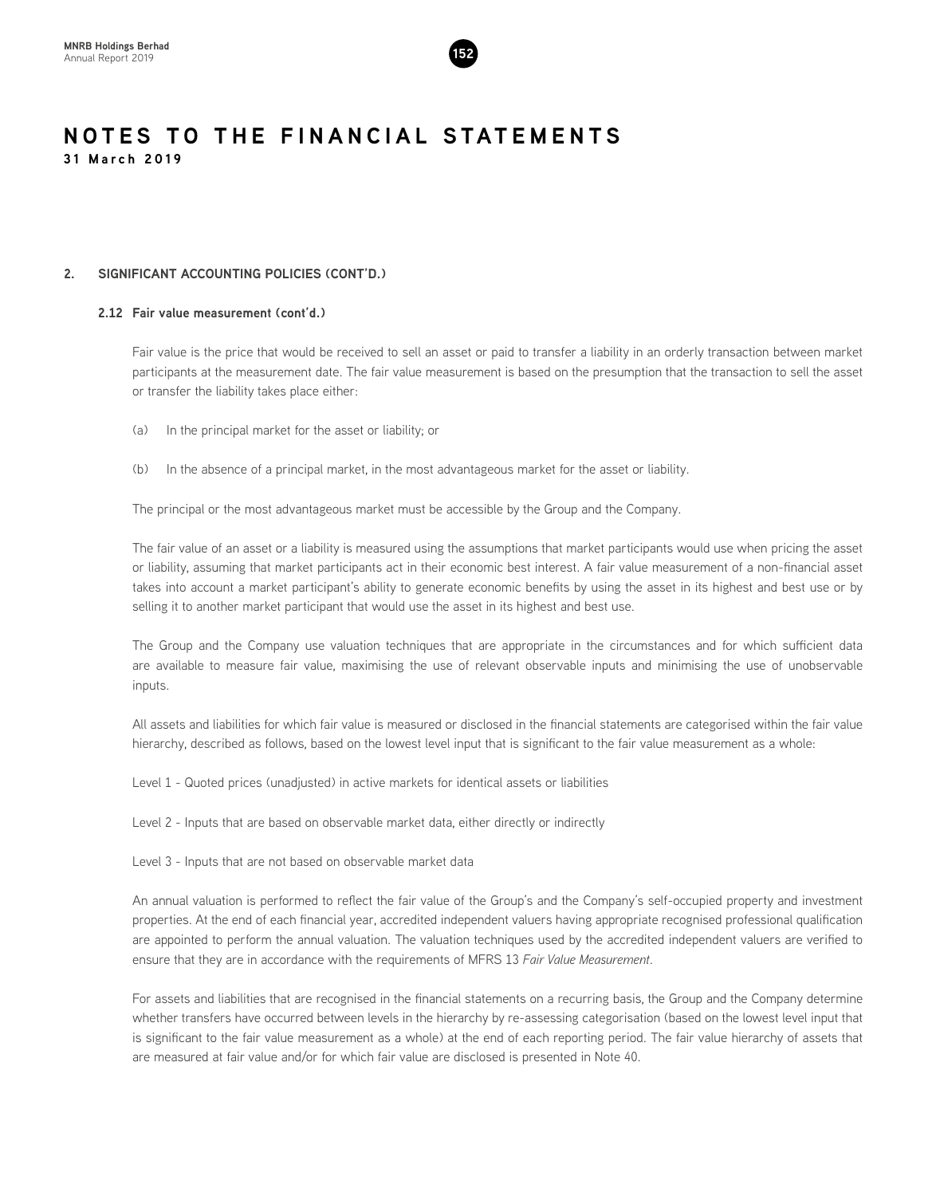# NOTES TO THE FINANCIAL STATEMENTS

**31 March 2019**

## 2. SIGNIFICANT ACCOUNTING POLICIES (CONT'D.)

### 2.12 Fair value measurement (cont'd.)

Fair value is the price that would be received to sell an asset or paid to transfer a liability in an orderly transaction between market participants at the measurement date. The fair value measurement is based on the presumption that the transaction to sell the asset or transfer the liability takes place either:

(a) In the principal market for the asset or liability; or

(b) In the absence of a principal market, in the most advantageous market for the asset or liability.

The principal or the most advantageous market must be accessible by the Group and the Company.

The fair value of an asset or a liability is measured using the assumptions that market participants would use when pricing the asset or liability, assuming that market participants act in their economic best interest. A fair value measurement of a non-financial asset takes into account a market participant's ability to generate economic benefits by using the asset in its highest and best use or by selling it to another market participant that would use the asset in its highest and best use.

The Group and the Company use valuation techniques that are appropriate in the circumstances and for which sufficient data are available to measure fair value, maximising the use of relevant observable inputs and minimising the use of unobservable inputs.

All assets and liabilities for which fair value is measured or disclosed in the financial statements are categorised within the fair value hierarchy, described as follows, based on the lowest level input that is significant to the fair value measurement as a whole:

Level 1 - Quoted prices (unadjusted) in active markets for identical assets or liabilities

Level 2 - Inputs that are based on observable market data, either directly or indirectly

Level 3 - Inputs that are not based on observable market data

An annual valuation is performed to reflect the fair value of the Group's and the Company's self-occupied property and investment properties. At the end of each financial year, accredited independent valuers having appropriate recognised professional qualification are appointed to perform the annual valuation. The valuation techniques used by the accredited independent valuers are verified to ensure that they are in accordance with the requirements of MFRS 13 *Fair Value Measurement*.

For assets and liabilities that are recognised in the financial statements on a recurring basis, the Group and the Company determine whether transfers have occurred between levels in the hierarchy by re-assessing categorisation (based on the lowest level input that is significant to the fair value measurement as a whole) at the end of each reporting period. The fair value hierarchy of assets that are measured at fair value and/or for which fair value are disclosed is presented in Note 40.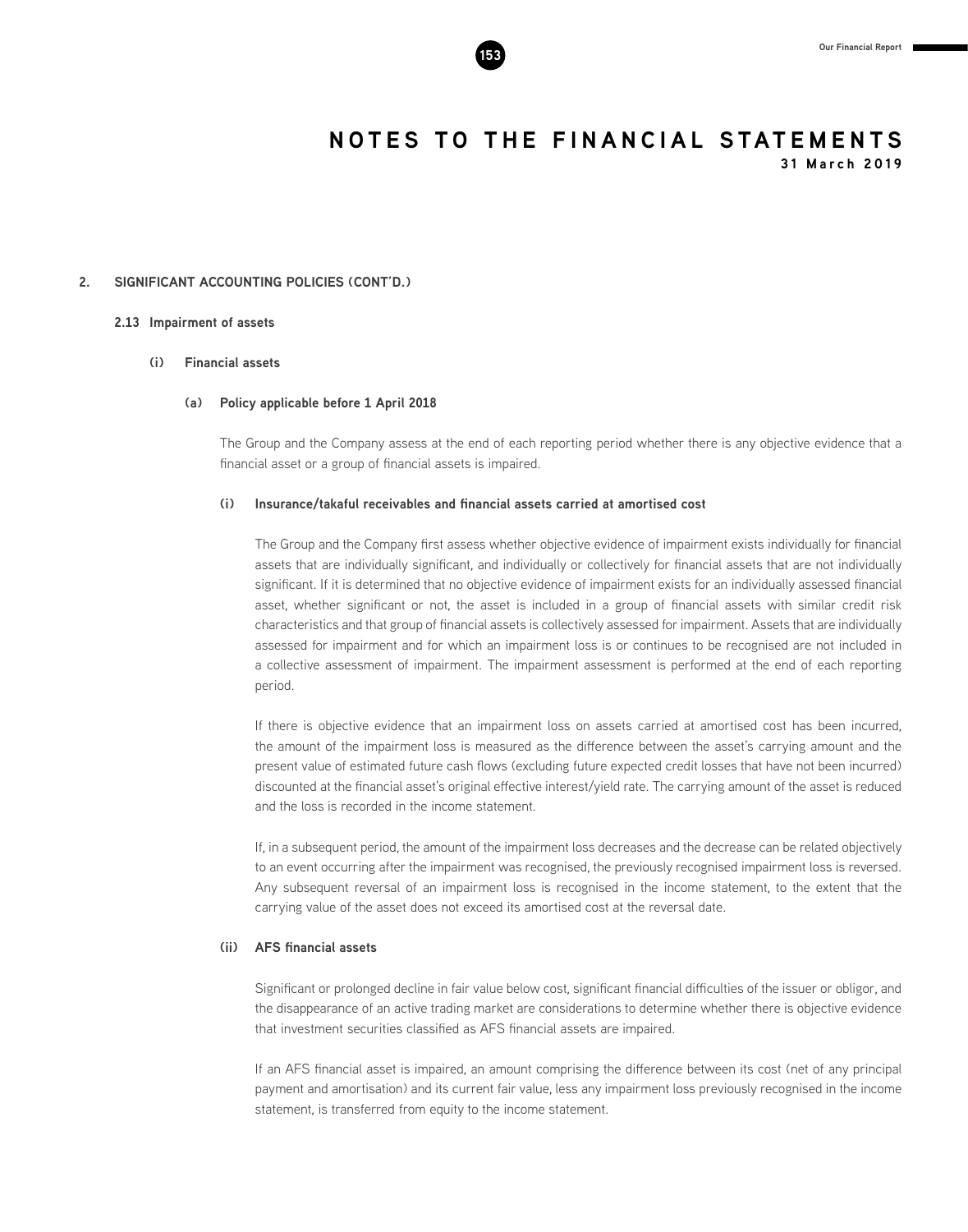## 2. SIGNIFICANT ACCOUNTING POLICIES (CONT'D.)

### 2.13 Impairment of assets

#### (i) Financial assets

##### (a) Policy applicable before 1 April 2018

The Group and the Company assess at the end of each reporting period whether there is any objective evidence that a financial asset or a group of financial assets is impaired.

**(i) Insurance/takaful receivables and financial assets carried at amortised cost**

The Group and the Company first assess whether objective evidence of impairment exists individually for financial assets that are individually significant, and individually or collectively for financial assets that are not individually significant. If it is determined that no objective evidence of impairment exists for an individually assessed financial asset, whether significant or not, the asset is included in a group of financial assets with similar credit risk characteristics and that group of financial assets is collectively assessed for impairment. Assets that are individually assessed for impairment and for which an impairment loss is or continues to be recognised are not included in a collective assessment of impairment. The impairment assessment is performed at the end of each reporting period.

If there is objective evidence that an impairment loss on assets carried at amortised cost has been incurred, the amount of the impairment loss is measured as the difference between the asset's carrying amount and the present value of estimated future cash flows (excluding future expected credit losses that have not been incurred) discounted at the financial asset's original effective interest/yield rate. The carrying amount of the asset is reduced and the loss is recorded in the income statement.

If, in a subsequent period, the amount of the impairment loss decreases and the decrease can be related objectively to an event occurring after the impairment was recognised, the previously recognised impairment loss is reversed. Any subsequent reversal of an impairment loss is recognised in the income statement, to the extent that the carrying value of the asset does not exceed its amortised cost at the reversal date.

**(ii) AFS financial assets**

Significant or prolonged decline in fair value below cost, significant financial difficulties of the issuer or obligor, and the disappearance of an active trading market are considerations to determine whether there is objective evidence that investment securities classified as AFS financial assets are impaired.

If an AFS financial asset is impaired, an amount comprising the difference between its cost (net of any principal payment and amortisation) and its current fair value, less any impairment loss previously recognised in the income statement, is transferred from equity to the income statement.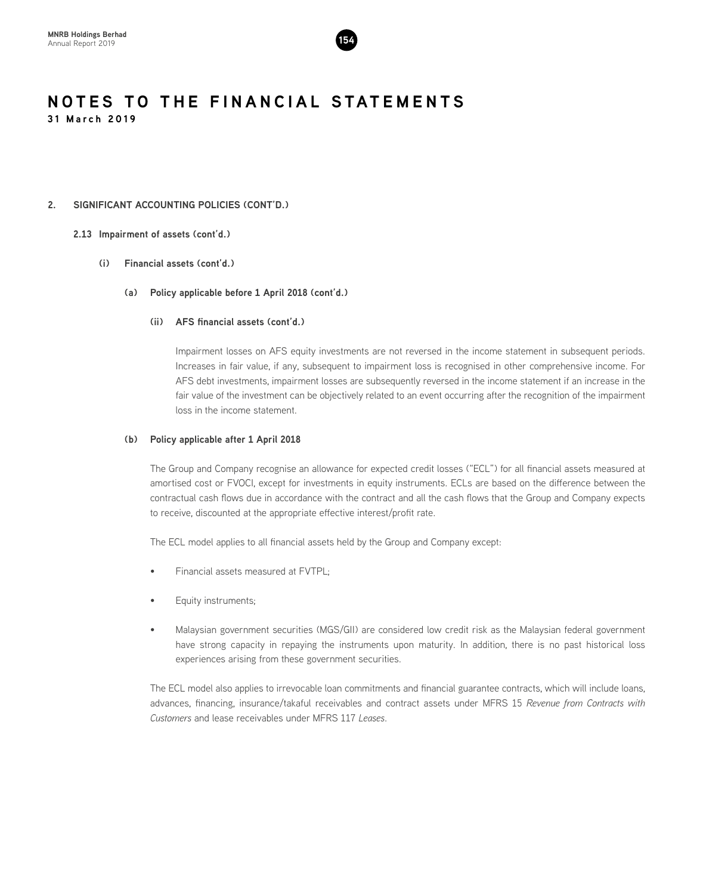# NOTES TO THE FINANCIAL STATEMENTS

**31 March 2019**

## 2. SIGNIFICANT ACCOUNTING POLICIES (CONT'D.)

### 2.13 Impairment of assets (cont'd.)

#### (i) Financial assets (cont'd.)

##### (a) Policy applicable before 1 April 2018 (cont'd.)

**(ii) AFS financial assets (cont'd.)**

Impairment losses on AFS equity investments are not reversed in the income statement in subsequent periods. Increases in fair value, if any, subsequent to impairment loss is recognised in other comprehensive income. For AFS debt investments, impairment losses are subsequently reversed in the income statement if an increase in the fair value of the investment can be objectively related to an event occurring after the recognition of the impairment loss in the income statement.

##### (b) Policy applicable after 1 April 2018

The Group and Company recognise an allowance for expected credit losses ("ECL") for all financial assets measured at amortised cost or FVOCI, except for investments in equity instruments. ECLs are based on the difference between the contractual cash flows due in accordance with the contract and all the cash flows that the Group and Company expects to receive, discounted at the appropriate effective interest/profit rate.

The ECL model applies to all financial assets held by the Group and Company except:

- Financial assets measured at FVTPL;
- Equity instruments;
- Malaysian government securities (MGS/GII) are considered low credit risk as the Malaysian federal government have strong capacity in repaying the instruments upon maturity. In addition, there is no past historical loss experiences arising from these government securities.

The ECL model also applies to irrevocable loan commitments and financial guarantee contracts, which will include loans, advances, financing, insurance/takaful receivables and contract assets under MFRS 15 *Revenue from Contracts with Customers* and lease receivables under MFRS 117 *Leases*.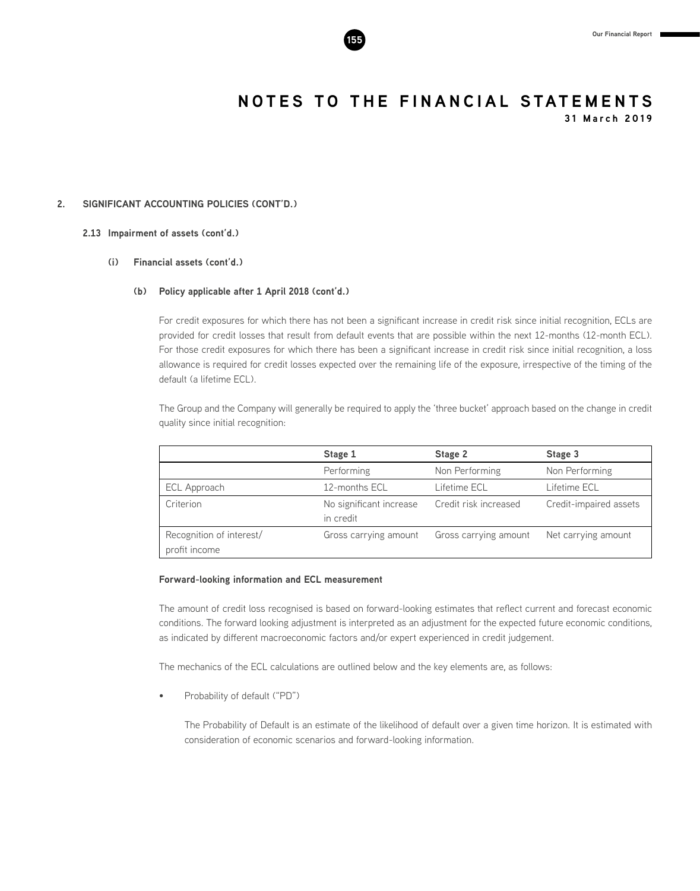# NOTES TO THE FINANCIAL STATEMENTS

**31 March 2019**

## 2. SIGNIFICANT ACCOUNTING POLICIES (CONT'D.)

### 2.13 Impairment of assets (cont'd.)

#### (i) Financial assets (cont'd.)

##### (b) Policy applicable after 1 April 2018 (cont'd.)

For credit exposures for which there has not been a significant increase in credit risk since initial recognition, ECLs are provided for credit losses that result from default events that are possible within the next 12-months (12-month ECL). For those credit exposures for which there has been a significant increase in credit risk since initial recognition, a loss allowance is required for credit losses expected over the remaining life of the exposure, irrespective of the timing of the default (a lifetime ECL).

The Group and the Company will generally be required to apply the 'three bucket' approach based on the change in credit quality since initial recognition:

| | Stage 1 | Stage 2 | Stage 3 |
|---|---|---|---|
| | Performing | Non Performing | Non Performing |
| ECL Approach | 12-months ECL | Lifetime ECL | Lifetime ECL |
| Criterion | No significant increase in credit | Credit risk increased | Credit-impaired assets |
| Recognition of interest/ profit income | Gross carrying amount | Gross carrying amount | Net carrying amount |

**Forward-looking information and ECL measurement**

The amount of credit loss recognised is based on forward-looking estimates that reflect current and forecast economic conditions. The forward looking adjustment is interpreted as an adjustment for the expected future economic conditions, as indicated by different macroeconomic factors and/or expert experienced in credit judgement.

The mechanics of the ECL calculations are outlined below and the key elements are, as follows:

- Probability of default ("PD")

  The Probability of Default is an estimate of the likelihood of default over a given time horizon. It is estimated with consideration of economic scenarios and forward-looking information.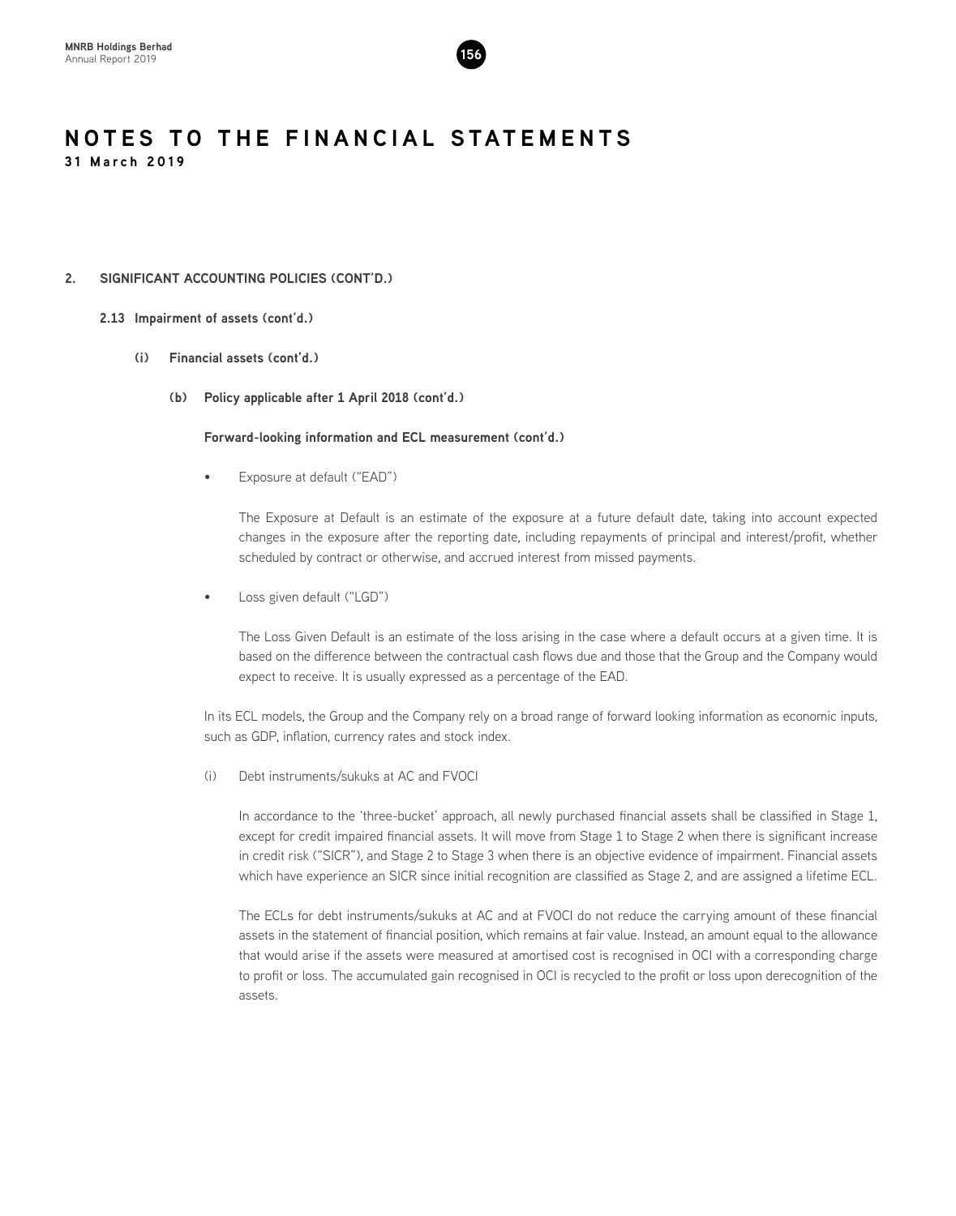# NOTES TO THE FINANCIAL STATEMENTS

**31 March 2019**

## 2. SIGNIFICANT ACCOUNTING POLICIES (CONT'D.)

### 2.13 Impairment of assets (cont'd.)

#### (i) Financial assets (cont'd.)

##### (b) Policy applicable after 1 April 2018 (cont'd.)

**Forward-looking information and ECL measurement (cont'd.)**

- Exposure at default ("EAD")

  The Exposure at Default is an estimate of the exposure at a future default date, taking into account expected changes in the exposure after the reporting date, including repayments of principal and interest/profit, whether scheduled by contract or otherwise, and accrued interest from missed payments.

- Loss given default ("LGD")

  The Loss Given Default is an estimate of the loss arising in the case where a default occurs at a given time. It is based on the difference between the contractual cash flows due and those that the Group and the Company would expect to receive. It is usually expressed as a percentage of the EAD.

In its ECL models, the Group and the Company rely on a broad range of forward looking information as economic inputs, such as GDP, inflation, currency rates and stock index.

(i) Debt instruments/sukuks at AC and FVOCI

In accordance to the 'three-bucket' approach, all newly purchased financial assets shall be classified in Stage 1, except for credit impaired financial assets. It will move from Stage 1 to Stage 2 when there is significant increase in credit risk ("SICR"), and Stage 2 to Stage 3 when there is an objective evidence of impairment. Financial assets which have experience an SICR since initial recognition are classified as Stage 2, and are assigned a lifetime ECL.

The ECLs for debt instruments/sukuks at AC and at FVOCI do not reduce the carrying amount of these financial assets in the statement of financial position, which remains at fair value. Instead, an amount equal to the allowance that would arise if the assets were measured at amortised cost is recognised in OCI with a corresponding charge to profit or loss. The accumulated gain recognised in OCI is recycled to the profit or loss upon derecognition of the assets.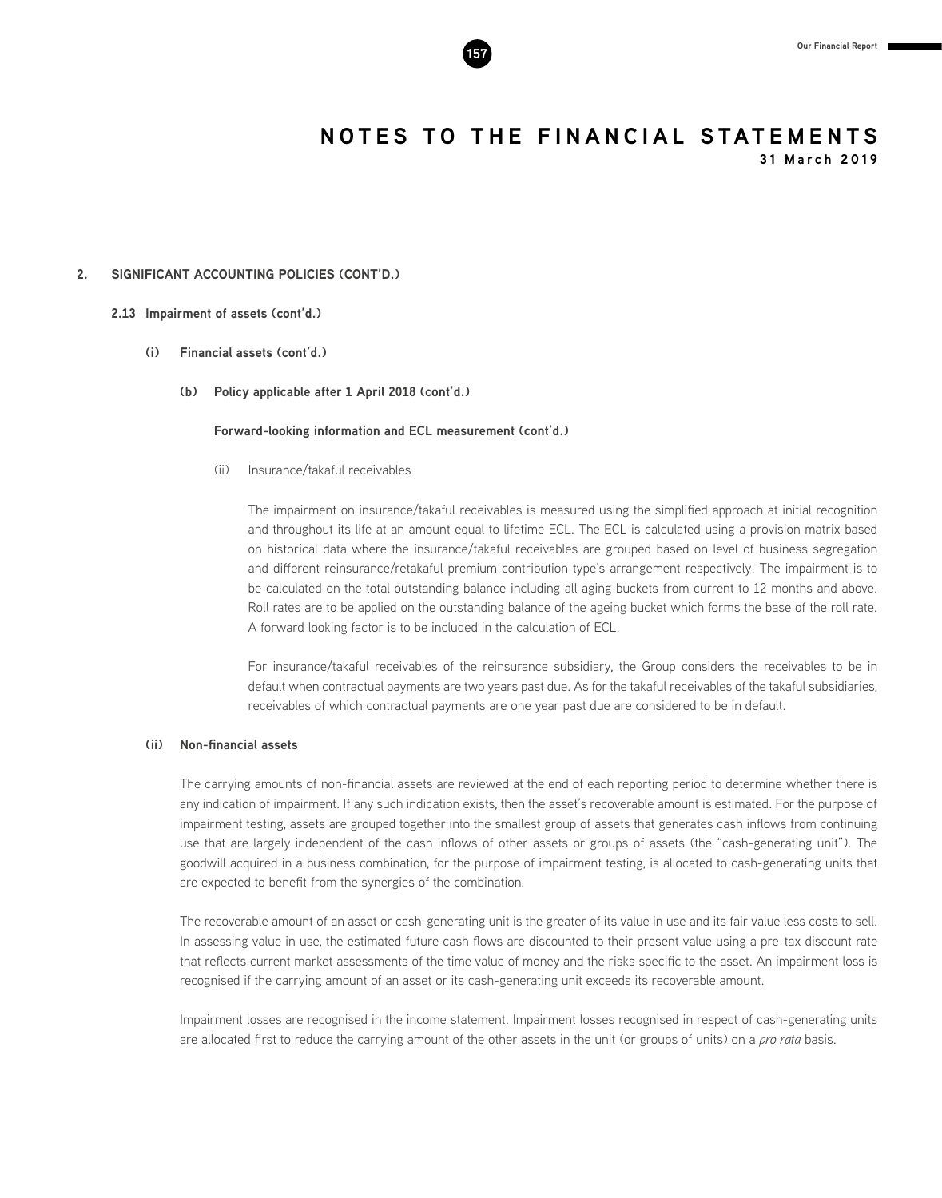# NOTES TO THE FINANCIAL STATEMENTS

**31 March 2019**

## 2. SIGNIFICANT ACCOUNTING POLICIES (CONT'D.)

### 2.13 Impairment of assets (cont'd.)

#### (i) Financial assets (cont'd.)

##### (b) Policy applicable after 1 April 2018 (cont'd.)

**Forward-looking information and ECL measurement (cont'd.)**

(ii) Insurance/takaful receivables

The impairment on insurance/takaful receivables is measured using the simplified approach at initial recognition and throughout its life at an amount equal to lifetime ECL. The ECL is calculated using a provision matrix based on historical data where the insurance/takaful receivables are grouped based on level of business segregation and different reinsurance/retakaful premium contribution type's arrangement respectively. The impairment is to be calculated on the total outstanding balance including all aging buckets from current to 12 months and above. Roll rates are to be applied on the outstanding balance of the ageing bucket which forms the base of the roll rate. A forward looking factor is to be included in the calculation of ECL.

For insurance/takaful receivables of the reinsurance subsidiary, the Group considers the receivables to be in default when contractual payments are two years past due. As for the takaful receivables of the takaful subsidiaries, receivables of which contractual payments are one year past due are considered to be in default.

#### (ii) Non-financial assets

The carrying amounts of non-financial assets are reviewed at the end of each reporting period to determine whether there is any indication of impairment. If any such indication exists, then the asset's recoverable amount is estimated. For the purpose of impairment testing, assets are grouped together into the smallest group of assets that generates cash inflows from continuing use that are largely independent of the cash inflows of other assets or groups of assets (the "cash-generating unit"). The goodwill acquired in a business combination, for the purpose of impairment testing, is allocated to cash-generating units that are expected to benefit from the synergies of the combination.

The recoverable amount of an asset or cash-generating unit is the greater of its value in use and its fair value less costs to sell. In assessing value in use, the estimated future cash flows are discounted to their present value using a pre-tax discount rate that reflects current market assessments of the time value of money and the risks specific to the asset. An impairment loss is recognised if the carrying amount of an asset or its cash-generating unit exceeds its recoverable amount.

Impairment losses are recognised in the income statement. Impairment losses recognised in respect of cash-generating units are allocated first to reduce the carrying amount of the other assets in the unit (or groups of units) on a *pro rata* basis.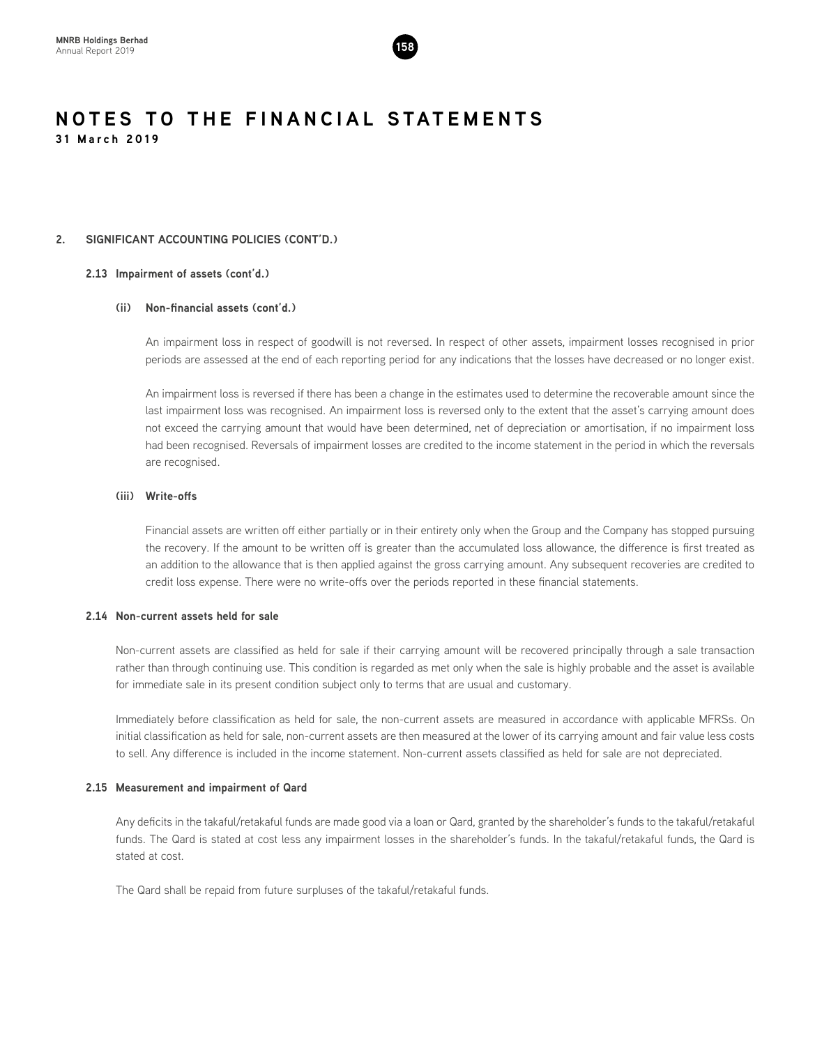## 2. SIGNIFICANT ACCOUNTING POLICIES (CONT'D.)

### 2.13 Impairment of assets (cont'd.)

#### (ii) Non-financial assets (cont'd.)

An impairment loss in respect of goodwill is not reversed. In respect of other assets, impairment losses recognised in prior periods are assessed at the end of each reporting period for any indications that the losses have decreased or no longer exist.

An impairment loss is reversed if there has been a change in the estimates used to determine the recoverable amount since the last impairment loss was recognised. An impairment loss is reversed only to the extent that the asset's carrying amount does not exceed the carrying amount that would have been determined, net of depreciation or amortisation, if no impairment loss had been recognised. Reversals of impairment losses are credited to the income statement in the period in which the reversals are recognised.

#### (iii) Write-offs

Financial assets are written off either partially or in their entirety only when the Group and the Company has stopped pursuing the recovery. If the amount to be written off is greater than the accumulated loss allowance, the difference is first treated as an addition to the allowance that is then applied against the gross carrying amount. Any subsequent recoveries are credited to credit loss expense. There were no write-offs over the periods reported in these financial statements.

### 2.14 Non-current assets held for sale

Non-current assets are classified as held for sale if their carrying amount will be recovered principally through a sale transaction rather than through continuing use. This condition is regarded as met only when the sale is highly probable and the asset is available for immediate sale in its present condition subject only to terms that are usual and customary.

Immediately before classification as held for sale, the non-current assets are measured in accordance with applicable MFRSs. On initial classification as held for sale, non-current assets are then measured at the lower of its carrying amount and fair value less costs to sell. Any difference is included in the income statement. Non-current assets classified as held for sale are not depreciated.

### 2.15 Measurement and impairment of Qard

Any deficits in the takaful/retakaful funds are made good via a loan or Qard, granted by the shareholder's funds to the takaful/retakaful funds. The Qard is stated at cost less any impairment losses in the shareholder's funds. In the takaful/retakaful funds, the Qard is stated at cost.

The Qard shall be repaid from future surpluses of the takaful/retakaful funds.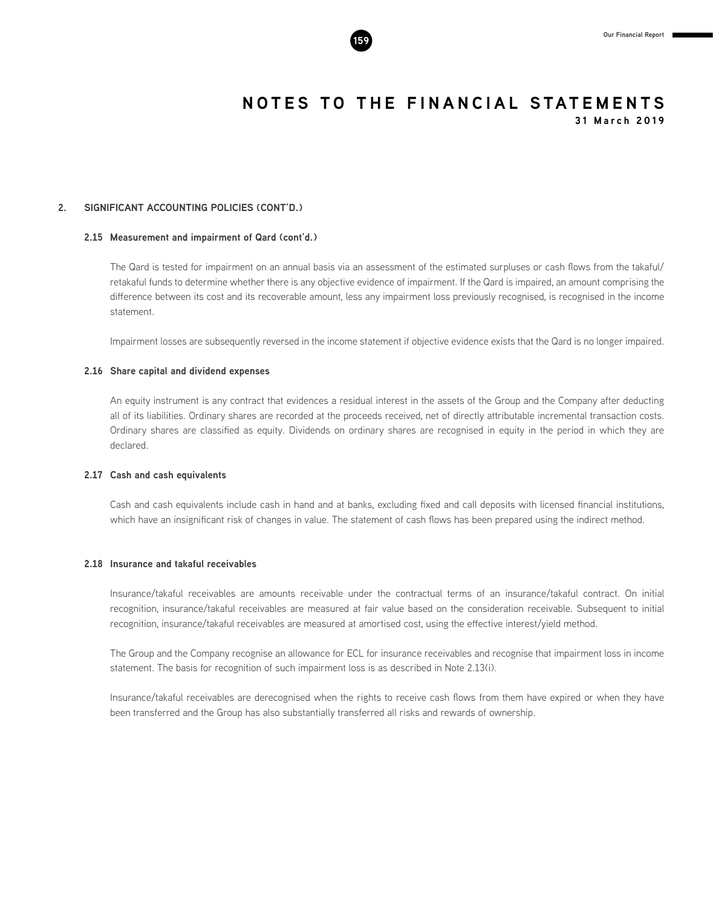# NOTES TO THE FINANCIAL STATEMENTS

**31 March 2019**

## 2. SIGNIFICANT ACCOUNTING POLICIES (CONT'D.)

### 2.15 Measurement and impairment of Qard (cont'd.)

The Qard is tested for impairment on an annual basis via an assessment of the estimated surpluses or cash flows from the takaful/retakaful funds to determine whether there is any objective evidence of impairment. If the Qard is impaired, an amount comprising the difference between its cost and its recoverable amount, less any impairment loss previously recognised, is recognised in the income statement.

Impairment losses are subsequently reversed in the income statement if objective evidence exists that the Qard is no longer impaired.

### 2.16 Share capital and dividend expenses

An equity instrument is any contract that evidences a residual interest in the assets of the Group and the Company after deducting all of its liabilities. Ordinary shares are recorded at the proceeds received, net of directly attributable incremental transaction costs. Ordinary shares are classified as equity. Dividends on ordinary shares are recognised in equity in the period in which they are declared.

### 2.17 Cash and cash equivalents

Cash and cash equivalents include cash in hand and at banks, excluding fixed and call deposits with licensed financial institutions, which have an insignificant risk of changes in value. The statement of cash flows has been prepared using the indirect method.

### 2.18 Insurance and takaful receivables

Insurance/takaful receivables are amounts receivable under the contractual terms of an insurance/takaful contract. On initial recognition, insurance/takaful receivables are measured at fair value based on the consideration receivable. Subsequent to initial recognition, insurance/takaful receivables are measured at amortised cost, using the effective interest/yield method.

The Group and the Company recognise an allowance for ECL for insurance receivables and recognise that impairment loss in income statement. The basis for recognition of such impairment loss is as described in Note 2.13(i).

Insurance/takaful receivables are derecognised when the rights to receive cash flows from them have expired or when they have been transferred and the Group has also substantially transferred all risks and rewards of ownership.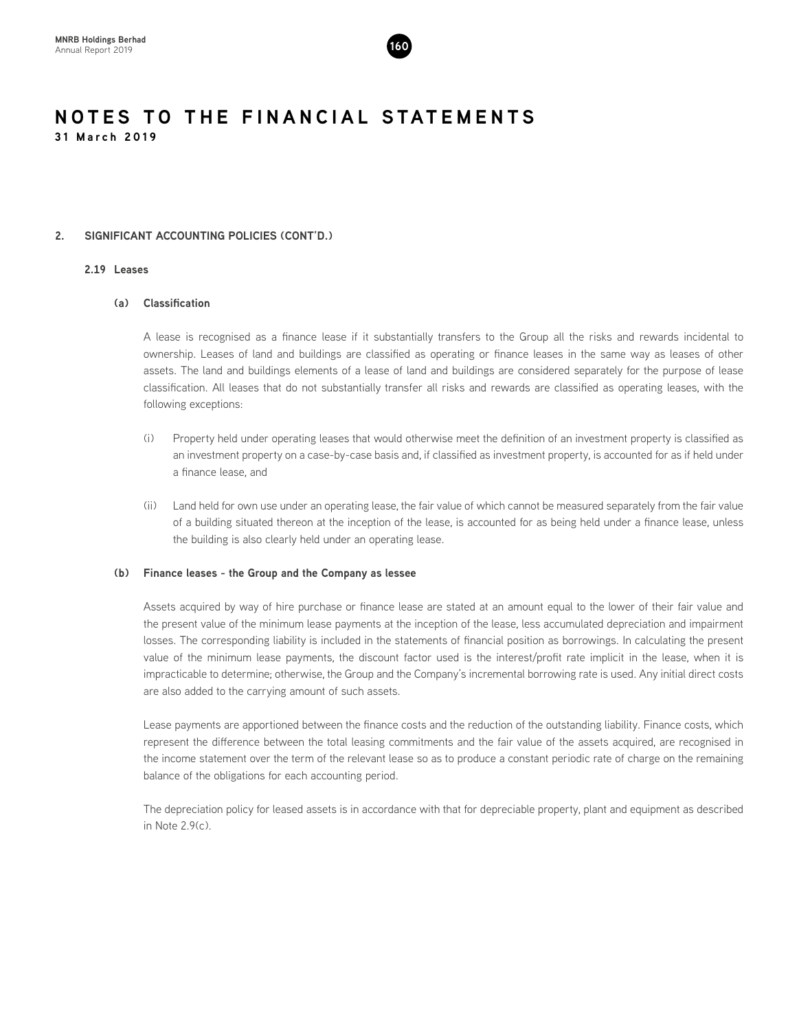# NOTES TO THE FINANCIAL STATEMENTS

**31 March 2019**

## 2. SIGNIFICANT ACCOUNTING POLICIES (CONT'D.)

### 2.19 Leases

#### (a) Classification

A lease is recognised as a finance lease if it substantially transfers to the Group all the risks and rewards incidental to ownership. Leases of land and buildings are classified as operating or finance leases in the same way as leases of other assets. The land and buildings elements of a lease of land and buildings are considered separately for the purpose of lease classification. All leases that do not substantially transfer all risks and rewards are classified as operating leases, with the following exceptions:

(i) Property held under operating leases that would otherwise meet the definition of an investment property is classified as an investment property on a case-by-case basis and, if classified as investment property, is accounted for as if held under a finance lease, and

(ii) Land held for own use under an operating lease, the fair value of which cannot be measured separately from the fair value of a building situated thereon at the inception of the lease, is accounted for as being held under a finance lease, unless the building is also clearly held under an operating lease.

#### (b) Finance leases - the Group and the Company as lessee

Assets acquired by way of hire purchase or finance lease are stated at an amount equal to the lower of their fair value and the present value of the minimum lease payments at the inception of the lease, less accumulated depreciation and impairment losses. The corresponding liability is included in the statements of financial position as borrowings. In calculating the present value of the minimum lease payments, the discount factor used is the interest/profit rate implicit in the lease, when it is impracticable to determine; otherwise, the Group and the Company's incremental borrowing rate is used. Any initial direct costs are also added to the carrying amount of such assets.

Lease payments are apportioned between the finance costs and the reduction of the outstanding liability. Finance costs, which represent the difference between the total leasing commitments and the fair value of the assets acquired, are recognised in the income statement over the term of the relevant lease so as to produce a constant periodic rate of charge on the remaining balance of the obligations for each accounting period.

The depreciation policy for leased assets is in accordance with that for depreciable property, plant and equipment as described in Note 2.9(c).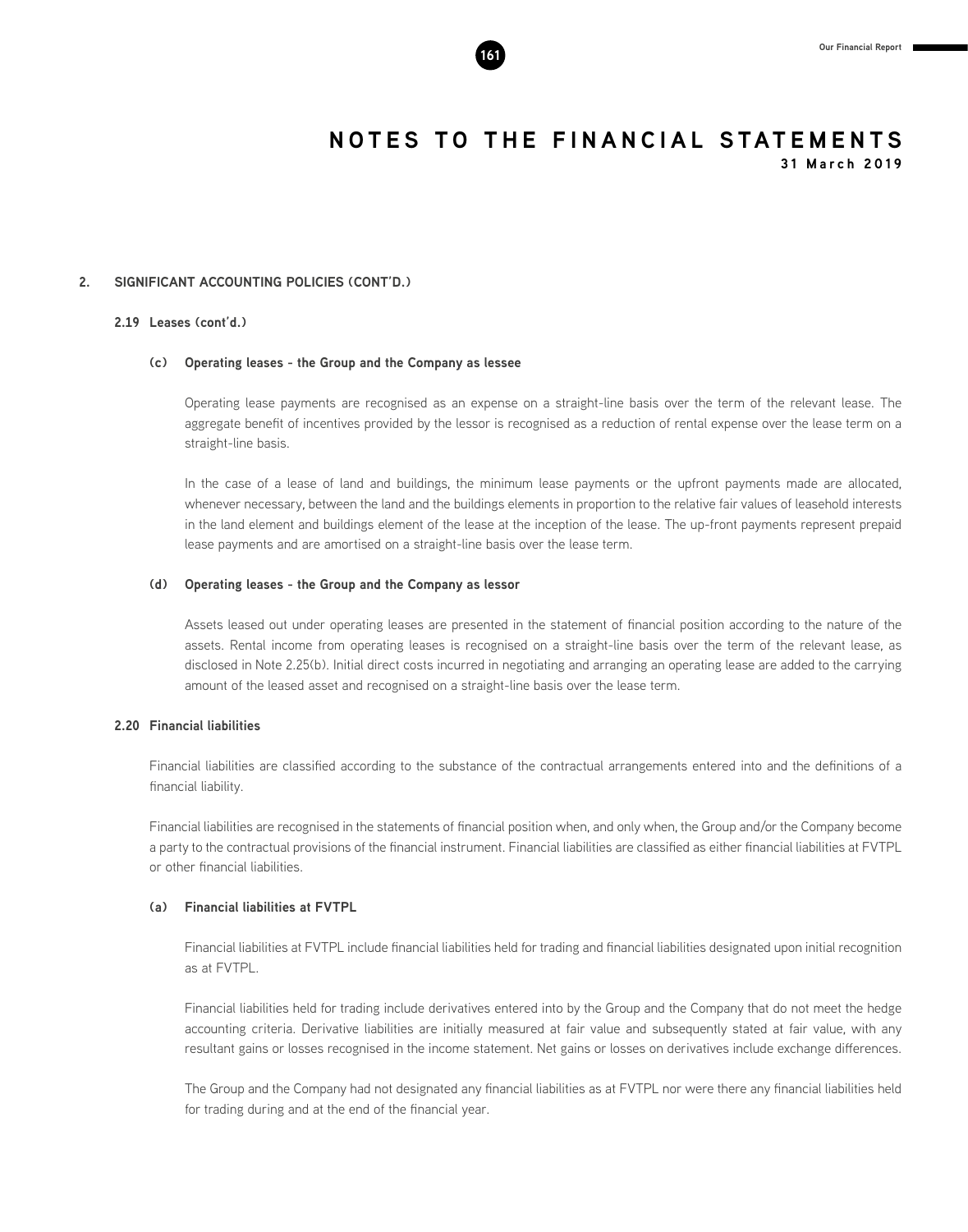## NOTES TO THE FINANCIAL STATEMENTS
**31 March 2019**

## 2. SIGNIFICANT ACCOUNTING POLICIES (CONT'D.)

### 2.19 Leases (cont'd.)

#### (c) Operating leases - the Group and the Company as lessee

Operating lease payments are recognised as an expense on a straight-line basis over the term of the relevant lease. The aggregate benefit of incentives provided by the lessor is recognised as a reduction of rental expense over the lease term on a straight-line basis.

In the case of a lease of land and buildings, the minimum lease payments or the upfront payments made are allocated, whenever necessary, between the land and the buildings elements in proportion to the relative fair values of leasehold interests in the land element and buildings element of the lease at the inception of the lease. The up-front payments represent prepaid lease payments and are amortised on a straight-line basis over the lease term.

#### (d) Operating leases - the Group and the Company as lessor

Assets leased out under operating leases are presented in the statement of financial position according to the nature of the assets. Rental income from operating leases is recognised on a straight-line basis over the term of the relevant lease, as disclosed in Note 2.25(b). Initial direct costs incurred in negotiating and arranging an operating lease are added to the carrying amount of the leased asset and recognised on a straight-line basis over the lease term.

### 2.20 Financial liabilities

Financial liabilities are classified according to the substance of the contractual arrangements entered into and the definitions of a financial liability.

Financial liabilities are recognised in the statements of financial position when, and only when, the Group and/or the Company become a party to the contractual provisions of the financial instrument. Financial liabilities are classified as either financial liabilities at FVTPL or other financial liabilities.

#### (a) Financial liabilities at FVTPL

Financial liabilities at FVTPL include financial liabilities held for trading and financial liabilities designated upon initial recognition as at FVTPL.

Financial liabilities held for trading include derivatives entered into by the Group and the Company that do not meet the hedge accounting criteria. Derivative liabilities are initially measured at fair value and subsequently stated at fair value, with any resultant gains or losses recognised in the income statement. Net gains or losses on derivatives include exchange differences.

The Group and the Company had not designated any financial liabilities as at FVTPL nor were there any financial liabilities held for trading during and at the end of the financial year.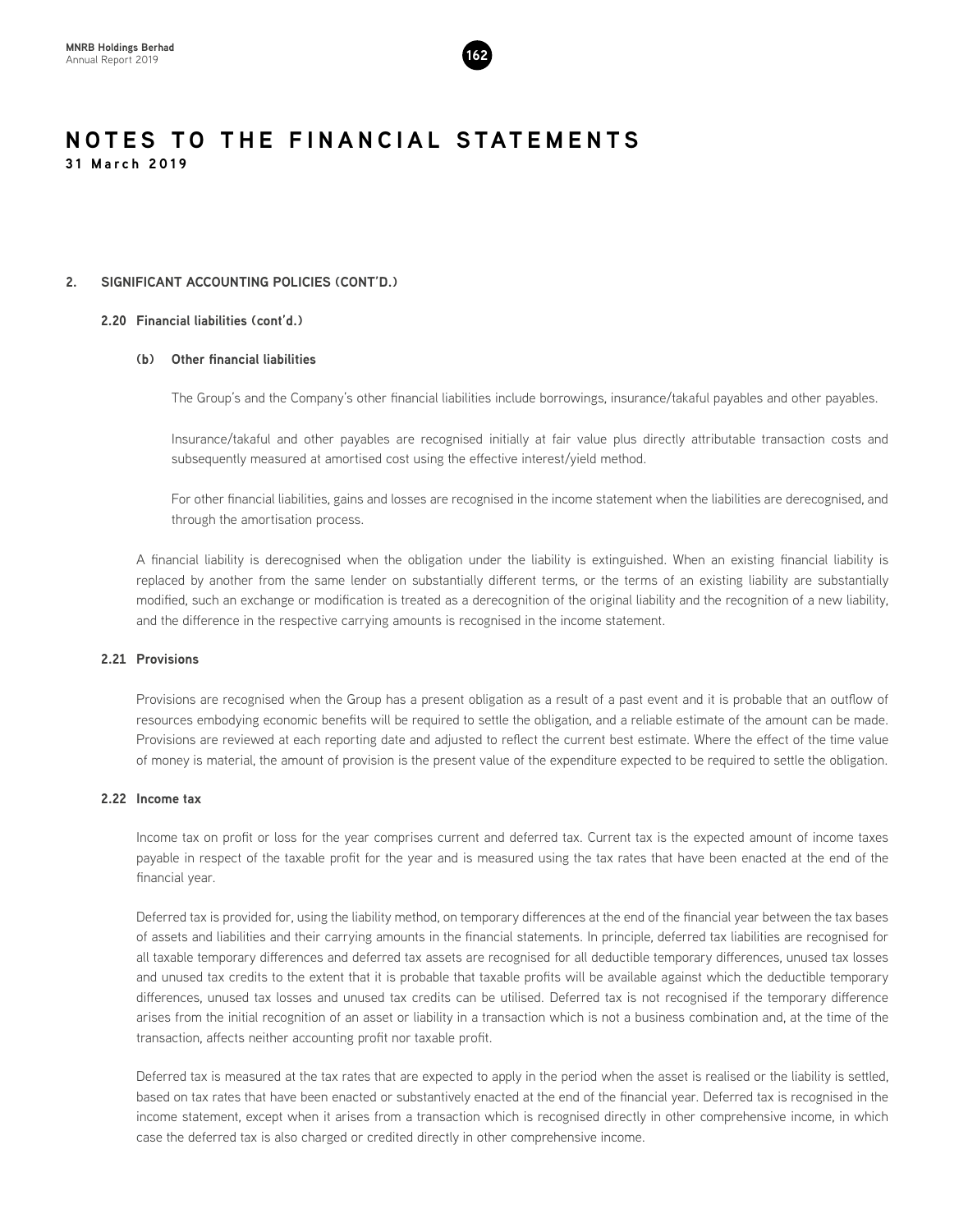# NOTES TO THE FINANCIAL STATEMENTS

**31 March 2019**

## 2. SIGNIFICANT ACCOUNTING POLICIES (CONT'D.)

### 2.20 Financial liabilities (cont'd.)

#### (b) Other financial liabilities

The Group's and the Company's other financial liabilities include borrowings, insurance/takaful payables and other payables.

Insurance/takaful and other payables are recognised initially at fair value plus directly attributable transaction costs and subsequently measured at amortised cost using the effective interest/yield method.

For other financial liabilities, gains and losses are recognised in the income statement when the liabilities are derecognised, and through the amortisation process.

A financial liability is derecognised when the obligation under the liability is extinguished. When an existing financial liability is replaced by another from the same lender on substantially different terms, or the terms of an existing liability are substantially modified, such an exchange or modification is treated as a derecognition of the original liability and the recognition of a new liability, and the difference in the respective carrying amounts is recognised in the income statement.

### 2.21 Provisions

Provisions are recognised when the Group has a present obligation as a result of a past event and it is probable that an outflow of resources embodying economic benefits will be required to settle the obligation, and a reliable estimate of the amount can be made. Provisions are reviewed at each reporting date and adjusted to reflect the current best estimate. Where the effect of the time value of money is material, the amount of provision is the present value of the expenditure expected to be required to settle the obligation.

### 2.22 Income tax

Income tax on profit or loss for the year comprises current and deferred tax. Current tax is the expected amount of income taxes payable in respect of the taxable profit for the year and is measured using the tax rates that have been enacted at the end of the financial year.

Deferred tax is provided for, using the liability method, on temporary differences at the end of the financial year between the tax bases of assets and liabilities and their carrying amounts in the financial statements. In principle, deferred tax liabilities are recognised for all taxable temporary differences and deferred tax assets are recognised for all deductible temporary differences, unused tax losses and unused tax credits to the extent that it is probable that taxable profits will be available against which the deductible temporary differences, unused tax losses and unused tax credits can be utilised. Deferred tax is not recognised if the temporary difference arises from the initial recognition of an asset or liability in a transaction which is not a business combination and, at the time of the transaction, affects neither accounting profit nor taxable profit.

Deferred tax is measured at the tax rates that are expected to apply in the period when the asset is realised or the liability is settled, based on tax rates that have been enacted or substantively enacted at the end of the financial year. Deferred tax is recognised in the income statement, except when it arises from a transaction which is recognised directly in other comprehensive income, in which case the deferred tax is also charged or credited directly in other comprehensive income.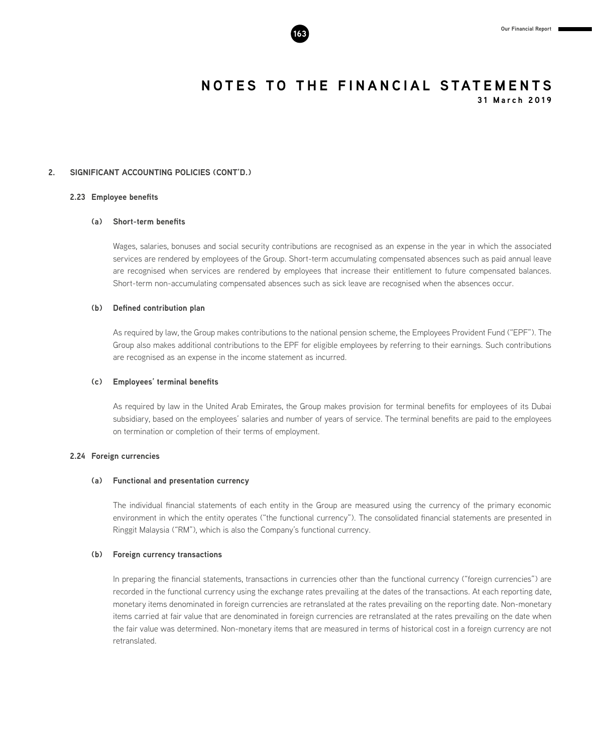# NOTES TO THE FINANCIAL STATEMENTS

**31 March 2019**

## 2. SIGNIFICANT ACCOUNTING POLICIES (CONT'D.)

### 2.23 Employee benefits

#### (a) Short-term benefits

Wages, salaries, bonuses and social security contributions are recognised as an expense in the year in which the associated services are rendered by employees of the Group. Short-term accumulating compensated absences such as paid annual leave are recognised when services are rendered by employees that increase their entitlement to future compensated balances. Short-term non-accumulating compensated absences such as sick leave are recognised when the absences occur.

#### (b) Defined contribution plan

As required by law, the Group makes contributions to the national pension scheme, the Employees Provident Fund ("EPF"). The Group also makes additional contributions to the EPF for eligible employees by referring to their earnings. Such contributions are recognised as an expense in the income statement as incurred.

#### (c) Employees' terminal benefits

As required by law in the United Arab Emirates, the Group makes provision for terminal benefits for employees of its Dubai subsidiary, based on the employees' salaries and number of years of service. The terminal benefits are paid to the employees on termination or completion of their terms of employment.

### 2.24 Foreign currencies

#### (a) Functional and presentation currency

The individual financial statements of each entity in the Group are measured using the currency of the primary economic environment in which the entity operates ("the functional currency"). The consolidated financial statements are presented in Ringgit Malaysia ("RM"), which is also the Company's functional currency.

#### (b) Foreign currency transactions

In preparing the financial statements, transactions in currencies other than the functional currency ("foreign currencies") are recorded in the functional currency using the exchange rates prevailing at the dates of the transactions. At each reporting date, monetary items denominated in foreign currencies are retranslated at the rates prevailing on the reporting date. Non-monetary items carried at fair value that are denominated in foreign currencies are retranslated at the rates prevailing on the date when the fair value was determined. Non-monetary items that are measured in terms of historical cost in a foreign currency are not retranslated.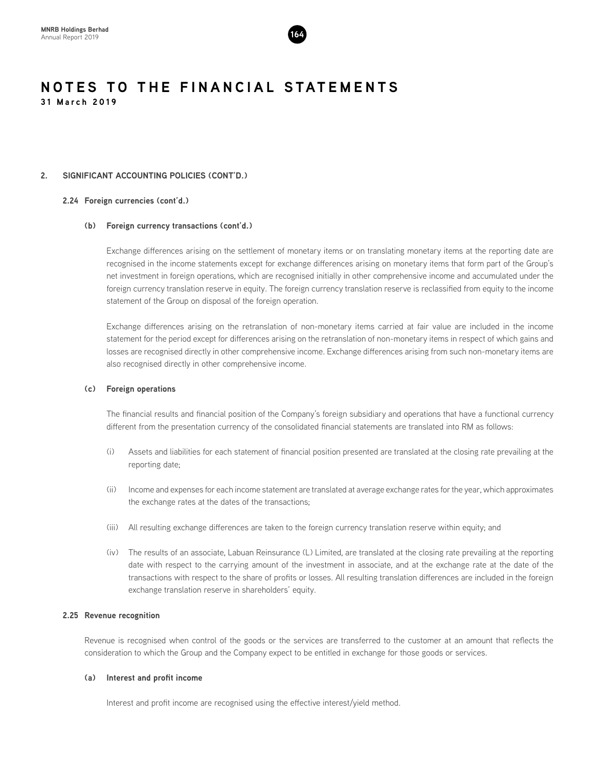# NOTES TO THE FINANCIAL STATEMENTS

31 March 2019

## 2. SIGNIFICANT ACCOUNTING POLICIES (CONT'D.)

### 2.24 Foreign currencies (cont'd.)

#### (b) Foreign currency transactions (cont'd.)

Exchange differences arising on the settlement of monetary items or on translating monetary items at the reporting date are recognised in the income statements except for exchange differences arising on monetary items that form part of the Group's net investment in foreign operations, which are recognised initially in other comprehensive income and accumulated under the foreign currency translation reserve in equity. The foreign currency translation reserve is reclassified from equity to the income statement of the Group on disposal of the foreign operation.

Exchange differences arising on the retranslation of non-monetary items carried at fair value are included in the income statement for the period except for differences arising on the retranslation of non-monetary items in respect of which gains and losses are recognised directly in other comprehensive income. Exchange differences arising from such non-monetary items are also recognised directly in other comprehensive income.

#### (c) Foreign operations

The financial results and financial position of the Company's foreign subsidiary and operations that have a functional currency different from the presentation currency of the consolidated financial statements are translated into RM as follows:

(i) Assets and liabilities for each statement of financial position presented are translated at the closing rate prevailing at the reporting date;

(ii) Income and expenses for each income statement are translated at average exchange rates for the year, which approximates the exchange rates at the dates of the transactions;

(iii) All resulting exchange differences are taken to the foreign currency translation reserve within equity; and

(iv) The results of an associate, Labuan Reinsurance (L) Limited, are translated at the closing rate prevailing at the reporting date with respect to the carrying amount of the investment in associate, and at the exchange rate at the date of the transactions with respect to the share of profits or losses. All resulting translation differences are included in the foreign exchange translation reserve in shareholders' equity.

### 2.25 Revenue recognition

Revenue is recognised when control of the goods or the services are transferred to the customer at an amount that reflects the consideration to which the Group and the Company expect to be entitled in exchange for those goods or services.

#### (a) Interest and profit income

Interest and profit income are recognised using the effective interest/yield method.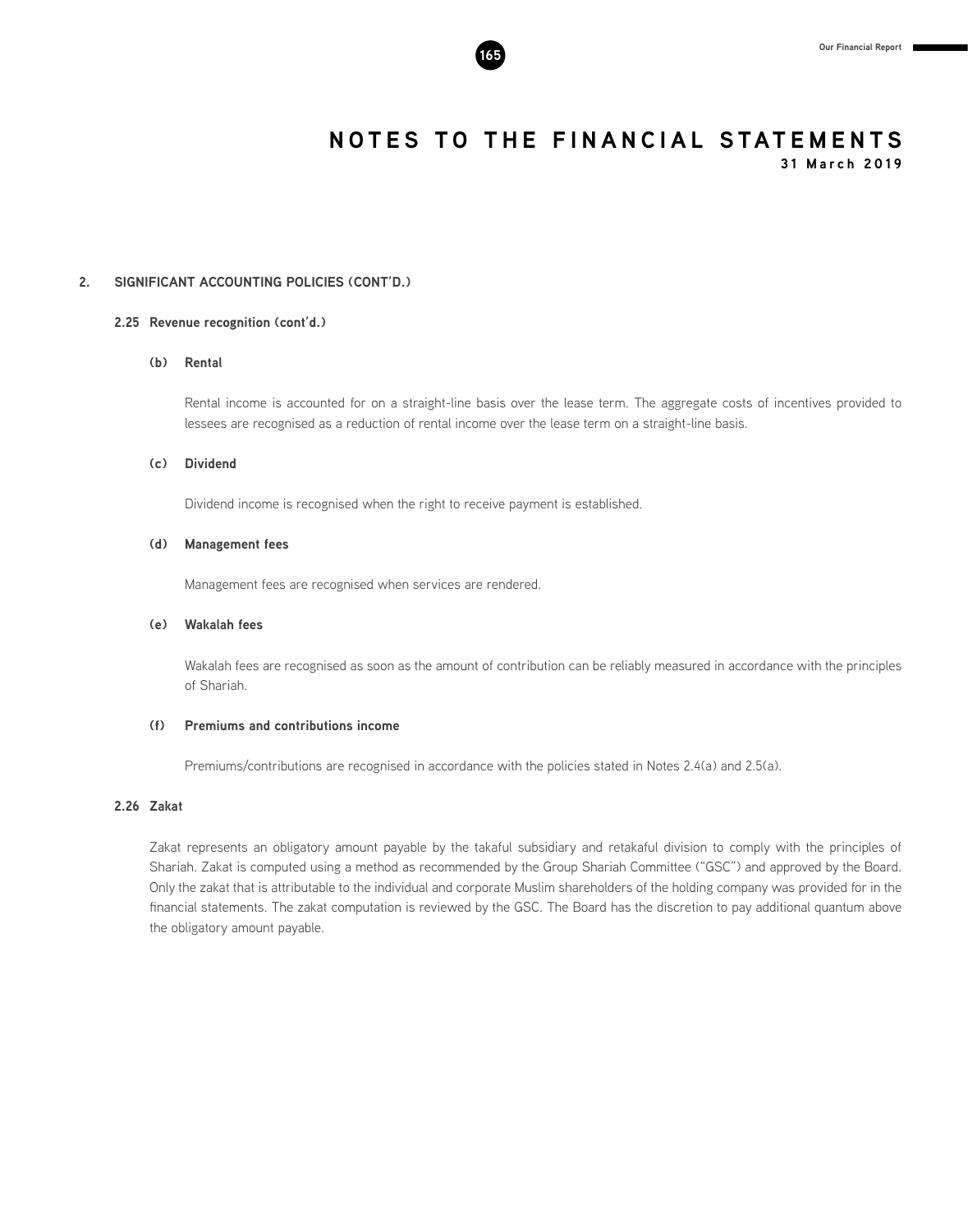## 2. SIGNIFICANT ACCOUNTING POLICIES (CONT'D.)

### 2.25 Revenue recognition (cont'd.)

#### (b) Rental

Rental income is accounted for on a straight-line basis over the lease term. The aggregate costs of incentives provided to lessees are recognised as a reduction of rental income over the lease term on a straight-line basis.

#### (c) Dividend

Dividend income is recognised when the right to receive payment is established.

#### (d) Management fees

Management fees are recognised when services are rendered.

#### (e) Wakalah fees

Wakalah fees are recognised as soon as the amount of contribution can be reliably measured in accordance with the principles of Shariah.

#### (f) Premiums and contributions income

Premiums/contributions are recognised in accordance with the policies stated in Notes 2.4(a) and 2.5(a).

### 2.26 Zakat

Zakat represents an obligatory amount payable by the takaful subsidiary and retakaful division to comply with the principles of Shariah. Zakat is computed using a method as recommended by the Group Shariah Committee ("GSC") and approved by the Board. Only the zakat that is attributable to the individual and corporate Muslim shareholders of the holding company was provided for in the financial statements. The zakat computation is reviewed by the GSC. The Board has the discretion to pay additional quantum above the obligatory amount payable.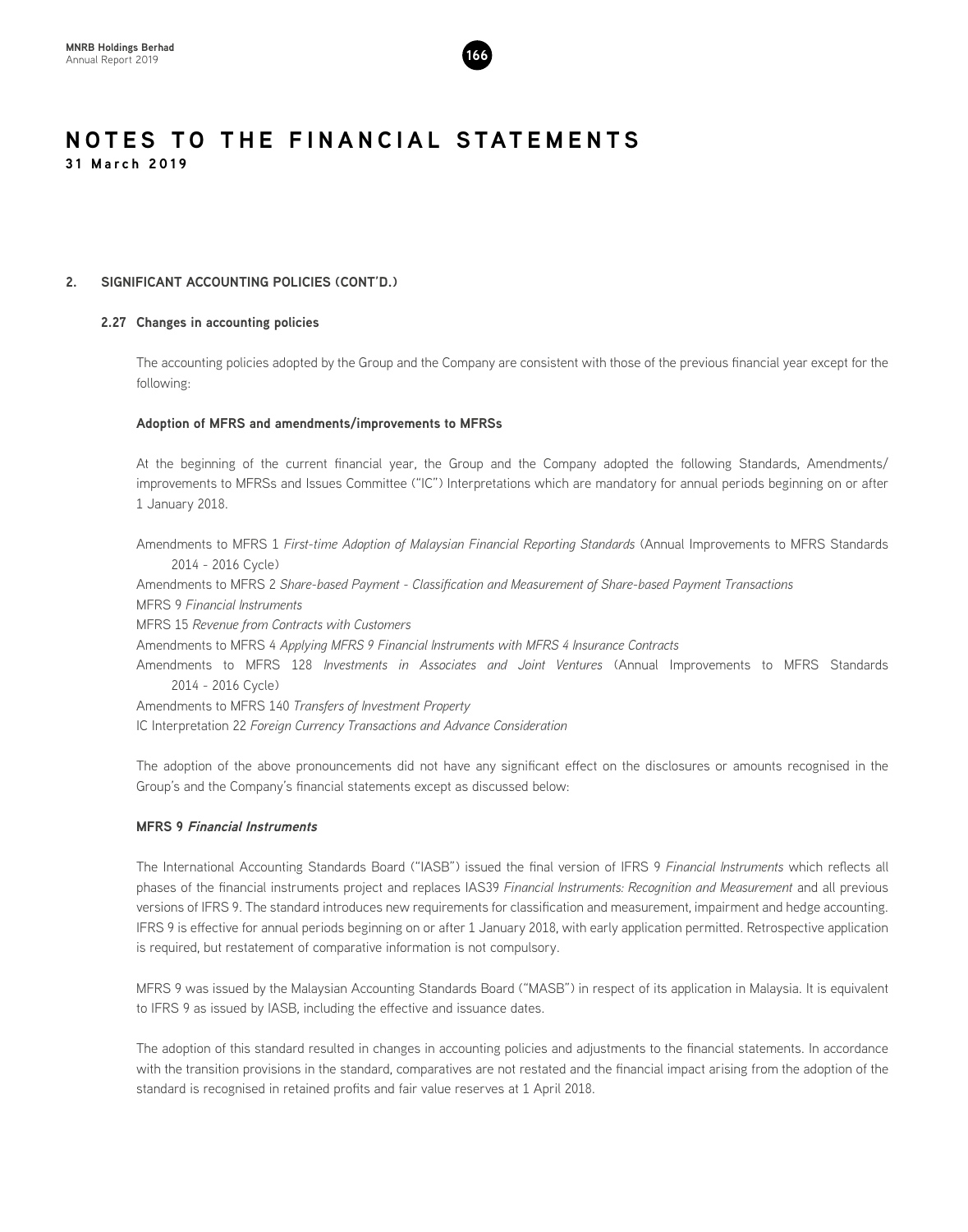# NOTES TO THE FINANCIAL STATEMENTS

**31 March 2019**

## 2. SIGNIFICANT ACCOUNTING POLICIES (CONT'D.)

### 2.27 Changes in accounting policies

The accounting policies adopted by the Group and the Company are consistent with those of the previous financial year except for the following:

**Adoption of MFRS and amendments/improvements to MFRSs**

At the beginning of the current financial year, the Group and the Company adopted the following Standards, Amendments/improvements to MFRSs and Issues Committee ("IC") Interpretations which are mandatory for annual periods beginning on or after 1 January 2018.

Amendments to MFRS 1 *First-time Adoption of Malaysian Financial Reporting Standards* (Annual Improvements to MFRS Standards 2014 - 2016 Cycle)
Amendments to MFRS 2 *Share-based Payment - Classification and Measurement of Share-based Payment Transactions*
MFRS 9 *Financial Instruments*
MFRS 15 *Revenue from Contracts with Customers*
Amendments to MFRS 4 *Applying MFRS 9 Financial Instruments with MFRS 4 Insurance Contracts*
Amendments to MFRS 128 *Investments in Associates and Joint Ventures* (Annual Improvements to MFRS Standards 2014 - 2016 Cycle)
Amendments to MFRS 140 *Transfers of Investment Property*
IC Interpretation 22 *Foreign Currency Transactions and Advance Consideration*

The adoption of the above pronouncements did not have any significant effect on the disclosures or amounts recognised in the Group's and the Company's financial statements except as discussed below:

**MFRS 9 *Financial Instruments***

The International Accounting Standards Board ("IASB") issued the final version of IFRS 9 *Financial Instruments* which reflects all phases of the financial instruments project and replaces IAS39 *Financial Instruments: Recognition and Measurement* and all previous versions of IFRS 9. The standard introduces new requirements for classification and measurement, impairment and hedge accounting. IFRS 9 is effective for annual periods beginning on or after 1 January 2018, with early application permitted. Retrospective application is required, but restatement of comparative information is not compulsory.

MFRS 9 was issued by the Malaysian Accounting Standards Board ("MASB") in respect of its application in Malaysia. It is equivalent to IFRS 9 as issued by IASB, including the effective and issuance dates.

The adoption of this standard resulted in changes in accounting policies and adjustments to the financial statements. In accordance with the transition provisions in the standard, comparatives are not restated and the financial impact arising from the adoption of the standard is recognised in retained profits and fair value reserves at 1 April 2018.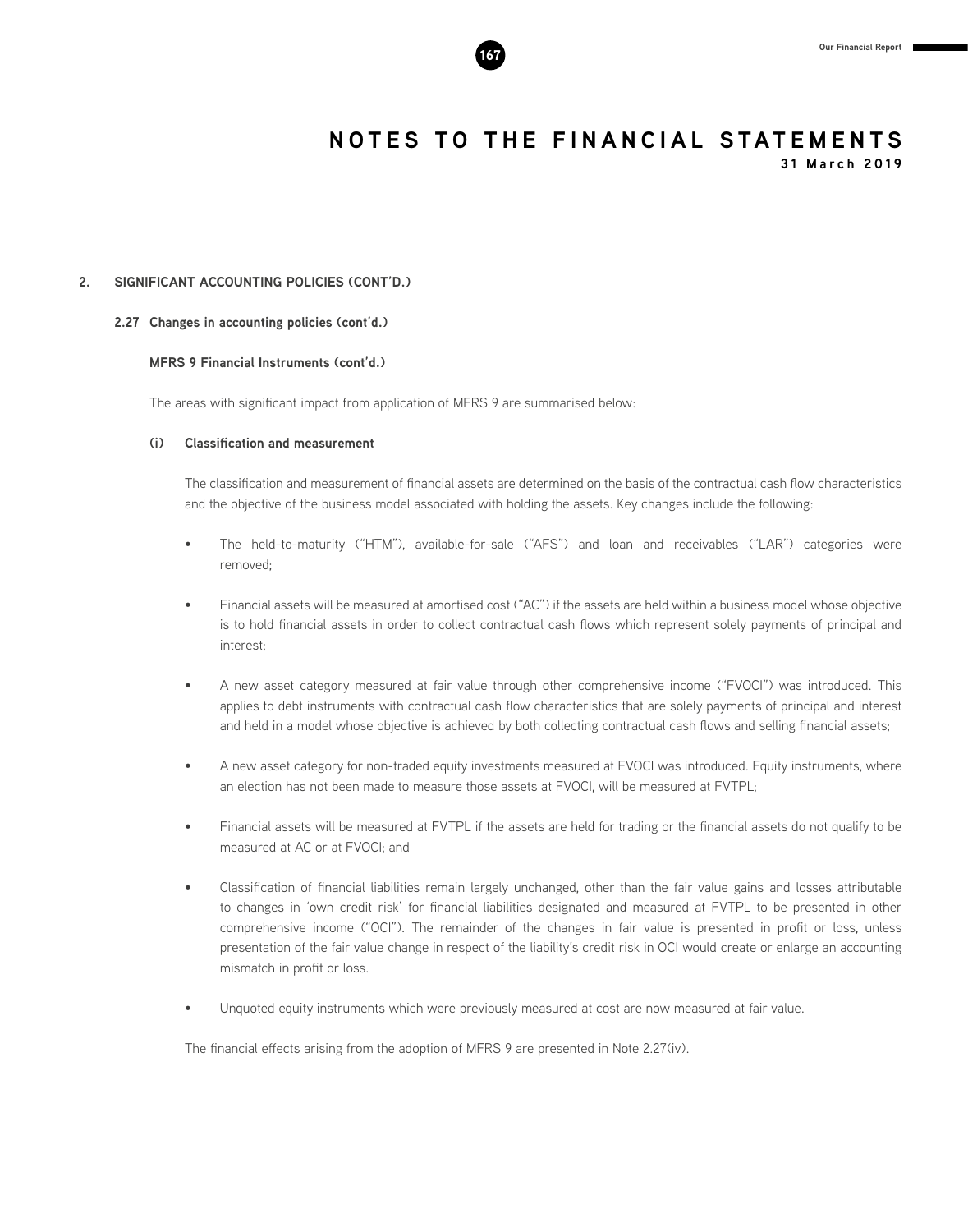# NOTES TO THE FINANCIAL STATEMENTS

**31 March 2019**

## 2. SIGNIFICANT ACCOUNTING POLICIES (CONT'D.)

### 2.27 Changes in accounting policies (cont'd.)

#### MFRS 9 Financial Instruments (cont'd.)

The areas with significant impact from application of MFRS 9 are summarised below:

**(i) Classification and measurement**

The classification and measurement of financial assets are determined on the basis of the contractual cash flow characteristics and the objective of the business model associated with holding the assets. Key changes include the following:

- The held-to-maturity ("HTM"), available-for-sale ("AFS") and loan and receivables ("LAR") categories were removed;
- Financial assets will be measured at amortised cost ("AC") if the assets are held within a business model whose objective is to hold financial assets in order to collect contractual cash flows which represent solely payments of principal and interest;
- A new asset category measured at fair value through other comprehensive income ("FVOCI") was introduced. This applies to debt instruments with contractual cash flow characteristics that are solely payments of principal and interest and held in a model whose objective is achieved by both collecting contractual cash flows and selling financial assets;
- A new asset category for non-traded equity investments measured at FVOCI was introduced. Equity instruments, where an election has not been made to measure those assets at FVOCI, will be measured at FVTPL;
- Financial assets will be measured at FVTPL if the assets are held for trading or the financial assets do not qualify to be measured at AC or at FVOCI; and
- Classification of financial liabilities remain largely unchanged, other than the fair value gains and losses attributable to changes in 'own credit risk' for financial liabilities designated and measured at FVTPL to be presented in other comprehensive income ("OCI"). The remainder of the changes in fair value is presented in profit or loss, unless presentation of the fair value change in respect of the liability's credit risk in OCI would create or enlarge an accounting mismatch in profit or loss.
- Unquoted equity instruments which were previously measured at cost are now measured at fair value.

The financial effects arising from the adoption of MFRS 9 are presented in Note 2.27(iv).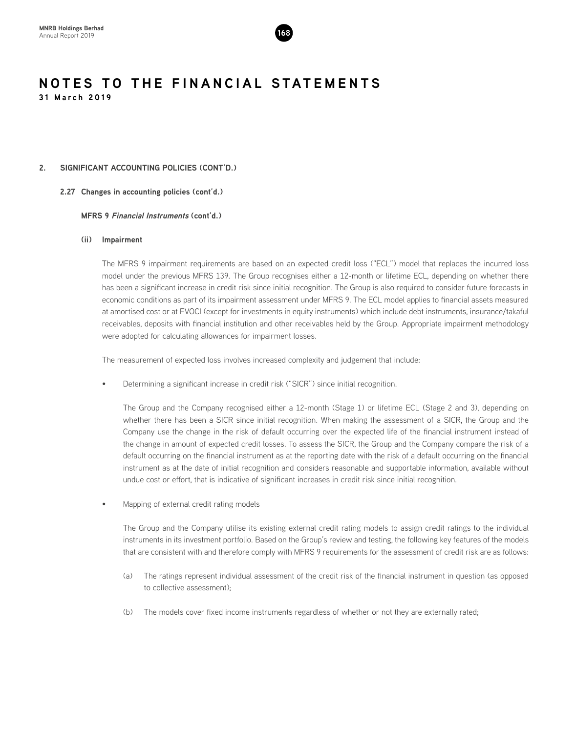# NOTES TO THE FINANCIAL STATEMENTS

**31 March 2019**

## 2. SIGNIFICANT ACCOUNTING POLICIES (CONT'D.)

### 2.27 Changes in accounting policies (cont'd.)

#### MFRS 9 *Financial Instruments* (cont'd.)

**(ii) Impairment**

The MFRS 9 impairment requirements are based on an expected credit loss ("ECL") model that replaces the incurred loss model under the previous MFRS 139. The Group recognises either a 12-month or lifetime ECL, depending on whether there has been a significant increase in credit risk since initial recognition. The Group is also required to consider future forecasts in economic conditions as part of its impairment assessment under MFRS 9. The ECL model applies to financial assets measured at amortised cost or at FVOCI (except for investments in equity instruments) which include debt instruments, insurance/takaful receivables, deposits with financial institution and other receivables held by the Group. Appropriate impairment methodology were adopted for calculating allowances for impairment losses.

The measurement of expected loss involves increased complexity and judgement that include:

- Determining a significant increase in credit risk ("SICR") since initial recognition.

  The Group and the Company recognised either a 12-month (Stage 1) or lifetime ECL (Stage 2 and 3), depending on whether there has been a SICR since initial recognition. When making the assessment of a SICR, the Group and the Company use the change in the risk of default occurring over the expected life of the financial instrument instead of the change in amount of expected credit losses. To assess the SICR, the Group and the Company compare the risk of a default occurring on the financial instrument as at the reporting date with the risk of a default occurring on the financial instrument as at the date of initial recognition and considers reasonable and supportable information, available without undue cost or effort, that is indicative of significant increases in credit risk since initial recognition.

- Mapping of external credit rating models

  The Group and the Company utilise its existing external credit rating models to assign credit ratings to the individual instruments in its investment portfolio. Based on the Group's review and testing, the following key features of the models that are consistent with and therefore comply with MFRS 9 requirements for the assessment of credit risk are as follows:

  (a) The ratings represent individual assessment of the credit risk of the financial instrument in question (as opposed to collective assessment);

  (b) The models cover fixed income instruments regardless of whether or not they are externally rated;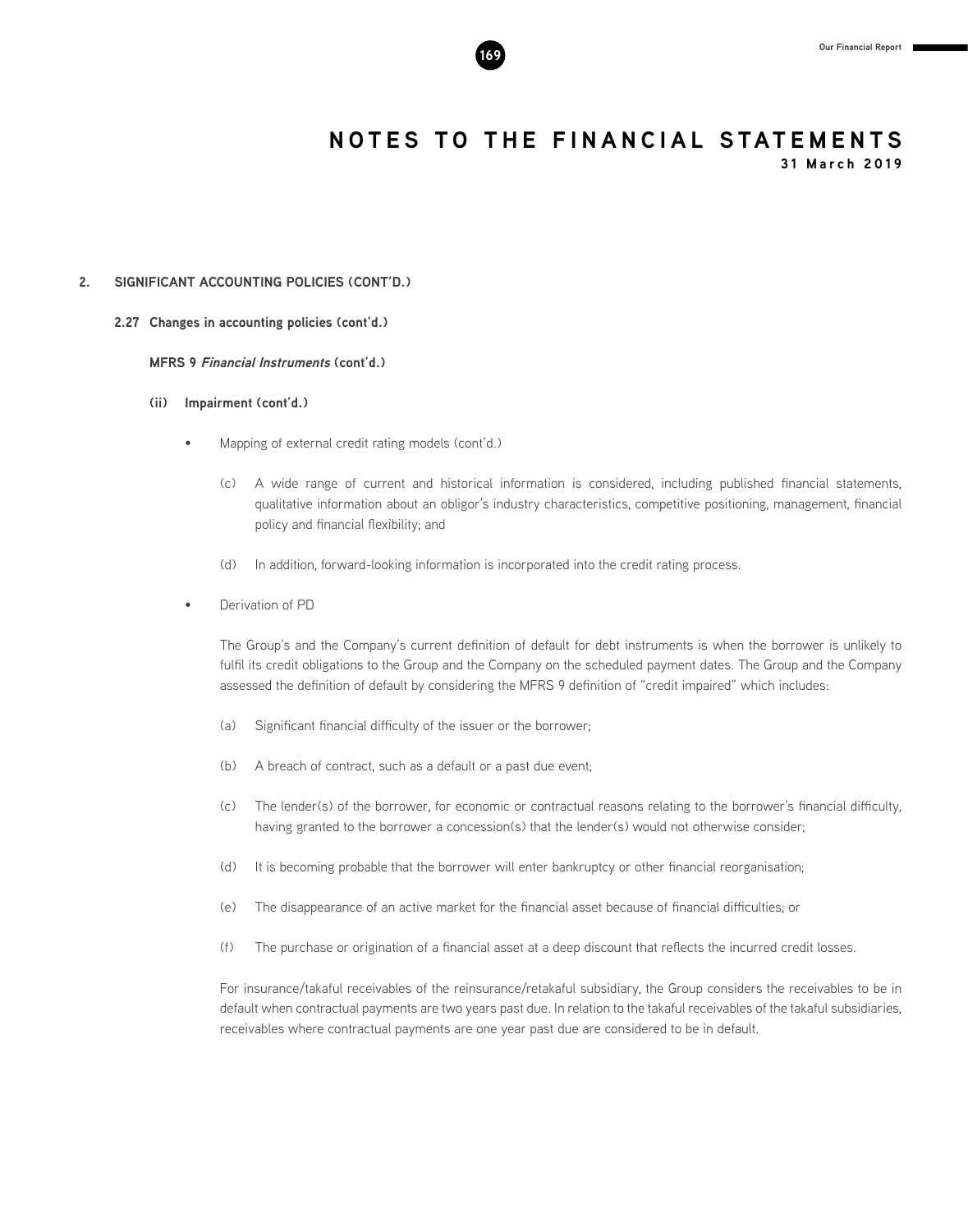## 2. SIGNIFICANT ACCOUNTING POLICIES (CONT'D.)

### 2.27 Changes in accounting policies (cont'd.)

**MFRS 9 *Financial Instruments* (cont'd.)**

**(ii) Impairment (cont'd.)**

- Mapping of external credit rating models (cont'd.)

  (c) A wide range of current and historical information is considered, including published financial statements, qualitative information about an obligor's industry characteristics, competitive positioning, management, financial policy and financial flexibility; and

  (d) In addition, forward-looking information is incorporated into the credit rating process.

- Derivation of PD

  The Group's and the Company's current definition of default for debt instruments is when the borrower is unlikely to fulfil its credit obligations to the Group and the Company on the scheduled payment dates. The Group and the Company assessed the definition of default by considering the MFRS 9 definition of "credit impaired" which includes:

  (a) Significant financial difficulty of the issuer or the borrower;

  (b) A breach of contract, such as a default or a past due event;

  (c) The lender(s) of the borrower, for economic or contractual reasons relating to the borrower's financial difficulty, having granted to the borrower a concession(s) that the lender(s) would not otherwise consider;

  (d) It is becoming probable that the borrower will enter bankruptcy or other financial reorganisation;

  (e) The disappearance of an active market for the financial asset because of financial difficulties; or

  (f) The purchase or origination of a financial asset at a deep discount that reflects the incurred credit losses.

  For insurance/takaful receivables of the reinsurance/retakaful subsidiary, the Group considers the receivables to be in default when contractual payments are two years past due. In relation to the takaful receivables of the takaful subsidiaries, receivables where contractual payments are one year past due are considered to be in default.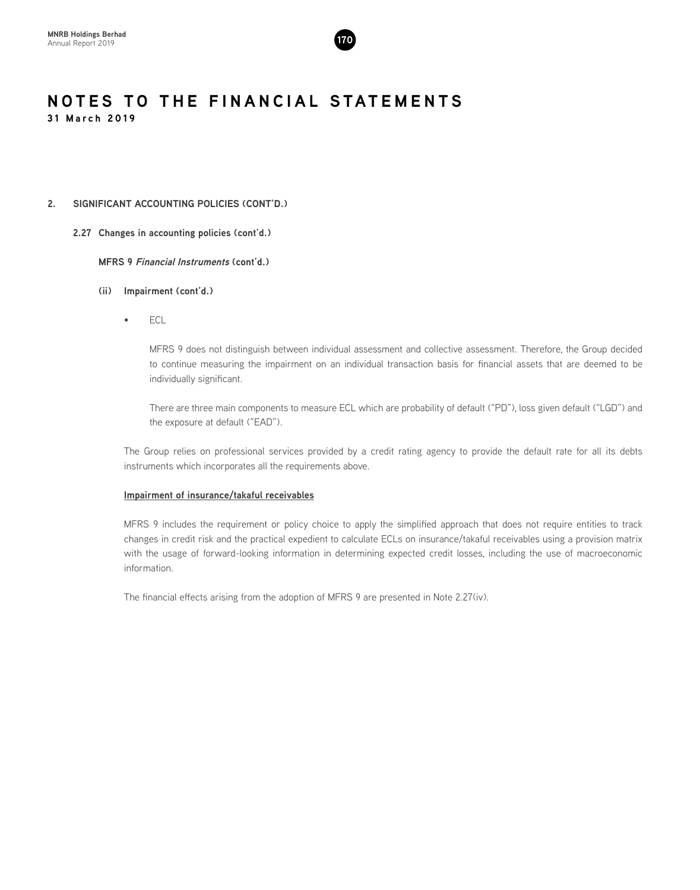# NOTES TO THE FINANCIAL STATEMENTS

**31 March 2019**

## 2. SIGNIFICANT ACCOUNTING POLICIES (CONT'D.)

### 2.27 Changes in accounting policies (cont'd.)

**MFRS 9 *Financial Instruments* (cont'd.)**

**(ii) Impairment (cont'd.)**

- ECL

  MFRS 9 does not distinguish between individual assessment and collective assessment. Therefore, the Group decided to continue measuring the impairment on an individual transaction basis for financial assets that are deemed to be individually significant.

  There are three main components to measure ECL which are probability of default ("PD"), loss given default ("LGD") and the exposure at default ("EAD").

The Group relies on professional services provided by a credit rating agency to provide the default rate for all its debts instruments which incorporates all the requirements above.

**Impairment of insurance/takaful receivables**

MFRS 9 includes the requirement or policy choice to apply the simplified approach that does not require entities to track changes in credit risk and the practical expedient to calculate ECLs on insurance/takaful receivables using a provision matrix with the usage of forward-looking information in determining expected credit losses, including the use of macroeconomic information.

The financial effects arising from the adoption of MFRS 9 are presented in Note 2.27(iv).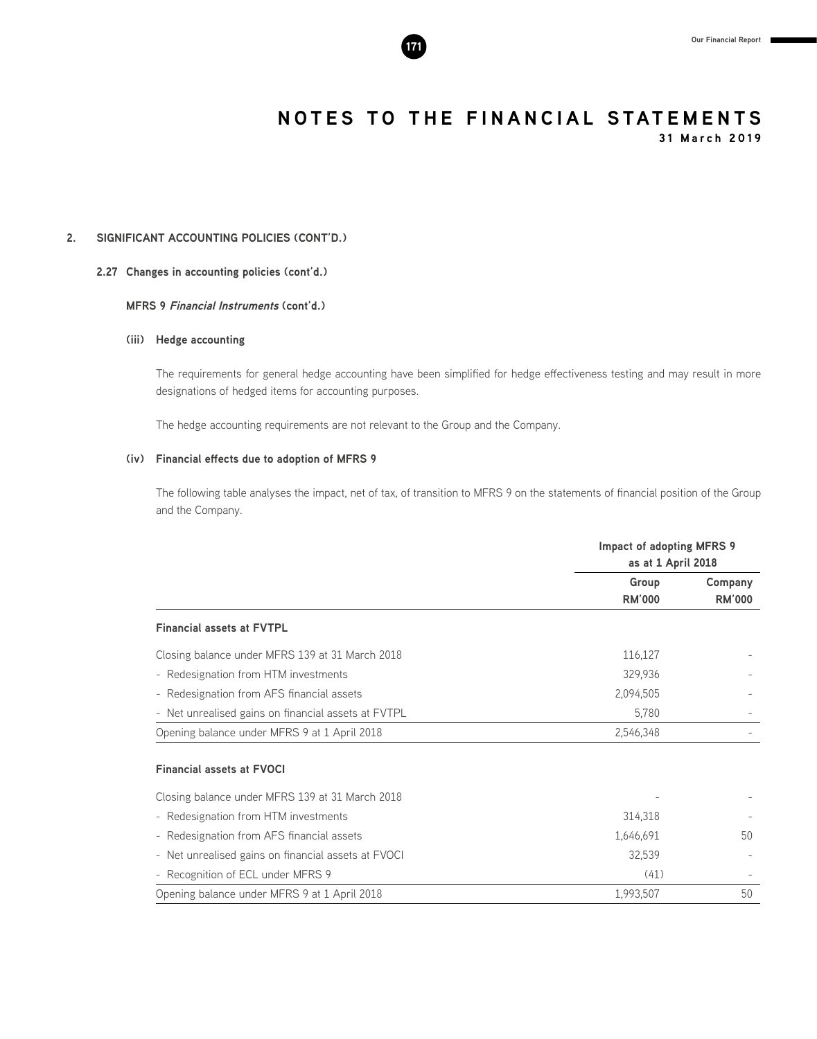## NOTES TO THE FINANCIAL STATEMENTS

**31 March 2019**

### 2. SIGNIFICANT ACCOUNTING POLICIES (CONT'D.)

#### 2.27 Changes in accounting policies (cont'd.)

**MFRS 9 *Financial Instruments* (cont'd.)**

**(iii) Hedge accounting**

The requirements for general hedge accounting have been simplified for hedge effectiveness testing and may result in more designations of hedged items for accounting purposes.

The hedge accounting requirements are not relevant to the Group and the Company.

**(iv) Financial effects due to adoption of MFRS 9**

The following table analyses the impact, net of tax, of transition to MFRS 9 on the statements of financial position of the Group and the Company.

| | Impact of adopting MFRS 9 as at 1 April 2018 | |
|---|---|---|
| | **Group RM'000** | **Company RM'000** |
| **Financial assets at FVTPL** | | |
| Closing balance under MFRS 139 at 31 March 2018 | 116,127 | - |
| - Redesignation from HTM investments | 329,936 | - |
| - Redesignation from AFS financial assets | 2,094,505 | - |
| - Net unrealised gains on financial assets at FVTPL | 5,780 | - |
| Opening balance under MFRS 9 at 1 April 2018 | 2,546,348 | - |
| **Financial assets at FVOCI** | | |
| Closing balance under MFRS 139 at 31 March 2018 | - | - |
| - Redesignation from HTM investments | 314,318 | - |
| - Redesignation from AFS financial assets | 1,646,691 | 50 |
| - Net unrealised gains on financial assets at FVOCI | 32,539 | - |
| - Recognition of ECL under MFRS 9 | (41) | - |
| Opening balance under MFRS 9 at 1 April 2018 | 1,993,507 | 50 |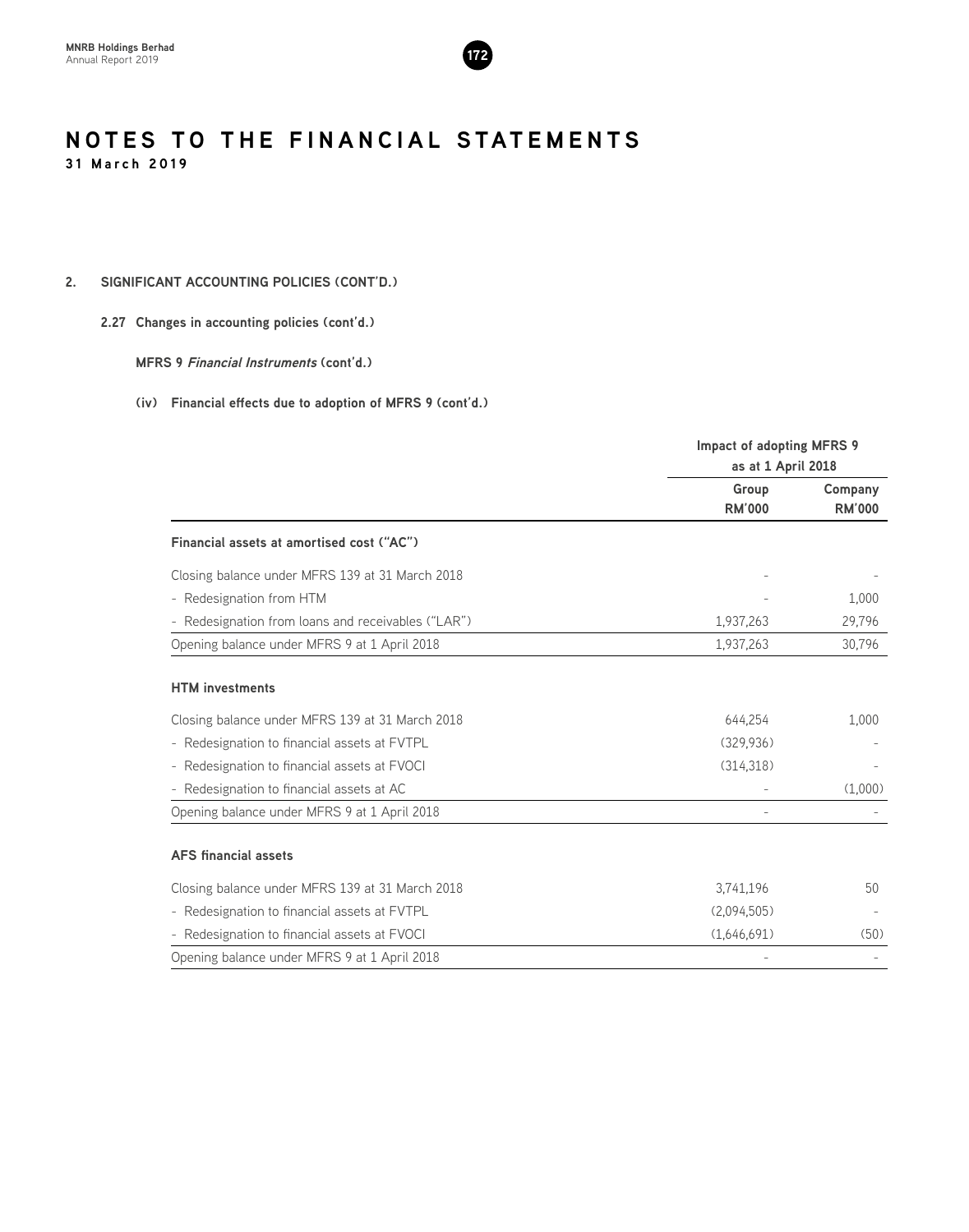# NOTES TO THE FINANCIAL STATEMENTS

**31 March 2019**

## 2. SIGNIFICANT ACCOUNTING POLICIES (CONT'D.)

### 2.27 Changes in accounting policies (cont'd.)

**MFRS 9 *Financial Instruments* (cont'd.)**

**(iv) Financial effects due to adoption of MFRS 9 (cont'd.)**

| | Impact of adopting MFRS 9 as at 1 April 2018 | |
|---|---|---|
| | Group RM'000 | Company RM'000 |
| **Financial assets at amortised cost ("AC")** | | |
| Closing balance under MFRS 139 at 31 March 2018 | - | - |
| - Redesignation from HTM | - | 1,000 |
| - Redesignation from loans and receivables ("LAR") | 1,937,263 | 29,796 |
| Opening balance under MFRS 9 at 1 April 2018 | 1,937,263 | 30,796 |
| **HTM investments** | | |
| Closing balance under MFRS 139 at 31 March 2018 | 644,254 | 1,000 |
| - Redesignation to financial assets at FVTPL | (329,936) | - |
| - Redesignation to financial assets at FVOCI | (314,318) | - |
| - Redesignation to financial assets at AC | - | (1,000) |
| Opening balance under MFRS 9 at 1 April 2018 | - | - |
| **AFS financial assets** | | |
| Closing balance under MFRS 139 at 31 March 2018 | 3,741,196 | 50 |
| - Redesignation to financial assets at FVTPL | (2,094,505) | - |
| - Redesignation to financial assets at FVOCI | (1,646,691) | (50) |
| Opening balance under MFRS 9 at 1 April 2018 | - | - |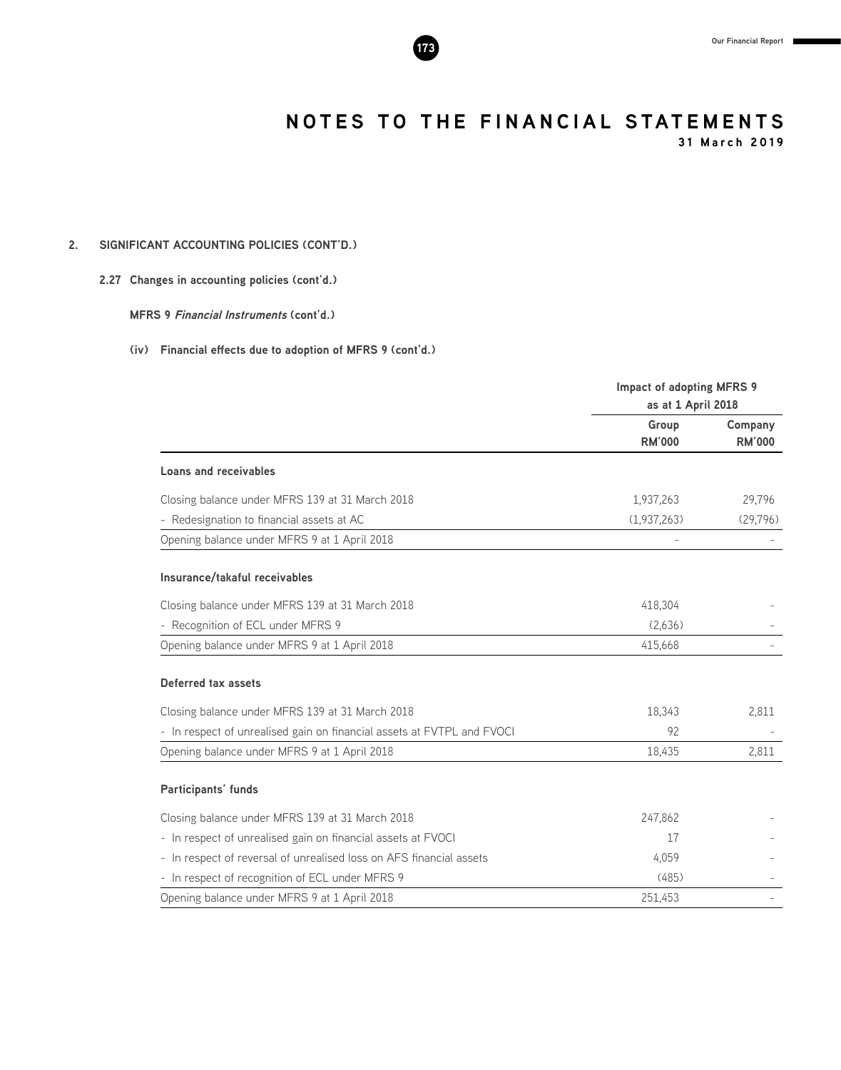# NOTES TO THE FINANCIAL STATEMENTS

**31 March 2019**

## 2. SIGNIFICANT ACCOUNTING POLICIES (CONT'D.)

### 2.27 Changes in accounting policies (cont'd.)

**MFRS 9 *Financial Instruments* (cont'd.)**

**(iv) Financial effects due to adoption of MFRS 9 (cont'd.)**

| | Impact of adopting MFRS 9 as at 1 April 2018 | |
|---|---|---|
| | Group RM'000 | Company RM'000 |
| **Loans and receivables** | | |
| Closing balance under MFRS 139 at 31 March 2018 | 1,937,263 | 29,796 |
| - Redesignation to financial assets at AC | (1,937,263) | (29,796) |
| Opening balance under MFRS 9 at 1 April 2018 | - | - |
| **Insurance/takaful receivables** | | |
| Closing balance under MFRS 139 at 31 March 2018 | 418,304 | - |
| - Recognition of ECL under MFRS 9 | (2,636) | - |
| Opening balance under MFRS 9 at 1 April 2018 | 415,668 | - |
| **Deferred tax assets** | | |
| Closing balance under MFRS 139 at 31 March 2018 | 18,343 | 2,811 |
| - In respect of unrealised gain on financial assets at FVTPL and FVOCI | 92 | - |
| Opening balance under MFRS 9 at 1 April 2018 | 18,435 | 2,811 |
| **Participants' funds** | | |
| Closing balance under MFRS 139 at 31 March 2018 | 247,862 | - |
| - In respect of unrealised gain on financial assets at FVOCI | 17 | - |
| - In respect of reversal of unrealised loss on AFS financial assets | 4,059 | - |
| - In respect of recognition of ECL under MFRS 9 | (485) | - |
| Opening balance under MFRS 9 at 1 April 2018 | 251,453 | - |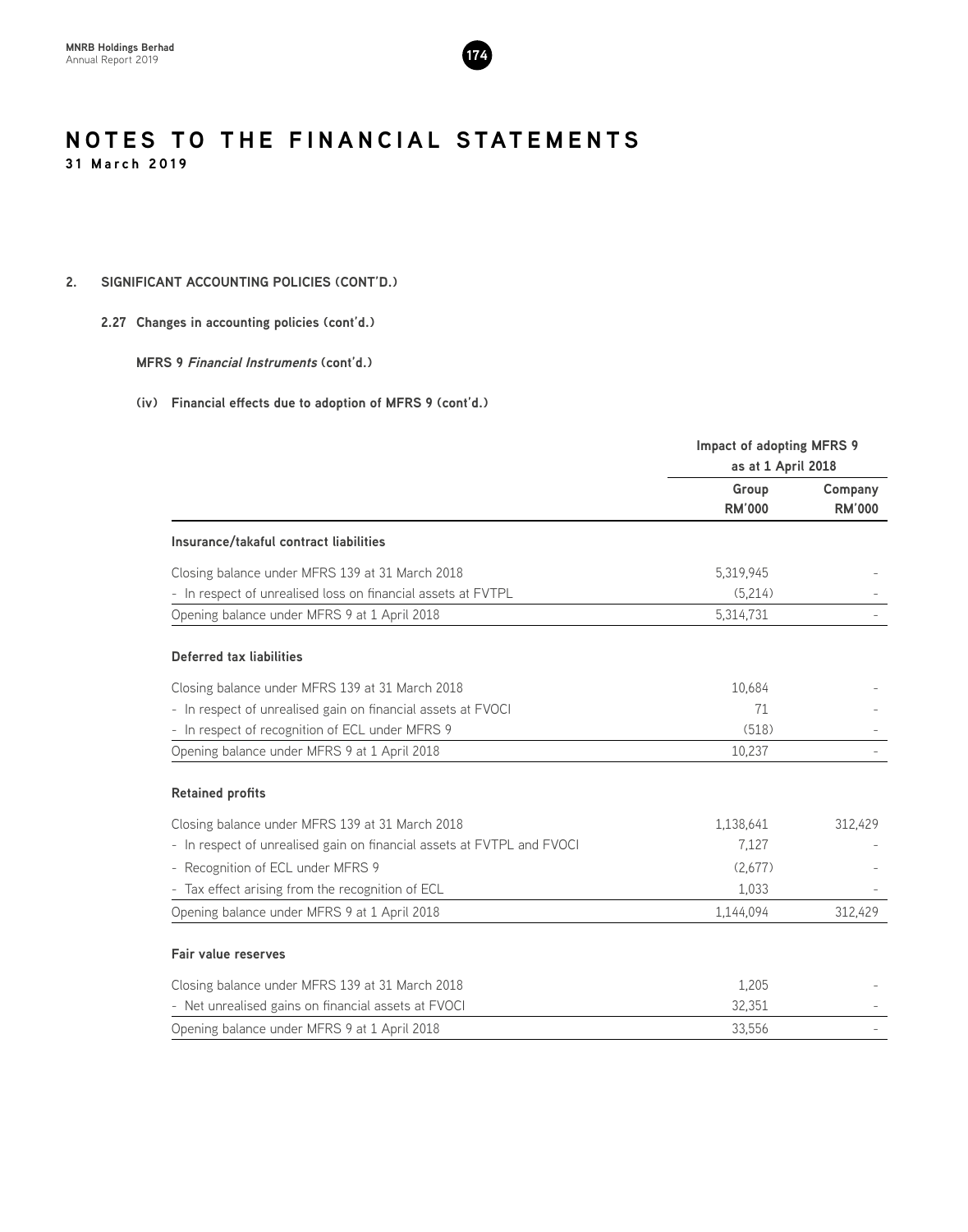# NOTES TO THE FINANCIAL STATEMENTS

**31 March 2019**

## 2. SIGNIFICANT ACCOUNTING POLICIES (CONT'D.)

### 2.27 Changes in accounting policies (cont'd.)

**MFRS 9 *Financial Instruments* (cont'd.)**

**(iv) Financial effects due to adoption of MFRS 9 (cont'd.)**

| | Impact of adopting MFRS 9 as at 1 April 2018 | |
|---|---|---|
| | Group RM'000 | Company RM'000 |
| **Insurance/takaful contract liabilities** | | |
| Closing balance under MFRS 139 at 31 March 2018 | 5,319,945 | - |
| - In respect of unrealised loss on financial assets at FVTPL | (5,214) | - |
| Opening balance under MFRS 9 at 1 April 2018 | 5,314,731 | - |
| **Deferred tax liabilities** | | |
| Closing balance under MFRS 139 at 31 March 2018 | 10,684 | - |
| - In respect of unrealised gain on financial assets at FVOCI | 71 | - |
| - In respect of recognition of ECL under MFRS 9 | (518) | - |
| Opening balance under MFRS 9 at 1 April 2018 | 10,237 | - |
| **Retained profits** | | |
| Closing balance under MFRS 139 at 31 March 2018 | 1,138,641 | 312,429 |
| - In respect of unrealised gain on financial assets at FVTPL and FVOCI | 7,127 | - |
| - Recognition of ECL under MFRS 9 | (2,677) | - |
| - Tax effect arising from the recognition of ECL | 1,033 | - |
| Opening balance under MFRS 9 at 1 April 2018 | 1,144,094 | 312,429 |
| **Fair value reserves** | | |
| Closing balance under MFRS 139 at 31 March 2018 | 1,205 | - |
| - Net unrealised gains on financial assets at FVOCI | 32,351 | - |
| Opening balance under MFRS 9 at 1 April 2018 | 33,556 | - |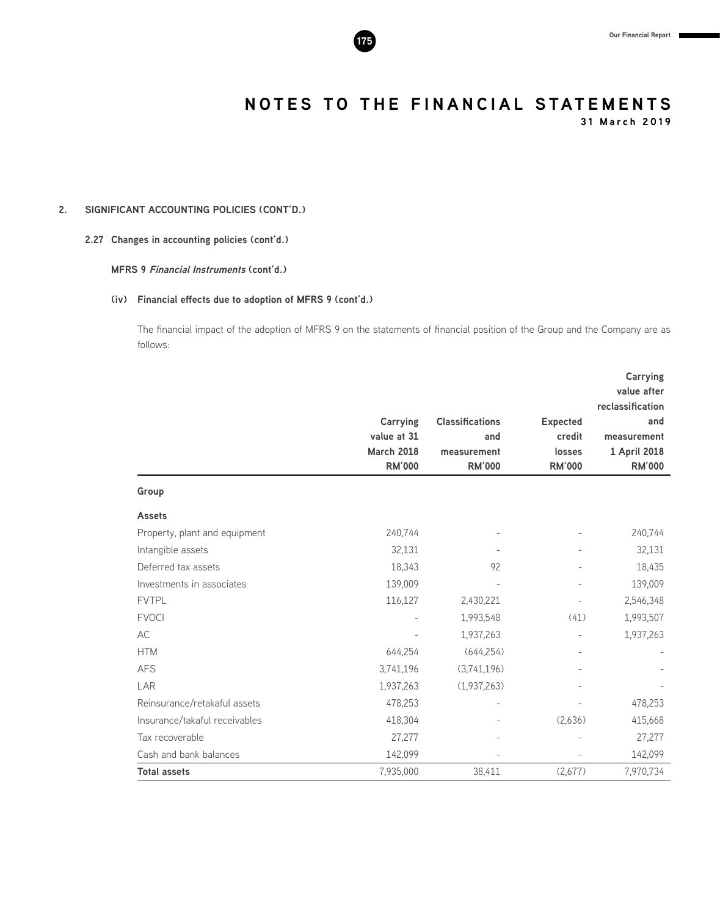# NOTES TO THE FINANCIAL STATEMENTS

**31 March 2019**

## 2. SIGNIFICANT ACCOUNTING POLICIES (CONT'D.)

### 2.27 Changes in accounting policies (cont'd.)

**MFRS 9 *Financial Instruments* (cont'd.)**

**(iv) Financial effects due to adoption of MFRS 9 (cont'd.)**

The financial impact of the adoption of MFRS 9 on the statements of financial position of the Group and the Company are as follows:

| | Carrying value at 31 March 2018 RM'000 | Classifications and measurement RM'000 | Expected credit losses RM'000 | Carrying value after reclassification and measurement 1 April 2018 RM'000 |
|---|---|---|---|---|
| **Group** | | | | |
| **Assets** | | | | |
| Property, plant and equipment | 240,744 | - | - | 240,744 |
| Intangible assets | 32,131 | - | - | 32,131 |
| Deferred tax assets | 18,343 | 92 | - | 18,435 |
| Investments in associates | 139,009 | - | - | 139,009 |
| FVTPL | 116,127 | 2,430,221 | - | 2,546,348 |
| FVOCI | - | 1,993,548 | (41) | 1,993,507 |
| AC | - | 1,937,263 | - | 1,937,263 |
| HTM | 644,254 | (644,254) | - | - |
| AFS | 3,741,196 | (3,741,196) | - | - |
| LAR | 1,937,263 | (1,937,263) | - | - |
| Reinsurance/retakaful assets | 478,253 | - | - | 478,253 |
| Insurance/takaful receivables | 418,304 | - | (2,636) | 415,668 |
| Tax recoverable | 27,277 | - | - | 27,277 |
| Cash and bank balances | 142,099 | - | - | 142,099 |
| **Total assets** | 7,935,000 | 38,411 | (2,677) | 7,970,734 |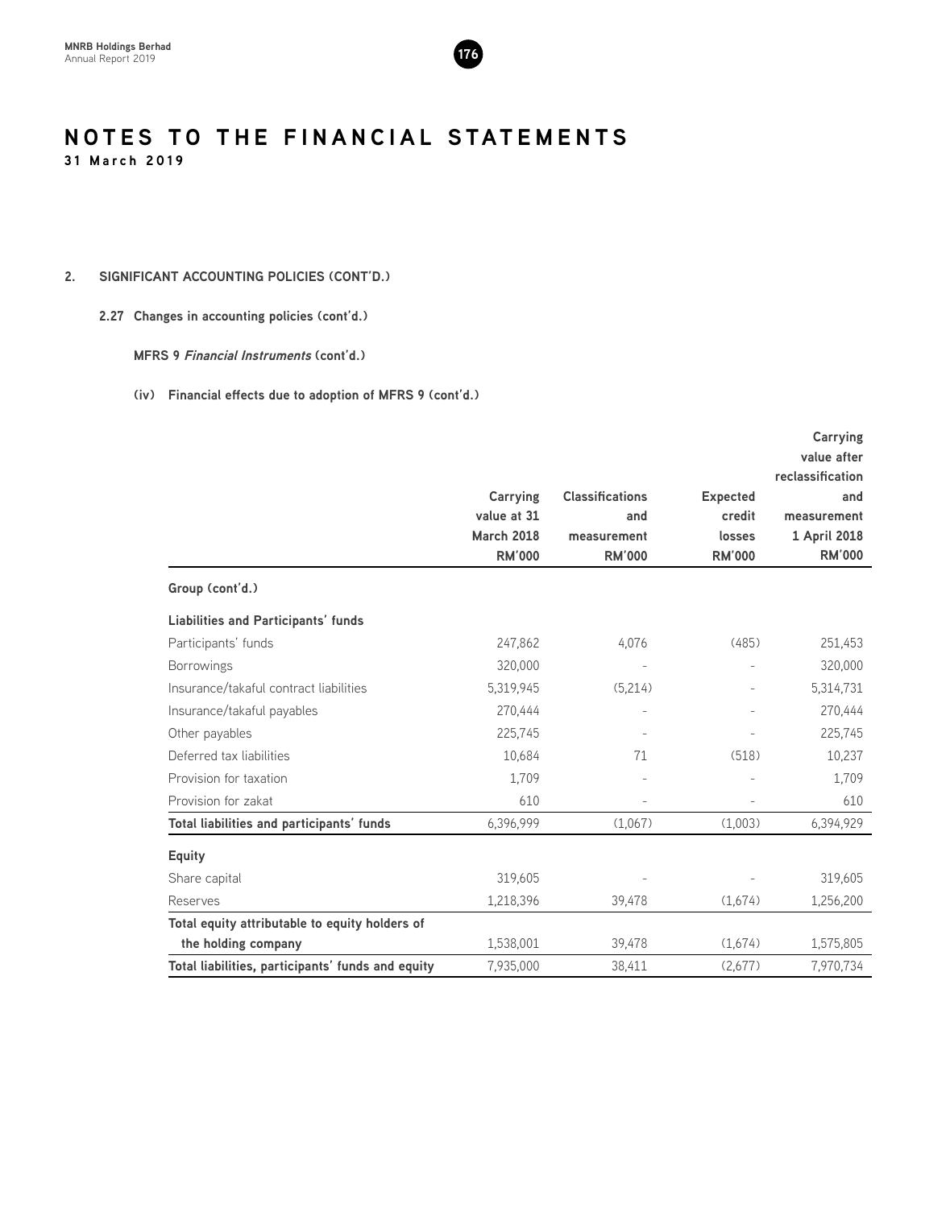## 2. SIGNIFICANT ACCOUNTING POLICIES (CONT'D.)

### 2.27 Changes in accounting policies (cont'd.)

**MFRS 9 *Financial Instruments* (cont'd.)**

**(iv) Financial effects due to adoption of MFRS 9 (cont'd.)**

| | Carrying value at 31 March 2018 RM'000 | Classifications and measurement RM'000 | Expected credit losses RM'000 | Carrying value after reclassification and measurement 1 April 2018 RM'000 |
|---|---|---|---|---|
| **Group (cont'd.)** | | | | |
| **Liabilities and Participants' funds** | | | | |
| Participants' funds | 247,862 | 4,076 | (485) | 251,453 |
| Borrowings | 320,000 | - | - | 320,000 |
| Insurance/takaful contract liabilities | 5,319,945 | (5,214) | - | 5,314,731 |
| Insurance/takaful payables | 270,444 | - | - | 270,444 |
| Other payables | 225,745 | - | - | 225,745 |
| Deferred tax liabilities | 10,684 | 71 | (518) | 10,237 |
| Provision for taxation | 1,709 | - | - | 1,709 |
| Provision for zakat | 610 | - | - | 610 |
| **Total liabilities and participants' funds** | 6,396,999 | (1,067) | (1,003) | 6,394,929 |
| **Equity** | | | | |
| Share capital | 319,605 | - | - | 319,605 |
| Reserves | 1,218,396 | 39,478 | (1,674) | 1,256,200 |
| **Total equity attributable to equity holders of the holding company** | 1,538,001 | 39,478 | (1,674) | 1,575,805 |
| **Total liabilities, participants' funds and equity** | 7,935,000 | 38,411 | (2,677) | 7,970,734 |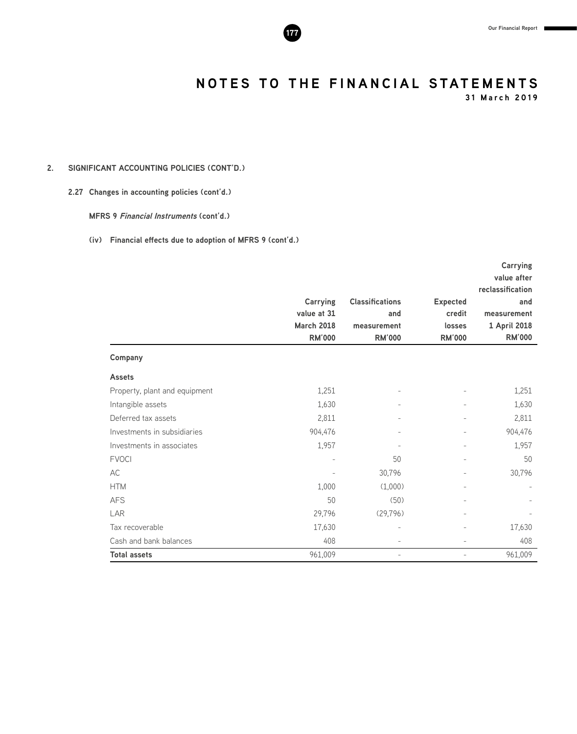# NOTES TO THE FINANCIAL STATEMENTS

**31 March 2019**

## 2. SIGNIFICANT ACCOUNTING POLICIES (CONT'D.)

### 2.27 Changes in accounting policies (cont'd.)

**MFRS 9 *Financial Instruments* (cont'd.)**

**(iv) Financial effects due to adoption of MFRS 9 (cont'd.)**

| | Carrying value at 31 March 2018 RM'000 | Classifications and measurement RM'000 | Expected credit losses RM'000 | Carrying value after reclassification and measurement 1 April 2018 RM'000 |
|---|---|---|---|---|
| **Company** | | | | |
| **Assets** | | | | |
| Property, plant and equipment | 1,251 | - | - | 1,251 |
| Intangible assets | 1,630 | - | - | 1,630 |
| Deferred tax assets | 2,811 | - | - | 2,811 |
| Investments in subsidiaries | 904,476 | - | - | 904,476 |
| Investments in associates | 1,957 | - | - | 1,957 |
| FVOCI | - | 50 | - | 50 |
| AC | - | 30,796 | - | 30,796 |
| HTM | 1,000 | (1,000) | - | - |
| AFS | 50 | (50) | - | - |
| LAR | 29,796 | (29,796) | - | - |
| Tax recoverable | 17,630 | - | - | 17,630 |
| Cash and bank balances | 408 | - | - | 408 |
| **Total assets** | 961,009 | - | - | 961,009 |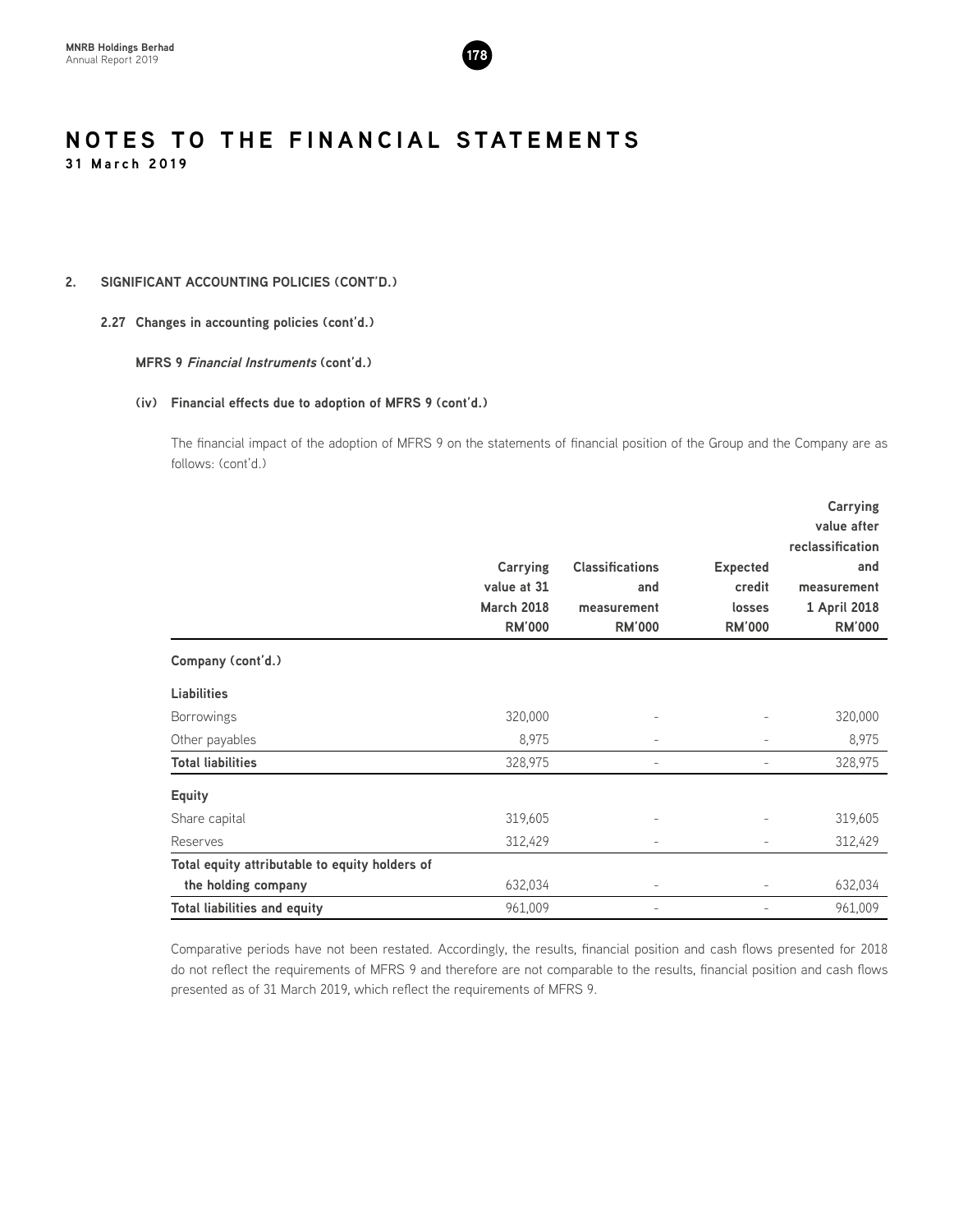## 2. SIGNIFICANT ACCOUNTING POLICIES (CONT'D.)

### 2.27 Changes in accounting policies (cont'd.)

**MFRS 9 *Financial Instruments* (cont'd.)**

**(iv) Financial effects due to adoption of MFRS 9 (cont'd.)**

The financial impact of the adoption of MFRS 9 on the statements of financial position of the Group and the Company are as follows: (cont'd.)

| | Carrying value at 31 March 2018 RM'000 | Classifications and measurement RM'000 | Expected credit losses RM'000 | Carrying value after reclassification and measurement 1 April 2018 RM'000 |
|---|---|---|---|---|
| **Company (cont'd.)** | | | | |
| **Liabilities** | | | | |
| Borrowings | 320,000 | - | - | 320,000 |
| Other payables | 8,975 | - | - | 8,975 |
| **Total liabilities** | 328,975 | - | - | 328,975 |
| **Equity** | | | | |
| Share capital | 319,605 | - | - | 319,605 |
| Reserves | 312,429 | - | - | 312,429 |
| **Total equity attributable to equity holders of the holding company** | 632,034 | - | - | 632,034 |
| **Total liabilities and equity** | 961,009 | - | - | 961,009 |

Comparative periods have not been restated. Accordingly, the results, financial position and cash flows presented for 2018 do not reflect the requirements of MFRS 9 and therefore are not comparable to the results, financial position and cash flows presented as of 31 March 2019, which reflect the requirements of MFRS 9.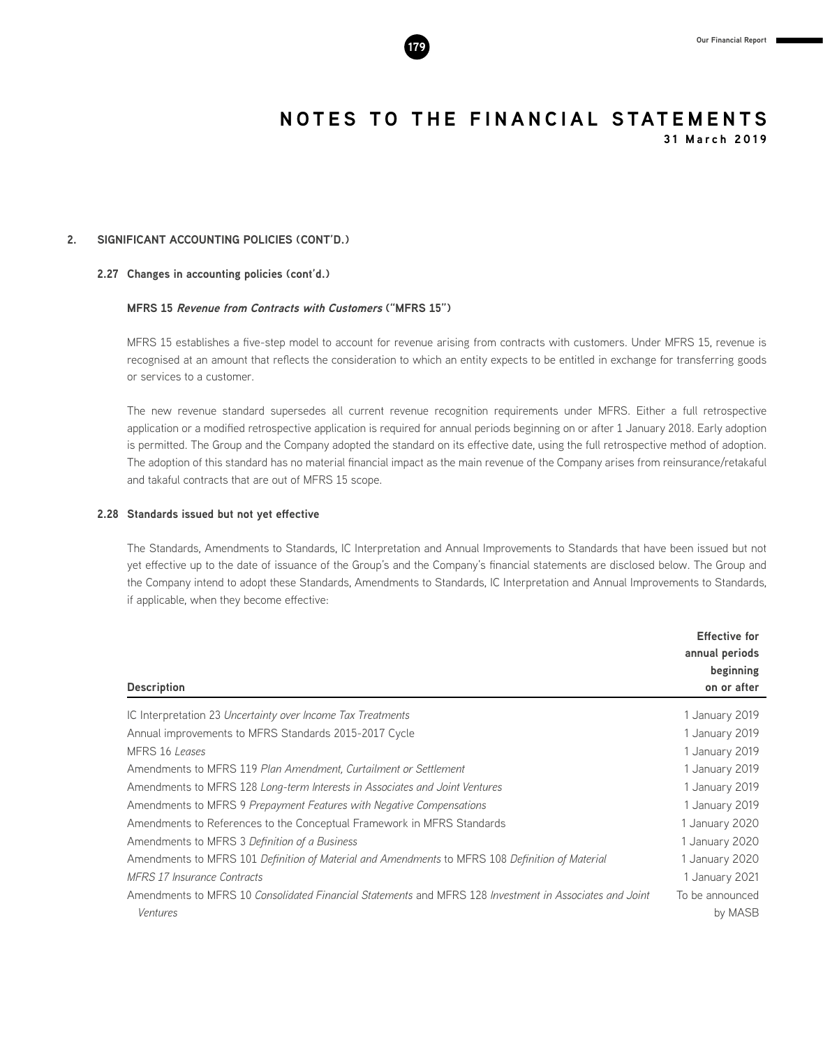## 2. SIGNIFICANT ACCOUNTING POLICIES (CONT'D.)

### 2.27 Changes in accounting policies (cont'd.)

**MFRS 15 *Revenue from Contracts with Customers* ("MFRS 15")**

MFRS 15 establishes a five-step model to account for revenue arising from contracts with customers. Under MFRS 15, revenue is recognised at an amount that reflects the consideration to which an entity expects to be entitled in exchange for transferring goods or services to a customer.

The new revenue standard supersedes all current revenue recognition requirements under MFRS. Either a full retrospective application or a modified retrospective application is required for annual periods beginning on or after 1 January 2018. Early adoption is permitted. The Group and the Company adopted the standard on its effective date, using the full retrospective method of adoption. The adoption of this standard has no material financial impact as the main revenue of the Company arises from reinsurance/retakaful and takaful contracts that are out of MFRS 15 scope.

### 2.28 Standards issued but not yet effective

The Standards, Amendments to Standards, IC Interpretation and Annual Improvements to Standards that have been issued but not yet effective up to the date of issuance of the Group's and the Company's financial statements are disclosed below. The Group and the Company intend to adopt these Standards, Amendments to Standards, IC Interpretation and Annual Improvements to Standards, if applicable, when they become effective:

| Description | Effective for annual periods beginning on or after |
|---|---|
| IC Interpretation 23 *Uncertainty over Income Tax Treatments* | 1 January 2019 |
| Annual improvements to MFRS Standards 2015-2017 Cycle | 1 January 2019 |
| MFRS 16 *Leases* | 1 January 2019 |
| Amendments to MFRS 119 *Plan Amendment, Curtailment or Settlement* | 1 January 2019 |
| Amendments to MFRS 128 *Long-term Interests in Associates and Joint Ventures* | 1 January 2019 |
| Amendments to MFRS 9 *Prepayment Features with Negative Compensations* | 1 January 2019 |
| Amendments to References to the Conceptual Framework in MFRS Standards | 1 January 2020 |
| Amendments to MFRS 3 *Definition of a Business* | 1 January 2020 |
| Amendments to MFRS 101 *Definition of Material and Amendments* to MFRS 108 *Definition of Material* | 1 January 2020 |
| *MFRS 17 Insurance Contracts* | 1 January 2021 |
| Amendments to MFRS 10 *Consolidated Financial Statements* and MFRS 128 *Investment in Associates and Joint Ventures* | To be announced by MASB |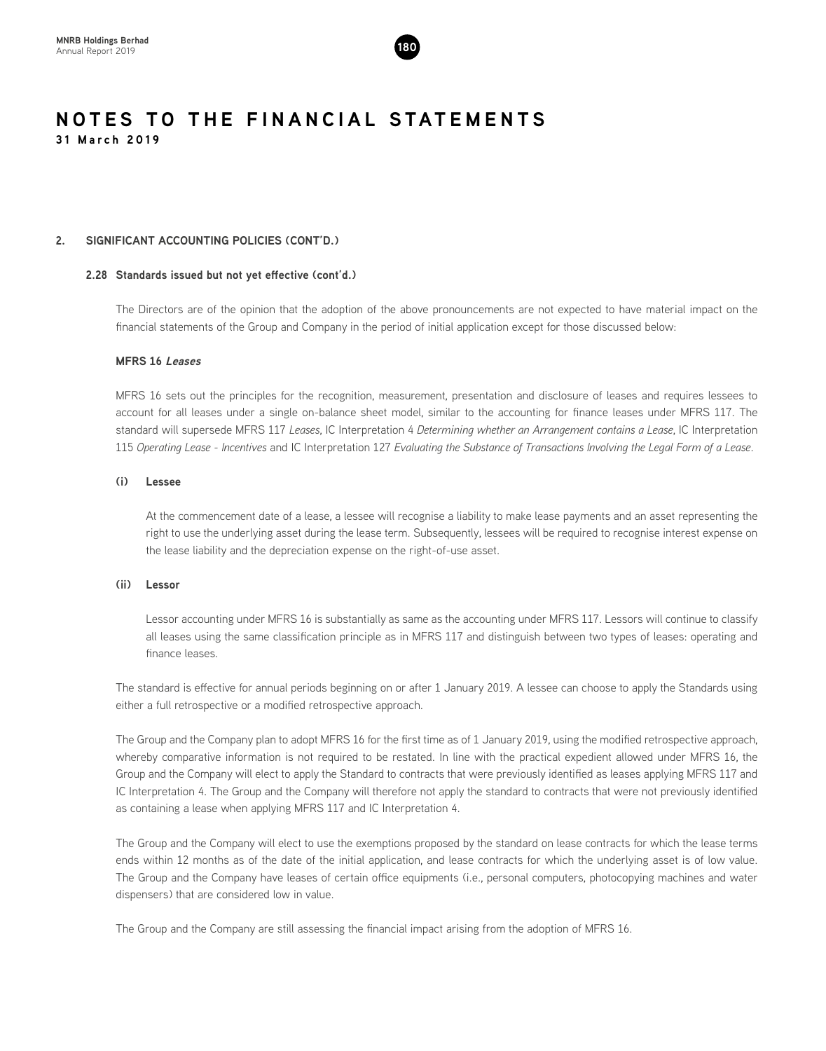# NOTES TO THE FINANCIAL STATEMENTS

**31 March 2019**

## 2. SIGNIFICANT ACCOUNTING POLICIES (CONT'D.)

### 2.28 Standards issued but not yet effective (cont'd.)

The Directors are of the opinion that the adoption of the above pronouncements are not expected to have material impact on the financial statements of the Group and Company in the period of initial application except for those discussed below:

**MFRS 16 *Leases***

MFRS 16 sets out the principles for the recognition, measurement, presentation and disclosure of leases and requires lessees to account for all leases under a single on-balance sheet model, similar to the accounting for finance leases under MFRS 117. The standard will supersede MFRS 117 *Leases*, IC Interpretation 4 *Determining whether an Arrangement contains a Lease*, IC Interpretation 115 *Operating Lease - Incentives* and IC Interpretation 127 *Evaluating the Substance of Transactions Involving the Legal Form of a Lease*.

**(i) Lessee**

At the commencement date of a lease, a lessee will recognise a liability to make lease payments and an asset representing the right to use the underlying asset during the lease term. Subsequently, lessees will be required to recognise interest expense on the lease liability and the depreciation expense on the right-of-use asset.

**(ii) Lessor**

Lessor accounting under MFRS 16 is substantially as same as the accounting under MFRS 117. Lessors will continue to classify all leases using the same classification principle as in MFRS 117 and distinguish between two types of leases: operating and finance leases.

The standard is effective for annual periods beginning on or after 1 January 2019. A lessee can choose to apply the Standards using either a full retrospective or a modified retrospective approach.

The Group and the Company plan to adopt MFRS 16 for the first time as of 1 January 2019, using the modified retrospective approach, whereby comparative information is not required to be restated. In line with the practical expedient allowed under MFRS 16, the Group and the Company will elect to apply the Standard to contracts that were previously identified as leases applying MFRS 117 and IC Interpretation 4. The Group and the Company will therefore not apply the standard to contracts that were not previously identified as containing a lease when applying MFRS 117 and IC Interpretation 4.

The Group and the Company will elect to use the exemptions proposed by the standard on lease contracts for which the lease terms ends within 12 months as of the date of the initial application, and lease contracts for which the underlying asset is of low value. The Group and the Company have leases of certain office equipments (i.e., personal computers, photocopying machines and water dispensers) that are considered low in value.

The Group and the Company are still assessing the financial impact arising from the adoption of MFRS 16.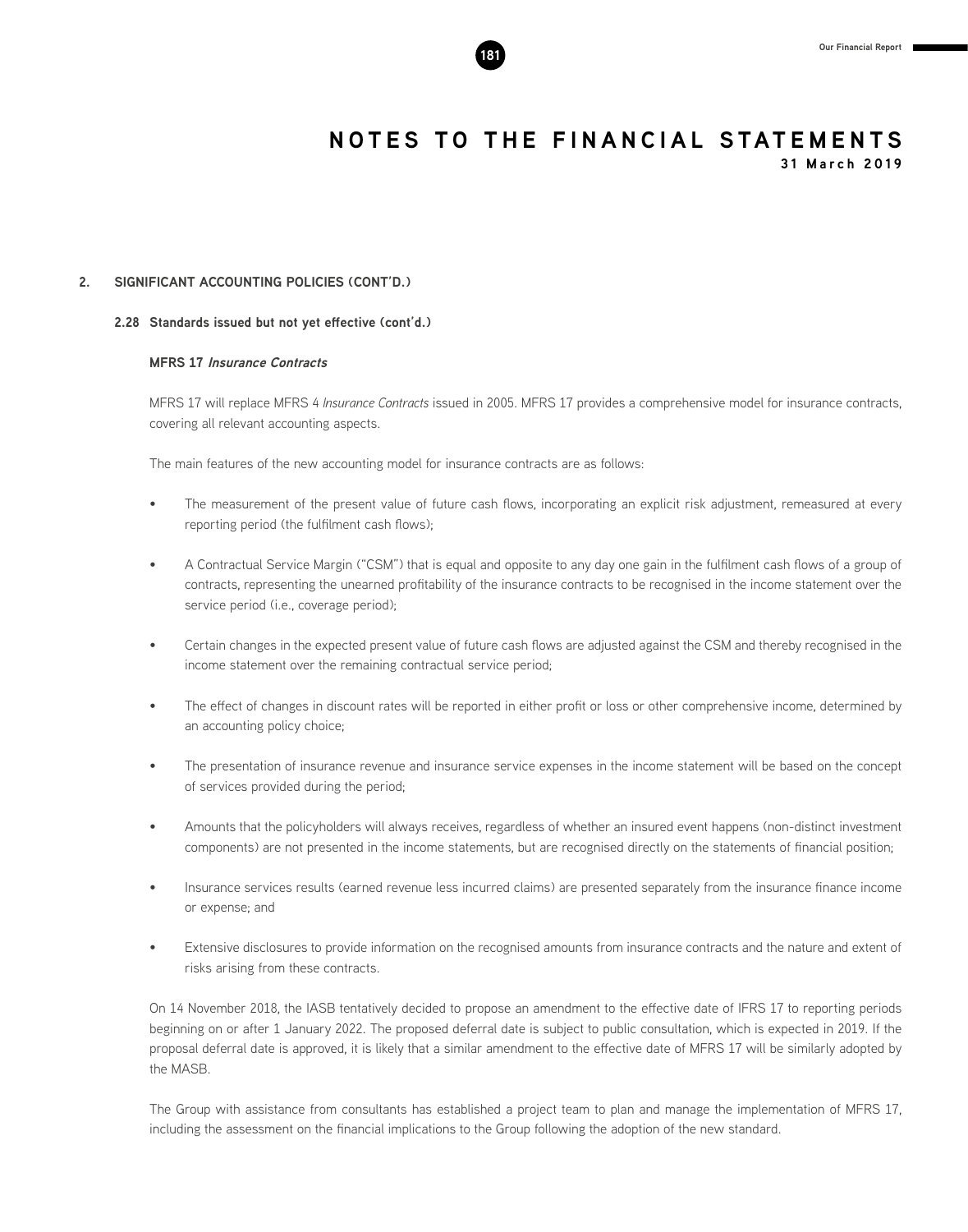## 2. SIGNIFICANT ACCOUNTING POLICIES (CONT'D.)

### 2.28 Standards issued but not yet effective (cont'd.)

**MFRS 17 *Insurance Contracts***

MFRS 17 will replace MFRS 4 *Insurance Contracts* issued in 2005. MFRS 17 provides a comprehensive model for insurance contracts, covering all relevant accounting aspects.

The main features of the new accounting model for insurance contracts are as follows:

- The measurement of the present value of future cash flows, incorporating an explicit risk adjustment, remeasured at every reporting period (the fulfilment cash flows);
- A Contractual Service Margin ("CSM") that is equal and opposite to any day one gain in the fulfilment cash flows of a group of contracts, representing the unearned profitability of the insurance contracts to be recognised in the income statement over the service period (i.e., coverage period);
- Certain changes in the expected present value of future cash flows are adjusted against the CSM and thereby recognised in the income statement over the remaining contractual service period;
- The effect of changes in discount rates will be reported in either profit or loss or other comprehensive income, determined by an accounting policy choice;
- The presentation of insurance revenue and insurance service expenses in the income statement will be based on the concept of services provided during the period;
- Amounts that the policyholders will always receives, regardless of whether an insured event happens (non-distinct investment components) are not presented in the income statements, but are recognised directly on the statements of financial position;
- Insurance services results (earned revenue less incurred claims) are presented separately from the insurance finance income or expense; and
- Extensive disclosures to provide information on the recognised amounts from insurance contracts and the nature and extent of risks arising from these contracts.

On 14 November 2018, the IASB tentatively decided to propose an amendment to the effective date of IFRS 17 to reporting periods beginning on or after 1 January 2022. The proposed deferral date is subject to public consultation, which is expected in 2019. If the proposal deferral date is approved, it is likely that a similar amendment to the effective date of MFRS 17 will be similarly adopted by the MASB.

The Group with assistance from consultants has established a project team to plan and manage the implementation of MFRS 17, including the assessment on the financial implications to the Group following the adoption of the new standard.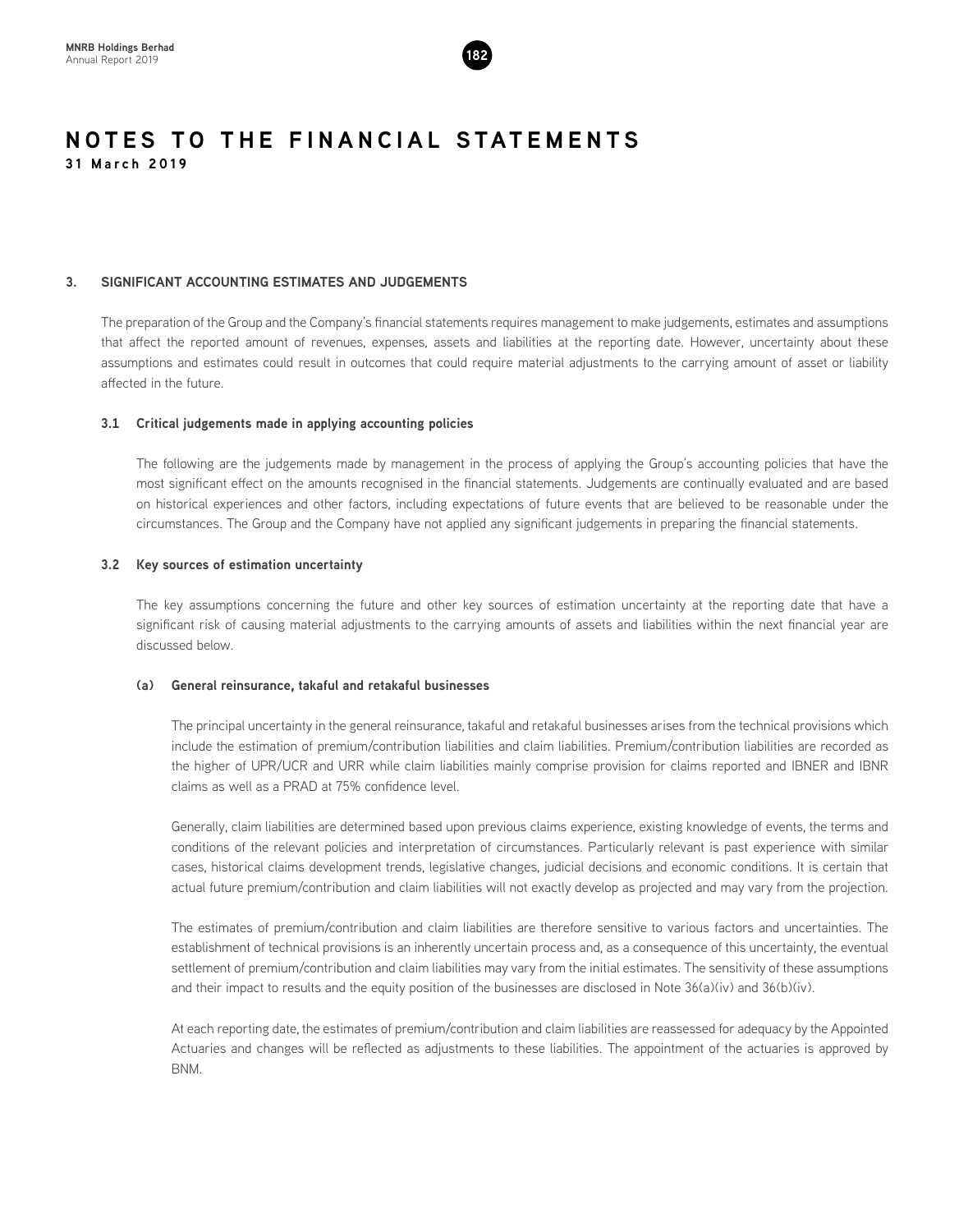# NOTES TO THE FINANCIAL STATEMENTS

**31 March 2019**

## 3. SIGNIFICANT ACCOUNTING ESTIMATES AND JUDGEMENTS

The preparation of the Group and the Company's financial statements requires management to make judgements, estimates and assumptions that affect the reported amount of revenues, expenses, assets and liabilities at the reporting date. However, uncertainty about these assumptions and estimates could result in outcomes that could require material adjustments to the carrying amount of asset or liability affected in the future.

### 3.1 Critical judgements made in applying accounting policies

The following are the judgements made by management in the process of applying the Group's accounting policies that have the most significant effect on the amounts recognised in the financial statements. Judgements are continually evaluated and are based on historical experiences and other factors, including expectations of future events that are believed to be reasonable under the circumstances. The Group and the Company have not applied any significant judgements in preparing the financial statements.

### 3.2 Key sources of estimation uncertainty

The key assumptions concerning the future and other key sources of estimation uncertainty at the reporting date that have a significant risk of causing material adjustments to the carrying amounts of assets and liabilities within the next financial year are discussed below.

#### (a) General reinsurance, takaful and retakaful businesses

The principal uncertainty in the general reinsurance, takaful and retakaful businesses arises from the technical provisions which include the estimation of premium/contribution liabilities and claim liabilities. Premium/contribution liabilities are recorded as the higher of UPR/UCR and URR while claim liabilities mainly comprise provision for claims reported and IBNER and IBNR claims as well as a PRAD at 75% confidence level.

Generally, claim liabilities are determined based upon previous claims experience, existing knowledge of events, the terms and conditions of the relevant policies and interpretation of circumstances. Particularly relevant is past experience with similar cases, historical claims development trends, legislative changes, judicial decisions and economic conditions. It is certain that actual future premium/contribution and claim liabilities will not exactly develop as projected and may vary from the projection.

The estimates of premium/contribution and claim liabilities are therefore sensitive to various factors and uncertainties. The establishment of technical provisions is an inherently uncertain process and, as a consequence of this uncertainty, the eventual settlement of premium/contribution and claim liabilities may vary from the initial estimates. The sensitivity of these assumptions and their impact to results and the equity position of the businesses are disclosed in Note 36(a)(iv) and 36(b)(iv).

At each reporting date, the estimates of premium/contribution and claim liabilities are reassessed for adequacy by the Appointed Actuaries and changes will be reflected as adjustments to these liabilities. The appointment of the actuaries is approved by BNM.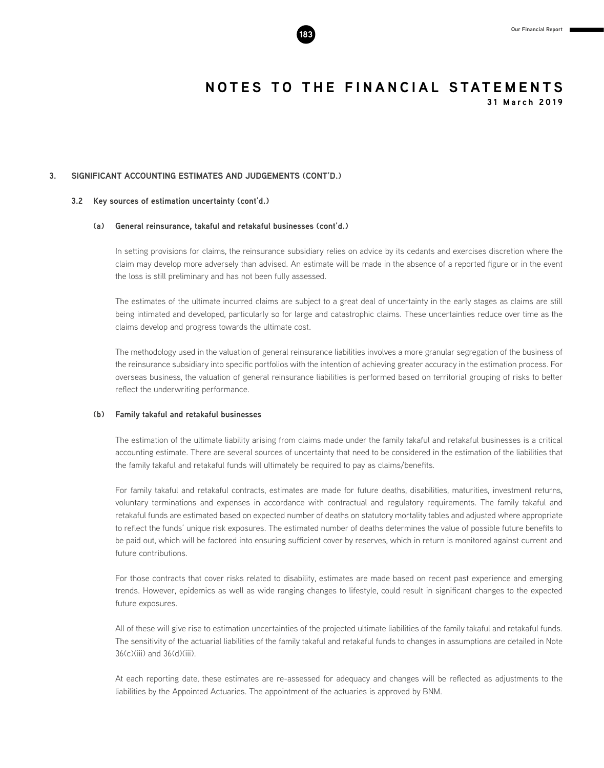## 3. SIGNIFICANT ACCOUNTING ESTIMATES AND JUDGEMENTS (CONT'D.)

### 3.2 Key sources of estimation uncertainty (cont'd.)

#### (a) General reinsurance, takaful and retakaful businesses (cont'd.)

In setting provisions for claims, the reinsurance subsidiary relies on advice by its cedants and exercises discretion where the claim may develop more adversely than advised. An estimate will be made in the absence of a reported figure or in the event the loss is still preliminary and has not been fully assessed.

The estimates of the ultimate incurred claims are subject to a great deal of uncertainty in the early stages as claims are still being intimated and developed, particularly so for large and catastrophic claims. These uncertainties reduce over time as the claims develop and progress towards the ultimate cost.

The methodology used in the valuation of general reinsurance liabilities involves a more granular segregation of the business of the reinsurance subsidiary into specific portfolios with the intention of achieving greater accuracy in the estimation process. For overseas business, the valuation of general reinsurance liabilities is performed based on territorial grouping of risks to better reflect the underwriting performance.

#### (b) Family takaful and retakaful businesses

The estimation of the ultimate liability arising from claims made under the family takaful and retakaful businesses is a critical accounting estimate. There are several sources of uncertainty that need to be considered in the estimation of the liabilities that the family takaful and retakaful funds will ultimately be required to pay as claims/benefits.

For family takaful and retakaful contracts, estimates are made for future deaths, disabilities, maturities, investment returns, voluntary terminations and expenses in accordance with contractual and regulatory requirements. The family takaful and retakaful funds are estimated based on expected number of deaths on statutory mortality tables and adjusted where appropriate to reflect the funds' unique risk exposures. The estimated number of deaths determines the value of possible future benefits to be paid out, which will be factored into ensuring sufficient cover by reserves, which in return is monitored against current and future contributions.

For those contracts that cover risks related to disability, estimates are made based on recent past experience and emerging trends. However, epidemics as well as wide ranging changes to lifestyle, could result in significant changes to the expected future exposures.

All of these will give rise to estimation uncertainties of the projected ultimate liabilities of the family takaful and retakaful funds. The sensitivity of the actuarial liabilities of the family takaful and retakaful funds to changes in assumptions are detailed in Note 36(c)(iii) and 36(d)(iii).

At each reporting date, these estimates are re-assessed for adequacy and changes will be reflected as adjustments to the liabilities by the Appointed Actuaries. The appointment of the actuaries is approved by BNM.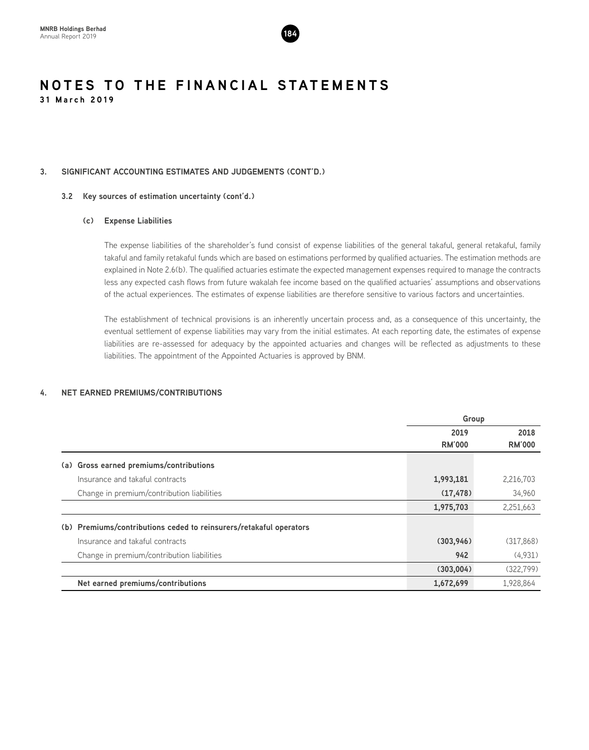# NOTES TO THE FINANCIAL STATEMENTS

**31 March 2019**

## 3. SIGNIFICANT ACCOUNTING ESTIMATES AND JUDGEMENTS (CONT'D.)

### 3.2 Key sources of estimation uncertainty (cont'd.)

#### (c) Expense Liabilities

The expense liabilities of the shareholder's fund consist of expense liabilities of the general takaful, general retakaful, family takaful and family retakaful funds which are based on estimations performed by qualified actuaries. The estimation methods are explained in Note 2.6(b). The qualified actuaries estimate the expected management expenses required to manage the contracts less any expected cash flows from future wakalah fee income based on the qualified actuaries' assumptions and observations of the actual experiences. The estimates of expense liabilities are therefore sensitive to various factors and uncertainties.

The establishment of technical provisions is an inherently uncertain process and, as a consequence of this uncertainty, the eventual settlement of expense liabilities may vary from the initial estimates. At each reporting date, the estimates of expense liabilities are re-assessed for adequacy by the appointed actuaries and changes will be reflected as adjustments to these liabilities. The appointment of the Appointed Actuaries is approved by BNM.

## 4. NET EARNED PREMIUMS/CONTRIBUTIONS

| | Group | |
|---|---|---|
| | **2019** | **2018** |
| | **RM'000** | **RM'000** |
| **(a) Gross earned premiums/contributions** | | |
| Insurance and takaful contracts | **1,993,181** | 2,216,703 |
| Change in premium/contribution liabilities | **(17,478)** | 34,960 |
| | **1,975,703** | 2,251,663 |
| **(b) Premiums/contributions ceded to reinsurers/retakaful operators** | | |
| Insurance and takaful contracts | **(303,946)** | (317,868) |
| Change in premium/contribution liabilities | **942** | (4,931) |
| | **(303,004)** | (322,799) |
| **Net earned premiums/contributions** | **1,672,699** | 1,928,864 |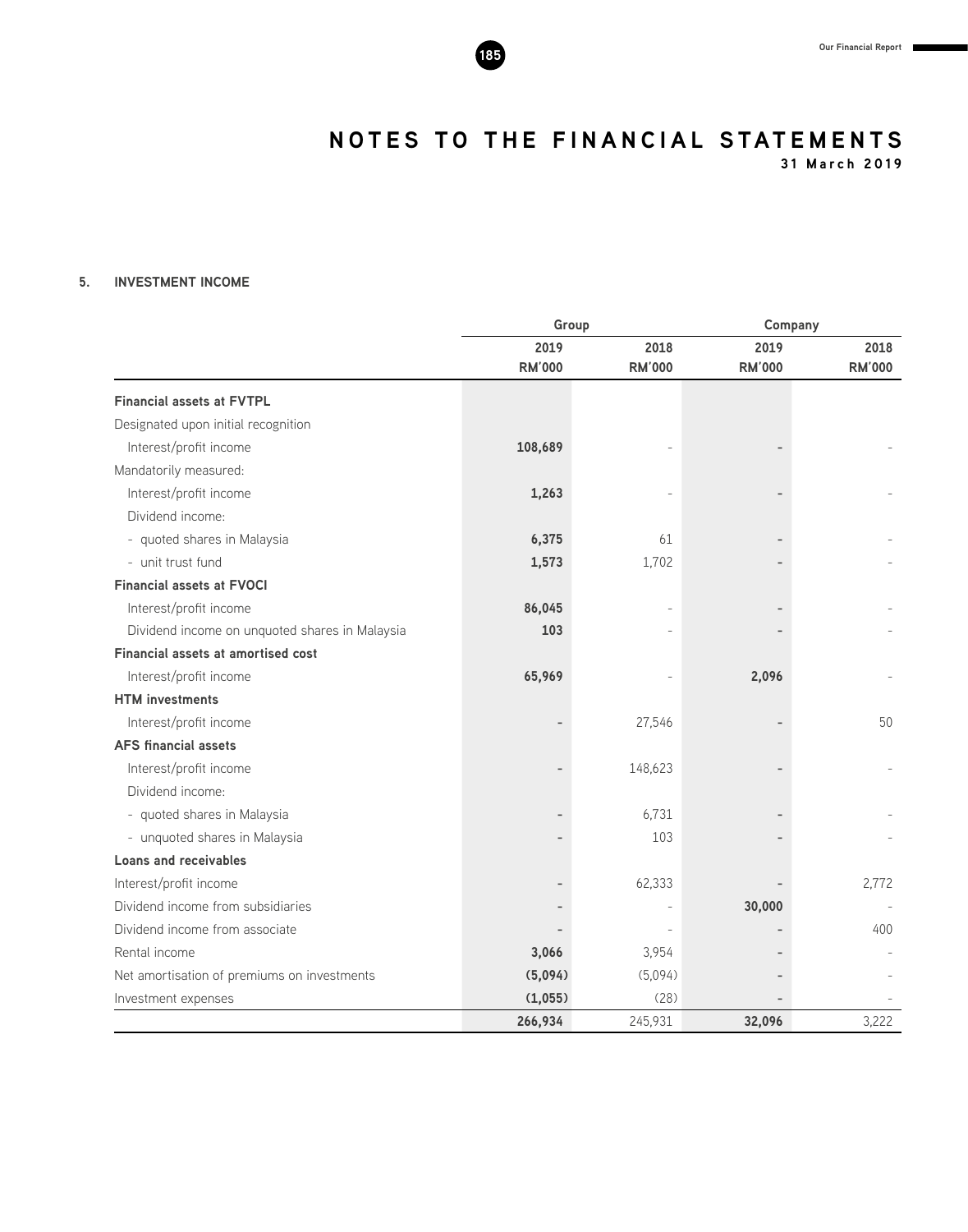# NOTES TO THE FINANCIAL STATEMENTS

**31 March 2019**

## 5. INVESTMENT INCOME

| | Group | | Company | |
|---|---|---|---|---|
| | **2019 RM'000** | **2018 RM'000** | **2019 RM'000** | **2018 RM'000** |
| **Financial assets at FVTPL** | | | | |
| Designated upon initial recognition | | | | |
| Interest/profit income | **108,689** | - | **-** | - |
| Mandatorily measured: | | | | |
| Interest/profit income | **1,263** | - | **-** | - |
| Dividend income: | | | | |
| - quoted shares in Malaysia | **6,375** | 61 | **-** | - |
| - unit trust fund | **1,573** | 1,702 | **-** | - |
| **Financial assets at FVOCI** | | | | |
| Interest/profit income | **86,045** | - | **-** | - |
| Dividend income on unquoted shares in Malaysia | **103** | - | **-** | - |
| **Financial assets at amortised cost** | | | | |
| Interest/profit income | **65,969** | - | **2,096** | - |
| **HTM investments** | | | | |
| Interest/profit income | **-** | 27,546 | **-** | 50 |
| **AFS financial assets** | | | | |
| Interest/profit income | **-** | 148,623 | **-** | - |
| Dividend income: | | | | |
| - quoted shares in Malaysia | **-** | 6,731 | **-** | - |
| - unquoted shares in Malaysia | **-** | 103 | **-** | - |
| **Loans and receivables** | | | | |
| Interest/profit income | **-** | 62,333 | **-** | 2,772 |
| Dividend income from subsidiaries | **-** | - | **30,000** | - |
| Dividend income from associate | **-** | - | **-** | 400 |
| Rental income | **3,066** | 3,954 | **-** | - |
| Net amortisation of premiums on investments | **(5,094)** | (5,094) | **-** | - |
| Investment expenses | **(1,055)** | (28) | **-** | - |
| | **266,934** | 245,931 | **32,096** | 3,222 |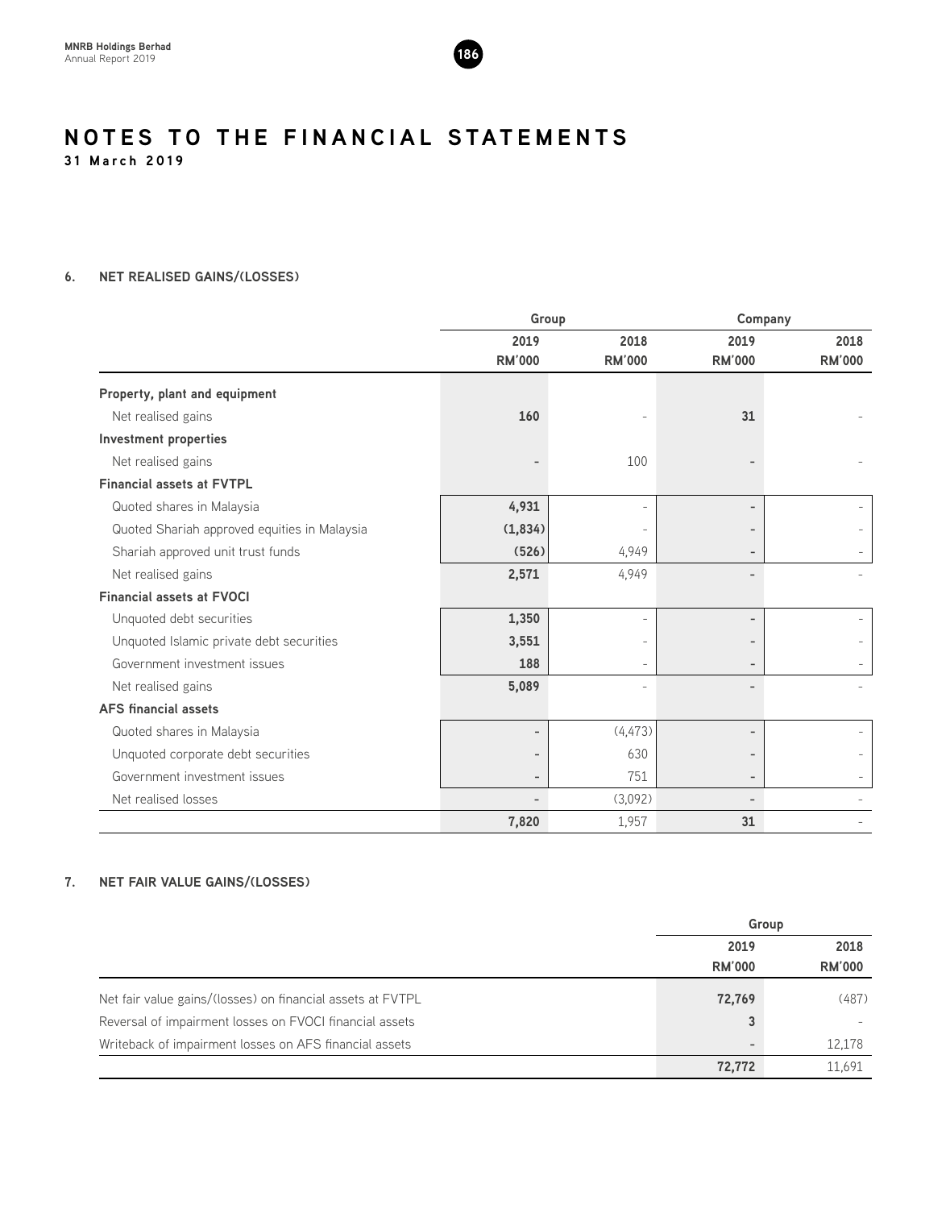# NOTES TO THE FINANCIAL STATEMENTS

**31 March 2019**

## 6. NET REALISED GAINS/(LOSSES)

| | Group | | Company | |
|---|---|---|---|---|
| | 2019 RM'000 | 2018 RM'000 | 2019 RM'000 | 2018 RM'000 |
| **Property, plant and equipment** | | | | |
| Net realised gains | **160** | - | **31** | - |
| **Investment properties** | | | | |
| Net realised gains | **-** | 100 | **-** | - |
| **Financial assets at FVTPL** | | | | |
| Quoted shares in Malaysia | **4,931** | - | **-** | - |
| Quoted Shariah approved equities in Malaysia | **(1,834)** | - | **-** | - |
| Shariah approved unit trust funds | **(526)** | 4,949 | **-** | - |
| Net realised gains | **2,571** | 4,949 | **-** | - |
| **Financial assets at FVOCI** | | | | |
| Unquoted debt securities | **1,350** | - | **-** | - |
| Unquoted Islamic private debt securities | **3,551** | - | **-** | - |
| Government investment issues | **188** | - | **-** | - |
| Net realised gains | **5,089** | - | **-** | - |
| **AFS financial assets** | | | | |
| Quoted shares in Malaysia | **-** | (4,473) | **-** | - |
| Unquoted corporate debt securities | **-** | 630 | **-** | - |
| Government investment issues | **-** | 751 | **-** | - |
| Net realised losses | **-** | (3,092) | **-** | - |
| | **7,820** | 1,957 | **31** | - |

## 7. NET FAIR VALUE GAINS/(LOSSES)

| | Group | |
|---|---|---|
| | 2019 RM'000 | 2018 RM'000 |
| Net fair value gains/(losses) on financial assets at FVTPL | **72,769** | (487) |
| Reversal of impairment losses on FVOCI financial assets | **3** | - |
| Writeback of impairment losses on AFS financial assets | **-** | 12,178 |
| | **72,772** | 11,691 |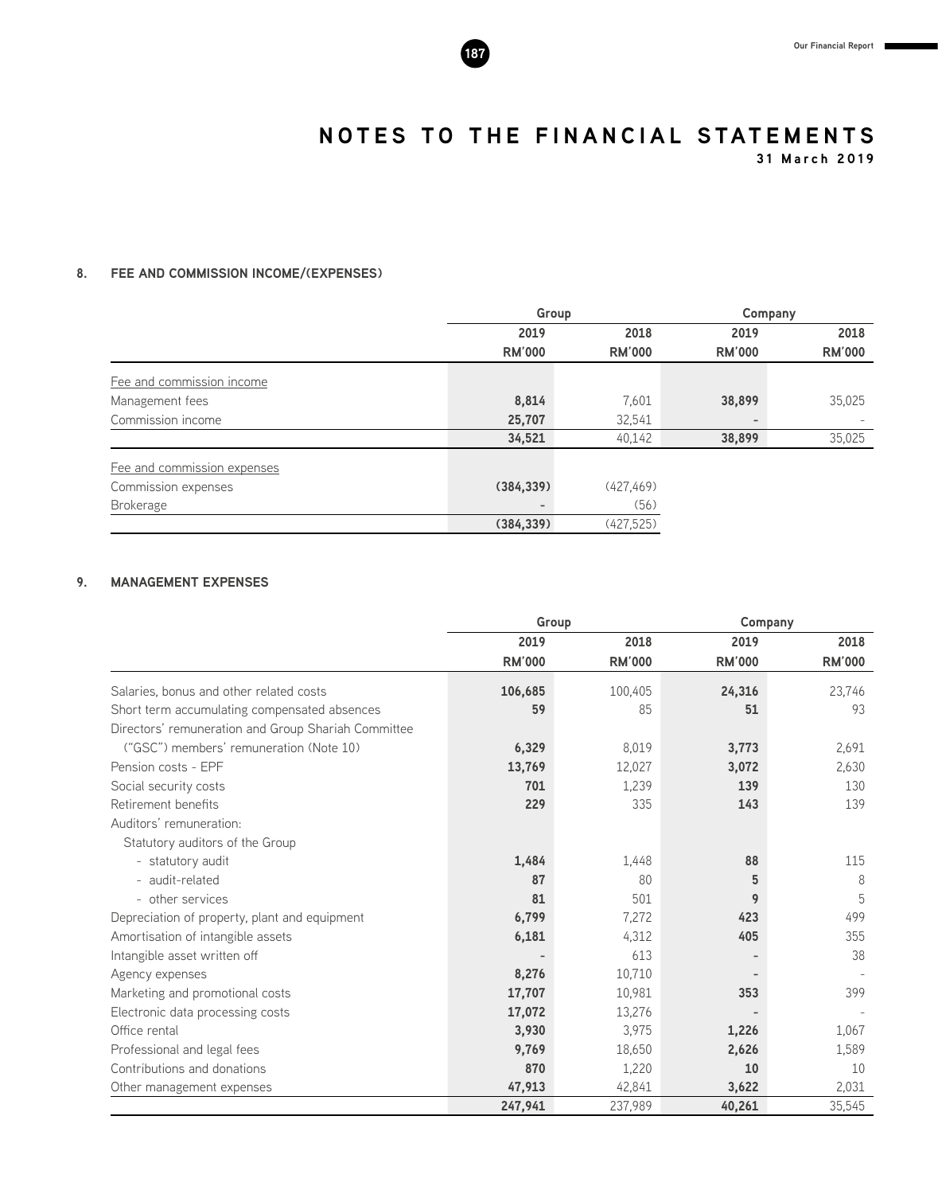# NOTES TO THE FINANCIAL STATEMENTS

31 March 2019

## 8. FEE AND COMMISSION INCOME/(EXPENSES)

| | Group | | Company | |
|---|---|---|---|---|
| | 2019 | 2018 | 2019 | 2018 |
| | RM'000 | RM'000 | RM'000 | RM'000 |
| Fee and commission income | | | | |
| Management fees | **8,814** | 7,601 | **38,899** | 35,025 |
| Commission income | **25,707** | 32,541 | **-** | - |
| | **34,521** | 40,142 | **38,899** | 35,025 |
| Fee and commission expenses | | | | |
| Commission expenses | **(384,339)** | (427,469) | | |
| Brokerage | **-** | (56) | | |
| | **(384,339)** | (427,525) | | |

## 9. MANAGEMENT EXPENSES

| | Group | | Company | |
|---|---|---|---|---|
| | 2019 | 2018 | 2019 | 2018 |
| | RM'000 | RM'000 | RM'000 | RM'000 |
| Salaries, bonus and other related costs | **106,685** | 100,405 | **24,316** | 23,746 |
| Short term accumulating compensated absences | **59** | 85 | **51** | 93 |
| Directors' remuneration and Group Shariah Committee ("GSC") members' remuneration (Note 10) | **6,329** | 8,019 | **3,773** | 2,691 |
| Pension costs - EPF | **13,769** | 12,027 | **3,072** | 2,630 |
| Social security costs | **701** | 1,239 | **139** | 130 |
| Retirement benefits | **229** | 335 | **143** | 139 |
| Auditors' remuneration: | | | | |
| Statutory auditors of the Group | | | | |
| - statutory audit | **1,484** | 1,448 | **88** | 115 |
| - audit-related | **87** | 80 | **5** | 8 |
| - other services | **81** | 501 | **9** | 5 |
| Depreciation of property, plant and equipment | **6,799** | 7,272 | **423** | 499 |
| Amortisation of intangible assets | **6,181** | 4,312 | **405** | 355 |
| Intangible asset written off | **-** | 613 | **-** | 38 |
| Agency expenses | **8,276** | 10,710 | **-** | - |
| Marketing and promotional costs | **17,707** | 10,981 | **353** | 399 |
| Electronic data processing costs | **17,072** | 13,276 | **-** | - |
| Office rental | **3,930** | 3,975 | **1,226** | 1,067 |
| Professional and legal fees | **9,769** | 18,650 | **2,626** | 1,589 |
| Contributions and donations | **870** | 1,220 | **10** | 10 |
| Other management expenses | **47,913** | 42,841 | **3,622** | 2,031 |
| | **247,941** | 237,989 | **40,261** | 35,545 |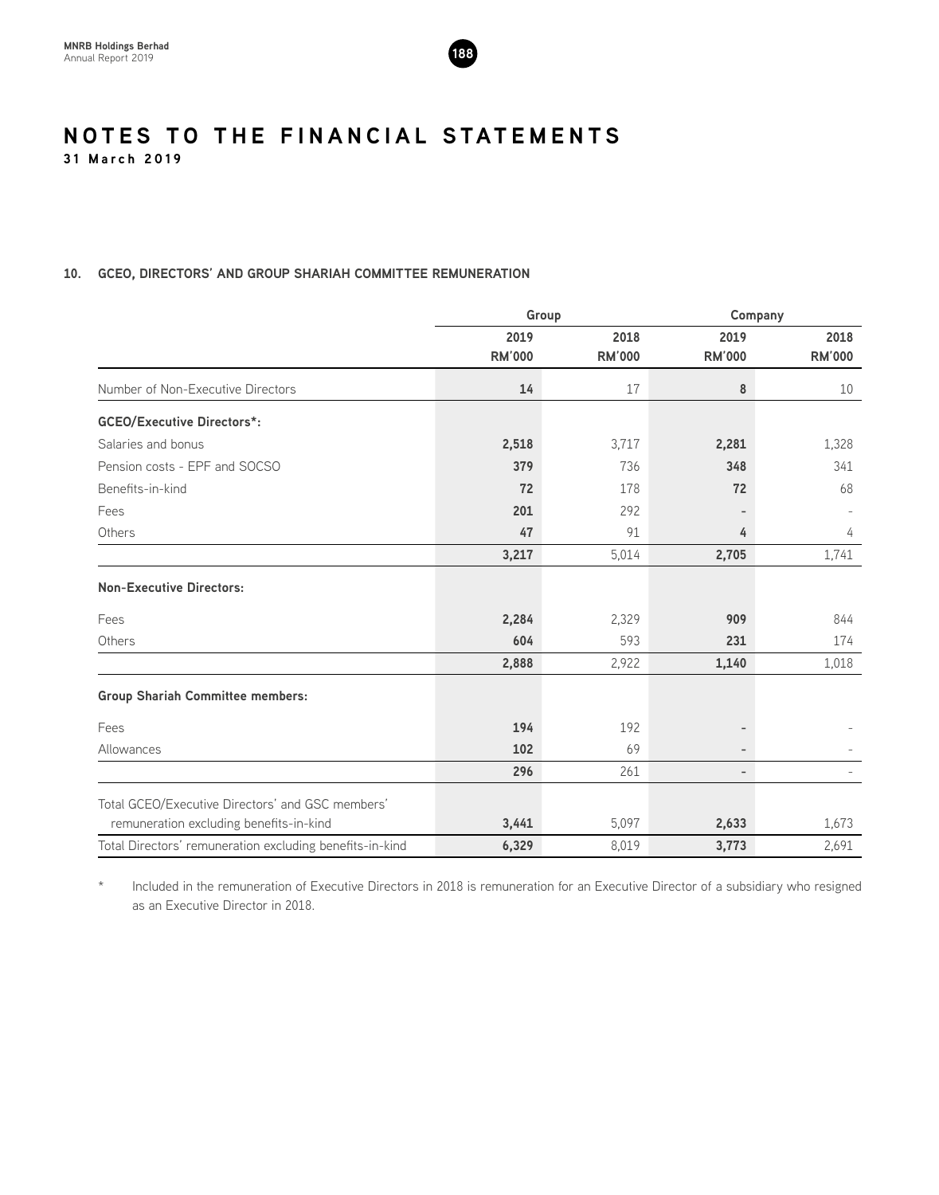# NOTES TO THE FINANCIAL STATEMENTS

**31 March 2019**

## 10. GCEO, DIRECTORS' AND GROUP SHARIAH COMMITTEE REMUNERATION

| | Group | | Company | |
|---|---|---|---|---|
| | 2019<br>RM'000 | 2018<br>RM'000 | 2019<br>RM'000 | 2018<br>RM'000 |
| Number of Non-Executive Directors | **14** | 17 | **8** | 10 |
| **GCEO/Executive Directors*:** | | | | |
| Salaries and bonus | **2,518** | 3,717 | **2,281** | 1,328 |
| Pension costs - EPF and SOCSO | **379** | 736 | **348** | 341 |
| Benefits-in-kind | **72** | 178 | **72** | 68 |
| Fees | **201** | 292 | **-** | - |
| Others | **47** | 91 | **4** | 4 |
| | **3,217** | 5,014 | **2,705** | 1,741 |
| **Non-Executive Directors:** | | | | |
| Fees | **2,284** | 2,329 | **909** | 844 |
| Others | **604** | 593 | **231** | 174 |
| | **2,888** | 2,922 | **1,140** | 1,018 |
| **Group Shariah Committee members:** | | | | |
| Fees | **194** | 192 | **-** | - |
| Allowances | **102** | 69 | **-** | - |
| | **296** | 261 | **-** | - |
| Total GCEO/Executive Directors' and GSC members' remuneration excluding benefits-in-kind | **3,441** | 5,097 | **2,633** | 1,673 |
| Total Directors' remuneration excluding benefits-in-kind | **6,329** | 8,019 | **3,773** | 2,691 |

\* Included in the remuneration of Executive Directors in 2018 is remuneration for an Executive Director of a subsidiary who resigned as an Executive Director in 2018.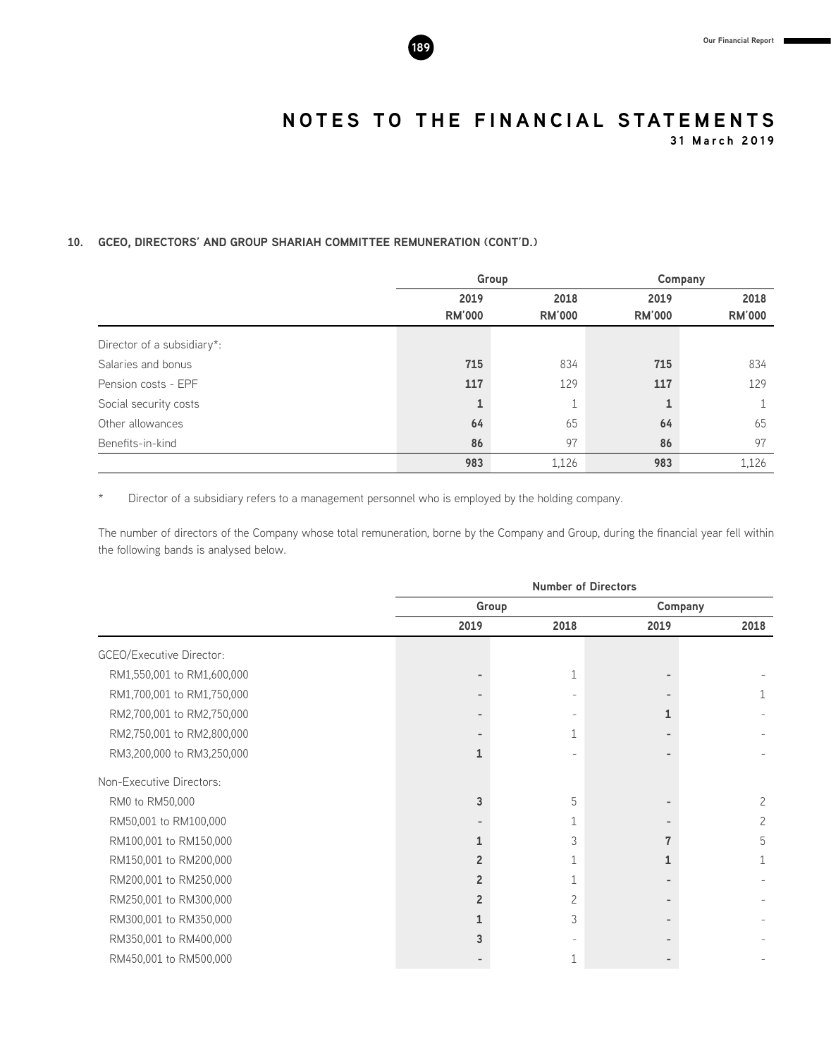# NOTES TO THE FINANCIAL STATEMENTS

**31 March 2019**

**10. GCEO, DIRECTORS' AND GROUP SHARIAH COMMITTEE REMUNERATION (CONT'D.)**

| | Group | | Company | |
|---|---|---|---|---|
| | 2019 RM'000 | 2018 RM'000 | 2019 RM'000 | 2018 RM'000 |
| Director of a subsidiary*: | | | | |
| Salaries and bonus | **715** | 834 | **715** | 834 |
| Pension costs - EPF | **117** | 129 | **117** | 129 |
| Social security costs | **1** | 1 | **1** | 1 |
| Other allowances | **64** | 65 | **64** | 65 |
| Benefits-in-kind | **86** | 97 | **86** | 97 |
| | **983** | 1,126 | **983** | 1,126 |

\* Director of a subsidiary refers to a management personnel who is employed by the holding company.

The number of directors of the Company whose total remuneration, borne by the Company and Group, during the financial year fell within the following bands is analysed below.

| | Number of Directors | | | |
|---|---|---|---|---|
| | Group | | Company | |
| | 2019 | 2018 | 2019 | 2018 |
| GCEO/Executive Director: | | | | |
| RM1,550,001 to RM1,600,000 | **-** | 1 | **-** | - |
| RM1,700,001 to RM1,750,000 | **-** | - | **-** | 1 |
| RM2,700,001 to RM2,750,000 | **-** | - | **1** | - |
| RM2,750,001 to RM2,800,000 | **-** | 1 | **-** | - |
| RM3,200,000 to RM3,250,000 | **1** | - | **-** | - |
| Non-Executive Directors: | | | | |
| RM0 to RM50,000 | **3** | 5 | **-** | 2 |
| RM50,001 to RM100,000 | **-** | 1 | **-** | 2 |
| RM100,001 to RM150,000 | **1** | 3 | **7** | 5 |
| RM150,001 to RM200,000 | **2** | 1 | **1** | 1 |
| RM200,001 to RM250,000 | **2** | 1 | **-** | - |
| RM250,001 to RM300,000 | **2** | 2 | **-** | - |
| RM300,001 to RM350,000 | **1** | 3 | **-** | - |
| RM350,001 to RM400,000 | **3** | - | **-** | - |
| RM450,001 to RM500,000 | **-** | 1 | **-** | - |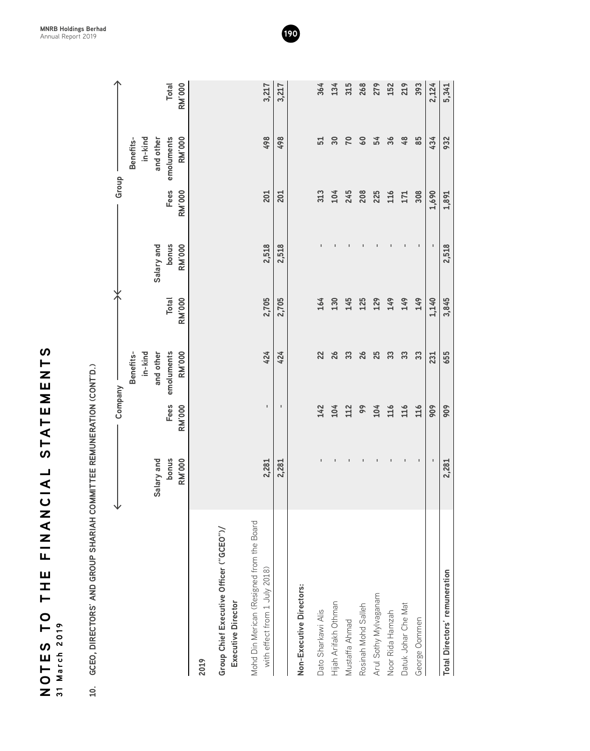## 10. GCEO, DIRECTORS' AND GROUP SHARIAH COMMITTEE REMUNERATION (CONT'D.)

| | Company | | | | Group | | | |
|---|---|---|---|---|---|---|---|---|
| | Salary and bonus RM'000 | Fees RM'000 | Benefits-in-kind and other emoluments RM'000 | Total RM'000 | Salary and bonus RM'000 | Fees RM'000 | Benefits-in-kind and other emoluments RM'000 | Total RM'000 |
| **2019** | | | | | | | | |
| **Group Chief Executive Officer ("GCEO")/ Executive Director** | | | | | | | | |
| Mohd Din Merican (Resigned from the Board with effect from 1 July 2018) | 2,281 | - | 424 | 2,705 | 2,518 | 201 | 498 | 3,217 |
| | 2,281 | - | 424 | 2,705 | 2,518 | 201 | 498 | 3,217 |
| **Non-Executive Directors:** | | | | | | | | |
| Dato Sharkawi Alis | - | 142 | 22 | 164 | - | 313 | 51 | 364 |
| Hijah Arifakh Othman | - | 104 | 26 | 130 | - | 104 | 30 | 134 |
| Mustaffa Ahmad | - | 112 | 33 | 145 | - | 245 | 70 | 315 |
| Rosinah Mohd Salleh | - | 99 | 26 | 125 | - | 208 | 60 | 268 |
| Arul Sothy Mylvaganam | - | 104 | 25 | 129 | - | 225 | 54 | 279 |
| Noor Rida Hamzah | - | 116 | 33 | 149 | - | 116 | 36 | 152 |
| Datuk Johar Che Mat | - | 116 | 33 | 149 | - | 171 | 48 | 219 |
| George Oommen | - | 116 | 33 | 149 | - | 308 | 85 | 393 |
| | - | 909 | 231 | 1,140 | - | 1,690 | 434 | 2,124 |
| **Total Directors' remuneration** | 2,281 | 909 | 655 | 3,845 | 2,518 | 1,891 | 932 | 5,341 |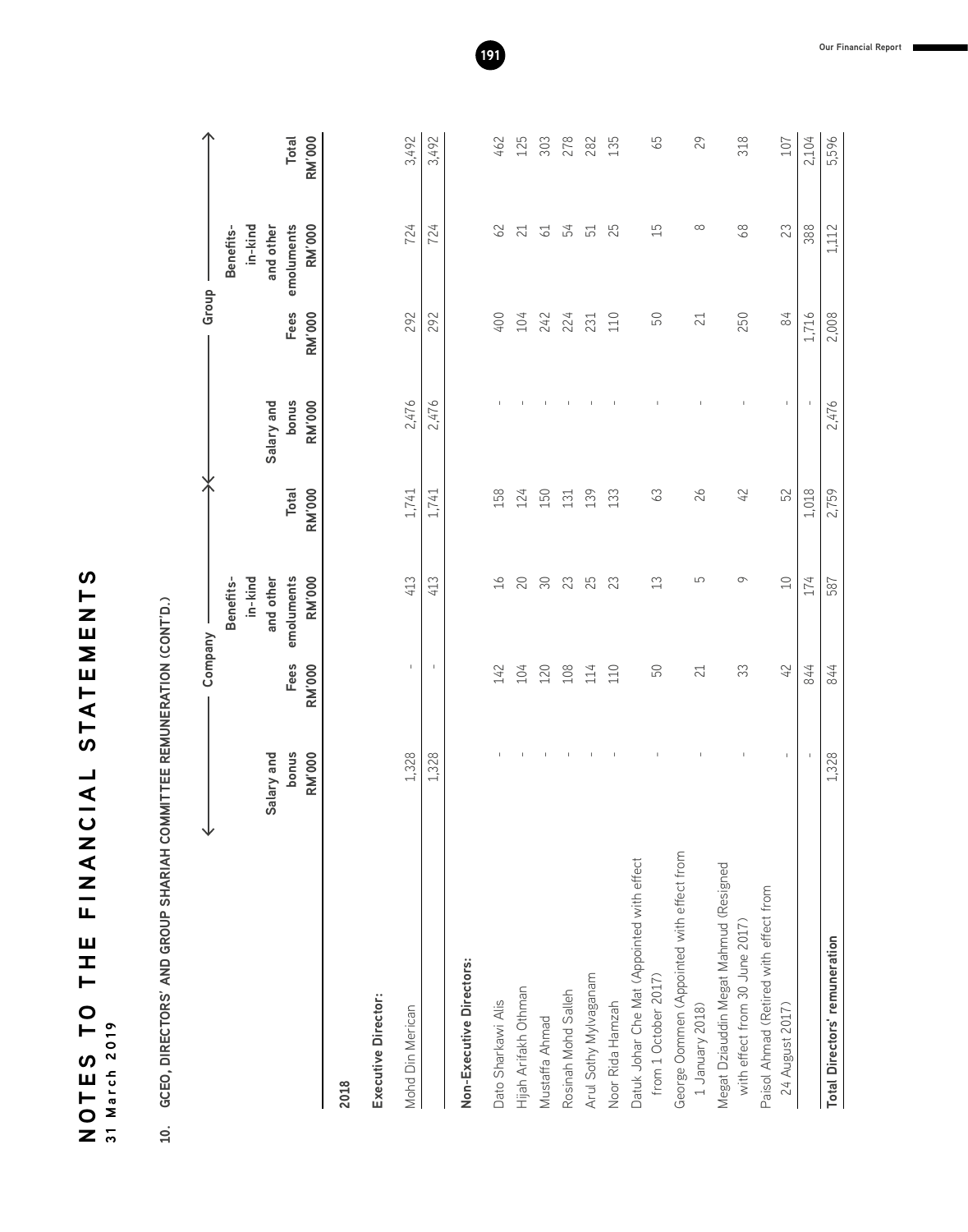# NOTES TO THE FINANCIAL STATEMENTS

31 March 2019

## 10. GCEO, DIRECTORS' AND GROUP SHARIAH COMMITTEE REMUNERATION (CONT'D.)

| | Company | | | | Group | | | |
|---|---|---|---|---|---|---|---|---|
| | Salary and bonus RM'000 | Fees RM'000 | Benefits-in-kind and other emoluments RM'000 | Total RM'000 | Salary and bonus RM'000 | Fees RM'000 | Benefits-in-kind and other emoluments RM'000 | Total RM'000 |
| **2018** | | | | | | | | |
| **Executive Director:** | | | | | | | | |
| Mohd Din Merican | 1,328 | - | 413 | 1,741 | 2,476 | 292 | 724 | 3,492 |
| | 1,328 | - | 413 | 1,741 | 2,476 | 292 | 724 | 3,492 |
| **Non-Executive Directors:** | | | | | | | | |
| Dato Sharkawi Alis | - | 142 | 16 | 158 | - | 400 | 62 | 462 |
| Hijah Arifakh Othman | - | 104 | 20 | 124 | - | 104 | 21 | 125 |
| Mustaffa Ahmad | - | 120 | 30 | 150 | - | 242 | 61 | 303 |
| Rosinah Mohd Salleh | - | 108 | 23 | 131 | - | 224 | 54 | 278 |
| Arul Sothy Mylvaganam | - | 114 | 25 | 139 | - | 231 | 51 | 282 |
| Noor Rida Hamzah | - | 110 | 23 | 133 | - | 110 | 25 | 135 |
| Datuk Johar Che Mat (Appointed with effect from 1 October 2017) | - | 50 | 13 | 63 | - | 50 | 15 | 65 |
| George Oommen (Appointed with effect from 1 January 2018) | - | 21 | 5 | 26 | - | 21 | 8 | 29 |
| Megat Dziauddin Megat Mahmud (Resigned with effect from 30 June 2017) | - | 33 | 9 | 42 | - | 250 | 68 | 318 |
| Paisol Ahmad (Retired with effect from 24 August 2017) | - | 42 | 10 | 52 | - | 84 | 23 | 107 |
| | - | 844 | 174 | 1,018 | - | 1,716 | 388 | 2,104 |
| **Total Directors' remuneration** | 1,328 | 844 | 587 | 2,759 | 2,476 | 2,008 | 1,112 | 5,596 |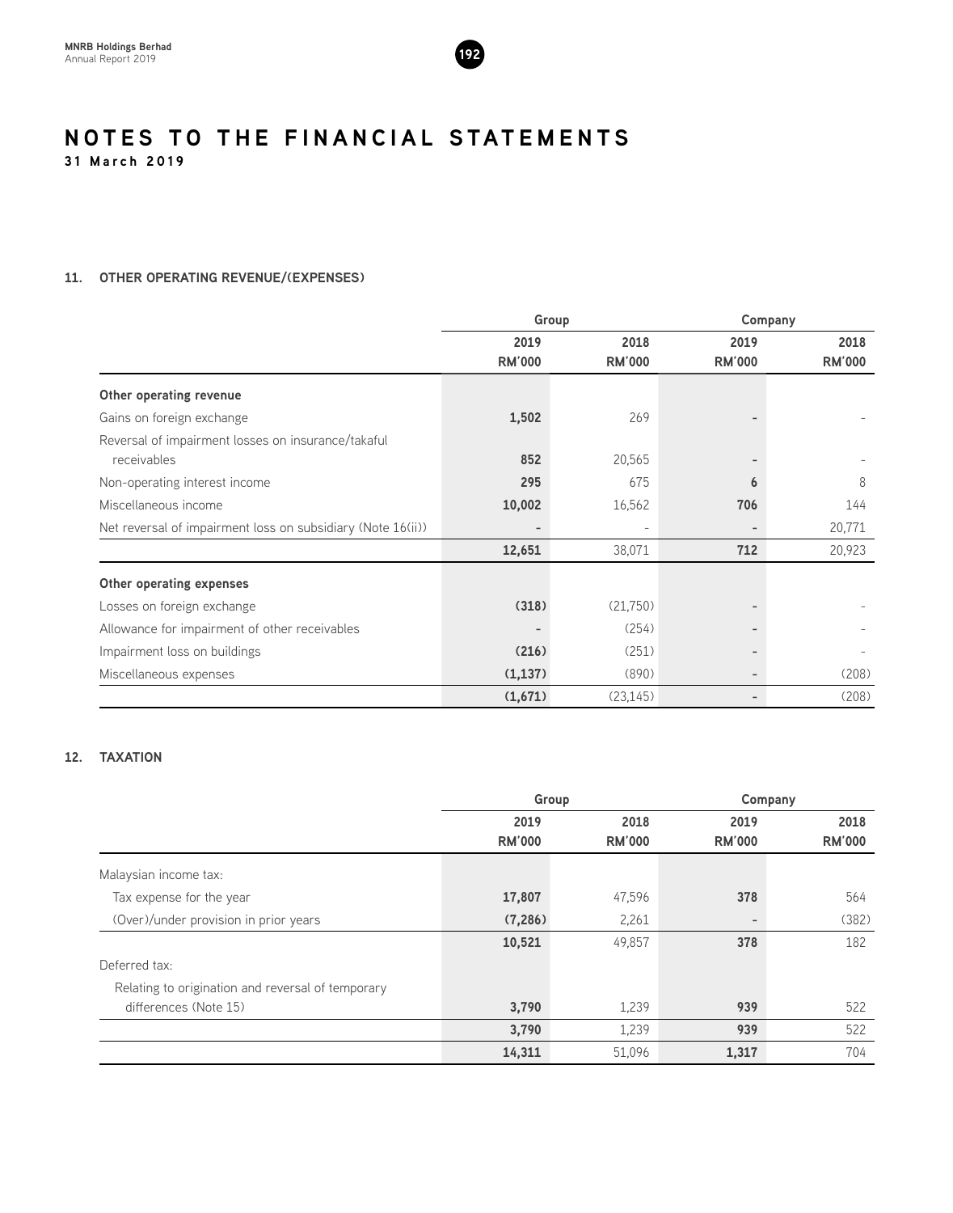# NOTES TO THE FINANCIAL STATEMENTS

**31 March 2019**

## 11. OTHER OPERATING REVENUE/(EXPENSES)

| | Group | | Company | |
|---|---|---|---|---|
| | **2019** | **2018** | **2019** | **2018** |
| | **RM'000** | **RM'000** | **RM'000** | **RM'000** |
| **Other operating revenue** | | | | |
| Gains on foreign exchange | **1,502** | 269 | **-** | - |
| Reversal of impairment losses on insurance/takaful receivables | **852** | 20,565 | **-** | - |
| Non-operating interest income | **295** | 675 | **6** | 8 |
| Miscellaneous income | **10,002** | 16,562 | **706** | 144 |
| Net reversal of impairment loss on subsidiary (Note 16(ii)) | **-** | - | **-** | 20,771 |
| | **12,651** | 38,071 | **712** | 20,923 |
| **Other operating expenses** | | | | |
| Losses on foreign exchange | **(318)** | (21,750) | **-** | - |
| Allowance for impairment of other receivables | **-** | (254) | **-** | - |
| Impairment loss on buildings | **(216)** | (251) | **-** | - |
| Miscellaneous expenses | **(1,137)** | (890) | **-** | (208) |
| | **(1,671)** | (23,145) | **-** | (208) |

## 12. TAXATION

| | Group | | Company | |
|---|---|---|---|---|
| | **2019** | **2018** | **2019** | **2018** |
| | **RM'000** | **RM'000** | **RM'000** | **RM'000** |
| Malaysian income tax: | | | | |
| Tax expense for the year | **17,807** | 47,596 | **378** | 564 |
| (Over)/under provision in prior years | **(7,286)** | 2,261 | **-** | (382) |
| | **10,521** | 49,857 | **378** | 182 |
| Deferred tax: | | | | |
| Relating to origination and reversal of temporary differences (Note 15) | **3,790** | 1,239 | **939** | 522 |
| | **3,790** | 1,239 | **939** | 522 |
| | **14,311** | 51,096 | **1,317** | 704 |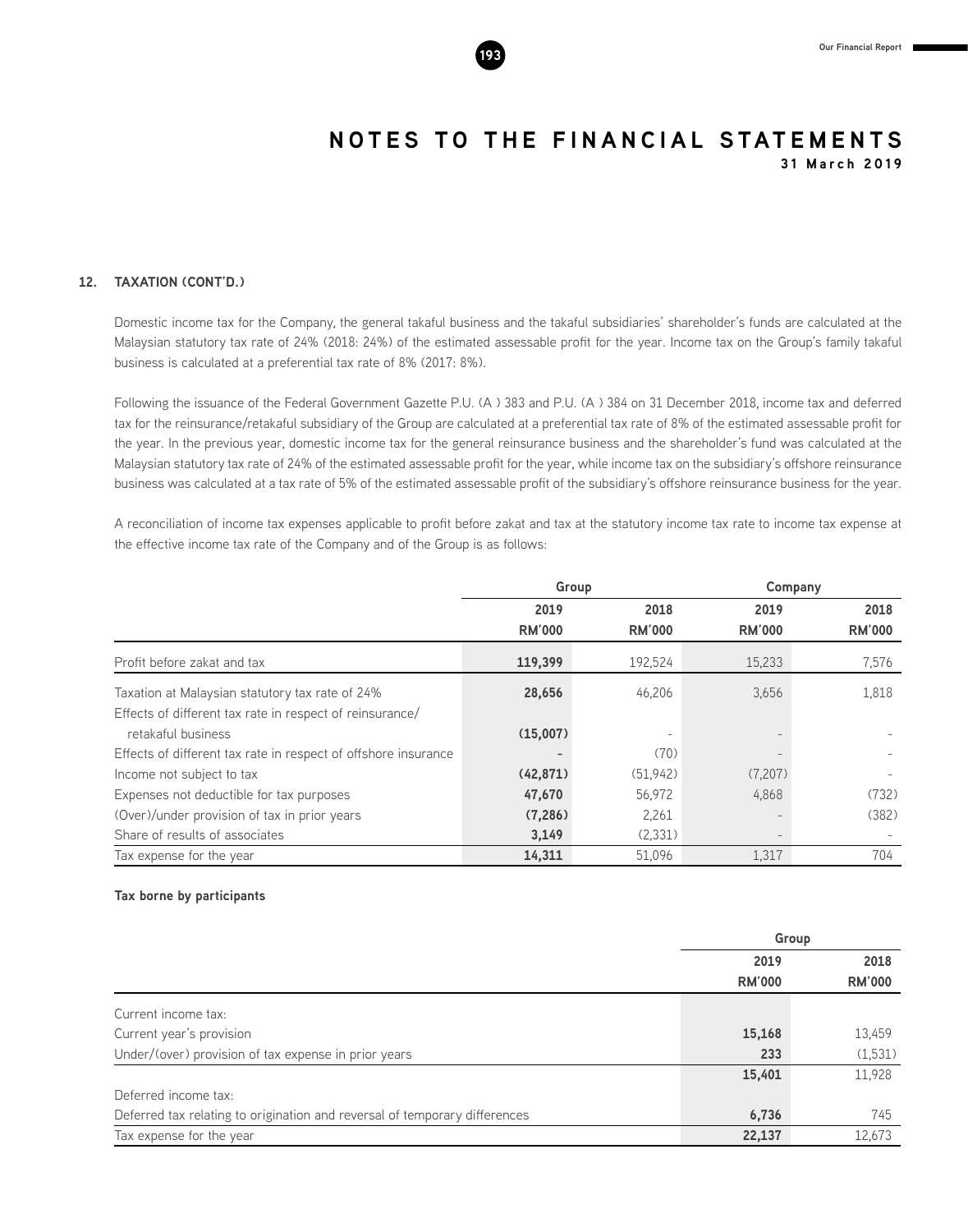# NOTES TO THE FINANCIAL STATEMENTS

**31 March 2019**

## 12. TAXATION (CONT'D.)

Domestic income tax for the Company, the general takaful business and the takaful subsidiaries' shareholder's funds are calculated at the Malaysian statutory tax rate of 24% (2018: 24%) of the estimated assessable profit for the year. Income tax on the Group's family takaful business is calculated at a preferential tax rate of 8% (2017: 8%).

Following the issuance of the Federal Government Gazette P.U. (A ) 383 and P.U. (A ) 384 on 31 December 2018, income tax and deferred tax for the reinsurance/retakaful subsidiary of the Group are calculated at a preferential tax rate of 8% of the estimated assessable profit for the year. In the previous year, domestic income tax for the general reinsurance business and the shareholder's fund was calculated at the Malaysian statutory tax rate of 24% of the estimated assessable profit for the year, while income tax on the subsidiary's offshore reinsurance business was calculated at a tax rate of 5% of the estimated assessable profit of the subsidiary's offshore reinsurance business for the year.

A reconciliation of income tax expenses applicable to profit before zakat and tax at the statutory income tax rate to income tax expense at the effective income tax rate of the Company and of the Group is as follows:

| | Group | | Company | |
|---|---|---|---|---|
| | **2019** | **2018** | **2019** | **2018** |
| | **RM'000** | **RM'000** | **RM'000** | **RM'000** |
| Profit before zakat and tax | **119,399** | 192,524 | 15,233 | 7,576 |
| Taxation at Malaysian statutory tax rate of 24% | **28,656** | 46,206 | 3,656 | 1,818 |
| Effects of different tax rate in respect of reinsurance/ retakaful business | **(15,007)** | - | - | - |
| Effects of different tax rate in respect of offshore insurance | **-** | (70) | - | - |
| Income not subject to tax | **(42,871)** | (51,942) | (7,207) | - |
| Expenses not deductible for tax purposes | **47,670** | 56,972 | 4,868 | (732) |
| (Over)/under provision of tax in prior years | **(7,286)** | 2,261 | - | (382) |
| Share of results of associates | **3,149** | (2,331) | - | - |
| Tax expense for the year | **14,311** | 51,096 | 1,317 | 704 |

**Tax borne by participants**

| | Group | |
|---|---|---|
| | **2019** | **2018** |
| | **RM'000** | **RM'000** |
| Current income tax: | | |
| Current year's provision | **15,168** | 13,459 |
| Under/(over) provision of tax expense in prior years | **233** | (1,531) |
| | **15,401** | 11,928 |
| Deferred income tax: | | |
| Deferred tax relating to origination and reversal of temporary differences | **6,736** | 745 |
| Tax expense for the year | **22,137** | 12,673 |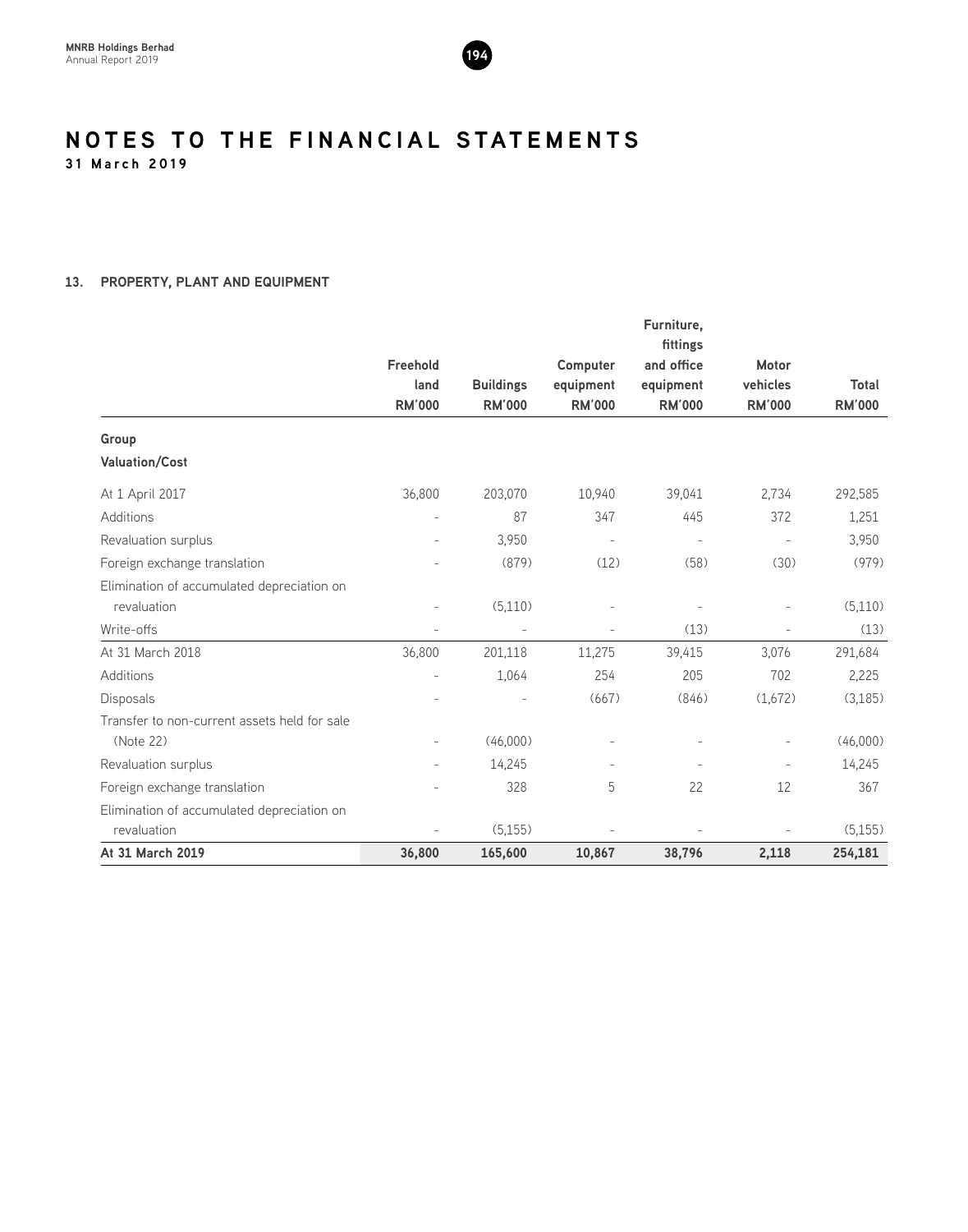# NOTES TO THE FINANCIAL STATEMENTS

**31 March 2019**

## 13. PROPERTY, PLANT AND EQUIPMENT

| | Freehold land RM'000 | Buildings RM'000 | Computer equipment RM'000 | Furniture, fittings and office equipment RM'000 | Motor vehicles RM'000 | Total RM'000 |
|---|---|---|---|---|---|---|
| **Group** | | | | | | |
| **Valuation/Cost** | | | | | | |
| At 1 April 2017 | 36,800 | 203,070 | 10,940 | 39,041 | 2,734 | 292,585 |
| Additions | - | 87 | 347 | 445 | 372 | 1,251 |
| Revaluation surplus | - | 3,950 | - | - | - | 3,950 |
| Foreign exchange translation | - | (879) | (12) | (58) | (30) | (979) |
| Elimination of accumulated depreciation on revaluation | - | (5,110) | - | - | - | (5,110) |
| Write-offs | - | - | - | (13) | - | (13) |
| At 31 March 2018 | 36,800 | 201,118 | 11,275 | 39,415 | 3,076 | 291,684 |
| Additions | - | 1,064 | 254 | 205 | 702 | 2,225 |
| Disposals | - | - | (667) | (846) | (1,672) | (3,185) |
| Transfer to non-current assets held for sale (Note 22) | - | (46,000) | - | - | - | (46,000) |
| Revaluation surplus | - | 14,245 | - | - | - | 14,245 |
| Foreign exchange translation | - | 328 | 5 | 22 | 12 | 367 |
| Elimination of accumulated depreciation on revaluation | - | (5,155) | - | - | - | (5,155) |
| **At 31 March 2019** | **36,800** | **165,600** | **10,867** | **38,796** | **2,118** | **254,181** |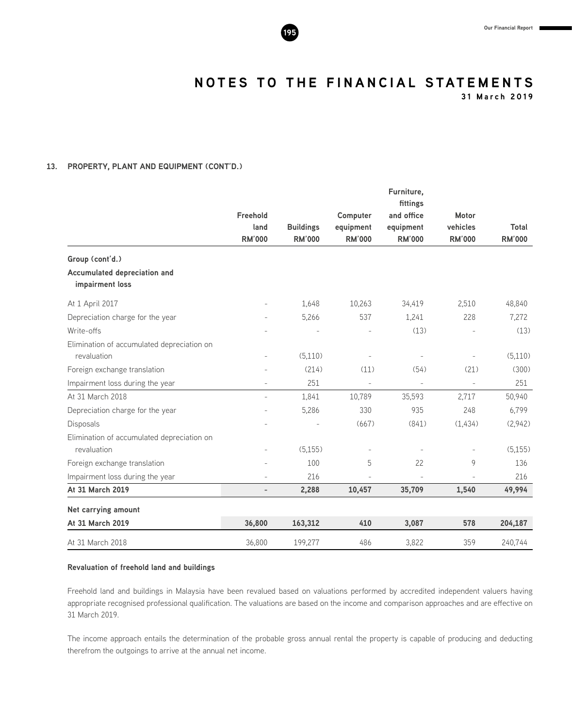# NOTES TO THE FINANCIAL STATEMENTS

**31 March 2019**

## 13. PROPERTY, PLANT AND EQUIPMENT (CONT'D.)

| | Freehold land RM'000 | Buildings RM'000 | Computer equipment RM'000 | Furniture, fittings and office equipment RM'000 | Motor vehicles RM'000 | Total RM'000 |
|---|---|---|---|---|---|---|
| **Group (cont'd.)** | | | | | | |
| **Accumulated depreciation and impairment loss** | | | | | | |
| At 1 April 2017 | - | 1,648 | 10,263 | 34,419 | 2,510 | 48,840 |
| Depreciation charge for the year | - | 5,266 | 537 | 1,241 | 228 | 7,272 |
| Write-offs | - | - | - | (13) | - | (13) |
| Elimination of accumulated depreciation on revaluation | - | (5,110) | - | - | - | (5,110) |
| Foreign exchange translation | - | (214) | (11) | (54) | (21) | (300) |
| Impairment loss during the year | - | 251 | - | - | - | 251 |
| At 31 March 2018 | - | 1,841 | 10,789 | 35,593 | 2,717 | 50,940 |
| Depreciation charge for the year | - | 5,286 | 330 | 935 | 248 | 6,799 |
| Disposals | - | - | (667) | (841) | (1,434) | (2,942) |
| Elimination of accumulated depreciation on revaluation | - | (5,155) | - | - | - | (5,155) |
| Foreign exchange translation | - | 100 | 5 | 22 | 9 | 136 |
| Impairment loss during the year | - | 216 | - | - | - | 216 |
| **At 31 March 2019** | **-** | **2,288** | **10,457** | **35,709** | **1,540** | **49,994** |
| **Net carrying amount** | | | | | | |
| **At 31 March 2019** | **36,800** | **163,312** | **410** | **3,087** | **578** | **204,187** |
| At 31 March 2018 | 36,800 | 199,277 | 486 | 3,822 | 359 | 240,744 |

**Revaluation of freehold land and buildings**

Freehold land and buildings in Malaysia have been revalued based on valuations performed by accredited independent valuers having appropriate recognised professional qualification. The valuations are based on the income and comparison approaches and are effective on 31 March 2019.

The income approach entails the determination of the probable gross annual rental the property is capable of producing and deducting therefrom the outgoings to arrive at the annual net income.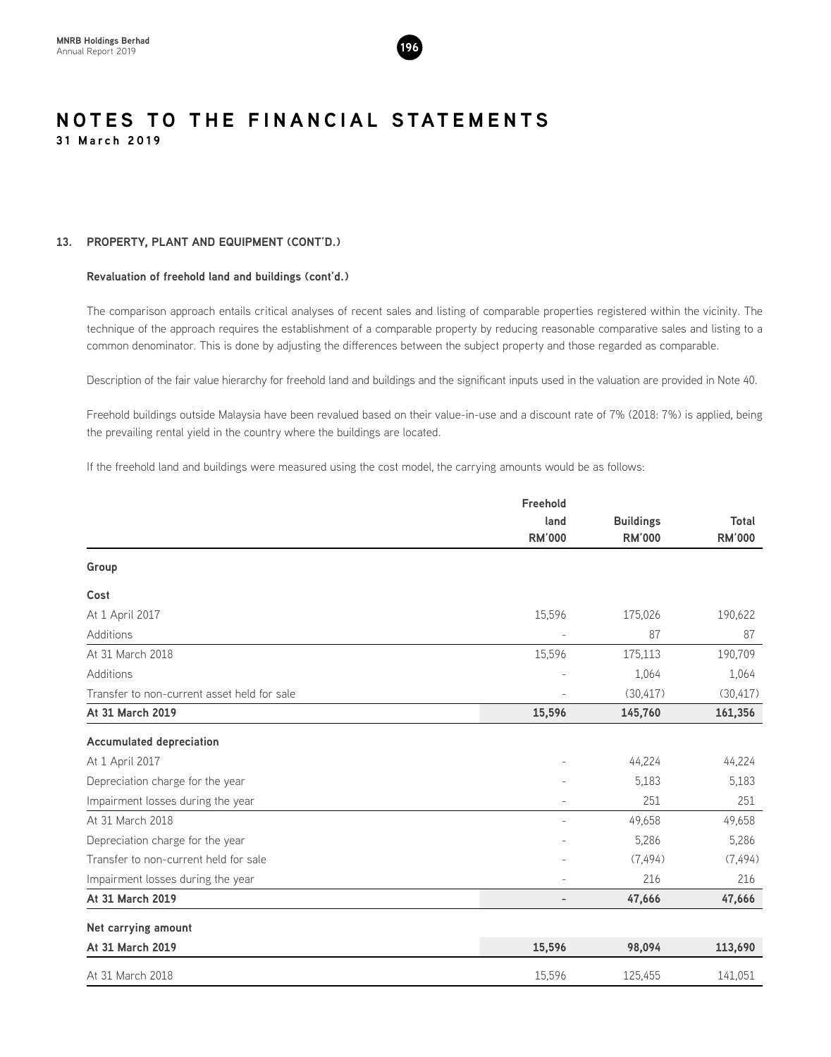# NOTES TO THE FINANCIAL STATEMENTS

**31 March 2019**

## 13. PROPERTY, PLANT AND EQUIPMENT (CONT'D.)

### Revaluation of freehold land and buildings (cont'd.)

The comparison approach entails critical analyses of recent sales and listing of comparable properties registered within the vicinity. The technique of the approach requires the establishment of a comparable property by reducing reasonable comparative sales and listing to a common denominator. This is done by adjusting the differences between the subject property and those regarded as comparable.

Description of the fair value hierarchy for freehold land and buildings and the significant inputs used in the valuation are provided in Note 40.

Freehold buildings outside Malaysia have been revalued based on their value-in-use and a discount rate of 7% (2018: 7%) is applied, being the prevailing rental yield in the country where the buildings are located.

If the freehold land and buildings were measured using the cost model, the carrying amounts would be as follows:

| | Freehold land RM'000 | Buildings RM'000 | Total RM'000 |
|---|---|---|---|
| **Group** | | | |
| **Cost** | | | |
| At 1 April 2017 | 15,596 | 175,026 | 190,622 |
| Additions | - | 87 | 87 |
| At 31 March 2018 | 15,596 | 175,113 | 190,709 |
| Additions | - | 1,064 | 1,064 |
| Transfer to non-current asset held for sale | - | (30,417) | (30,417) |
| **At 31 March 2019** | **15,596** | **145,760** | **161,356** |
| **Accumulated depreciation** | | | |
| At 1 April 2017 | - | 44,224 | 44,224 |
| Depreciation charge for the year | - | 5,183 | 5,183 |
| Impairment losses during the year | - | 251 | 251 |
| At 31 March 2018 | - | 49,658 | 49,658 |
| Depreciation charge for the year | - | 5,286 | 5,286 |
| Transfer to non-current held for sale | - | (7,494) | (7,494) |
| Impairment losses during the year | - | 216 | 216 |
| **At 31 March 2019** | **-** | **47,666** | **47,666** |
| **Net carrying amount** | | | |
| **At 31 March 2019** | **15,596** | **98,094** | **113,690** |
| At 31 March 2018 | 15,596 | 125,455 | 141,051 |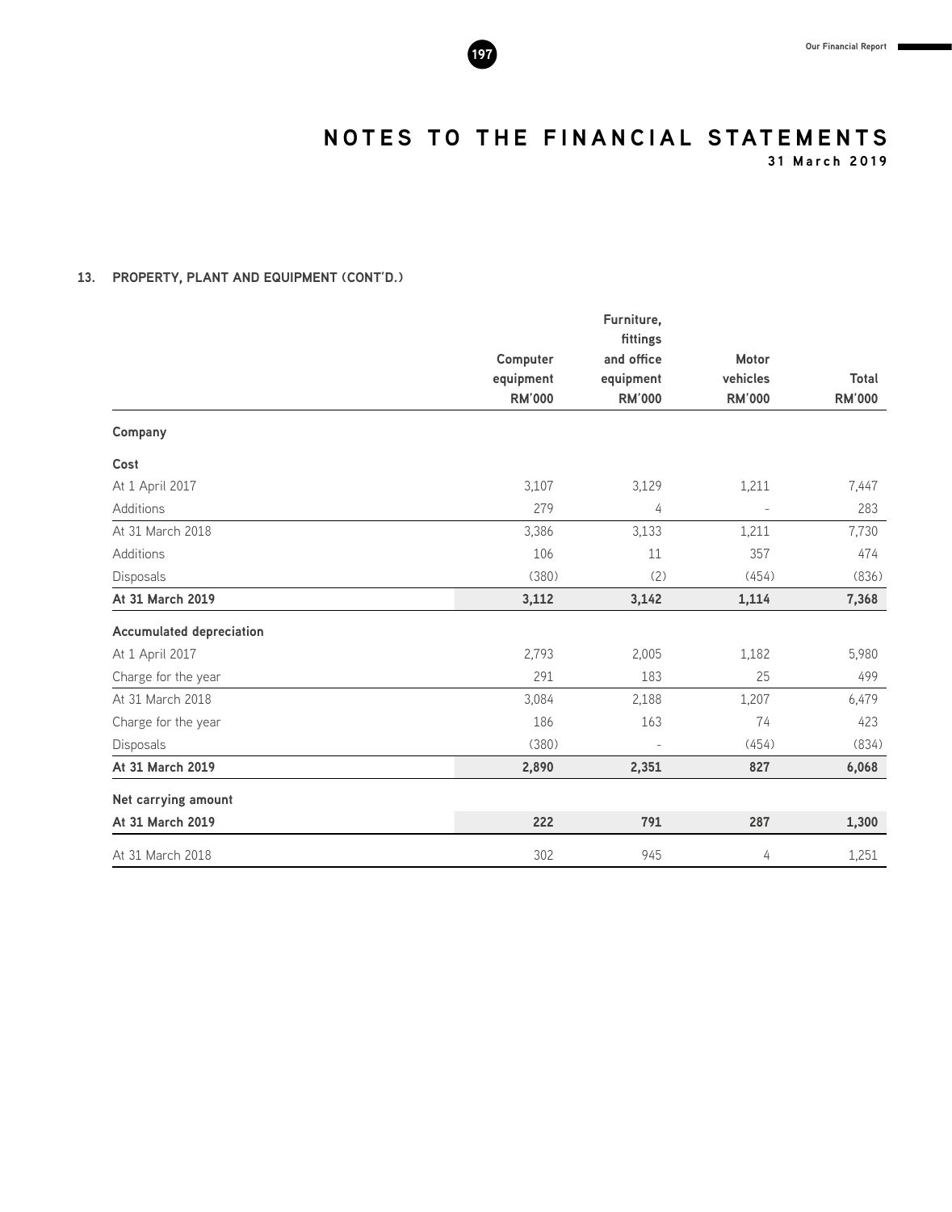# NOTES TO THE FINANCIAL STATEMENTS

**31 March 2019**

## 13. PROPERTY, PLANT AND EQUIPMENT (CONT'D.)

| | Computer equipment RM'000 | Furniture, fittings and office equipment RM'000 | Motor vehicles RM'000 | Total RM'000 |
|---|---|---|---|---|
| **Company** | | | | |
| **Cost** | | | | |
| At 1 April 2017 | 3,107 | 3,129 | 1,211 | 7,447 |
| Additions | 279 | 4 | - | 283 |
| At 31 March 2018 | 3,386 | 3,133 | 1,211 | 7,730 |
| Additions | 106 | 11 | 357 | 474 |
| Disposals | (380) | (2) | (454) | (836) |
| **At 31 March 2019** | **3,112** | **3,142** | **1,114** | **7,368** |
| **Accumulated depreciation** | | | | |
| At 1 April 2017 | 2,793 | 2,005 | 1,182 | 5,980 |
| Charge for the year | 291 | 183 | 25 | 499 |
| At 31 March 2018 | 3,084 | 2,188 | 1,207 | 6,479 |
| Charge for the year | 186 | 163 | 74 | 423 |
| Disposals | (380) | - | (454) | (834) |
| **At 31 March 2019** | **2,890** | **2,351** | **827** | **6,068** |
| **Net carrying amount** | | | | |
| **At 31 March 2019** | **222** | **791** | **287** | **1,300** |
| At 31 March 2018 | 302 | 945 | 4 | 1,251 |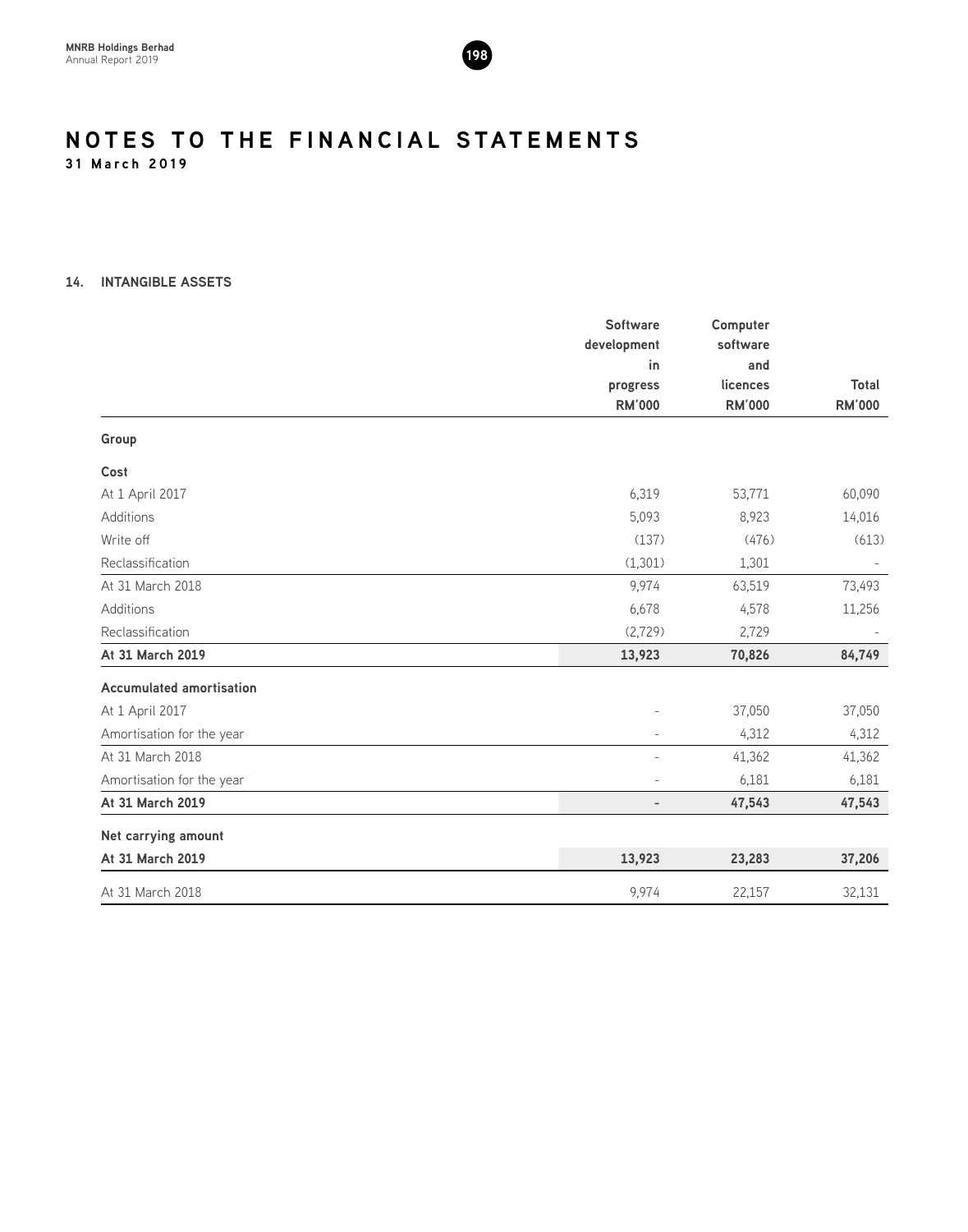# NOTES TO THE FINANCIAL STATEMENTS
**31 March 2019**

## 14. INTANGIBLE ASSETS

| | Software development in progress RM'000 | Computer software and licences RM'000 | Total RM'000 |
|---|---|---|---|
| **Group** | | | |
| **Cost** | | | |
| At 1 April 2017 | 6,319 | 53,771 | 60,090 |
| Additions | 5,093 | 8,923 | 14,016 |
| Write off | (137) | (476) | (613) |
| Reclassification | (1,301) | 1,301 | - |
| At 31 March 2018 | 9,974 | 63,519 | 73,493 |
| Additions | 6,678 | 4,578 | 11,256 |
| Reclassification | (2,729) | 2,729 | - |
| **At 31 March 2019** | **13,923** | **70,826** | **84,749** |
| **Accumulated amortisation** | | | |
| At 1 April 2017 | - | 37,050 | 37,050 |
| Amortisation for the year | - | 4,312 | 4,312 |
| At 31 March 2018 | - | 41,362 | 41,362 |
| Amortisation for the year | - | 6,181 | 6,181 |
| **At 31 March 2019** | **-** | **47,543** | **47,543** |
| **Net carrying amount** | | | |
| **At 31 March 2019** | **13,923** | **23,283** | **37,206** |
| At 31 March 2018 | 9,974 | 22,157 | 32,131 |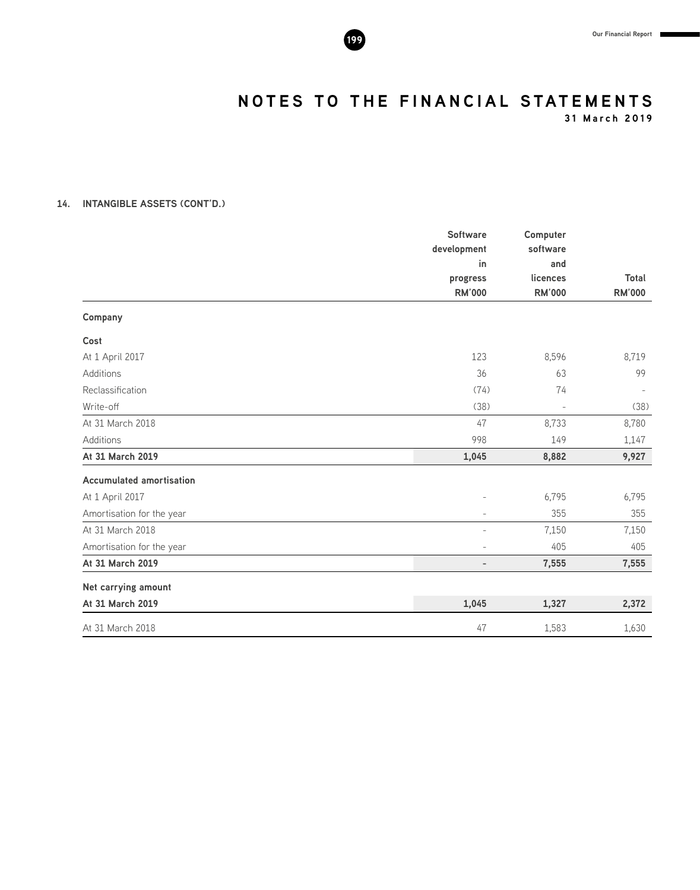# NOTES TO THE FINANCIAL STATEMENTS

**31 March 2019**

## 14. INTANGIBLE ASSETS (CONT'D.)

| | Software development in progress RM'000 | Computer software and licences RM'000 | Total RM'000 |
|---|---|---|---|
| **Company** | | | |
| **Cost** | | | |
| At 1 April 2017 | 123 | 8,596 | 8,719 |
| Additions | 36 | 63 | 99 |
| Reclassification | (74) | 74 | - |
| Write-off | (38) | - | (38) |
| At 31 March 2018 | 47 | 8,733 | 8,780 |
| Additions | 998 | 149 | 1,147 |
| **At 31 March 2019** | **1,045** | **8,882** | **9,927** |
| **Accumulated amortisation** | | | |
| At 1 April 2017 | - | 6,795 | 6,795 |
| Amortisation for the year | - | 355 | 355 |
| At 31 March 2018 | - | 7,150 | 7,150 |
| Amortisation for the year | - | 405 | 405 |
| **At 31 March 2019** | **-** | **7,555** | **7,555** |
| **Net carrying amount** | | | |
| **At 31 March 2019** | **1,045** | **1,327** | **2,372** |
| At 31 March 2018 | 47 | 1,583 | 1,630 |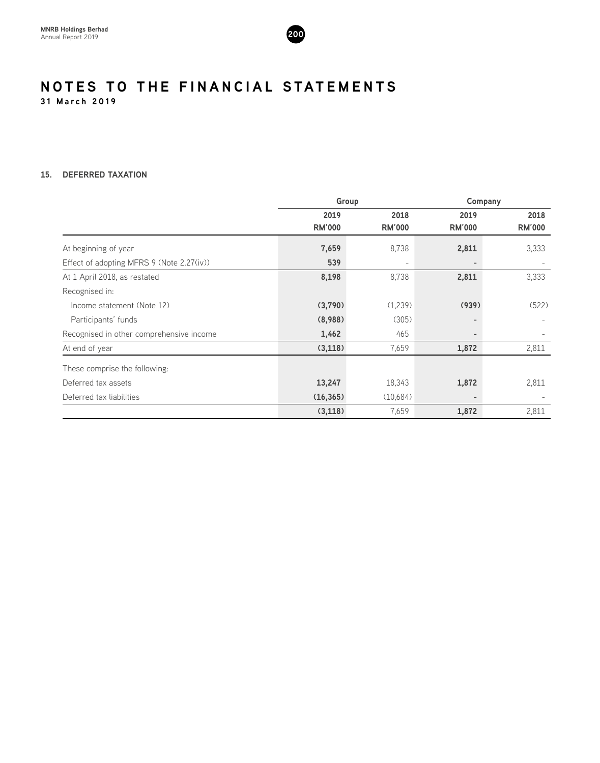# NOTES TO THE FINANCIAL STATEMENTS

**31 March 2019**

### 15. DEFERRED TAXATION

| | Group | | Company | |
|---|---|---|---|---|
| | **2019** | **2018** | **2019** | **2018** |
| | **RM'000** | **RM'000** | **RM'000** | **RM'000** |
| At beginning of year | **7,659** | 8,738 | **2,811** | 3,333 |
| Effect of adopting MFRS 9 (Note 2.27(iv)) | **539** | - | **-** | - |
| At 1 April 2018, as restated | **8,198** | 8,738 | **2,811** | 3,333 |
| Recognised in: | | | | |
| Income statement (Note 12) | **(3,790)** | (1,239) | **(939)** | (522) |
| Participants' funds | **(8,988)** | (305) | **-** | - |
| Recognised in other comprehensive income | **1,462** | 465 | **-** | - |
| At end of year | **(3,118)** | 7,659 | **1,872** | 2,811 |
| These comprise the following: | | | | |
| Deferred tax assets | **13,247** | 18,343 | **1,872** | 2,811 |
| Deferred tax liabilities | **(16,365)** | (10,684) | **-** | - |
| | **(3,118)** | 7,659 | **1,872** | 2,811 |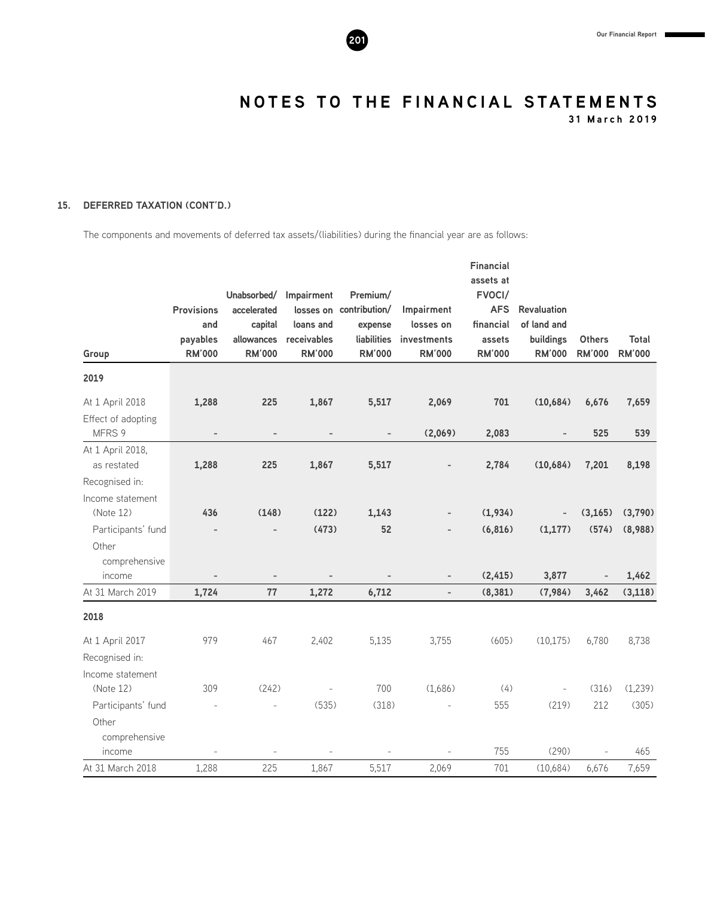### 15. DEFERRED TAXATION (CONT'D.)

The components and movements of deferred tax assets/(liabilities) during the financial year are as follows:

| Group | Provisions and payables RM'000 | Unabsorbed/ accelerated capital allowances RM'000 | Impairment losses on loans and receivables RM'000 | Premium/ contribution/ expense liabilities RM'000 | Impairment losses on investments RM'000 | Financial assets at FVOCI/ AFS financial assets RM'000 | Revaluation of land and buildings RM'000 | Others RM'000 | Total RM'000 |
|---|---|---|---|---|---|---|---|---|---|
| **2019** | | | | | | | | | |
| At 1 April 2018 | **1,288** | **225** | **1,867** | **5,517** | **2,069** | **701** | **(10,684)** | **6,676** | **7,659** |
| Effect of adopting MFRS 9 | **-** | **-** | **-** | **-** | **(2,069)** | **2,083** | **-** | **525** | **539** |
| At 1 April 2018, as restated | **1,288** | **225** | **1,867** | **5,517** | **-** | **2,784** | **(10,684)** | **7,201** | **8,198** |
| Recognised in: | | | | | | | | | |
| Income statement (Note 12) | **436** | **(148)** | **(122)** | **1,143** | **-** | **(1,934)** | **-** | **(3,165)** | **(3,790)** |
| Participants' fund | **-** | **-** | **(473)** | **52** | **-** | **(6,816)** | **(1,177)** | **(574)** | **(8,988)** |
| Other comprehensive income | **-** | **-** | **-** | **-** | **-** | **(2,415)** | **3,877** | **-** | **1,462** |
| At 31 March 2019 | **1,724** | **77** | **1,272** | **6,712** | **-** | **(8,381)** | **(7,984)** | **3,462** | **(3,118)** |
| **2018** | | | | | | | | | |
| At 1 April 2017 | 979 | 467 | 2,402 | 5,135 | 3,755 | (605) | (10,175) | 6,780 | 8,738 |
| Recognised in: | | | | | | | | | |
| Income statement (Note 12) | 309 | (242) | - | 700 | (1,686) | (4) | - | (316) | (1,239) |
| Participants' fund | - | - | (535) | (318) | - | 555 | (219) | 212 | (305) |
| Other comprehensive income | - | - | - | - | - | 755 | (290) | - | 465 |
| At 31 March 2018 | 1,288 | 225 | 1,867 | 5,517 | 2,069 | 701 | (10,684) | 6,676 | 7,659 |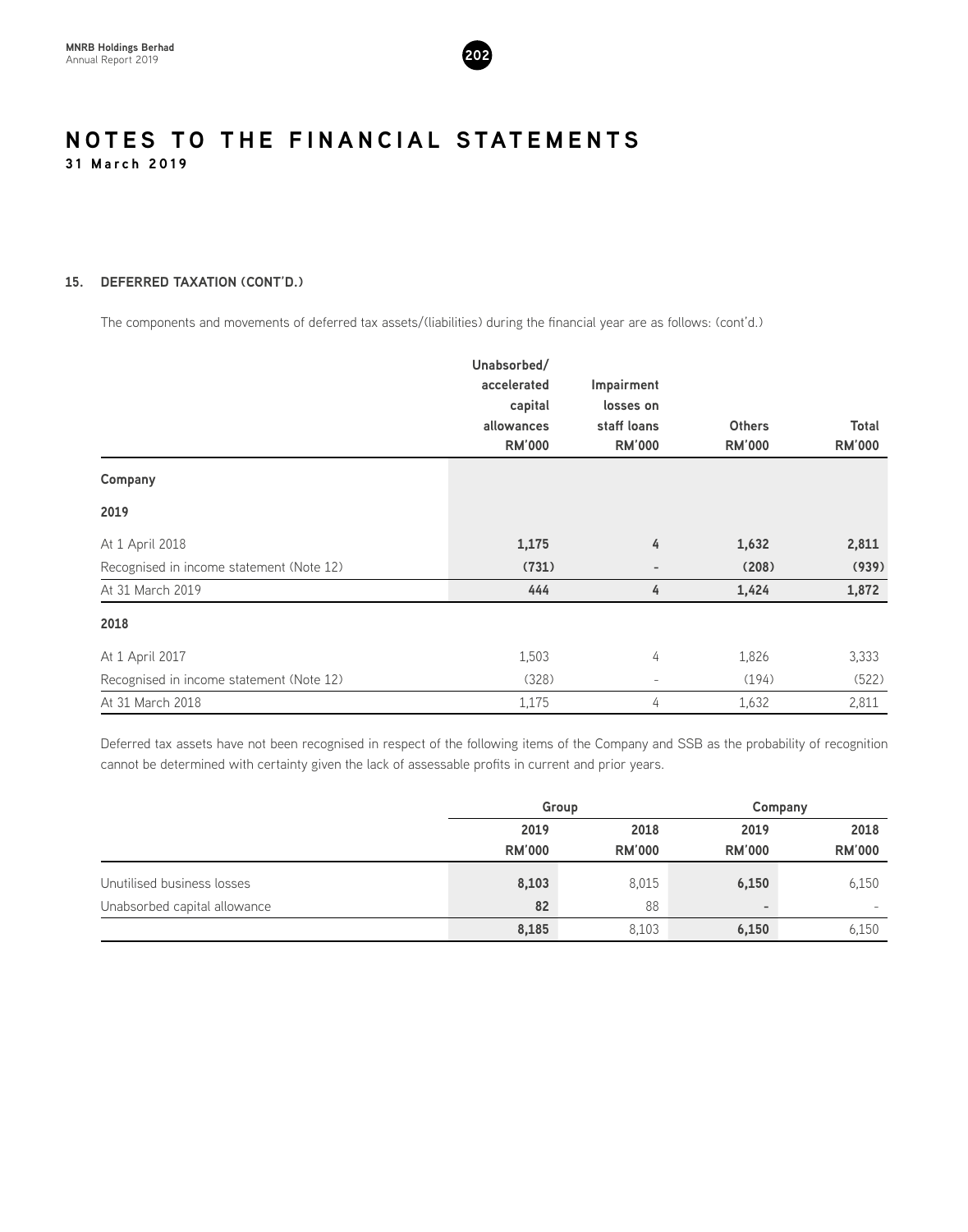# NOTES TO THE FINANCIAL STATEMENTS

**31 March 2019**

### 15. DEFERRED TAXATION (CONT'D.)

The components and movements of deferred tax assets/(liabilities) during the financial year are as follows: (cont'd.)

| | Unabsorbed/ accelerated capital allowances RM'000 | Impairment losses on staff loans RM'000 | Others RM'000 | Total RM'000 |
|---|---|---|---|---|
| **Company** | | | | |
| **2019** | | | | |
| At 1 April 2018 | **1,175** | **4** | **1,632** | **2,811** |
| Recognised in income statement (Note 12) | **(731)** | **-** | **(208)** | **(939)** |
| At 31 March 2019 | **444** | **4** | **1,424** | **1,872** |
| **2018** | | | | |
| At 1 April 2017 | 1,503 | 4 | 1,826 | 3,333 |
| Recognised in income statement (Note 12) | (328) | - | (194) | (522) |
| At 31 March 2018 | 1,175 | 4 | 1,632 | 2,811 |

Deferred tax assets have not been recognised in respect of the following items of the Company and SSB as the probability of recognition cannot be determined with certainty given the lack of assessable profits in current and prior years.

| | Group | | Company | |
|---|---|---|---|---|
| | 2019 RM'000 | 2018 RM'000 | 2019 RM'000 | 2018 RM'000 |
| Unutilised business losses | **8,103** | 8,015 | **6,150** | 6,150 |
| Unabsorbed capital allowance | **82** | 88 | **-** | - |
| | **8,185** | 8,103 | **6,150** | 6,150 |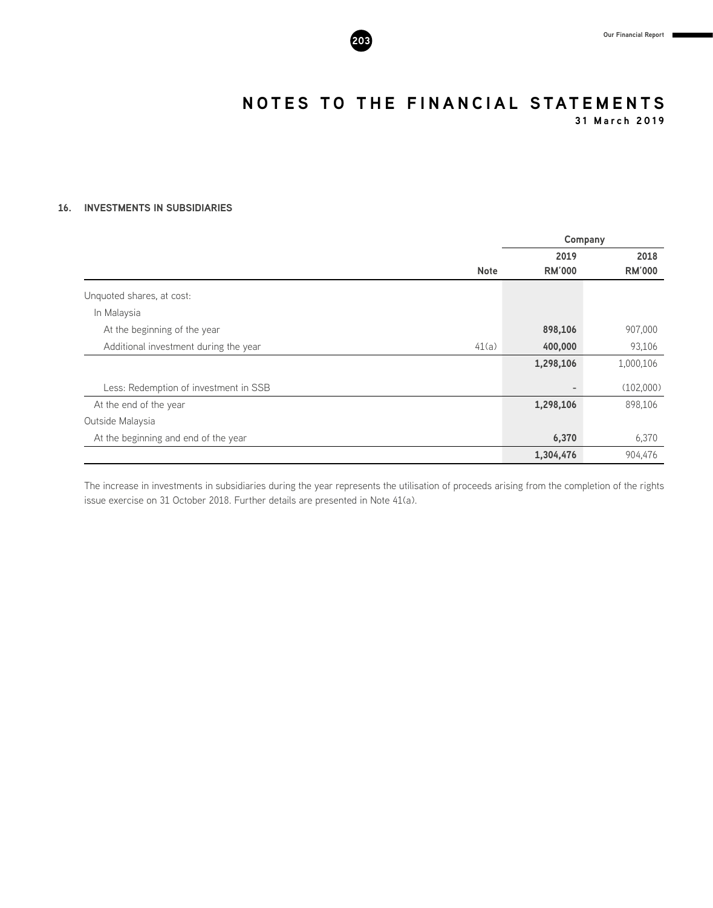# NOTES TO THE FINANCIAL STATEMENTS

**31 March 2019**

## 16. INVESTMENTS IN SUBSIDIARIES

| | Note | Company 2019 RM'000 | Company 2018 RM'000 |
|---|---|---|---|
| Unquoted shares, at cost: | | | |
| In Malaysia | | | |
| At the beginning of the year | | **898,106** | 907,000 |
| Additional investment during the year | 41(a) | **400,000** | 93,106 |
| | | **1,298,106** | 1,000,106 |
| Less: Redemption of investment in SSB | | **-** | (102,000) |
| At the end of the year | | **1,298,106** | 898,106 |
| Outside Malaysia | | | |
| At the beginning and end of the year | | **6,370** | 6,370 |
| | | **1,304,476** | 904,476 |

The increase in investments in subsidiaries during the year represents the utilisation of proceeds arising from the completion of the rights issue exercise on 31 October 2018. Further details are presented in Note 41(a).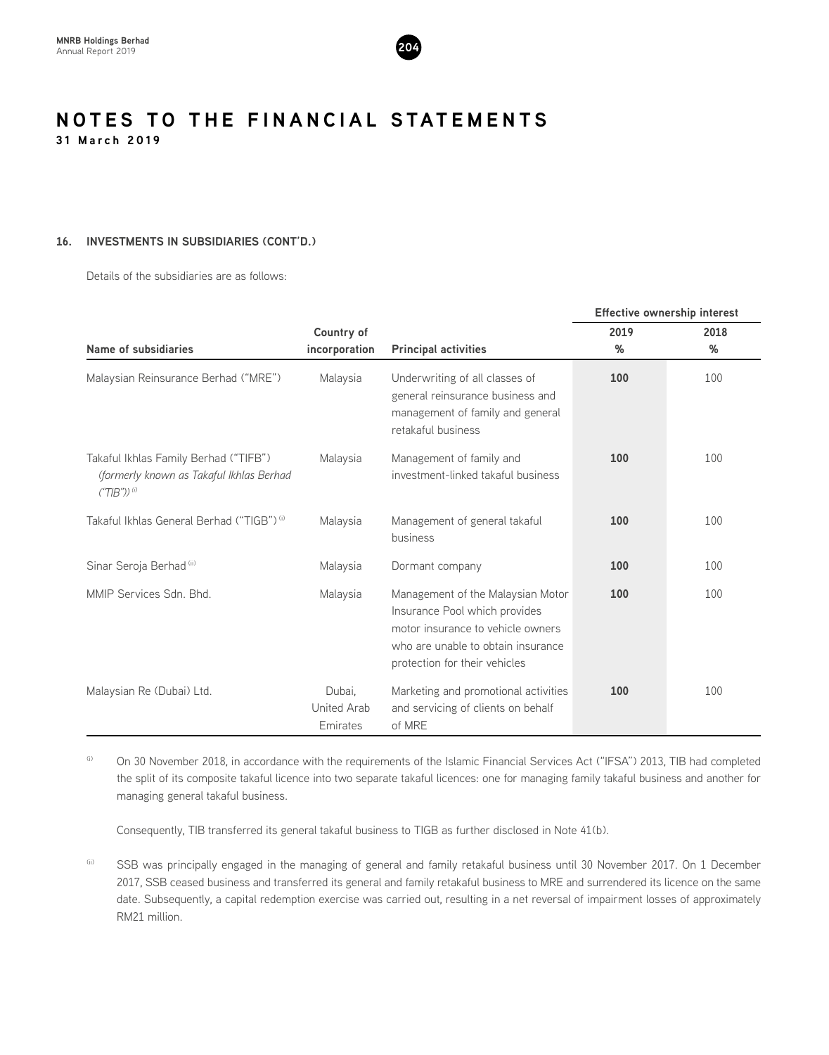# NOTES TO THE FINANCIAL STATEMENTS

**31 March 2019**

## 16. INVESTMENTS IN SUBSIDIARIES (CONT'D.)

Details of the subsidiaries are as follows:

| Name of subsidiaries | Country of incorporation | Principal activities | Effective ownership interest 2019 % | 2018 % |
|---|---|---|---|---|
| Malaysian Reinsurance Berhad ("MRE") | Malaysia | Underwriting of all classes of general reinsurance business and management of family and general retakaful business | **100** | 100 |
| Takaful Ikhlas Family Berhad ("TIFB") *(formerly known as Takaful Ikhlas Berhad ("TIB"))* [(i)] | Malaysia | Management of family and investment-linked takaful business | **100** | 100 |
| Takaful Ikhlas General Berhad ("TIGB") [(i)] | Malaysia | Management of general takaful business | **100** | 100 |
| Sinar Seroja Berhad [(ii)] | Malaysia | Dormant company | **100** | 100 |
| MMIP Services Sdn. Bhd. | Malaysia | Management of the Malaysian Motor Insurance Pool which provides motor insurance to vehicle owners who are unable to obtain insurance protection for their vehicles | **100** | 100 |
| Malaysian Re (Dubai) Ltd. | Dubai, United Arab Emirates | Marketing and promotional activities and servicing of clients on behalf of MRE | **100** | 100 |

(i) On 30 November 2018, in accordance with the requirements of the Islamic Financial Services Act ("IFSA") 2013, TIB had completed the split of its composite takaful licence into two separate takaful licences: one for managing family takaful business and another for managing general takaful business.

Consequently, TIB transferred its general takaful business to TIGB as further disclosed in Note 41(b).

(ii) SSB was principally engaged in the managing of general and family retakaful business until 30 November 2017. On 1 December 2017, SSB ceased business and transferred its general and family retakaful business to MRE and surrendered its licence on the same date. Subsequently, a capital redemption exercise was carried out, resulting in a net reversal of impairment losses of approximately RM21 million.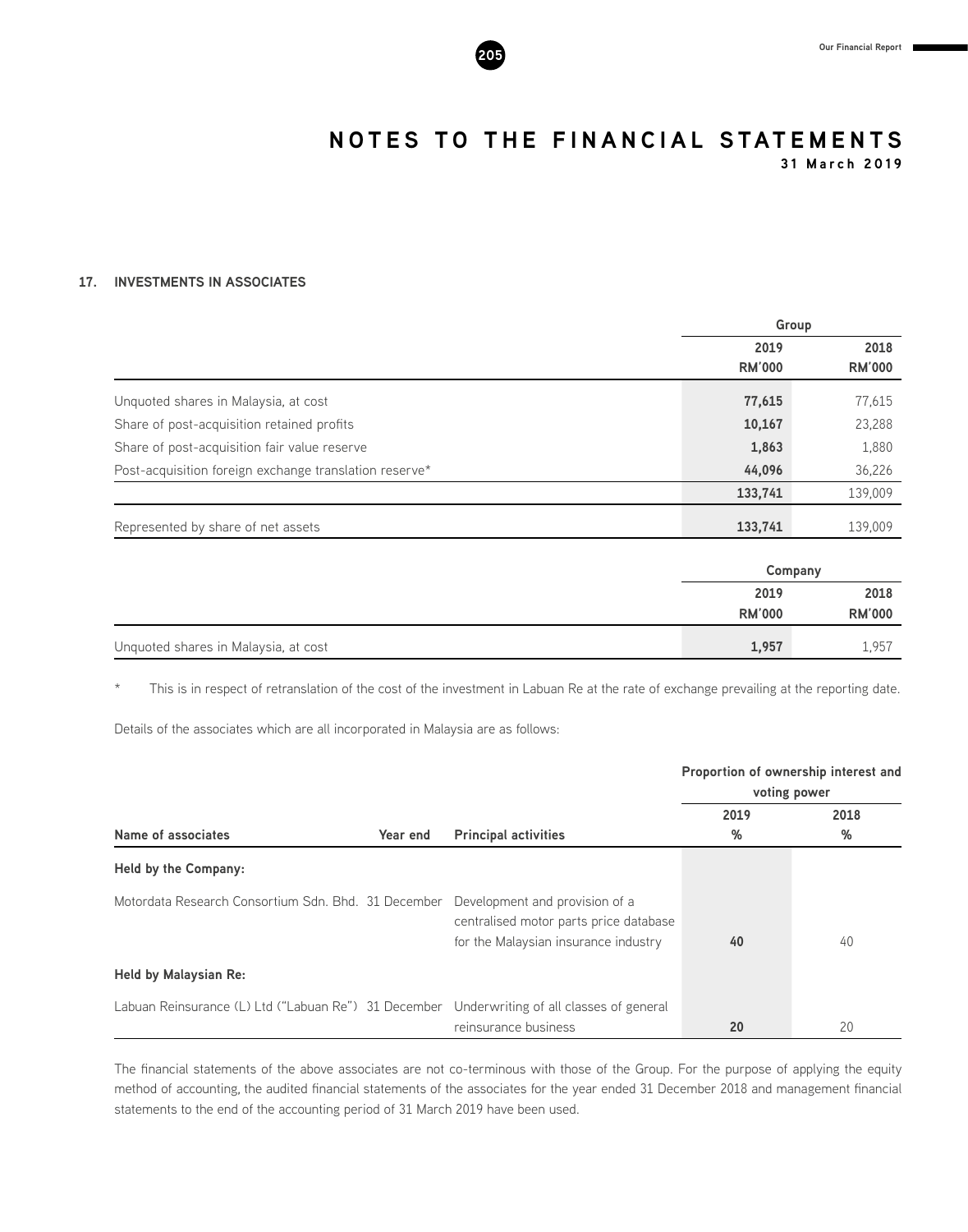## 17. INVESTMENTS IN ASSOCIATES

| | Group | |
|---|---|---|
| | 2019 RM'000 | 2018 RM'000 |
| Unquoted shares in Malaysia, at cost | **77,615** | 77,615 |
| Share of post-acquisition retained profits | **10,167** | 23,288 |
| Share of post-acquisition fair value reserve | **1,863** | 1,880 |
| Post-acquisition foreign exchange translation reserve* | **44,096** | 36,226 |
| | **133,741** | 139,009 |
| Represented by share of net assets | **133,741** | 139,009 |

| | Company | |
|---|---|---|
| | 2019 RM'000 | 2018 RM'000 |
| Unquoted shares in Malaysia, at cost | **1,957** | 1,957 |

\* This is in respect of retranslation of the cost of the investment in Labuan Re at the rate of exchange prevailing at the reporting date.

Details of the associates which are all incorporated in Malaysia are as follows:

| | | | Proportion of ownership interest and voting power | |
|---|---|---|---|---|
| **Name of associates** | **Year end** | **Principal activities** | **2019 %** | **2018 %** |
| **Held by the Company:** | | | | |
| Motordata Research Consortium Sdn. Bhd. | 31 December | Development and provision of a centralised motor parts price database for the Malaysian insurance industry | **40** | 40 |
| **Held by Malaysian Re:** | | | | |
| Labuan Reinsurance (L) Ltd ("Labuan Re") | 31 December | Underwriting of all classes of general reinsurance business | **20** | 20 |

The financial statements of the above associates are not co-terminous with those of the Group. For the purpose of applying the equity method of accounting, the audited financial statements of the associates for the year ended 31 December 2018 and management financial statements to the end of the accounting period of 31 March 2019 have been used.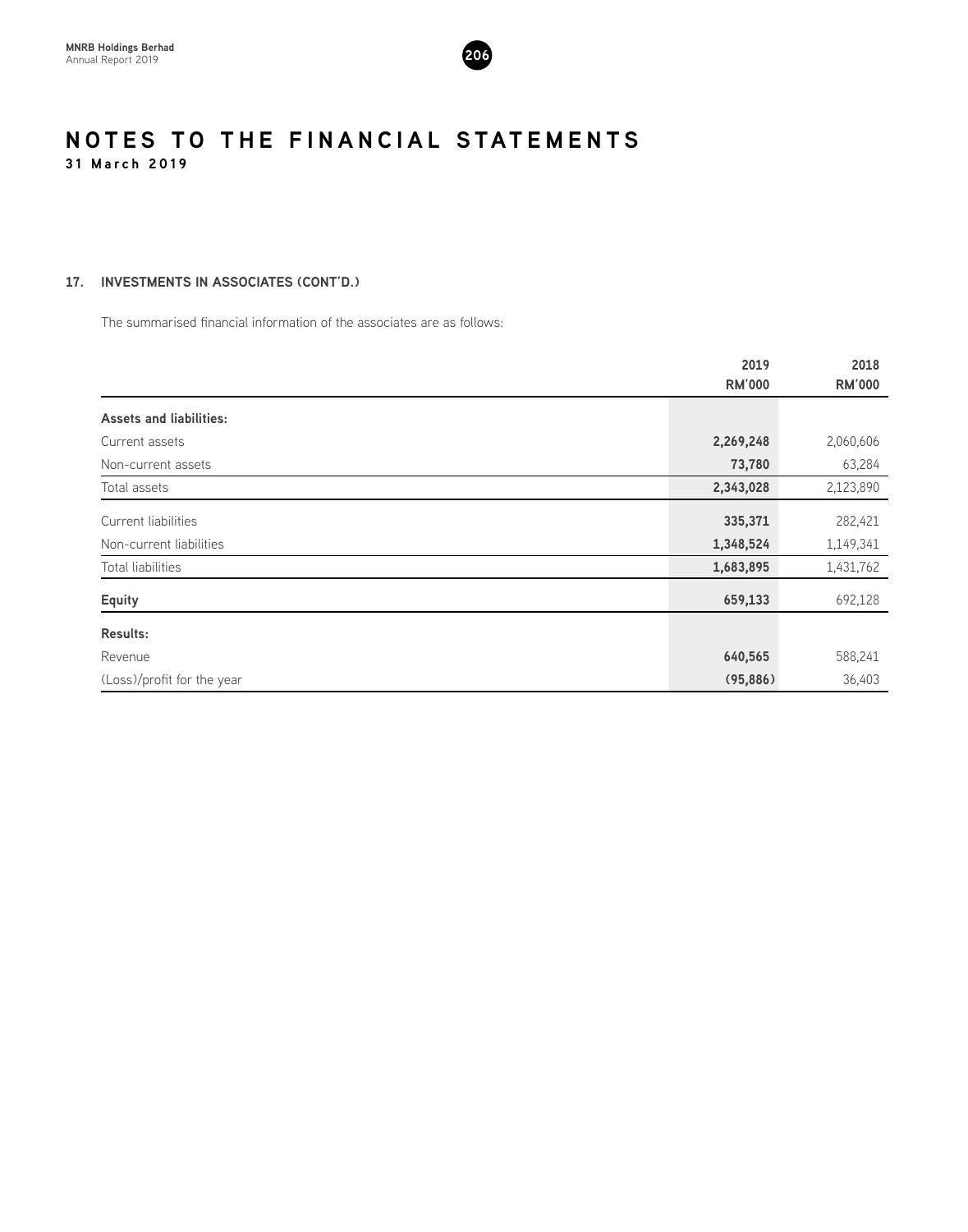# NOTES TO THE FINANCIAL STATEMENTS

**31 March 2019**

## 17. INVESTMENTS IN ASSOCIATES (CONT'D.)

The summarised financial information of the associates are as follows:

| | 2019<br>RM'000 | 2018<br>RM'000 |
|---|---|---|
| **Assets and liabilities:** | | |
| Current assets | **2,269,248** | 2,060,606 |
| Non-current assets | **73,780** | 63,284 |
| Total assets | **2,343,028** | 2,123,890 |
| Current liabilities | **335,371** | 282,421 |
| Non-current liabilities | **1,348,524** | 1,149,341 |
| Total liabilities | **1,683,895** | 1,431,762 |
| **Equity** | **659,133** | 692,128 |
| **Results:** | | |
| Revenue | **640,565** | 588,241 |
| (Loss)/profit for the year | **(95,886)** | 36,403 |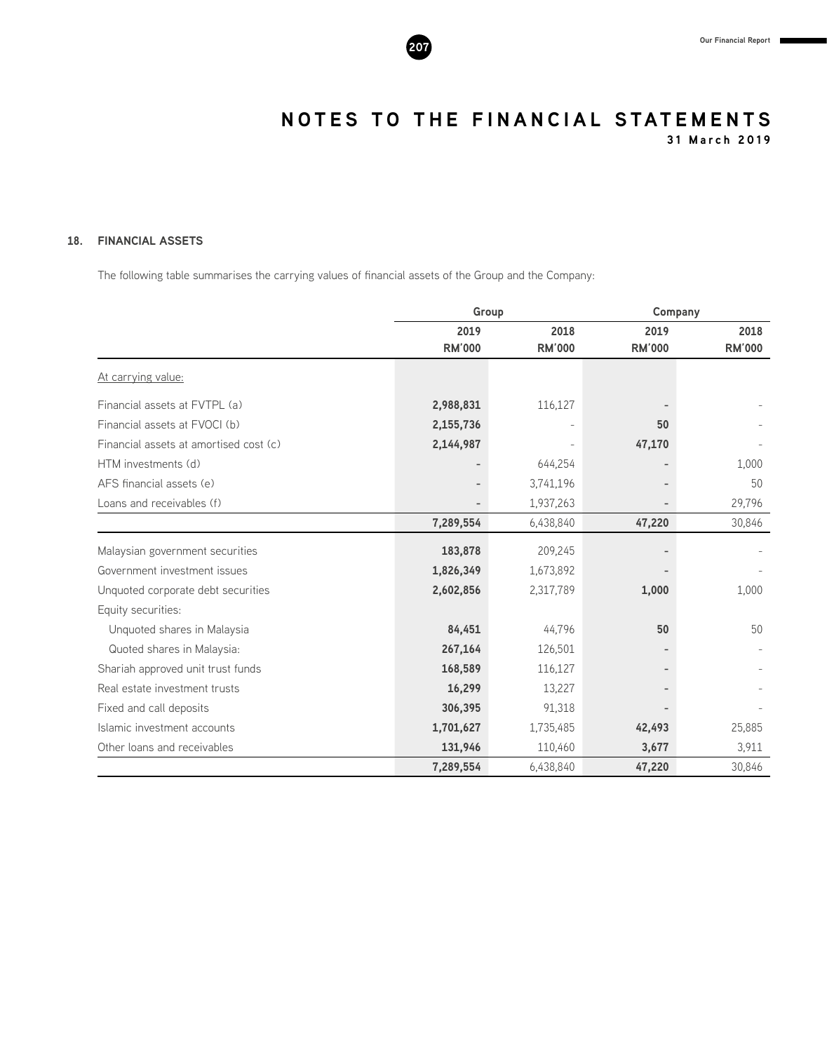# NOTES TO THE FINANCIAL STATEMENTS

**31 March 2019**

## 18. FINANCIAL ASSETS

The following table summarises the carrying values of financial assets of the Group and the Company:

| | Group | | Company | |
|---|---|---|---|---|
| | **2019 RM'000** | **2018 RM'000** | **2019 RM'000** | **2018 RM'000** |
| At carrying value: | | | | |
| Financial assets at FVTPL (a) | **2,988,831** | 116,127 | **-** | - |
| Financial assets at FVOCI (b) | **2,155,736** | - | **50** | - |
| Financial assets at amortised cost (c) | **2,144,987** | - | **47,170** | - |
| HTM investments (d) | **-** | 644,254 | **-** | 1,000 |
| AFS financial assets (e) | **-** | 3,741,196 | **-** | 50 |
| Loans and receivables (f) | **-** | 1,937,263 | **-** | 29,796 |
| | **7,289,554** | 6,438,840 | **47,220** | 30,846 |
| Malaysian government securities | **183,878** | 209,245 | **-** | - |
| Government investment issues | **1,826,349** | 1,673,892 | **-** | - |
| Unquoted corporate debt securities | **2,602,856** | 2,317,789 | **1,000** | 1,000 |
| Equity securities: | | | | |
| Unquoted shares in Malaysia | **84,451** | 44,796 | **50** | 50 |
| Quoted shares in Malaysia: | **267,164** | 126,501 | **-** | - |
| Shariah approved unit trust funds | **168,589** | 116,127 | **-** | - |
| Real estate investment trusts | **16,299** | 13,227 | **-** | - |
| Fixed and call deposits | **306,395** | 91,318 | **-** | - |
| Islamic investment accounts | **1,701,627** | 1,735,485 | **42,493** | 25,885 |
| Other loans and receivables | **131,946** | 110,460 | **3,677** | 3,911 |
| | **7,289,554** | 6,438,840 | **47,220** | 30,846 |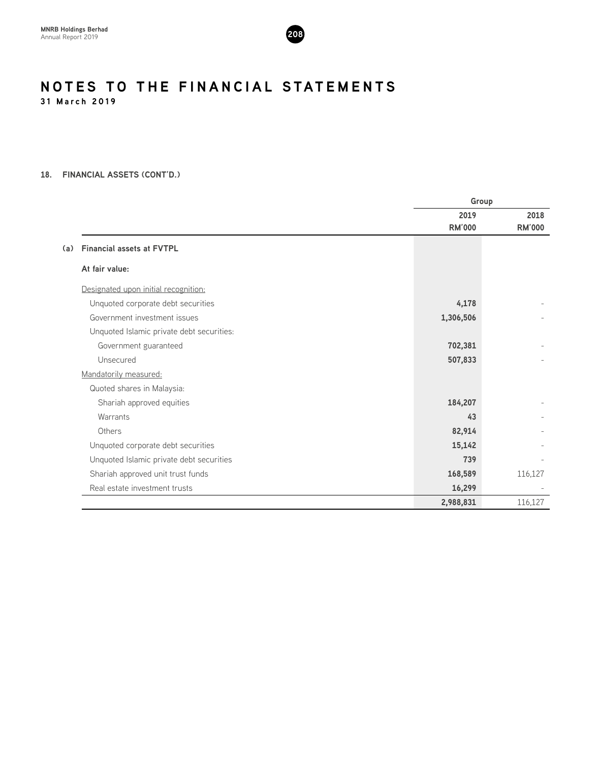# NOTES TO THE FINANCIAL STATEMENTS

**31 March 2019**

## 18. FINANCIAL ASSETS (CONT'D.)

| | Group | |
|---|---|---|
| | **2019 RM'000** | **2018 RM'000** |
| **(a) Financial assets at FVTPL** | | |
| **At fair value:** | | |
| Designated upon initial recognition: | | |
| Unquoted corporate debt securities | **4,178** | - |
| Government investment issues | **1,306,506** | - |
| Unquoted Islamic private debt securities: | | |
| Government guaranteed | **702,381** | - |
| Unsecured | **507,833** | - |
| Mandatorily measured: | | |
| Quoted shares in Malaysia: | | |
| Shariah approved equities | **184,207** | - |
| Warrants | **43** | - |
| Others | **82,914** | - |
| Unquoted corporate debt securities | **15,142** | - |
| Unquoted Islamic private debt securities | **739** | - |
| Shariah approved unit trust funds | **168,589** | 116,127 |
| Real estate investment trusts | **16,299** | - |
| | **2,988,831** | 116,127 |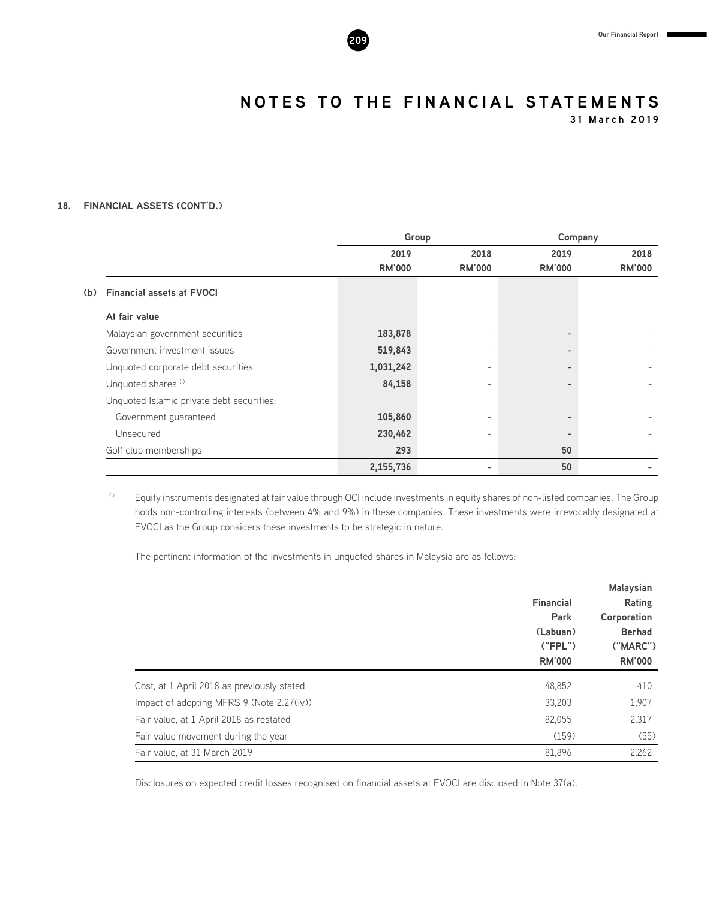## 18. FINANCIAL ASSETS (CONT'D.)

| | Group | | Company | |
|---|---|---|---|---|
| | 2019 RM'000 | 2018 RM'000 | 2019 RM'000 | 2018 RM'000 |
| **(b) Financial assets at FVOCI** | | | | |
| **At fair value** | | | | |
| Malaysian government securities | 183,878 | - | - | - |
| Government investment issues | 519,843 | - | - | - |
| Unquoted corporate debt securities | 1,031,242 | - | - | - |
| Unquoted shares [(i)] | 84,158 | - | - | - |
| Unquoted Islamic private debt securities: | | | | |
| Government guaranteed | 105,860 | - | - | - |
| Unsecured | 230,462 | - | - | - |
| Golf club memberships | 293 | - | 50 | - |
| | 2,155,736 | - | 50 | - |

[(i)] Equity instruments designated at fair value through OCI include investments in equity shares of non-listed companies. The Group holds non-controlling interests (between 4% and 9%) in these companies. These investments were irrevocably designated at FVOCI as the Group considers these investments to be strategic in nature.

The pertinent information of the investments in unquoted shares in Malaysia are as follows:

| | Financial Park (Labuan) ("FPL") RM'000 | Malaysian Rating Corporation Berhad ("MARC") RM'000 |
|---|---|---|
| Cost, at 1 April 2018 as previously stated | 48,852 | 410 |
| Impact of adopting MFRS 9 (Note 2.27(iv)) | 33,203 | 1,907 |
| Fair value, at 1 April 2018 as restated | 82,055 | 2,317 |
| Fair value movement during the year | (159) | (55) |
| Fair value, at 31 March 2019 | 81,896 | 2,262 |

Disclosures on expected credit losses recognised on financial assets at FVOCI are disclosed in Note 37(a).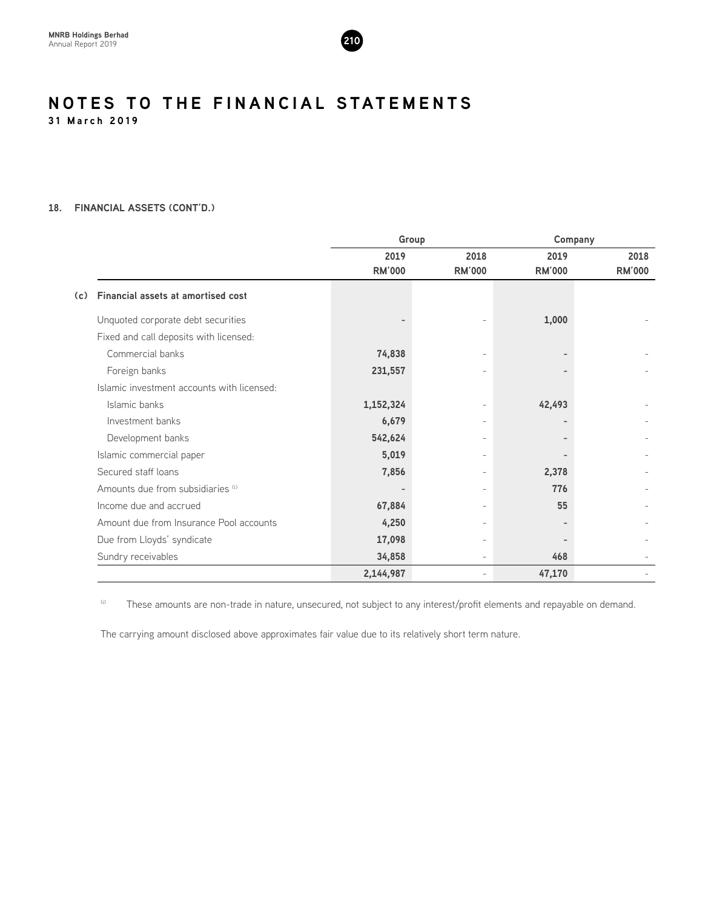# NOTES TO THE FINANCIAL STATEMENTS

**31 March 2019**

## 18. FINANCIAL ASSETS (CONT'D.)

| | Group | | Company | |
|---|---|---|---|---|
| | 2019 RM'000 | 2018 RM'000 | 2019 RM'000 | 2018 RM'000 |
| **(c) Financial assets at amortised cost** | | | | |
| Unquoted corporate debt securities | - | - | 1,000 | - |
| Fixed and call deposits with licensed: | | | | |
| Commercial banks | 74,838 | - | - | - |
| Foreign banks | 231,557 | - | - | - |
| Islamic investment accounts with licensed: | | | | |
| Islamic banks | 1,152,324 | - | 42,493 | - |
| Investment banks | 6,679 | - | - | - |
| Development banks | 542,624 | - | - | - |
| Islamic commercial paper | 5,019 | - | - | - |
| Secured staff loans | 7,856 | - | 2,378 | - |
| Amounts due from subsidiaries [(i)] | - | - | 776 | - |
| Income due and accrued | 67,884 | - | 55 | - |
| Amount due from Insurance Pool accounts | 4,250 | - | - | - |
| Due from Lloyds' syndicate | 17,098 | - | - | - |
| Sundry receivables | 34,858 | - | 468 | - |
| | 2,144,987 | - | 47,170 | - |

[(i)] These amounts are non-trade in nature, unsecured, not subject to any interest/profit elements and repayable on demand.

The carrying amount disclosed above approximates fair value due to its relatively short term nature.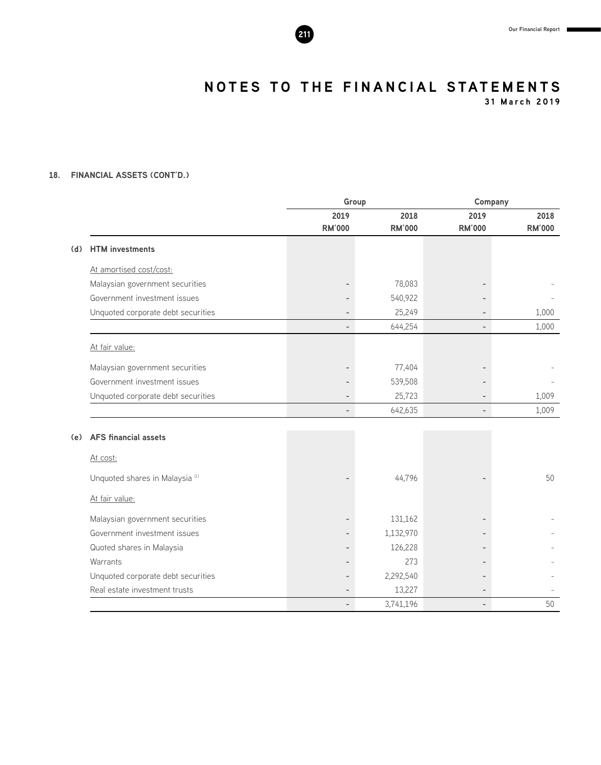# NOTES TO THE FINANCIAL STATEMENTS

31 March 2019

## 18. FINANCIAL ASSETS (CONT'D.)

| | Group | | Company | |
|---|---|---|---|---|
| | 2019 RM'000 | 2018 RM'000 | 2019 RM'000 | 2018 RM'000 |
| **(d) HTM investments** | | | | |
| At amortised cost/cost: | | | | |
| Malaysian government securities | - | 78,083 | - | - |
| Government investment issues | - | 540,922 | - | - |
| Unquoted corporate debt securities | - | 25,249 | - | 1,000 |
| | - | 644,254 | - | 1,000 |
| At fair value: | | | | |
| Malaysian government securities | - | 77,404 | - | - |
| Government investment issues | - | 539,508 | - | - |
| Unquoted corporate debt securities | - | 25,723 | - | 1,009 |
| | - | 642,635 | - | 1,009 |
| **(e) AFS financial assets** | | | | |
| At cost: | | | | |
| Unquoted shares in Malaysia [(i)] | - | 44,796 | - | 50 |
| At fair value: | | | | |
| Malaysian government securities | - | 131,162 | - | - |
| Government investment issues | - | 1,132,970 | - | - |
| Quoted shares in Malaysia | - | 126,228 | - | - |
| Warrants | - | 273 | - | - |
| Unquoted corporate debt securities | - | 2,292,540 | - | - |
| Real estate investment trusts | - | 13,227 | - | - |
| | - | 3,741,196 | - | 50 |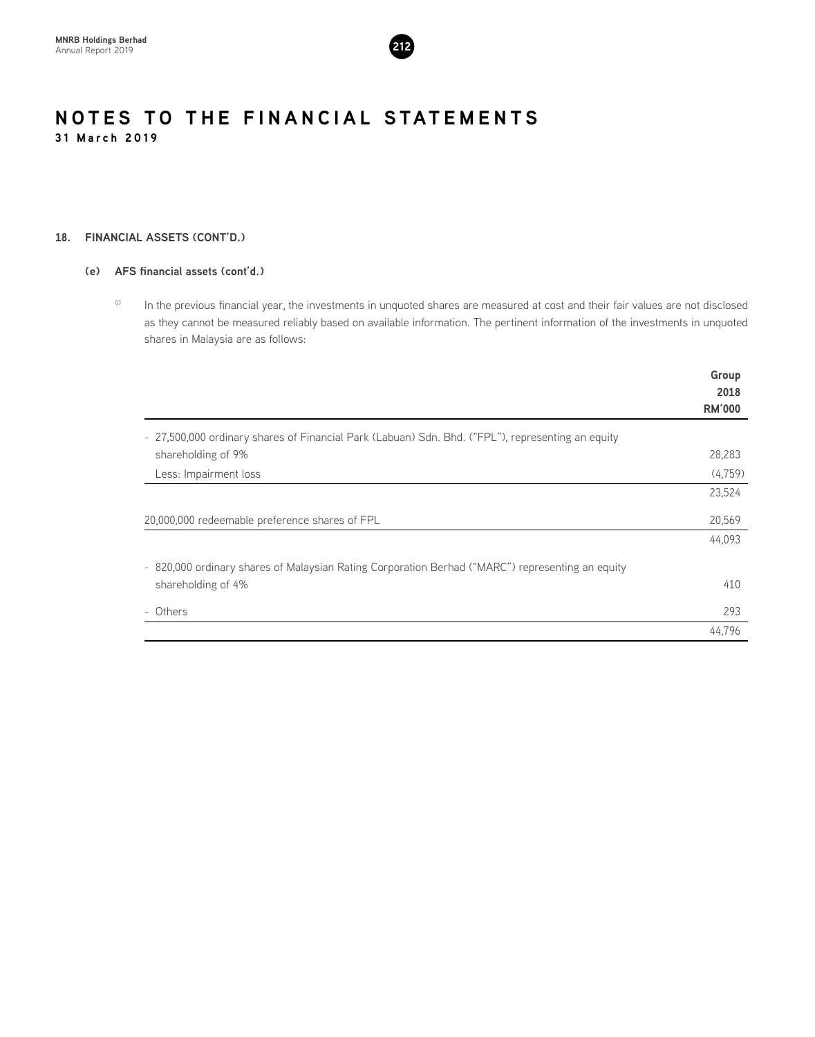# NOTES TO THE FINANCIAL STATEMENTS

**31 March 2019**

## 18. FINANCIAL ASSETS (CONT'D.)

### (e) AFS financial assets (cont'd.)

(i) In the previous financial year, the investments in unquoted shares are measured at cost and their fair values are not disclosed as they cannot be measured reliably based on available information. The pertinent information of the investments in unquoted shares in Malaysia are as follows:

| | Group 2018 RM'000 |
|---|---|
| - 27,500,000 ordinary shares of Financial Park (Labuan) Sdn. Bhd. ("FPL"), representing an equity shareholding of 9% | 28,283 |
| Less: Impairment loss | (4,759) |
| | 23,524 |
| 20,000,000 redeemable preference shares of FPL | 20,569 |
| | 44,093 |
| - 820,000 ordinary shares of Malaysian Rating Corporation Berhad ("MARC") representing an equity shareholding of 4% | 410 |
| - Others | 293 |
| | 44,796 |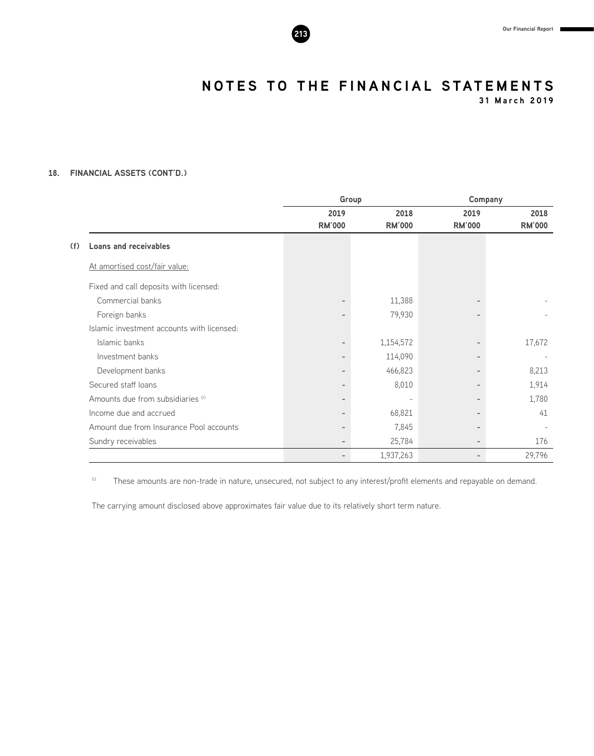# NOTES TO THE FINANCIAL STATEMENTS

31 March 2019

## 18. FINANCIAL ASSETS (CONT'D.)

| | Group | | Company | |
|---|---|---|---|---|
| | 2019 RM'000 | 2018 RM'000 | 2019 RM'000 | 2018 RM'000 |
| **(f) Loans and receivables** | | | | |
| At amortised cost/fair value: | | | | |
| Fixed and call deposits with licensed: | | | | |
| Commercial banks | - | 11,388 | - | - |
| Foreign banks | - | 79,930 | - | - |
| Islamic investment accounts with licensed: | | | | |
| Islamic banks | - | 1,154,572 | - | 17,672 |
| Investment banks | - | 114,090 | - | - |
| Development banks | - | 466,823 | - | 8,213 |
| Secured staff loans | - | 8,010 | - | 1,914 |
| Amounts due from subsidiaries [i] | - | - | - | 1,780 |
| Income due and accrued | - | 68,821 | - | 41 |
| Amount due from Insurance Pool accounts | - | 7,845 | - | - |
| Sundry receivables | - | 25,784 | - | 176 |
| | - | 1,937,263 | - | 29,796 |

[i] These amounts are non-trade in nature, unsecured, not subject to any interest/profit elements and repayable on demand.

The carrying amount disclosed above approximates fair value due to its relatively short term nature.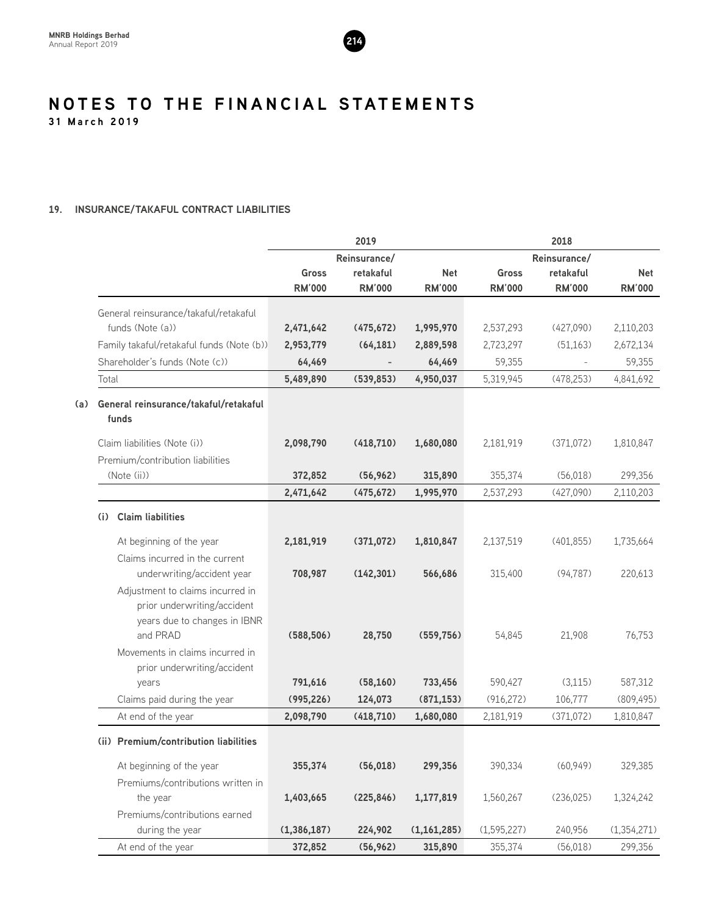# NOTES TO THE FINANCIAL STATEMENTS
31 March 2019

## 19. INSURANCE/TAKAFUL CONTRACT LIABILITIES

| | 2019 | | | 2018 | | |
|---|---|---|---|---|---|---|
| | Gross RM'000 | Reinsurance/ retakaful RM'000 | Net RM'000 | Gross RM'000 | Reinsurance/ retakaful RM'000 | Net RM'000 |
| General reinsurance/takaful/retakaful funds (Note (a)) | **2,471,642** | **(475,672)** | **1,995,970** | 2,537,293 | (427,090) | 2,110,203 |
| Family takaful/retakaful funds (Note (b)) | **2,953,779** | **(64,181)** | **2,889,598** | 2,723,297 | (51,163) | 2,672,134 |
| Shareholder's funds (Note (c)) | **64,469** | **-** | **64,469** | 59,355 | - | 59,355 |
| Total | **5,489,890** | **(539,853)** | **4,950,037** | 5,319,945 | (478,253) | 4,841,692 |
| **(a) General reinsurance/takaful/retakaful funds** | | | | | | |
| Claim liabilities (Note (i)) | **2,098,790** | **(418,710)** | **1,680,080** | 2,181,919 | (371,072) | 1,810,847 |
| Premium/contribution liabilities (Note (ii)) | **372,852** | **(56,962)** | **315,890** | 355,374 | (56,018) | 299,356 |
| | **2,471,642** | **(475,672)** | **1,995,970** | 2,537,293 | (427,090) | 2,110,203 |
| **(i) Claim liabilities** | | | | | | |
| At beginning of the year | **2,181,919** | **(371,072)** | **1,810,847** | 2,137,519 | (401,855) | 1,735,664 |
| Claims incurred in the current underwriting/accident year | **708,987** | **(142,301)** | **566,686** | 315,400 | (94,787) | 220,613 |
| Adjustment to claims incurred in prior underwriting/accident years due to changes in IBNR and PRAD | **(588,506)** | **28,750** | **(559,756)** | 54,845 | 21,908 | 76,753 |
| Movements in claims incurred in prior underwriting/accident years | **791,616** | **(58,160)** | **733,456** | 590,427 | (3,115) | 587,312 |
| Claims paid during the year | **(995,226)** | **124,073** | **(871,153)** | (916,272) | 106,777 | (809,495) |
| At end of the year | **2,098,790** | **(418,710)** | **1,680,080** | 2,181,919 | (371,072) | 1,810,847 |
| **(ii) Premium/contribution liabilities** | | | | | | |
| At beginning of the year | **355,374** | **(56,018)** | **299,356** | 390,334 | (60,949) | 329,385 |
| Premiums/contributions written in the year | **1,403,665** | **(225,846)** | **1,177,819** | 1,560,267 | (236,025) | 1,324,242 |
| Premiums/contributions earned during the year | **(1,386,187)** | **224,902** | **(1,161,285)** | (1,595,227) | 240,956 | (1,354,271) |
| At end of the year | **372,852** | **(56,962)** | **315,890** | 355,374 | (56,018) | 299,356 |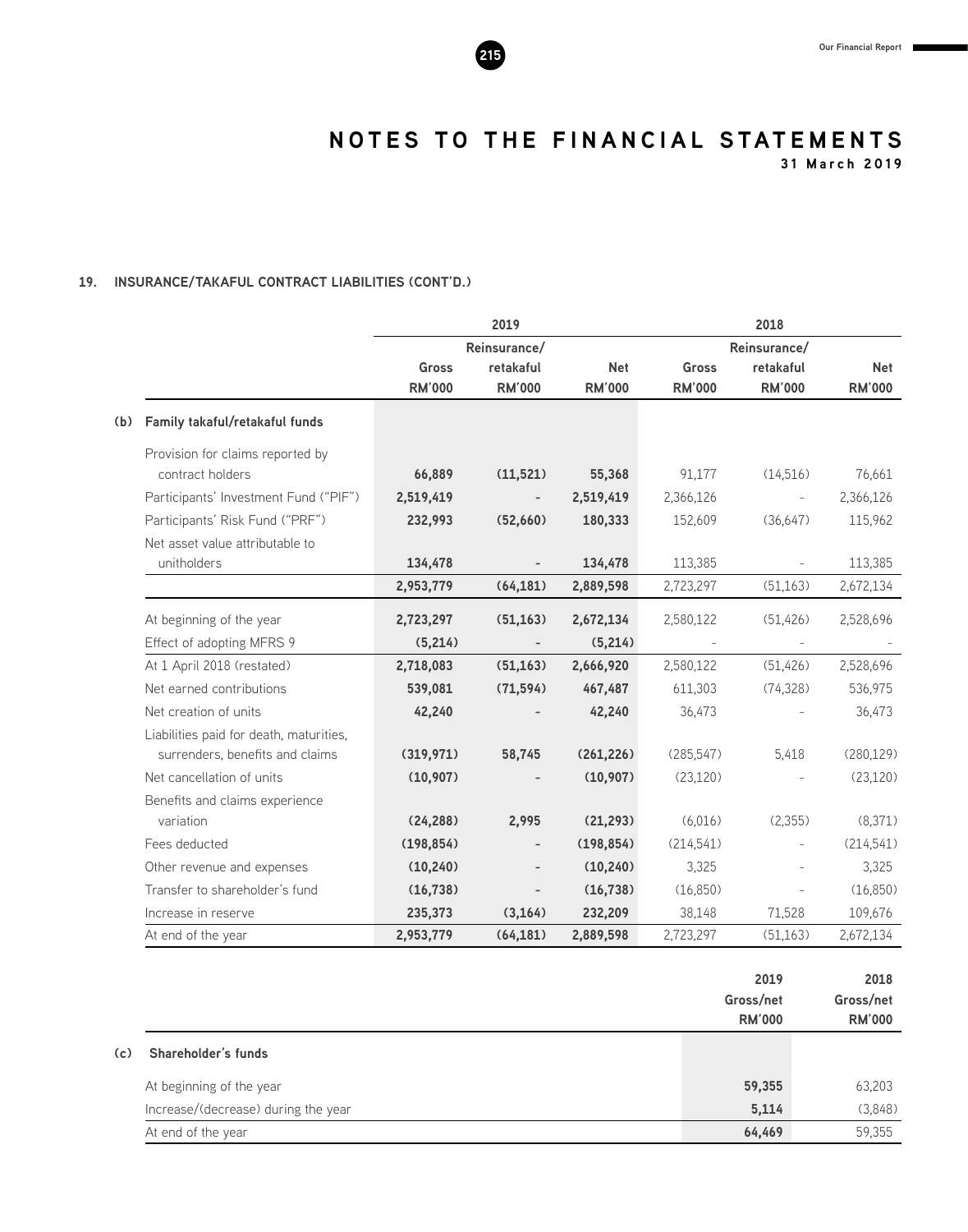# NOTES TO THE FINANCIAL STATEMENTS

**31 March 2019**

## 19. INSURANCE/TAKAFUL CONTRACT LIABILITIES (CONT'D.)

| | 2019 | | | 2018 | | |
|---|---|---|---|---|---|---|
| | Gross RM'000 | Reinsurance/ retakaful RM'000 | Net RM'000 | Gross RM'000 | Reinsurance/ retakaful RM'000 | Net RM'000 |
| **(b) Family takaful/retakaful funds** | | | | | | |
| Provision for claims reported by contract holders | **66,889** | **(11,521)** | **55,368** | 91,177 | (14,516) | 76,661 |
| Participants' Investment Fund ("PIF") | **2,519,419** | **-** | **2,519,419** | 2,366,126 | - | 2,366,126 |
| Participants' Risk Fund ("PRF") | **232,993** | **(52,660)** | **180,333** | 152,609 | (36,647) | 115,962 |
| Net asset value attributable to unitholders | **134,478** | **-** | **134,478** | 113,385 | - | 113,385 |
| | **2,953,779** | **(64,181)** | **2,889,598** | 2,723,297 | (51,163) | 2,672,134 |
| At beginning of the year | **2,723,297** | **(51,163)** | **2,672,134** | 2,580,122 | (51,426) | 2,528,696 |
| Effect of adopting MFRS 9 | **(5,214)** | **-** | **(5,214)** | - | - | - |
| At 1 April 2018 (restated) | **2,718,083** | **(51,163)** | **2,666,920** | 2,580,122 | (51,426) | 2,528,696 |
| Net earned contributions | **539,081** | **(71,594)** | **467,487** | 611,303 | (74,328) | 536,975 |
| Net creation of units | **42,240** | **-** | **42,240** | 36,473 | - | 36,473 |
| Liabilities paid for death, maturities, surrenders, benefits and claims | **(319,971)** | **58,745** | **(261,226)** | (285,547) | 5,418 | (280,129) |
| Net cancellation of units | **(10,907)** | **-** | **(10,907)** | (23,120) | - | (23,120) |
| Benefits and claims experience variation | **(24,288)** | **2,995** | **(21,293)** | (6,016) | (2,355) | (8,371) |
| Fees deducted | **(198,854)** | **-** | **(198,854)** | (214,541) | - | (214,541) |
| Other revenue and expenses | **(10,240)** | **-** | **(10,240)** | 3,325 | - | 3,325 |
| Transfer to shareholder's fund | **(16,738)** | **-** | **(16,738)** | (16,850) | - | (16,850) |
| Increase in reserve | **235,373** | **(3,164)** | **232,209** | 38,148 | 71,528 | 109,676 |
| At end of the year | **2,953,779** | **(64,181)** | **2,889,598** | 2,723,297 | (51,163) | 2,672,134 |

| | 2019 Gross/net RM'000 | 2018 Gross/net RM'000 |
|---|---|---|
| **(c) Shareholder's funds** | | |
| At beginning of the year | **59,355** | 63,203 |
| Increase/(decrease) during the year | **5,114** | (3,848) |
| At end of the year | **64,469** | 59,355 |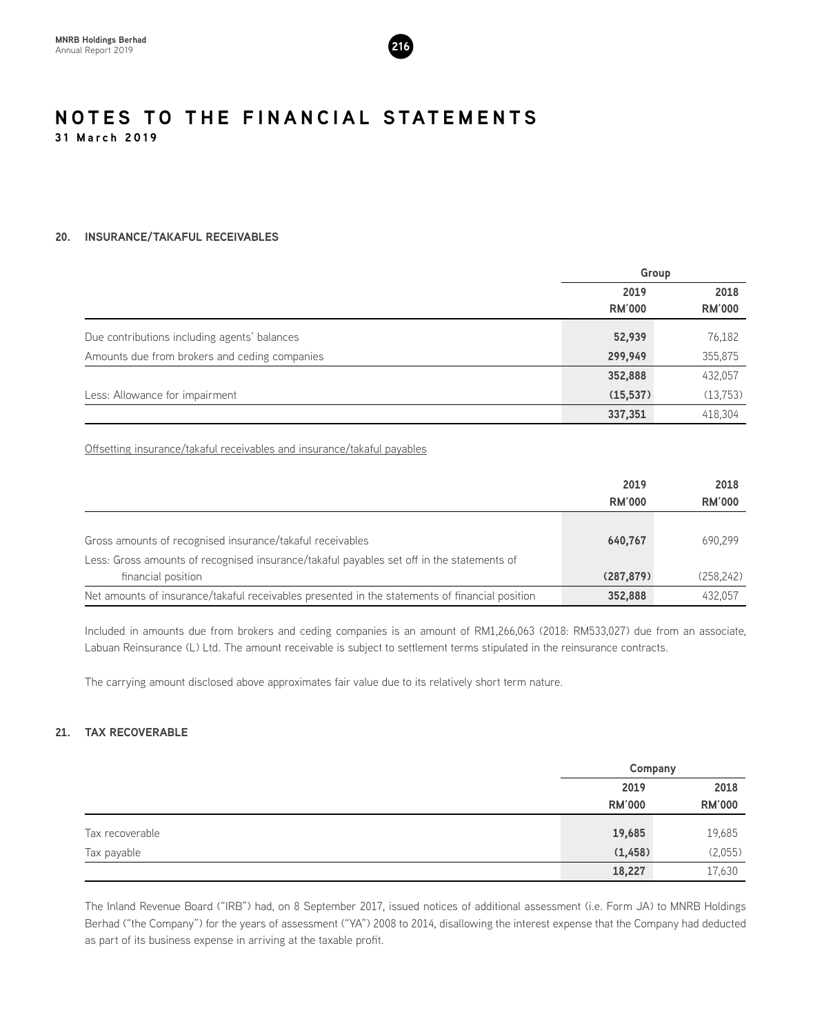# NOTES TO THE FINANCIAL STATEMENTS

**31 March 2019**

## 20. INSURANCE/TAKAFUL RECEIVABLES

| | Group | |
|---|---|---|
| | **2019** | **2018** |
| | **RM'000** | **RM'000** |
| Due contributions including agents' balances | **52,939** | 76,182 |
| Amounts due from brokers and ceding companies | **299,949** | 355,875 |
| | **352,888** | 432,057 |
| Less: Allowance for impairment | **(15,537)** | (13,753) |
| | **337,351** | 418,304 |

Offsetting insurance/takaful receivables and insurance/takaful payables

| | **2019** | **2018** |
|---|---|---|
| | **RM'000** | **RM'000** |
| Gross amounts of recognised insurance/takaful receivables | **640,767** | 690,299 |
| Less: Gross amounts of recognised insurance/takaful payables set off in the statements of financial position | **(287,879)** | (258,242) |
| Net amounts of insurance/takaful receivables presented in the statements of financial position | **352,888** | 432,057 |

Included in amounts due from brokers and ceding companies is an amount of RM1,266,063 (2018: RM533,027) due from an associate, Labuan Reinsurance (L) Ltd. The amount receivable is subject to settlement terms stipulated in the reinsurance contracts.

The carrying amount disclosed above approximates fair value due to its relatively short term nature.

## 21. TAX RECOVERABLE

| | Company | |
|---|---|---|
| | **2019** | **2018** |
| | **RM'000** | **RM'000** |
| Tax recoverable | **19,685** | 19,685 |
| Tax payable | **(1,458)** | (2,055) |
| | **18,227** | 17,630 |

The Inland Revenue Board ("IRB") had, on 8 September 2017, issued notices of additional assessment (i.e. Form JA) to MNRB Holdings Berhad ("the Company") for the years of assessment ("YA") 2008 to 2014, disallowing the interest expense that the Company had deducted as part of its business expense in arriving at the taxable profit.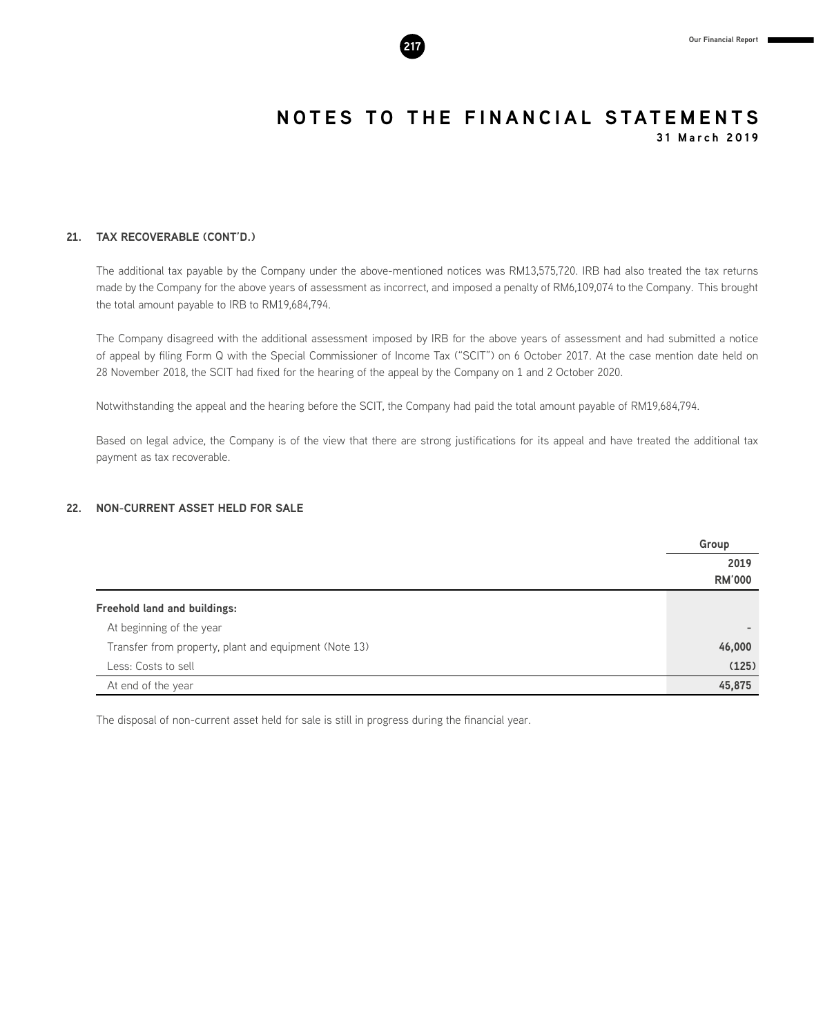# NOTES TO THE FINANCIAL STATEMENTS

**31 March 2019**

## 21. TAX RECOVERABLE (CONT'D.)

The additional tax payable by the Company under the above-mentioned notices was RM13,575,720. IRB had also treated the tax returns made by the Company for the above years of assessment as incorrect, and imposed a penalty of RM6,109,074 to the Company. This brought the total amount payable to IRB to RM19,684,794.

The Company disagreed with the additional assessment imposed by IRB for the above years of assessment and had submitted a notice of appeal by filing Form Q with the Special Commissioner of Income Tax ("SCIT") on 6 October 2017. At the case mention date held on 28 November 2018, the SCIT had fixed for the hearing of the appeal by the Company on 1 and 2 October 2020.

Notwithstanding the appeal and the hearing before the SCIT, the Company had paid the total amount payable of RM19,684,794.

Based on legal advice, the Company is of the view that there are strong justifications for its appeal and have treated the additional tax payment as tax recoverable.

## 22. NON-CURRENT ASSET HELD FOR SALE

| | Group |
|---|---|
| | 2019<br>RM'000 |
| **Freehold land and buildings:** | |
| At beginning of the year | - |
| Transfer from property, plant and equipment (Note 13) | 46,000 |
| Less: Costs to sell | (125) |
| At end of the year | 45,875 |

The disposal of non-current asset held for sale is still in progress during the financial year.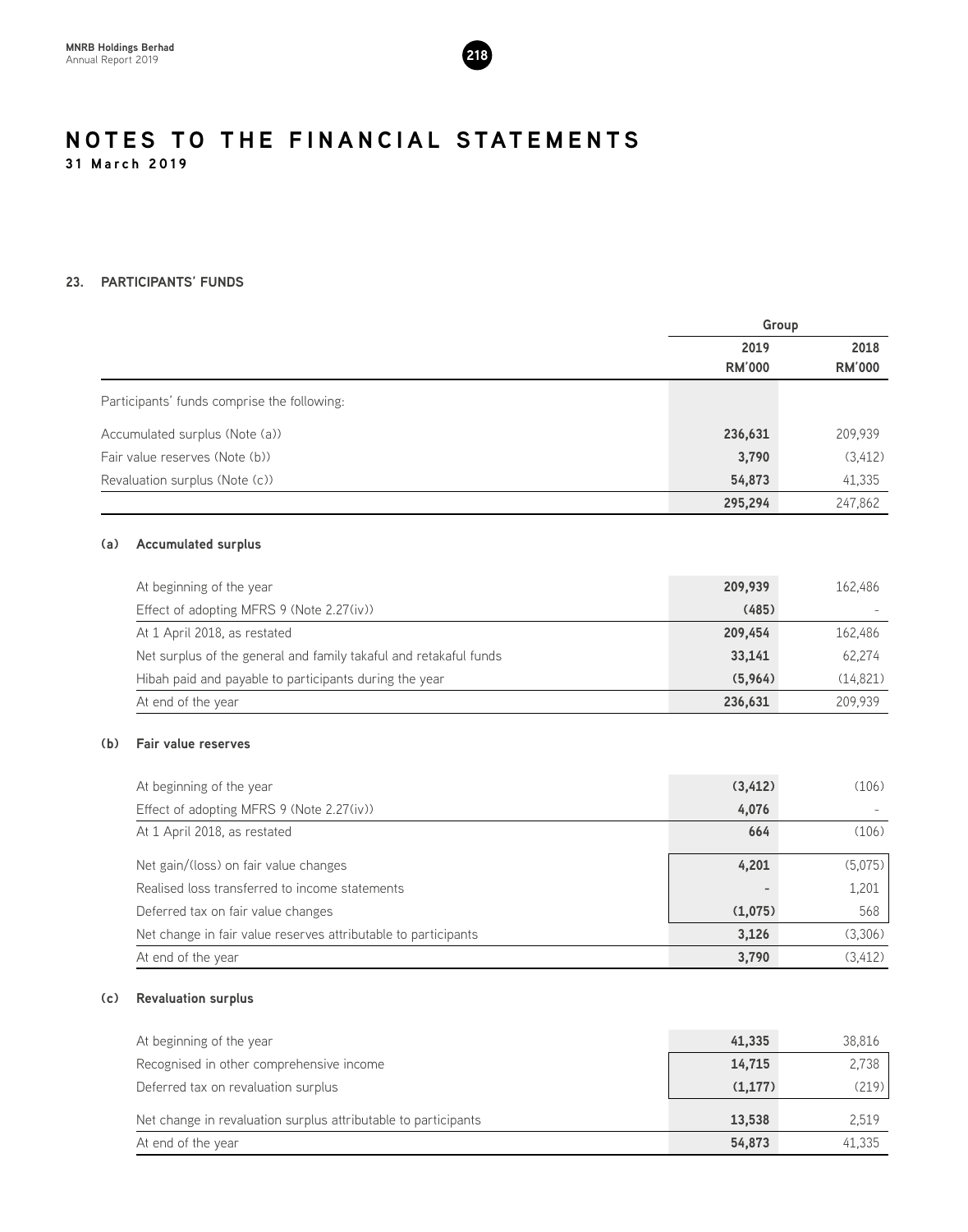# NOTES TO THE FINANCIAL STATEMENTS

**31 March 2019**

## 23. PARTICIPANTS' FUNDS

| | Group | |
|---|---|---|
| | **2019** | **2018** |
| | **RM'000** | **RM'000** |
| Participants' funds comprise the following: | | |
| Accumulated surplus (Note (a)) | **236,631** | 209,939 |
| Fair value reserves (Note (b)) | **3,790** | (3,412) |
| Revaluation surplus (Note (c)) | **54,873** | 41,335 |
| | **295,294** | 247,862 |

### (a) Accumulated surplus

| | 2019 RM'000 | 2018 RM'000 |
|---|---|---|
| At beginning of the year | **209,939** | 162,486 |
| Effect of adopting MFRS 9 (Note 2.27(iv)) | **(485)** | - |
| At 1 April 2018, as restated | **209,454** | 162,486 |
| Net surplus of the general and family takaful and retakaful funds | **33,141** | 62,274 |
| Hibah paid and payable to participants during the year | **(5,964)** | (14,821) |
| At end of the year | **236,631** | 209,939 |

### (b) Fair value reserves

| | 2019 RM'000 | 2018 RM'000 |
|---|---|---|
| At beginning of the year | **(3,412)** | (106) |
| Effect of adopting MFRS 9 (Note 2.27(iv)) | **4,076** | - |
| At 1 April 2018, as restated | **664** | (106) |
| Net gain/(loss) on fair value changes | **4,201** | (5,075) |
| Realised loss transferred to income statements | **-** | 1,201 |
| Deferred tax on fair value changes | **(1,075)** | 568 |
| Net change in fair value reserves attributable to participants | **3,126** | (3,306) |
| At end of the year | **3,790** | (3,412) |

### (c) Revaluation surplus

| | 2019 RM'000 | 2018 RM'000 |
|---|---|---|
| At beginning of the year | **41,335** | 38,816 |
| Recognised in other comprehensive income | **14,715** | 2,738 |
| Deferred tax on revaluation surplus | **(1,177)** | (219) |
| Net change in revaluation surplus attributable to participants | **13,538** | 2,519 |
| At end of the year | **54,873** | 41,335 |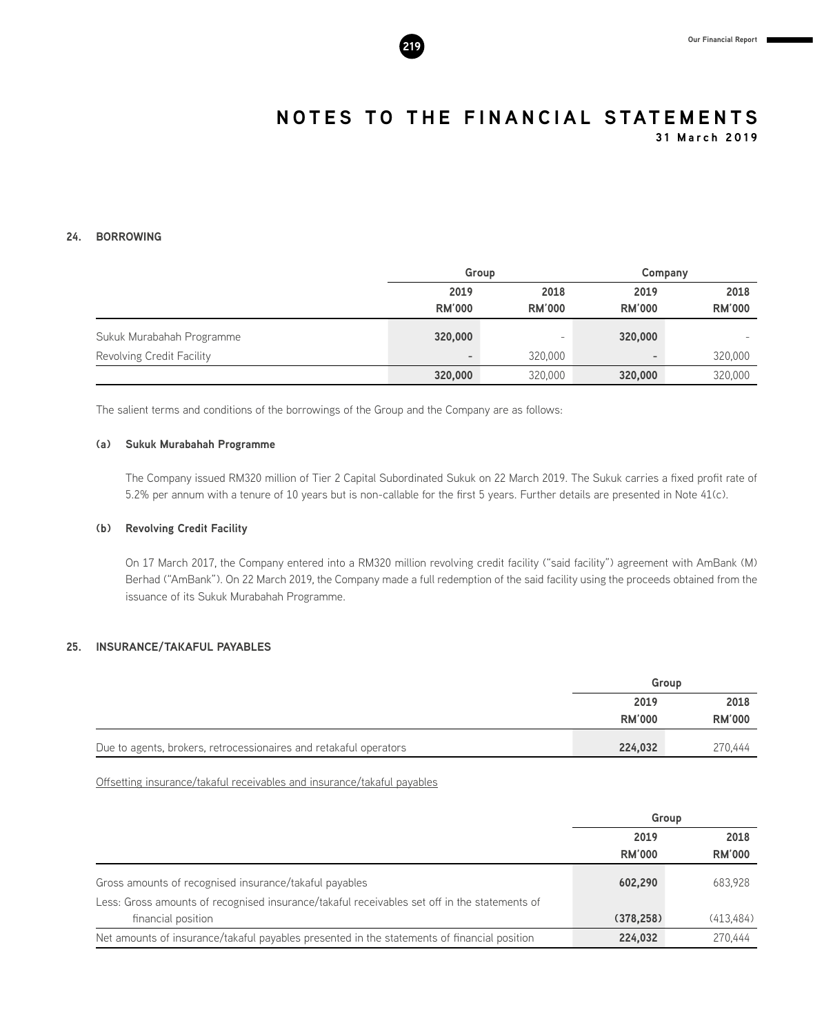# NOTES TO THE FINANCIAL STATEMENTS

**31 March 2019**

## 24. BORROWING

| | Group | | Company | |
|---|---|---|---|---|
| | 2019 RM'000 | 2018 RM'000 | 2019 RM'000 | 2018 RM'000 |
| Sukuk Murabahah Programme | **320,000** | - | **320,000** | - |
| Revolving Credit Facility | **-** | 320,000 | **-** | 320,000 |
| | **320,000** | 320,000 | **320,000** | 320,000 |

The salient terms and conditions of the borrowings of the Group and the Company are as follows:

### (a) Sukuk Murabahah Programme

The Company issued RM320 million of Tier 2 Capital Subordinated Sukuk on 22 March 2019. The Sukuk carries a fixed profit rate of 5.2% per annum with a tenure of 10 years but is non-callable for the first 5 years. Further details are presented in Note 41(c).

### (b) Revolving Credit Facility

On 17 March 2017, the Company entered into a RM320 million revolving credit facility ("said facility") agreement with AmBank (M) Berhad ("AmBank"). On 22 March 2019, the Company made a full redemption of the said facility using the proceeds obtained from the issuance of its Sukuk Murabahah Programme.

## 25. INSURANCE/TAKAFUL PAYABLES

| | Group | |
|---|---|---|
| | 2019 RM'000 | 2018 RM'000 |
| Due to agents, brokers, retrocessionaires and retakaful operators | **224,032** | 270,444 |

Offsetting insurance/takaful receivables and insurance/takaful payables

| | Group | |
|---|---|---|
| | 2019 RM'000 | 2018 RM'000 |
| Gross amounts of recognised insurance/takaful payables | **602,290** | 683,928 |
| Less: Gross amounts of recognised insurance/takaful receivables set off in the statements of financial position | **(378,258)** | (413,484) |
| Net amounts of insurance/takaful payables presented in the statements of financial position | **224,032** | 270,444 |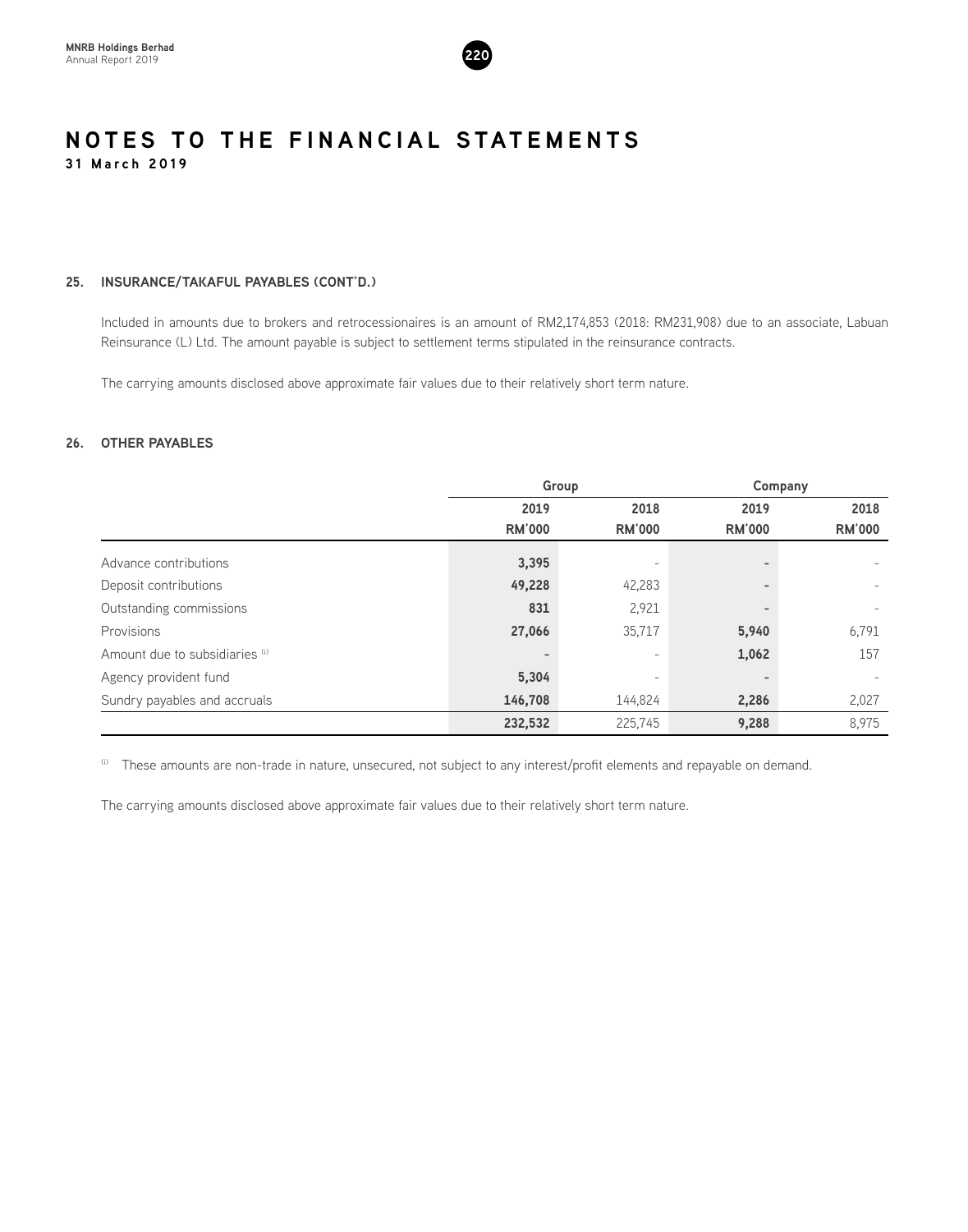# NOTES TO THE FINANCIAL STATEMENTS

**31 March 2019**

## 25. INSURANCE/TAKAFUL PAYABLES (CONT'D.)

Included in amounts due to brokers and retrocessionaires is an amount of RM2,174,853 (2018: RM231,908) due to an associate, Labuan Reinsurance (L) Ltd. The amount payable is subject to settlement terms stipulated in the reinsurance contracts.

The carrying amounts disclosed above approximate fair values due to their relatively short term nature.

## 26. OTHER PAYABLES

| | Group | | Company | |
|---|---|---|---|---|
| | **2019** | **2018** | **2019** | **2018** |
| | **RM'000** | **RM'000** | **RM'000** | **RM'000** |
| Advance contributions | **3,395** | - | **-** | - |
| Deposit contributions | **49,228** | 42,283 | **-** | - |
| Outstanding commissions | **831** | 2,921 | **-** | - |
| Provisions | **27,066** | 35,717 | **5,940** | 6,791 |
| Amount due to subsidiaries [i] | **-** | - | **1,062** | 157 |
| Agency provident fund | **5,304** | - | **-** | - |
| Sundry payables and accruals | **146,708** | 144,824 | **2,286** | 2,027 |
| | **232,532** | 225,745 | **9,288** | 8,975 |

[i] These amounts are non-trade in nature, unsecured, not subject to any interest/profit elements and repayable on demand.

The carrying amounts disclosed above approximate fair values due to their relatively short term nature.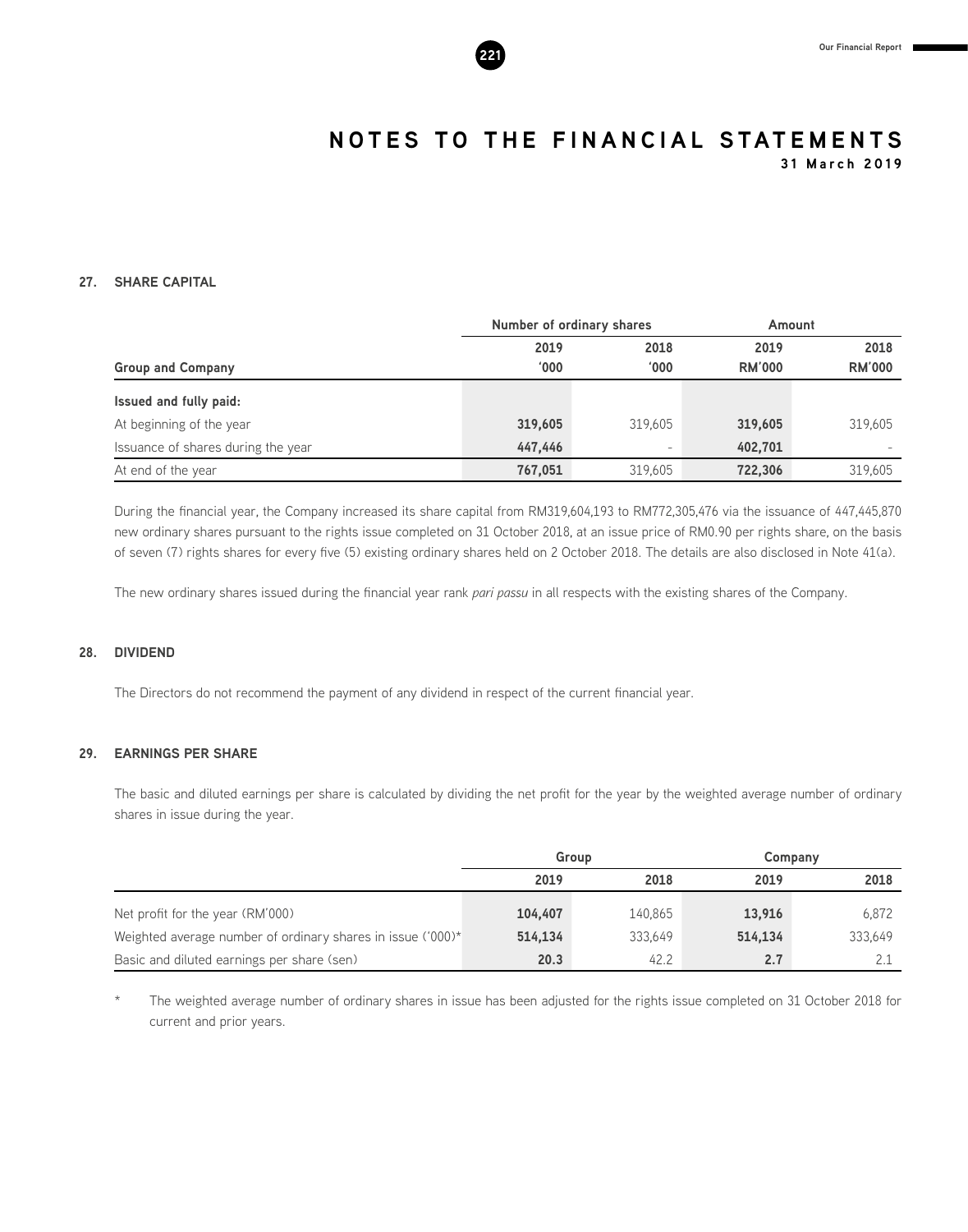# NOTES TO THE FINANCIAL STATEMENTS

**31 March 2019**

## 27. SHARE CAPITAL

| | Number of ordinary shares | | Amount | |
|---|---|---|---|---|
| **Group and Company** | **2019 '000** | **2018 '000** | **2019 RM'000** | **2018 RM'000** |
| **Issued and fully paid:** | | | | |
| At beginning of the year | **319,605** | 319,605 | **319,605** | 319,605 |
| Issuance of shares during the year | **447,446** | - | **402,701** | - |
| At end of the year | **767,051** | 319,605 | **722,306** | 319,605 |

During the financial year, the Company increased its share capital from RM319,604,193 to RM772,305,476 via the issuance of 447,445,870 new ordinary shares pursuant to the rights issue completed on 31 October 2018, at an issue price of RM0.90 per rights share, on the basis of seven (7) rights shares for every five (5) existing ordinary shares held on 2 October 2018. The details are also disclosed in Note 41(a).

The new ordinary shares issued during the financial year rank *pari passu* in all respects with the existing shares of the Company.

## 28. DIVIDEND

The Directors do not recommend the payment of any dividend in respect of the current financial year.

## 29. EARNINGS PER SHARE

The basic and diluted earnings per share is calculated by dividing the net profit for the year by the weighted average number of ordinary shares in issue during the year.

| | Group | | Company | |
|---|---|---|---|---|
| | **2019** | **2018** | **2019** | **2018** |
| Net profit for the year (RM'000) | **104,407** | 140,865 | **13,916** | 6,872 |
| Weighted average number of ordinary shares in issue ('000)* | **514,134** | 333,649 | **514,134** | 333,649 |
| Basic and diluted earnings per share (sen) | **20.3** | 42.2 | **2.7** | 2.1 |

\* The weighted average number of ordinary shares in issue has been adjusted for the rights issue completed on 31 October 2018 for current and prior years.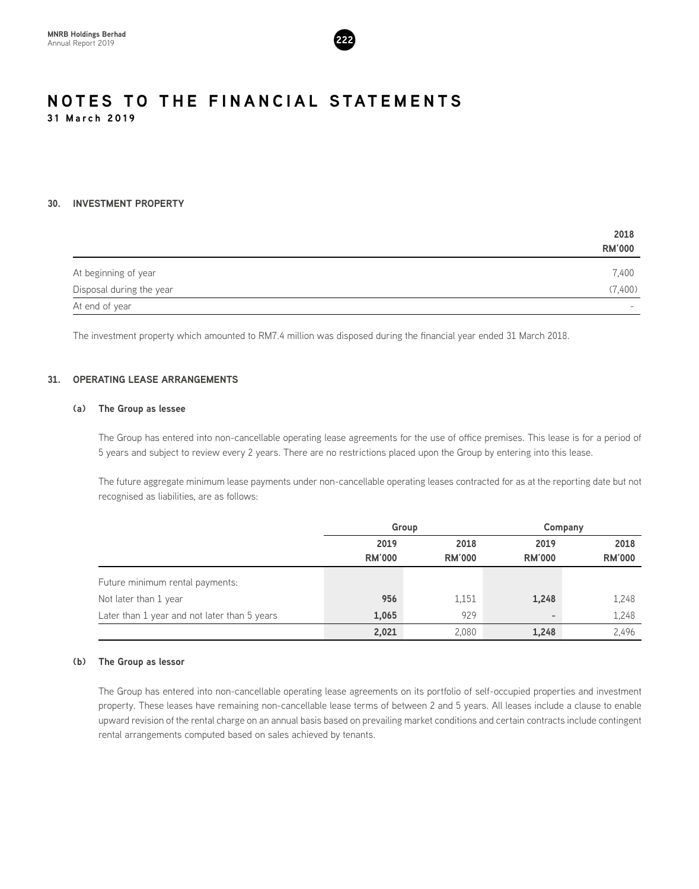# NOTES TO THE FINANCIAL STATEMENTS

**31 March 2019**

### 30. INVESTMENT PROPERTY

| | 2018 RM'000 |
|---|---|
| At beginning of year | 7,400 |
| Disposal during the year | (7,400) |
| At end of year | - |

The investment property which amounted to RM7.4 million was disposed during the financial year ended 31 March 2018.

### 31. OPERATING LEASE ARRANGEMENTS

#### (a) The Group as lessee

The Group has entered into non-cancellable operating lease agreements for the use of office premises. This lease is for a period of 5 years and subject to review every 2 years. There are no restrictions placed upon the Group by entering into this lease.

The future aggregate minimum lease payments under non-cancellable operating leases contracted for as at the reporting date but not recognised as liabilities, are as follows:

| | Group | | Company | |
|---|---|---|---|---|
| | 2019 RM'000 | 2018 RM'000 | 2019 RM'000 | 2018 RM'000 |
| Future minimum rental payments: | | | | |
| Not later than 1 year | **956** | 1,151 | **1,248** | 1,248 |
| Later than 1 year and not later than 5 years | **1,065** | 929 | **-** | 1,248 |
| | **2,021** | 2,080 | **1,248** | 2,496 |

#### (b) The Group as lessor

The Group has entered into non-cancellable operating lease agreements on its portfolio of self-occupied properties and investment property. These leases have remaining non-cancellable lease terms of between 2 and 5 years. All leases include a clause to enable upward revision of the rental charge on an annual basis based on prevailing market conditions and certain contracts include contingent rental arrangements computed based on sales achieved by tenants.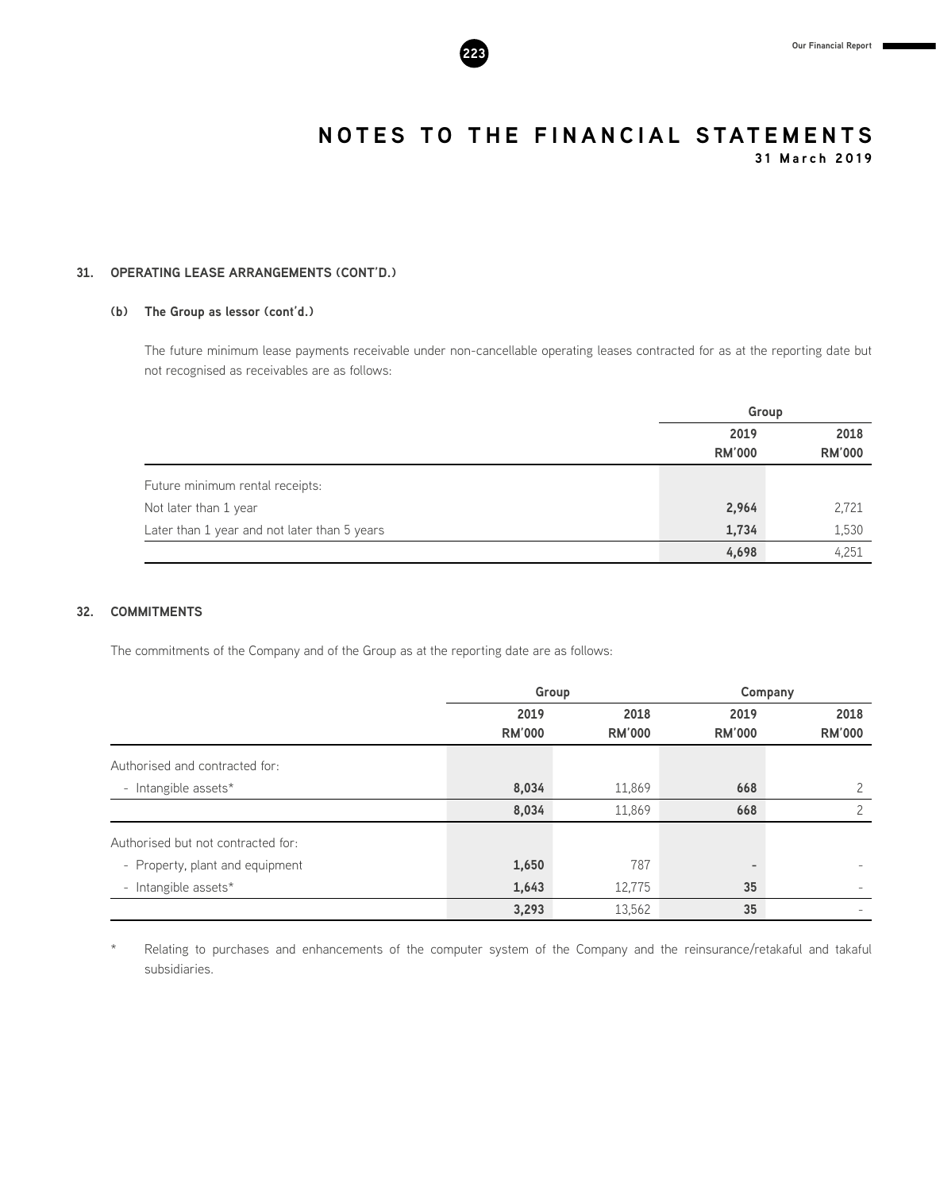## 31. OPERATING LEASE ARRANGEMENTS (CONT'D.)

### (b) The Group as lessor (cont'd.)

The future minimum lease payments receivable under non-cancellable operating leases contracted for as at the reporting date but not recognised as receivables are as follows:

| | Group | |
|---|---|---|
| | 2019<br>RM'000 | 2018<br>RM'000 |
| Future minimum rental receipts: | | |
| Not later than 1 year | **2,964** | 2,721 |
| Later than 1 year and not later than 5 years | **1,734** | 1,530 |
| | **4,698** | 4,251 |

## 32. COMMITMENTS

The commitments of the Company and of the Group as at the reporting date are as follows:

| | Group | | Company | |
|---|---|---|---|---|
| | 2019<br>RM'000 | 2018<br>RM'000 | 2019<br>RM'000 | 2018<br>RM'000 |
| Authorised and contracted for: | | | | |
| - Intangible assets* | **8,034** | 11,869 | **668** | 2 |
| | **8,034** | 11,869 | **668** | 2 |
| Authorised but not contracted for: | | | | |
| - Property, plant and equipment | **1,650** | 787 | **-** | - |
| - Intangible assets* | **1,643** | 12,775 | **35** | - |
| | **3,293** | 13,562 | **35** | - |

\* Relating to purchases and enhancements of the computer system of the Company and the reinsurance/retakaful and takaful subsidiaries.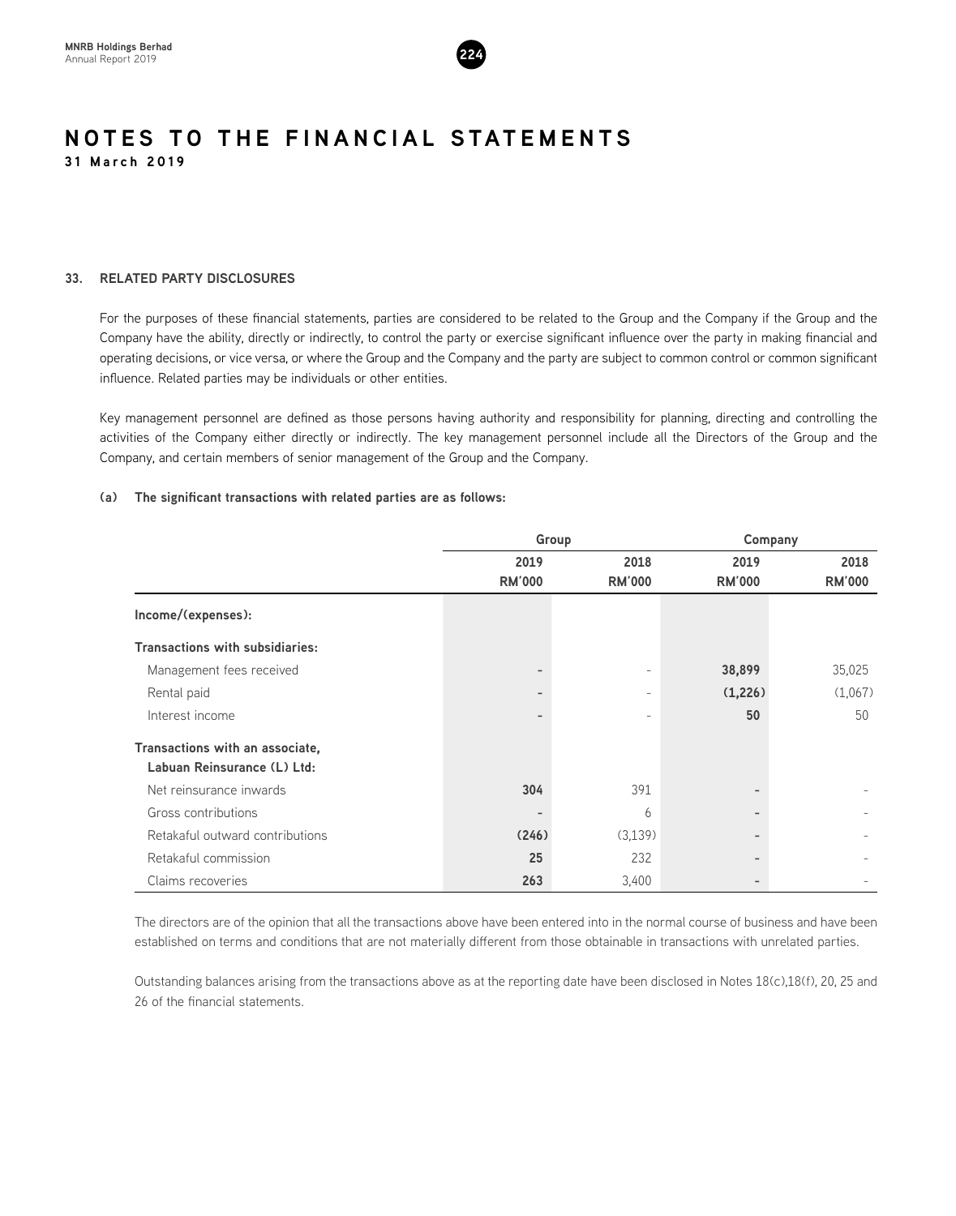# NOTES TO THE FINANCIAL STATEMENTS

**31 March 2019**

## 33. RELATED PARTY DISCLOSURES

For the purposes of these financial statements, parties are considered to be related to the Group and the Company if the Group and the Company have the ability, directly or indirectly, to control the party or exercise significant influence over the party in making financial and operating decisions, or vice versa, or where the Group and the Company and the party are subject to common control or common significant influence. Related parties may be individuals or other entities.

Key management personnel are defined as those persons having authority and responsibility for planning, directing and controlling the activities of the Company either directly or indirectly. The key management personnel include all the Directors of the Group and the Company, and certain members of senior management of the Group and the Company.

**(a) The significant transactions with related parties are as follows:**

| | Group | | Company | |
|---|---|---|---|---|
| | **2019 RM'000** | **2018 RM'000** | **2019 RM'000** | **2018 RM'000** |
| **Income/(expenses):** | | | | |
| **Transactions with subsidiaries:** | | | | |
| Management fees received | **-** | - | **38,899** | 35,025 |
| Rental paid | **-** | - | **(1,226)** | (1,067) |
| Interest income | **-** | - | **50** | 50 |
| **Transactions with an associate, Labuan Reinsurance (L) Ltd:** | | | | |
| Net reinsurance inwards | **304** | 391 | **-** | - |
| Gross contributions | **-** | 6 | **-** | - |
| Retakaful outward contributions | **(246)** | (3,139) | **-** | - |
| Retakaful commission | **25** | 232 | **-** | - |
| Claims recoveries | **263** | 3,400 | **-** | - |

The directors are of the opinion that all the transactions above have been entered into in the normal course of business and have been established on terms and conditions that are not materially different from those obtainable in transactions with unrelated parties.

Outstanding balances arising from the transactions above as at the reporting date have been disclosed in Notes 18(c),18(f), 20, 25 and 26 of the financial statements.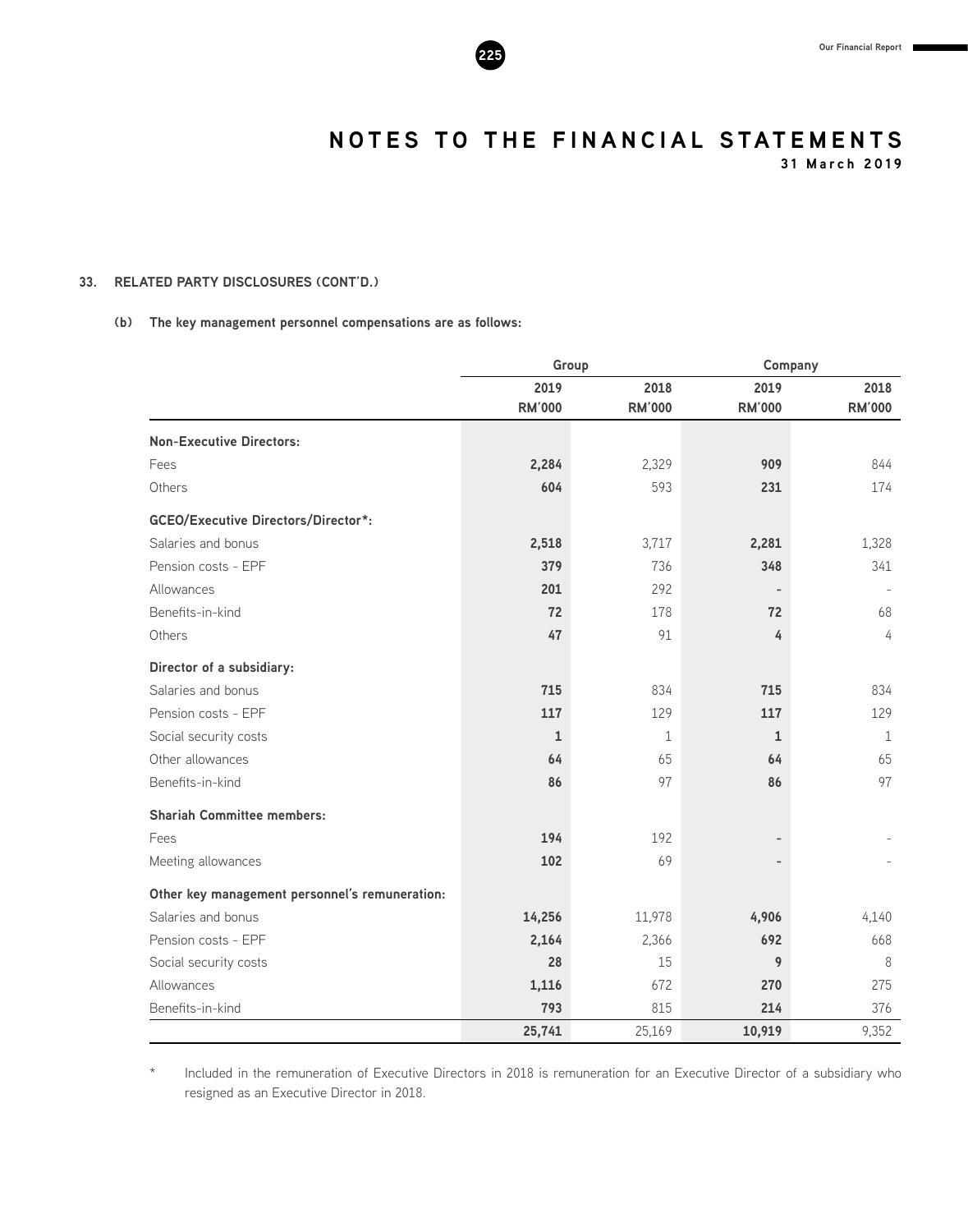# NOTES TO THE FINANCIAL STATEMENTS

**31 March 2019**

### 33. RELATED PARTY DISCLOSURES (CONT'D.)

**(b) The key management personnel compensations are as follows:**

| | Group | | Company | |
|---|---|---|---|---|
| | 2019 RM'000 | 2018 RM'000 | 2019 RM'000 | 2018 RM'000 |
| **Non-Executive Directors:** | | | | |
| Fees | **2,284** | 2,329 | **909** | 844 |
| Others | **604** | 593 | **231** | 174 |
| **GCEO/Executive Directors/Director*:** | | | | |
| Salaries and bonus | **2,518** | 3,717 | **2,281** | 1,328 |
| Pension costs - EPF | **379** | 736 | **348** | 341 |
| Allowances | **201** | 292 | **-** | - |
| Benefits-in-kind | **72** | 178 | **72** | 68 |
| Others | **47** | 91 | **4** | 4 |
| **Director of a subsidiary:** | | | | |
| Salaries and bonus | **715** | 834 | **715** | 834 |
| Pension costs - EPF | **117** | 129 | **117** | 129 |
| Social security costs | **1** | 1 | **1** | 1 |
| Other allowances | **64** | 65 | **64** | 65 |
| Benefits-in-kind | **86** | 97 | **86** | 97 |
| **Shariah Committee members:** | | | | |
| Fees | **194** | 192 | **-** | - |
| Meeting allowances | **102** | 69 | **-** | - |
| **Other key management personnel's remuneration:** | | | | |
| Salaries and bonus | **14,256** | 11,978 | **4,906** | 4,140 |
| Pension costs - EPF | **2,164** | 2,366 | **692** | 668 |
| Social security costs | **28** | 15 | **9** | 8 |
| Allowances | **1,116** | 672 | **270** | 275 |
| Benefits-in-kind | **793** | 815 | **214** | 376 |
| | **25,741** | 25,169 | **10,919** | 9,352 |

\* Included in the remuneration of Executive Directors in 2018 is remuneration for an Executive Director of a subsidiary who resigned as an Executive Director in 2018.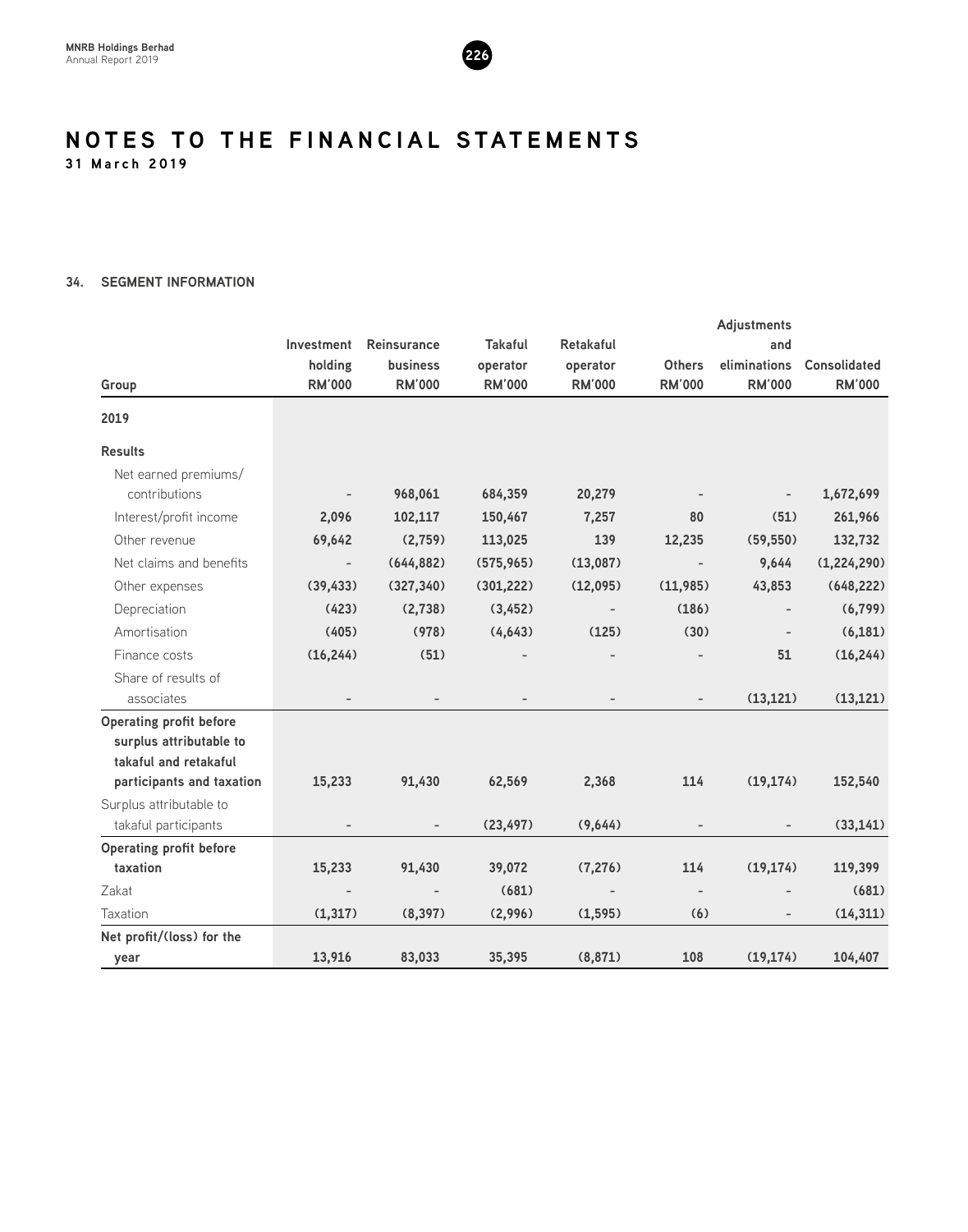# NOTES TO THE FINANCIAL STATEMENTS

**31 March 2019**

### 34. SEGMENT INFORMATION

| Group | Investment holding RM'000 | Reinsurance business RM'000 | Takaful operator RM'000 | Retakaful operator RM'000 | Others RM'000 | Adjustments and eliminations RM'000 | Consolidated RM'000 |
|---|---|---|---|---|---|---|---|
| **2019** | | | | | | | |
| **Results** | | | | | | | |
| Net earned premiums/ contributions | - | 968,061 | 684,359 | 20,279 | - | - | 1,672,699 |
| Interest/profit income | 2,096 | 102,117 | 150,467 | 7,257 | 80 | (51) | 261,966 |
| Other revenue | 69,642 | (2,759) | 113,025 | 139 | 12,235 | (59,550) | 132,732 |
| Net claims and benefits | - | (644,882) | (575,965) | (13,087) | - | 9,644 | (1,224,290) |
| Other expenses | (39,433) | (327,340) | (301,222) | (12,095) | (11,985) | 43,853 | (648,222) |
| Depreciation | (423) | (2,738) | (3,452) | - | (186) | - | (6,799) |
| Amortisation | (405) | (978) | (4,643) | (125) | (30) | - | (6,181) |
| Finance costs | (16,244) | (51) | - | - | - | 51 | (16,244) |
| Share of results of associates | - | - | - | - | - | (13,121) | (13,121) |
| **Operating profit before surplus attributable to takaful and retakaful participants and taxation** | 15,233 | 91,430 | 62,569 | 2,368 | 114 | (19,174) | 152,540 |
| Surplus attributable to takaful participants | - | - | (23,497) | (9,644) | - | - | (33,141) |
| **Operating profit before taxation** | 15,233 | 91,430 | 39,072 | (7,276) | 114 | (19,174) | 119,399 |
| Zakat | - | - | (681) | - | - | - | (681) |
| Taxation | (1,317) | (8,397) | (2,996) | (1,595) | (6) | - | (14,311) |
| **Net profit/(loss) for the year** | 13,916 | 83,033 | 35,395 | (8,871) | 108 | (19,174) | 104,407 |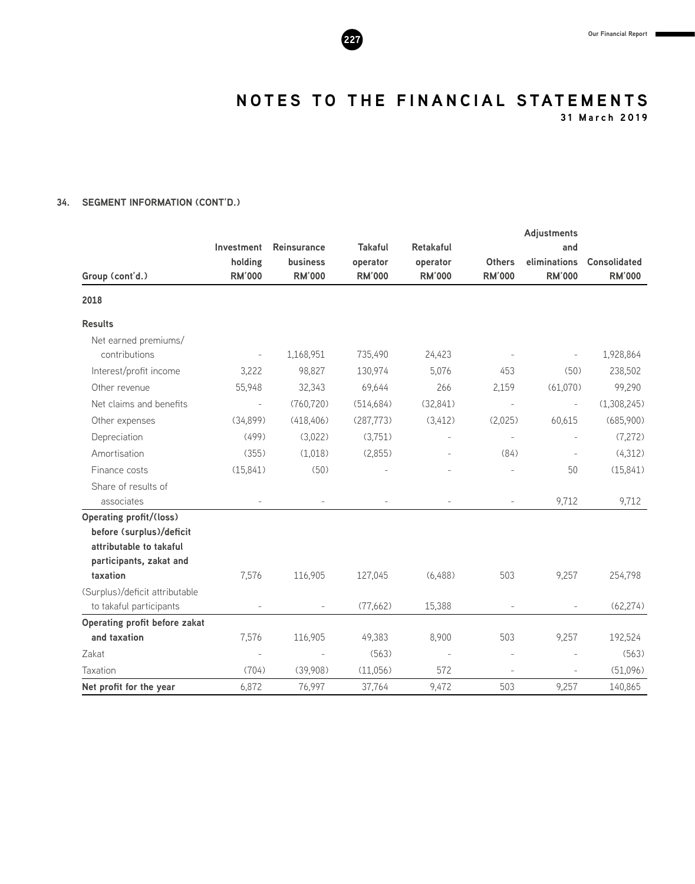# NOTES TO THE FINANCIAL STATEMENTS

**31 March 2019**

## 34. SEGMENT INFORMATION (CONT'D.)

| Group (cont'd.) | Investment holding RM'000 | Reinsurance business RM'000 | Takaful operator RM'000 | Retakaful operator RM'000 | Others RM'000 | Adjustments and eliminations RM'000 | Consolidated RM'000 |
|---|---|---|---|---|---|---|---|
| **2018** | | | | | | | |
| **Results** | | | | | | | |
| Net earned premiums/ contributions | - | 1,168,951 | 735,490 | 24,423 | - | - | 1,928,864 |
| Interest/profit income | 3,222 | 98,827 | 130,974 | 5,076 | 453 | (50) | 238,502 |
| Other revenue | 55,948 | 32,343 | 69,644 | 266 | 2,159 | (61,070) | 99,290 |
| Net claims and benefits | - | (760,720) | (514,684) | (32,841) | - | - | (1,308,245) |
| Other expenses | (34,899) | (418,406) | (287,773) | (3,412) | (2,025) | 60,615 | (685,900) |
| Depreciation | (499) | (3,022) | (3,751) | - | - | - | (7,272) |
| Amortisation | (355) | (1,018) | (2,855) | - | (84) | - | (4,312) |
| Finance costs | (15,841) | (50) | - | - | - | 50 | (15,841) |
| Share of results of associates | - | - | - | - | - | 9,712 | 9,712 |
| **Operating profit/(loss) before (surplus)/deficit attributable to takaful participants, zakat and taxation** | 7,576 | 116,905 | 127,045 | (6,488) | 503 | 9,257 | 254,798 |
| (Surplus)/deficit attributable to takaful participants | - | - | (77,662) | 15,388 | - | - | (62,274) |
| **Operating profit before zakat and taxation** | 7,576 | 116,905 | 49,383 | 8,900 | 503 | 9,257 | 192,524 |
| Zakat | - | - | (563) | - | - | - | (563) |
| Taxation | (704) | (39,908) | (11,056) | 572 | - | - | (51,096) |
| **Net profit for the year** | 6,872 | 76,997 | 37,764 | 9,472 | 503 | 9,257 | 140,865 |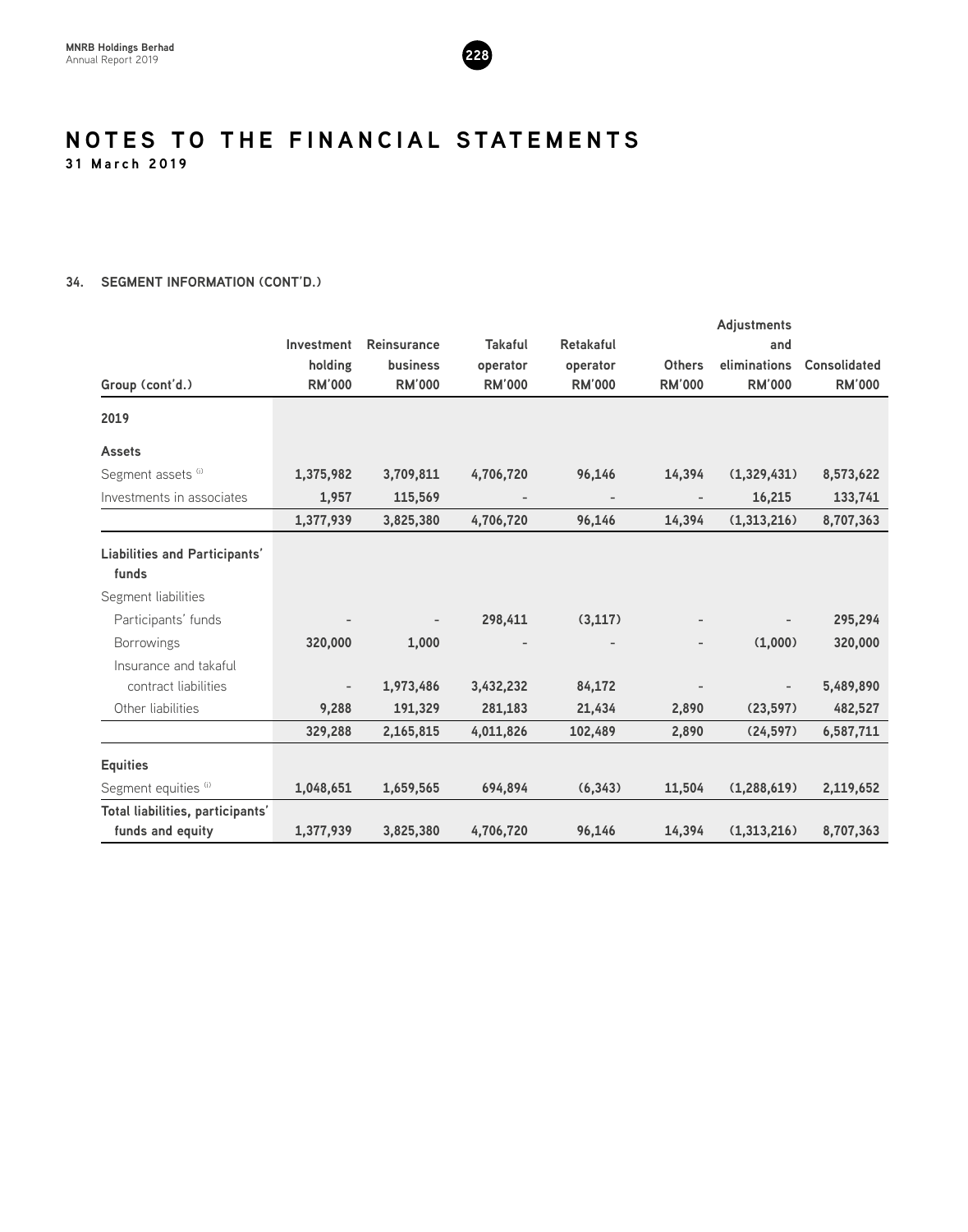# NOTES TO THE FINANCIAL STATEMENTS

**31 March 2019**

## 34. SEGMENT INFORMATION (CONT'D.)

| Group (cont'd.) | Investment holding RM'000 | Reinsurance business RM'000 | Takaful operator RM'000 | Retakaful operator RM'000 | Others RM'000 | Adjustments and eliminations RM'000 | Consolidated RM'000 |
|---|---|---|---|---|---|---|---|
| **2019** | | | | | | | |
| **Assets** | | | | | | | |
| Segment assets [i] | **1,375,982** | **3,709,811** | **4,706,720** | **96,146** | **14,394** | **(1,329,431)** | **8,573,622** |
| Investments in associates | **1,957** | **115,569** | - | - | - | **16,215** | **133,741** |
| | **1,377,939** | **3,825,380** | **4,706,720** | **96,146** | **14,394** | **(1,313,216)** | **8,707,363** |
| **Liabilities and Participants' funds** | | | | | | | |
| Segment liabilities | | | | | | | |
| Participants' funds | - | - | **298,411** | **(3,117)** | - | - | **295,294** |
| Borrowings | **320,000** | **1,000** | - | - | - | **(1,000)** | **320,000** |
| Insurance and takaful contract liabilities | - | **1,973,486** | **3,432,232** | **84,172** | - | - | **5,489,890** |
| Other liabilities | **9,288** | **191,329** | **281,183** | **21,434** | **2,890** | **(23,597)** | **482,527** |
| | **329,288** | **2,165,815** | **4,011,826** | **102,489** | **2,890** | **(24,597)** | **6,587,711** |
| **Equities** | | | | | | | |
| Segment equities [i] | **1,048,651** | **1,659,565** | **694,894** | **(6,343)** | **11,504** | **(1,288,619)** | **2,119,652** |
| **Total liabilities, participants' funds and equity** | **1,377,939** | **3,825,380** | **4,706,720** | **96,146** | **14,394** | **(1,313,216)** | **8,707,363** |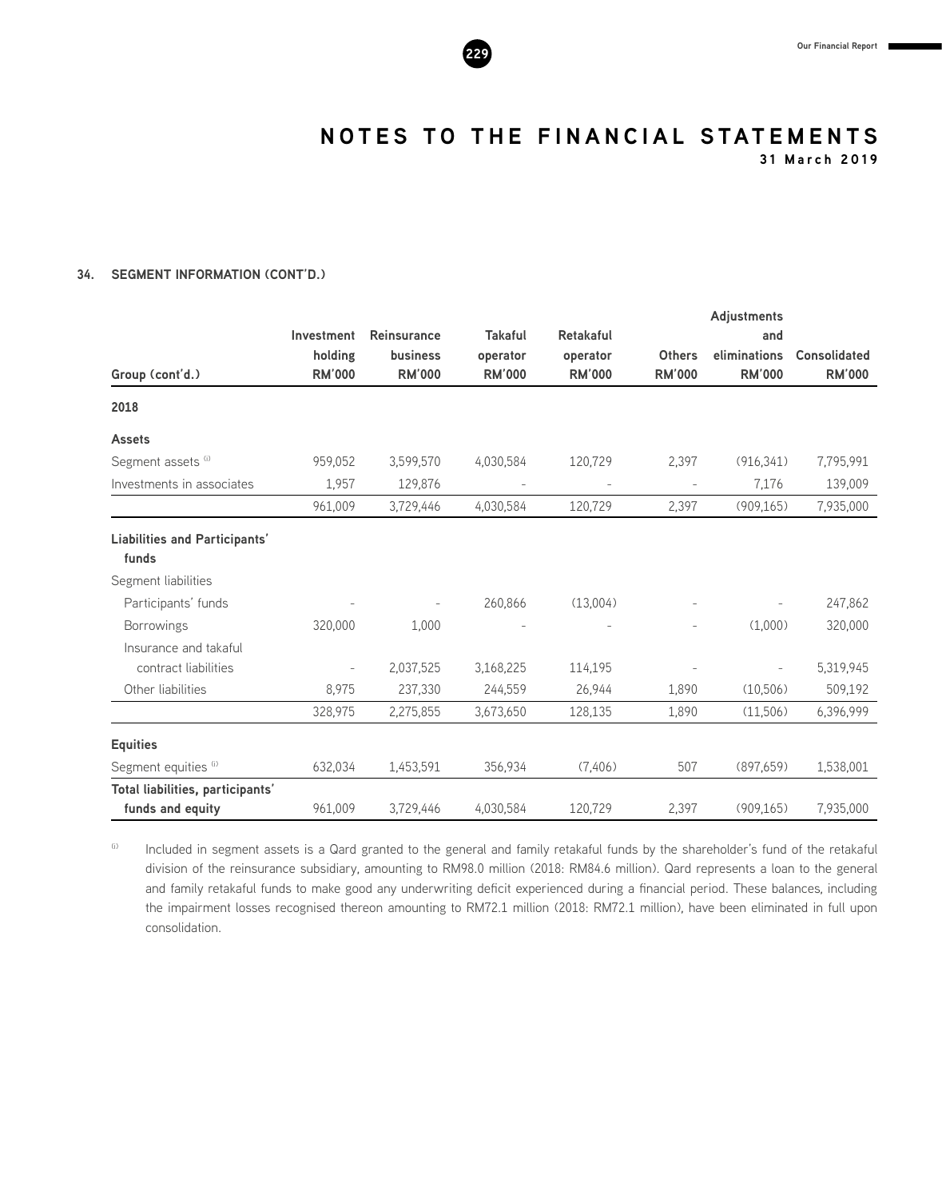# NOTES TO THE FINANCIAL STATEMENTS

**31 March 2019**

## 34. SEGMENT INFORMATION (CONT'D.)

| Group (cont'd.) | Investment holding RM'000 | Reinsurance business RM'000 | Takaful operator RM'000 | Retakaful operator RM'000 | Others RM'000 | Adjustments and eliminations RM'000 | Consolidated RM'000 |
|---|---|---|---|---|---|---|---|
| **2018** | | | | | | | |
| **Assets** | | | | | | | |
| Segment assets [i] | 959,052 | 3,599,570 | 4,030,584 | 120,729 | 2,397 | (916,341) | 7,795,991 |
| Investments in associates | 1,957 | 129,876 | - | - | - | 7,176 | 139,009 |
| | 961,009 | 3,729,446 | 4,030,584 | 120,729 | 2,397 | (909,165) | 7,935,000 |
| **Liabilities and Participants' funds** | | | | | | | |
| Segment liabilities | | | | | | | |
| Participants' funds | - | - | 260,866 | (13,004) | - | - | 247,862 |
| Borrowings | 320,000 | 1,000 | - | - | - | (1,000) | 320,000 |
| Insurance and takaful contract liabilities | - | 2,037,525 | 3,168,225 | 114,195 | - | - | 5,319,945 |
| Other liabilities | 8,975 | 237,330 | 244,559 | 26,944 | 1,890 | (10,506) | 509,192 |
| | 328,975 | 2,275,855 | 3,673,650 | 128,135 | 1,890 | (11,506) | 6,396,999 |
| **Equities** | | | | | | | |
| Segment equities [i] | 632,034 | 1,453,591 | 356,934 | (7,406) | 507 | (897,659) | 1,538,001 |
| **Total liabilities, participants' funds and equity** | 961,009 | 3,729,446 | 4,030,584 | 120,729 | 2,397 | (909,165) | 7,935,000 |

[i] Included in segment assets is a Qard granted to the general and family retakaful funds by the shareholder's fund of the retakaful division of the reinsurance subsidiary, amounting to RM98.0 million (2018: RM84.6 million). Qard represents a loan to the general and family retakaful funds to make good any underwriting deficit experienced during a financial period. These balances, including the impairment losses recognised thereon amounting to RM72.1 million (2018: RM72.1 million), have been eliminated in full upon consolidation.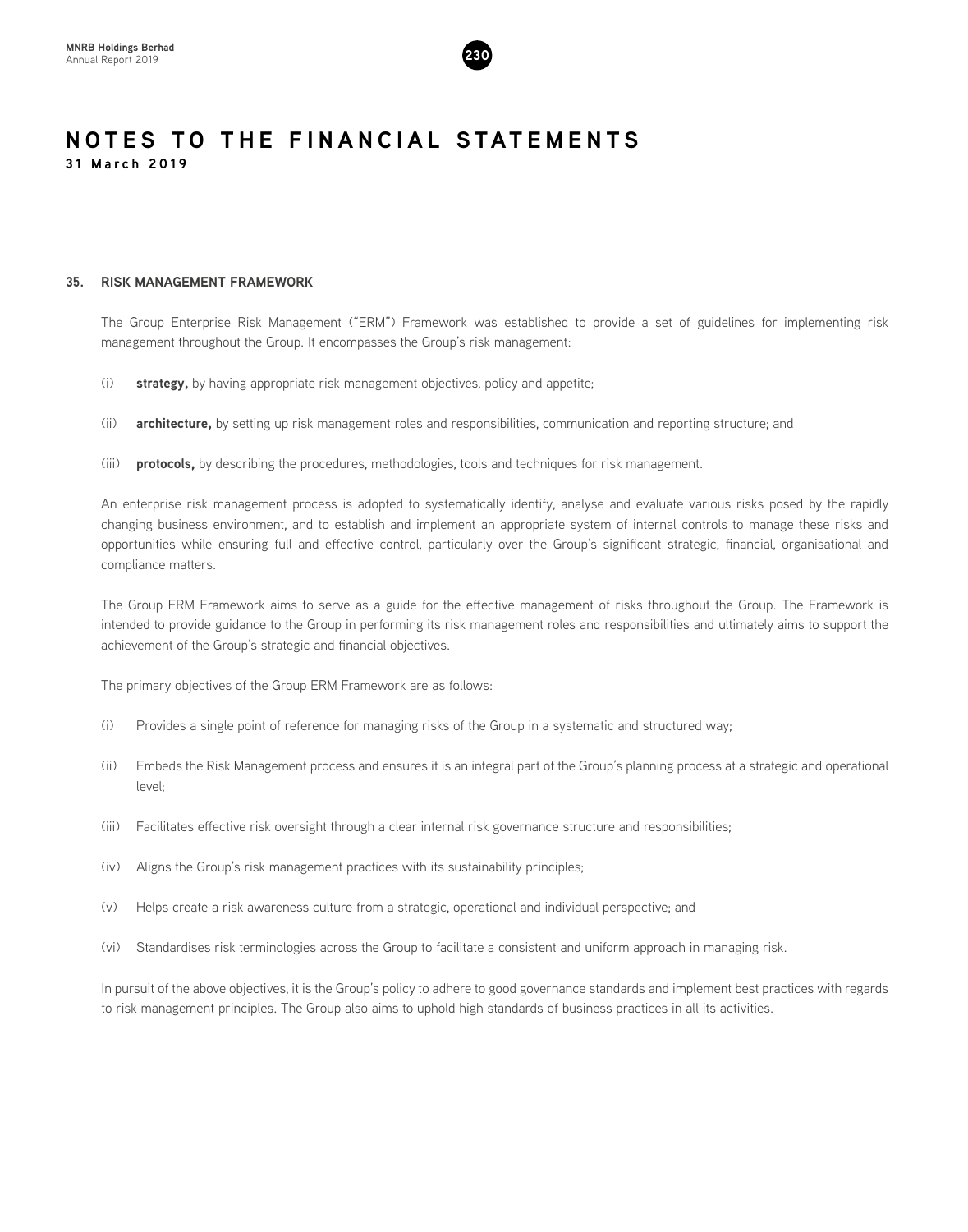# NOTES TO THE FINANCIAL STATEMENTS

**31 March 2019**

## 35. RISK MANAGEMENT FRAMEWORK

The Group Enterprise Risk Management ("ERM") Framework was established to provide a set of guidelines for implementing risk management throughout the Group. It encompasses the Group's risk management:

(i) **strategy,** by having appropriate risk management objectives, policy and appetite;

(ii) **architecture,** by setting up risk management roles and responsibilities, communication and reporting structure; and

(iii) **protocols,** by describing the procedures, methodologies, tools and techniques for risk management.

An enterprise risk management process is adopted to systematically identify, analyse and evaluate various risks posed by the rapidly changing business environment, and to establish and implement an appropriate system of internal controls to manage these risks and opportunities while ensuring full and effective control, particularly over the Group's significant strategic, financial, organisational and compliance matters.

The Group ERM Framework aims to serve as a guide for the effective management of risks throughout the Group. The Framework is intended to provide guidance to the Group in performing its risk management roles and responsibilities and ultimately aims to support the achievement of the Group's strategic and financial objectives.

The primary objectives of the Group ERM Framework are as follows:

(i) Provides a single point of reference for managing risks of the Group in a systematic and structured way;

(ii) Embeds the Risk Management process and ensures it is an integral part of the Group's planning process at a strategic and operational level;

(iii) Facilitates effective risk oversight through a clear internal risk governance structure and responsibilities;

(iv) Aligns the Group's risk management practices with its sustainability principles;

(v) Helps create a risk awareness culture from a strategic, operational and individual perspective; and

(vi) Standardises risk terminologies across the Group to facilitate a consistent and uniform approach in managing risk.

In pursuit of the above objectives, it is the Group's policy to adhere to good governance standards and implement best practices with regards to risk management principles. The Group also aims to uphold high standards of business practices in all its activities.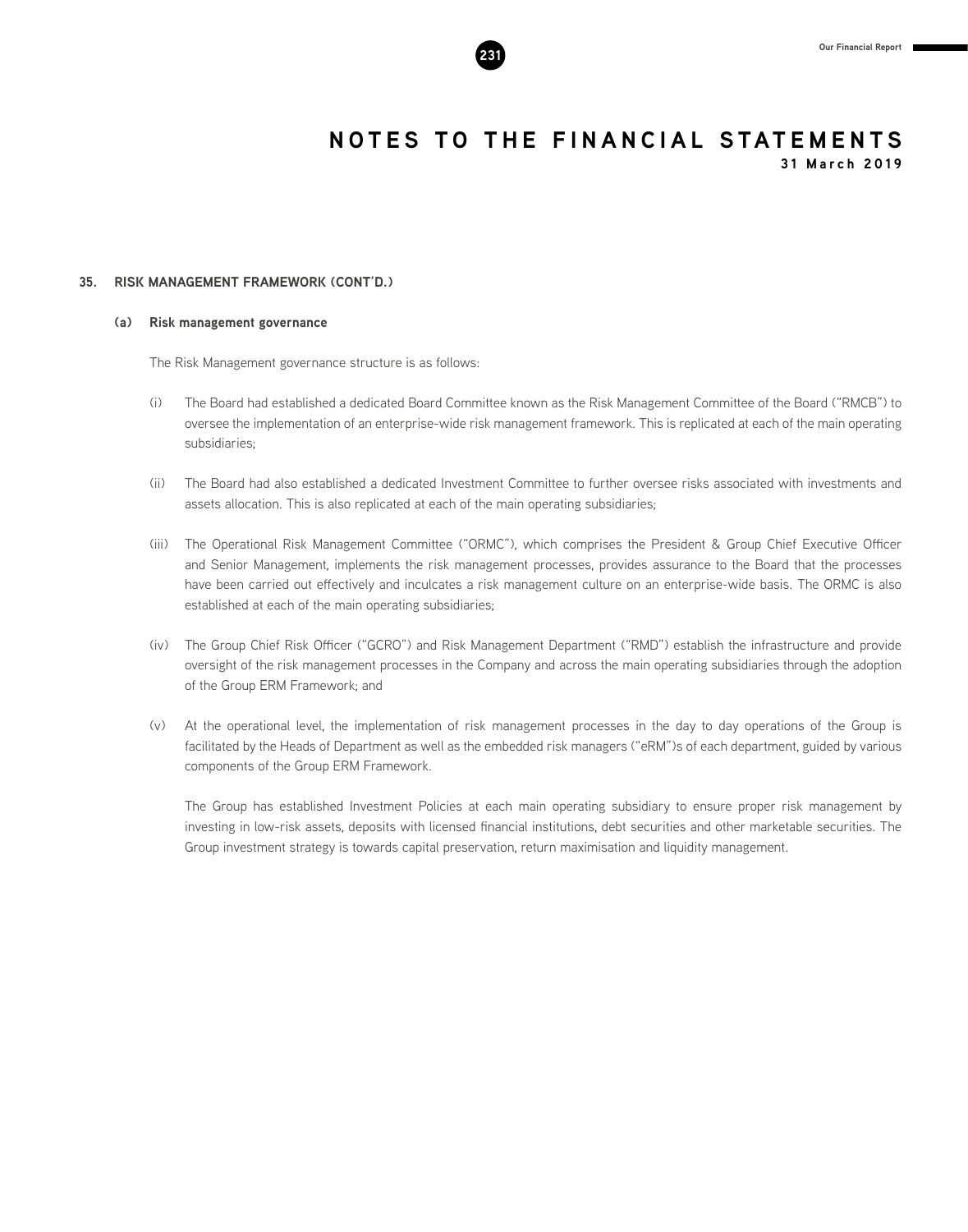# NOTES TO THE FINANCIAL STATEMENTS

**31 March 2019**

## 35. RISK MANAGEMENT FRAMEWORK (CONT'D.)

### (a) Risk management governance

The Risk Management governance structure is as follows:

(i) The Board had established a dedicated Board Committee known as the Risk Management Committee of the Board ("RMCB") to oversee the implementation of an enterprise-wide risk management framework. This is replicated at each of the main operating subsidiaries;

(ii) The Board had also established a dedicated Investment Committee to further oversee risks associated with investments and assets allocation. This is also replicated at each of the main operating subsidiaries;

(iii) The Operational Risk Management Committee ("ORMC"), which comprises the President & Group Chief Executive Officer and Senior Management, implements the risk management processes, provides assurance to the Board that the processes have been carried out effectively and inculcates a risk management culture on an enterprise-wide basis. The ORMC is also established at each of the main operating subsidiaries;

(iv) The Group Chief Risk Officer ("GCRO") and Risk Management Department ("RMD") establish the infrastructure and provide oversight of the risk management processes in the Company and across the main operating subsidiaries through the adoption of the Group ERM Framework; and

(v) At the operational level, the implementation of risk management processes in the day to day operations of the Group is facilitated by the Heads of Department as well as the embedded risk managers ("eRM")s of each department, guided by various components of the Group ERM Framework.

The Group has established Investment Policies at each main operating subsidiary to ensure proper risk management by investing in low-risk assets, deposits with licensed financial institutions, debt securities and other marketable securities. The Group investment strategy is towards capital preservation, return maximisation and liquidity management.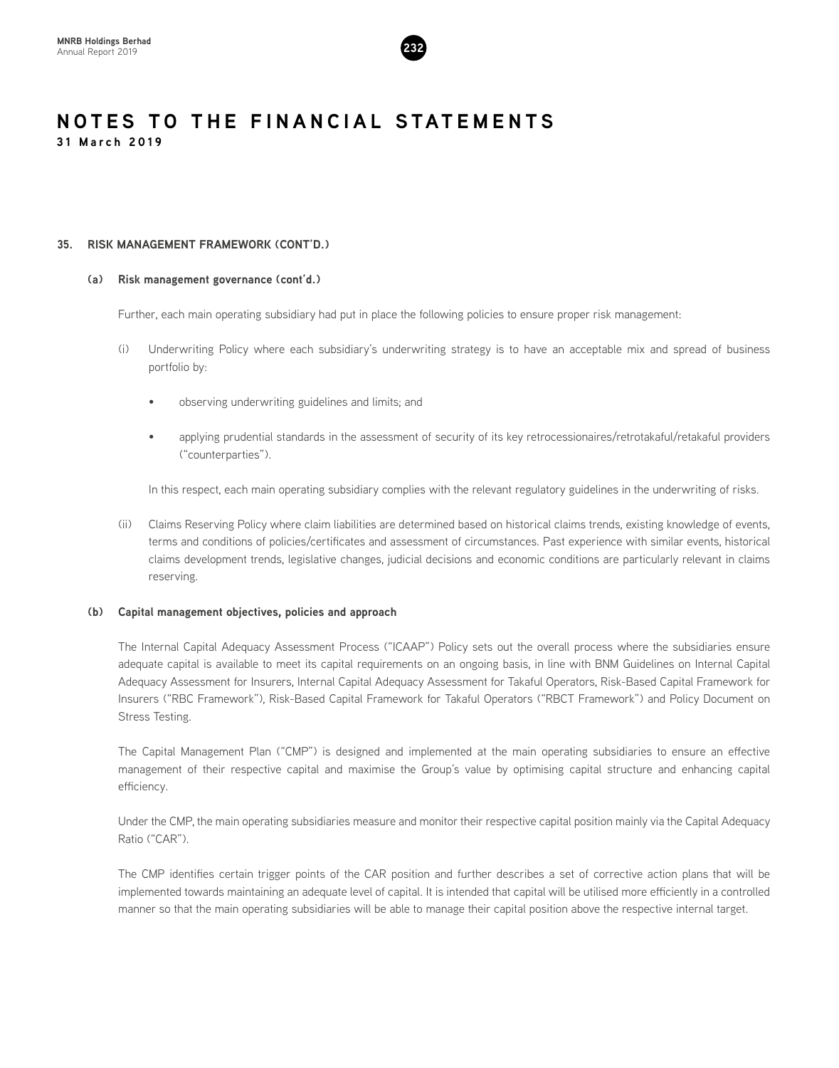# NOTES TO THE FINANCIAL STATEMENTS

**31 March 2019**

## 35. RISK MANAGEMENT FRAMEWORK (CONT'D.)

### (a) Risk management governance (cont'd.)

Further, each main operating subsidiary had put in place the following policies to ensure proper risk management:

(i) Underwriting Policy where each subsidiary's underwriting strategy is to have an acceptable mix and spread of business portfolio by:

- observing underwriting guidelines and limits; and
- applying prudential standards in the assessment of security of its key retrocessionaires/retrotakaful/retakaful providers ("counterparties").

In this respect, each main operating subsidiary complies with the relevant regulatory guidelines in the underwriting of risks.

(ii) Claims Reserving Policy where claim liabilities are determined based on historical claims trends, existing knowledge of events, terms and conditions of policies/certificates and assessment of circumstances. Past experience with similar events, historical claims development trends, legislative changes, judicial decisions and economic conditions are particularly relevant in claims reserving.

### (b) Capital management objectives, policies and approach

The Internal Capital Adequacy Assessment Process ("ICAAP") Policy sets out the overall process where the subsidiaries ensure adequate capital is available to meet its capital requirements on an ongoing basis, in line with BNM Guidelines on Internal Capital Adequacy Assessment for Insurers, Internal Capital Adequacy Assessment for Takaful Operators, Risk-Based Capital Framework for Insurers ("RBC Framework"), Risk-Based Capital Framework for Takaful Operators ("RBCT Framework") and Policy Document on Stress Testing.

The Capital Management Plan ("CMP") is designed and implemented at the main operating subsidiaries to ensure an effective management of their respective capital and maximise the Group's value by optimising capital structure and enhancing capital efficiency.

Under the CMP, the main operating subsidiaries measure and monitor their respective capital position mainly via the Capital Adequacy Ratio ("CAR").

The CMP identifies certain trigger points of the CAR position and further describes a set of corrective action plans that will be implemented towards maintaining an adequate level of capital. It is intended that capital will be utilised more efficiently in a controlled manner so that the main operating subsidiaries will be able to manage their capital position above the respective internal target.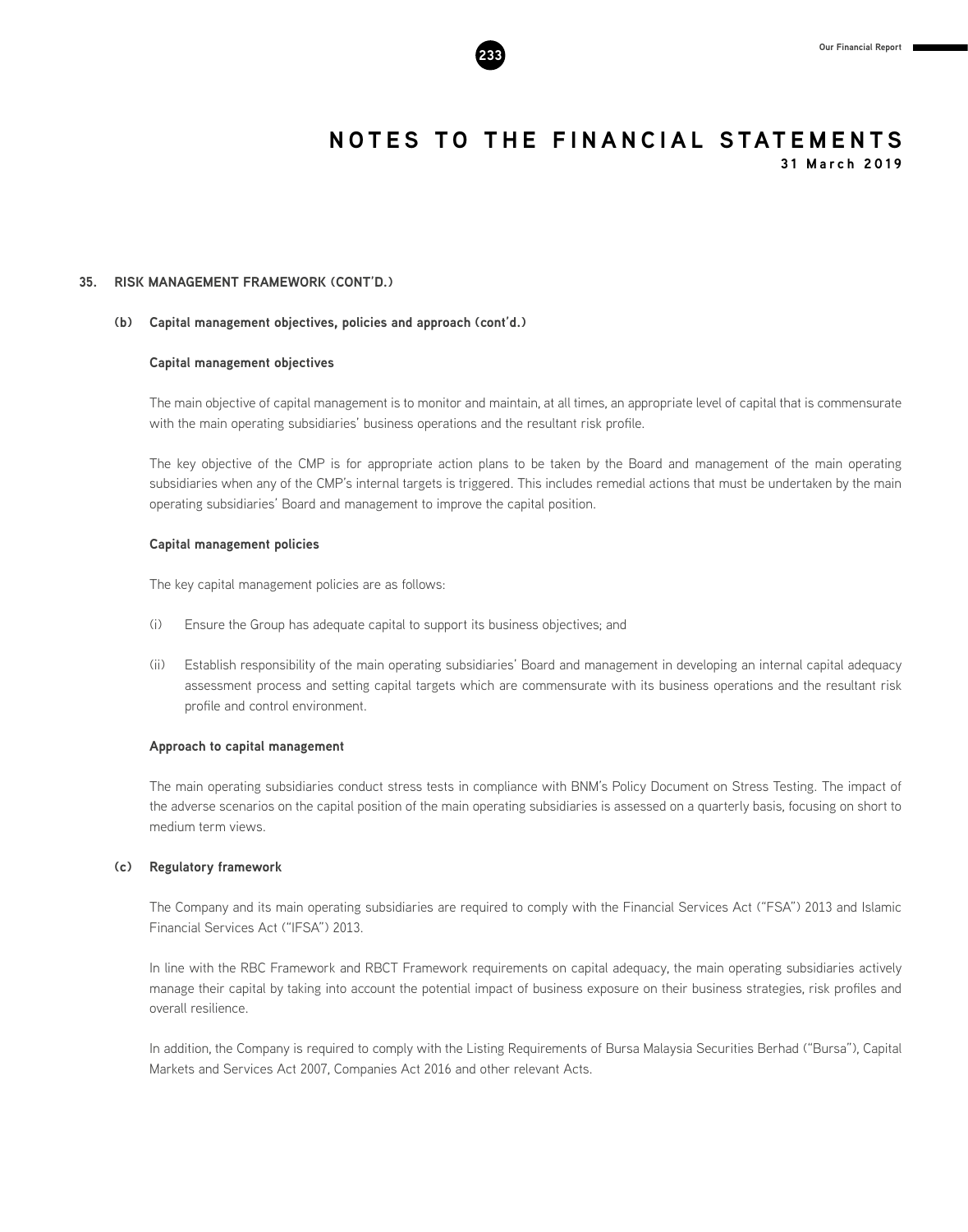# NOTES TO THE FINANCIAL STATEMENTS

31 March 2019

## 35. RISK MANAGEMENT FRAMEWORK (CONT'D.)

### (b) Capital management objectives, policies and approach (cont'd.)

**Capital management objectives**

The main objective of capital management is to monitor and maintain, at all times, an appropriate level of capital that is commensurate with the main operating subsidiaries' business operations and the resultant risk profile.

The key objective of the CMP is for appropriate action plans to be taken by the Board and management of the main operating subsidiaries when any of the CMP's internal targets is triggered. This includes remedial actions that must be undertaken by the main operating subsidiaries' Board and management to improve the capital position.

**Capital management policies**

The key capital management policies are as follows:

(i) Ensure the Group has adequate capital to support its business objectives; and

(ii) Establish responsibility of the main operating subsidiaries' Board and management in developing an internal capital adequacy assessment process and setting capital targets which are commensurate with its business operations and the resultant risk profile and control environment.

**Approach to capital management**

The main operating subsidiaries conduct stress tests in compliance with BNM's Policy Document on Stress Testing. The impact of the adverse scenarios on the capital position of the main operating subsidiaries is assessed on a quarterly basis, focusing on short to medium term views.

### (c) Regulatory framework

The Company and its main operating subsidiaries are required to comply with the Financial Services Act ("FSA") 2013 and Islamic Financial Services Act ("IFSA") 2013.

In line with the RBC Framework and RBCT Framework requirements on capital adequacy, the main operating subsidiaries actively manage their capital by taking into account the potential impact of business exposure on their business strategies, risk profiles and overall resilience.

In addition, the Company is required to comply with the Listing Requirements of Bursa Malaysia Securities Berhad ("Bursa"), Capital Markets and Services Act 2007, Companies Act 2016 and other relevant Acts.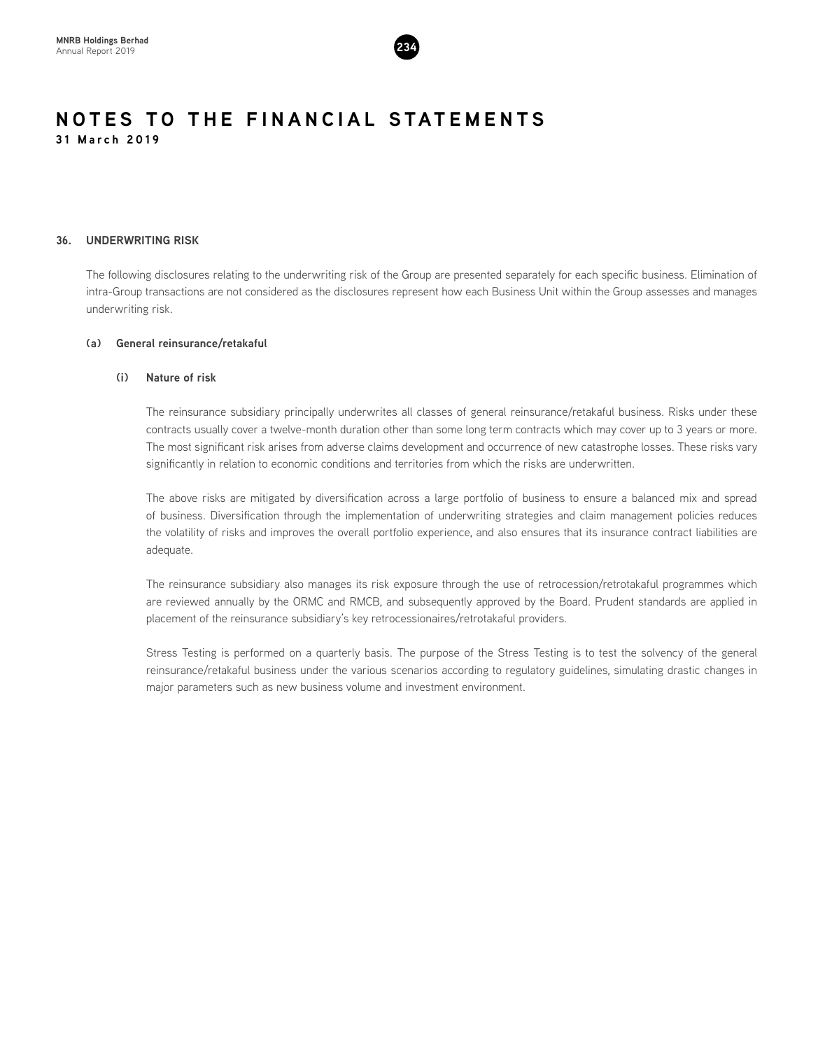# NOTES TO THE FINANCIAL STATEMENTS

**31 March 2019**

## 36. UNDERWRITING RISK

The following disclosures relating to the underwriting risk of the Group are presented separately for each specific business. Elimination of intra-Group transactions are not considered as the disclosures represent how each Business Unit within the Group assesses and manages underwriting risk.

### (a) General reinsurance/retakaful

#### (i) Nature of risk

The reinsurance subsidiary principally underwrites all classes of general reinsurance/retakaful business. Risks under these contracts usually cover a twelve-month duration other than some long term contracts which may cover up to 3 years or more. The most significant risk arises from adverse claims development and occurrence of new catastrophe losses. These risks vary significantly in relation to economic conditions and territories from which the risks are underwritten.

The above risks are mitigated by diversification across a large portfolio of business to ensure a balanced mix and spread of business. Diversification through the implementation of underwriting strategies and claim management policies reduces the volatility of risks and improves the overall portfolio experience, and also ensures that its insurance contract liabilities are adequate.

The reinsurance subsidiary also manages its risk exposure through the use of retrocession/retrotakaful programmes which are reviewed annually by the ORMC and RMCB, and subsequently approved by the Board. Prudent standards are applied in placement of the reinsurance subsidiary's key retrocessionaires/retrotakaful providers.

Stress Testing is performed on a quarterly basis. The purpose of the Stress Testing is to test the solvency of the general reinsurance/retakaful business under the various scenarios according to regulatory guidelines, simulating drastic changes in major parameters such as new business volume and investment environment.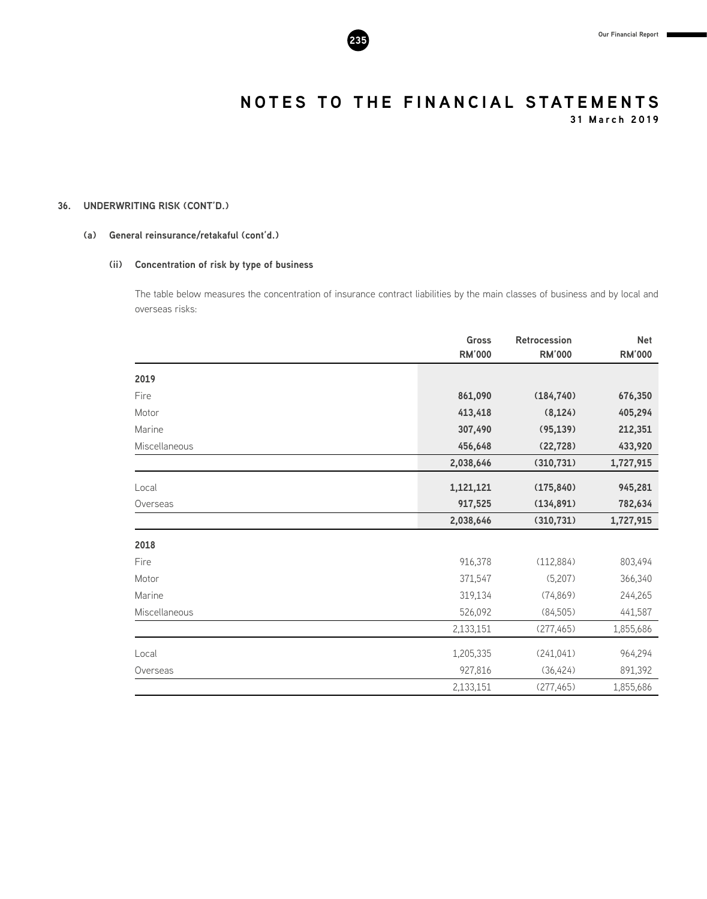# NOTES TO THE FINANCIAL STATEMENTS

31 March 2019

## 36. UNDERWRITING RISK (CONT'D.)

### (a) General reinsurance/retakaful (cont'd.)

#### (ii) Concentration of risk by type of business

The table below measures the concentration of insurance contract liabilities by the main classes of business and by local and overseas risks:

| | Gross RM'000 | Retrocession RM'000 | Net RM'000 |
|---|---|---|---|
| **2019** | | | |
| Fire | **861,090** | **(184,740)** | **676,350** |
| Motor | **413,418** | **(8,124)** | **405,294** |
| Marine | **307,490** | **(95,139)** | **212,351** |
| Miscellaneous | **456,648** | **(22,728)** | **433,920** |
| | **2,038,646** | **(310,731)** | **1,727,915** |
| Local | **1,121,121** | **(175,840)** | **945,281** |
| Overseas | **917,525** | **(134,891)** | **782,634** |
| | **2,038,646** | **(310,731)** | **1,727,915** |
| **2018** | | | |
| Fire | 916,378 | (112,884) | 803,494 |
| Motor | 371,547 | (5,207) | 366,340 |
| Marine | 319,134 | (74,869) | 244,265 |
| Miscellaneous | 526,092 | (84,505) | 441,587 |
| | 2,133,151 | (277,465) | 1,855,686 |
| Local | 1,205,335 | (241,041) | 964,294 |
| Overseas | 927,816 | (36,424) | 891,392 |
| | 2,133,151 | (277,465) | 1,855,686 |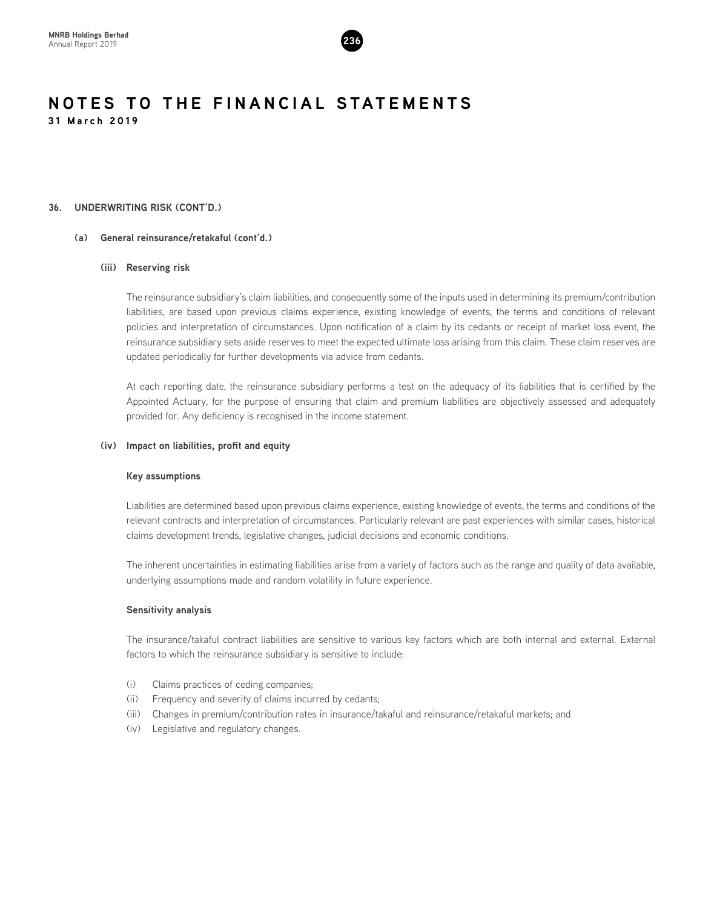# NOTES TO THE FINANCIAL STATEMENTS

**31 March 2019**

## 36. UNDERWRITING RISK (CONT'D.)

### (a) General reinsurance/retakaful (cont'd.)

#### (iii) Reserving risk

The reinsurance subsidiary's claim liabilities, and consequently some of the inputs used in determining its premium/contribution liabilities, are based upon previous claims experience, existing knowledge of events, the terms and conditions of relevant policies and interpretation of circumstances. Upon notification of a claim by its cedants or receipt of market loss event, the reinsurance subsidiary sets aside reserves to meet the expected ultimate loss arising from this claim. These claim reserves are updated periodically for further developments via advice from cedants.

At each reporting date, the reinsurance subsidiary performs a test on the adequacy of its liabilities that is certified by the Appointed Actuary, for the purpose of ensuring that claim and premium liabilities are objectively assessed and adequately provided for. Any deficiency is recognised in the income statement.

#### (iv) Impact on liabilities, profit and equity

**Key assumptions**

Liabilities are determined based upon previous claims experience, existing knowledge of events, the terms and conditions of the relevant contracts and interpretation of circumstances. Particularly relevant are past experiences with similar cases, historical claims development trends, legislative changes, judicial decisions and economic conditions.

The inherent uncertainties in estimating liabilities arise from a variety of factors such as the range and quality of data available, underlying assumptions made and random volatility in future experience.

**Sensitivity analysis**

The insurance/takaful contract liabilities are sensitive to various key factors which are both internal and external. External factors to which the reinsurance subsidiary is sensitive to include:

(i) Claims practices of ceding companies;
(ii) Frequency and severity of claims incurred by cedants;
(iii) Changes in premium/contribution rates in insurance/takaful and reinsurance/retakaful markets; and
(iv) Legislative and regulatory changes.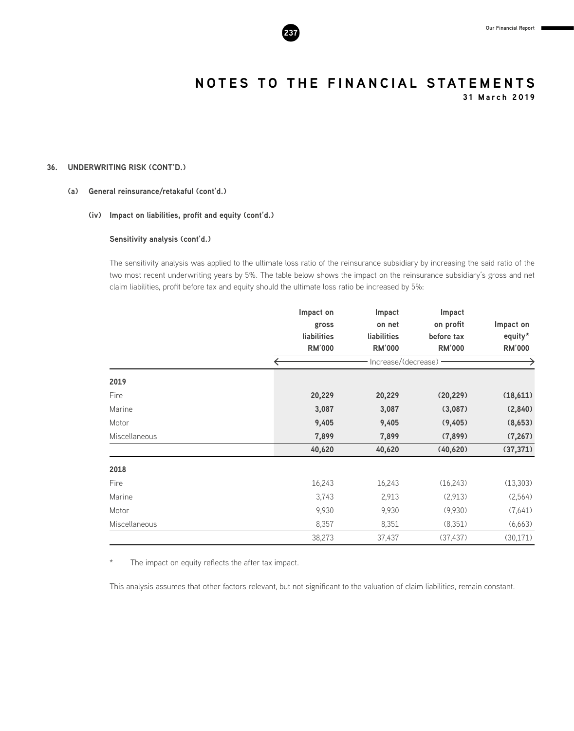# NOTES TO THE FINANCIAL STATEMENTS

**31 March 2019**

## 36. UNDERWRITING RISK (CONT'D.)

### (a) General reinsurance/retakaful (cont'd.)

#### (iv) Impact on liabilities, profit and equity (cont'd.)

**Sensitivity analysis (cont'd.)**

The sensitivity analysis was applied to the ultimate loss ratio of the reinsurance subsidiary by increasing the said ratio of the two most recent underwriting years by 5%. The table below shows the impact on the reinsurance subsidiary's gross and net claim liabilities, profit before tax and equity should the ultimate loss ratio be increased by 5%:

| | Impact on gross liabilities RM'000 | Impact on net liabilities RM'000 | Impact on profit before tax RM'000 | Impact on equity* RM'000 |
|---|---|---|---|---|
| | Increase/(decrease) | | | |
| **2019** | | | | |
| Fire | **20,229** | **20,229** | **(20,229)** | **(18,611)** |
| Marine | **3,087** | **3,087** | **(3,087)** | **(2,840)** |
| Motor | **9,405** | **9,405** | **(9,405)** | **(8,653)** |
| Miscellaneous | **7,899** | **7,899** | **(7,899)** | **(7,267)** |
| | **40,620** | **40,620** | **(40,620)** | **(37,371)** |
| **2018** | | | | |
| Fire | 16,243 | 16,243 | (16,243) | (13,303) |
| Marine | 3,743 | 2,913 | (2,913) | (2,564) |
| Motor | 9,930 | 9,930 | (9,930) | (7,641) |
| Miscellaneous | 8,357 | 8,351 | (8,351) | (6,663) |
| | 38,273 | 37,437 | (37,437) | (30,171) |

\* The impact on equity reflects the after tax impact.

This analysis assumes that other factors relevant, but not significant to the valuation of claim liabilities, remain constant.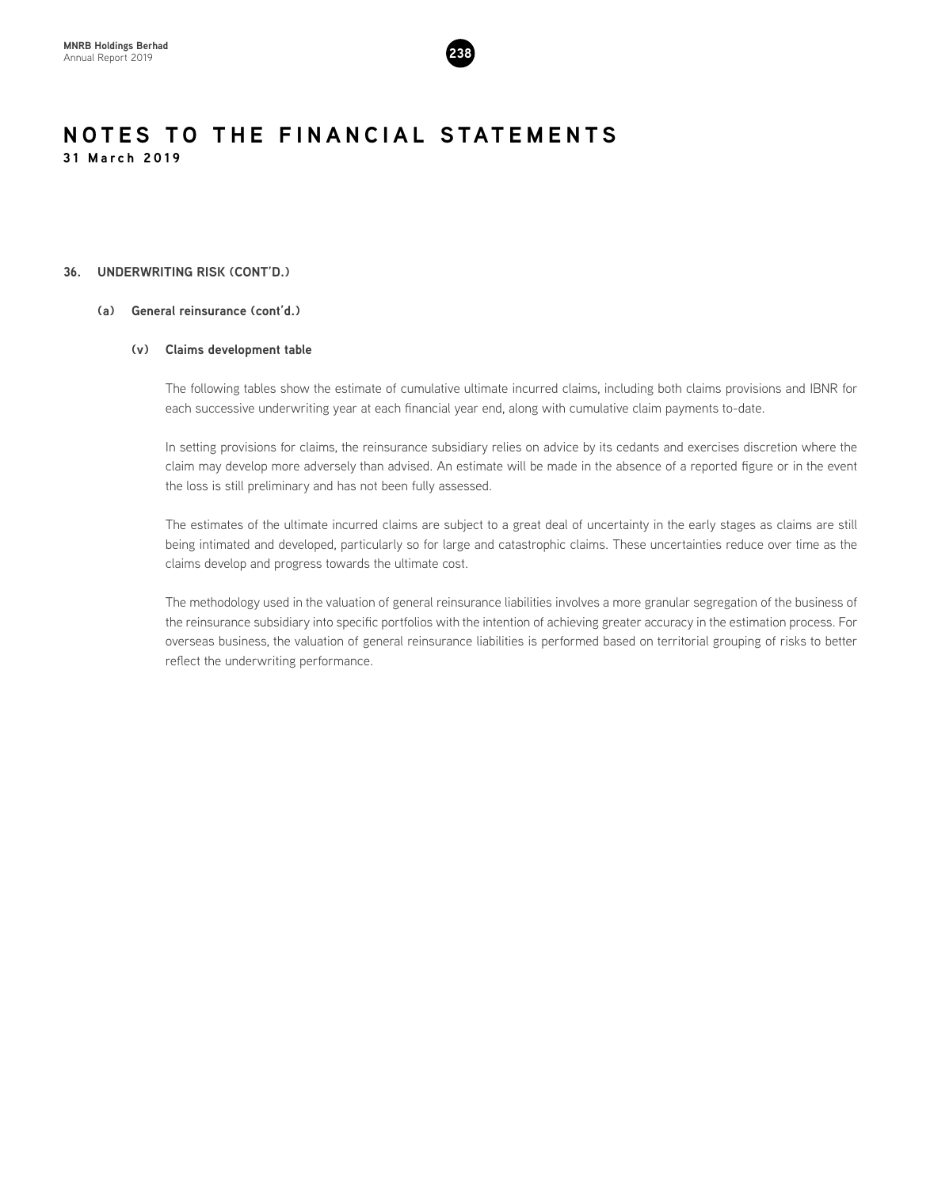# NOTES TO THE FINANCIAL STATEMENTS

**31 March 2019**

## 36. UNDERWRITING RISK (CONT'D.)

### (a) General reinsurance (cont'd.)

#### (v) Claims development table

The following tables show the estimate of cumulative ultimate incurred claims, including both claims provisions and IBNR for each successive underwriting year at each financial year end, along with cumulative claim payments to-date.

In setting provisions for claims, the reinsurance subsidiary relies on advice by its cedants and exercises discretion where the claim may develop more adversely than advised. An estimate will be made in the absence of a reported figure or in the event the loss is still preliminary and has not been fully assessed.

The estimates of the ultimate incurred claims are subject to a great deal of uncertainty in the early stages as claims are still being intimated and developed, particularly so for large and catastrophic claims. These uncertainties reduce over time as the claims develop and progress towards the ultimate cost.

The methodology used in the valuation of general reinsurance liabilities involves a more granular segregation of the business of the reinsurance subsidiary into specific portfolios with the intention of achieving greater accuracy in the estimation process. For overseas business, the valuation of general reinsurance liabilities is performed based on territorial grouping of risks to better reflect the underwriting performance.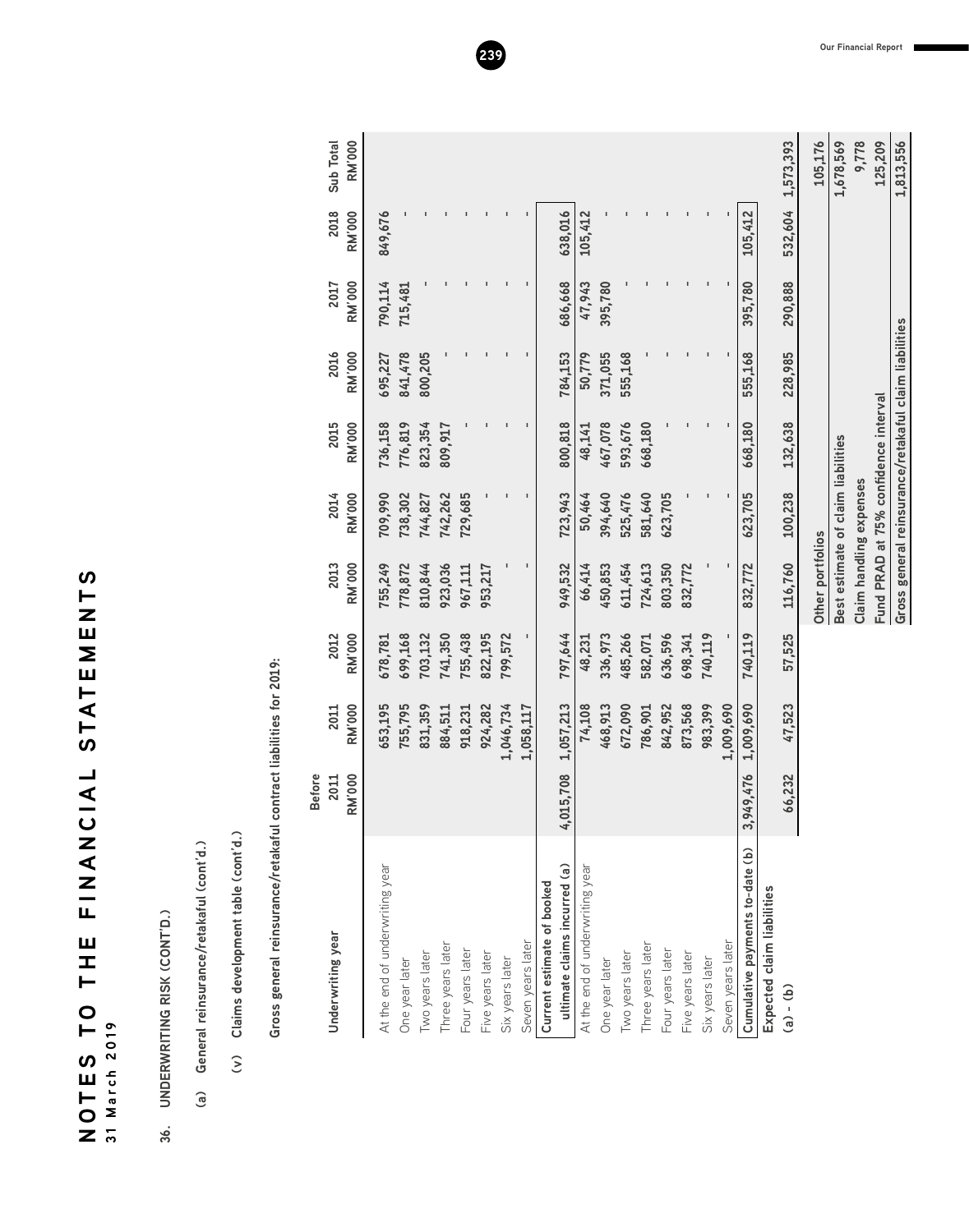# NOTES TO THE FINANCIAL STATEMENTS

31 March 2019

## 36. UNDERWRITING RISK (CONT'D.)

### (a) General reinsurance/retakaful (cont'd.)

#### (v) Claims development table (cont'd.)

**Gross general reinsurance/retakaful contract liabilities for 2019:**

| Underwriting year | Before 2011 RM'000 | 2011 RM'000 | 2012 RM'000 | 2013 RM'000 | 2014 RM'000 | 2015 RM'000 | 2016 RM'000 | 2017 RM'000 | 2018 RM'000 | Sub Total RM'000 |
|---|---|---|---|---|---|---|---|---|---|---|
| At the end of underwriting year | | 653,195 | 678,781 | 755,249 | 709,990 | 736,158 | 695,227 | 790,114 | 849,676 | |
| One year later | | 755,795 | 699,168 | 778,872 | 738,302 | 776,819 | 841,478 | 715,481 | - | |
| Two years later | | 831,359 | 703,132 | 810,844 | 744,827 | 823,354 | 800,205 | - | - | |
| Three years later | | 884,511 | 741,350 | 923,036 | 742,262 | 809,917 | - | - | - | |
| Four years later | | 918,231 | 755,438 | 967,111 | 729,685 | - | - | - | - | |
| Five years later | | 924,282 | 822,195 | 953,217 | - | - | - | - | - | |
| Six years later | | 1,046,734 | 799,572 | - | - | - | - | - | - | |
| Seven years later | | 1,058,117 | - | - | - | - | - | - | - | |
| **Current estimate of booked ultimate claims incurred (a)** | 4,015,708 | 1,057,213 | 797,644 | 949,532 | 723,943 | 800,818 | 784,153 | 686,668 | 638,016 | |
| At the end of underwriting year | | 74,108 | 48,231 | 66,414 | 50,464 | 48,141 | 50,779 | 47,943 | 105,412 | |
| One year later | | 468,913 | 336,973 | 450,853 | 394,640 | 467,078 | 371,055 | 395,780 | - | |
| Two years later | | 672,090 | 485,266 | 611,454 | 525,476 | 593,676 | 555,168 | - | - | |
| Three years later | | 786,901 | 582,071 | 724,613 | 581,640 | 668,180 | - | - | - | |
| Four years later | | 842,952 | 636,596 | 803,350 | 623,705 | - | - | - | - | |
| Five years later | | 873,568 | 698,341 | 832,772 | - | - | - | - | - | |
| Six years later | | 983,399 | 740,119 | - | - | - | - | - | - | |
| Seven years later | | 1,009,690 | - | - | - | - | - | - | - | |
| **Cumulative payments to-date (b)** | 3,949,476 | 1,009,690 | 740,119 | 832,772 | 623,705 | 668,180 | 555,168 | 395,780 | 105,412 | |
| **Expected claim liabilities (a) - (b)** | 66,232 | 47,523 | 57,525 | 116,760 | 100,238 | 132,638 | 228,985 | 290,888 | 532,604 | 1,573,393 |
| Other portfolios | | | | | | | | | | 105,176 |
| Best estimate of claim liabilities | | | | | | | | | | 1,678,569 |
| Claim handling expenses | | | | | | | | | | 9,778 |
| Fund PRAD at 75% confidence interval | | | | | | | | | | 125,209 |
| Gross general reinsurance/retakaful claim liabilities | | | | | | | | | | 1,813,556 |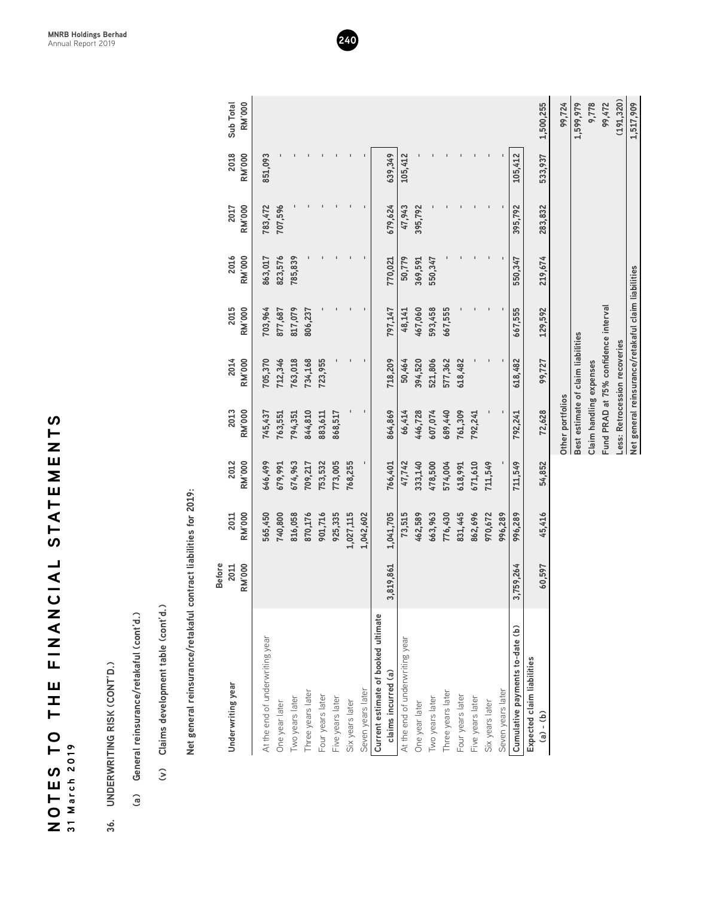# NOTES TO THE FINANCIAL STATEMENTS
31 March 2019

## 36. UNDERWRITING RISK (CONT'D.)

### (a) General reinsurance/retakaful (cont'd.)

#### (v) Claims development table (cont'd.)

**Net general reinsurance/retakaful contract liabilities for 2019:**

| Underwriting year | Before 2011 RM'000 | 2011 RM'000 | 2012 RM'000 | 2013 RM'000 | 2014 RM'000 | 2015 RM'000 | 2016 RM'000 | 2017 RM'000 | 2018 RM'000 | Sub Total RM'000 |
|---|---|---|---|---|---|---|---|---|---|---|
| At the end of underwriting year | | 565,450 | 646,499 | 745,437 | 705,370 | 703,964 | 863,017 | 783,472 | 851,093 | |
| One year later | | 740,800 | 679,991 | 763,551 | 712,346 | 877,687 | 823,576 | 707,596 | - | |
| Two years later | | 816,058 | 674,963 | 794,351 | 763,018 | 817,079 | 785,839 | - | - | |
| Three years later | | 870,176 | 709,217 | 844,810 | 734,168 | 806,237 | - | - | - | |
| Four years later | | 901,716 | 753,532 | 883,611 | 723,955 | - | - | - | - | |
| Five years later | | 925,335 | 773,005 | 868,517 | - | - | - | - | - | |
| Six years later | | 1,027,115 | 768,255 | - | - | - | - | - | - | |
| Seven years later | | 1,042,602 | - | - | - | - | - | - | - | |
| **Current estimate of booked ultimate claims incurred (a)** | 3,819,861 | 1,041,705 | 766,401 | 864,869 | 718,209 | 797,147 | 770,021 | 679,624 | 639,349 | |
| At the end of underwriting year | | 73,515 | 47,742 | 66,414 | 50,464 | 48,141 | 50,779 | 47,943 | 105,412 | |
| One year later | | 462,589 | 333,140 | 446,728 | 394,520 | 467,060 | 369,591 | 395,792 | - | |
| Two years later | | 663,963 | 478,500 | 607,074 | 521,806 | 593,458 | 550,347 | - | - | |
| Three years later | | 776,430 | 574,004 | 689,440 | 577,362 | 667,555 | - | - | - | |
| Four years later | | 831,445 | 618,991 | 761,309 | 618,482 | - | - | - | - | |
| Five years later | | 862,696 | 671,610 | 792,241 | - | - | - | - | - | |
| Six years later | | 970,672 | 711,549 | - | - | - | - | - | - | |
| Seven years later | | 996,289 | - | - | - | - | - | - | - | |
| **Cumulative payments to-date (b)** | 3,759,264 | 996,289 | 711,549 | 792,241 | 618,482 | 667,555 | 550,347 | 395,792 | 105,412 | |
| **Expected claim liabilities (a) - (b)** | 60,597 | 45,416 | 54,852 | 72,628 | 99,727 | 129,592 | 219,674 | 283,832 | 533,937 | 1,500,255 |
| | | | | Other portfolios | | | | | | 99,724 |
| | | | | Best estimate of claim liabilities | | | | | | 1,599,979 |
| | | | | Claim handling expenses | | | | | | 9,778 |
| | | | | Fund PRAD at 75% confidence interval | | | | | | 99,472 |
| | | | | Less: Retrocession recoveries | | | | | | (191,320) |
| | | | | Net general reinsurance/retakaful claim liabilities | | | | | | 1,517,909 |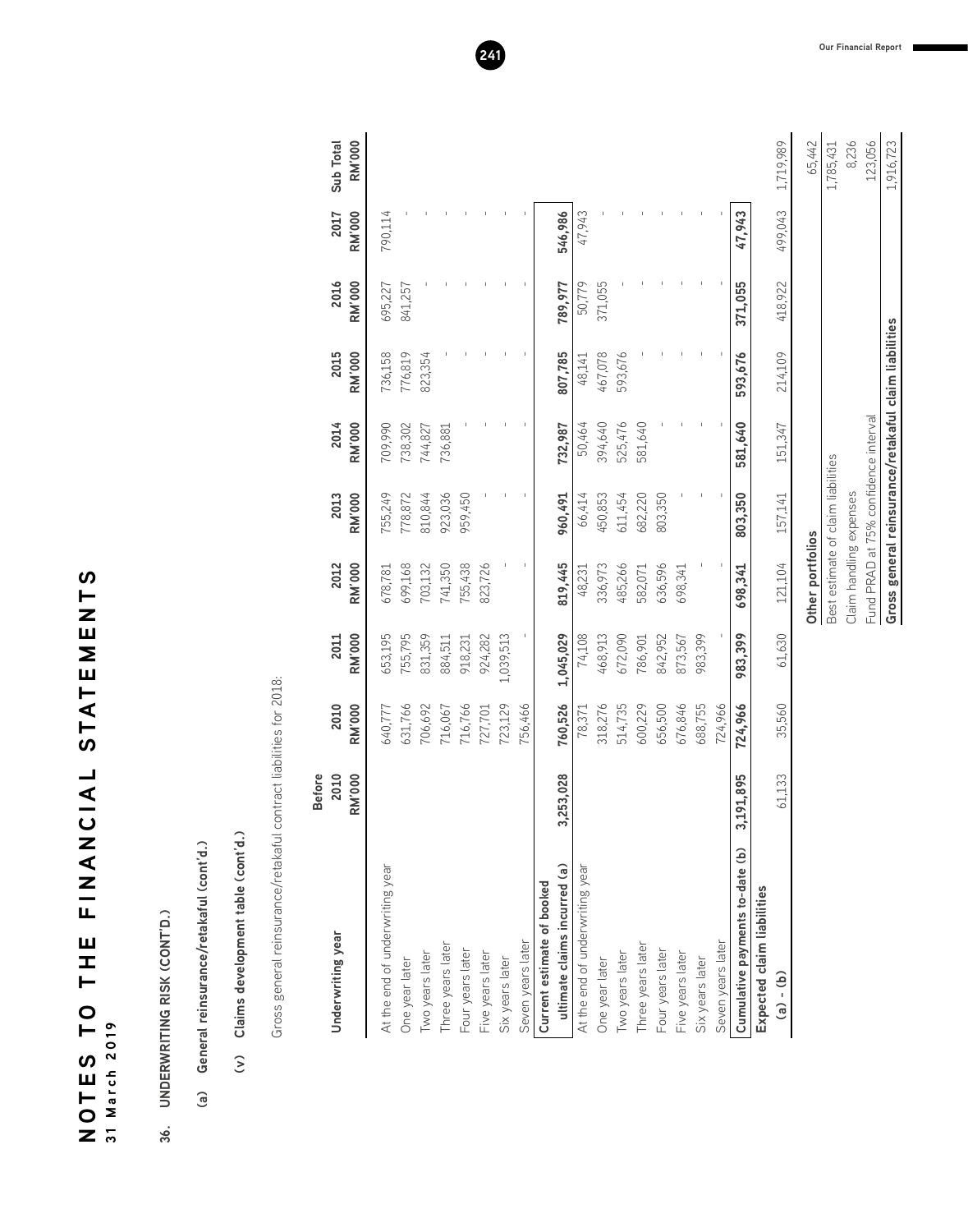# NOTES TO THE FINANCIAL STATEMENTS
**31 March 2019**

## 36. UNDERWRITING RISK (CONT'D.)

### (a) General reinsurance/retakaful (cont'd.)

#### (v) Claims development table (cont'd.)

Gross general reinsurance/retakaful contract liabilities for 2018:

| Underwriting year | Before 2010 RM'000 | 2010 RM'000 | 2011 RM'000 | 2012 RM'000 | 2013 RM'000 | 2014 RM'000 | 2015 RM'000 | 2016 RM'000 | 2017 RM'000 | Sub Total RM'000 |
|---|---|---|---|---|---|---|---|---|---|---|
| At the end of underwriting year | | 640,777 | 653,195 | 678,781 | 755,249 | 709,990 | 736,158 | 695,227 | 790,114 | |
| One year later | | 631,766 | 755,795 | 699,168 | 778,872 | 738,302 | 776,819 | 841,257 | - | |
| Two years later | | 706,692 | 831,359 | 703,132 | 810,844 | 744,827 | 823,354 | - | - | |
| Three years later | | 716,067 | 884,511 | 741,350 | 923,036 | 736,881 | - | - | - | |
| Four years later | | 716,766 | 918,231 | 755,438 | 959,450 | - | - | - | - | |
| Five years later | | 727,701 | 924,282 | 823,726 | - | - | - | - | - | |
| Six years later | | 723,129 | 1,039,513 | - | - | - | - | - | - | |
| Seven years later | | 756,466 | - | - | - | - | - | - | - | |
| **Current estimate of booked ultimate claims incurred (a)** | **3,253,028** | **760,526** | **1,045,029** | **819,445** | **960,491** | **732,987** | **807,785** | **789,977** | **546,986** | |
| At the end of underwriting year | | 78,371 | 74,108 | 48,231 | 66,414 | 50,464 | 48,141 | 50,779 | 47,943 | |
| One year later | | 318,276 | 468,913 | 336,973 | 450,853 | 394,640 | 467,078 | 371,055 | - | |
| Two years later | | 514,735 | 672,090 | 485,266 | 611,454 | 525,476 | 593,676 | - | - | |
| Three years later | | 600,229 | 786,901 | 582,071 | 682,220 | 581,640 | - | - | - | |
| Four years later | | 656,500 | 842,952 | 636,596 | 803,350 | - | - | - | - | |
| Five years later | | 676,846 | 873,567 | 698,341 | - | - | - | - | - | |
| Six years later | | 688,755 | 983,399 | - | - | - | - | - | - | |
| Seven years later | | 724,966 | - | - | - | - | - | - | - | |
| **Cumulative payments to-date (b)** | **3,191,895** | **724,966** | **983,399** | **698,341** | **803,350** | **581,640** | **593,676** | **371,055** | **47,943** | |
| **Expected claim liabilities (a) - (b)** | 61,133 | 35,560 | 61,630 | 121,104 | 157,141 | 151,347 | 214,109 | 418,922 | 499,043 | 1,719,989 |
| **Other portfolios** | | | | | | | | | | 65,442 |
| Best estimate of claim liabilities | | | | | | | | | | 1,785,431 |
| Claim handling expenses | | | | | | | | | | 8,236 |
| Fund PRAD at 75% confidence interval | | | | | | | | | | 123,056 |
| **Gross general reinsurance/retakaful claim liabilities** | | | | | | | | | | 1,916,723 |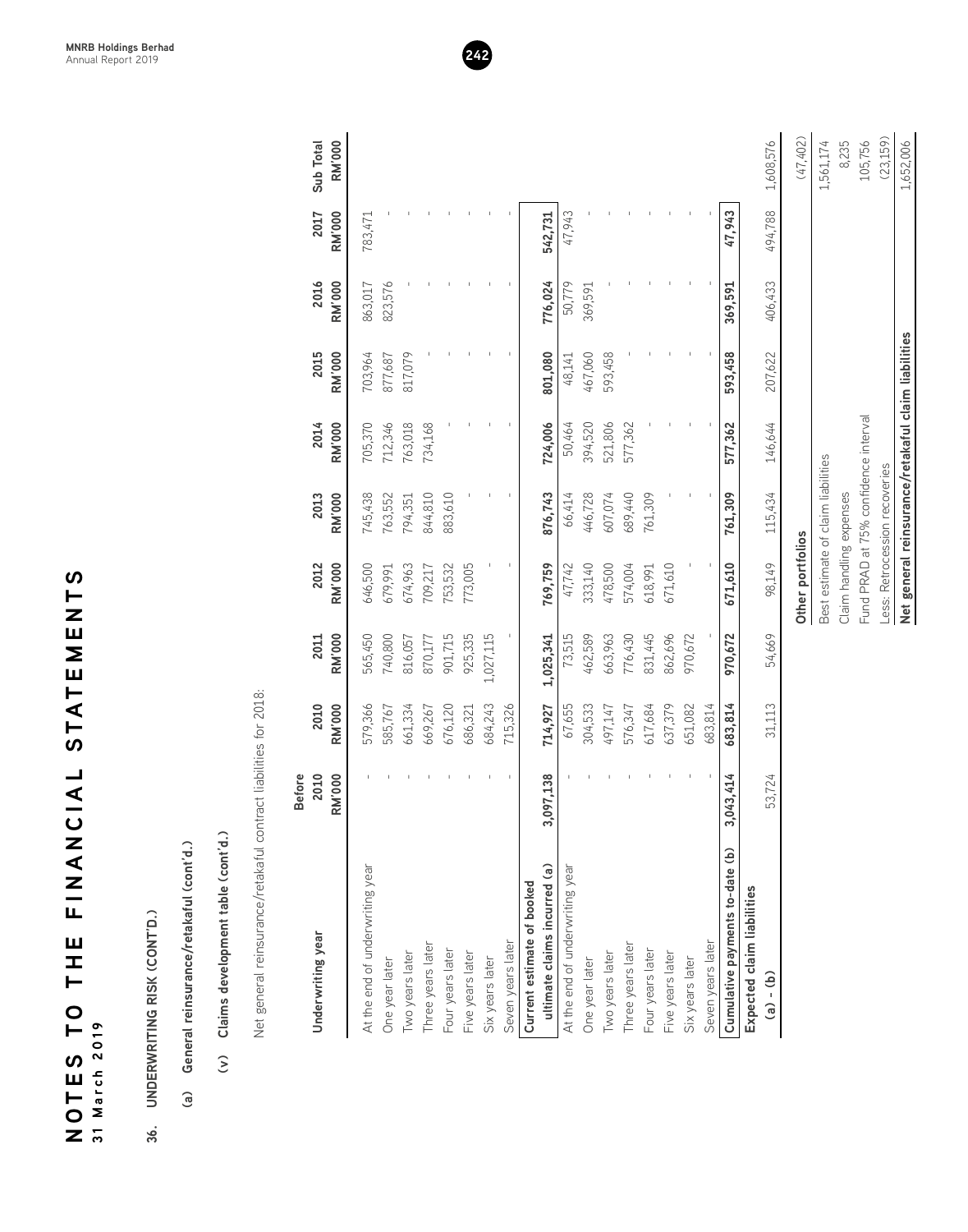# NOTES TO THE FINANCIAL STATEMENTS

31 March 2019

## 36. UNDERWRITING RISK (CONT'D.)

### (a) General reinsurance/retakaful (cont'd.)

#### (v) Claims development table (cont'd.)

Net general reinsurance/retakaful contract liabilities for 2018:

| Underwriting year | Before 2010 RM'000 | 2010 RM'000 | 2011 RM'000 | 2012 RM'000 | 2013 RM'000 | 2014 RM'000 | 2015 RM'000 | 2016 RM'000 | 2017 RM'000 | Sub Total RM'000 |
|---|---|---|---|---|---|---|---|---|---|---|
| At the end of underwriting year | - | 579,366 | 565,450 | 646,500 | 745,438 | 705,370 | 703,964 | 863,017 | 783,471 | |
| One year later | - | 585,767 | 740,800 | 679,991 | 763,552 | 712,346 | 877,687 | 823,576 | - | |
| Two years later | - | 661,334 | 816,057 | 674,963 | 794,351 | 763,018 | 817,079 | - | - | |
| Three years later | - | 669,267 | 870,177 | 709,217 | 844,810 | 734,168 | - | - | - | |
| Four years later | - | 676,120 | 901,715 | 753,532 | 883,610 | - | - | - | - | |
| Five years later | - | 686,321 | 925,335 | 773,005 | - | - | - | - | - | |
| Six years later | - | 684,243 | 1,027,115 | - | - | - | - | - | - | |
| Seven years later | - | 715,326 | - | - | - | - | - | - | - | |
| **Current estimate of booked ultimate claims incurred (a)** | **3,097,138** | **714,927** | **1,025,341** | **769,759** | **876,743** | **724,006** | **801,080** | **776,024** | **542,731** | |
| At the end of underwriting year | - | 67,655 | 73,515 | 47,742 | 66,414 | 50,464 | 48,141 | 50,779 | 47,943 | |
| One year later | - | 304,533 | 462,589 | 333,140 | 446,728 | 394,520 | 467,060 | 369,591 | - | |
| Two years later | - | 497,147 | 663,963 | 478,500 | 607,074 | 521,806 | 593,458 | - | - | |
| Three years later | - | 576,347 | 776,430 | 574,004 | 689,440 | 577,362 | - | - | - | |
| Four years later | - | 617,684 | 831,445 | 618,991 | 761,309 | - | - | - | - | |
| Five years later | - | 637,379 | 862,696 | 671,610 | - | - | - | - | - | |
| Six years later | - | 651,082 | 970,672 | - | - | - | - | - | - | |
| Seven years later | - | 683,814 | - | - | - | - | - | - | - | |
| **Cumulative payments to-date (b)** | **3,043,414** | **683,814** | **970,672** | **671,610** | **761,309** | **577,362** | **593,458** | **369,591** | **47,943** | |
| **Expected claim liabilities** | | | | | | | | | | |
| **(a) - (b)** | 53,724 | 31,113 | 54,669 | 98,149 | 115,434 | 146,644 | 207,622 | 406,433 | 494,788 | 1,608,576 |
| Other portfolios | | | | | | | | | | (47,402) |
| Best estimate of claim liabilities | | | | | | | | | | 1,561,174 |
| Claim handling expenses | | | | | | | | | | 8,235 |
| Fund PRAD at 75% confidence interval | | | | | | | | | | 105,756 |
| Less: Retrocession recoveries | | | | | | | | | | (23,159) |
| **Net general reinsurance/retakaful claim liabilities** | | | | | | | | | | 1,652,006 |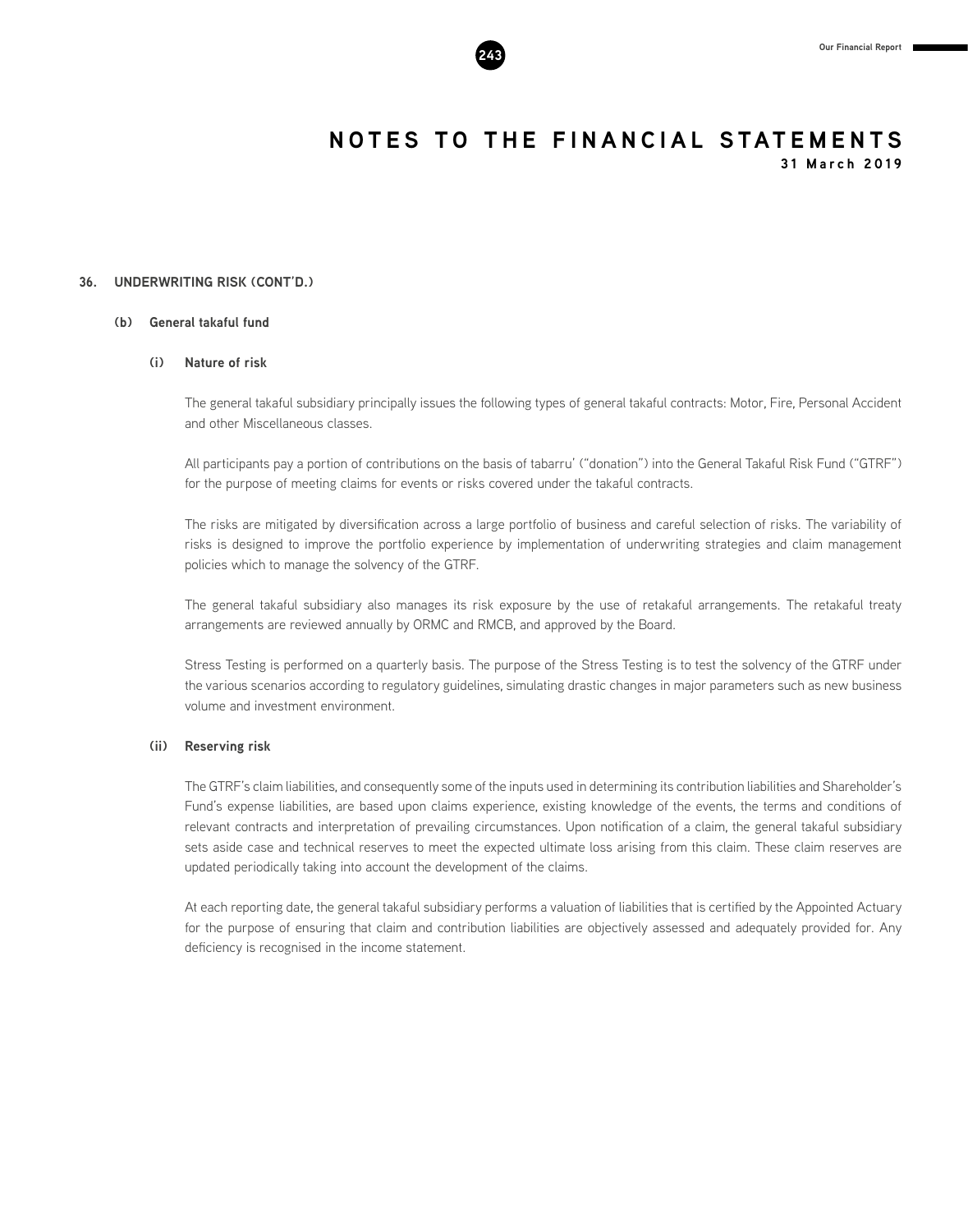# NOTES TO THE FINANCIAL STATEMENTS

**31 March 2019**

## 36. UNDERWRITING RISK (CONT'D.)

### (b) General takaful fund

#### (i) Nature of risk

The general takaful subsidiary principally issues the following types of general takaful contracts: Motor, Fire, Personal Accident and other Miscellaneous classes.

All participants pay a portion of contributions on the basis of tabarru' ("donation") into the General Takaful Risk Fund ("GTRF") for the purpose of meeting claims for events or risks covered under the takaful contracts.

The risks are mitigated by diversification across a large portfolio of business and careful selection of risks. The variability of risks is designed to improve the portfolio experience by implementation of underwriting strategies and claim management policies which to manage the solvency of the GTRF.

The general takaful subsidiary also manages its risk exposure by the use of retakaful arrangements. The retakaful treaty arrangements are reviewed annually by ORMC and RMCB, and approved by the Board.

Stress Testing is performed on a quarterly basis. The purpose of the Stress Testing is to test the solvency of the GTRF under the various scenarios according to regulatory guidelines, simulating drastic changes in major parameters such as new business volume and investment environment.

#### (ii) Reserving risk

The GTRF's claim liabilities, and consequently some of the inputs used in determining its contribution liabilities and Shareholder's Fund's expense liabilities, are based upon claims experience, existing knowledge of the events, the terms and conditions of relevant contracts and interpretation of prevailing circumstances. Upon notification of a claim, the general takaful subsidiary sets aside case and technical reserves to meet the expected ultimate loss arising from this claim. These claim reserves are updated periodically taking into account the development of the claims.

At each reporting date, the general takaful subsidiary performs a valuation of liabilities that is certified by the Appointed Actuary for the purpose of ensuring that claim and contribution liabilities are objectively assessed and adequately provided for. Any deficiency is recognised in the income statement.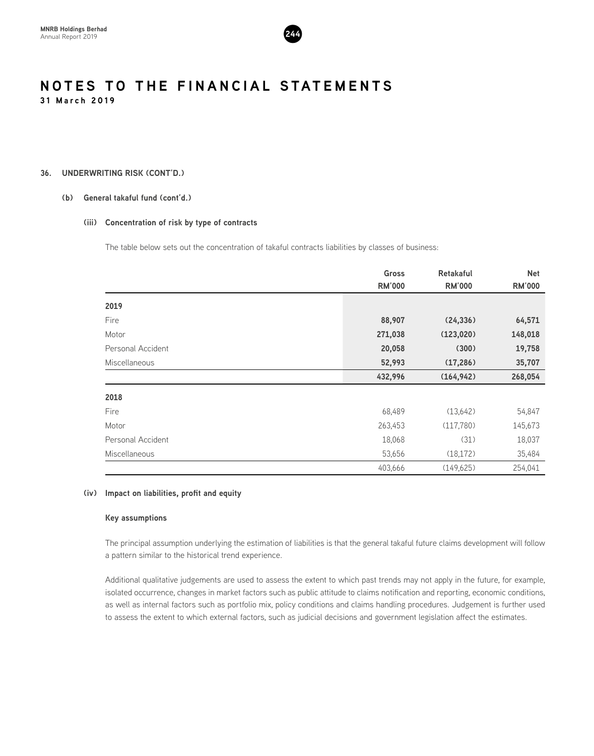# NOTES TO THE FINANCIAL STATEMENTS

**31 March 2019**

## 36. UNDERWRITING RISK (CONT'D.)

### (b) General takaful fund (cont'd.)

#### (iii) Concentration of risk by type of contracts

The table below sets out the concentration of takaful contracts liabilities by classes of business:

| | Gross RM'000 | Retakaful RM'000 | Net RM'000 |
|---|---|---|---|
| **2019** | | | |
| Fire | **88,907** | **(24,336)** | **64,571** |
| Motor | **271,038** | **(123,020)** | **148,018** |
| Personal Accident | **20,058** | **(300)** | **19,758** |
| Miscellaneous | **52,993** | **(17,286)** | **35,707** |
| | **432,996** | **(164,942)** | **268,054** |
| **2018** | | | |
| Fire | 68,489 | (13,642) | 54,847 |
| Motor | 263,453 | (117,780) | 145,673 |
| Personal Accident | 18,068 | (31) | 18,037 |
| Miscellaneous | 53,656 | (18,172) | 35,484 |
| | 403,666 | (149,625) | 254,041 |

#### (iv) Impact on liabilities, profit and equity

**Key assumptions**

The principal assumption underlying the estimation of liabilities is that the general takaful future claims development will follow a pattern similar to the historical trend experience.

Additional qualitative judgements are used to assess the extent to which past trends may not apply in the future, for example, isolated occurrence, changes in market factors such as public attitude to claims notification and reporting, economic conditions, as well as internal factors such as portfolio mix, policy conditions and claims handling procedures. Judgement is further used to assess the extent to which external factors, such as judicial decisions and government legislation affect the estimates.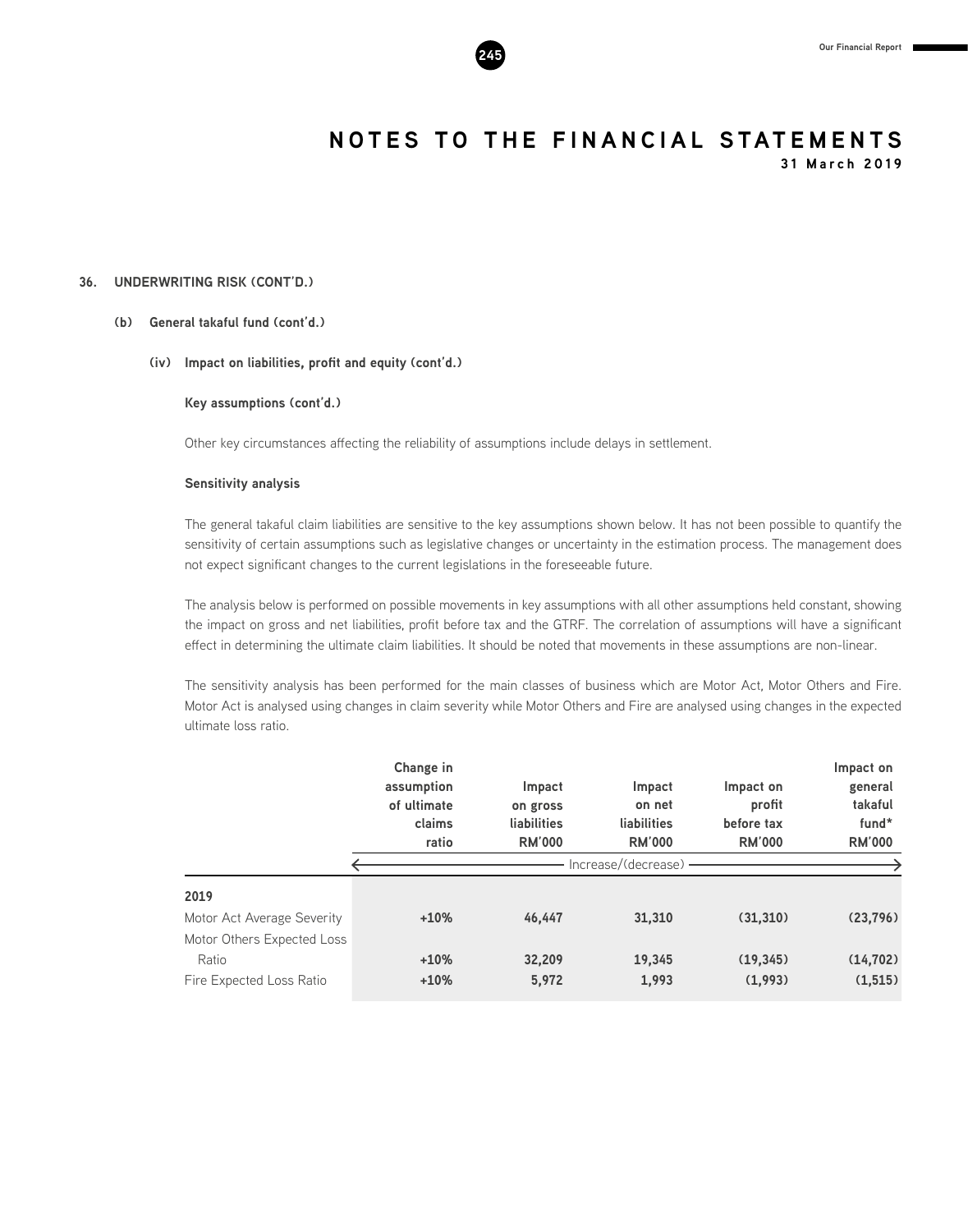# NOTES TO THE FINANCIAL STATEMENTS

**31 March 2019**

## 36. UNDERWRITING RISK (CONT'D.)

### (b) General takaful fund (cont'd.)

#### (iv) Impact on liabilities, profit and equity (cont'd.)

**Key assumptions (cont'd.)**

Other key circumstances affecting the reliability of assumptions include delays in settlement.

**Sensitivity analysis**

The general takaful claim liabilities are sensitive to the key assumptions shown below. It has not been possible to quantify the sensitivity of certain assumptions such as legislative changes or uncertainty in the estimation process. The management does not expect significant changes to the current legislations in the foreseeable future.

The analysis below is performed on possible movements in key assumptions with all other assumptions held constant, showing the impact on gross and net liabilities, profit before tax and the GTRF. The correlation of assumptions will have a significant effect in determining the ultimate claim liabilities. It should be noted that movements in these assumptions are non-linear.

The sensitivity analysis has been performed for the main classes of business which are Motor Act, Motor Others and Fire. Motor Act is analysed using changes in claim severity while Motor Others and Fire are analysed using changes in the expected ultimate loss ratio.

| | Change in assumption of ultimate claims ratio | Impact on gross liabilities RM'000 | Impact on net liabilities RM'000 | Impact on profit before tax RM'000 | Impact on general takaful fund* RM'000 |
|---|---|---|---|---|---|
| | Increase/(decrease) | | | | |
| **2019** | | | | | |
| Motor Act Average Severity | **+10%** | **46,447** | **31,310** | **(31,310)** | **(23,796)** |
| Motor Others Expected Loss Ratio | **+10%** | **32,209** | **19,345** | **(19,345)** | **(14,702)** |
| Fire Expected Loss Ratio | **+10%** | **5,972** | **1,993** | **(1,993)** | **(1,515)** |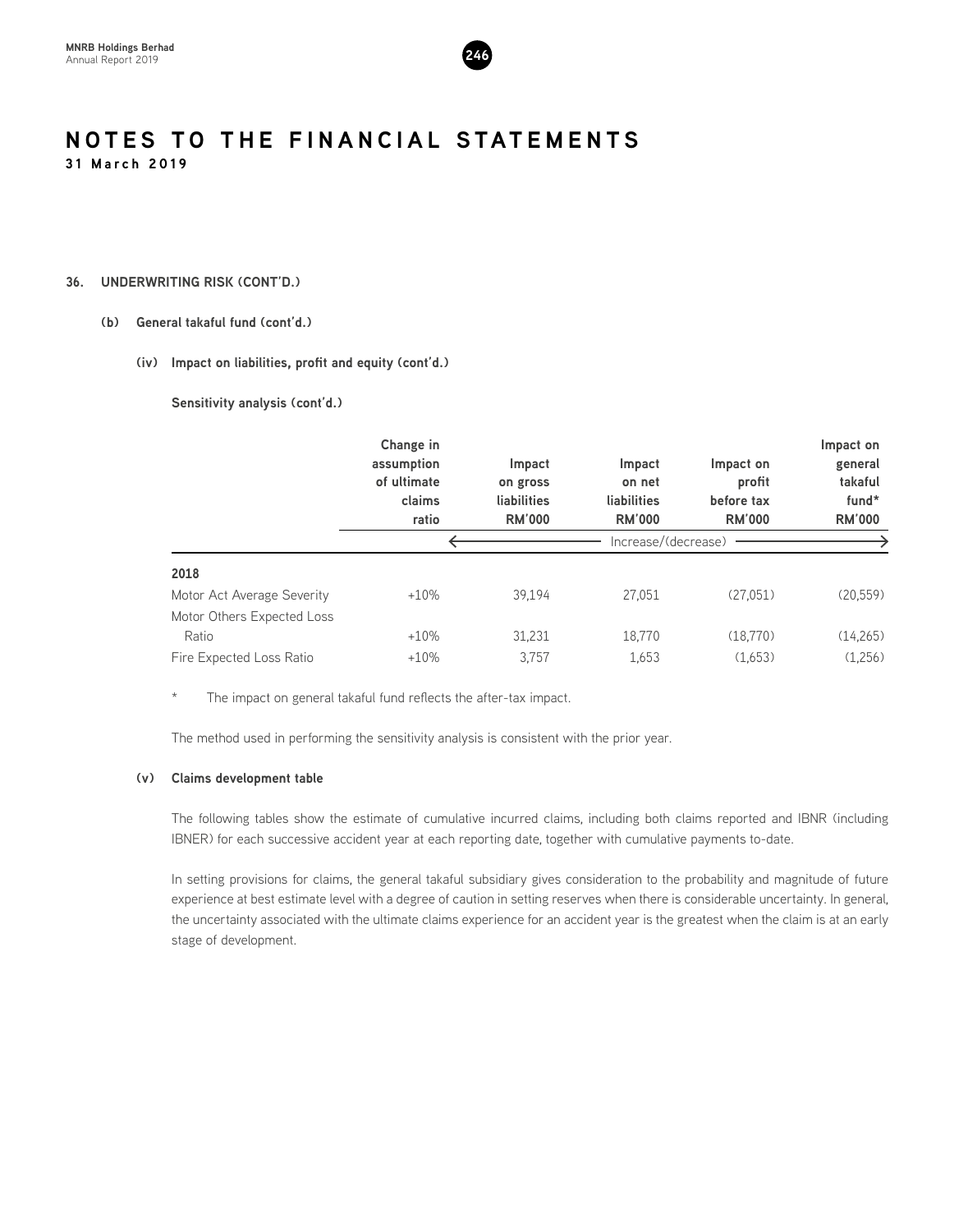# NOTES TO THE FINANCIAL STATEMENTS

**31 March 2019**

## 36. UNDERWRITING RISK (CONT'D.)

### (b) General takaful fund (cont'd.)

#### (iv) Impact on liabilities, profit and equity (cont'd.)

**Sensitivity analysis (cont'd.)**

| | Change in assumption of ultimate claims ratio | Impact on gross liabilities RM'000 | Impact on net liabilities RM'000 | Impact on profit before tax RM'000 | Impact on general takaful fund* RM'000 |
|---|---|---|---|---|---|
| | | Increase/(decrease) | | | |
| **2018** | | | | | |
| Motor Act Average Severity | +10% | 39,194 | 27,051 | (27,051) | (20,559) |
| Motor Others Expected Loss Ratio | +10% | 31,231 | 18,770 | (18,770) | (14,265) |
| Fire Expected Loss Ratio | +10% | 3,757 | 1,653 | (1,653) | (1,256) |

\* The impact on general takaful fund reflects the after-tax impact.

The method used in performing the sensitivity analysis is consistent with the prior year.

#### (v) Claims development table

The following tables show the estimate of cumulative incurred claims, including both claims reported and IBNR (including IBNER) for each successive accident year at each reporting date, together with cumulative payments to-date.

In setting provisions for claims, the general takaful subsidiary gives consideration to the probability and magnitude of future experience at best estimate level with a degree of caution in setting reserves when there is considerable uncertainty. In general, the uncertainty associated with the ultimate claims experience for an accident year is the greatest when the claim is at an early stage of development.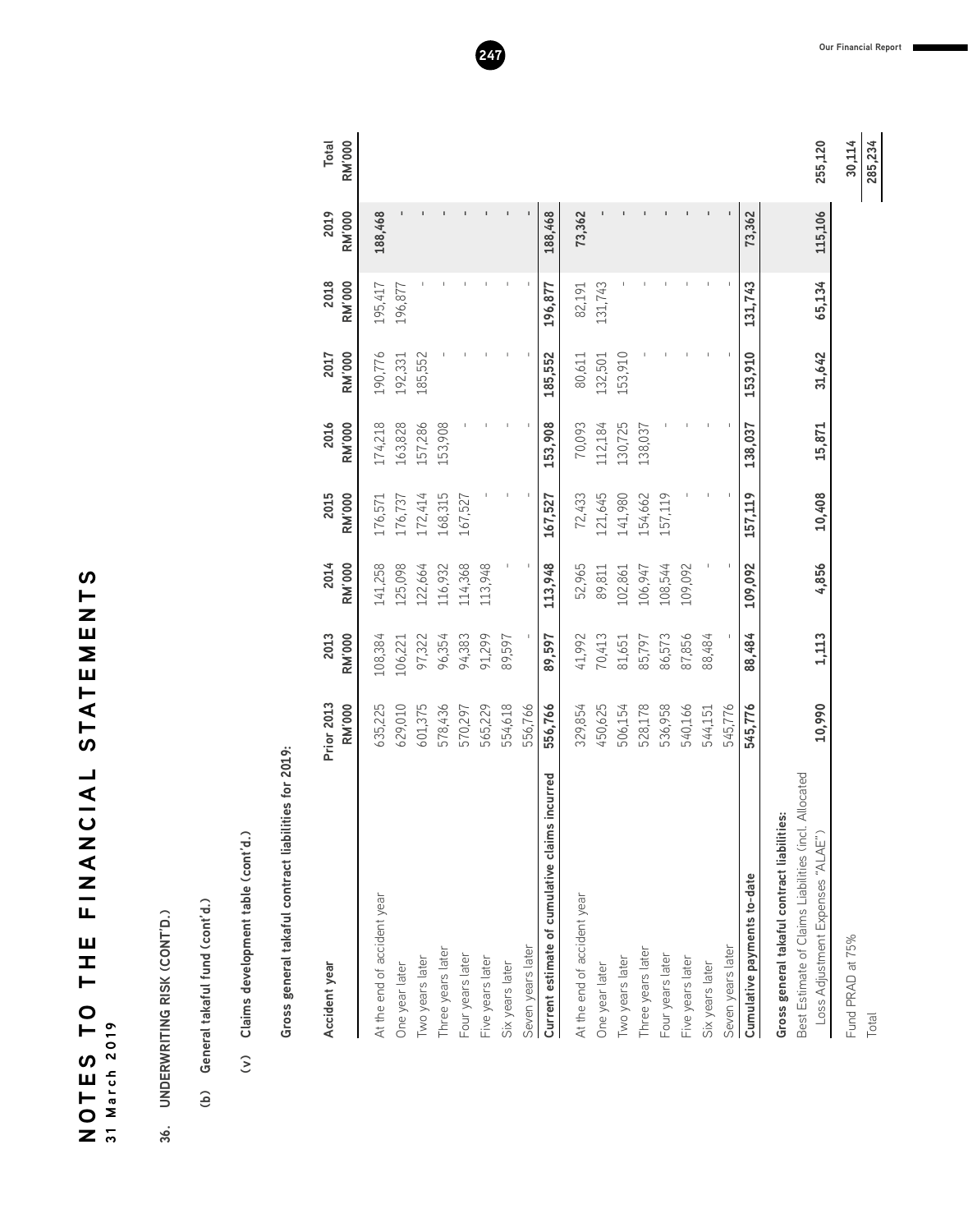# NOTES TO THE FINANCIAL STATEMENTS
31 March 2019

36. UNDERWRITING RISK (CONT'D.)

(b) General takaful fund (cont'd.)

(v) Claims development table (cont'd.)

**Gross general takaful contract liabilities for 2019:**

| Accident year | Prior 2013 RM'000 | 2013 RM'000 | 2014 RM'000 | 2015 RM'000 | 2016 RM'000 | 2017 RM'000 | 2018 RM'000 | 2019 RM'000 | Total RM'000 |
|---|---|---|---|---|---|---|---|---|---|
| At the end of accident year | 635,225 | 108,384 | 141,258 | 176,571 | 174,218 | 190,776 | 195,417 | 188,468 | |
| One year later | 629,010 | 106,221 | 125,098 | 176,737 | 163,828 | 192,331 | 196,877 | - | |
| Two years later | 601,375 | 97,322 | 122,664 | 172,414 | 157,286 | 185,552 | - | - | |
| Three years later | 578,436 | 96,354 | 116,932 | 168,315 | 153,908 | - | - | - | |
| Four years later | 570,297 | 94,383 | 114,368 | 167,527 | - | - | - | - | |
| Five years later | 565,229 | 91,299 | 113,948 | - | - | - | - | - | |
| Six years later | 554,618 | 89,597 | - | - | - | - | - | - | |
| Seven years later | 556,766 | - | - | - | - | - | - | - | |
| **Current estimate of cumulative claims incurred** | **556,766** | **89,597** | **113,948** | **167,527** | **153,908** | **185,552** | **196,877** | **188,468** | |
| At the end of accident year | 329,854 | 41,992 | 52,965 | 72,433 | 70,093 | 80,611 | 82,191 | 73,362 | |
| One year later | 450,625 | 70,413 | 89,811 | 121,645 | 112,184 | 132,501 | 131,743 | - | |
| Two years later | 506,154 | 81,651 | 102,861 | 141,980 | 130,725 | 153,910 | - | - | |
| Three years later | 528,178 | 85,797 | 106,947 | 154,662 | 138,037 | - | - | - | |
| Four years later | 536,958 | 86,573 | 108,544 | 157,119 | - | - | - | - | |
| Five years later | 540,166 | 87,856 | 109,092 | - | - | - | - | - | |
| Six years later | 544,151 | 88,484 | - | - | - | - | - | - | |
| Seven years later | 545,776 | - | - | - | - | - | - | - | |
| **Cumulative payments to-date** | **545,776** | **88,484** | **109,092** | **157,119** | **138,037** | **153,910** | **131,743** | **73,362** | |
| **Gross general takaful contract liabilities:** | | | | | | | | | |
| Best Estimate of Claims Liabilities (incl. Allocated Loss Adjustment Expenses "ALAE") | **10,990** | **1,113** | **4,856** | **10,408** | **15,871** | **31,642** | **65,134** | **115,106** | **255,120** |
| Fund PRAD at 75% | | | | | | | | | **30,114** |
| Total | | | | | | | | | **285,234** |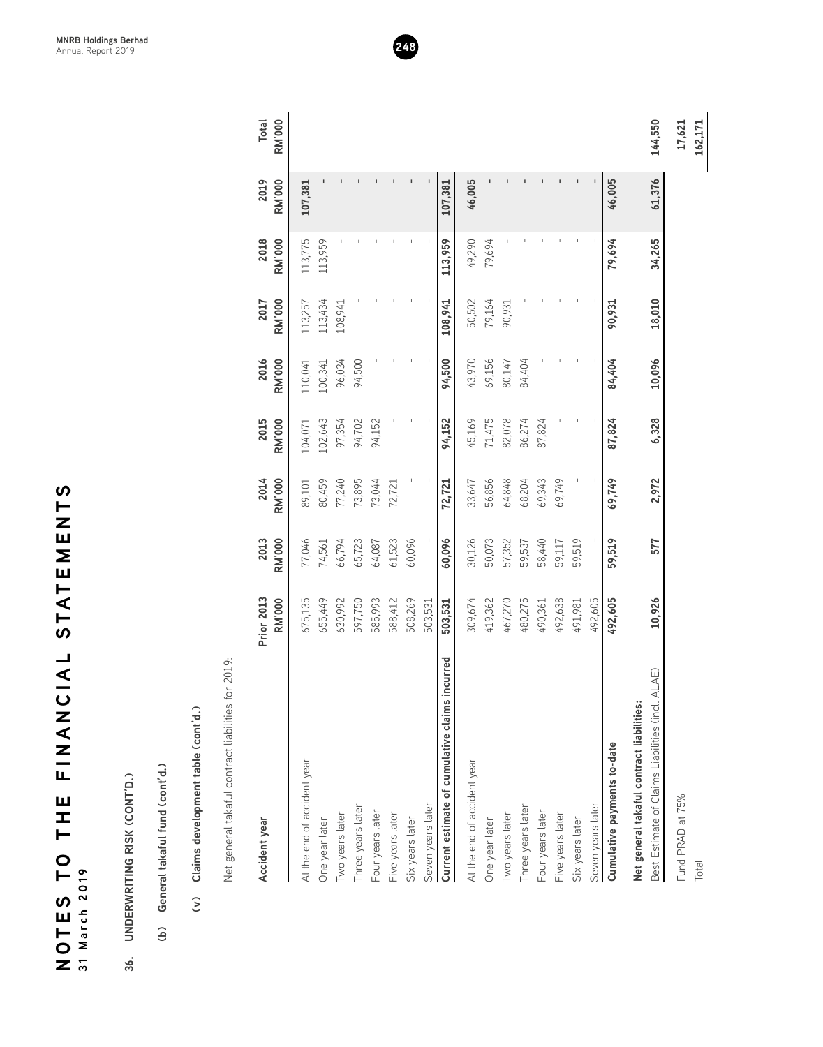# NOTES TO THE FINANCIAL STATEMENTS
31 March 2019

## 36. UNDERWRITING RISK (CONT'D.)

### (b) General takaful fund (cont'd.)

#### (v) Claims development table (cont'd.)

Net general takaful contract liabilities for 2019:

| Accident year | Prior 2013 RM'000 | 2013 RM'000 | 2014 RM'000 | 2015 RM'000 | 2016 RM'000 | 2017 RM'000 | 2018 RM'000 | 2019 RM'000 | Total RM'000 |
|---|---|---|---|---|---|---|---|---|---|
| At the end of accident year | 675,135 | 77,046 | 89,101 | 104,071 | 110,041 | 113,257 | 113,775 | 107,381 | |
| One year later | 655,449 | 74,561 | 80,459 | 102,643 | 100,341 | 113,434 | 113,959 | - | |
| Two years later | 630,992 | 66,794 | 77,240 | 97,354 | 96,034 | 108,941 | - | - | |
| Three years later | 597,750 | 65,723 | 73,895 | 94,702 | 94,500 | - | - | - | |
| Four years later | 585,993 | 64,087 | 73,044 | 94,152 | - | - | - | - | |
| Five years later | 588,412 | 61,523 | 72,721 | - | - | - | - | - | |
| Six years later | 508,269 | 60,096 | - | - | - | - | - | - | |
| Seven years later | 503,531 | - | - | - | - | - | - | - | |
| **Current estimate of cumulative claims incurred** | **503,531** | **60,096** | **72,721** | **94,152** | **94,500** | **108,941** | **113,959** | **107,381** | |
| At the end of accident year | 309,674 | 30,126 | 33,647 | 45,169 | 43,970 | 50,502 | 49,290 | 46,005 | |
| One year later | 419,362 | 50,073 | 56,856 | 71,475 | 69,156 | 79,164 | 79,694 | - | |
| Two years later | 467,270 | 57,352 | 64,848 | 82,078 | 80,147 | 90,931 | - | - | |
| Three years later | 480,275 | 59,537 | 68,204 | 86,274 | 84,404 | - | - | - | |
| Four years later | 490,361 | 58,440 | 69,343 | 87,824 | - | - | - | - | |
| Five years later | 492,638 | 59,117 | 69,749 | - | - | - | - | - | |
| Six years later | 491,981 | 59,519 | - | - | - | - | - | - | |
| Seven years later | 492,605 | - | - | - | - | - | - | - | |
| **Cumulative payments to-date** | **492,605** | **59,519** | **69,749** | **87,824** | **84,404** | **90,931** | **79,694** | **46,005** | |
| **Net general takaful contract liabilities:** | | | | | | | | | |
| Best Estimate of Claims Liabilities (incl. ALAE) | **10,926** | **577** | **2,972** | **6,328** | **10,096** | **18,010** | **34,265** | **61,376** | **144,550** |
| Fund PRAD at 75% | | | | | | | | | **17,621** |
| Total | | | | | | | | | **162,171** |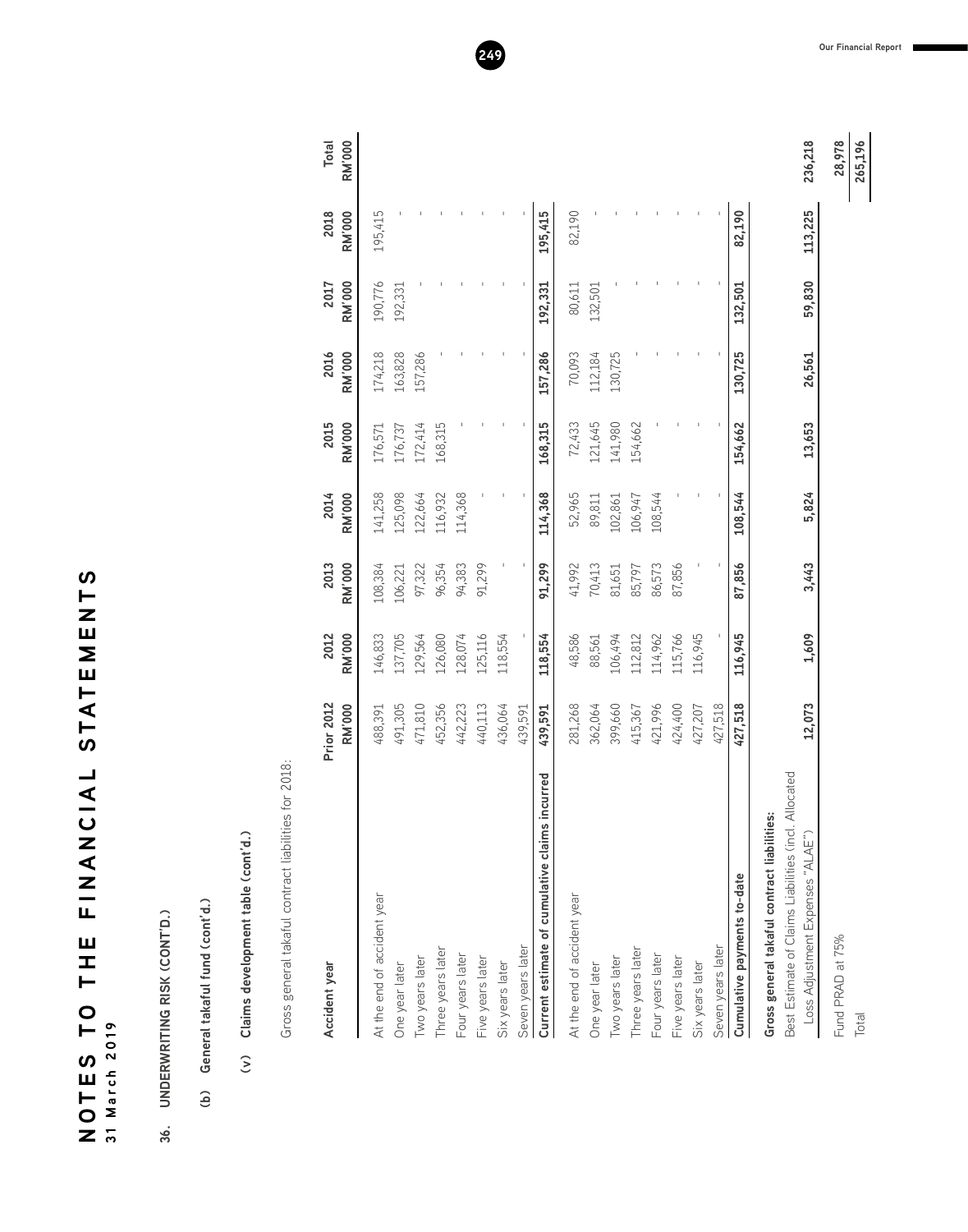# NOTES TO THE FINANCIAL STATEMENTS

31 March 2019

36. UNDERWRITING RISK (CONT'D.)

(b) General takaful fund (cont'd.)

(v) Claims development table (cont'd.)

Gross general takaful contract liabilities for 2018:

| Accident year | Prior 2012 RM'000 | 2012 RM'000 | 2013 RM'000 | 2014 RM'000 | 2015 RM'000 | 2016 RM'000 | 2017 RM'000 | 2018 RM'000 | Total RM'000 |
|---|---|---|---|---|---|---|---|---|---|
| At the end of accident year | 488,391 | 146,833 | 108,384 | 141,258 | 176,571 | 174,218 | 190,776 | 195,415 | |
| One year later | 491,305 | 137,705 | 106,221 | 125,098 | 176,737 | 163,828 | 192,331 | - | |
| Two years later | 471,810 | 129,564 | 97,322 | 122,664 | 172,414 | 157,286 | - | - | |
| Three years later | 452,356 | 126,080 | 96,354 | 116,932 | 168,315 | - | - | - | |
| Four years later | 442,223 | 128,074 | 94,383 | 114,368 | - | - | - | - | |
| Five years later | 440,113 | 125,116 | 91,299 | - | - | - | - | - | |
| Six years later | 436,064 | 118,554 | - | - | - | - | - | - | |
| Seven years later | 439,591 | - | - | - | - | - | - | - | |
| **Current estimate of cumulative claims incurred** | **439,591** | **118,554** | **91,299** | **114,368** | **168,315** | **157,286** | **192,331** | **195,415** | |
| At the end of accident year | 281,268 | 48,586 | 41,992 | 52,965 | 72,433 | 70,093 | 80,611 | 82,190 | |
| One year later | 362,064 | 88,561 | 70,413 | 89,811 | 121,645 | 112,184 | 132,501 | - | |
| Two years later | 399,660 | 106,494 | 81,651 | 102,861 | 141,980 | 130,725 | - | - | |
| Three years later | 415,367 | 112,812 | 85,797 | 106,947 | 154,662 | - | - | - | |
| Four years later | 421,996 | 114,962 | 86,573 | 108,544 | - | - | - | - | |
| Five years later | 424,400 | 115,766 | 87,856 | - | - | - | - | - | |
| Six years later | 427,207 | 116,945 | - | - | - | - | - | - | |
| Seven years later | 427,518 | - | - | - | - | - | - | - | |
| **Cumulative payments to-date** | **427,518** | **116,945** | **87,856** | **108,544** | **154,662** | **130,725** | **132,501** | **82,190** | |
| **Gross general takaful contract liabilities:** | | | | | | | | | |
| Best Estimate of Claims Liabilities (incl. Allocated Loss Adjustment Expenses "ALAE") | **12,073** | **1,609** | **3,443** | **5,824** | **13,653** | **26,561** | **59,830** | **113,225** | **236,218** |
| Fund PRAD at 75% | | | | | | | | | **28,978** |
| Total | | | | | | | | | **265,196** |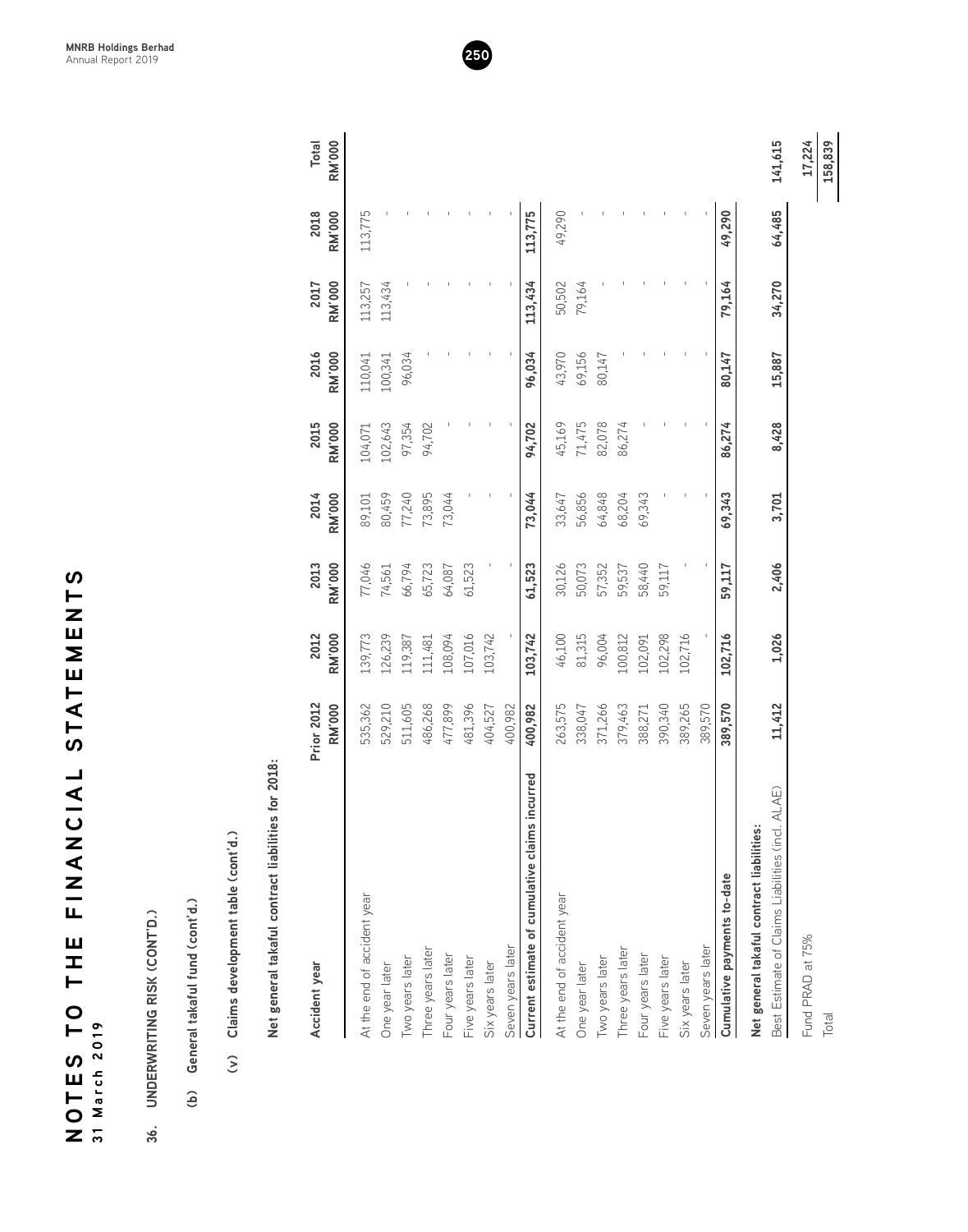# NOTES TO THE FINANCIAL STATEMENTS

31 March 2019

## 36. UNDERWRITING RISK (CONT'D.)

### (b) General takaful fund (cont'd.)

#### (v) Claims development table (cont'd.)

**Net general takaful contract liabilities for 2018:**

| Accident year | Prior 2012 RM'000 | 2012 RM'000 | 2013 RM'000 | 2014 RM'000 | 2015 RM'000 | 2016 RM'000 | 2017 RM'000 | 2018 RM'000 | Total RM'000 |
|---|---|---|---|---|---|---|---|---|---|
| At the end of accident year | 535,362 | 139,773 | 77,046 | 89,101 | 104,071 | 110,041 | 113,257 | 113,775 | |
| One year later | 529,210 | 126,239 | 74,561 | 80,459 | 102,643 | 100,341 | 113,434 | - | |
| Two years later | 511,605 | 119,387 | 66,794 | 77,240 | 97,354 | 96,034 | - | - | |
| Three years later | 486,268 | 111,481 | 65,723 | 73,895 | 94,702 | - | - | - | |
| Four years later | 477,899 | 108,094 | 64,087 | 73,044 | - | - | - | - | |
| Five years later | 481,396 | 107,016 | 61,523 | - | - | - | - | - | |
| Six years later | 404,527 | 103,742 | - | - | - | - | - | - | |
| Seven years later | 400,982 | - | - | - | - | - | - | - | |
| **Current estimate of cumulative claims incurred** | **400,982** | **103,742** | **61,523** | **73,044** | **94,702** | **96,034** | **113,434** | **113,775** | |
| At the end of accident year | 263,575 | 46,100 | 30,126 | 33,647 | 45,169 | 43,970 | 50,502 | 49,290 | |
| One year later | 338,047 | 81,315 | 50,073 | 56,856 | 71,475 | 69,156 | 79,164 | - | |
| Two years later | 371,266 | 96,004 | 57,352 | 64,848 | 82,078 | 80,147 | - | - | |
| Three years later | 379,463 | 100,812 | 59,537 | 68,204 | 86,274 | - | - | - | |
| Four years later | 388,271 | 102,091 | 58,440 | 69,343 | - | - | - | - | |
| Five years later | 390,340 | 102,298 | 59,117 | - | - | - | - | - | |
| Six years later | 389,265 | 102,716 | - | - | - | - | - | - | |
| Seven years later | 389,570 | - | - | - | - | - | - | - | |
| **Cumulative payments to-date** | **389,570** | **102,716** | **59,117** | **69,343** | **86,274** | **80,147** | **79,164** | **49,290** | |
| **Net general takaful contract liabilities:** | | | | | | | | | |
| Best Estimate of Claims Liabilities (incl. ALAE) | **11,412** | **1,026** | **2,406** | **3,701** | **8,428** | **15,887** | **34,270** | **64,485** | **141,615** |
| Fund PRAD at 75% | | | | | | | | | **17,224** |
| Total | | | | | | | | | **158,839** |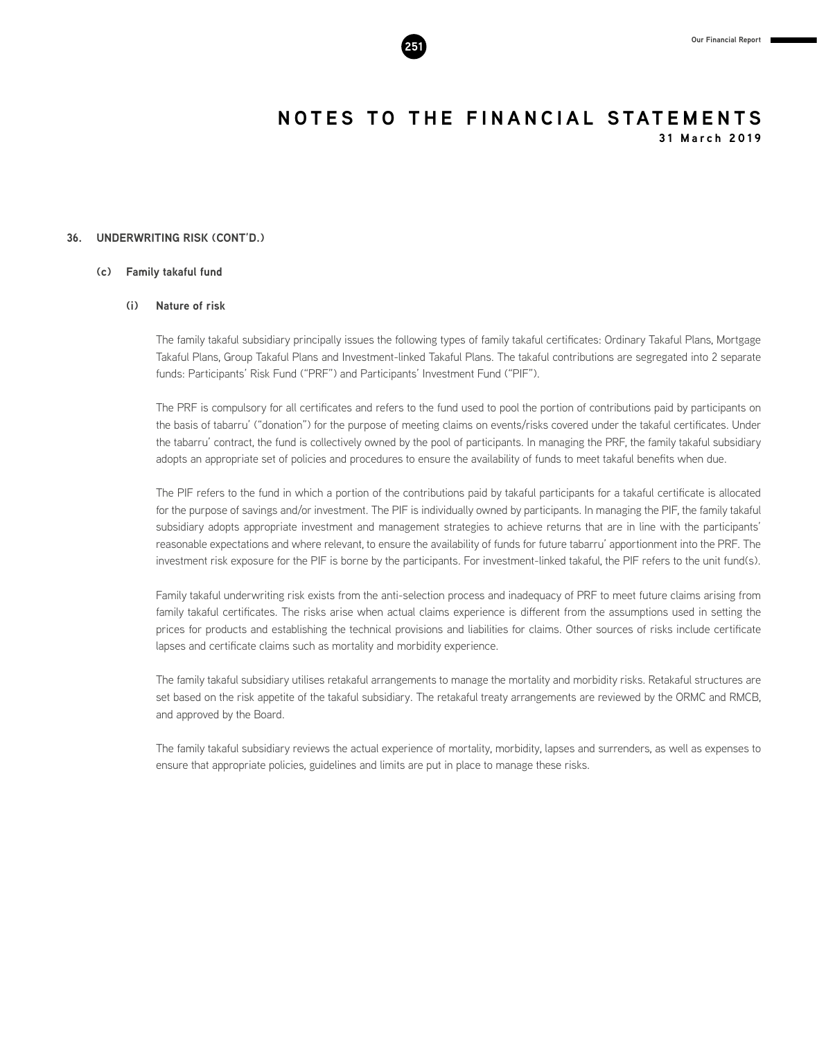# NOTES TO THE FINANCIAL STATEMENTS

31 March 2019

## 36. UNDERWRITING RISK (CONT'D.)

### (c) Family takaful fund

#### (i) Nature of risk

The family takaful subsidiary principally issues the following types of family takaful certificates: Ordinary Takaful Plans, Mortgage Takaful Plans, Group Takaful Plans and Investment-linked Takaful Plans. The takaful contributions are segregated into 2 separate funds: Participants' Risk Fund ("PRF") and Participants' Investment Fund ("PIF").

The PRF is compulsory for all certificates and refers to the fund used to pool the portion of contributions paid by participants on the basis of tabarru' ("donation") for the purpose of meeting claims on events/risks covered under the takaful certificates. Under the tabarru' contract, the fund is collectively owned by the pool of participants. In managing the PRF, the family takaful subsidiary adopts an appropriate set of policies and procedures to ensure the availability of funds to meet takaful benefits when due.

The PIF refers to the fund in which a portion of the contributions paid by takaful participants for a takaful certificate is allocated for the purpose of savings and/or investment. The PIF is individually owned by participants. In managing the PIF, the family takaful subsidiary adopts appropriate investment and management strategies to achieve returns that are in line with the participants' reasonable expectations and where relevant, to ensure the availability of funds for future tabarru' apportionment into the PRF. The investment risk exposure for the PIF is borne by the participants. For investment-linked takaful, the PIF refers to the unit fund(s).

Family takaful underwriting risk exists from the anti-selection process and inadequacy of PRF to meet future claims arising from family takaful certificates. The risks arise when actual claims experience is different from the assumptions used in setting the prices for products and establishing the technical provisions and liabilities for claims. Other sources of risks include certificate lapses and certificate claims such as mortality and morbidity experience.

The family takaful subsidiary utilises retakaful arrangements to manage the mortality and morbidity risks. Retakaful structures are set based on the risk appetite of the takaful subsidiary. The retakaful treaty arrangements are reviewed by the ORMC and RMCB, and approved by the Board.

The family takaful subsidiary reviews the actual experience of mortality, morbidity, lapses and surrenders, as well as expenses to ensure that appropriate policies, guidelines and limits are put in place to manage these risks.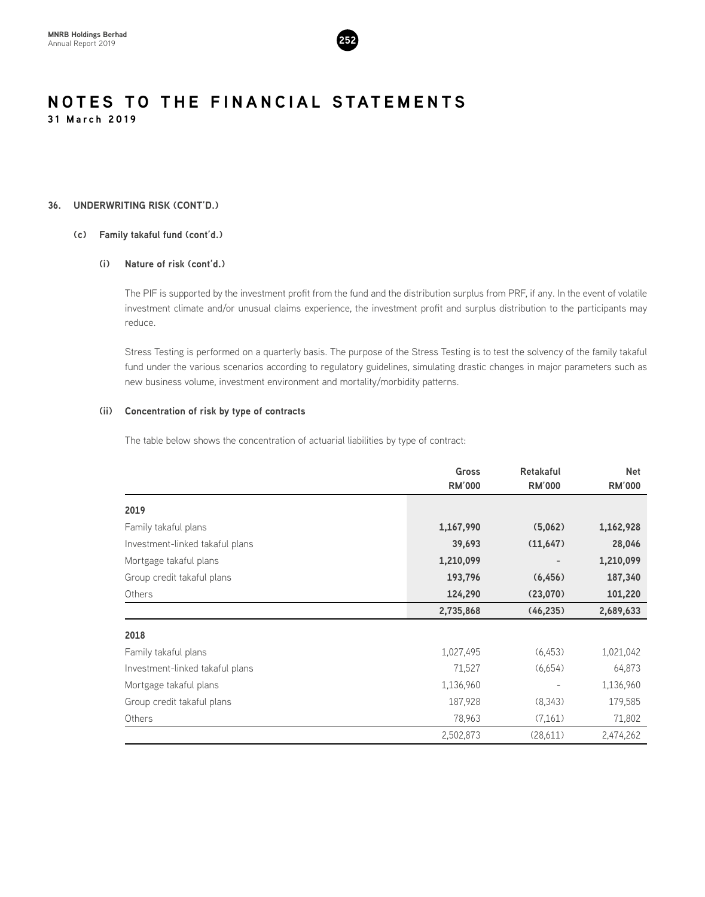# NOTES TO THE FINANCIAL STATEMENTS

**31 March 2019**

### 36. UNDERWRITING RISK (CONT'D.)

#### (c) Family takaful fund (cont'd.)

##### (i) Nature of risk (cont'd.)

The PIF is supported by the investment profit from the fund and the distribution surplus from PRF, if any. In the event of volatile investment climate and/or unusual claims experience, the investment profit and surplus distribution to the participants may reduce.

Stress Testing is performed on a quarterly basis. The purpose of the Stress Testing is to test the solvency of the family takaful fund under the various scenarios according to regulatory guidelines, simulating drastic changes in major parameters such as new business volume, investment environment and mortality/morbidity patterns.

##### (ii) Concentration of risk by type of contracts

The table below shows the concentration of actuarial liabilities by type of contract:

| | Gross RM'000 | Retakaful RM'000 | Net RM'000 |
|---|---|---|---|
| **2019** | | | |
| Family takaful plans | **1,167,990** | **(5,062)** | **1,162,928** |
| Investment-linked takaful plans | **39,693** | **(11,647)** | **28,046** |
| Mortgage takaful plans | **1,210,099** | **-** | **1,210,099** |
| Group credit takaful plans | **193,796** | **(6,456)** | **187,340** |
| Others | **124,290** | **(23,070)** | **101,220** |
| | **2,735,868** | **(46,235)** | **2,689,633** |
| **2018** | | | |
| Family takaful plans | 1,027,495 | (6,453) | 1,021,042 |
| Investment-linked takaful plans | 71,527 | (6,654) | 64,873 |
| Mortgage takaful plans | 1,136,960 | - | 1,136,960 |
| Group credit takaful plans | 187,928 | (8,343) | 179,585 |
| Others | 78,963 | (7,161) | 71,802 |
| | 2,502,873 | (28,611) | 2,474,262 |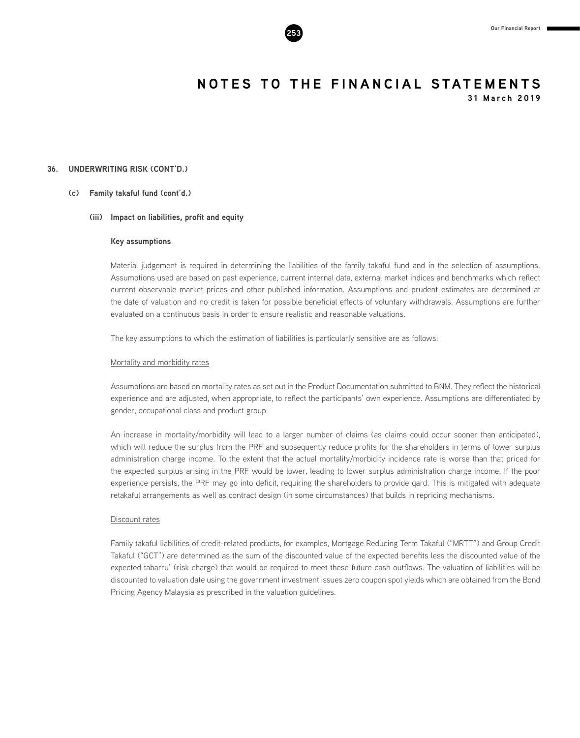## 36. UNDERWRITING RISK (CONT'D.)

### (c) Family takaful fund (cont'd.)

#### (iii) Impact on liabilities, profit and equity

**Key assumptions**

Material judgement is required in determining the liabilities of the family takaful fund and in the selection of assumptions. Assumptions used are based on past experience, current internal data, external market indices and benchmarks which reflect current observable market prices and other published information. Assumptions and prudent estimates are determined at the date of valuation and no credit is taken for possible beneficial effects of voluntary withdrawals. Assumptions are further evaluated on a continuous basis in order to ensure realistic and reasonable valuations.

The key assumptions to which the estimation of liabilities is particularly sensitive are as follows:

Mortality and morbidity rates

Assumptions are based on mortality rates as set out in the Product Documentation submitted to BNM. They reflect the historical experience and are adjusted, when appropriate, to reflect the participants' own experience. Assumptions are differentiated by gender, occupational class and product group.

An increase in mortality/morbidity will lead to a larger number of claims (as claims could occur sooner than anticipated), which will reduce the surplus from the PRF and subsequently reduce profits for the shareholders in terms of lower surplus administration charge income. To the extent that the actual mortality/morbidity incidence rate is worse than that priced for the expected surplus arising in the PRF would be lower, leading to lower surplus administration charge income. If the poor experience persists, the PRF may go into deficit, requiring the shareholders to provide qard. This is mitigated with adequate retakaful arrangements as well as contract design (in some circumstances) that builds in repricing mechanisms.

Discount rates

Family takaful liabilities of credit-related products, for examples, Mortgage Reducing Term Takaful ("MRTT") and Group Credit Takaful ("GCT") are determined as the sum of the discounted value of the expected benefits less the discounted value of the expected tabarru' (risk charge) that would be required to meet these future cash outflows. The valuation of liabilities will be discounted to valuation date using the government investment issues zero coupon spot yields which are obtained from the Bond Pricing Agency Malaysia as prescribed in the valuation guidelines.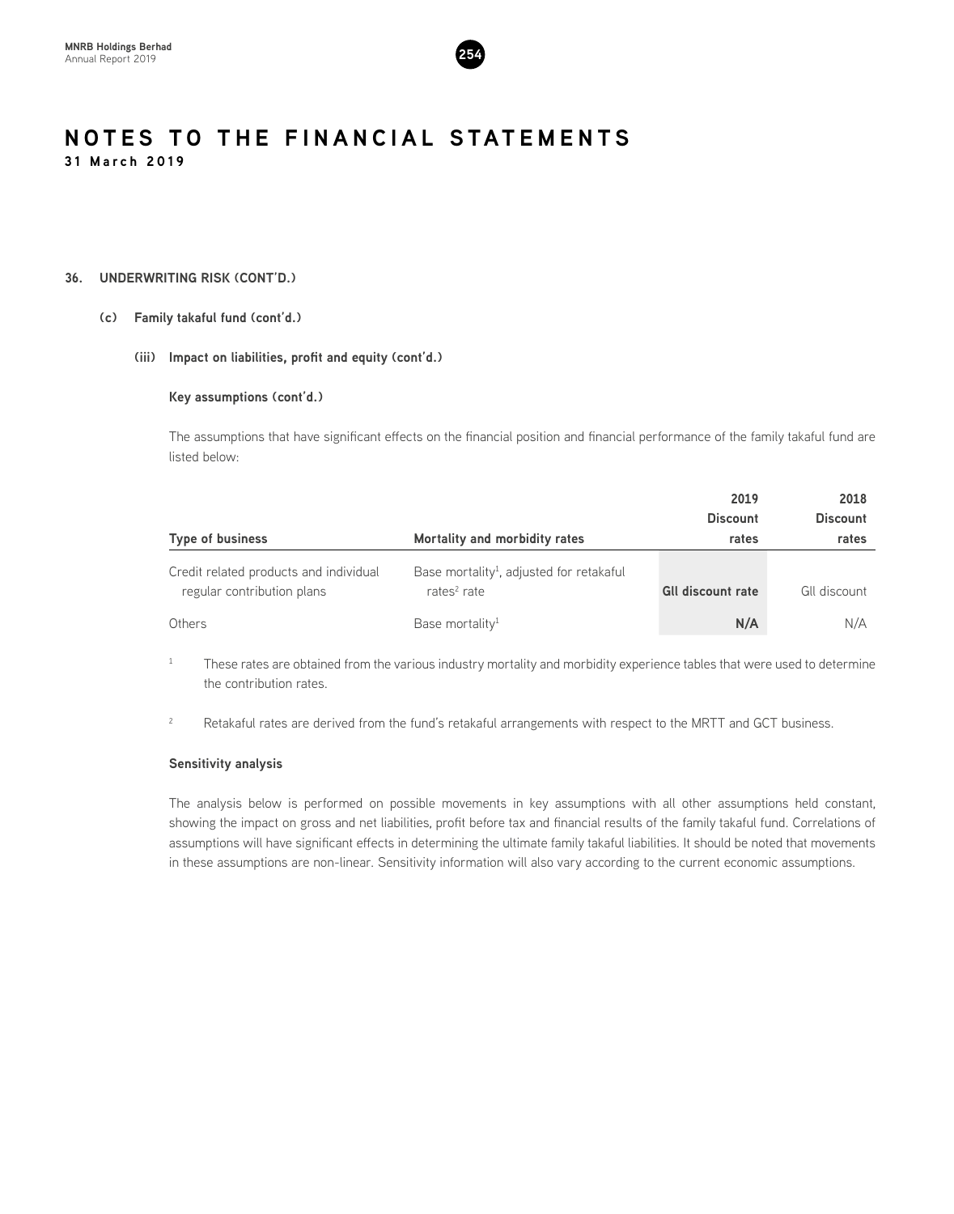# NOTES TO THE FINANCIAL STATEMENTS

**31 March 2019**

## 36. UNDERWRITING RISK (CONT'D.)

### (c) Family takaful fund (cont'd.)

#### (iii) Impact on liabilities, profit and equity (cont'd.)

**Key assumptions (cont'd.)**

The assumptions that have significant effects on the financial position and financial performance of the family takaful fund are listed below:

| Type of business | Mortality and morbidity rates | 2019 Discount rates | 2018 Discount rates |
|---|---|---|---|
| Credit related products and individual regular contribution plans | Base mortality[1], adjusted for retakaful rates[2] rate | **GII discount rate** | GII discount |
| Others | Base mortality[1] | **N/A** | N/A |

[1] These rates are obtained from the various industry mortality and morbidity experience tables that were used to determine the contribution rates.

[2] Retakaful rates are derived from the fund's retakaful arrangements with respect to the MRTT and GCT business.

**Sensitivity analysis**

The analysis below is performed on possible movements in key assumptions with all other assumptions held constant, showing the impact on gross and net liabilities, profit before tax and financial results of the family takaful fund. Correlations of assumptions will have significant effects in determining the ultimate family takaful liabilities. It should be noted that movements in these assumptions are non-linear. Sensitivity information will also vary according to the current economic assumptions.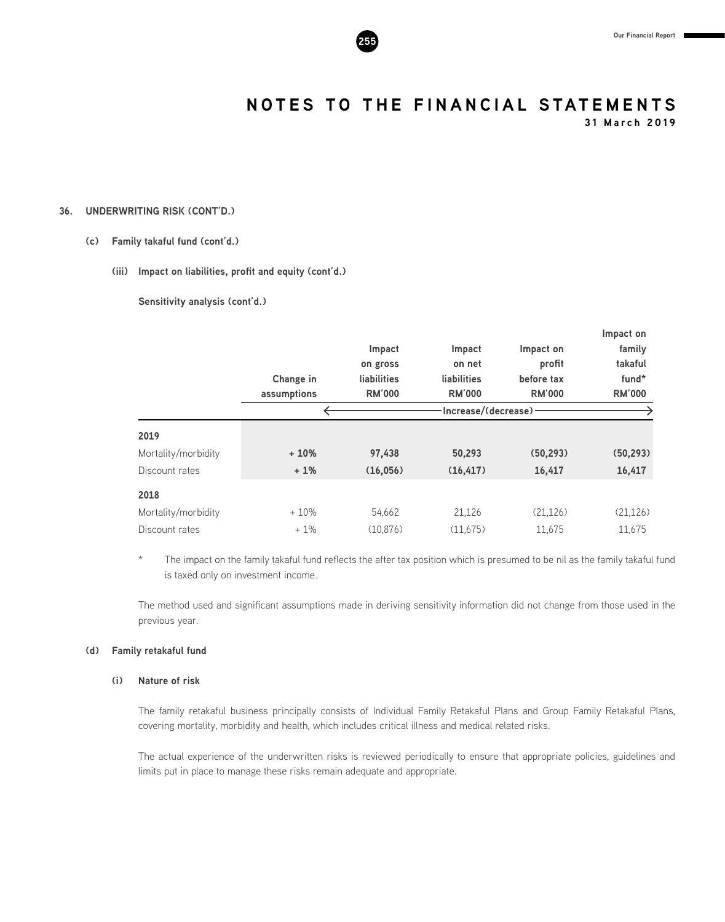# NOTES TO THE FINANCIAL STATEMENTS

31 March 2019

## 36. UNDERWRITING RISK (CONT'D.)

### (c) Family takaful fund (cont'd.)

#### (iii) Impact on liabilities, profit and equity (cont'd.)

**Sensitivity analysis (cont'd.)**

| | Change in assumptions | Impact on gross liabilities RM'000 | Impact on net liabilities RM'000 | Impact on profit before tax RM'000 | Impact on family takaful fund* RM'000 |
|---|---|---|---|---|---|
| | | Increase/(decrease) | | | |
| **2019** | | | | | |
| Mortality/morbidity | **+ 10%** | **97,438** | **50,293** | **(50,293)** | **(50,293)** |
| Discount rates | **+ 1%** | **(16,056)** | **(16,417)** | **16,417** | **16,417** |
| **2018** | | | | | |
| Mortality/morbidity | + 10% | 54,662 | 21,126 | (21,126) | (21,126) |
| Discount rates | + 1% | (10,876) | (11,675) | 11,675 | 11,675 |

\* The impact on the family takaful fund reflects the after tax position which is presumed to be nil as the family takaful fund is taxed only on investment income.

The method used and significant assumptions made in deriving sensitivity information did not change from those used in the previous year.

### (d) Family retakaful fund

#### (i) Nature of risk

The family retakaful business principally consists of Individual Family Retakaful Plans and Group Family Retakaful Plans, covering mortality, morbidity and health, which includes critical illness and medical related risks.

The actual experience of the underwritten risks is reviewed periodically to ensure that appropriate policies, guidelines and limits put in place to manage these risks remain adequate and appropriate.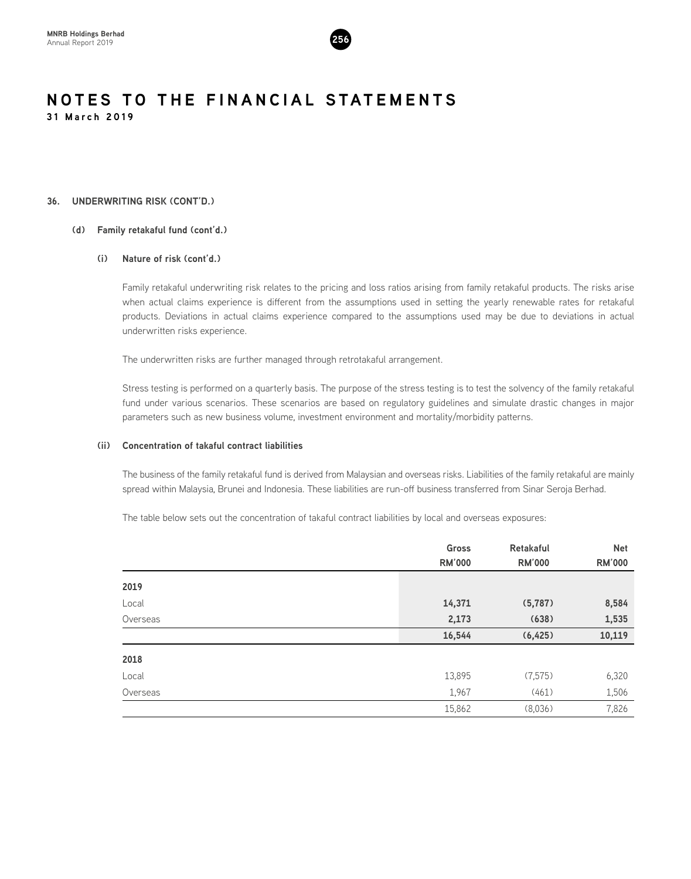# NOTES TO THE FINANCIAL STATEMENTS

**31 March 2019**

## 36. UNDERWRITING RISK (CONT'D.)

### (d) Family retakaful fund (cont'd.)

#### (i) Nature of risk (cont'd.)

Family retakaful underwriting risk relates to the pricing and loss ratios arising from family retakaful products. The risks arise when actual claims experience is different from the assumptions used in setting the yearly renewable rates for retakaful products. Deviations in actual claims experience compared to the assumptions used may be due to deviations in actual underwritten risks experience.

The underwritten risks are further managed through retrotakaful arrangement.

Stress testing is performed on a quarterly basis. The purpose of the stress testing is to test the solvency of the family retakaful fund under various scenarios. These scenarios are based on regulatory guidelines and simulate drastic changes in major parameters such as new business volume, investment environment and mortality/morbidity patterns.

#### (ii) Concentration of takaful contract liabilities

The business of the family retakaful fund is derived from Malaysian and overseas risks. Liabilities of the family retakaful are mainly spread within Malaysia, Brunei and Indonesia. These liabilities are run-off business transferred from Sinar Seroja Berhad.

The table below sets out the concentration of takaful contract liabilities by local and overseas exposures:

| | Gross RM'000 | Retakaful RM'000 | Net RM'000 |
|---|---|---|---|
| **2019** | | | |
| Local | **14,371** | **(5,787)** | **8,584** |
| Overseas | **2,173** | **(638)** | **1,535** |
| | **16,544** | **(6,425)** | **10,119** |
| **2018** | | | |
| Local | 13,895 | (7,575) | 6,320 |
| Overseas | 1,967 | (461) | 1,506 |
| | 15,862 | (8,036) | 7,826 |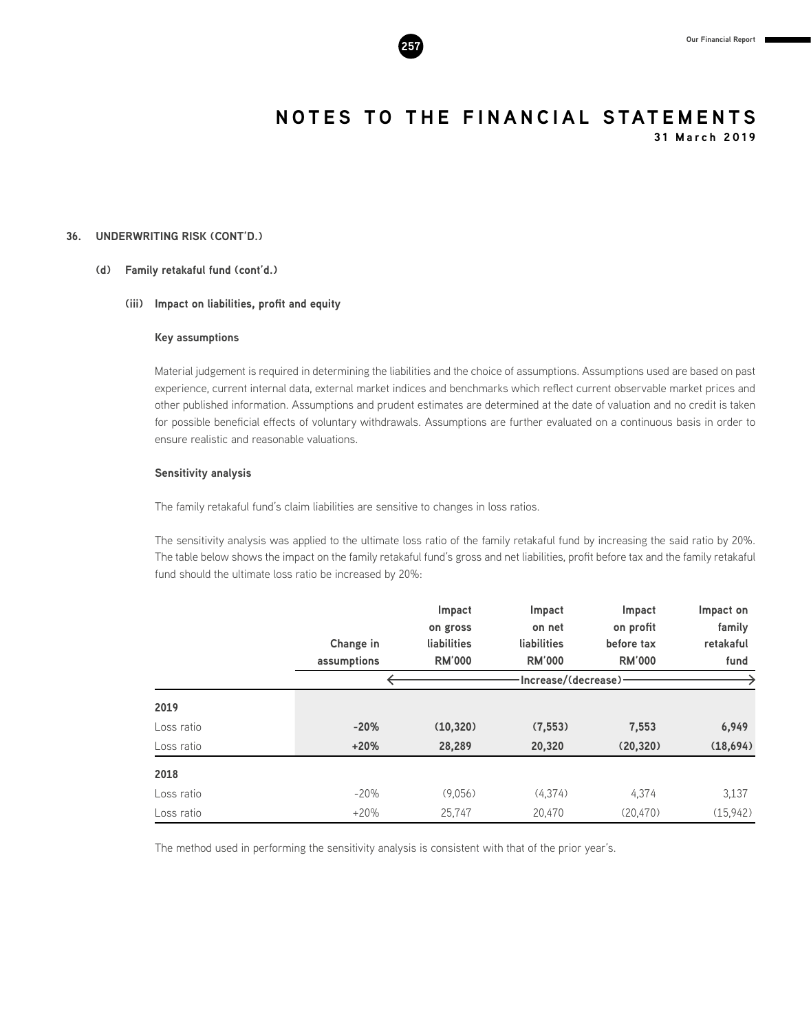# NOTES TO THE FINANCIAL STATEMENTS

**31 March 2019**

## 36. UNDERWRITING RISK (CONT'D.)

### (d) Family retakaful fund (cont'd.)

#### (iii) Impact on liabilities, profit and equity

**Key assumptions**

Material judgement is required in determining the liabilities and the choice of assumptions. Assumptions used are based on past experience, current internal data, external market indices and benchmarks which reflect current observable market prices and other published information. Assumptions and prudent estimates are determined at the date of valuation and no credit is taken for possible beneficial effects of voluntary withdrawals. Assumptions are further evaluated on a continuous basis in order to ensure realistic and reasonable valuations.

**Sensitivity analysis**

The family retakaful fund's claim liabilities are sensitive to changes in loss ratios.

The sensitivity analysis was applied to the ultimate loss ratio of the family retakaful fund by increasing the said ratio by 20%. The table below shows the impact on the family retakaful fund's gross and net liabilities, profit before tax and the family retakaful fund should the ultimate loss ratio be increased by 20%:

| | Change in assumptions | Impact on gross liabilities RM'000 | Impact on net liabilities RM'000 | Impact on profit before tax RM'000 | Impact on family retakaful fund |
|---|---|---|---|---|---|
| | | Increase/(decrease) | | | |
| **2019** | | | | | |
| Loss ratio | **-20%** | **(10,320)** | **(7,553)** | **7,553** | **6,949** |
| Loss ratio | **+20%** | **28,289** | **20,320** | **(20,320)** | **(18,694)** |
| **2018** | | | | | |
| Loss ratio | -20% | (9,056) | (4,374) | 4,374 | 3,137 |
| Loss ratio | +20% | 25,747 | 20,470 | (20,470) | (15,942) |

The method used in performing the sensitivity analysis is consistent with that of the prior year's.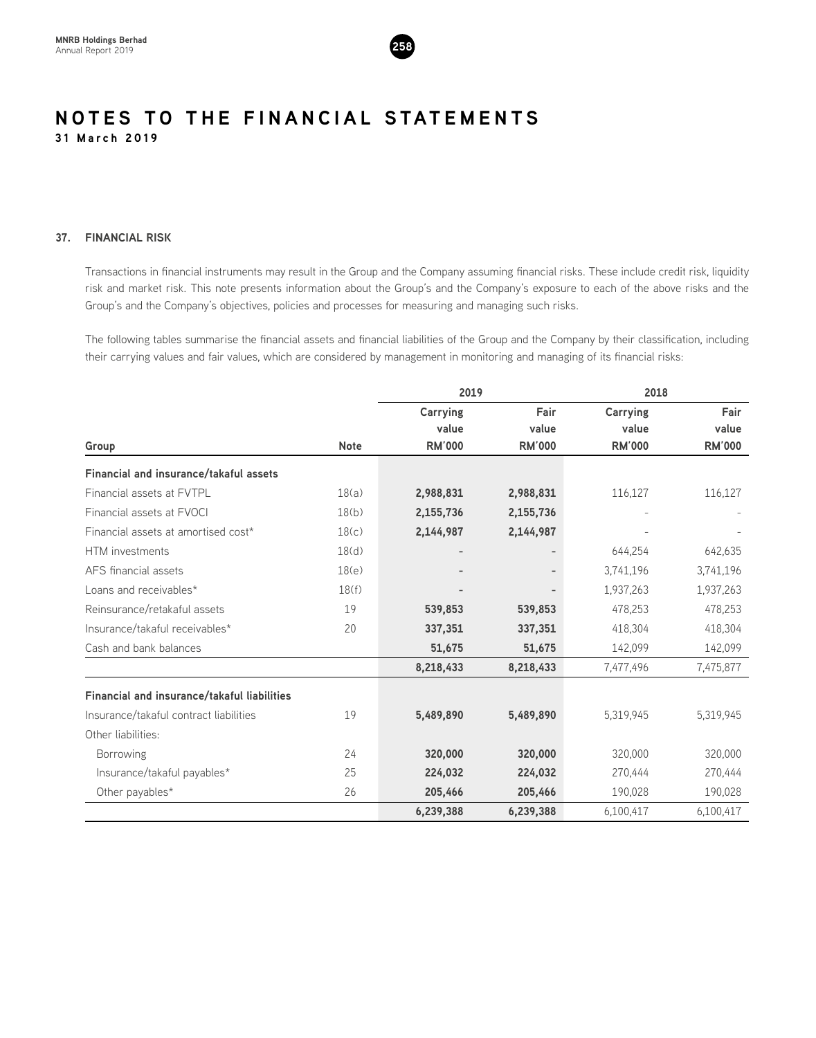# NOTES TO THE FINANCIAL STATEMENTS

**31 March 2019**

## 37. FINANCIAL RISK

Transactions in financial instruments may result in the Group and the Company assuming financial risks. These include credit risk, liquidity risk and market risk. This note presents information about the Group's and the Company's exposure to each of the above risks and the Group's and the Company's objectives, policies and processes for measuring and managing such risks.

The following tables summarise the financial assets and financial liabilities of the Group and the Company by their classification, including their carrying values and fair values, which are considered by management in monitoring and managing of its financial risks:

| | | 2019 | | 2018 | |
|---|---|---|---|---|---|
| **Group** | **Note** | **Carrying value RM'000** | **Fair value RM'000** | **Carrying value RM'000** | **Fair value RM'000** |
| **Financial and insurance/takaful assets** | | | | | |
| Financial assets at FVTPL | 18(a) | **2,988,831** | **2,988,831** | 116,127 | 116,127 |
| Financial assets at FVOCI | 18(b) | **2,155,736** | **2,155,736** | - | - |
| Financial assets at amortised cost* | 18(c) | **2,144,987** | **2,144,987** | - | - |
| HTM investments | 18(d) | **-** | **-** | 644,254 | 642,635 |
| AFS financial assets | 18(e) | **-** | **-** | 3,741,196 | 3,741,196 |
| Loans and receivables* | 18(f) | **-** | **-** | 1,937,263 | 1,937,263 |
| Reinsurance/retakaful assets | 19 | **539,853** | **539,853** | 478,253 | 478,253 |
| Insurance/takaful receivables* | 20 | **337,351** | **337,351** | 418,304 | 418,304 |
| Cash and bank balances | | **51,675** | **51,675** | 142,099 | 142,099 |
| | | **8,218,433** | **8,218,433** | 7,477,496 | 7,475,877 |
| **Financial and insurance/takaful liabilities** | | | | | |
| Insurance/takaful contract liabilities | 19 | **5,489,890** | **5,489,890** | 5,319,945 | 5,319,945 |
| Other liabilities: | | | | | |
| Borrowing | 24 | **320,000** | **320,000** | 320,000 | 320,000 |
| Insurance/takaful payables* | 25 | **224,032** | **224,032** | 270,444 | 270,444 |
| Other payables* | 26 | **205,466** | **205,466** | 190,028 | 190,028 |
| | | **6,239,388** | **6,239,388** | 6,100,417 | 6,100,417 |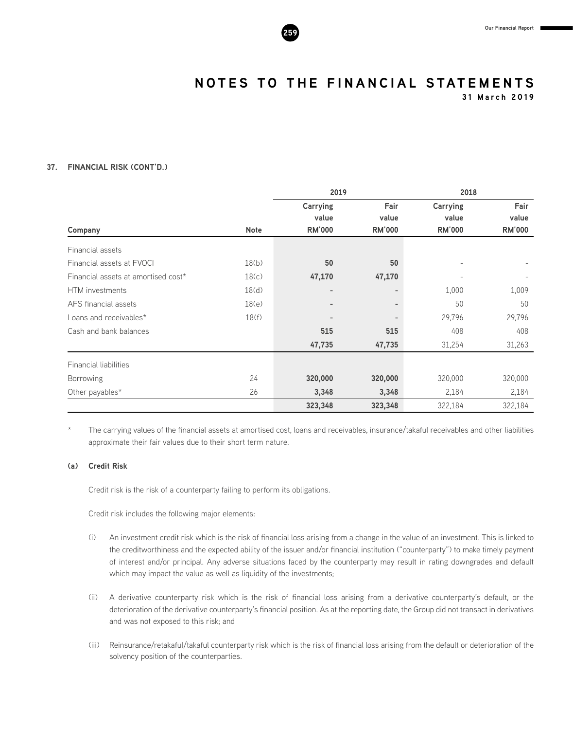# NOTES TO THE FINANCIAL STATEMENTS

31 March 2019

## 37. FINANCIAL RISK (CONT'D.)

| | | 2019 | | 2018 | |
|---|---|---|---|---|---|
| **Company** | **Note** | **Carrying value RM'000** | **Fair value RM'000** | **Carrying value RM'000** | **Fair value RM'000** |
| Financial assets | | | | | |
| Financial assets at FVOCI | 18(b) | **50** | **50** | - | - |
| Financial assets at amortised cost* | 18(c) | **47,170** | **47,170** | - | - |
| HTM investments | 18(d) | - | - | 1,000 | 1,009 |
| AFS financial assets | 18(e) | - | - | 50 | 50 |
| Loans and receivables* | 18(f) | - | - | 29,796 | 29,796 |
| Cash and bank balances | | **515** | **515** | 408 | 408 |
| | | **47,735** | **47,735** | 31,254 | 31,263 |
| Financial liabilities | | | | | |
| Borrowing | 24 | **320,000** | **320,000** | 320,000 | 320,000 |
| Other payables* | 26 | **3,348** | **3,348** | 2,184 | 2,184 |
| | | **323,348** | **323,348** | 322,184 | 322,184 |

\* The carrying values of the financial assets at amortised cost, loans and receivables, insurance/takaful receivables and other liabilities approximate their fair values due to their short term nature.

### (a) Credit Risk

Credit risk is the risk of a counterparty failing to perform its obligations.

Credit risk includes the following major elements:

(i) An investment credit risk which is the risk of financial loss arising from a change in the value of an investment. This is linked to the creditworthiness and the expected ability of the issuer and/or financial institution ("counterparty") to make timely payment of interest and/or principal. Any adverse situations faced by the counterparty may result in rating downgrades and default which may impact the value as well as liquidity of the investments;

(ii) A derivative counterparty risk which is the risk of financial loss arising from a derivative counterparty's default, or the deterioration of the derivative counterparty's financial position. As at the reporting date, the Group did not transact in derivatives and was not exposed to this risk; and

(iii) Reinsurance/retakaful/takaful counterparty risk which is the risk of financial loss arising from the default or deterioration of the solvency position of the counterparties.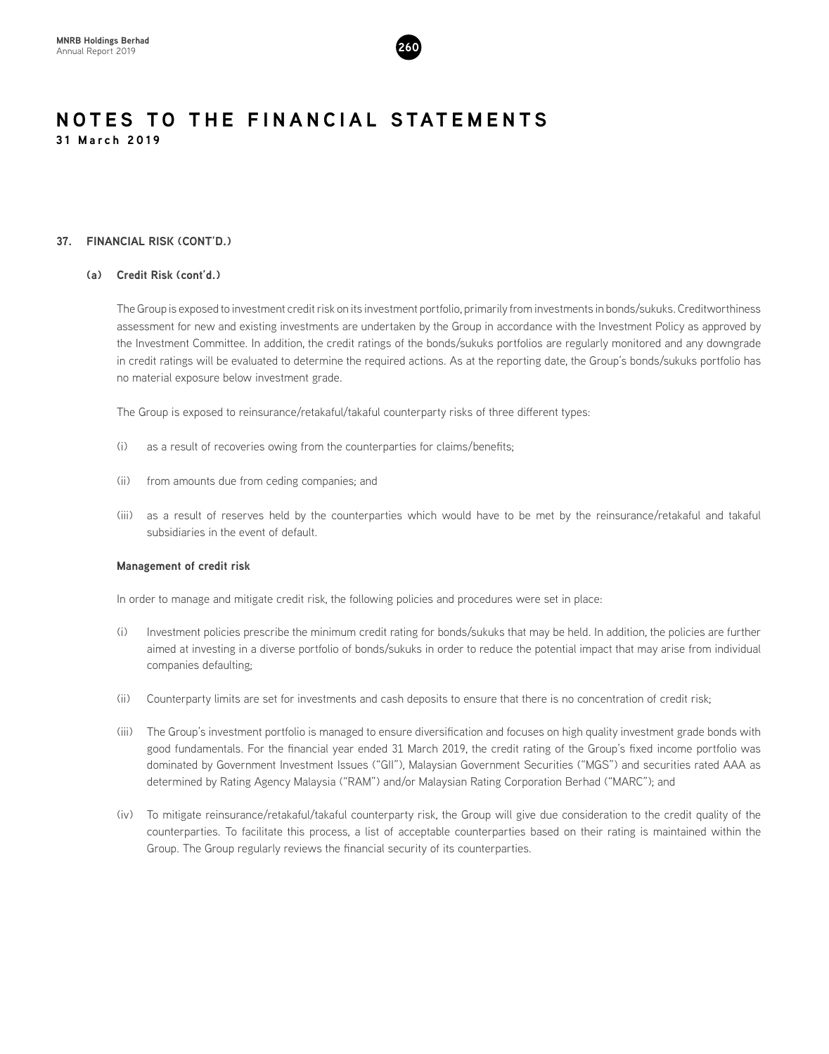## 37. FINANCIAL RISK (CONT'D.)

### (a) Credit Risk (cont'd.)

The Group is exposed to investment credit risk on its investment portfolio, primarily from investments in bonds/sukuks. Creditworthiness assessment for new and existing investments are undertaken by the Group in accordance with the Investment Policy as approved by the Investment Committee. In addition, the credit ratings of the bonds/sukuks portfolios are regularly monitored and any downgrade in credit ratings will be evaluated to determine the required actions. As at the reporting date, the Group's bonds/sukuks portfolio has no material exposure below investment grade.

The Group is exposed to reinsurance/retakaful/takaful counterparty risks of three different types:

(i) as a result of recoveries owing from the counterparties for claims/benefits;

(ii) from amounts due from ceding companies; and

(iii) as a result of reserves held by the counterparties which would have to be met by the reinsurance/retakaful and takaful subsidiaries in the event of default.

**Management of credit risk**

In order to manage and mitigate credit risk, the following policies and procedures were set in place:

(i) Investment policies prescribe the minimum credit rating for bonds/sukuks that may be held. In addition, the policies are further aimed at investing in a diverse portfolio of bonds/sukuks in order to reduce the potential impact that may arise from individual companies defaulting;

(ii) Counterparty limits are set for investments and cash deposits to ensure that there is no concentration of credit risk;

(iii) The Group's investment portfolio is managed to ensure diversification and focuses on high quality investment grade bonds with good fundamentals. For the financial year ended 31 March 2019, the credit rating of the Group's fixed income portfolio was dominated by Government Investment Issues ("GII"), Malaysian Government Securities ("MGS") and securities rated AAA as determined by Rating Agency Malaysia ("RAM") and/or Malaysian Rating Corporation Berhad ("MARC"); and

(iv) To mitigate reinsurance/retakaful/takaful counterparty risk, the Group will give due consideration to the credit quality of the counterparties. To facilitate this process, a list of acceptable counterparties based on their rating is maintained within the Group. The Group regularly reviews the financial security of its counterparties.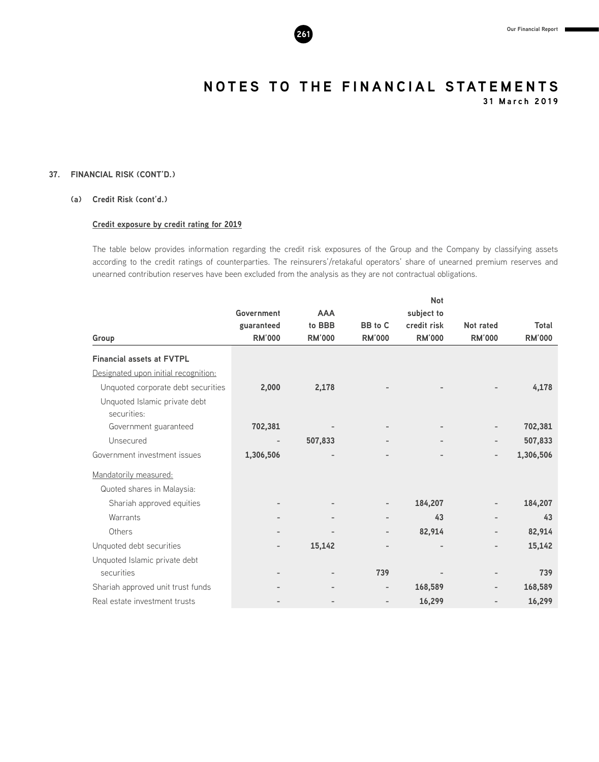# NOTES TO THE FINANCIAL STATEMENTS

**31 March 2019**

## 37. FINANCIAL RISK (CONT'D.)

### (a) Credit Risk (cont'd.)

**Credit exposure by credit rating for 2019**

The table below provides information regarding the credit risk exposures of the Group and the Company by classifying assets according to the credit ratings of counterparties. The reinsurers'/retakaful operators' share of unearned premium reserves and unearned contribution reserves have been excluded from the analysis as they are not contractual obligations.

| Group | Government guaranteed RM'000 | AAA to BBB RM'000 | BB to C RM'000 | Not subject to credit risk RM'000 | Not rated RM'000 | Total RM'000 |
|---|---|---|---|---|---|---|
| **Financial assets at FVTPL** | | | | | | |
| Designated upon initial recognition: | | | | | | |
| Unquoted corporate debt securities | 2,000 | 2,178 | - | - | - | 4,178 |
| Unquoted Islamic private debt securities: | | | | | | |
| Government guaranteed | 702,381 | - | - | - | - | 702,381 |
| Unsecured | - | 507,833 | - | - | - | 507,833 |
| Government investment issues | 1,306,506 | - | - | - | - | 1,306,506 |
| Mandatorily measured: | | | | | | |
| Quoted shares in Malaysia: | | | | | | |
| Shariah approved equities | - | - | - | 184,207 | - | 184,207 |
| Warrants | - | - | - | 43 | - | 43 |
| Others | - | - | - | 82,914 | - | 82,914 |
| Unquoted debt securities | - | 15,142 | - | - | - | 15,142 |
| Unquoted Islamic private debt securities | - | - | 739 | - | - | 739 |
| Shariah approved unit trust funds | - | - | - | 168,589 | - | 168,589 |
| Real estate investment trusts | - | - | - | 16,299 | - | 16,299 |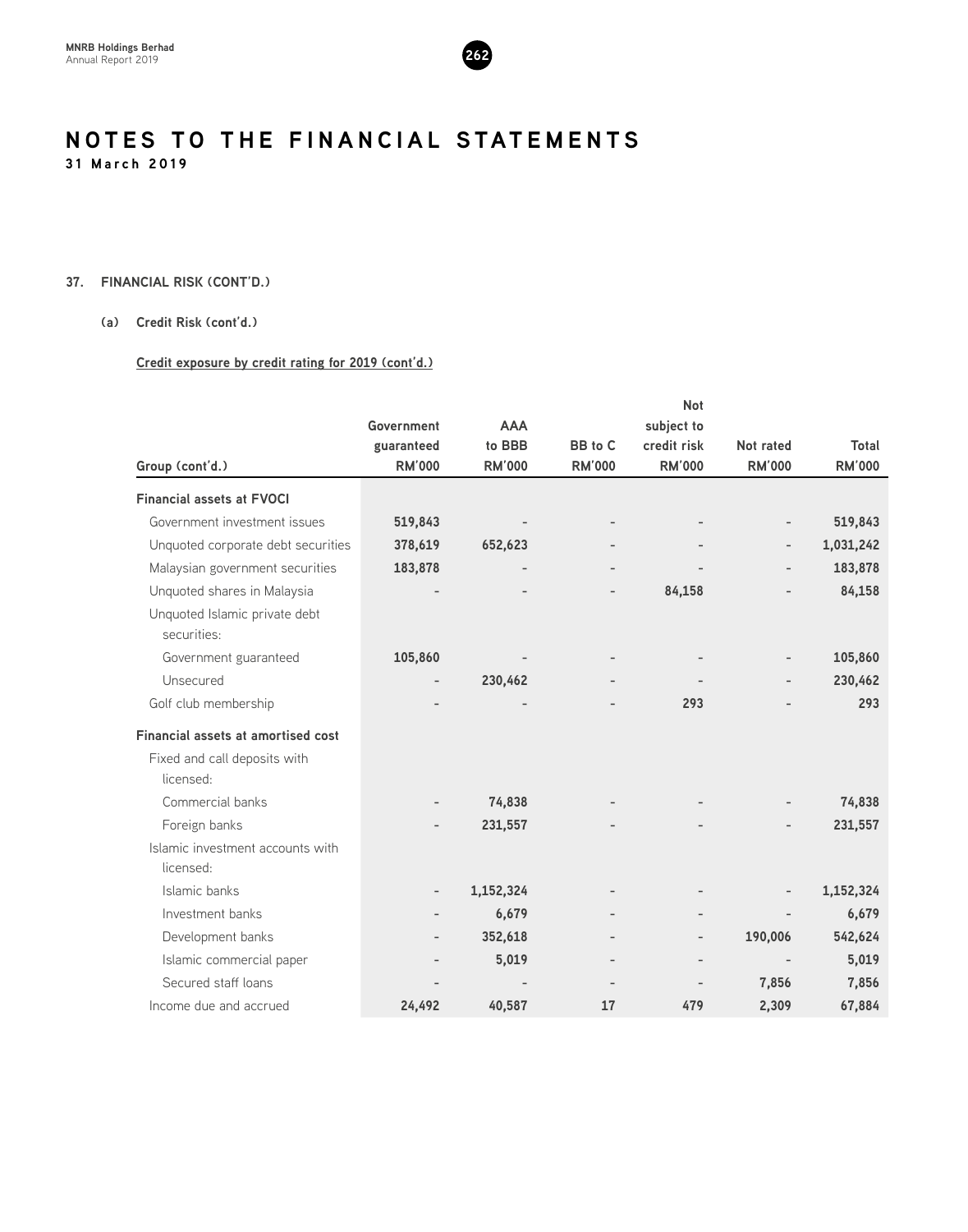# NOTES TO THE FINANCIAL STATEMENTS

**31 March 2019**

## 37. FINANCIAL RISK (CONT'D.)

### (a) Credit Risk (cont'd.)

**Credit exposure by credit rating for 2019 (cont'd.)**

| Group (cont'd.) | Government guaranteed RM'000 | AAA to BBB RM'000 | BB to C RM'000 | Not subject to credit risk RM'000 | Not rated RM'000 | Total RM'000 |
|---|---|---|---|---|---|---|
| **Financial assets at FVOCI** | | | | | | |
| Government investment issues | 519,843 | - | - | - | - | 519,843 |
| Unquoted corporate debt securities | 378,619 | 652,623 | - | - | - | 1,031,242 |
| Malaysian government securities | 183,878 | - | - | - | - | 183,878 |
| Unquoted shares in Malaysia | - | - | - | 84,158 | - | 84,158 |
| Unquoted Islamic private debt securities: | | | | | | |
| Government guaranteed | 105,860 | - | - | - | - | 105,860 |
| Unsecured | - | 230,462 | - | - | - | 230,462 |
| Golf club membership | - | - | - | 293 | - | 293 |
| **Financial assets at amortised cost** | | | | | | |
| Fixed and call deposits with licensed: | | | | | | |
| Commercial banks | - | 74,838 | - | - | - | 74,838 |
| Foreign banks | - | 231,557 | - | - | - | 231,557 |
| Islamic investment accounts with licensed: | | | | | | |
| Islamic banks | - | 1,152,324 | - | - | - | 1,152,324 |
| Investment banks | - | 6,679 | - | - | - | 6,679 |
| Development banks | - | 352,618 | - | - | 190,006 | 542,624 |
| Islamic commercial paper | - | 5,019 | - | - | - | 5,019 |
| Secured staff loans | - | - | - | - | 7,856 | 7,856 |
| Income due and accrued | 24,492 | 40,587 | 17 | 479 | 2,309 | 67,884 |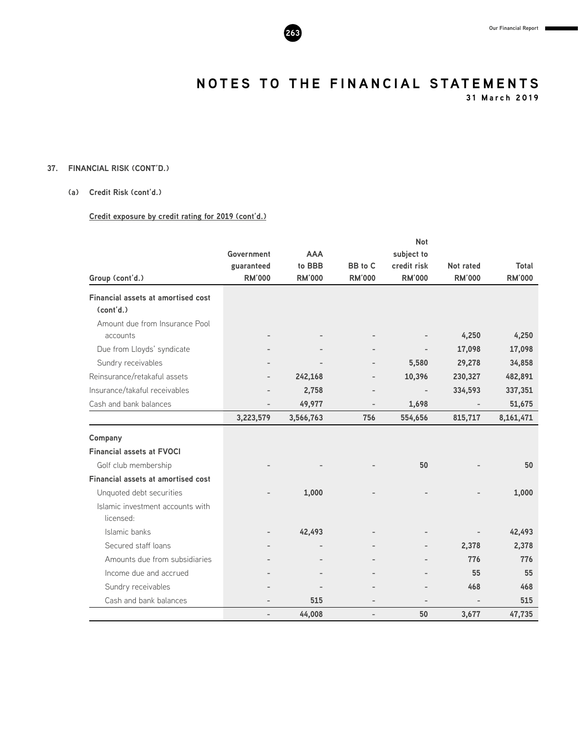# NOTES TO THE FINANCIAL STATEMENTS

31 March 2019

## 37. FINANCIAL RISK (CONT'D.)

### (a) Credit Risk (cont'd.)

**Credit exposure by credit rating for 2019 (cont'd.)**

| Group (cont'd.) | Government guaranteed RM'000 | AAA to BBB RM'000 | BB to C RM'000 | Not subject to credit risk RM'000 | Not rated RM'000 | Total RM'000 |
|---|---|---|---|---|---|---|
| **Financial assets at amortised cost (cont'd.)** | | | | | | |
| Amount due from Insurance Pool accounts | - | - | - | - | 4,250 | 4,250 |
| Due from Lloyds' syndicate | - | - | - | - | 17,098 | 17,098 |
| Sundry receivables | - | - | - | 5,580 | 29,278 | 34,858 |
| Reinsurance/retakaful assets | - | 242,168 | - | 10,396 | 230,327 | 482,891 |
| Insurance/takaful receivables | - | 2,758 | - | - | 334,593 | 337,351 |
| Cash and bank balances | - | 49,977 | - | 1,698 | - | 51,675 |
| | 3,223,579 | 3,566,763 | 756 | 554,656 | 815,717 | 8,161,471 |
| **Company** | | | | | | |
| **Financial assets at FVOCI** | | | | | | |
| Golf club membership | - | - | - | 50 | - | 50 |
| **Financial assets at amortised cost** | | | | | | |
| Unquoted debt securities | - | 1,000 | - | - | - | 1,000 |
| Islamic investment accounts with licensed: | | | | | | |
| Islamic banks | - | 42,493 | - | - | - | 42,493 |
| Secured staff loans | - | - | - | - | 2,378 | 2,378 |
| Amounts due from subsidiaries | - | - | - | - | 776 | 776 |
| Income due and accrued | - | - | - | - | 55 | 55 |
| Sundry receivables | - | - | - | - | 468 | 468 |
| Cash and bank balances | - | 515 | - | - | - | 515 |
| | - | 44,008 | - | 50 | 3,677 | 47,735 |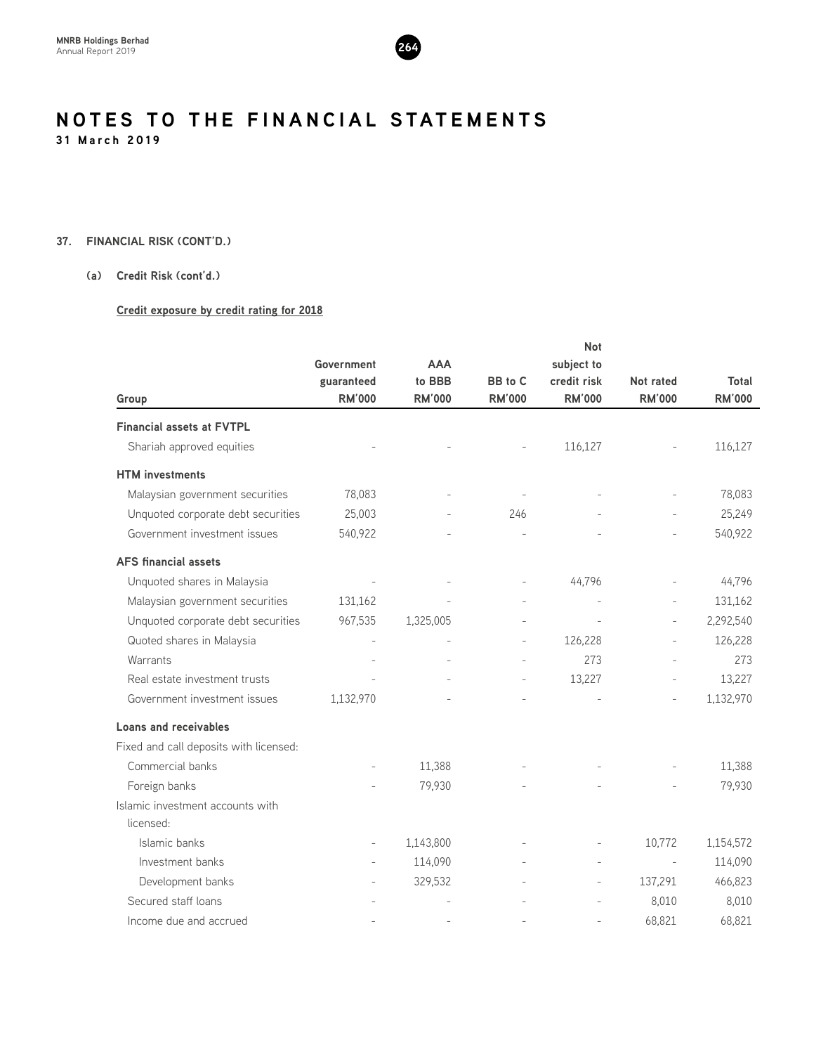# NOTES TO THE FINANCIAL STATEMENTS

**31 March 2019**

## 37. FINANCIAL RISK (CONT'D.)

### (a) Credit Risk (cont'd.)

**Credit exposure by credit rating for 2018**

| Group | Government guaranteed RM'000 | AAA to BBB RM'000 | BB to C RM'000 | Not subject to credit risk RM'000 | Not rated RM'000 | Total RM'000 |
|---|---|---|---|---|---|---|
| **Financial assets at FVTPL** | | | | | | |
| Shariah approved equities | - | - | - | 116,127 | - | 116,127 |
| **HTM investments** | | | | | | |
| Malaysian government securities | 78,083 | - | - | - | - | 78,083 |
| Unquoted corporate debt securities | 25,003 | - | 246 | - | - | 25,249 |
| Government investment issues | 540,922 | - | - | - | - | 540,922 |
| **AFS financial assets** | | | | | | |
| Unquoted shares in Malaysia | - | - | - | 44,796 | - | 44,796 |
| Malaysian government securities | 131,162 | - | - | - | - | 131,162 |
| Unquoted corporate debt securities | 967,535 | 1,325,005 | - | - | - | 2,292,540 |
| Quoted shares in Malaysia | - | - | - | 126,228 | - | 126,228 |
| Warrants | - | - | - | 273 | - | 273 |
| Real estate investment trusts | - | - | - | 13,227 | - | 13,227 |
| Government investment issues | 1,132,970 | - | - | - | - | 1,132,970 |
| **Loans and receivables** | | | | | | |
| Fixed and call deposits with licensed: | | | | | | |
| Commercial banks | - | 11,388 | - | - | - | 11,388 |
| Foreign banks | - | 79,930 | - | - | - | 79,930 |
| Islamic investment accounts with licensed: | | | | | | |
| Islamic banks | - | 1,143,800 | - | - | 10,772 | 1,154,572 |
| Investment banks | - | 114,090 | - | - | - | 114,090 |
| Development banks | - | 329,532 | - | - | 137,291 | 466,823 |
| Secured staff loans | - | - | - | - | 8,010 | 8,010 |
| Income due and accrued | - | - | - | - | 68,821 | 68,821 |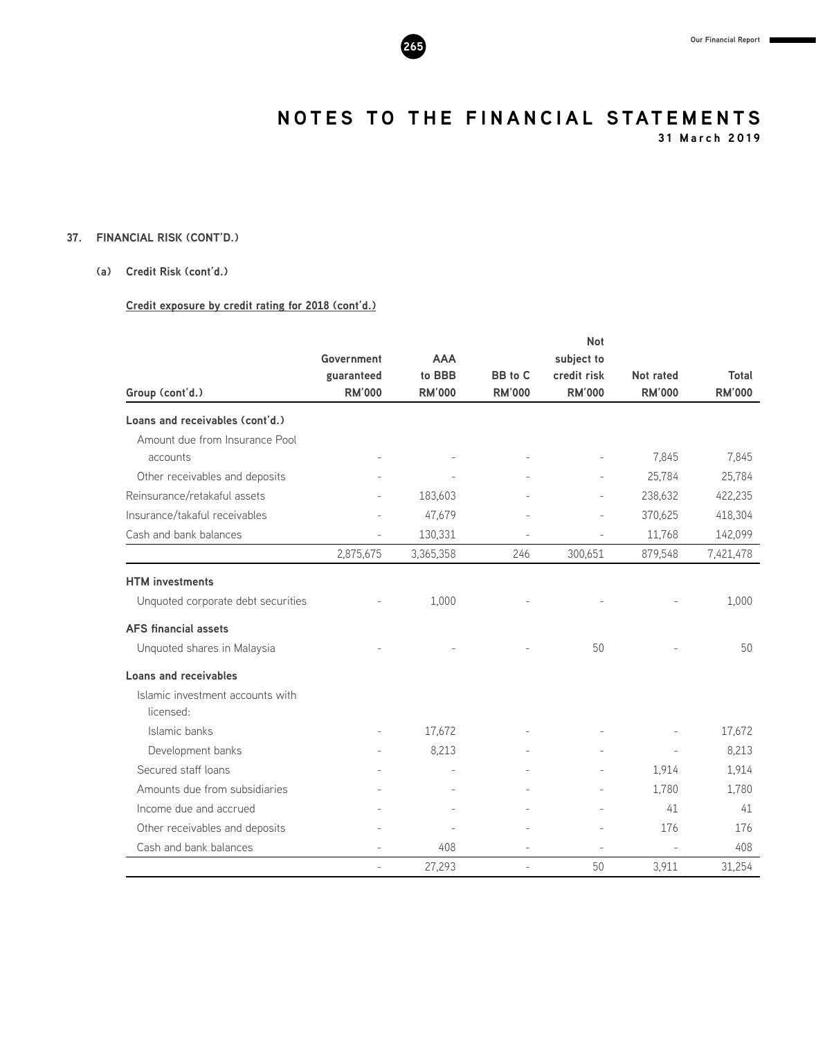## NOTES TO THE FINANCIAL STATEMENTS

**31 March 2019**

### 37. FINANCIAL RISK (CONT'D.)

#### (a) Credit Risk (cont'd.)

**Credit exposure by credit rating for 2018 (cont'd.)**

| Group (cont'd.) | Government guaranteed RM'000 | AAA to BBB RM'000 | BB to C RM'000 | Not subject to credit risk RM'000 | Not rated RM'000 | Total RM'000 |
|---|---|---|---|---|---|---|
| **Loans and receivables (cont'd.)** | | | | | | |
| Amount due from Insurance Pool accounts | - | - | - | - | 7,845 | 7,845 |
| Other receivables and deposits | - | - | - | - | 25,784 | 25,784 |
| Reinsurance/retakaful assets | - | 183,603 | - | - | 238,632 | 422,235 |
| Insurance/takaful receivables | - | 47,679 | - | - | 370,625 | 418,304 |
| Cash and bank balances | - | 130,331 | - | - | 11,768 | 142,099 |
| | 2,875,675 | 3,365,358 | 246 | 300,651 | 879,548 | 7,421,478 |
| **HTM investments** | | | | | | |
| Unquoted corporate debt securities | - | 1,000 | - | - | - | 1,000 |
| **AFS financial assets** | | | | | | |
| Unquoted shares in Malaysia | - | - | - | 50 | - | 50 |
| **Loans and receivables** | | | | | | |
| Islamic investment accounts with licensed: | | | | | | |
| Islamic banks | - | 17,672 | - | - | - | 17,672 |
| Development banks | - | 8,213 | - | - | - | 8,213 |
| Secured staff loans | - | - | - | - | 1,914 | 1,914 |
| Amounts due from subsidiaries | - | - | - | - | 1,780 | 1,780 |
| Income due and accrued | - | - | - | - | 41 | 41 |
| Other receivables and deposits | - | - | - | - | 176 | 176 |
| Cash and bank balances | - | 408 | - | - | - | 408 |
| | - | 27,293 | - | 50 | 3,911 | 31,254 |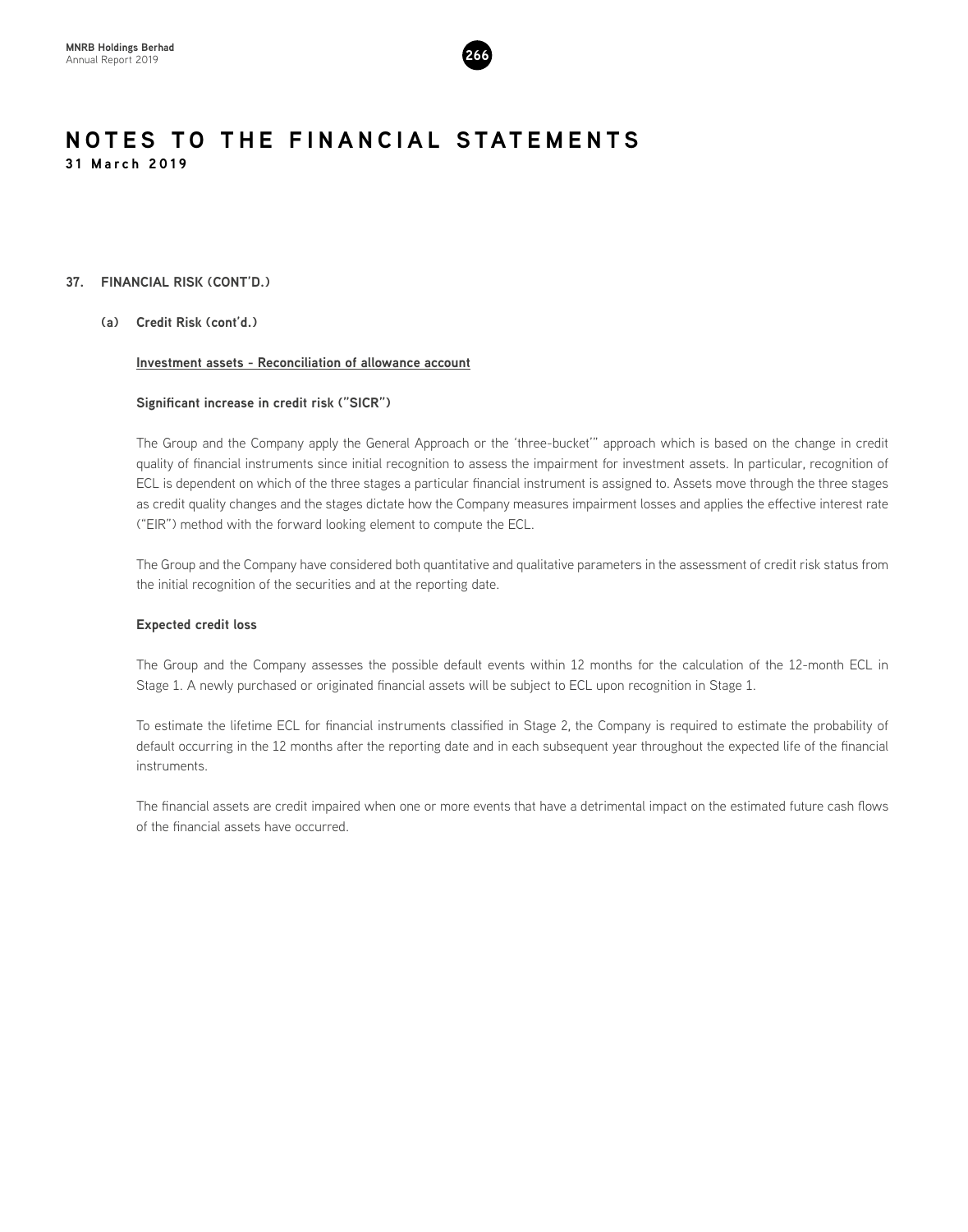# NOTES TO THE FINANCIAL STATEMENTS

**31 March 2019**

## 37. FINANCIAL RISK (CONT'D.)

### (a) Credit Risk (cont'd.)

**Investment assets - Reconciliation of allowance account**

**Significant increase in credit risk ("SICR")**

The Group and the Company apply the General Approach or the 'three-bucket'" approach which is based on the change in credit quality of financial instruments since initial recognition to assess the impairment for investment assets. In particular, recognition of ECL is dependent on which of the three stages a particular financial instrument is assigned to. Assets move through the three stages as credit quality changes and the stages dictate how the Company measures impairment losses and applies the effective interest rate ("EIR") method with the forward looking element to compute the ECL.

The Group and the Company have considered both quantitative and qualitative parameters in the assessment of credit risk status from the initial recognition of the securities and at the reporting date.

**Expected credit loss**

The Group and the Company assesses the possible default events within 12 months for the calculation of the 12-month ECL in Stage 1. A newly purchased or originated financial assets will be subject to ECL upon recognition in Stage 1.

To estimate the lifetime ECL for financial instruments classified in Stage 2, the Company is required to estimate the probability of default occurring in the 12 months after the reporting date and in each subsequent year throughout the expected life of the financial instruments.

The financial assets are credit impaired when one or more events that have a detrimental impact on the estimated future cash flows of the financial assets have occurred.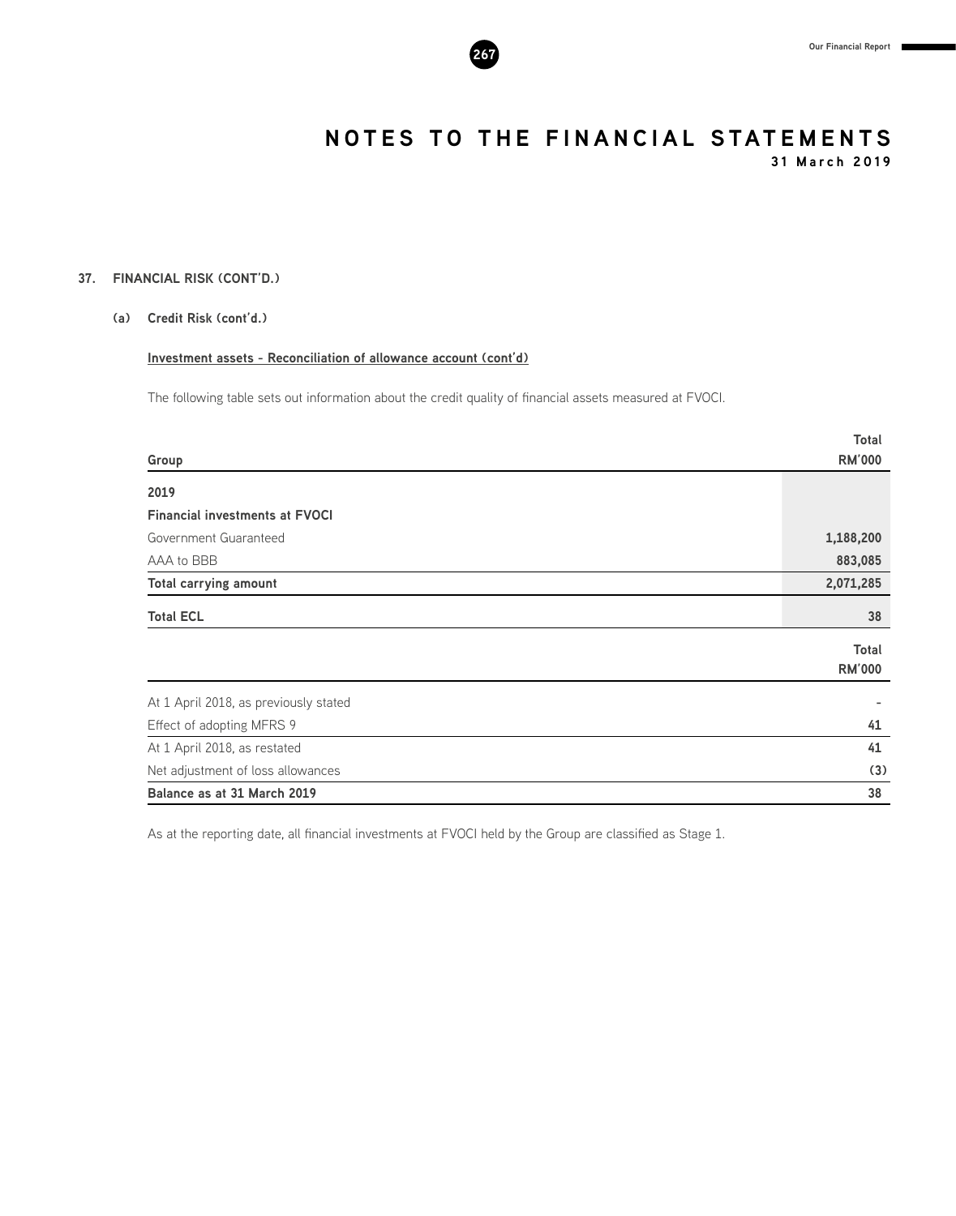## 37. FINANCIAL RISK (CONT'D.)

### (a) Credit Risk (cont'd.)

**Investment assets - Reconciliation of allowance account (cont'd)**

The following table sets out information about the credit quality of financial assets measured at FVOCI.

| Group | Total RM'000 |
|---|---|
| **2019** | |
| **Financial investments at FVOCI** | |
| Government Guaranteed | **1,188,200** |
| AAA to BBB | **883,085** |
| **Total carrying amount** | **2,071,285** |
| **Total ECL** | **38** |

| | Total RM'000 |
|---|---|
| At 1 April 2018, as previously stated | - |
| Effect of adopting MFRS 9 | **41** |
| At 1 April 2018, as restated | **41** |
| Net adjustment of loss allowances | **(3)** |
| **Balance as at 31 March 2019** | **38** |

As at the reporting date, all financial investments at FVOCI held by the Group are classified as Stage 1.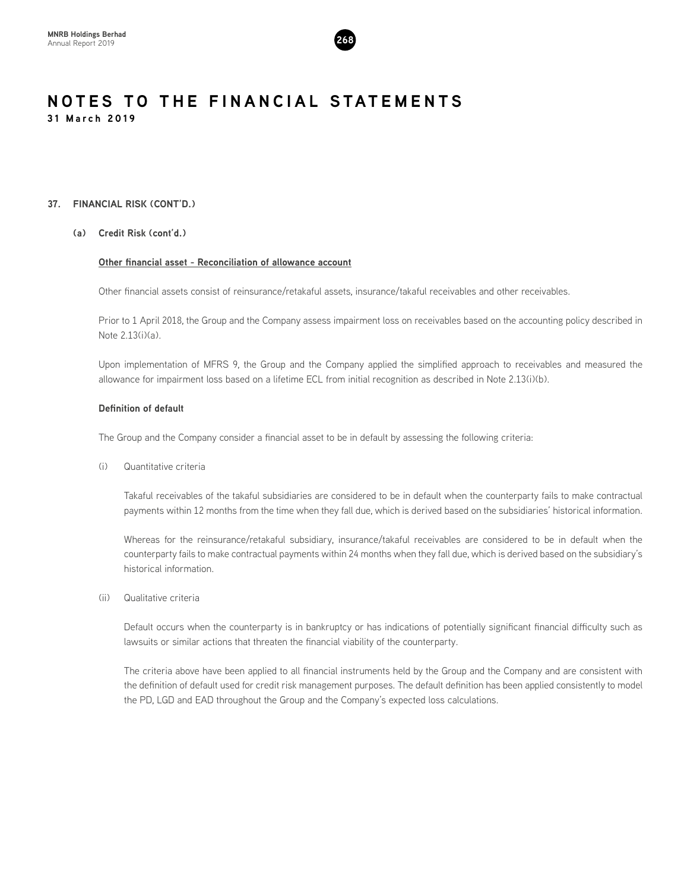# NOTES TO THE FINANCIAL STATEMENTS

**31 March 2019**

## 37. FINANCIAL RISK (CONT'D.)

### (a) Credit Risk (cont'd.)

**Other financial asset - Reconciliation of allowance account**

Other financial assets consist of reinsurance/retakaful assets, insurance/takaful receivables and other receivables.

Prior to 1 April 2018, the Group and the Company assess impairment loss on receivables based on the accounting policy described in Note 2.13(i)(a).

Upon implementation of MFRS 9, the Group and the Company applied the simplified approach to receivables and measured the allowance for impairment loss based on a lifetime ECL from initial recognition as described in Note 2.13(i)(b).

**Definition of default**

The Group and the Company consider a financial asset to be in default by assessing the following criteria:

(i) Quantitative criteria

Takaful receivables of the takaful subsidiaries are considered to be in default when the counterparty fails to make contractual payments within 12 months from the time when they fall due, which is derived based on the subsidiaries' historical information.

Whereas for the reinsurance/retakaful subsidiary, insurance/takaful receivables are considered to be in default when the counterparty fails to make contractual payments within 24 months when they fall due, which is derived based on the subsidiary's historical information.

(ii) Qualitative criteria

Default occurs when the counterparty is in bankruptcy or has indications of potentially significant financial difficulty such as lawsuits or similar actions that threaten the financial viability of the counterparty.

The criteria above have been applied to all financial instruments held by the Group and the Company and are consistent with the definition of default used for credit risk management purposes. The default definition has been applied consistently to model the PD, LGD and EAD throughout the Group and the Company's expected loss calculations.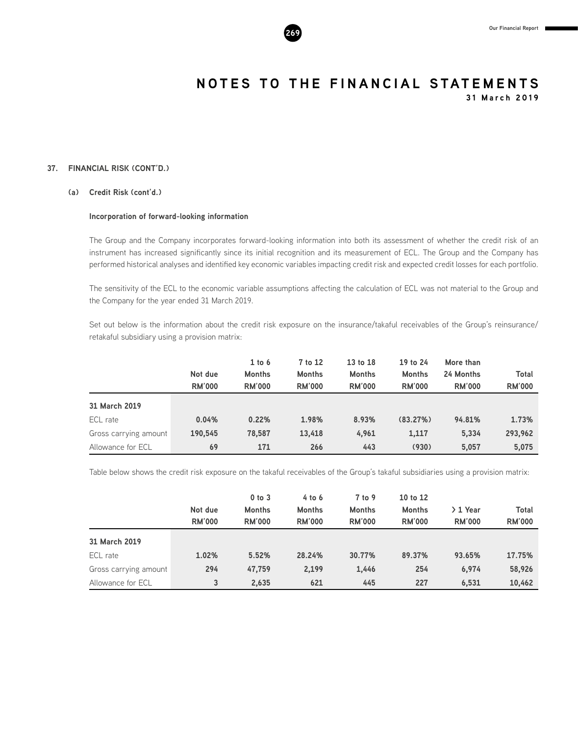# NOTES TO THE FINANCIAL STATEMENTS

**31 March 2019**

## 37. FINANCIAL RISK (CONT'D.)

### (a) Credit Risk (cont'd.)

**Incorporation of forward-looking information**

The Group and the Company incorporates forward-looking information into both its assessment of whether the credit risk of an instrument has increased significantly since its initial recognition and its measurement of ECL. The Group and the Company has performed historical analyses and identified key economic variables impacting credit risk and expected credit losses for each portfolio.

The sensitivity of the ECL to the economic variable assumptions affecting the calculation of ECL was not material to the Group and the Company for the year ended 31 March 2019.

Set out below is the information about the credit risk exposure on the insurance/takaful receivables of the Group's reinsurance/retakaful subsidiary using a provision matrix:

| | Not due RM'000 | 1 to 6 Months RM'000 | 7 to 12 Months RM'000 | 13 to 18 Months RM'000 | 19 to 24 Months RM'000 | More than 24 Months RM'000 | Total RM'000 |
|---|---|---|---|---|---|---|---|
| **31 March 2019** | | | | | | | |
| ECL rate | **0.04%** | **0.22%** | **1.98%** | **8.93%** | **(83.27%)** | **94.81%** | **1.73%** |
| Gross carrying amount | **190,545** | **78,587** | **13,418** | **4,961** | **1,117** | **5,334** | **293,962** |
| Allowance for ECL | **69** | **171** | **266** | **443** | **(930)** | **5,057** | **5,075** |

Table below shows the credit risk exposure on the takaful receivables of the Group's takaful subsidiaries using a provision matrix:

| | Not due RM'000 | 0 to 3 Months RM'000 | 4 to 6 Months RM'000 | 7 to 9 Months RM'000 | 10 to 12 Months RM'000 | > 1 Year RM'000 | Total RM'000 |
|---|---|---|---|---|---|---|---|
| **31 March 2019** | | | | | | | |
| ECL rate | **1.02%** | **5.52%** | **28.24%** | **30.77%** | **89.37%** | **93.65%** | **17.75%** |
| Gross carrying amount | **294** | **47,759** | **2,199** | **1,446** | **254** | **6,974** | **58,926** |
| Allowance for ECL | **3** | **2,635** | **621** | **445** | **227** | **6,531** | **10,462** |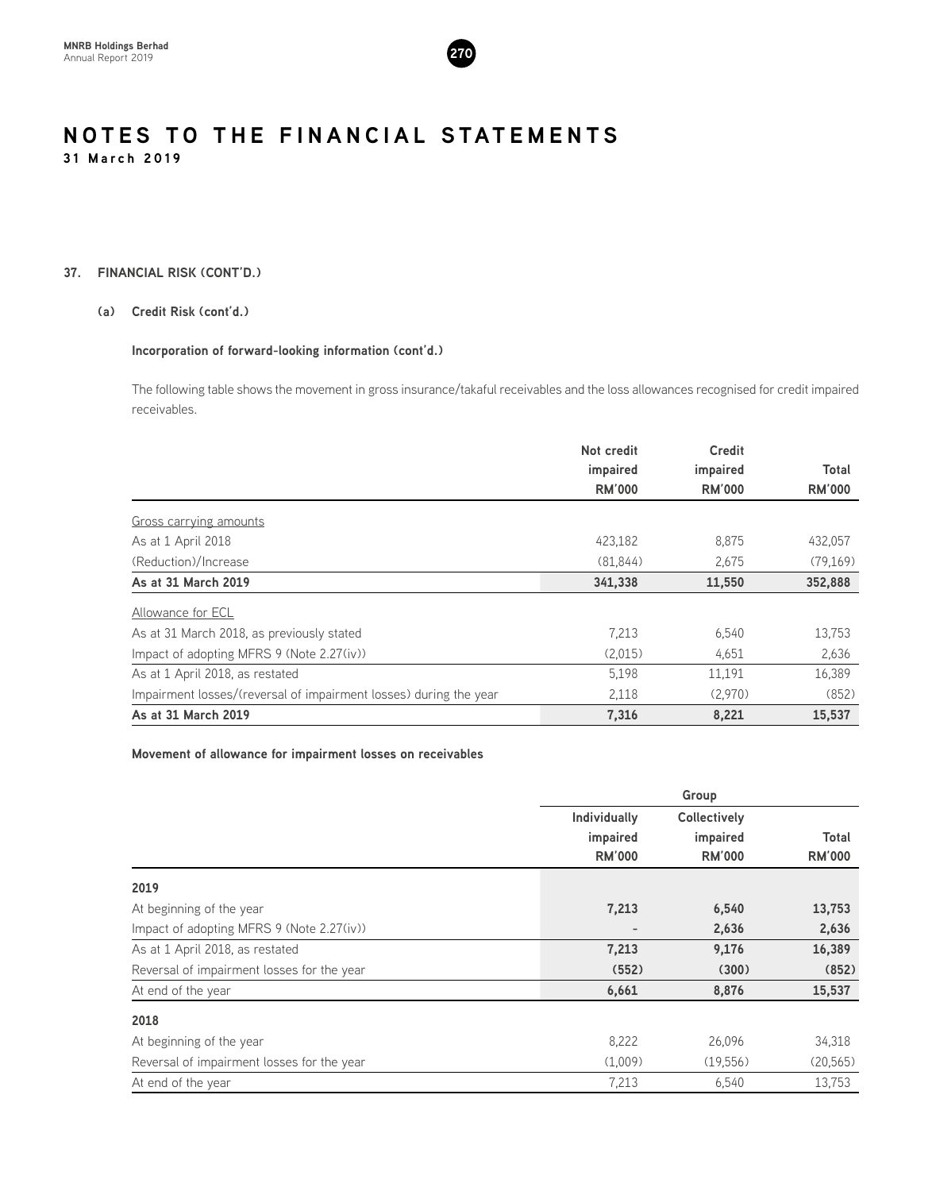# NOTES TO THE FINANCIAL STATEMENTS

**31 March 2019**

## 37. FINANCIAL RISK (CONT'D.)

### (a) Credit Risk (cont'd.)

**Incorporation of forward-looking information (cont'd.)**

The following table shows the movement in gross insurance/takaful receivables and the loss allowances recognised for credit impaired receivables.

| | Not credit impaired RM'000 | Credit impaired RM'000 | Total RM'000 |
|---|---|---|---|
| Gross carrying amounts | | | |
| As at 1 April 2018 | 423,182 | 8,875 | 432,057 |
| (Reduction)/Increase | (81,844) | 2,675 | (79,169) |
| **As at 31 March 2019** | **341,338** | **11,550** | **352,888** |
| Allowance for ECL | | | |
| As at 31 March 2018, as previously stated | 7,213 | 6,540 | 13,753 |
| Impact of adopting MFRS 9 (Note 2.27(iv)) | (2,015) | 4,651 | 2,636 |
| As at 1 April 2018, as restated | 5,198 | 11,191 | 16,389 |
| Impairment losses/(reversal of impairment losses) during the year | 2,118 | (2,970) | (852) |
| **As at 31 March 2019** | **7,316** | **8,221** | **15,537** |

**Movement of allowance for impairment losses on receivables**

| | Group | | |
|---|---|---|---|
| | Individually impaired RM'000 | Collectively impaired RM'000 | Total RM'000 |
| **2019** | | | |
| At beginning of the year | **7,213** | **6,540** | **13,753** |
| Impact of adopting MFRS 9 (Note 2.27(iv)) | - | **2,636** | **2,636** |
| As at 1 April 2018, as restated | **7,213** | **9,176** | **16,389** |
| Reversal of impairment losses for the year | **(552)** | **(300)** | **(852)** |
| At end of the year | **6,661** | **8,876** | **15,537** |
| **2018** | | | |
| At beginning of the year | 8,222 | 26,096 | 34,318 |
| Reversal of impairment losses for the year | (1,009) | (19,556) | (20,565) |
| At end of the year | 7,213 | 6,540 | 13,753 |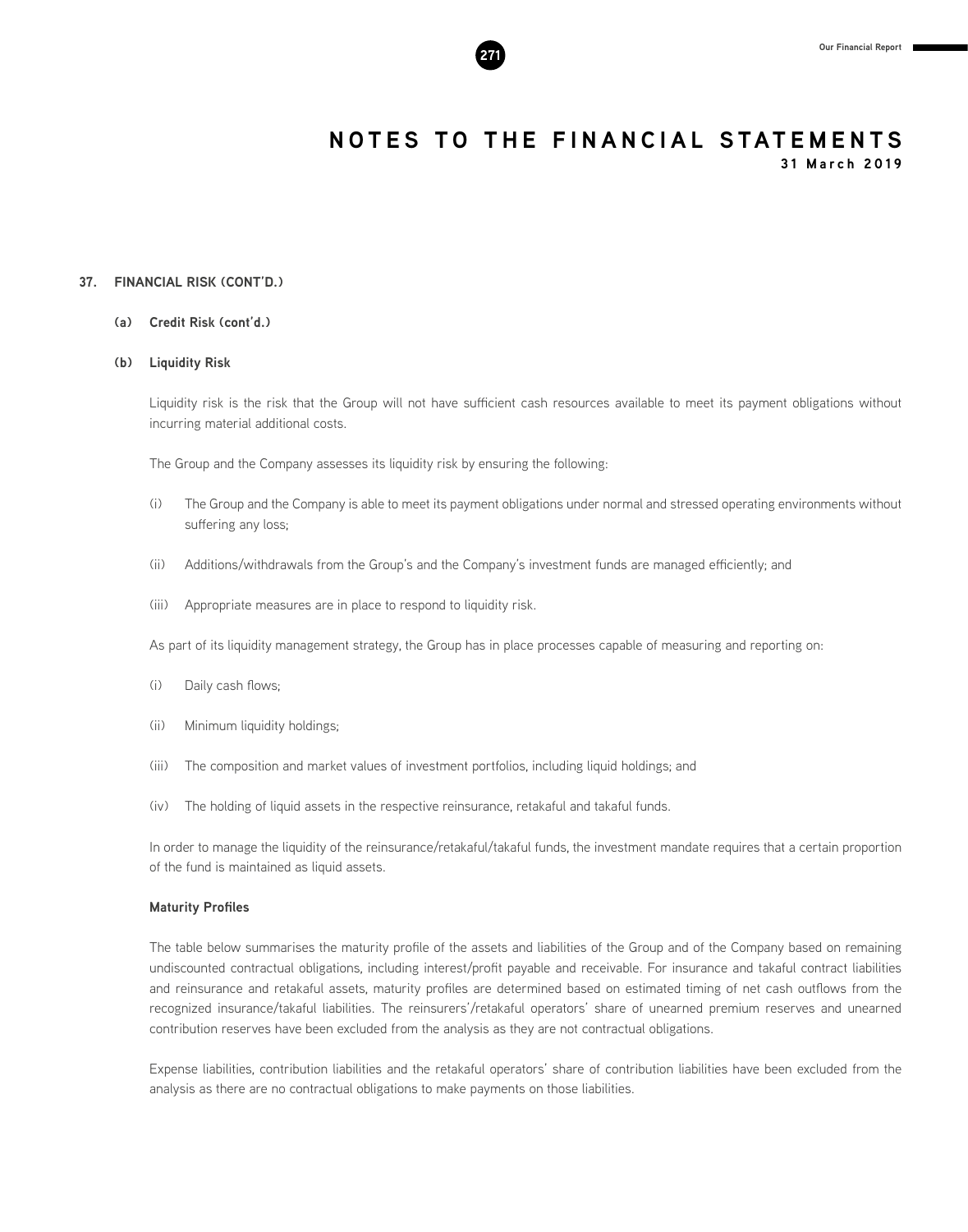# NOTES TO THE FINANCIAL STATEMENTS

31 March 2019

## 37. FINANCIAL RISK (CONT'D.)

### (a) Credit Risk (cont'd.)

### (b) Liquidity Risk

Liquidity risk is the risk that the Group will not have sufficient cash resources available to meet its payment obligations without incurring material additional costs.

The Group and the Company assesses its liquidity risk by ensuring the following:

(i) The Group and the Company is able to meet its payment obligations under normal and stressed operating environments without suffering any loss;

(ii) Additions/withdrawals from the Group's and the Company's investment funds are managed efficiently; and

(iii) Appropriate measures are in place to respond to liquidity risk.

As part of its liquidity management strategy, the Group has in place processes capable of measuring and reporting on:

(i) Daily cash flows;

(ii) Minimum liquidity holdings;

(iii) The composition and market values of investment portfolios, including liquid holdings; and

(iv) The holding of liquid assets in the respective reinsurance, retakaful and takaful funds.

In order to manage the liquidity of the reinsurance/retakaful/takaful funds, the investment mandate requires that a certain proportion of the fund is maintained as liquid assets.

**Maturity Profiles**

The table below summarises the maturity profile of the assets and liabilities of the Group and of the Company based on remaining undiscounted contractual obligations, including interest/profit payable and receivable. For insurance and takaful contract liabilities and reinsurance and retakaful assets, maturity profiles are determined based on estimated timing of net cash outflows from the recognized insurance/takaful liabilities. The reinsurers'/retakaful operators' share of unearned premium reserves and unearned contribution reserves have been excluded from the analysis as they are not contractual obligations.

Expense liabilities, contribution liabilities and the retakaful operators' share of contribution liabilities have been excluded from the analysis as there are no contractual obligations to make payments on those liabilities.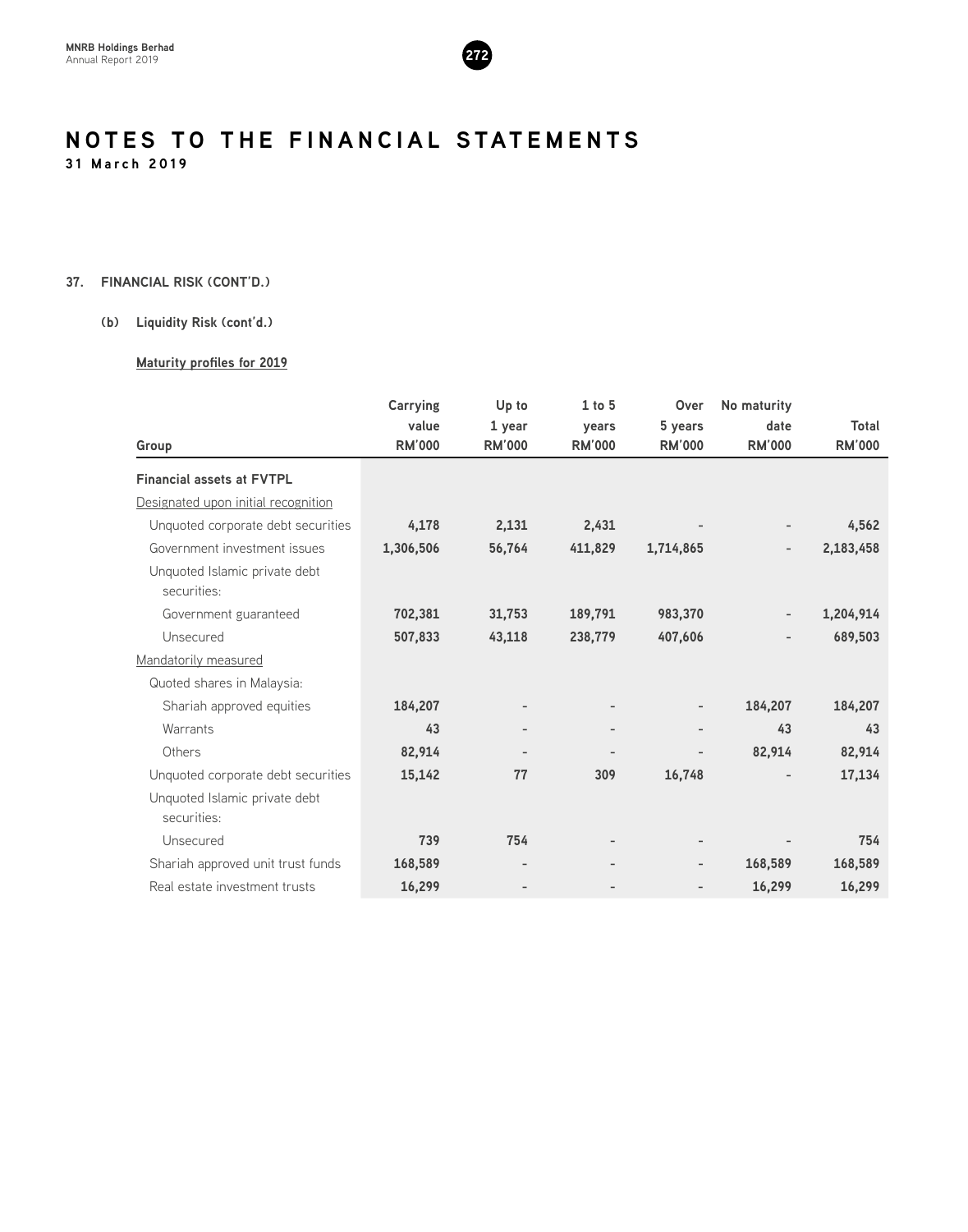# NOTES TO THE FINANCIAL STATEMENTS

**31 March 2019**

## 37. FINANCIAL RISK (CONT'D.)

### (b) Liquidity Risk (cont'd.)

**Maturity profiles for 2019**

| Group | Carrying value RM'000 | Up to 1 year RM'000 | 1 to 5 years RM'000 | Over 5 years RM'000 | No maturity date RM'000 | Total RM'000 |
|---|---|---|---|---|---|---|
| **Financial assets at FVTPL** | | | | | | |
| Designated upon initial recognition | | | | | | |
| Unquoted corporate debt securities | 4,178 | 2,131 | 2,431 | - | - | 4,562 |
| Government investment issues | 1,306,506 | 56,764 | 411,829 | 1,714,865 | - | 2,183,458 |
| Unquoted Islamic private debt securities: | | | | | | |
| Government guaranteed | 702,381 | 31,753 | 189,791 | 983,370 | - | 1,204,914 |
| Unsecured | 507,833 | 43,118 | 238,779 | 407,606 | - | 689,503 |
| Mandatorily measured | | | | | | |
| Quoted shares in Malaysia: | | | | | | |
| Shariah approved equities | 184,207 | - | - | - | 184,207 | 184,207 |
| Warrants | 43 | - | - | - | 43 | 43 |
| Others | 82,914 | - | - | - | 82,914 | 82,914 |
| Unquoted corporate debt securities | 15,142 | 77 | 309 | 16,748 | - | 17,134 |
| Unquoted Islamic private debt securities: | | | | | | |
| Unsecured | 739 | 754 | - | - | - | 754 |
| Shariah approved unit trust funds | 168,589 | - | - | - | 168,589 | 168,589 |
| Real estate investment trusts | 16,299 | - | - | - | 16,299 | 16,299 |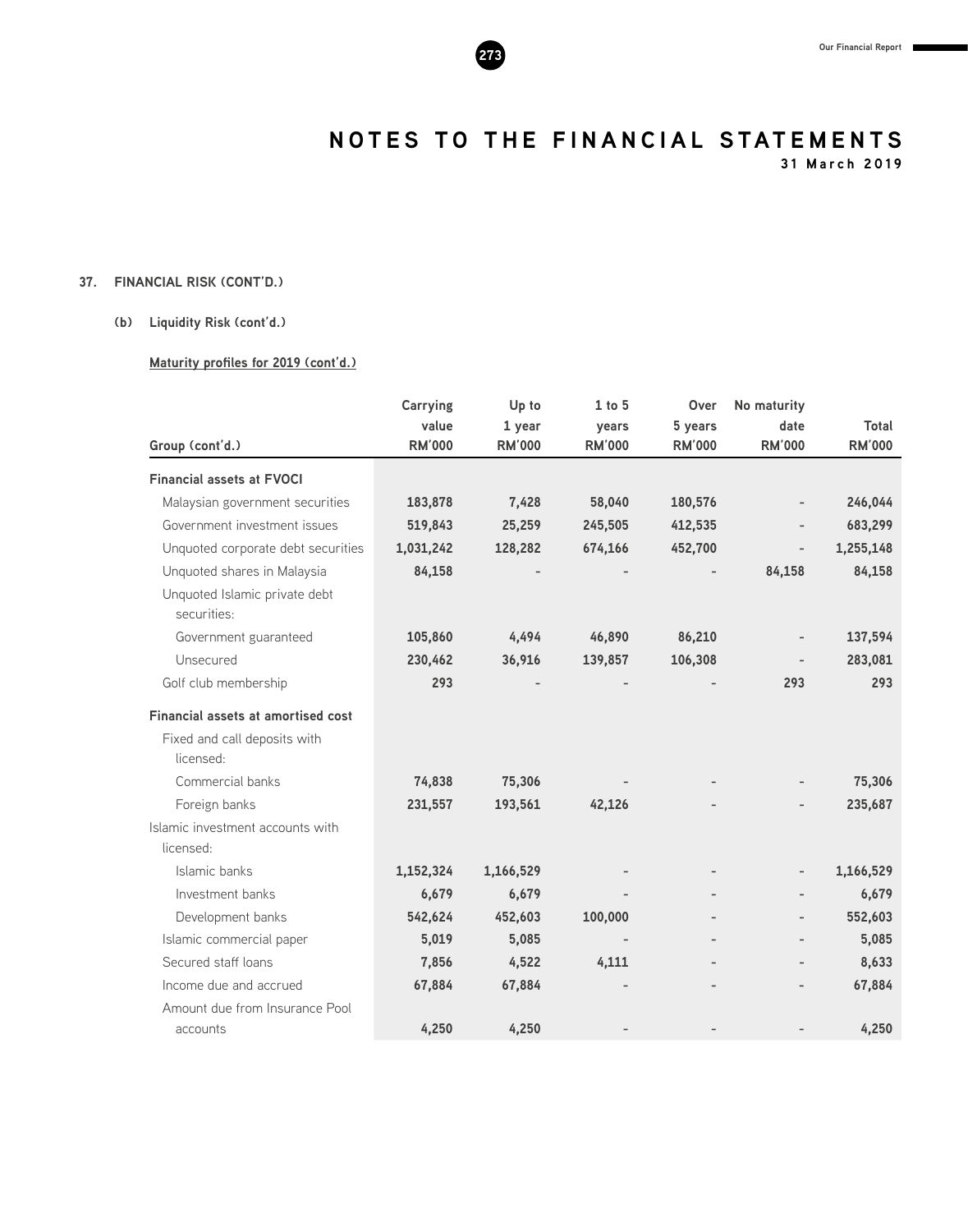# NOTES TO THE FINANCIAL STATEMENTS

**31 March 2019**

## 37. FINANCIAL RISK (CONT'D.)

### (b) Liquidity Risk (cont'd.)

**Maturity profiles for 2019 (cont'd.)**

| Group (cont'd.) | Carrying value RM'000 | Up to 1 year RM'000 | 1 to 5 years RM'000 | Over 5 years RM'000 | No maturity date RM'000 | Total RM'000 |
|---|---|---|---|---|---|---|
| **Financial assets at FVOCI** | | | | | | |
| Malaysian government securities | 183,878 | 7,428 | 58,040 | 180,576 | - | 246,044 |
| Government investment issues | 519,843 | 25,259 | 245,505 | 412,535 | - | 683,299 |
| Unquoted corporate debt securities | 1,031,242 | 128,282 | 674,166 | 452,700 | - | 1,255,148 |
| Unquoted shares in Malaysia | 84,158 | - | - | - | 84,158 | 84,158 |
| Unquoted Islamic private debt securities: | | | | | | |
| Government guaranteed | 105,860 | 4,494 | 46,890 | 86,210 | - | 137,594 |
| Unsecured | 230,462 | 36,916 | 139,857 | 106,308 | - | 283,081 |
| Golf club membership | 293 | - | - | - | 293 | 293 |
| **Financial assets at amortised cost** | | | | | | |
| Fixed and call deposits with licensed: | | | | | | |
| Commercial banks | 74,838 | 75,306 | - | - | - | 75,306 |
| Foreign banks | 231,557 | 193,561 | 42,126 | - | - | 235,687 |
| Islamic investment accounts with licensed: | | | | | | |
| Islamic banks | 1,152,324 | 1,166,529 | - | - | - | 1,166,529 |
| Investment banks | 6,679 | 6,679 | - | - | - | 6,679 |
| Development banks | 542,624 | 452,603 | 100,000 | - | - | 552,603 |
| Islamic commercial paper | 5,019 | 5,085 | - | - | - | 5,085 |
| Secured staff loans | 7,856 | 4,522 | 4,111 | - | - | 8,633 |
| Income due and accrued | 67,884 | 67,884 | - | - | - | 67,884 |
| Amount due from Insurance Pool accounts | 4,250 | 4,250 | - | - | - | 4,250 |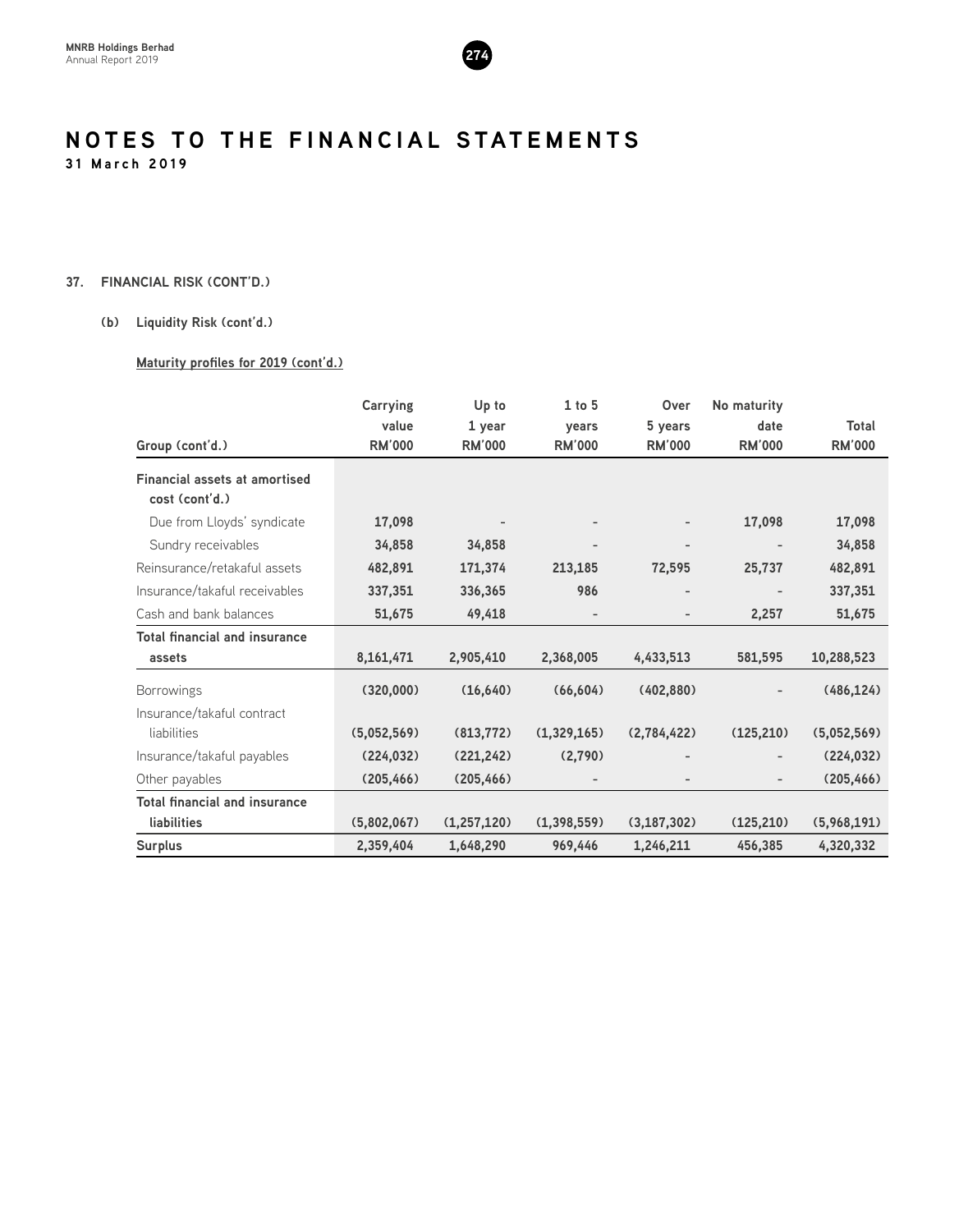# NOTES TO THE FINANCIAL STATEMENTS

**31 March 2019**

**37. FINANCIAL RISK (CONT'D.)**

**(b) Liquidity Risk (cont'd.)**

**Maturity profiles for 2019 (cont'd.)**

| Group (cont'd.) | Carrying value RM'000 | Up to 1 year RM'000 | 1 to 5 years RM'000 | Over 5 years RM'000 | No maturity date RM'000 | Total RM'000 |
|---|---|---|---|---|---|---|
| **Financial assets at amortised cost (cont'd.)** | | | | | | |
| Due from Lloyds' syndicate | 17,098 | - | - | - | 17,098 | 17,098 |
| Sundry receivables | 34,858 | 34,858 | - | - | - | 34,858 |
| Reinsurance/retakaful assets | 482,891 | 171,374 | 213,185 | 72,595 | 25,737 | 482,891 |
| Insurance/takaful receivables | 337,351 | 336,365 | 986 | - | - | 337,351 |
| Cash and bank balances | 51,675 | 49,418 | - | - | 2,257 | 51,675 |
| **Total financial and insurance assets** | 8,161,471 | 2,905,410 | 2,368,005 | 4,433,513 | 581,595 | 10,288,523 |
| Borrowings | (320,000) | (16,640) | (66,604) | (402,880) | - | (486,124) |
| Insurance/takaful contract liabilities | (5,052,569) | (813,772) | (1,329,165) | (2,784,422) | (125,210) | (5,052,569) |
| Insurance/takaful payables | (224,032) | (221,242) | (2,790) | - | - | (224,032) |
| Other payables | (205,466) | (205,466) | - | - | - | (205,466) |
| **Total financial and insurance liabilities** | (5,802,067) | (1,257,120) | (1,398,559) | (3,187,302) | (125,210) | (5,968,191) |
| **Surplus** | 2,359,404 | 1,648,290 | 969,446 | 1,246,211 | 456,385 | 4,320,332 |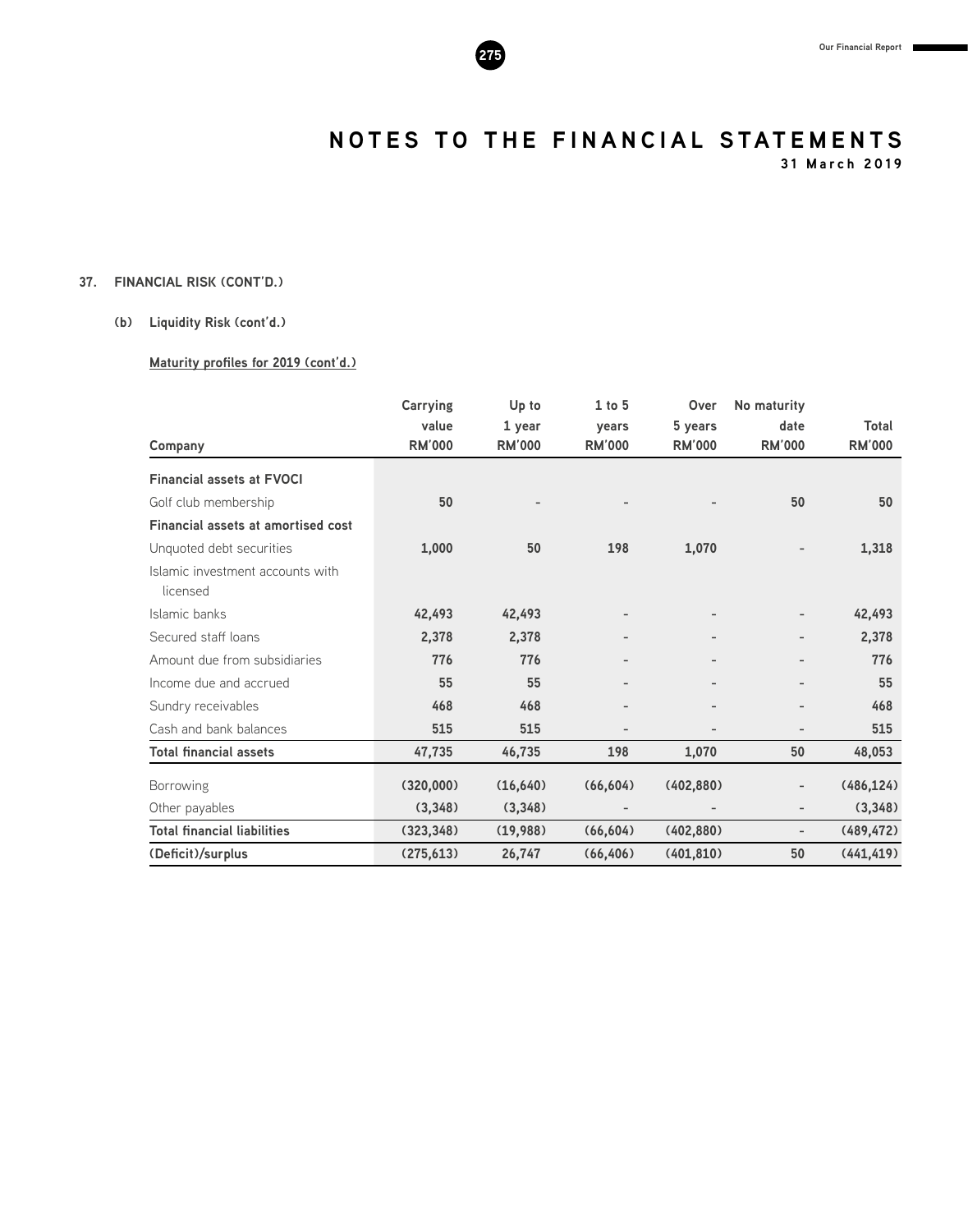# NOTES TO THE FINANCIAL STATEMENTS

**31 March 2019**

## 37. FINANCIAL RISK (CONT'D.)

### (b) Liquidity Risk (cont'd.)

**Maturity profiles for 2019 (cont'd.)**

| Company | Carrying value RM'000 | Up to 1 year RM'000 | 1 to 5 years RM'000 | Over 5 years RM'000 | No maturity date RM'000 | Total RM'000 |
|---|---|---|---|---|---|---|
| **Financial assets at FVOCI** | | | | | | |
| Golf club membership | **50** | - | - | - | 50 | **50** |
| **Financial assets at amortised cost** | | | | | | |
| Unquoted debt securities | **1,000** | 50 | 198 | 1,070 | - | **1,318** |
| Islamic investment accounts with licensed | | | | | | |
| Islamic banks | **42,493** | 42,493 | - | - | - | **42,493** |
| Secured staff loans | **2,378** | 2,378 | - | - | - | **2,378** |
| Amount due from subsidiaries | **776** | 776 | - | - | - | **776** |
| Income due and accrued | **55** | 55 | - | - | - | **55** |
| Sundry receivables | **468** | 468 | - | - | - | **468** |
| Cash and bank balances | **515** | 515 | - | - | - | **515** |
| **Total financial assets** | **47,735** | **46,735** | **198** | **1,070** | **50** | **48,053** |
| Borrowing | **(320,000)** | (16,640) | (66,604) | (402,880) | - | **(486,124)** |
| Other payables | **(3,348)** | (3,348) | - | - | - | **(3,348)** |
| **Total financial liabilities** | **(323,348)** | **(19,988)** | **(66,604)** | **(402,880)** | - | **(489,472)** |
| **(Deficit)/surplus** | **(275,613)** | **26,747** | **(66,406)** | **(401,810)** | **50** | **(441,419)** |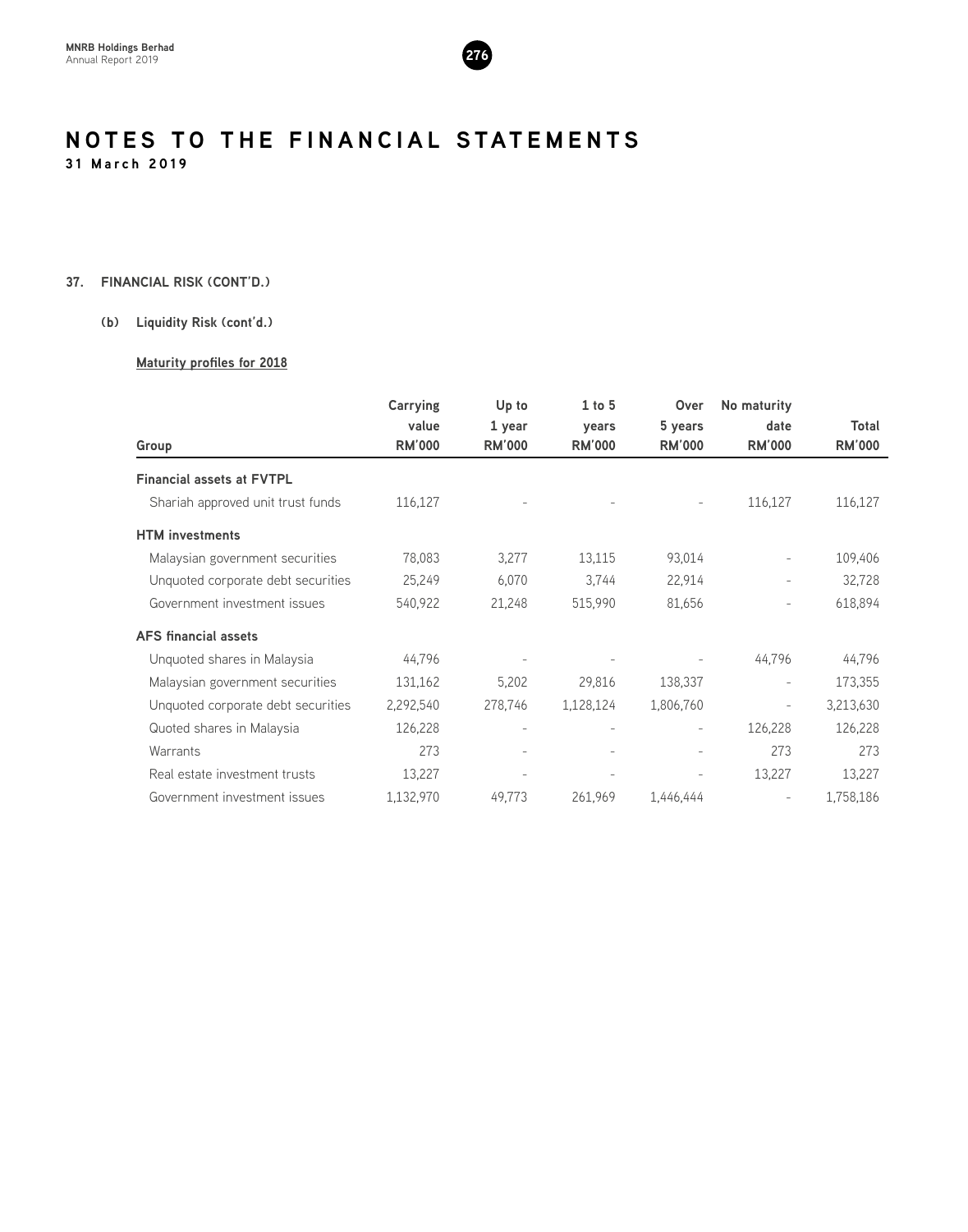# NOTES TO THE FINANCIAL STATEMENTS

**31 March 2019**

## 37. FINANCIAL RISK (CONT'D.)

### (b) Liquidity Risk (cont'd.)

**Maturity profiles for 2018**

| Group | Carrying value RM'000 | Up to 1 year RM'000 | 1 to 5 years RM'000 | Over 5 years RM'000 | No maturity date RM'000 | Total RM'000 |
|---|---|---|---|---|---|---|
| **Financial assets at FVTPL** | | | | | | |
| Shariah approved unit trust funds | 116,127 | - | - | - | 116,127 | 116,127 |
| **HTM investments** | | | | | | |
| Malaysian government securities | 78,083 | 3,277 | 13,115 | 93,014 | - | 109,406 |
| Unquoted corporate debt securities | 25,249 | 6,070 | 3,744 | 22,914 | - | 32,728 |
| Government investment issues | 540,922 | 21,248 | 515,990 | 81,656 | - | 618,894 |
| **AFS financial assets** | | | | | | |
| Unquoted shares in Malaysia | 44,796 | - | - | - | 44,796 | 44,796 |
| Malaysian government securities | 131,162 | 5,202 | 29,816 | 138,337 | - | 173,355 |
| Unquoted corporate debt securities | 2,292,540 | 278,746 | 1,128,124 | 1,806,760 | - | 3,213,630 |
| Quoted shares in Malaysia | 126,228 | - | - | - | 126,228 | 126,228 |
| Warrants | 273 | - | - | - | 273 | 273 |
| Real estate investment trusts | 13,227 | - | - | - | 13,227 | 13,227 |
| Government investment issues | 1,132,970 | 49,773 | 261,969 | 1,446,444 | - | 1,758,186 |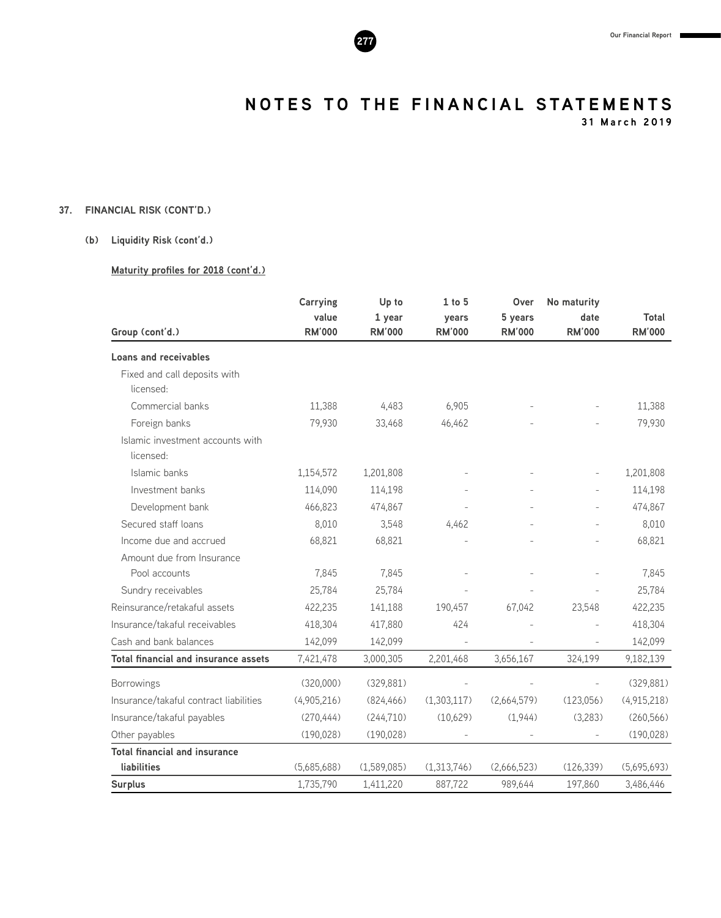# NOTES TO THE FINANCIAL STATEMENTS

31 March 2019

## 37. FINANCIAL RISK (CONT'D.)

### (b) Liquidity Risk (cont'd.)

**Maturity profiles for 2018 (cont'd.)**

| Group (cont'd.) | Carrying value RM'000 | Up to 1 year RM'000 | 1 to 5 years RM'000 | Over 5 years RM'000 | No maturity date RM'000 | Total RM'000 |
|---|---|---|---|---|---|---|
| **Loans and receivables** | | | | | | |
| Fixed and call deposits with licensed: | | | | | | |
| Commercial banks | 11,388 | 4,483 | 6,905 | - | - | 11,388 |
| Foreign banks | 79,930 | 33,468 | 46,462 | - | - | 79,930 |
| Islamic investment accounts with licensed: | | | | | | |
| Islamic banks | 1,154,572 | 1,201,808 | - | - | - | 1,201,808 |
| Investment banks | 114,090 | 114,198 | - | - | - | 114,198 |
| Development bank | 466,823 | 474,867 | - | - | - | 474,867 |
| Secured staff loans | 8,010 | 3,548 | 4,462 | - | - | 8,010 |
| Income due and accrued | 68,821 | 68,821 | - | - | - | 68,821 |
| Amount due from Insurance Pool accounts | 7,845 | 7,845 | - | - | - | 7,845 |
| Sundry receivables | 25,784 | 25,784 | - | - | - | 25,784 |
| Reinsurance/retakaful assets | 422,235 | 141,188 | 190,457 | 67,042 | 23,548 | 422,235 |
| Insurance/takaful receivables | 418,304 | 417,880 | 424 | - | - | 418,304 |
| Cash and bank balances | 142,099 | 142,099 | - | - | - | 142,099 |
| **Total financial and insurance assets** | 7,421,478 | 3,000,305 | 2,201,468 | 3,656,167 | 324,199 | 9,182,139 |
| Borrowings | (320,000) | (329,881) | - | - | - | (329,881) |
| Insurance/takaful contract liabilities | (4,905,216) | (824,466) | (1,303,117) | (2,664,579) | (123,056) | (4,915,218) |
| Insurance/takaful payables | (270,444) | (244,710) | (10,629) | (1,944) | (3,283) | (260,566) |
| Other payables | (190,028) | (190,028) | - | - | - | (190,028) |
| **Total financial and insurance liabilities** | (5,685,688) | (1,589,085) | (1,313,746) | (2,666,523) | (126,339) | (5,695,693) |
| **Surplus** | 1,735,790 | 1,411,220 | 887,722 | 989,644 | 197,860 | 3,486,446 |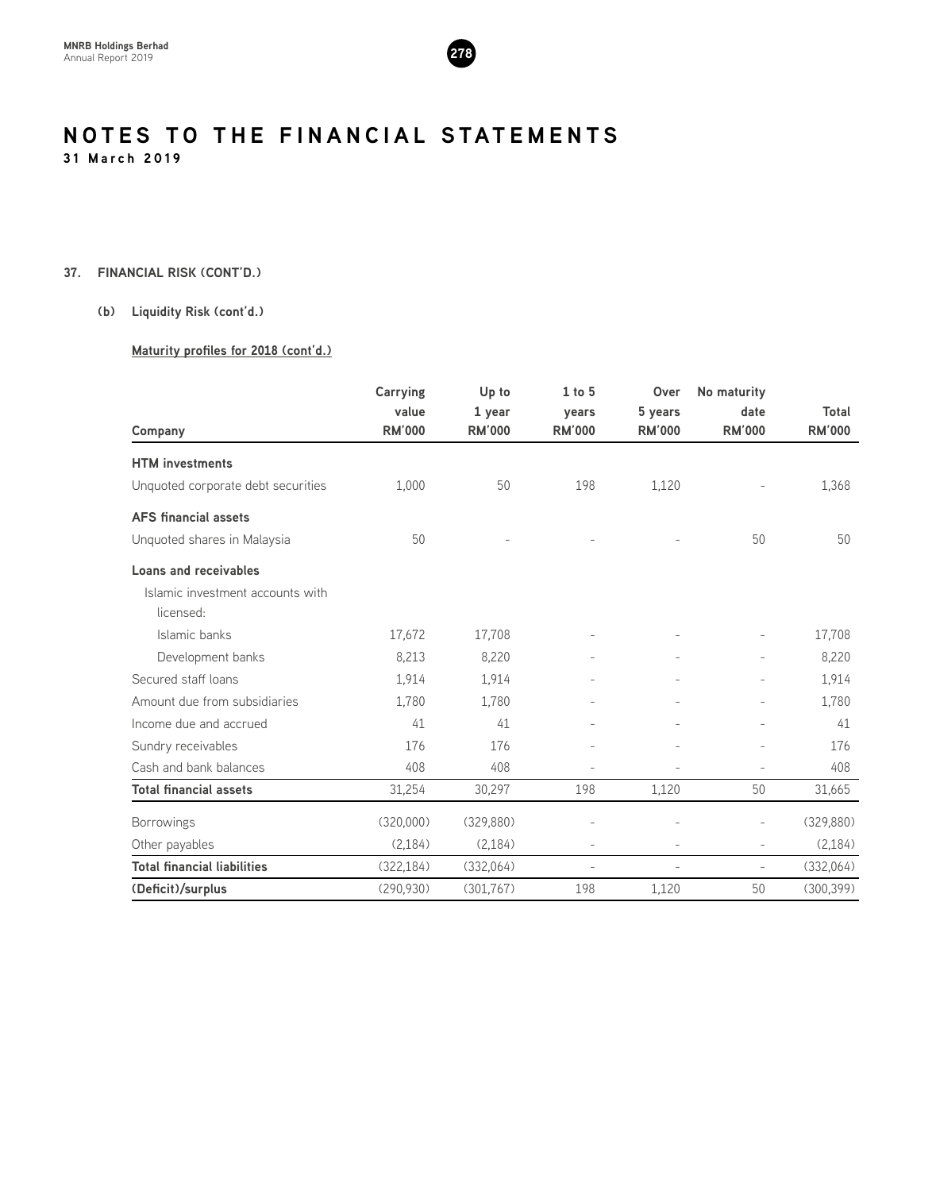# NOTES TO THE FINANCIAL STATEMENTS

**31 March 2019**

## 37. FINANCIAL RISK (CONT'D.)

### (b) Liquidity Risk (cont'd.)

**Maturity profiles for 2018 (cont'd.)**

| Company | Carrying value RM'000 | Up to 1 year RM'000 | 1 to 5 years RM'000 | Over 5 years RM'000 | No maturity date RM'000 | Total RM'000 |
|---|---|---|---|---|---|---|
| **HTM investments** | | | | | | |
| Unquoted corporate debt securities | 1,000 | 50 | 198 | 1,120 | - | 1,368 |
| **AFS financial assets** | | | | | | |
| Unquoted shares in Malaysia | 50 | - | - | - | 50 | 50 |
| **Loans and receivables** | | | | | | |
| Islamic investment accounts with licensed: | | | | | | |
| Islamic banks | 17,672 | 17,708 | - | - | - | 17,708 |
| Development banks | 8,213 | 8,220 | - | - | - | 8,220 |
| Secured staff loans | 1,914 | 1,914 | - | - | - | 1,914 |
| Amount due from subsidiaries | 1,780 | 1,780 | - | - | - | 1,780 |
| Income due and accrued | 41 | 41 | - | - | - | 41 |
| Sundry receivables | 176 | 176 | - | - | - | 176 |
| Cash and bank balances | 408 | 408 | - | - | - | 408 |
| **Total financial assets** | 31,254 | 30,297 | 198 | 1,120 | 50 | 31,665 |
| Borrowings | (320,000) | (329,880) | - | - | - | (329,880) |
| Other payables | (2,184) | (2,184) | - | - | - | (2,184) |
| **Total financial liabilities** | (322,184) | (332,064) | - | - | - | (332,064) |
| **(Deficit)/surplus** | (290,930) | (301,767) | 198 | 1,120 | 50 | (300,399) |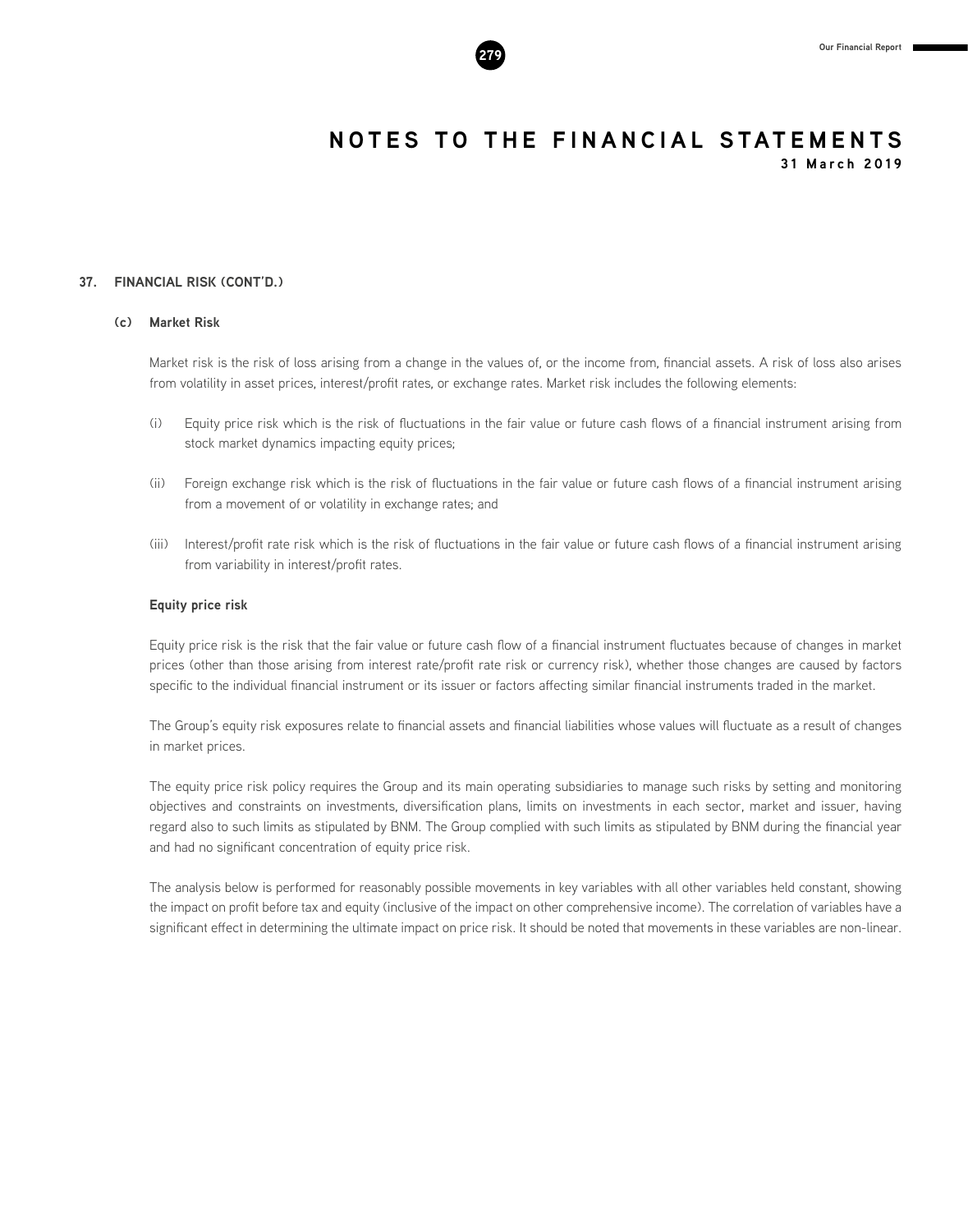# NOTES TO THE FINANCIAL STATEMENTS

31 March 2019

## 37. FINANCIAL RISK (CONT'D.)

### (c) Market Risk

Market risk is the risk of loss arising from a change in the values of, or the income from, financial assets. A risk of loss also arises from volatility in asset prices, interest/profit rates, or exchange rates. Market risk includes the following elements:

(i) Equity price risk which is the risk of fluctuations in the fair value or future cash flows of a financial instrument arising from stock market dynamics impacting equity prices;

(ii) Foreign exchange risk which is the risk of fluctuations in the fair value or future cash flows of a financial instrument arising from a movement of or volatility in exchange rates; and

(iii) Interest/profit rate risk which is the risk of fluctuations in the fair value or future cash flows of a financial instrument arising from variability in interest/profit rates.

**Equity price risk**

Equity price risk is the risk that the fair value or future cash flow of a financial instrument fluctuates because of changes in market prices (other than those arising from interest rate/profit rate risk or currency risk), whether those changes are caused by factors specific to the individual financial instrument or its issuer or factors affecting similar financial instruments traded in the market.

The Group's equity risk exposures relate to financial assets and financial liabilities whose values will fluctuate as a result of changes in market prices.

The equity price risk policy requires the Group and its main operating subsidiaries to manage such risks by setting and monitoring objectives and constraints on investments, diversification plans, limits on investments in each sector, market and issuer, having regard also to such limits as stipulated by BNM. The Group complied with such limits as stipulated by BNM during the financial year and had no significant concentration of equity price risk.

The analysis below is performed for reasonably possible movements in key variables with all other variables held constant, showing the impact on profit before tax and equity (inclusive of the impact on other comprehensive income). The correlation of variables have a significant effect in determining the ultimate impact on price risk. It should be noted that movements in these variables are non-linear.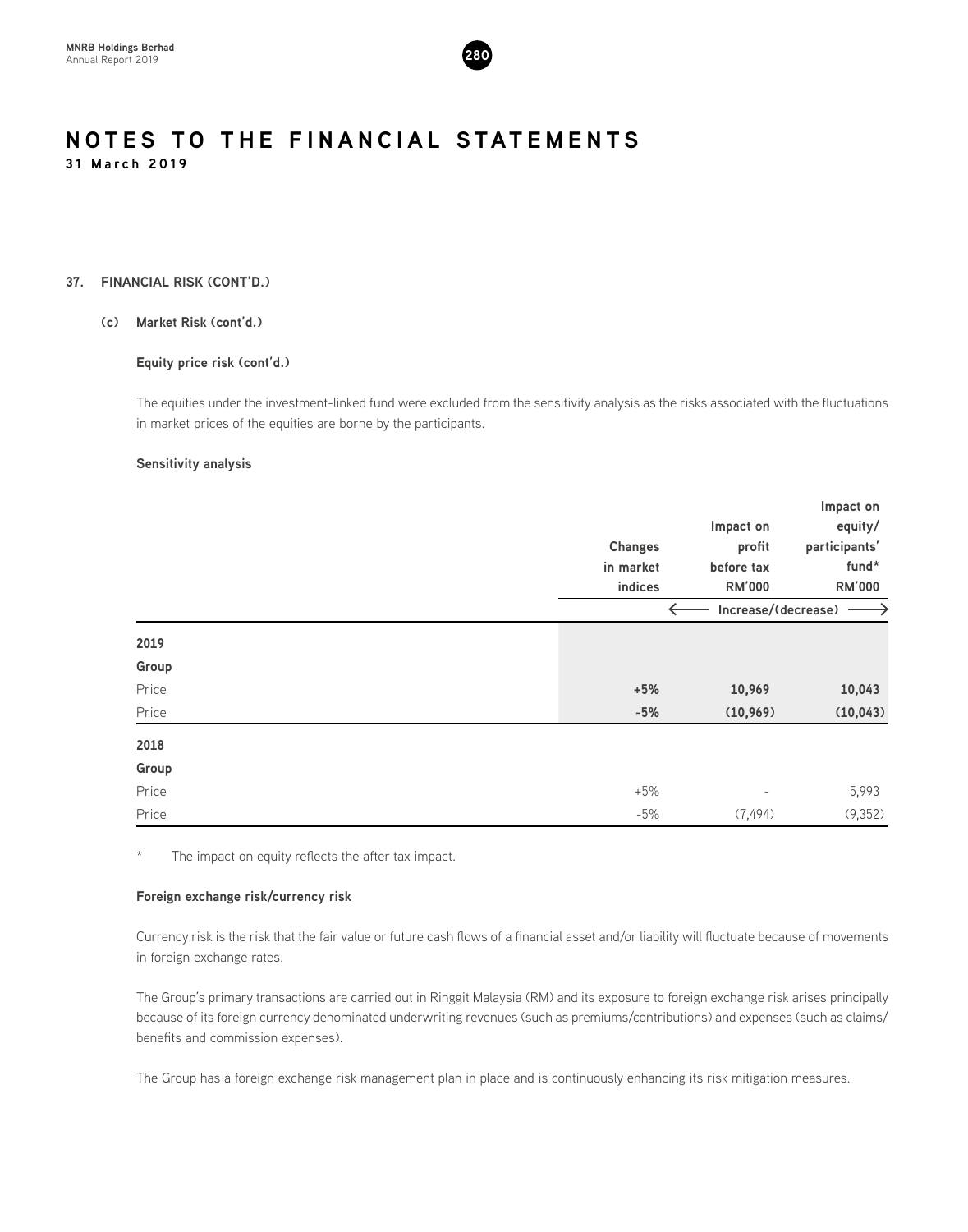# NOTES TO THE FINANCIAL STATEMENTS

**31 March 2019**

## 37. FINANCIAL RISK (CONT'D.)

### (c) Market Risk (cont'd.)

**Equity price risk (cont'd.)**

The equities under the investment-linked fund were excluded from the sensitivity analysis as the risks associated with the fluctuations in market prices of the equities are borne by the participants.

**Sensitivity analysis**

| | Changes in market indices | Impact on profit before tax RM'000 | Impact on equity/ participants' fund* RM'000 |
|---|---|---|---|
| | | Increase/(decrease) | |
| **2019** | | | |
| **Group** | | | |
| Price | **+5%** | **10,969** | **10,043** |
| Price | **-5%** | **(10,969)** | **(10,043)** |
| **2018** | | | |
| **Group** | | | |
| Price | +5% | - | 5,993 |
| Price | -5% | (7,494) | (9,352) |

\* The impact on equity reflects the after tax impact.

**Foreign exchange risk/currency risk**

Currency risk is the risk that the fair value or future cash flows of a financial asset and/or liability will fluctuate because of movements in foreign exchange rates.

The Group's primary transactions are carried out in Ringgit Malaysia (RM) and its exposure to foreign exchange risk arises principally because of its foreign currency denominated underwriting revenues (such as premiums/contributions) and expenses (such as claims/benefits and commission expenses).

The Group has a foreign exchange risk management plan in place and is continuously enhancing its risk mitigation measures.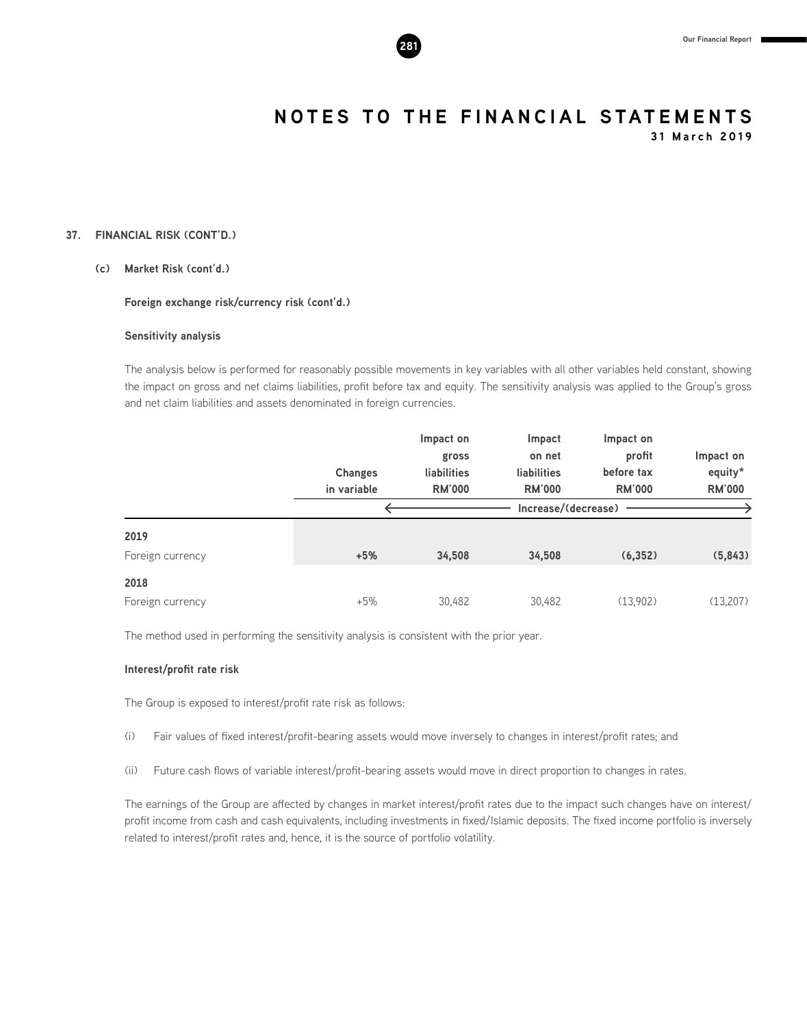# NOTES TO THE FINANCIAL STATEMENTS

**31 March 2019**

## 37. FINANCIAL RISK (CONT'D.)

### (c) Market Risk (cont'd.)

**Foreign exchange risk/currency risk (cont'd.)**

**Sensitivity analysis**

The analysis below is performed for reasonably possible movements in key variables with all other variables held constant, showing the impact on gross and net claims liabilities, profit before tax and equity. The sensitivity analysis was applied to the Group's gross and net claim liabilities and assets denominated in foreign currencies.

| | Changes in variable | Impact on gross liabilities RM'000 | Impact on net liabilities RM'000 | Impact on profit before tax RM'000 | Impact on equity* RM'000 |
|---|---|---|---|---|---|
| | | Increase/(decrease) | | | |
| **2019** | | | | | |
| Foreign currency | **+5%** | **34,508** | **34,508** | **(6,352)** | **(5,843)** |
| **2018** | | | | | |
| Foreign currency | +5% | 30,482 | 30,482 | (13,902) | (13,207) |

The method used in performing the sensitivity analysis is consistent with the prior year.

**Interest/profit rate risk**

The Group is exposed to interest/profit rate risk as follows:

(i) Fair values of fixed interest/profit-bearing assets would move inversely to changes in interest/profit rates; and

(ii) Future cash flows of variable interest/profit-bearing assets would move in direct proportion to changes in rates.

The earnings of the Group are affected by changes in market interest/profit rates due to the impact such changes have on interest/profit income from cash and cash equivalents, including investments in fixed/Islamic deposits. The fixed income portfolio is inversely related to interest/profit rates and, hence, it is the source of portfolio volatility.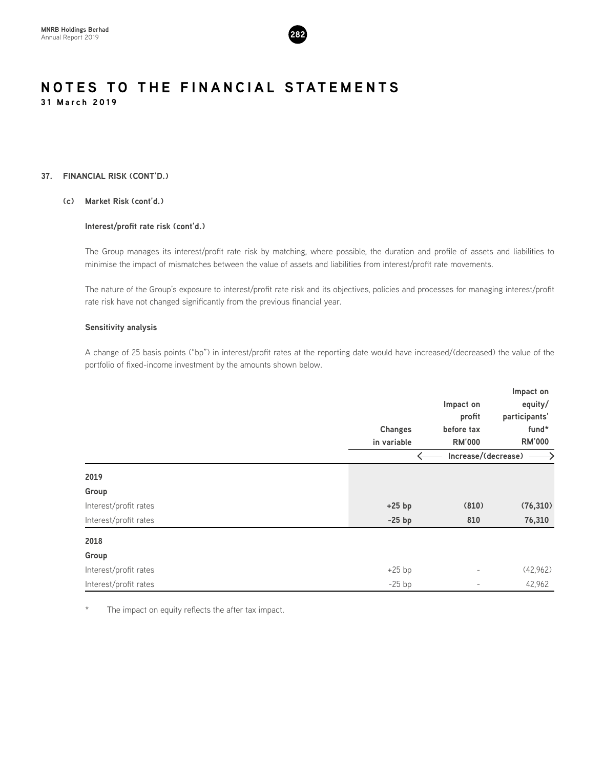# NOTES TO THE FINANCIAL STATEMENTS

**31 March 2019**

## 37. FINANCIAL RISK (CONT'D.)

### (c) Market Risk (cont'd.)

**Interest/profit rate risk (cont'd.)**

The Group manages its interest/profit rate risk by matching, where possible, the duration and profile of assets and liabilities to minimise the impact of mismatches between the value of assets and liabilities from interest/profit rate movements.

The nature of the Group's exposure to interest/profit rate risk and its objectives, policies and processes for managing interest/profit rate risk have not changed significantly from the previous financial year.

**Sensitivity analysis**

A change of 25 basis points ("bp") in interest/profit rates at the reporting date would have increased/(decreased) the value of the portfolio of fixed-income investment by the amounts shown below.

| | Changes in variable | Impact on profit before tax RM'000 | Impact on equity/ participants' fund* RM'000 |
|---|---|---|---|
| | | ← Increase/(decrease) → | |
| **2019** | | | |
| **Group** | | | |
| Interest/profit rates | **+25 bp** | **(810)** | **(76,310)** |
| Interest/profit rates | **-25 bp** | **810** | **76,310** |
| **2018** | | | |
| **Group** | | | |
| Interest/profit rates | +25 bp | - | (42,962) |
| Interest/profit rates | -25 bp | - | 42,962 |

\* The impact on equity reflects the after tax impact.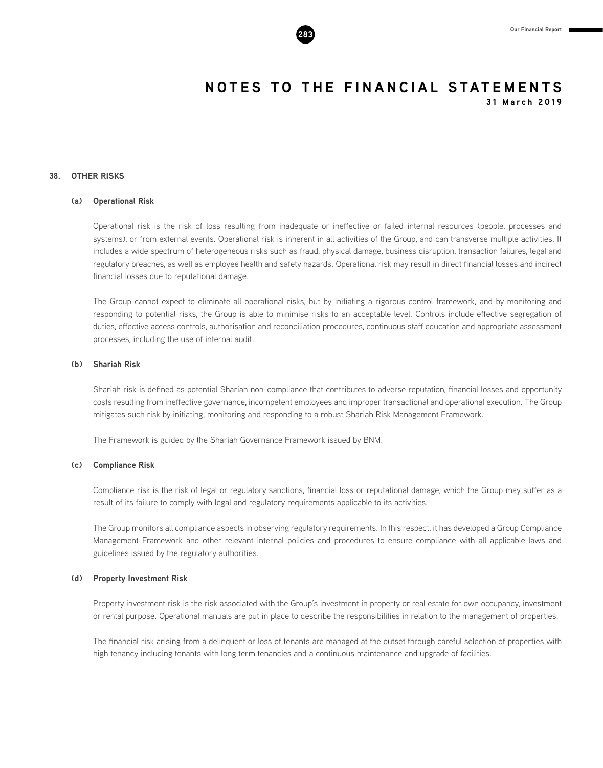## 38. OTHER RISKS

### (a) Operational Risk

Operational risk is the risk of loss resulting from inadequate or ineffective or failed internal resources (people, processes and systems), or from external events. Operational risk is inherent in all activities of the Group, and can transverse multiple activities. It includes a wide spectrum of heterogeneous risks such as fraud, physical damage, business disruption, transaction failures, legal and regulatory breaches, as well as employee health and safety hazards. Operational risk may result in direct financial losses and indirect financial losses due to reputational damage.

The Group cannot expect to eliminate all operational risks, but by initiating a rigorous control framework, and by monitoring and responding to potential risks, the Group is able to minimise risks to an acceptable level. Controls include effective segregation of duties, effective access controls, authorisation and reconciliation procedures, continuous staff education and appropriate assessment processes, including the use of internal audit.

### (b) Shariah Risk

Shariah risk is defined as potential Shariah non-compliance that contributes to adverse reputation, financial losses and opportunity costs resulting from ineffective governance, incompetent employees and improper transactional and operational execution. The Group mitigates such risk by initiating, monitoring and responding to a robust Shariah Risk Management Framework.

The Framework is guided by the Shariah Governance Framework issued by BNM.

### (c) Compliance Risk

Compliance risk is the risk of legal or regulatory sanctions, financial loss or reputational damage, which the Group may suffer as a result of its failure to comply with legal and regulatory requirements applicable to its activities.

The Group monitors all compliance aspects in observing regulatory requirements. In this respect, it has developed a Group Compliance Management Framework and other relevant internal policies and procedures to ensure compliance with all applicable laws and guidelines issued by the regulatory authorities.

### (d) Property Investment Risk

Property investment risk is the risk associated with the Group's investment in property or real estate for own occupancy, investment or rental purpose. Operational manuals are put in place to describe the responsibilities in relation to the management of properties.

The financial risk arising from a delinquent or loss of tenants are managed at the outset through careful selection of properties with high tenancy including tenants with long term tenancies and a continuous maintenance and upgrade of facilities.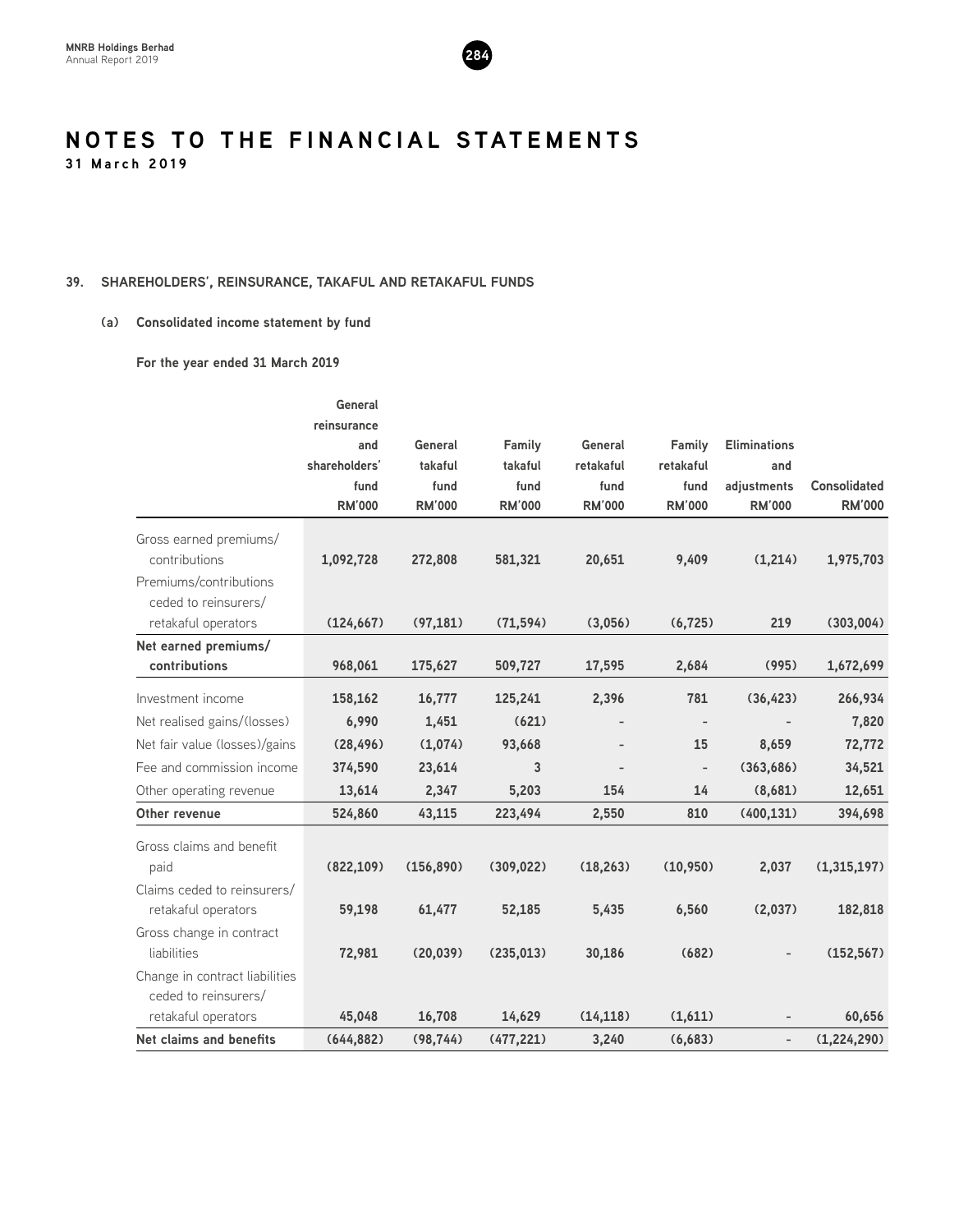# NOTES TO THE FINANCIAL STATEMENTS

**31 March 2019**

## 39. SHAREHOLDERS', REINSURANCE, TAKAFUL AND RETAKAFUL FUNDS

### (a) Consolidated income statement by fund

**For the year ended 31 March 2019**

| | General reinsurance and shareholders' fund RM'000 | General takaful fund RM'000 | Family takaful fund RM'000 | General retakaful fund RM'000 | Family retakaful fund RM'000 | Eliminations and adjustments RM'000 | Consolidated RM'000 |
|---|---|---|---|---|---|---|---|
| Gross earned premiums/ contributions | 1,092,728 | 272,808 | 581,321 | 20,651 | 9,409 | (1,214) | 1,975,703 |
| Premiums/contributions ceded to reinsurers/ retakaful operators | (124,667) | (97,181) | (71,594) | (3,056) | (6,725) | 219 | (303,004) |
| **Net earned premiums/ contributions** | 968,061 | 175,627 | 509,727 | 17,595 | 2,684 | (995) | 1,672,699 |
| Investment income | 158,162 | 16,777 | 125,241 | 2,396 | 781 | (36,423) | 266,934 |
| Net realised gains/(losses) | 6,990 | 1,451 | (621) | - | - | - | 7,820 |
| Net fair value (losses)/gains | (28,496) | (1,074) | 93,668 | - | 15 | 8,659 | 72,772 |
| Fee and commission income | 374,590 | 23,614 | 3 | - | - | (363,686) | 34,521 |
| Other operating revenue | 13,614 | 2,347 | 5,203 | 154 | 14 | (8,681) | 12,651 |
| **Other revenue** | 524,860 | 43,115 | 223,494 | 2,550 | 810 | (400,131) | 394,698 |
| Gross claims and benefit paid | (822,109) | (156,890) | (309,022) | (18,263) | (10,950) | 2,037 | (1,315,197) |
| Claims ceded to reinsurers/ retakaful operators | 59,198 | 61,477 | 52,185 | 5,435 | 6,560 | (2,037) | 182,818 |
| Gross change in contract liabilities | 72,981 | (20,039) | (235,013) | 30,186 | (682) | - | (152,567) |
| Change in contract liabilities ceded to reinsurers/ retakaful operators | 45,048 | 16,708 | 14,629 | (14,118) | (1,611) | - | 60,656 |
| **Net claims and benefits** | (644,882) | (98,744) | (477,221) | 3,240 | (6,683) | - | (1,224,290) |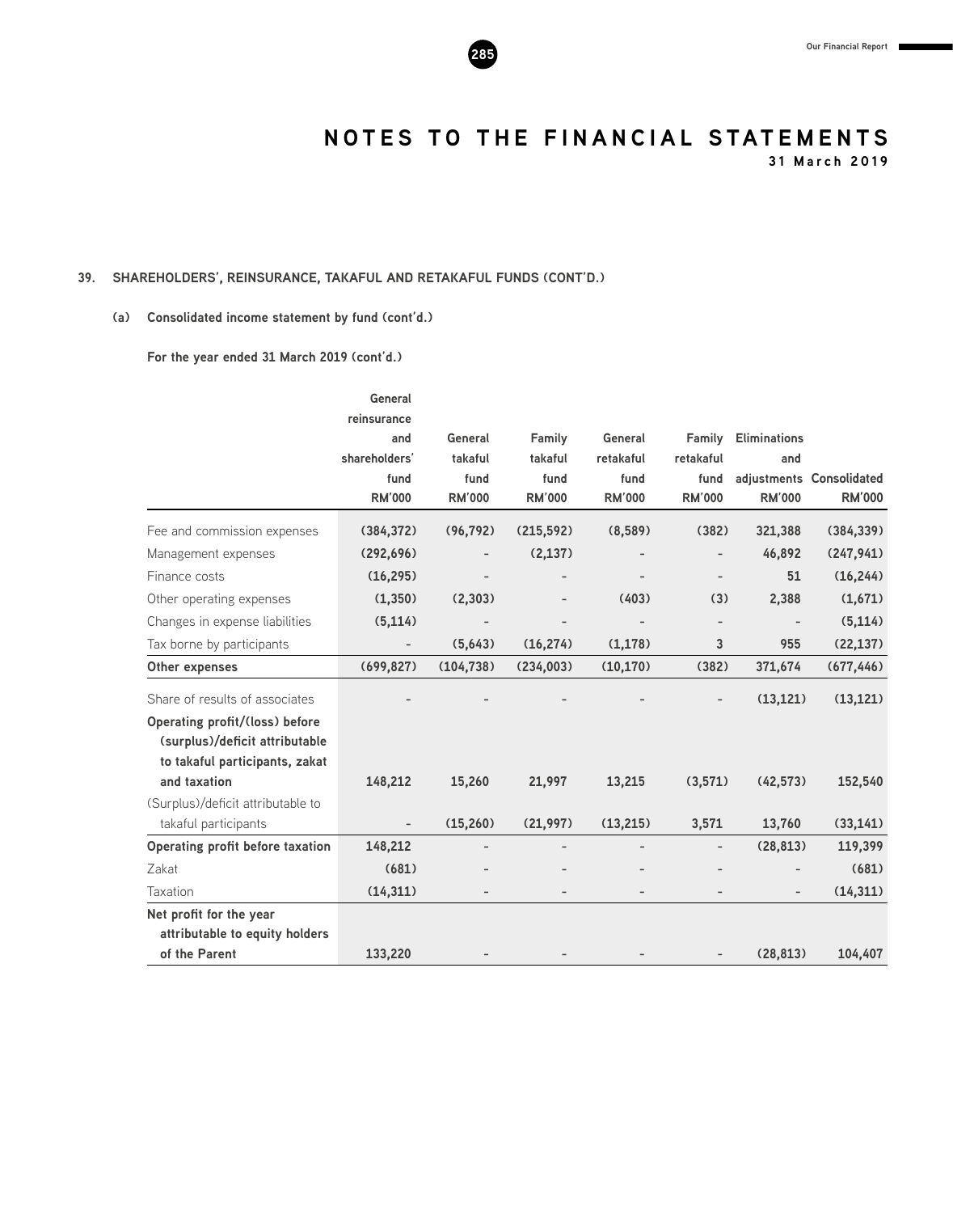# NOTES TO THE FINANCIAL STATEMENTS
31 March 2019

## 39. SHAREHOLDERS', REINSURANCE, TAKAFUL AND RETAKAFUL FUNDS (CONT'D.)

### (a) Consolidated income statement by fund (cont'd.)

**For the year ended 31 March 2019 (cont'd.)**

| | General reinsurance and shareholders' fund RM'000 | General takaful fund RM'000 | Family takaful fund RM'000 | General retakaful fund RM'000 | Family retakaful fund RM'000 | Eliminations and adjustments RM'000 | Consolidated RM'000 |
|---|---|---|---|---|---|---|---|
| Fee and commission expenses | (384,372) | (96,792) | (215,592) | (8,589) | (382) | 321,388 | (384,339) |
| Management expenses | (292,696) | - | (2,137) | - | - | 46,892 | (247,941) |
| Finance costs | (16,295) | - | - | - | - | 51 | (16,244) |
| Other operating expenses | (1,350) | (2,303) | - | (403) | (3) | 2,388 | (1,671) |
| Changes in expense liabilities | (5,114) | - | - | - | - | - | (5,114) |
| Tax borne by participants | - | (5,643) | (16,274) | (1,178) | 3 | 955 | (22,137) |
| **Other expenses** | **(699,827)** | **(104,738)** | **(234,003)** | **(10,170)** | **(382)** | **371,674** | **(677,446)** |
| Share of results of associates | - | - | - | - | - | (13,121) | (13,121) |
| **Operating profit/(loss) before (surplus)/deficit attributable to takaful participants, zakat and taxation** | **148,212** | **15,260** | **21,997** | **13,215** | **(3,571)** | **(42,573)** | **152,540** |
| (Surplus)/deficit attributable to takaful participants | - | (15,260) | (21,997) | (13,215) | 3,571 | 13,760 | (33,141) |
| **Operating profit before taxation** | **148,212** | - | - | - | - | **(28,813)** | **119,399** |
| Zakat | (681) | - | - | - | - | - | (681) |
| Taxation | (14,311) | - | - | - | - | - | (14,311) |
| **Net profit for the year attributable to equity holders of the Parent** | **133,220** | - | - | - | - | **(28,813)** | **104,407** |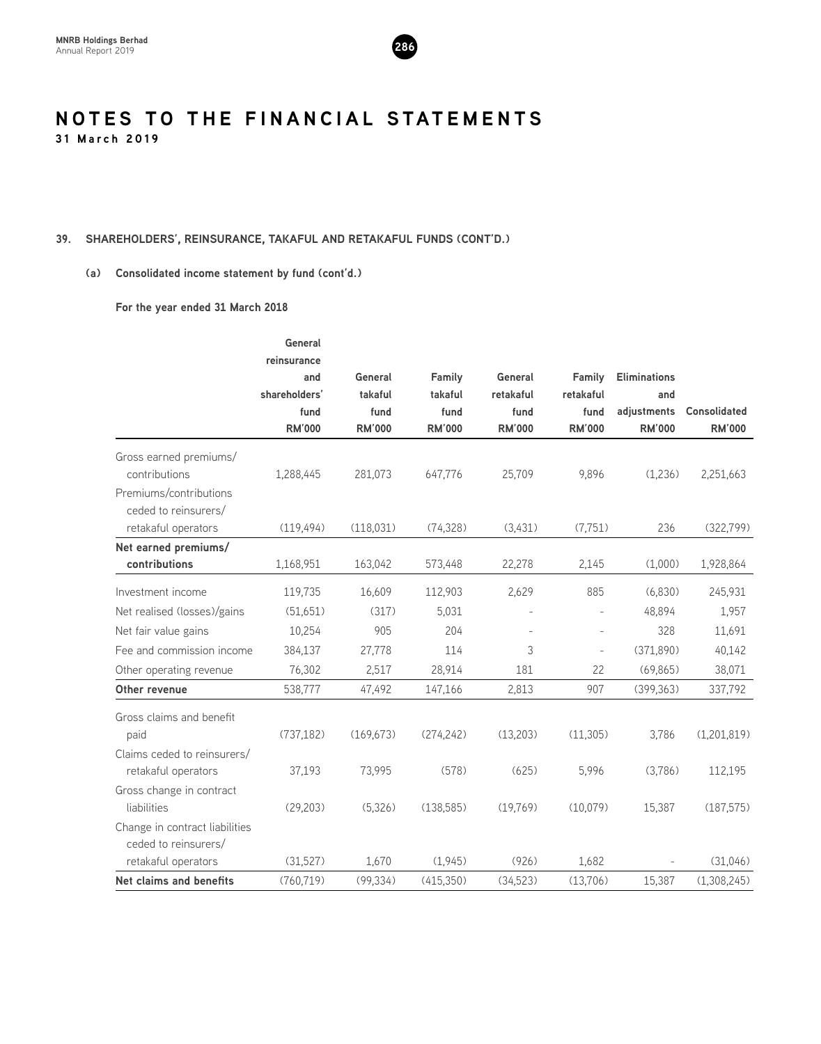# NOTES TO THE FINANCIAL STATEMENTS

**31 March 2019**

## 39. SHAREHOLDERS', REINSURANCE, TAKAFUL AND RETAKAFUL FUNDS (CONT'D.)

### (a) Consolidated income statement by fund (cont'd.)

**For the year ended 31 March 2018**

| | General reinsurance and shareholders' fund RM'000 | General takaful fund RM'000 | Family takaful fund RM'000 | General retakaful fund RM'000 | Family retakaful fund RM'000 | Eliminations and adjustments RM'000 | Consolidated RM'000 |
|---|---|---|---|---|---|---|---|
| Gross earned premiums/ contributions | 1,288,445 | 281,073 | 647,776 | 25,709 | 9,896 | (1,236) | 2,251,663 |
| Premiums/contributions ceded to reinsurers/ retakaful operators | (119,494) | (118,031) | (74,328) | (3,431) | (7,751) | 236 | (322,799) |
| **Net earned premiums/ contributions** | 1,168,951 | 163,042 | 573,448 | 22,278 | 2,145 | (1,000) | 1,928,864 |
| Investment income | 119,735 | 16,609 | 112,903 | 2,629 | 885 | (6,830) | 245,931 |
| Net realised (losses)/gains | (51,651) | (317) | 5,031 | - | - | 48,894 | 1,957 |
| Net fair value gains | 10,254 | 905 | 204 | - | - | 328 | 11,691 |
| Fee and commission income | 384,137 | 27,778 | 114 | 3 | - | (371,890) | 40,142 |
| Other operating revenue | 76,302 | 2,517 | 28,914 | 181 | 22 | (69,865) | 38,071 |
| **Other revenue** | 538,777 | 47,492 | 147,166 | 2,813 | 907 | (399,363) | 337,792 |
| Gross claims and benefit paid | (737,182) | (169,673) | (274,242) | (13,203) | (11,305) | 3,786 | (1,201,819) |
| Claims ceded to reinsurers/ retakaful operators | 37,193 | 73,995 | (578) | (625) | 5,996 | (3,786) | 112,195 |
| Gross change in contract liabilities | (29,203) | (5,326) | (138,585) | (19,769) | (10,079) | 15,387 | (187,575) |
| Change in contract liabilities ceded to reinsurers/ retakaful operators | (31,527) | 1,670 | (1,945) | (926) | 1,682 | - | (31,046) |
| **Net claims and benefits** | (760,719) | (99,334) | (415,350) | (34,523) | (13,706) | 15,387 | (1,308,245) |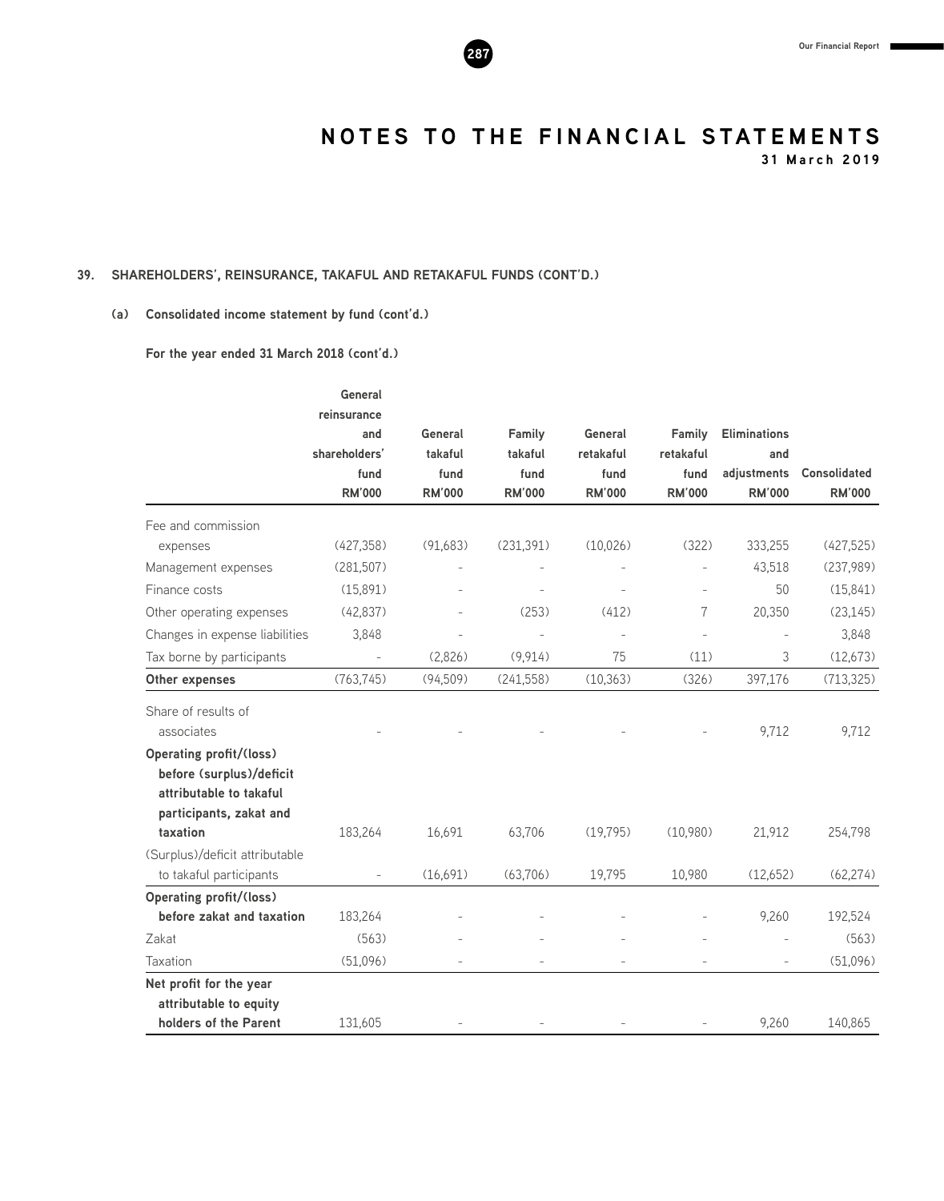# NOTES TO THE FINANCIAL STATEMENTS

**31 March 2019**

## 39. SHAREHOLDERS', REINSURANCE, TAKAFUL AND RETAKAFUL FUNDS (CONT'D.)

### (a) Consolidated income statement by fund (cont'd.)

**For the year ended 31 March 2018 (cont'd.)**

| | General reinsurance and shareholders' fund RM'000 | General takaful fund RM'000 | Family takaful fund RM'000 | General retakaful fund RM'000 | Family retakaful fund RM'000 | Eliminations and adjustments RM'000 | Consolidated RM'000 |
|---|---|---|---|---|---|---|---|
| Fee and commission expenses | (427,358) | (91,683) | (231,391) | (10,026) | (322) | 333,255 | (427,525) |
| Management expenses | (281,507) | - | - | - | - | 43,518 | (237,989) |
| Finance costs | (15,891) | - | - | - | - | 50 | (15,841) |
| Other operating expenses | (42,837) | - | (253) | (412) | 7 | 20,350 | (23,145) |
| Changes in expense liabilities | 3,848 | - | - | - | - | - | 3,848 |
| Tax borne by participants | - | (2,826) | (9,914) | 75 | (11) | 3 | (12,673) |
| **Other expenses** | (763,745) | (94,509) | (241,558) | (10,363) | (326) | 397,176 | (713,325) |
| Share of results of associates | - | - | - | - | - | 9,712 | 9,712 |
| **Operating profit/(loss) before (surplus)/deficit attributable to takaful participants, zakat and taxation** | 183,264 | 16,691 | 63,706 | (19,795) | (10,980) | 21,912 | 254,798 |
| (Surplus)/deficit attributable to takaful participants | - | (16,691) | (63,706) | 19,795 | 10,980 | (12,652) | (62,274) |
| **Operating profit/(loss) before zakat and taxation** | 183,264 | - | - | - | - | 9,260 | 192,524 |
| Zakat | (563) | - | - | - | - | - | (563) |
| Taxation | (51,096) | - | - | - | - | - | (51,096) |
| **Net profit for the year attributable to equity holders of the Parent** | 131,605 | - | - | - | - | 9,260 | 140,865 |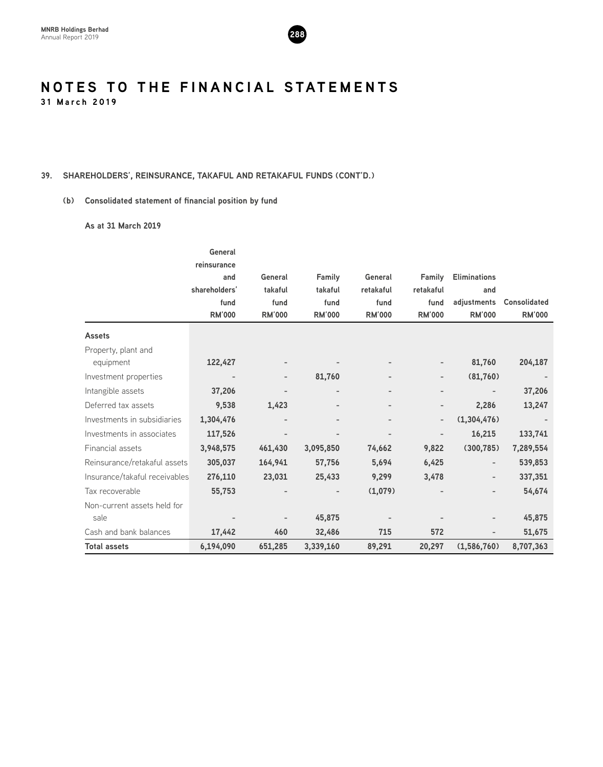# NOTES TO THE FINANCIAL STATEMENTS

**31 March 2019**

## 39. SHAREHOLDERS', REINSURANCE, TAKAFUL AND RETAKAFUL FUNDS (CONT'D.)

### (b) Consolidated statement of financial position by fund

**As at 31 March 2019**

| | General reinsurance and shareholders' fund RM'000 | General takaful fund RM'000 | Family takaful fund RM'000 | General retakaful fund RM'000 | Family retakaful fund RM'000 | Eliminations and adjustments RM'000 | Consolidated RM'000 |
|---|---|---|---|---|---|---|---|
| **Assets** | | | | | | | |
| Property, plant and equipment | 122,427 | - | - | - | - | 81,760 | 204,187 |
| Investment properties | - | - | 81,760 | - | - | (81,760) | - |
| Intangible assets | 37,206 | - | - | - | - | - | 37,206 |
| Deferred tax assets | 9,538 | 1,423 | - | - | - | 2,286 | 13,247 |
| Investments in subsidiaries | 1,304,476 | - | - | - | - | (1,304,476) | - |
| Investments in associates | 117,526 | - | - | - | - | 16,215 | 133,741 |
| Financial assets | 3,948,575 | 461,430 | 3,095,850 | 74,662 | 9,822 | (300,785) | 7,289,554 |
| Reinsurance/retakaful assets | 305,037 | 164,941 | 57,756 | 5,694 | 6,425 | - | 539,853 |
| Insurance/takaful receivables | 276,110 | 23,031 | 25,433 | 9,299 | 3,478 | - | 337,351 |
| Tax recoverable | 55,753 | - | - | (1,079) | - | - | 54,674 |
| Non-current assets held for sale | - | - | 45,875 | - | - | - | 45,875 |
| Cash and bank balances | 17,442 | 460 | 32,486 | 715 | 572 | - | 51,675 |
| **Total assets** | **6,194,090** | **651,285** | **3,339,160** | **89,291** | **20,297** | **(1,586,760)** | **8,707,363** |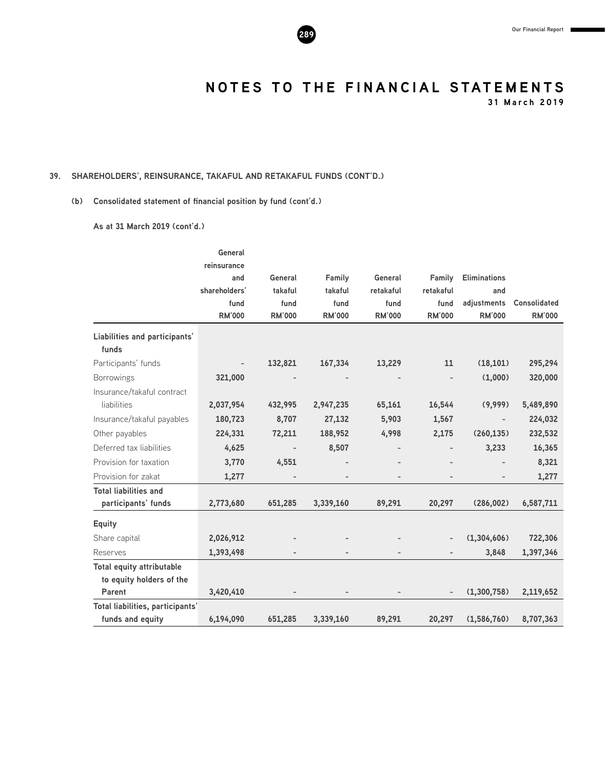# NOTES TO THE FINANCIAL STATEMENTS

**31 March 2019**

## 39. SHAREHOLDERS', REINSURANCE, TAKAFUL AND RETAKAFUL FUNDS (CONT'D.)

### (b) Consolidated statement of financial position by fund (cont'd.)

**As at 31 March 2019 (cont'd.)**

| | General reinsurance and shareholders' fund RM'000 | General takaful fund RM'000 | Family takaful fund RM'000 | General retakaful fund RM'000 | Family retakaful fund RM'000 | Eliminations and adjustments RM'000 | Consolidated RM'000 |
|---|---|---|---|---|---|---|---|
| **Liabilities and participants' funds** | | | | | | | |
| Participants' funds | - | 132,821 | 167,334 | 13,229 | 11 | (18,101) | 295,294 |
| Borrowings | 321,000 | - | - | - | - | (1,000) | 320,000 |
| Insurance/takaful contract liabilities | 2,037,954 | 432,995 | 2,947,235 | 65,161 | 16,544 | (9,999) | 5,489,890 |
| Insurance/takaful payables | 180,723 | 8,707 | 27,132 | 5,903 | 1,567 | - | 224,032 |
| Other payables | 224,331 | 72,211 | 188,952 | 4,998 | 2,175 | (260,135) | 232,532 |
| Deferred tax liabilities | 4,625 | - | 8,507 | - | - | 3,233 | 16,365 |
| Provision for taxation | 3,770 | 4,551 | - | - | - | - | 8,321 |
| Provision for zakat | 1,277 | - | - | - | - | - | 1,277 |
| **Total liabilities and participants' funds** | **2,773,680** | **651,285** | **3,339,160** | **89,291** | **20,297** | **(286,002)** | **6,587,711** |
| **Equity** | | | | | | | |
| Share capital | 2,026,912 | - | - | - | - | (1,304,606) | 722,306 |
| Reserves | 1,393,498 | - | - | - | - | 3,848 | 1,397,346 |
| **Total equity attributable to equity holders of the Parent** | **3,420,410** | **-** | **-** | **-** | **-** | **(1,300,758)** | **2,119,652** |
| **Total liabilities, participants' funds and equity** | **6,194,090** | **651,285** | **3,339,160** | **89,291** | **20,297** | **(1,586,760)** | **8,707,363** |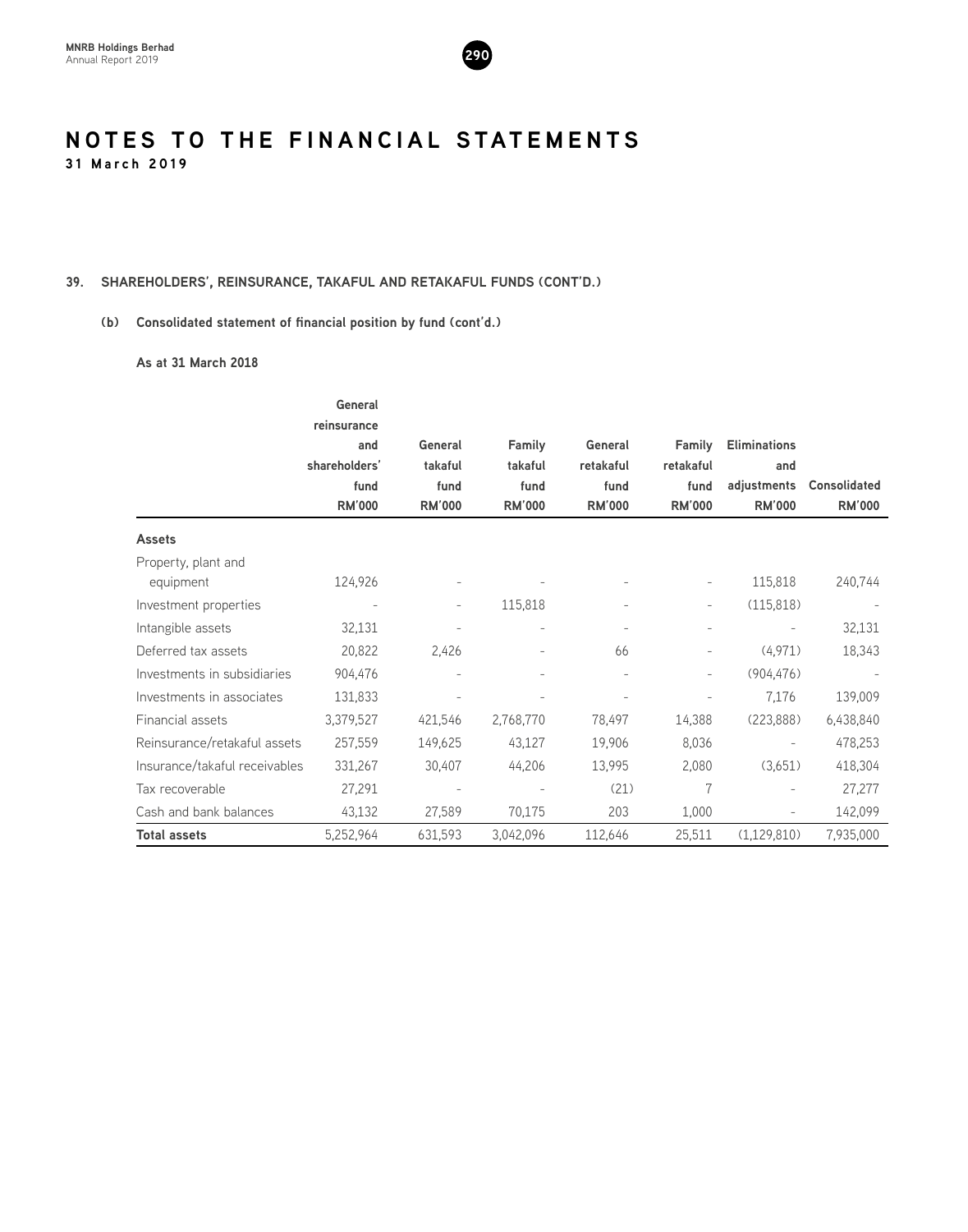# NOTES TO THE FINANCIAL STATEMENTS

**31 March 2019**

## 39. SHAREHOLDERS', REINSURANCE, TAKAFUL AND RETAKAFUL FUNDS (CONT'D.)

### (b) Consolidated statement of financial position by fund (cont'd.)

**As at 31 March 2018**

| | General reinsurance and shareholders' fund RM'000 | General takaful fund RM'000 | Family takaful fund RM'000 | General retakaful fund RM'000 | Family retakaful fund RM'000 | Eliminations and adjustments RM'000 | Consolidated RM'000 |
|---|---|---|---|---|---|---|---|
| **Assets** | | | | | | | |
| Property, plant and equipment | 124,926 | - | - | - | - | 115,818 | 240,744 |
| Investment properties | - | - | 115,818 | - | - | (115,818) | - |
| Intangible assets | 32,131 | - | - | - | - | - | 32,131 |
| Deferred tax assets | 20,822 | 2,426 | - | 66 | - | (4,971) | 18,343 |
| Investments in subsidiaries | 904,476 | - | - | - | - | (904,476) | - |
| Investments in associates | 131,833 | - | - | - | - | 7,176 | 139,009 |
| Financial assets | 3,379,527 | 421,546 | 2,768,770 | 78,497 | 14,388 | (223,888) | 6,438,840 |
| Reinsurance/retakaful assets | 257,559 | 149,625 | 43,127 | 19,906 | 8,036 | - | 478,253 |
| Insurance/takaful receivables | 331,267 | 30,407 | 44,206 | 13,995 | 2,080 | (3,651) | 418,304 |
| Tax recoverable | 27,291 | - | - | (21) | 7 | - | 27,277 |
| Cash and bank balances | 43,132 | 27,589 | 70,175 | 203 | 1,000 | - | 142,099 |
| **Total assets** | 5,252,964 | 631,593 | 3,042,096 | 112,646 | 25,511 | (1,129,810) | 7,935,000 |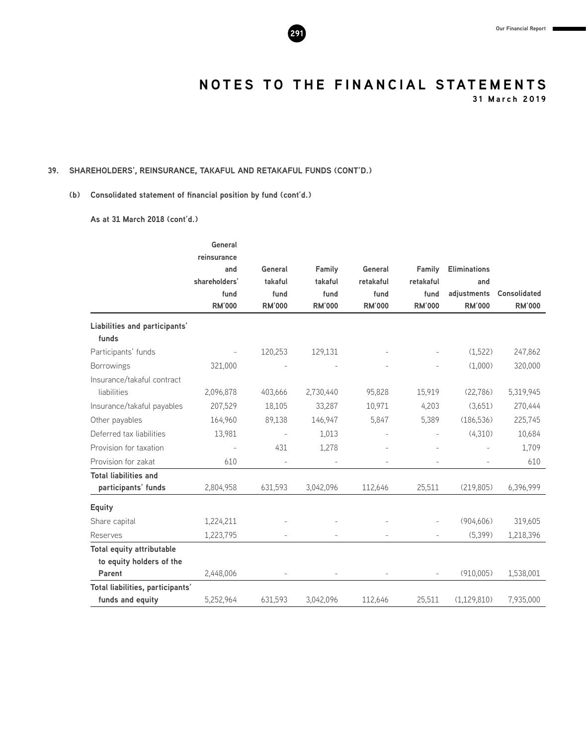## NOTES TO THE FINANCIAL STATEMENTS

**31 March 2019**

### 39. SHAREHOLDERS', REINSURANCE, TAKAFUL AND RETAKAFUL FUNDS (CONT'D.)

#### (b) Consolidated statement of financial position by fund (cont'd.)

**As at 31 March 2018 (cont'd.)**

| | General reinsurance and shareholders' fund RM'000 | General takaful fund RM'000 | Family takaful fund RM'000 | General retakaful fund RM'000 | Family retakaful fund RM'000 | Eliminations and adjustments RM'000 | Consolidated RM'000 |
|---|---|---|---|---|---|---|---|
| **Liabilities and participants' funds** | | | | | | | |
| Participants' funds | - | 120,253 | 129,131 | - | - | (1,522) | 247,862 |
| Borrowings | 321,000 | - | - | - | - | (1,000) | 320,000 |
| Insurance/takaful contract liabilities | 2,096,878 | 403,666 | 2,730,440 | 95,828 | 15,919 | (22,786) | 5,319,945 |
| Insurance/takaful payables | 207,529 | 18,105 | 33,287 | 10,971 | 4,203 | (3,651) | 270,444 |
| Other payables | 164,960 | 89,138 | 146,947 | 5,847 | 5,389 | (186,536) | 225,745 |
| Deferred tax liabilities | 13,981 | - | 1,013 | - | - | (4,310) | 10,684 |
| Provision for taxation | - | 431 | 1,278 | - | - | - | 1,709 |
| Provision for zakat | 610 | - | - | - | - | - | 610 |
| **Total liabilities and participants' funds** | 2,804,958 | 631,593 | 3,042,096 | 112,646 | 25,511 | (219,805) | 6,396,999 |
| **Equity** | | | | | | | |
| Share capital | 1,224,211 | - | - | - | - | (904,606) | 319,605 |
| Reserves | 1,223,795 | - | - | - | - | (5,399) | 1,218,396 |
| **Total equity attributable to equity holders of the Parent** | 2,448,006 | - | - | - | - | (910,005) | 1,538,001 |
| **Total liabilities, participants' funds and equity** | 5,252,964 | 631,593 | 3,042,096 | 112,646 | 25,511 | (1,129,810) | 7,935,000 |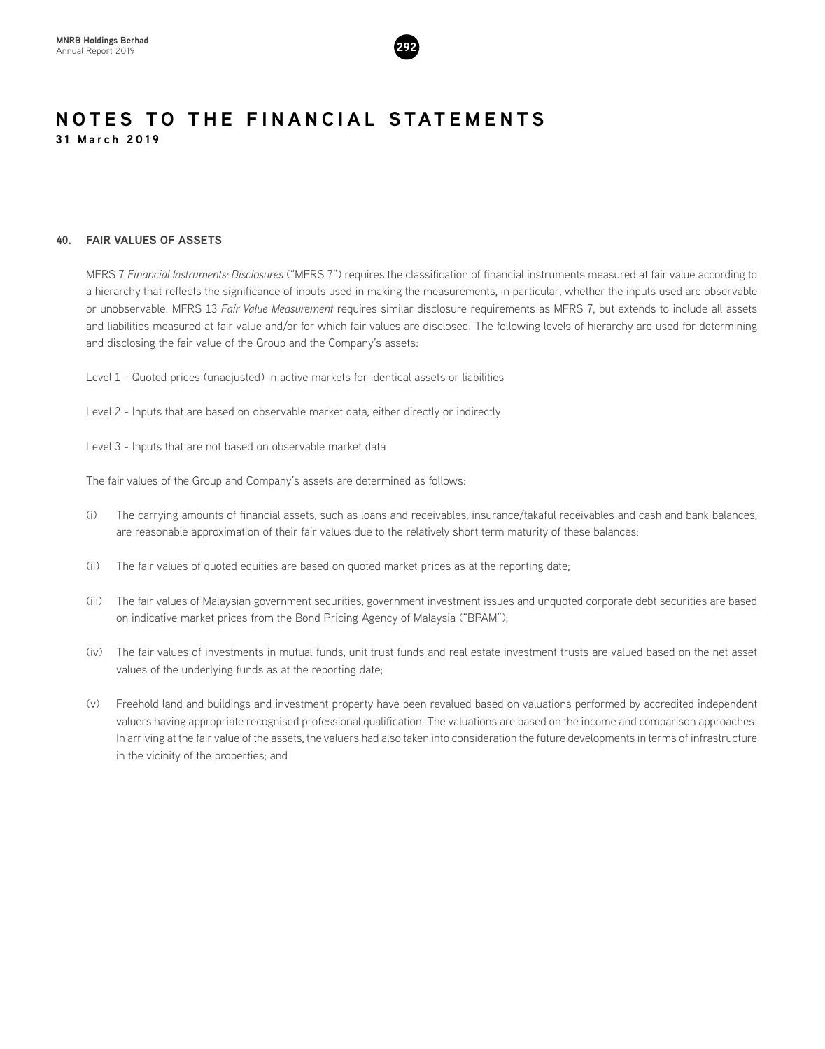# NOTES TO THE FINANCIAL STATEMENTS

**31 March 2019**

## 40. FAIR VALUES OF ASSETS

MFRS 7 *Financial Instruments: Disclosures* ("MFRS 7") requires the classification of financial instruments measured at fair value according to a hierarchy that reflects the significance of inputs used in making the measurements, in particular, whether the inputs used are observable or unobservable. MFRS 13 *Fair Value Measurement* requires similar disclosure requirements as MFRS 7, but extends to include all assets and liabilities measured at fair value and/or for which fair values are disclosed. The following levels of hierarchy are used for determining and disclosing the fair value of the Group and the Company's assets:

Level 1 - Quoted prices (unadjusted) in active markets for identical assets or liabilities

Level 2 - Inputs that are based on observable market data, either directly or indirectly

Level 3 - Inputs that are not based on observable market data

The fair values of the Group and Company's assets are determined as follows:

(i) The carrying amounts of financial assets, such as loans and receivables, insurance/takaful receivables and cash and bank balances, are reasonable approximation of their fair values due to the relatively short term maturity of these balances;

(ii) The fair values of quoted equities are based on quoted market prices as at the reporting date;

(iii) The fair values of Malaysian government securities, government investment issues and unquoted corporate debt securities are based on indicative market prices from the Bond Pricing Agency of Malaysia ("BPAM");

(iv) The fair values of investments in mutual funds, unit trust funds and real estate investment trusts are valued based on the net asset values of the underlying funds as at the reporting date;

(v) Freehold land and buildings and investment property have been revalued based on valuations performed by accredited independent valuers having appropriate recognised professional qualification. The valuations are based on the income and comparison approaches. In arriving at the fair value of the assets, the valuers had also taken into consideration the future developments in terms of infrastructure in the vicinity of the properties; and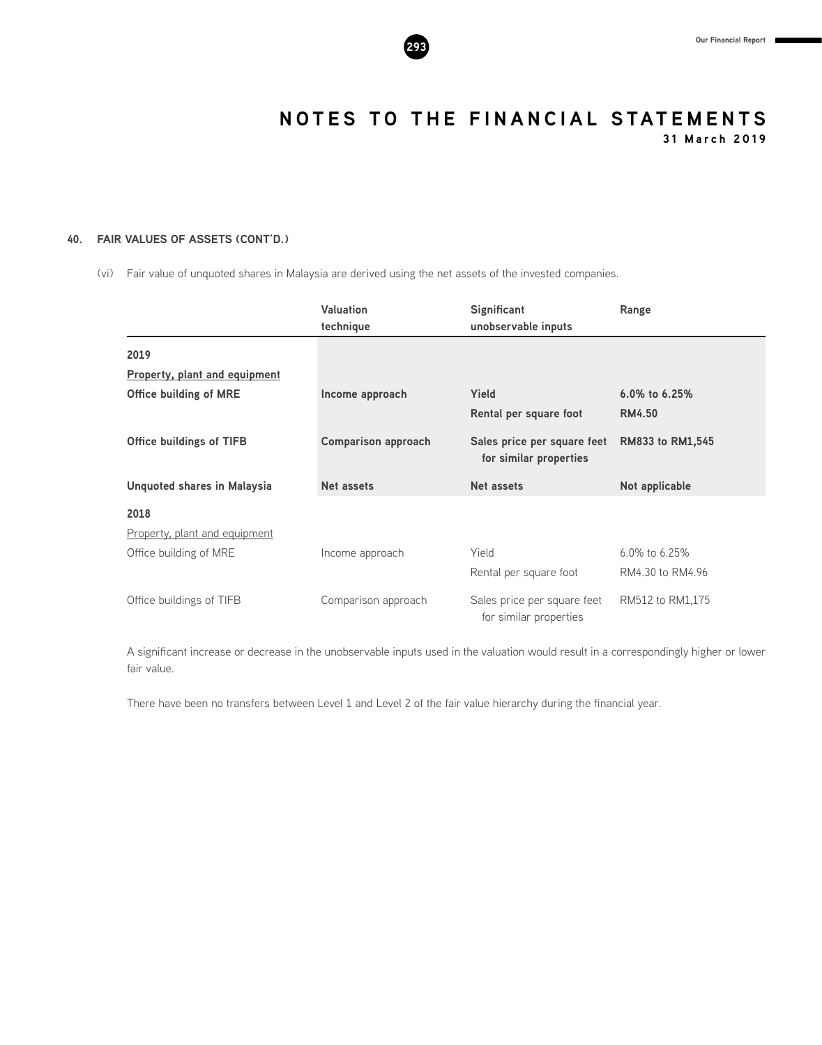## 40. FAIR VALUES OF ASSETS (CONT'D.)

(vi) Fair value of unquoted shares in Malaysia are derived using the net assets of the invested companies.

| | Valuation technique | Significant unobservable inputs | Range |
|---|---|---|---|
| **2019** | | | |
| **Property, plant and equipment** | | | |
| **Office building of MRE** | **Income approach** | **Yield** | **6.0% to 6.25%** |
| | | **Rental per square foot** | **RM4.50** |
| **Office buildings of TIFB** | **Comparison approach** | **Sales price per square feet for similar properties** | **RM833 to RM1,545** |
| **Unquoted shares in Malaysia** | **Net assets** | **Net assets** | **Not applicable** |
| 2018 | | | |
| Property, plant and equipment | | | |
| Office building of MRE | Income approach | Yield | 6.0% to 6.25% |
| | | Rental per square foot | RM4.30 to RM4.96 |
| Office buildings of TIFB | Comparison approach | Sales price per square feet for similar properties | RM512 to RM1,175 |

A significant increase or decrease in the unobservable inputs used in the valuation would result in a correspondingly higher or lower fair value.

There have been no transfers between Level 1 and Level 2 of the fair value hierarchy during the financial year.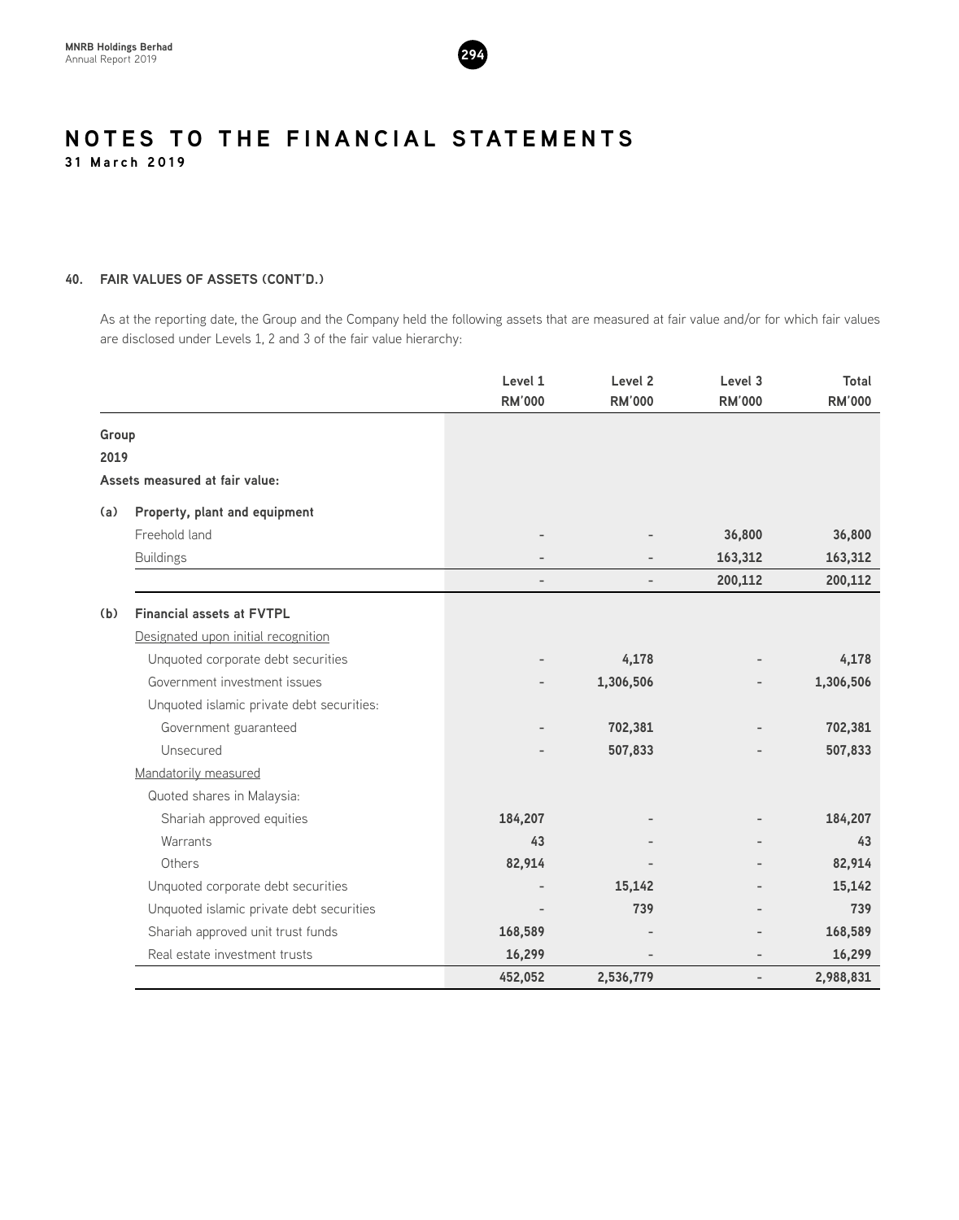# NOTES TO THE FINANCIAL STATEMENTS

**31 March 2019**

## 40. FAIR VALUES OF ASSETS (CONT'D.)

As at the reporting date, the Group and the Company held the following assets that are measured at fair value and/or for which fair values are disclosed under Levels 1, 2 and 3 of the fair value hierarchy:

| | | Level 1 RM'000 | Level 2 RM'000 | Level 3 RM'000 | Total RM'000 |
|---|---|---|---|---|---|
| **Group** | | | | | |
| **2019** | | | | | |
| **Assets measured at fair value:** | | | | | |
| **(a)** | **Property, plant and equipment** | | | | |
| | Freehold land | - | - | **36,800** | **36,800** |
| | Buildings | - | - | **163,312** | **163,312** |
| | | - | - | **200,112** | **200,112** |
| **(b)** | **Financial assets at FVTPL** | | | | |
| | Designated upon initial recognition | | | | |
| | Unquoted corporate debt securities | - | **4,178** | - | **4,178** |
| | Government investment issues | - | **1,306,506** | - | **1,306,506** |
| | Unquoted islamic private debt securities: | | | | |
| | Government guaranteed | - | **702,381** | - | **702,381** |
| | Unsecured | - | **507,833** | - | **507,833** |
| | Mandatorily measured | | | | |
| | Quoted shares in Malaysia: | | | | |
| | Shariah approved equities | **184,207** | - | - | **184,207** |
| | Warrants | **43** | - | - | **43** |
| | Others | **82,914** | - | - | **82,914** |
| | Unquoted corporate debt securities | - | **15,142** | - | **15,142** |
| | Unquoted islamic private debt securities | - | **739** | - | **739** |
| | Shariah approved unit trust funds | **168,589** | - | - | **168,589** |
| | Real estate investment trusts | **16,299** | - | - | **16,299** |
| | | **452,052** | **2,536,779** | - | **2,988,831** |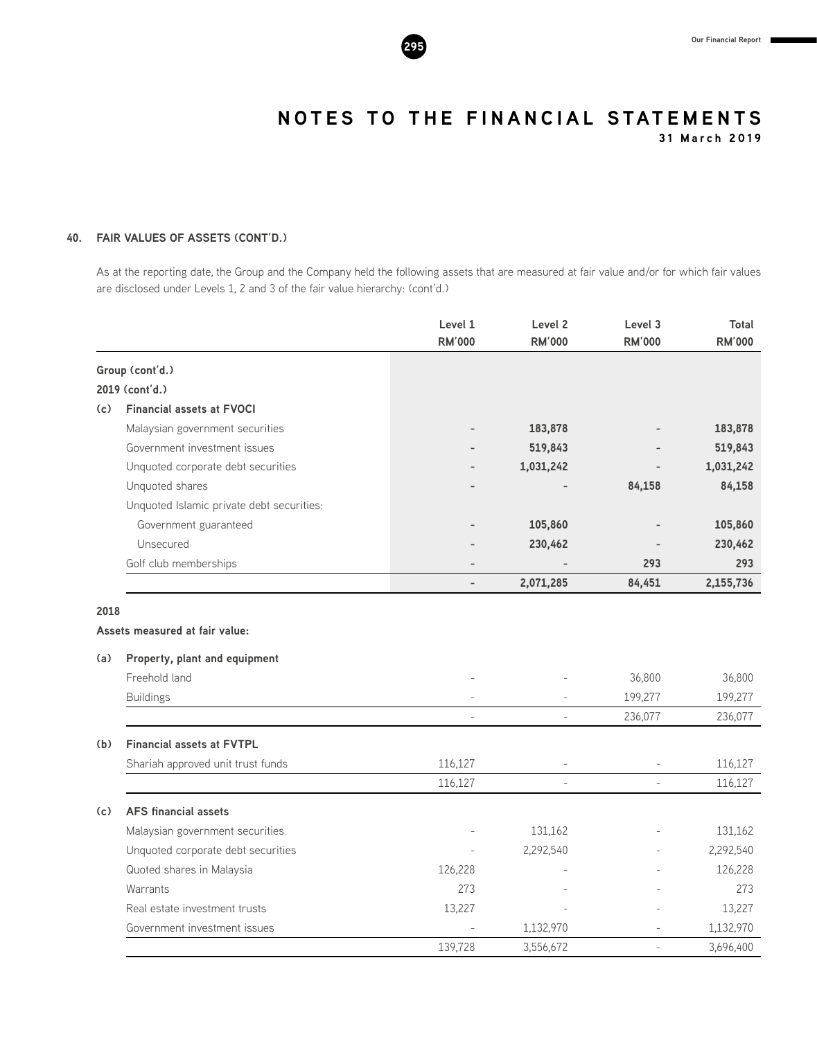# NOTES TO THE FINANCIAL STATEMENTS

**31 March 2019**

## 40. FAIR VALUES OF ASSETS (CONT'D.)

As at the reporting date, the Group and the Company held the following assets that are measured at fair value and/or for which fair values are disclosed under Levels 1, 2 and 3 of the fair value hierarchy: (cont'd.)

| | | Level 1 RM'000 | Level 2 RM'000 | Level 3 RM'000 | Total RM'000 |
|---|---|---|---|---|---|
| **Group (cont'd.)** | | | | | |
| **2019 (cont'd.)** | | | | | |
| **(c)** | **Financial assets at FVOCI** | | | | |
| | Malaysian government securities | - | **183,878** | - | **183,878** |
| | Government investment issues | - | **519,843** | - | **519,843** |
| | Unquoted corporate debt securities | - | **1,031,242** | - | **1,031,242** |
| | Unquoted shares | - | - | **84,158** | **84,158** |
| | Unquoted Islamic private debt securities: | | | | |
| | Government guaranteed | - | **105,860** | - | **105,860** |
| | Unsecured | - | **230,462** | - | **230,462** |
| | Golf club memberships | - | - | **293** | **293** |
| | | - | **2,071,285** | **84,451** | **2,155,736** |
| **2018** | | | | | |
| **Assets measured at fair value:** | | | | | |
| **(a)** | **Property, plant and equipment** | | | | |
| | Freehold land | - | - | 36,800 | 36,800 |
| | Buildings | - | - | 199,277 | 199,277 |
| | | - | - | 236,077 | 236,077 |
| **(b)** | **Financial assets at FVTPL** | | | | |
| | Shariah approved unit trust funds | 116,127 | - | - | 116,127 |
| | | 116,127 | - | - | 116,127 |
| **(c)** | **AFS financial assets** | | | | |
| | Malaysian government securities | - | 131,162 | - | 131,162 |
| | Unquoted corporate debt securities | - | 2,292,540 | - | 2,292,540 |
| | Quoted shares in Malaysia | 126,228 | - | - | 126,228 |
| | Warrants | 273 | - | - | 273 |
| | Real estate investment trusts | 13,227 | - | - | 13,227 |
| | Government investment issues | - | 1,132,970 | - | 1,132,970 |
| | | 139,728 | 3,556,672 | - | 3,696,400 |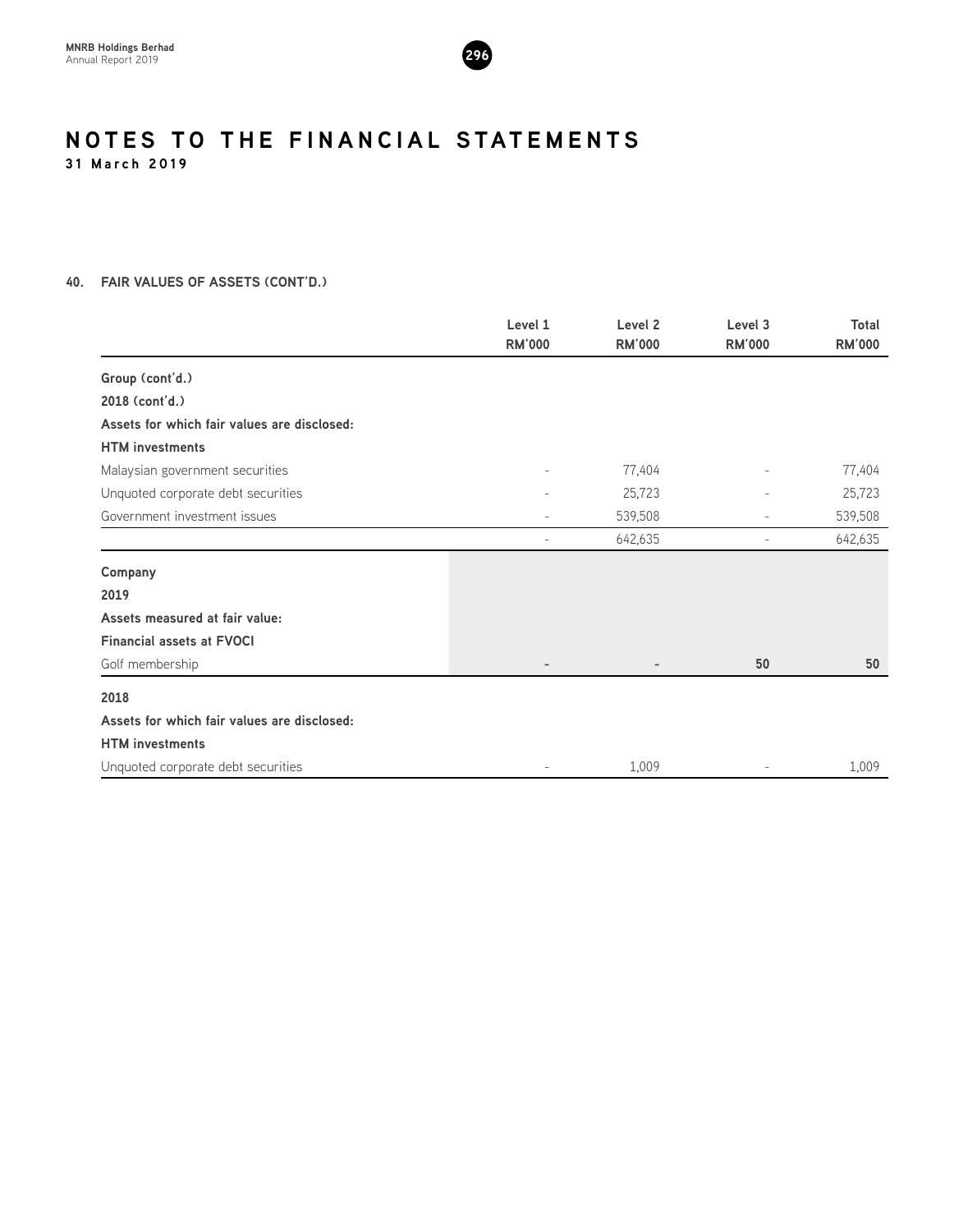# NOTES TO THE FINANCIAL STATEMENTS

**31 March 2019**

## 40. FAIR VALUES OF ASSETS (CONT'D.)

| | Level 1 RM'000 | Level 2 RM'000 | Level 3 RM'000 | Total RM'000 |
|---|---|---|---|---|
| **Group (cont'd.)** | | | | |
| **2018 (cont'd.)** | | | | |
| **Assets for which fair values are disclosed:** | | | | |
| **HTM investments** | | | | |
| Malaysian government securities | - | 77,404 | - | 77,404 |
| Unquoted corporate debt securities | - | 25,723 | - | 25,723 |
| Government investment issues | - | 539,508 | - | 539,508 |
| | - | 642,635 | - | 642,635 |
| **Company** | | | | |
| **2019** | | | | |
| **Assets measured at fair value:** | | | | |
| **Financial assets at FVOCI** | | | | |
| Golf membership | **-** | **-** | **50** | **50** |
| **2018** | | | | |
| **Assets for which fair values are disclosed:** | | | | |
| **HTM investments** | | | | |
| Unquoted corporate debt securities | - | 1,009 | - | 1,009 |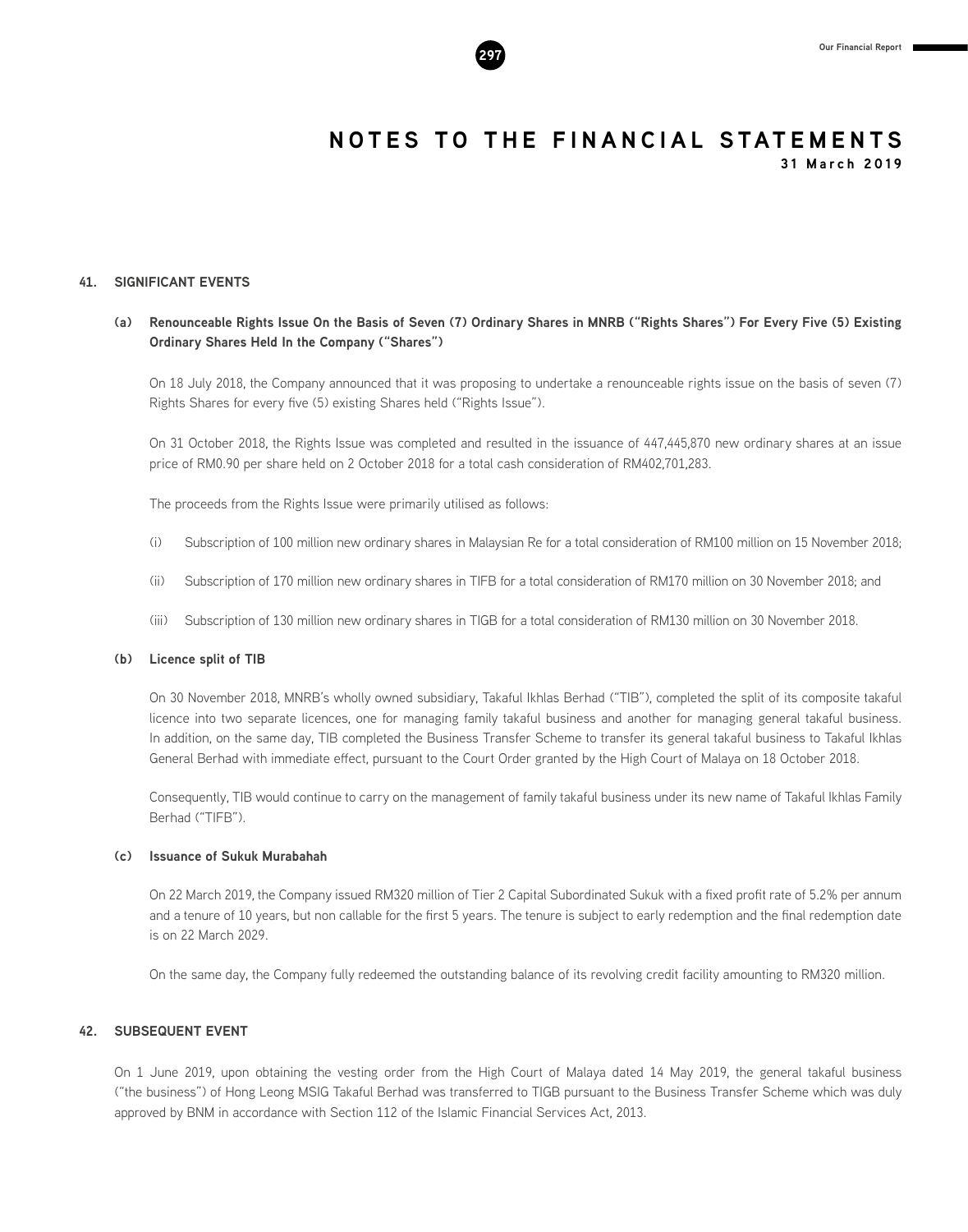# NOTES TO THE FINANCIAL STATEMENTS

**31 March 2019**

## 41. SIGNIFICANT EVENTS

### (a) Renounceable Rights Issue On the Basis of Seven (7) Ordinary Shares in MNRB ("Rights Shares") For Every Five (5) Existing Ordinary Shares Held In the Company ("Shares")

On 18 July 2018, the Company announced that it was proposing to undertake a renounceable rights issue on the basis of seven (7) Rights Shares for every five (5) existing Shares held ("Rights Issue").

On 31 October 2018, the Rights Issue was completed and resulted in the issuance of 447,445,870 new ordinary shares at an issue price of RM0.90 per share held on 2 October 2018 for a total cash consideration of RM402,701,283.

The proceeds from the Rights Issue were primarily utilised as follows:

(i) Subscription of 100 million new ordinary shares in Malaysian Re for a total consideration of RM100 million on 15 November 2018;

(ii) Subscription of 170 million new ordinary shares in TIFB for a total consideration of RM170 million on 30 November 2018; and

(iii) Subscription of 130 million new ordinary shares in TIGB for a total consideration of RM130 million on 30 November 2018.

### (b) Licence split of TIB

On 30 November 2018, MNRB's wholly owned subsidiary, Takaful Ikhlas Berhad ("TIB"), completed the split of its composite takaful licence into two separate licences, one for managing family takaful business and another for managing general takaful business. In addition, on the same day, TIB completed the Business Transfer Scheme to transfer its general takaful business to Takaful Ikhlas General Berhad with immediate effect, pursuant to the Court Order granted by the High Court of Malaya on 18 October 2018.

Consequently, TIB would continue to carry on the management of family takaful business under its new name of Takaful Ikhlas Family Berhad ("TIFB").

### (c) Issuance of Sukuk Murabahah

On 22 March 2019, the Company issued RM320 million of Tier 2 Capital Subordinated Sukuk with a fixed profit rate of 5.2% per annum and a tenure of 10 years, but non callable for the first 5 years. The tenure is subject to early redemption and the final redemption date is on 22 March 2029.

On the same day, the Company fully redeemed the outstanding balance of its revolving credit facility amounting to RM320 million.

## 42. SUBSEQUENT EVENT

On 1 June 2019, upon obtaining the vesting order from the High Court of Malaya dated 14 May 2019, the general takaful business ("the business") of Hong Leong MSIG Takaful Berhad was transferred to TIGB pursuant to the Business Transfer Scheme which was duly approved by BNM in accordance with Section 112 of the Islamic Financial Services Act, 2013.